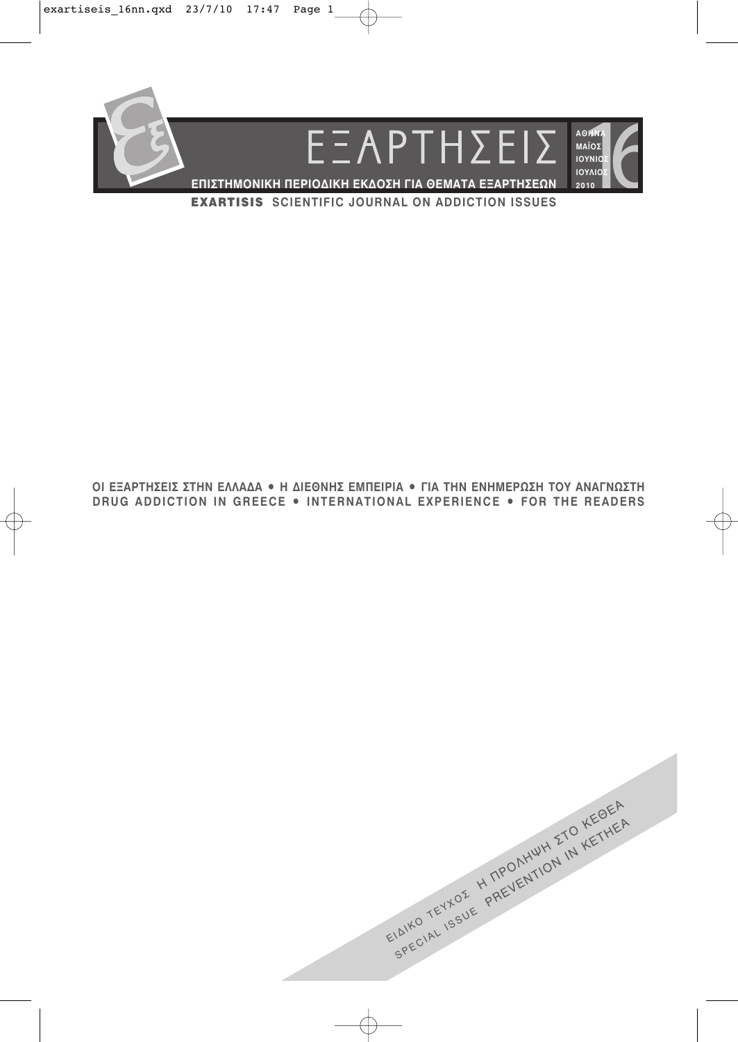# ΕΞΑΡΤΗΣΕΙΣ

ΑΘΗΝΑ ΜΑΪΟΣ ΙΟΥΝΙΟΣ ΙΟΥΛΙΟΣ 2010

16

## ΕΠΙΣΤΗΜΟΝΙΚΗ ΠΕΡΙΟΔΙΚΗ ΕΚΔΟΣΗ ΓΙΑ ΘΕΜΑΤΑ ΕΞΑΡΤΗΣΕΩΝ

**EXARTISIS** SCIENTIFIC JOURNAL ON ADDICTION ISSUES

ΟΙ ΕΞΑΡΤΗΣΕΙΣ ΣΤΗΝ ΕΛΛΑΔΑ • Η ΔΙΕΘΝΗΣ ΕΜΠΕΙΡΙΑ • ΓΙΑ ΤΗΝ ΕΝΗΜΕΡΩΣΗ ΤΟΥ ΑΝΑΓΝΩΣΤΗ

DRUG ADDICTION IN GREECE • INTERNATIONAL EXPERIENCE • FOR THE READERS

ΕΙΔΙΚΟ ΤΕΥΧΟΣ Η ΠΡΟΛΗΨΗ ΣΤΟ ΚΕΘΕΑ

SPECIAL ISSUE PREVENTION IN KETHEA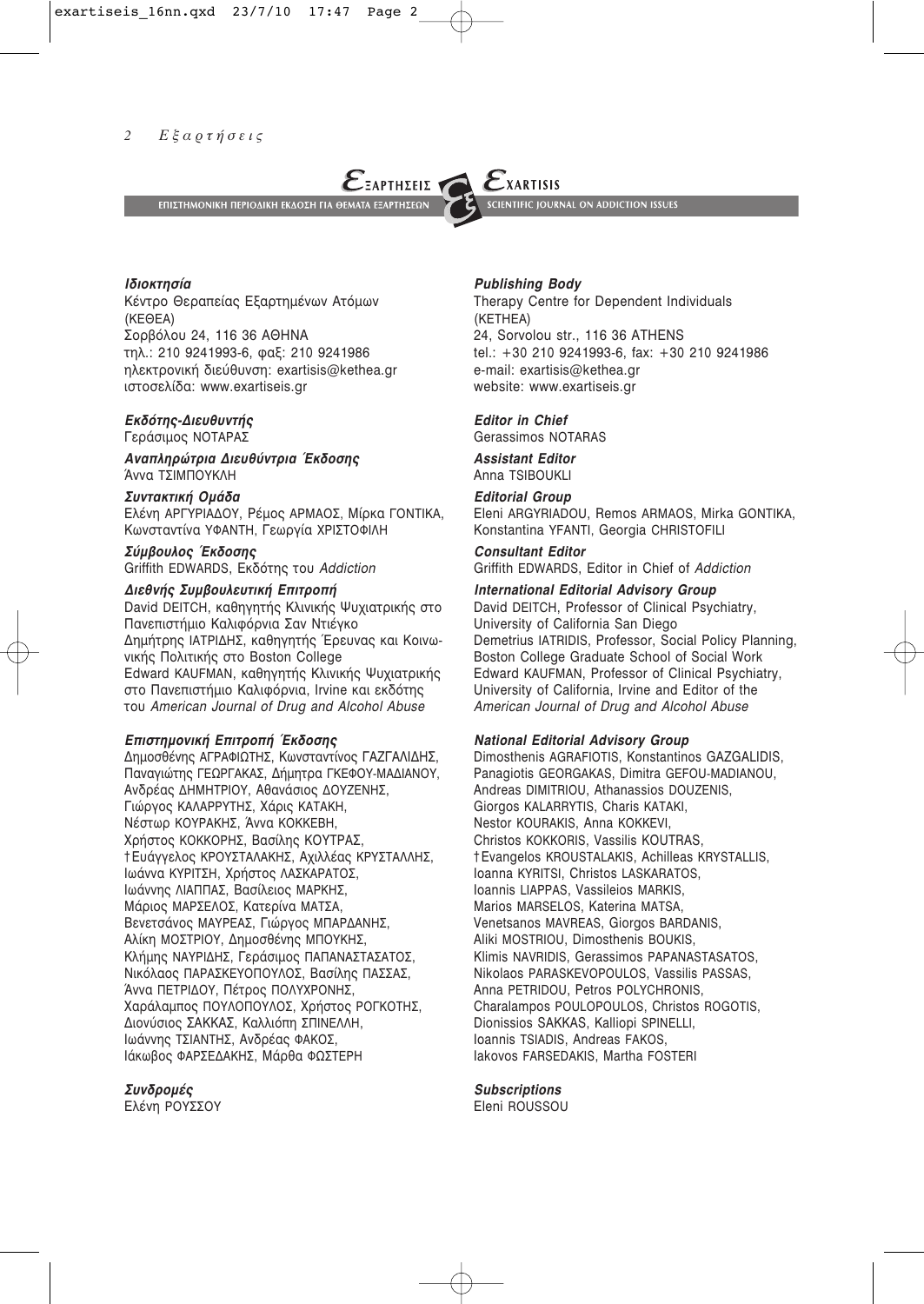ΕΞΑΡΤΗΣΕΙΣ — ΕΠΙΣΤΗΜΟΝΙΚΗ ΠΕΡΙΟΔΙΚΗ ΕΚΔΟΣΗ ΓΙΑ ΘΕΜΑΤΑ ΕΞΑΡΤΗΣΕΩΝ

EXARTISIS — SCIENTIFIC JOURNAL ON ADDICTION ISSUES

***Ιδιοκτησία***
Κέντρο Θεραπείας Εξαρτημένων Ατόμων (ΚΕΘΕΑ)
Σορβόλου 24, 116 36 ΑΘΗΝΑ
τηλ.: 210 9241993-6, φαξ: 210 9241986
ηλεκτρονική διεύθυνση: exartisis@kethea.gr
ιστοσελίδα: www.exartiseis.gr

***Εκδότης-Διευθυντής***
Γεράσιμος ΝΟΤΑΡΑΣ

***Αναπληρώτρια Διευθύντρια Έκδοσης***
Άννα ΤΣΙΜΠΟΥΚΛΗ

***Συντακτική Ομάδα***
Ελένη ΑΡΓΥΡΙΑΔΟΥ, Ρέμος ΑΡΜΑΟΣ, Μίρκα ΓΟΝΤΙΚΑ, Κωνσταντίνα ΥΦΑΝΤΗ, Γεωργία ΧΡΙΣΤΟΦΙΛΗ

***Σύμβουλος Έκδοσης***
Griffith EDWARDS, Εκδότης του *Addiction*

***Διεθνής Συμβουλευτική Επιτροπή***
David DEITCH, καθηγητής Κλινικής Ψυχιατρικής στο Πανεπιστήμιο Καλιφόρνια Σαν Ντιέγκο
Δημήτρης ΙΑΤΡΙΔΗΣ, καθηγητής Έρευνας και Κοινωνικής Πολιτικής στο Boston College
Edward KAUFMAN, καθηγητής Κλινικής Ψυχιατρικής στο Πανεπιστήμιο Καλιφόρνια, Irvine και εκδότης του *American Journal of Drug and Alcohol Abuse*

***Επιστημονική Επιτροπή Έκδοσης***
Δημοσθένης ΑΓΡΑΦΙΩΤΗΣ, Κωνσταντίνος ΓΑΖΓΑΛΙΔΗΣ, Παναγιώτης ΓΕΩΡΓΑΚΑΣ, Δήμητρα ΓΚΕΦΟΥ-ΜΑΔΙΑΝΟΥ, Ανδρέας ΔΗΜΗΤΡΙΟΥ, Αθανάσιος ΔΟΥΖΕΝΗΣ, Γιώργος ΚΑΛΑΡΡΥΤΗΣ, Χάρις ΚΑΤΑΚΗ, Νέστωρ ΚΟΥΡΑΚΗΣ, Άννα ΚΟΚΚΕΒΗ, Χρήστος ΚΟΚΚΟΡΗΣ, Βασίλης ΚΟΥΤΡΑΣ, †Ευάγγελος ΚΡΟΥΣΤΑΛΑΚΗΣ, Αχιλλέας ΚΡΥΣΤΑΛΛΗΣ, Ιωάννα ΚΥΡΙΤΣΗ, Χρήστος ΛΑΣΚΑΡΑΤΟΣ, Ιωάννης ΛΙΑΠΠΑΣ, Βασίλειος ΜΑΡΚΗΣ, Μάριος ΜΑΡΣΕΛΟΣ, Κατερίνα ΜΑΤΣΑ, Βενετσάνος ΜΑΥΡΕΑΣ, Γιώργος ΜΠΑΡΔΑΝΗΣ, Αλίκη ΜΟΣΤΡΙΟΥ, Δημοσθένης ΜΠΟΥΚΗΣ, Κλήμης ΝΑΥΡΙΔΗΣ, Γεράσιμος ΠΑΠΑΝΑΣΤΑΣΑΤΟΣ, Νικόλαος ΠΑΡΑΣΚΕΥΟΠΟΥΛΟΣ, Βασίλης ΠΑΣΣΑΣ, Άννα ΠΕΤΡΙΔΟΥ, Πέτρος ΠΟΛΥΧΡΟΝΗΣ, Χαράλαμπος ΠΟΥΛΟΠΟΥΛΟΣ, Χρήστος ΡΟΓΚΟΤΗΣ, Διονύσιος ΣΑΚΚΑΣ, Καλλιόπη ΣΠΙΝΕΛΛΗ, Ιωάννης ΤΣΙΑΝΤΗΣ, Ανδρέας ΦΑΚΟΣ, Ιάκωβος ΦΑΡΣΕΔΑΚΗΣ, Μάρθα ΦΩΣΤΕΡΗ

***Συνδρομές***
Ελένη ΡΟΥΣΣΟΥ

***Publishing Body***
Therapy Centre for Dependent Individuals (KETHEA)
24, Sorvolou str., 116 36 ATHENS
tel.: +30 210 9241993-6, fax: +30 210 9241986
e-mail: exartisis@kethea.gr
website: www.exartiseis.gr

***Editor in Chief***
Gerassimos NOTARAS

***Assistant Editor***
Anna TSIBOUKLI

***Editorial Group***
Eleni ARGYRIADOU, Remos ARMAOS, Mirka GONTIKA, Konstantina YFANTI, Georgia CHRISTOFILI

***Consultant Editor***
Griffith EDWARDS, Editor in Chief of *Addiction*

***International Editorial Advisory Group***
David DEITCH, Professor of Clinical Psychiatry, University of California San Diego
Demetrius IATRIDIS, Professor, Social Policy Planning, Boston College Graduate School of Social Work
Edward KAUFMAN, Professor of Clinical Psychiatry, University of California, Irvine and Editor of the *American Journal of Drug and Alcohol Abuse*

***National Editorial Advisory Group***
Dimosthenis AGRAFIOTIS, Konstantinos GAZGALIDIS, Panagiotis GEORGAKAS, Dimitra GEFOU-MADIANOU, Andreas DIMITRIOU, Athanassios DOUZENIS, Giorgos KALARRYTIS, Charis KATAKI, Nestor KOURAKIS, Anna KOKKEVI, Christos KOKKORIS, Vassilis KOUTRAS, †Evangelos KROUSTALAKIS, Achilleas KRYSTALLIS, Ioanna KYRITSI, Christos LASKARATOS, Ioannis LIAPPAS, Vassileios MARKIS, Marios MARSELOS, Katerina MATSA, Venetsanos MAVREAS, Giorgos BARDANIS, Aliki MOSTRIOU, Dimosthenis BOUKIS, Klimis NAVRIDIS, Gerassimos PAPANASTASATOS, Nikolaos PARASKEVOPOULOS, Vassilis PASSAS, Anna PETRIDOU, Petros POLYCHRONIS, Charalampos POULOPOULOS, Christos ROGOTIS, Dionissios SAKKAS, Kalliopi SPINELLI, Ioannis TSIADIS, Andreas FAKOS, Iakovos FARSEDAKIS, Martha FOSTERI

***Subscriptions***
Eleni ROUSSOU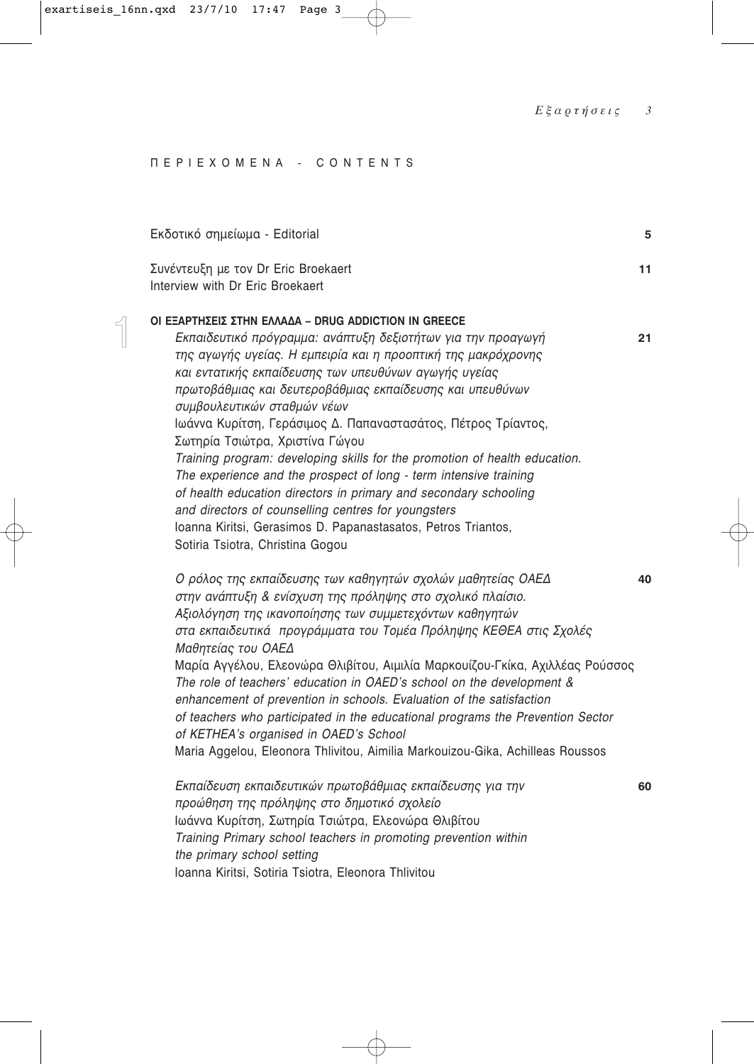# ΠΕΡΙΕΧΟΜΕΝΑ - CONTENTS

Εκδοτικό σημείωμα - Editorial **5**

Συνέντευξη με τον Dr Eric Broekaert **11**
Interview with Dr Eric Broekaert

## 1 ΟΙ ΕΞΑΡΤΗΣΕΙΣ ΣΤΗΝ ΕΛΛΑΔΑ – DRUG ADDICTION IN GREECE

*Εκπαιδευτικό πρόγραμμα: ανάπτυξη δεξιοτήτων για την προαγωγή της αγωγής υγείας. Η εμπειρία και η προοπτική της μακρόχρονης και εντατικής εκπαίδευσης των υπευθύνων αγωγής υγείας πρωτοβάθμιας και δευτεροβάθμιας εκπαίδευσης και υπευθύνων συμβουλευτικών σταθμών νέων* **21**
Ιωάννα Κυρίτση, Γεράσιμος Δ. Παπαναστασάτος, Πέτρος Τρίαντος, Σωτηρία Τσιώτρα, Χριστίνα Γώγου
*Training program: developing skills for the promotion of health education. The experience and the prospect of long - term intensive training of health education directors in primary and secondary schooling and directors of counselling centres for youngsters*
Ioanna Kiritsi, Gerasimos D. Papanastasatos, Petros Triantos, Sotiria Tsiotra, Christina Gogou

*Ο ρόλος της εκπαίδευσης των καθηγητών σχολών μαθητείας ΟΑΕΔ στην ανάπτυξη & ενίσχυση της πρόληψης στο σχολικό πλαίσιο. Αξιολόγηση της ικανοποίησης των συμμετεχόντων καθηγητών στα εκπαιδευτικά προγράμματα του Τομέα Πρόληψης ΚΕΘΕΑ στις Σχολές Μαθητείας του ΟΑΕΔ* **40**
Μαρία Αγγέλου, Ελεονώρα Θλιβίτου, Αιμιλία Μαρκουίζου-Γκίκα, Αχιλλέας Ρούσσος
*The role of teachers' education in OAED's school on the development & enhancement of prevention in schools. Evaluation of the satisfaction of teachers who participated in the educational programs the Prevention Sector of KETHEA's organised in OAED's School*
Maria Aggelou, Eleonora Thlivitou, Aimilia Markouizou-Gika, Achilleas Roussos

*Εκπαίδευση εκπαιδευτικών πρωτοβάθμιας εκπαίδευσης για την προώθηση της πρόληψης στο δημοτικό σχολείο* **60**
Ιωάννα Κυρίτση, Σωτηρία Τσιώτρα, Ελεονώρα Θλιβίτου
*Training Primary school teachers in promoting prevention within the primary school setting*
Ioanna Kiritsi, Sotiria Tsiotra, Eleonora Thlivitou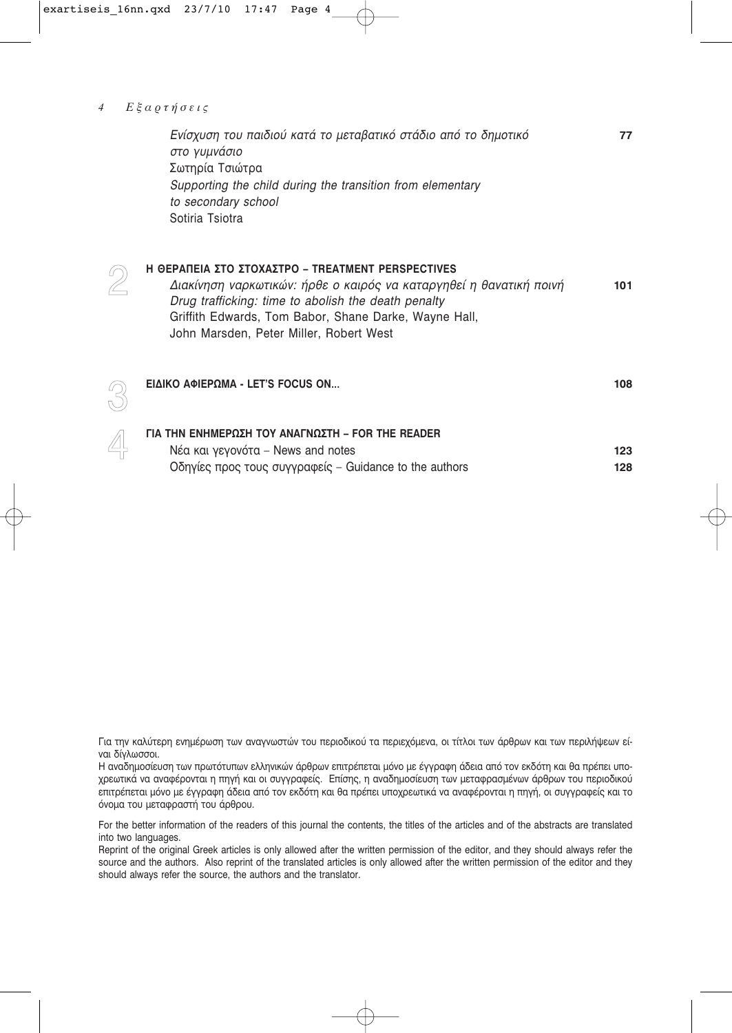*Ενίσχυση του παιδιού κατά το μεταβατικό στάδιο από το δημοτικό στο γυμνάσιο* — **77**
Σωτηρία Τσιώτρα
*Supporting the child during the transition from elementary to secondary school*
Sotiria Tsiotra

## 2 Η ΘΕΡΑΠΕΙΑ ΣΤΟ ΣΤΟΧΑΣΤΡΟ – TREATMENT PERSPECTIVES

*Διακίνηση ναρκωτικών: ήρθε ο καιρός να καταργηθεί η θανατική ποινή* — **101**
*Drug trafficking: time to abolish the death penalty*
Griffith Edwards, Tom Babor, Shane Darke, Wayne Hall, John Marsden, Peter Miller, Robert West

## 3 ΕΙΔΙΚΟ ΑΦΙΕΡΩΜΑ - LET'S FOCUS ON... — **108**

## 4 ΓΙΑ ΤΗΝ ΕΝΗΜΕΡΩΣΗ ΤΟΥ ΑΝΑΓΝΩΣΤΗ – FOR THE READER

Νέα και γεγονότα – News and notes — **123**
Οδηγίες προς τους συγγραφείς – Guidance to the authors — **128**

Για την καλύτερη ενημέρωση των αναγνωστών του περιοδικού τα περιεχόμενα, οι τίτλοι των άρθρων και των περιλήψεων είναι δίγλωσσοι.
Η αναδημοσίευση των πρωτότυπων ελληνικών άρθρων επιτρέπεται μόνο με έγγραφη άδεια από τον εκδότη και θα πρέπει υποχρεωτικά να αναφέρονται η πηγή και οι συγγραφείς. Επίσης, η αναδημοσίευση των μεταφρασμένων άρθρων του περιοδικού επιτρέπεται μόνο με έγγραφη άδεια από τον εκδότη και θα πρέπει υποχρεωτικά να αναφέρονται η πηγή, οι συγγραφείς και το όνομα του μεταφραστή του άρθρου.

For the better information of the readers of this journal the contents, the titles of the articles and of the abstracts are translated into two languages.
Reprint of the original Greek articles is only allowed after the written permission of the editor, and they should always refer the source and the authors. Also reprint of the translated articles is only allowed after the written permission of the editor and they should always refer the source, the authors and the translator.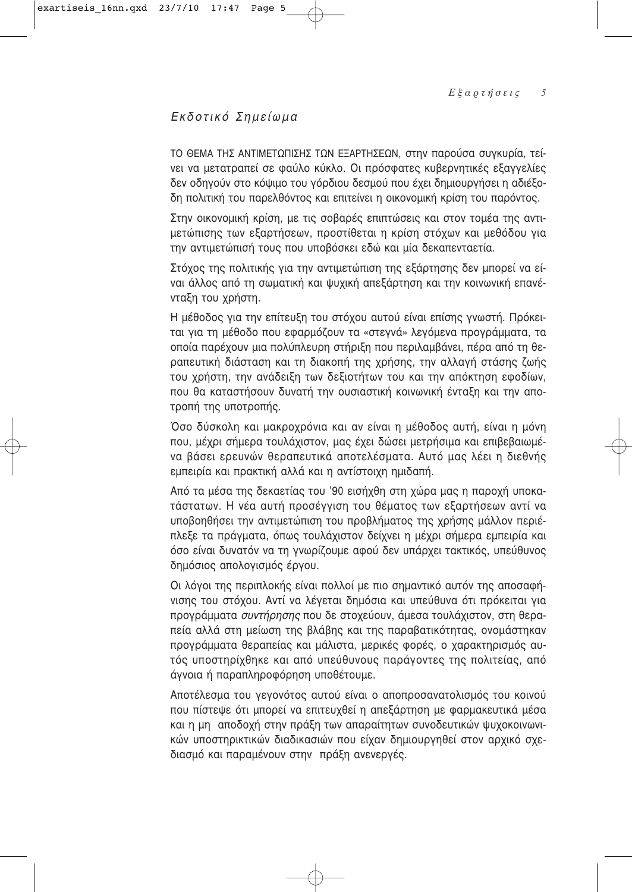## *Εκδοτικό Σημείωμα*

ΤΟ ΘΕΜΑ ΤΗΣ ΑΝΤΙΜΕΤΩΠΙΣΗΣ ΤΩΝ ΕΞΑΡΤΗΣΕΩΝ, στην παρούσα συγκυρία, τείνει να μετατραπεί σε φαύλο κύκλο. Οι πρόσφατες κυβερνητικές εξαγγελίες δεν οδηγούν στο κόψιμο του γόρδιου δεσμού που έχει δημιουργήσει η αδιέξοδη πολιτική του παρελθόντος και επιτείνει η οικονομική κρίση του παρόντος.

Στην οικονομική κρίση, με τις σοβαρές επιπτώσεις και στον τομέα της αντιμετώπισης των εξαρτήσεων, προστίθεται η κρίση στόχων και μεθόδου για την αντιμετώπισή τους που υποβόσκει εδώ και μία δεκαπενταετία.

Στόχος της πολιτικής για την αντιμετώπιση της εξάρτησης δεν μπορεί να είναι άλλος από τη σωματική και ψυχική απεξάρτηση και την κοινωνική επανένταξη του χρήστη.

Η μέθοδος για την επίτευξη του στόχου αυτού είναι επίσης γνωστή. Πρόκειται για τη μέθοδο που εφαρμόζουν τα «στεγνά» λεγόμενα προγράμματα, τα οποία παρέχουν μια πολύπλευρη στήριξη που περιλαμβάνει, πέρα από τη θεραπευτική διάσταση και τη διακοπή της χρήσης, την αλλαγή στάσης ζωής του χρήστη, την ανάδειξη των δεξιοτήτων του και την απόκτηση εφοδίων, που θα καταστήσουν δυνατή την ουσιαστική κοινωνική ένταξη και την αποτροπή της υποτροπής.

Όσο δύσκολη και μακροχρόνια και αν είναι η μέθοδος αυτή, είναι η μόνη που, μέχρι σήμερα τουλάχιστον, μας έχει δώσει μετρήσιμα και επιβεβαιωμένα βάσει ερευνών θεραπευτικά αποτελέσματα. Αυτό μας λέει η διεθνής εμπειρία και πρακτική αλλά και η αντίστοιχη ημιδαπή.

Από τα μέσα της δεκαετίας του '90 εισήχθη στη χώρα μας η παροχή υποκατάστατων. Η νέα αυτή προσέγγιση του θέματος των εξαρτήσεων αντί να υποβοηθήσει την αντιμετώπιση του προβλήματος της χρήσης μάλλον περιέπλεξε τα πράγματα, όπως τουλάχιστον δείχνει η μέχρι σήμερα εμπειρία και όσο είναι δυνατόν να τη γνωρίζουμε αφού δεν υπάρχει τακτικός, υπεύθυνος δημόσιος απολογισμός έργου.

Οι λόγοι της περιπλοκής είναι πολλοί με πιο σημαντικό αυτόν της αποσαφήνισης του στόχου. Αντί να λέγεται δημόσια και υπεύθυνα ότι πρόκειται για προγράμματα *συντήρησης* που δε στοχεύουν, άμεσα τουλάχιστον, στη θεραπεία αλλά στη μείωση της βλάβης και της παραβατικότητας, ονομάστηκαν προγράμματα θεραπείας και μάλιστα, μερικές φορές, ο χαρακτηρισμός αυτός υποστηρίχθηκε και από υπεύθυνους παράγοντες της πολιτείας, από άγνοια ή παραπληροφόρηση υποθέτουμε.

Αποτέλεσμα του γεγονότος αυτού είναι ο αποπροσανατολισμός του κοινού που πίστεψε ότι μπορεί να επιτευχθεί η απεξάρτηση με φαρμακευτικά μέσα και η μη αποδοχή στην πράξη των απαραίτητων συνοδευτικών ψυχοκοινωνικών υποστηρικτικών διαδικασιών που είχαν δημιουργηθεί στον αρχικό σχεδιασμό και παραμένουν στην πράξη ανενεργές.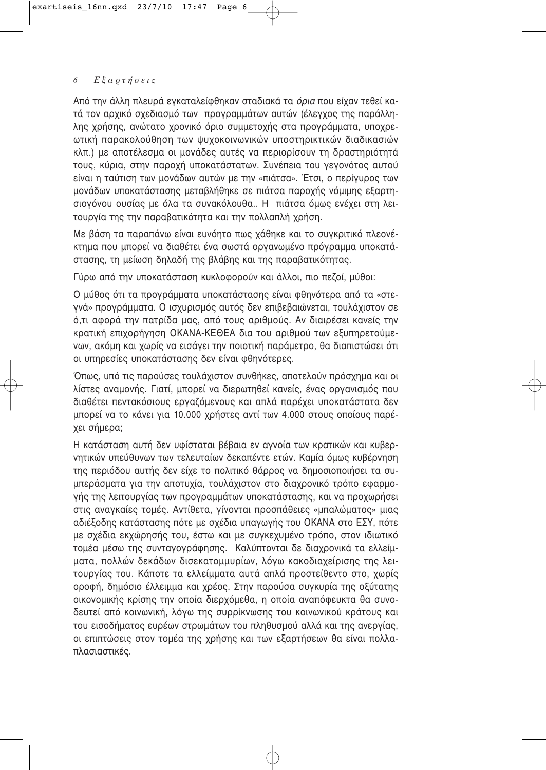Από την άλλη πλευρά εγκαταλείφθηκαν σταδιακά τα *όρια* που είχαν τεθεί κατά τον αρχικό σχεδιασμό των προγραμμάτων αυτών (έλεγχος της παράλληλης χρήσης, ανώτατο χρονικό όριο συμμετοχής στα προγράμματα, υποχρεωτική παρακολούθηση των ψυχοκοινωνικών υποστηρικτικών διαδικασιών κλπ.) με αποτέλεσμα οι μονάδες αυτές να περιορίσουν τη δραστηριότητά τους, κύρια, στην παροχή υποκατάστατων. Συνέπεια του γεγονότος αυτού είναι η ταύτιση των μονάδων αυτών με την «πιάτσα». Έτσι, ο περίγυρος των μονάδων υποκατάστασης μεταβλήθηκε σε πιάτσα παροχής νόμιμης εξαρτησιογόνου ουσίας με όλα τα συνακόλουθα.. Η πιάτσα όμως ενέχει στη λειτουργία της την παραβατικότητα και την πολλαπλή χρήση.

Με βάση τα παραπάνω είναι ευνόητο πως χάθηκε και το συγκριτικό πλεονέκτημα που μπορεί να διαθέτει ένα σωστά οργανωμένο πρόγραμμα υποκατάστασης, τη μείωση δηλαδή της βλάβης και της παραβατικότητας.

Γύρω από την υποκατάσταση κυκλοφορούν και άλλοι, πιο πεζοί, μύθοι:

Ο μύθος ότι τα προγράμματα υποκατάστασης είναι φθηνότερα από τα «στεγνά» προγράμματα. Ο ισχυρισμός αυτός δεν επιβεβαιώνεται, τουλάχιστον σε ό,τι αφορά την πατρίδα μας, από τους αριθμούς. Αν διαιρέσει κανείς την κρατική επιχορήγηση ΟΚΑΝΑ-ΚΕΘΕΑ δια του αριθμού των εξυπηρετούμενων, ακόμη και χωρίς να εισάγει την ποιοτική παράμετρο, θα διαπιστώσει ότι οι υπηρεσίες υποκατάστασης δεν είναι φθηνότερες.

Όπως, υπό τις παρούσες τουλάχιστον συνθήκες, αποτελούν πρόσχημα και οι λίστες αναμονής. Γιατί, μπορεί να διερωτηθεί κανείς, ένας οργανισμός που διαθέτει πεντακόσιους εργαζόμενους και απλά παρέχει υποκατάστατα δεν μπορεί να το κάνει για 10.000 χρήστες αντί των 4.000 στους οποίους παρέχει σήμερα;

Η κατάσταση αυτή δεν υφίσταται βέβαια εν αγνοία των κρατικών και κυβερνητικών υπεύθυνων των τελευταίων δεκαπέντε ετών. Καμία όμως κυβέρνηση της περιόδου αυτής δεν είχε το πολιτικό θάρρος να δημοσιοποιήσει τα συμπεράσματα για την αποτυχία, τουλάχιστον στο διαχρονικό τρόπο εφαρμογής της λειτουργίας των προγραμμάτων υποκατάστασης, και να προχωρήσει στις αναγκαίες τομές. Αντίθετα, γίνονται προσπάθειες «μπαλώματος» μιας αδιέξοδης κατάστασης πότε με σχέδια υπαγωγής του ΟΚΑΝΑ στο ΕΣΥ, πότε με σχέδια εκχώρησής του, έστω και με συγκεχυμένο τρόπο, στον ιδιωτικό τομέα μέσω της συνταγογράφησης. Καλύπτονται δε διαχρονικά τα ελλείμματα, πολλών δεκάδων δισεκατομμυρίων, λόγω κακοδιαχείρισης της λειτουργίας του. Κάποτε τα ελλείμματα αυτά απλά προστείθεντο στο, χωρίς οροφή, δημόσιο έλλειμμα και χρέος. Στην παρούσα συγκυρία της οξύτατης οικονομικής κρίσης την οποία διερχόμεθα, η οποία αναπόφευκτα θα συνοδευτεί από κοινωνική, λόγω της συρρίκνωσης του κοινωνικού κράτους και του εισοδήματος ευρέων στρωμάτων του πληθυσμού αλλά και της ανεργίας, οι επιπτώσεις στον τομέα της χρήσης και των εξαρτήσεων θα είναι πολλαπλασιαστικές.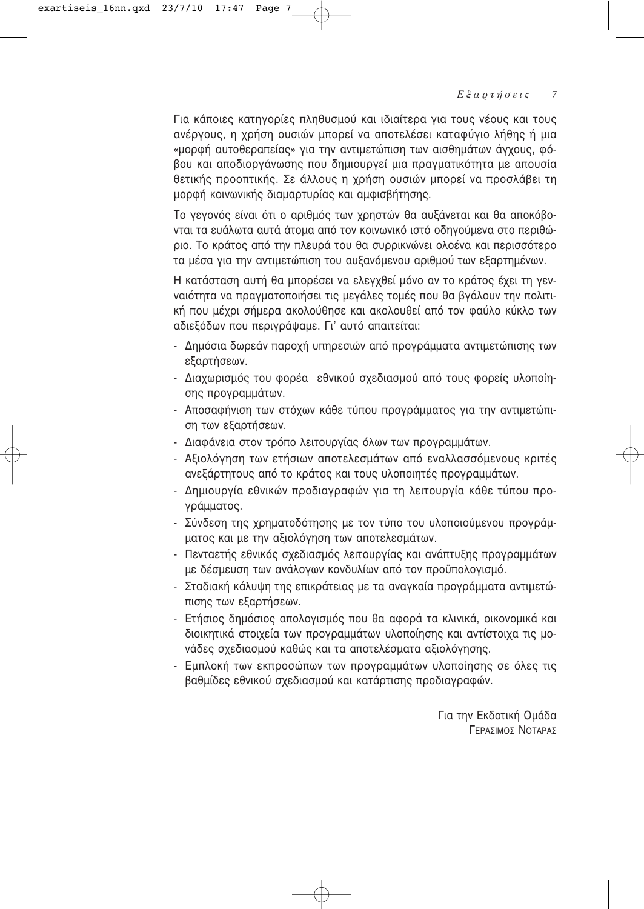Για κάποιες κατηγορίες πληθυσμού και ιδιαίτερα για τους νέους και τους ανέργους, η χρήση ουσιών μπορεί να αποτελέσει καταφύγιο λήθης ή μια «μορφή αυτοθεραπείας» για την αντιμετώπιση των αισθημάτων άγχους, φόβου και αποδιοργάνωσης που δημιουργεί μια πραγματικότητα με απουσία θετικής προοπτικής. Σε άλλους η χρήση ουσιών μπορεί να προσλάβει τη μορφή κοινωνικής διαμαρτυρίας και αμφισβήτησης.

Το γεγονός είναι ότι ο αριθμός των χρηστών θα αυξάνεται και θα αποκόβονται τα ευάλωτα αυτά άτομα από τον κοινωνικό ιστό οδηγούμενα στο περιθώριο. Το κράτος από την πλευρά του θα συρρικνώνει ολοένα και περισσότερο τα μέσα για την αντιμετώπιση του αυξανόμενου αριθμού των εξαρτημένων.

Η κατάσταση αυτή θα μπορέσει να ελεγχθεί μόνο αν το κράτος έχει τη γενναιότητα να πραγματοποιήσει τις μεγάλες τομές που θα βγάλουν την πολιτική που μέχρι σήμερα ακολούθησε και ακολουθεί από τον φαύλο κύκλο των αδιεξόδων που περιγράψαμε. Γι' αυτό απαιτείται:

- Δημόσια δωρεάν παροχή υπηρεσιών από προγράμματα αντιμετώπισης των εξαρτήσεων.
- Διαχωρισμός του φορέα εθνικού σχεδιασμού από τους φορείς υλοποίησης προγραμμάτων.
- Αποσαφήνιση των στόχων κάθε τύπου προγράμματος για την αντιμετώπιση των εξαρτήσεων.
- Διαφάνεια στον τρόπο λειτουργίας όλων των προγραμμάτων.
- Αξιολόγηση των ετήσιων αποτελεσμάτων από εναλλασσόμενους κριτές ανεξάρτητους από το κράτος και τους υλοποιητές προγραμμάτων.
- Δημιουργία εθνικών προδιαγραφών για τη λειτουργία κάθε τύπου προγράμματος.
- Σύνδεση της χρηματοδότησης με τον τύπο του υλοποιούμενου προγράμματος και με την αξιολόγηση των αποτελεσμάτων.
- Πενταετής εθνικός σχεδιασμός λειτουργίας και ανάπτυξης προγραμμάτων με δέσμευση των ανάλογων κονδυλίων από τον προϋπολογισμό.
- Σταδιακή κάλυψη της επικράτειας με τα αναγκαία προγράμματα αντιμετώπισης των εξαρτήσεων.
- Ετήσιος δημόσιος απολογισμός που θα αφορά τα κλινικά, οικονομικά και διοικητικά στοιχεία των προγραμμάτων υλοποίησης και αντίστοιχα τις μονάδες σχεδιασμού καθώς και τα αποτελέσματα αξιολόγησης.
- Εμπλοκή των εκπροσώπων των προγραμμάτων υλοποίησης σε όλες τις βαθμίδες εθνικού σχεδιασμού και κατάρτισης προδιαγραφών.

Για την Εκδοτική Ομάδα
ΓΕΡΑΣΙΜΟΣ ΝΟΤΑΡΑΣ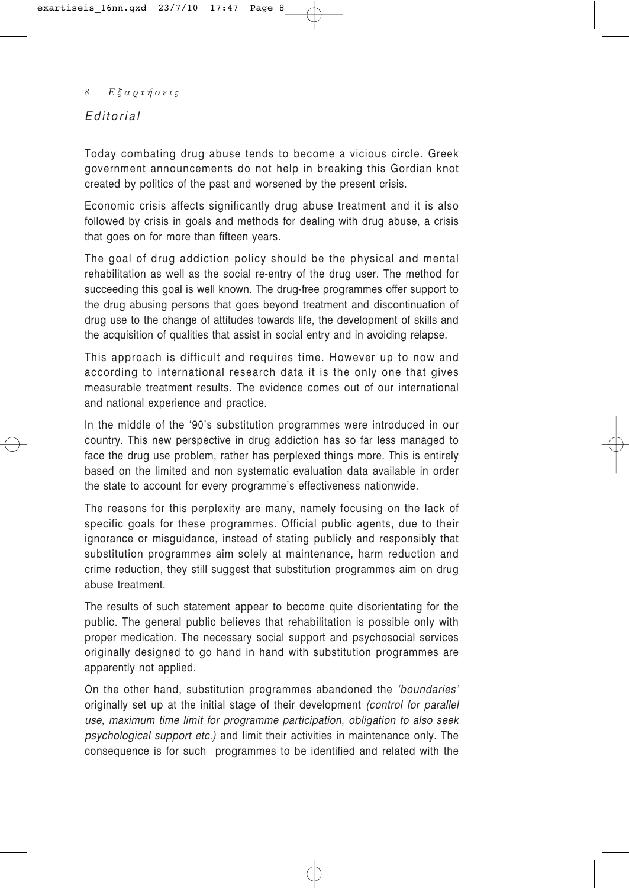*Editorial*

Today combating drug abuse tends to become a vicious circle. Greek government announcements do not help in breaking this Gordian knot created by politics of the past and worsened by the present crisis.

Economic crisis affects significantly drug abuse treatment and it is also followed by crisis in goals and methods for dealing with drug abuse, a crisis that goes on for more than fifteen years.

The goal of drug addiction policy should be the physical and mental rehabilitation as well as the social re-entry of the drug user. The method for succeeding this goal is well known. The drug-free programmes offer support to the drug abusing persons that goes beyond treatment and discontinuation of drug use to the change of attitudes towards life, the development of skills and the acquisition of qualities that assist in social entry and in avoiding relapse.

This approach is difficult and requires time. However up to now and according to international research data it is the only one that gives measurable treatment results. The evidence comes out of our international and national experience and practice.

In the middle of the '90's substitution programmes were introduced in our country. This new perspective in drug addiction has so far less managed to face the drug use problem, rather has perplexed things more. This is entirely based on the limited and non systematic evaluation data available in order the state to account for every programme's effectiveness nationwide.

The reasons for this perplexity are many, namely focusing on the lack of specific goals for these programmes. Official public agents, due to their ignorance or misguidance, instead of stating publicly and responsibly that substitution programmes aim solely at maintenance, harm reduction and crime reduction, they still suggest that substitution programmes aim on drug abuse treatment.

The results of such statement appear to become quite disorientating for the public. The general public believes that rehabilitation is possible only with proper medication. The necessary social support and psychosocial services originally designed to go hand in hand with substitution programmes are apparently not applied.

On the other hand, substitution programmes abandoned the *'boundaries'* originally set up at the initial stage of their development *(control for parallel use, maximum time limit for programme participation, obligation to also seek psychological support etc.)* and limit their activities in maintenance only. The consequence is for such programmes to be identified and related with the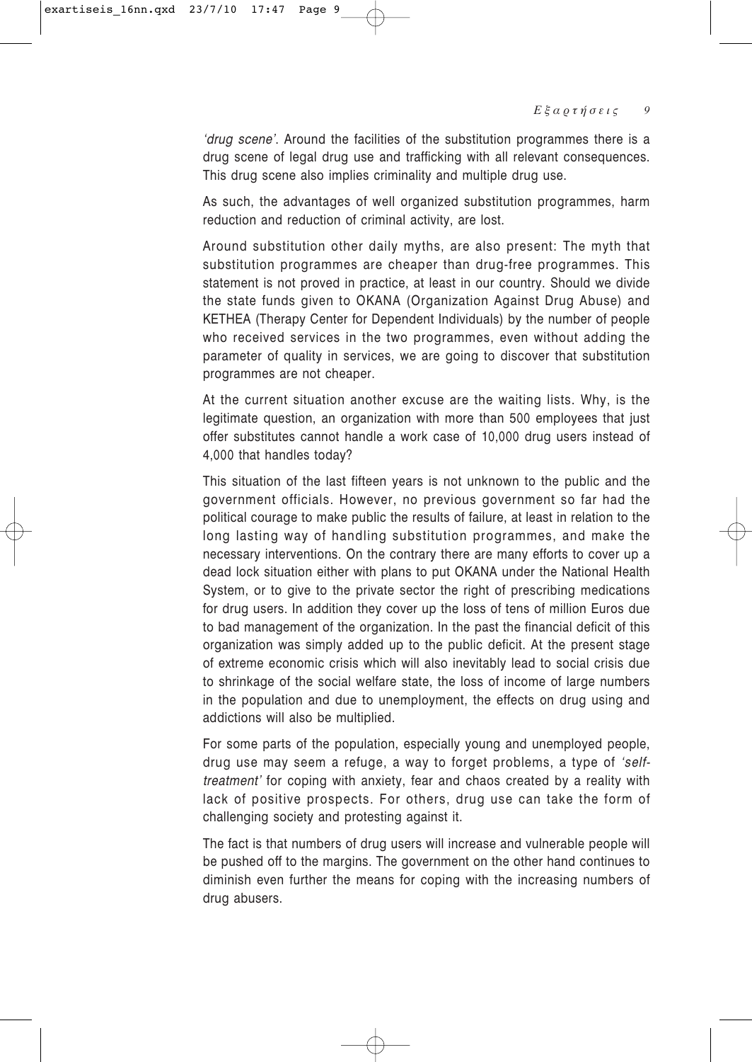*'drug scene'*. Around the facilities of the substitution programmes there is a drug scene of legal drug use and trafficking with all relevant consequences. This drug scene also implies criminality and multiple drug use.

As such, the advantages of well organized substitution programmes, harm reduction and reduction of criminal activity, are lost.

Around substitution other daily myths, are also present: The myth that substitution programmes are cheaper than drug-free programmes. This statement is not proved in practice, at least in our country. Should we divide the state funds given to OKANA (Organization Against Drug Abuse) and KETHEA (Therapy Center for Dependent Individuals) by the number of people who received services in the two programmes, even without adding the parameter of quality in services, we are going to discover that substitution programmes are not cheaper.

At the current situation another excuse are the waiting lists. Why, is the legitimate question, an organization with more than 500 employees that just offer substitutes cannot handle a work case of 10,000 drug users instead of 4,000 that handles today?

This situation of the last fifteen years is not unknown to the public and the government officials. However, no previous government so far had the political courage to make public the results of failure, at least in relation to the long lasting way of handling substitution programmes, and make the necessary interventions. On the contrary there are many efforts to cover up a dead lock situation either with plans to put OKANA under the National Health System, or to give to the private sector the right of prescribing medications for drug users. In addition they cover up the loss of tens of million Euros due to bad management of the organization. In the past the financial deficit of this organization was simply added up to the public deficit. At the present stage of extreme economic crisis which will also inevitably lead to social crisis due to shrinkage of the social welfare state, the loss of income of large numbers in the population and due to unemployment, the effects on drug using and addictions will also be multiplied.

For some parts of the population, especially young and unemployed people, drug use may seem a refuge, a way to forget problems, a type of *'self-treatment'* for coping with anxiety, fear and chaos created by a reality with lack of positive prospects. For others, drug use can take the form of challenging society and protesting against it.

The fact is that numbers of drug users will increase and vulnerable people will be pushed off to the margins. The government on the other hand continues to diminish even further the means for coping with the increasing numbers of drug abusers.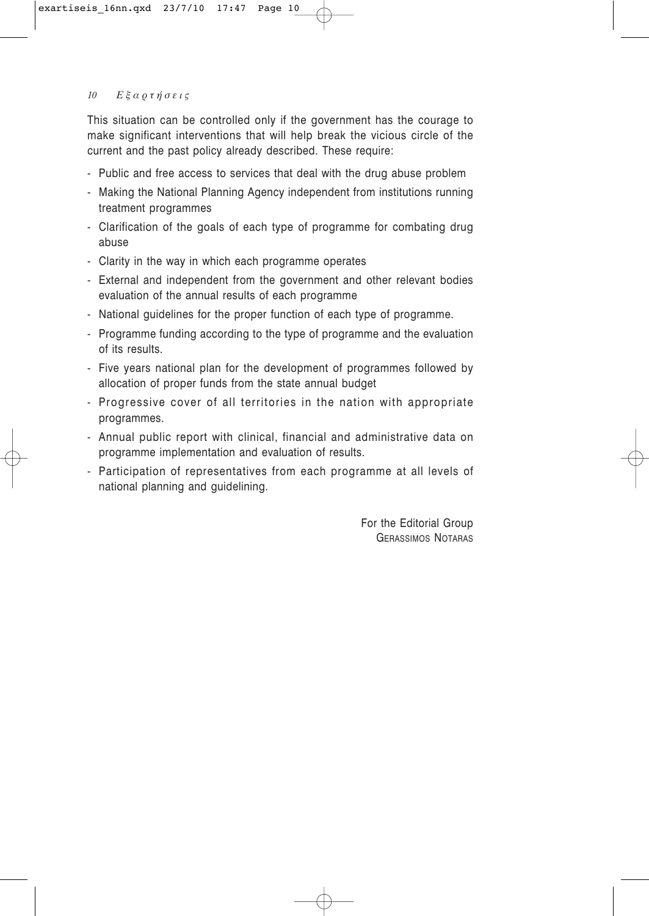This situation can be controlled only if the government has the courage to make significant interventions that will help break the vicious circle of the current and the past policy already described. These require:

- Public and free access to services that deal with the drug abuse problem
- Making the National Planning Agency independent from institutions running treatment programmes
- Clarification of the goals of each type of programme for combating drug abuse
- Clarity in the way in which each programme operates
- External and independent from the government and other relevant bodies evaluation of the annual results of each programme
- National guidelines for the proper function of each type of programme.
- Programme funding according to the type of programme and the evaluation of its results.
- Five years national plan for the development of programmes followed by allocation of proper funds from the state annual budget
- Progressive cover of all territories in the nation with appropriate programmes.
- Annual public report with clinical, financial and administrative data on programme implementation and evaluation of results.
- Participation of representatives from each programme at all levels of national planning and guidelining.

For the Editorial Group
GERASSIMOS NOTARAS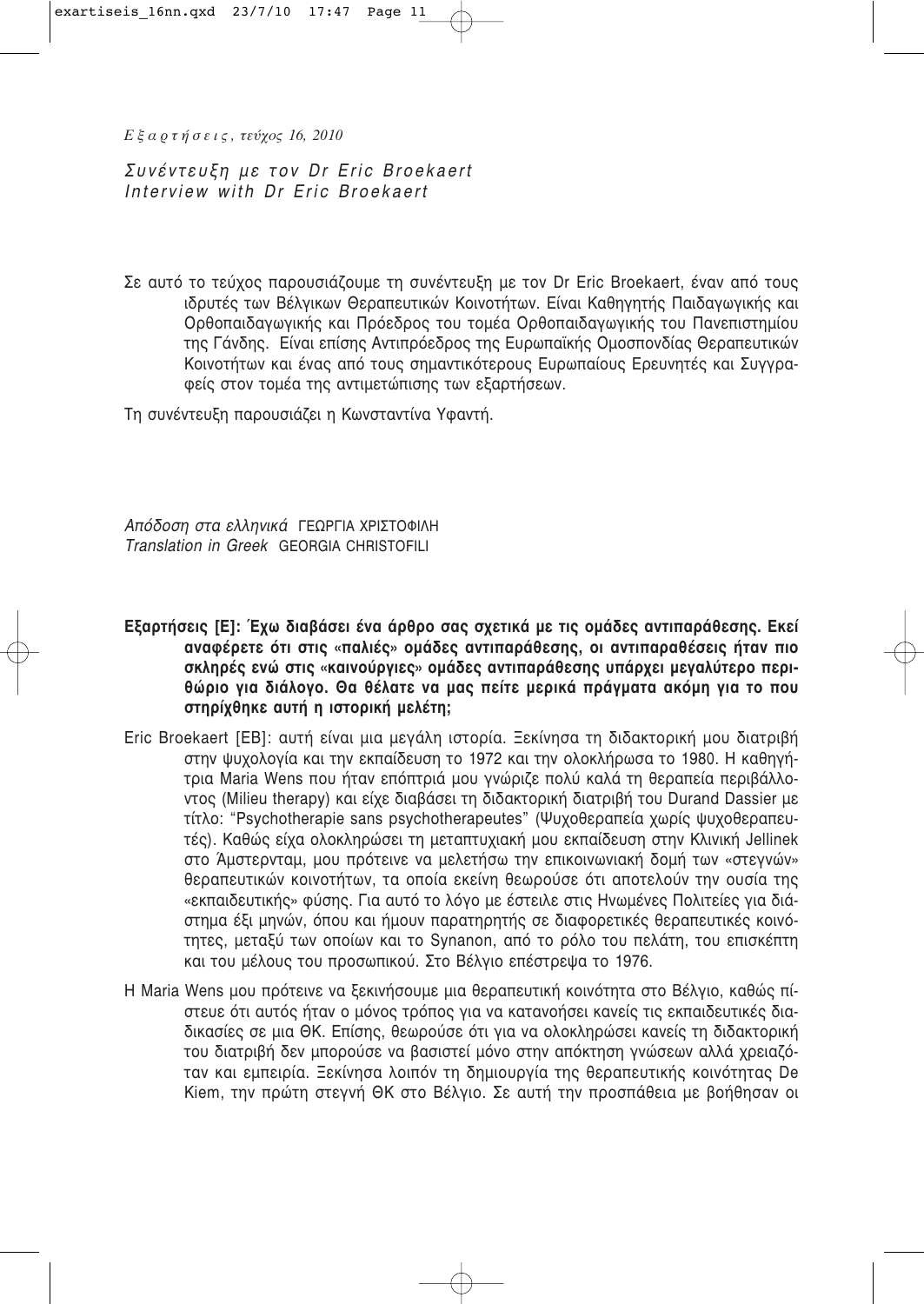*Εξαρτήσεις, τεύχος 16, 2010*

# *Συνέντευξη με τον Dr Eric Broekaert*
# *Interview with Dr Eric Broekaert*

Σε αυτό το τεύχος παρουσιάζουμε τη συνέντευξη με τον Dr Eric Broekaert, έναν από τους ιδρυτές των Βέλγικων Θεραπευτικών Κοινοτήτων. Είναι Καθηγητής Παιδαγωγικής και Ορθοπαιδαγωγικής και Πρόεδρος του τομέα Ορθοπαιδαγωγικής του Πανεπιστημίου της Γάνδης. Είναι επίσης Αντιπρόεδρος της Ευρωπαϊκής Ομοσπονδίας Θεραπευτικών Κοινοτήτων και ένας από τους σημαντικότερους Ευρωπαίους Ερευνητές και Συγγραφείς στον τομέα της αντιμετώπισης των εξαρτήσεων.

Τη συνέντευξη παρουσιάζει η Κωνσταντίνα Υφαντή.

*Απόδοση στα ελληνικά* ΓΕΩΡΓΙΑ ΧΡΙΣΤΟΦΙΛΗ
*Translation in Greek* GEORGIA CHRISTOFILI

**Εξαρτήσεις [Ε]: Έχω διαβάσει ένα άρθρο σας σχετικά με τις ομάδες αντιπαράθεσης. Εκεί αναφέρετε ότι στις «παλιές» ομάδες αντιπαράθεσης, οι αντιπαραθέσεις ήταν πιο σκληρές ενώ στις «καινούργιες» ομάδες αντιπαράθεσης υπάρχει μεγαλύτερο περιθώριο για διάλογο. Θα θέλατε να μας πείτε μερικά πράγματα ακόμη για το που στηρίχθηκε αυτή η ιστορική μελέτη;**

Eric Broekaert [EB]: αυτή είναι μια μεγάλη ιστορία. Ξεκίνησα τη διδακτορική μου διατριβή στην ψυχολογία και την εκπαίδευση το 1972 και την ολοκλήρωσα το 1980. Η καθηγήτρια Maria Wens που ήταν επόπτριά μου γνώριζε πολύ καλά τη θεραπεία περιβάλλοντος (Milieu therapy) και είχε διαβάσει τη διδακτορική διατριβή του Durand Dassier με τίτλο: "Psychotherapie sans psychotherapeutes" (Ψυχοθεραπεία χωρίς ψυχοθεραπευτές). Καθώς είχα ολοκληρώσει τη μεταπτυχιακή μου εκπαίδευση στην Κλινική Jellinek στο Άμστερνταμ, μου πρότεινε να μελετήσω την επικοινωνιακή δομή των «στεγνών» θεραπευτικών κοινοτήτων, τα οποία εκείνη θεωρούσε ότι αποτελούν την ουσία της «εκπαιδευτικής» φύσης. Για αυτό το λόγο με έστειλε στις Ηνωμένες Πολιτείες για διάστημα έξι μηνών, όπου και ήμουν παρατηρητής σε διαφορετικές θεραπευτικές κοινότητες, μεταξύ των οποίων και το Synanon, από το ρόλο του πελάτη, του επισκέπτη και του μέλους του προσωπικού. Στο Βέλγιο επέστρεψα το 1976.

Η Maria Wens μου πρότεινε να ξεκινήσουμε μια θεραπευτική κοινότητα στο Βέλγιο, καθώς πίστευε ότι αυτός ήταν ο μόνος τρόπος για να κατανοήσει κανείς τις εκπαιδευτικές διαδικασίες σε μια ΘΚ. Επίσης, θεωρούσε ότι για να ολοκληρώσει κανείς τη διδακτορική του διατριβή δεν μπορούσε να βασιστεί μόνο στην απόκτηση γνώσεων αλλά χρειαζόταν και εμπειρία. Ξεκίνησα λοιπόν τη δημιουργία της θεραπευτικής κοινότητας De Kiem, την πρώτη στεγνή ΘΚ στο Βέλγιο. Σε αυτή την προσπάθεια με βοήθησαν οι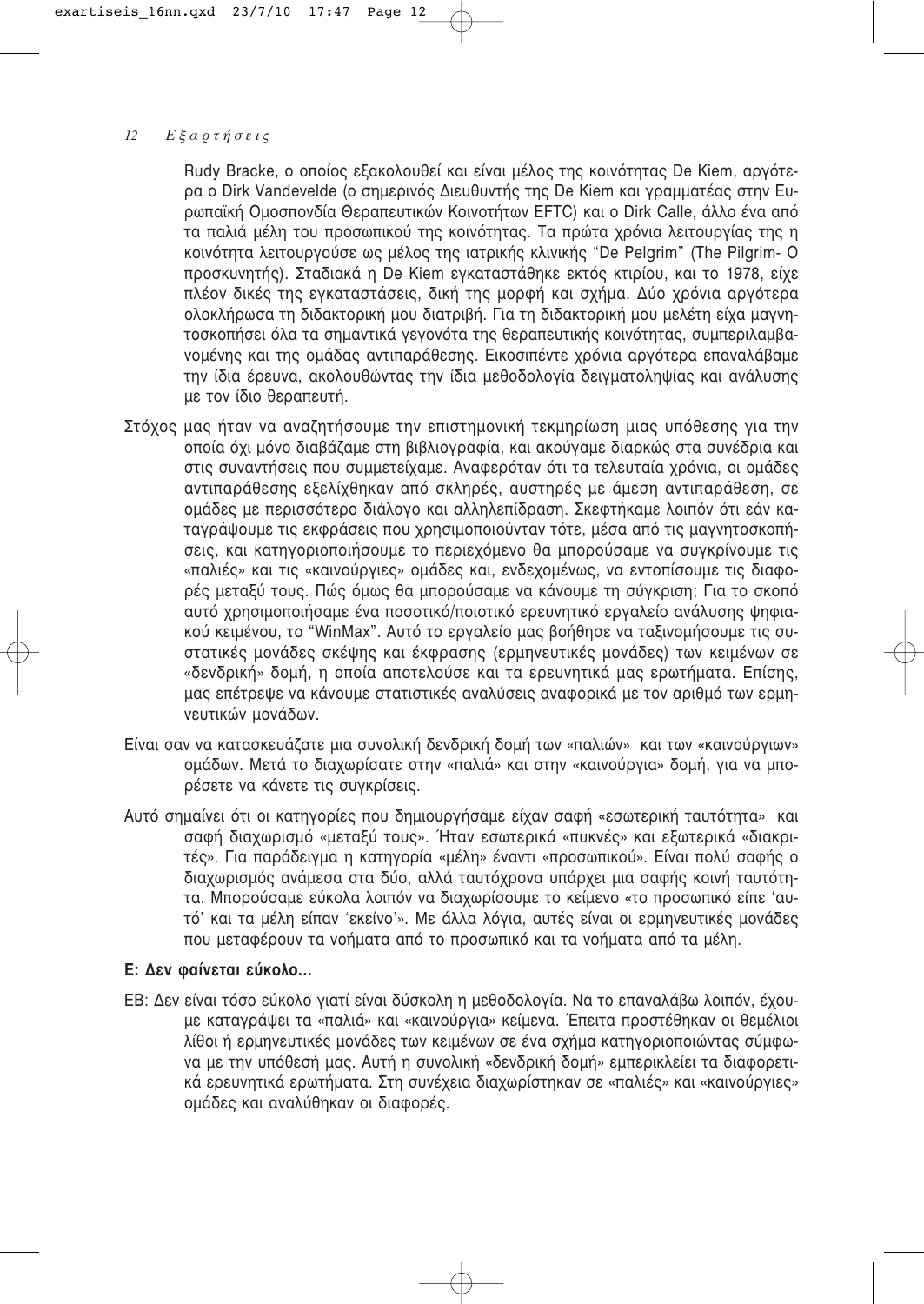Rudy Bracke, ο οποίος εξακολουθεί και είναι μέλος της κοινότητας De Kiem, αργότερα ο Dirk Vandevelde (ο σημερινός Διευθυντής της De Kiem και γραμματέας στην Ευρωπαϊκή Ομοσπονδία Θεραπευτικών Κοινοτήτων EFTC) και ο Dirk Calle, άλλο ένα από τα παλιά μέλη του προσωπικού της κοινότητας. Τα πρώτα χρόνια λειτουργίας της η κοινότητα λειτουργούσε ως μέλος της ιατρικής κλινικής "De Pelgrim" (The Pilgrim- Ο προσκυνητής). Σταδιακά η De Kiem εγκαταστάθηκε εκτός κτιρίου, και το 1978, είχε πλέον δικές της εγκαταστάσεις, δική της μορφή και σχήμα. Δύο χρόνια αργότερα ολοκλήρωσα τη διδακτορική μου διατριβή. Για τη διδακτορική μου μελέτη είχα μαγνητοσκοπήσει όλα τα σημαντικά γεγονότα της θεραπευτικής κοινότητας, συμπεριλαμβανομένης και της ομάδας αντιπαράθεσης. Εικοσιπέντε χρόνια αργότερα επαναλάβαμε την ίδια έρευνα, ακολουθώντας την ίδια μεθοδολογία δειγματοληψίας και ανάλυσης με τον ίδιο θεραπευτή.

Στόχος μας ήταν να αναζητήσουμε την επιστημονική τεκμηρίωση μιας υπόθεσης για την οποία όχι μόνο διαβάζαμε στη βιβλιογραφία, και ακούγαμε διαρκώς στα συνέδρια και στις συναντήσεις που συμμετείχαμε. Αναφερόταν ότι τα τελευταία χρόνια, οι ομάδες αντιπαράθεσης εξελίχθηκαν από σκληρές, αυστηρές με άμεση αντιπαράθεση, σε ομάδες με περισσότερο διάλογο και αλληλεπίδραση. Σκεφτήκαμε λοιπόν ότι εάν καταγράψουμε τις εκφράσεις που χρησιμοποιούνταν τότε, μέσα από τις μαγνητοσκοπήσεις, και κατηγοριοποιήσουμε το περιεχόμενο θα μπορούσαμε να συγκρίνουμε τις «παλιές» και τις «καινούργιες» ομάδες και, ενδεχομένως, να εντοπίσουμε τις διαφορές μεταξύ τους. Πώς όμως θα μπορούσαμε να κάνουμε τη σύγκριση; Για το σκοπό αυτό χρησιμοποιήσαμε ένα ποσοτικό/ποιοτικό ερευνητικό εργαλείο ανάλυσης ψηφιακού κειμένου, το "WinMax". Αυτό το εργαλείο μας βοήθησε να ταξινομήσουμε τις συστατικές μονάδες σκέψης και έκφρασης (ερμηνευτικές μονάδες) των κειμένων σε «δενδρική» δομή, η οποία αποτελούσε και τα ερευνητικά μας ερωτήματα. Επίσης, μας επέτρεψε να κάνουμε στατιστικές αναλύσεις αναφορικά με τον αριθμό των ερμηνευτικών μονάδων.

Είναι σαν να κατασκευάζατε μια συνολική δενδρική δομή των «παλιών» και των «καινούργιων» ομάδων. Μετά το διαχωρίσατε στην «παλιά» και στην «καινούργια» δομή, για να μπορέσετε να κάνετε τις συγκρίσεις.

Αυτό σημαίνει ότι οι κατηγορίες που δημιουργήσαμε είχαν σαφή «εσωτερική ταυτότητα» και σαφή διαχωρισμό «μεταξύ τους». Ήταν εσωτερικά «πυκνές» και εξωτερικά «διακριτές». Για παράδειγμα η κατηγορία «μέλη» έναντι «προσωπικού». Είναι πολύ σαφής ο διαχωρισμός ανάμεσα στα δύο, αλλά ταυτόχρονα υπάρχει μια σαφής κοινή ταυτότητα. Μπορούσαμε εύκολα λοιπόν να διαχωρίσουμε το κείμενο «το προσωπικό είπε 'αυτό' και τα μέλη είπαν 'εκείνο'». Με άλλα λόγια, αυτές είναι οι ερμηνευτικές μονάδες που μεταφέρουν τα νοήματα από το προσωπικό και τα νοήματα από τα μέλη.

**Ε: Δεν φαίνεται εύκολο...**

ΕΒ: Δεν είναι τόσο εύκολο γιατί είναι δύσκολη η μεθοδολογία. Να το επαναλάβω λοιπόν, έχουμε καταγράψει τα «παλιά» και «καινούργια» κείμενα. Έπειτα προστέθηκαν οι θεμέλιοι λίθοι ή ερμηνευτικές μονάδες των κειμένων σε ένα σχήμα κατηγοριοποιώντας σύμφωνα με την υπόθεσή μας. Αυτή η συνολική «δενδρική δομή» εμπερικλείει τα διαφορετικά ερευνητικά ερωτήματα. Στη συνέχεια διαχωρίστηκαν σε «παλιές» και «καινούργιες» ομάδες και αναλύθηκαν οι διαφορές.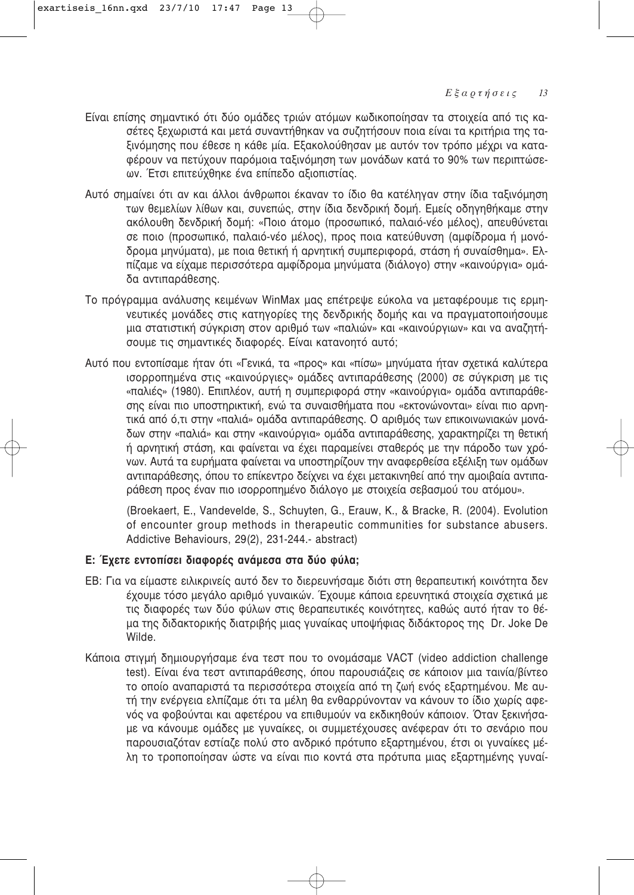Είναι επίσης σημαντικό ότι δύο ομάδες τριών ατόμων κωδικοποίησαν τα στοιχεία από τις κασέτες ξεχωριστά και μετά συναντήθηκαν να συζητήσουν ποια είναι τα κριτήρια της ταξινόμησης που έθεσε η κάθε μία. Εξακολούθησαν με αυτόν τον τρόπο μέχρι να καταφέρουν να πετύχουν παρόμοια ταξινόμηση των μονάδων κατά το 90% των περιπτώσεων. Έτσι επιτεύχθηκε ένα επίπεδο αξιοπιστίας.

Αυτό σημαίνει ότι αν και άλλοι άνθρωποι έκαναν το ίδιο θα κατέληγαν στην ίδια ταξινόμηση των θεμελίων λίθων και, συνεπώς, στην ίδια δενδρική δομή. Εμείς οδηγηθήκαμε στην ακόλουθη δενδρική δομή: «Ποιο άτομο (προσωπικό, παλαιό-νέο μέλος), απευθύνεται σε ποιο (προσωπικό, παλαιό-νέο μέλος), προς ποια κατεύθυνση (αμφίδρομα ή μονόδρομα μηνύματα), με ποια θετική ή αρνητική συμπεριφορά, στάση ή συναίσθημα». Ελπίζαμε να είχαμε περισσότερα αμφίδρομα μηνύματα (διάλογο) στην «καινούργια» ομάδα αντιπαράθεσης.

Το πρόγραμμα ανάλυσης κειμένων WinMax μας επέτρεψε εύκολα να μεταφέρουμε τις ερμηνευτικές μονάδες στις κατηγορίες της δενδρικής δομής και να πραγματοποιήσουμε μια στατιστική σύγκριση στον αριθμό των «παλιών» και «καινούργιων» και να αναζητήσουμε τις σημαντικές διαφορές. Είναι κατανοητό αυτό;

Αυτό που εντοπίσαμε ήταν ότι «Γενικά, τα «προς» και «πίσω» μηνύματα ήταν σχετικά καλύτερα ισορροπημένα στις «καινούργιες» ομάδες αντιπαράθεσης (2000) σε σύγκριση με τις «παλιές» (1980). Επιπλέον, αυτή η συμπεριφορά στην «καινούργια» ομάδα αντιπαράθεσης είναι πιο υποστηρικτική, ενώ τα συναισθήματα που «εκτονώνονται» είναι πιο αρνητικά από ό,τι στην «παλιά» ομάδα αντιπαράθεσης. Ο αριθμός των επικοινωνιακών μονάδων στην «παλιά» και στην «καινούργια» ομάδα αντιπαράθεσης, χαρακτηρίζει τη θετική ή αρνητική στάση, και φαίνεται να έχει παραμείνει σταθερός με την πάροδο των χρόνων. Αυτά τα ευρήματα φαίνεται να υποστηρίζουν την αναφερθείσα εξέλιξη των ομάδων αντιπαράθεσης, όπου το επίκεντρο δείχνει να έχει μετακινηθεί από την αμοιβαία αντιπαράθεση προς έναν πιο ισορροπημένο διάλογο με στοιχεία σεβασμού του ατόμου».

(Broekaert, E., Vandevelde, S., Schuyten, G., Erauw, K., & Bracke, R. (2004). Evolution of encounter group methods in therapeutic communities for substance abusers. Addictive Behaviours, 29(2), 231-244.- abstract)

**Ε: Έχετε εντοπίσει διαφορές ανάμεσα στα δύο φύλα;**

ΕΒ: Για να είμαστε ειλικρινείς αυτό δεν το διερευνήσαμε διότι στη θεραπευτική κοινότητα δεν έχουμε τόσο μεγάλο αριθμό γυναικών. Έχουμε κάποια ερευνητικά στοιχεία σχετικά με τις διαφορές των δύο φύλων στις θεραπευτικές κοινότητες, καθώς αυτό ήταν το θέμα της διδακτορικής διατριβής μιας γυναίκας υποψήφιας διδάκτορος της Dr. Joke De Wilde.

Κάποια στιγμή δημιουργήσαμε ένα τεστ που το ονομάσαμε VACT (video addiction challenge test). Είναι ένα τεστ αντιπαράθεσης, όπου παρουσιάζεις σε κάποιον μια ταινία/βίντεο το οποίο αναπαριστά τα περισσότερα στοιχεία από τη ζωή ενός εξαρτημένου. Με αυτή την ενέργεια ελπίζαμε ότι τα μέλη θα ενθαρρύνονταν να κάνουν το ίδιο χωρίς αφενός να φοβούνται και αφετέρου να επιθυμούν να εκδικηθούν κάποιον. Όταν ξεκινήσαμε να κάνουμε ομάδες με γυναίκες, οι συμμετέχουσες ανέφεραν ότι το σενάριο που παρουσιαζόταν εστίαζε πολύ στο ανδρικό πρότυπο εξαρτημένου, έτσι οι γυναίκες μέλη το τροποποίησαν ώστε να είναι πιο κοντά στα πρότυπα μιας εξαρτημένης γυναί-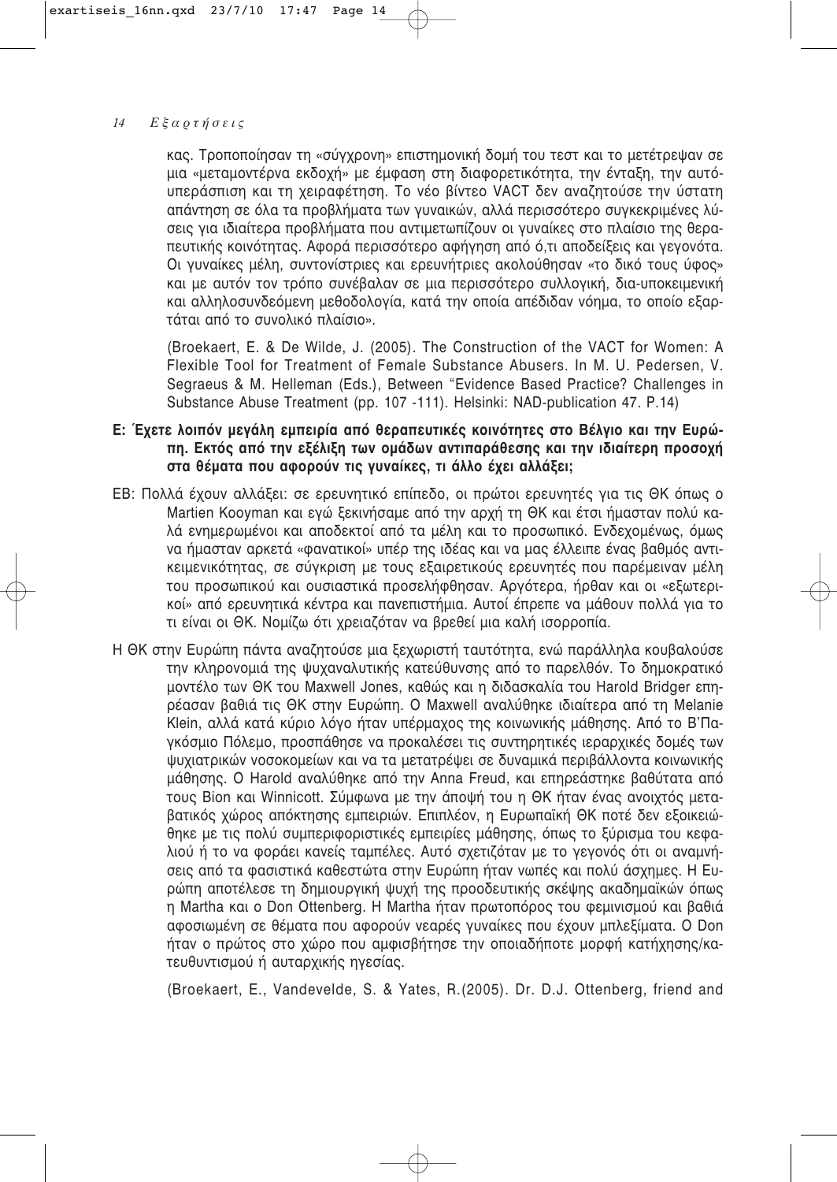κας. Τροποποίησαν τη «σύγχρονη» επιστημονική δομή του τεστ και το μετέτρεψαν σε μια «μεταμοντέρνα εκδοχή» με έμφαση στη διαφορετικότητα, την ένταξη, την αυτό-υπεράσπιση και τη χειραφέτηση. Το νέο βίντεο VACT δεν αναζητούσε την ύστατη απάντηση σε όλα τα προβλήματα των γυναικών, αλλά περισσότερο συγκεκριμένες λύσεις για ιδιαίτερα προβλήματα που αντιμετωπίζουν οι γυναίκες στο πλαίσιο της θεραπευτικής κοινότητας. Αφορά περισσότερο αφήγηση από ό,τι αποδείξεις και γεγονότα. Οι γυναίκες μέλη, συντονίστριες και ερευνήτριες ακολούθησαν «το δικό τους ύφος» και με αυτόν τον τρόπο συνέβαλαν σε μια περισσότερο συλλογική, δια-υποκειμενική και αλληλοσυνδεόμενη μεθοδολογία, κατά την οποία απέδιδαν νόημα, το οποίο εξαρτάται από το συνολικό πλαίσιο».

(Broekaert, E. & De Wilde, J. (2005). The Construction of the VACT for Women: A Flexible Tool for Treatment of Female Substance Abusers. In M. U. Pedersen, V. Segraeus & M. Helleman (Eds.), Between "Evidence Based Practice? Challenges in Substance Abuse Treatment (pp. 107 -111). Helsinki: NAD-publication 47. P.14)

**Ε: Έχετε λοιπόν μεγάλη εμπειρία από θεραπευτικές κοινότητες στο Βέλγιο και την Ευρώπη. Εκτός από την εξέλιξη των ομάδων αντιπαράθεσης και την ιδιαίτερη προσοχή στα θέματα που αφορούν τις γυναίκες, τι άλλο έχει αλλάξει;**

ΕΒ: Πολλά έχουν αλλάξει: σε ερευνητικό επίπεδο, οι πρώτοι ερευνητές για τις ΘΚ όπως ο Martien Kooyman και εγώ ξεκινήσαμε από την αρχή τη ΘΚ και έτσι ήμασταν πολύ καλά ενημερωμένοι και αποδεκτοί από τα μέλη και το προσωπικό. Ενδεχομένως, όμως να ήμασταν αρκετά «φανατικοί» υπέρ της ιδέας και να μας έλλειπε ένας βαθμός αντικειμενικότητας, σε σύγκριση με τους εξαιρετικούς ερευνητές που παρέμειναν μέλη του προσωπικού και ουσιαστικά προσελήφθησαν. Αργότερα, ήρθαν και οι «εξωτερικοί» από ερευνητικά κέντρα και πανεπιστήμια. Αυτοί έπρεπε να μάθουν πολλά για το τι είναι οι ΘΚ. Νομίζω ότι χρειαζόταν να βρεθεί μια καλή ισορροπία.

Η ΘΚ στην Ευρώπη πάντα αναζητούσε μια ξεχωριστή ταυτότητα, ενώ παράλληλα κουβαλούσε την κληρονομιά της ψυχαναλυτικής κατεύθυνσης από το παρελθόν. Το δημοκρατικό μοντέλο των ΘΚ του Maxwell Jones, καθώς και η διδασκαλία του Harold Bridger επηρέασαν βαθιά τις ΘΚ στην Ευρώπη. Ο Maxwell αναλύθηκε ιδιαίτερα από τη Melanie Klein, αλλά κατά κύριο λόγο ήταν υπέρμαχος της κοινωνικής μάθησης. Από το Β'Παγκόσμιο Πόλεμο, προσπάθησε να προκαλέσει τις συντηρητικές ιεραρχικές δομές των ψυχιατρικών νοσοκομείων και να τα μετατρέψει σε δυναμικά περιβάλλοντα κοινωνικής μάθησης. Ο Harold αναλύθηκε από την Anna Freud, και επηρεάστηκε βαθύτατα από τους Bion και Winnicott. Σύμφωνα με την άποψή του η ΘΚ ήταν ένας ανοιχτός μεταβατικός χώρος απόκτησης εμπειριών. Επιπλέον, η Ευρωπαϊκή ΘΚ ποτέ δεν εξοικειώθηκε με τις πολύ συμπεριφοριστικές εμπειρίες μάθησης, όπως το ξύρισμα του κεφαλιού ή το να φοράει κανείς ταμπέλες. Αυτό σχετιζόταν με το γεγονός ότι οι αναμνήσεις από τα φασιστικά καθεστώτα στην Ευρώπη ήταν νωπές και πολύ άσχημες. Η Ευρώπη αποτέλεσε τη δημιουργική ψυχή της προοδευτικής σκέψης ακαδημαϊκών όπως η Martha και ο Don Ottenberg. Η Martha ήταν πρωτοπόρος του φεμινισμού και βαθιά αφοσιωμένη σε θέματα που αφορούν νεαρές γυναίκες που έχουν μπλεξίματα. Ο Don ήταν ο πρώτος στο χώρο που αμφισβήτησε την οποιαδήποτε μορφή κατήχησης/κατευθυντισμού ή αυταρχικής ηγεσίας.

(Broekaert, E., Vandevelde, S. & Yates, R.(2005). Dr. D.J. Ottenberg, friend and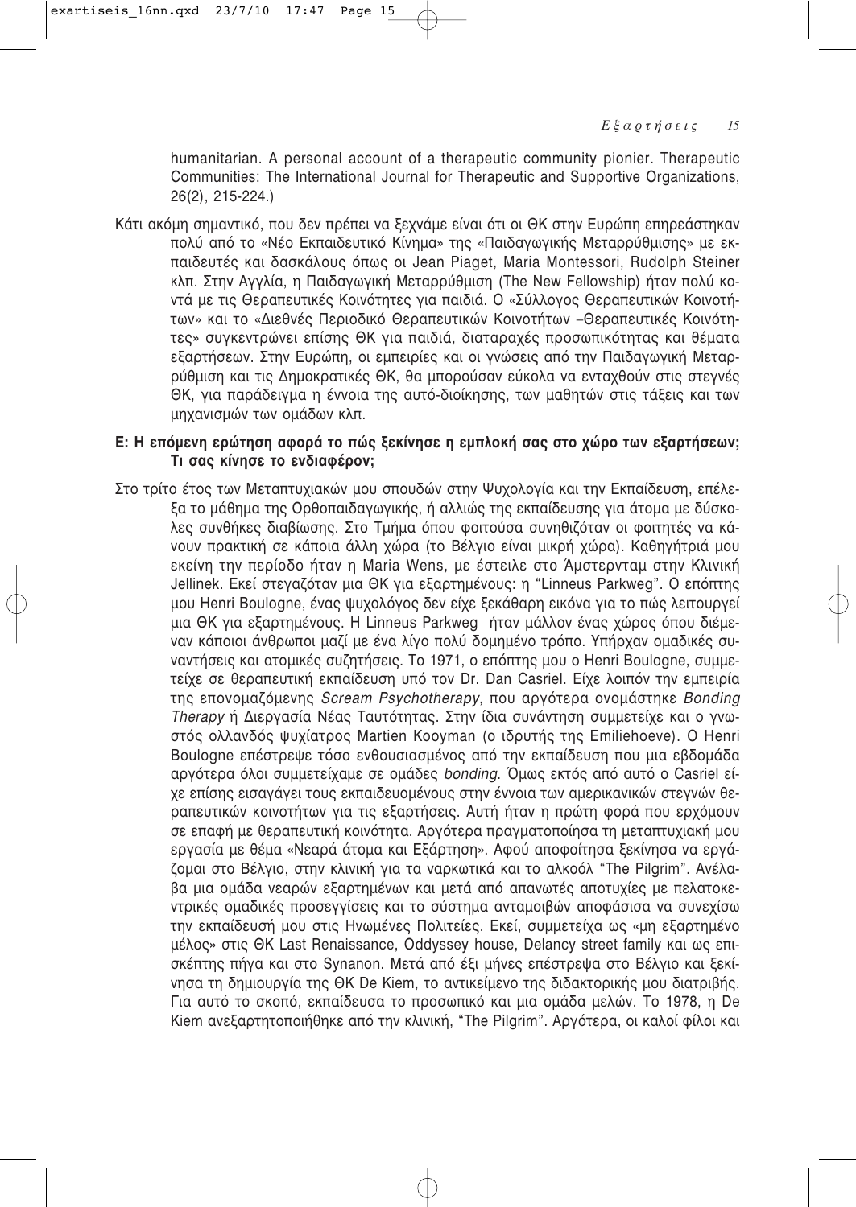humanitarian. A personal account of a therapeutic community pionier. Therapeutic Communities: The International Journal for Therapeutic and Supportive Organizations, 26(2), 215-224.)

Κάτι ακόμη σημαντικό, που δεν πρέπει να ξεχνάμε είναι ότι οι ΘΚ στην Ευρώπη επηρεάστηκαν πολύ από το «Νέο Εκπαιδευτικό Κίνημα» της «Παιδαγωγικής Μεταρρύθμισης» με εκπαιδευτές και δασκάλους όπως οι Jean Piaget, Maria Montessori, Rudolph Steiner κλπ. Στην Αγγλία, η Παιδαγωγική Μεταρρύθμιση (The New Fellowship) ήταν πολύ κοντά με τις Θεραπευτικές Κοινότητες για παιδιά. Ο «Σύλλογος Θεραπευτικών Κοινοτήτων» και το «Διεθνές Περιοδικό Θεραπευτικών Κοινοτήτων –Θεραπευτικές Κοινότητες» συγκεντρώνει επίσης ΘΚ για παιδιά, διαταραχές προσωπικότητας και θέματα εξαρτήσεων. Στην Ευρώπη, οι εμπειρίες και οι γνώσεις από την Παιδαγωγική Μεταρρύθμιση και τις Δημοκρατικές ΘΚ, θα μπορούσαν εύκολα να ενταχθούν στις στεγνές ΘΚ, για παράδειγμα η έννοια της αυτό-διοίκησης, των μαθητών στις τάξεις και των μηχανισμών των ομάδων κλπ.

**Ε: Η επόμενη ερώτηση αφορά το πώς ξεκίνησε η εμπλοκή σας στο χώρο των εξαρτήσεων; Τι σας κίνησε το ενδιαφέρον;**

Στο τρίτο έτος των Μεταπτυχιακών μου σπουδών στην Ψυχολογία και την Εκπαίδευση, επέλεξα το μάθημα της Ορθοπαιδαγωγικής, ή αλλιώς της εκπαίδευσης για άτομα με δύσκολες συνθήκες διαβίωσης. Στο Τμήμα όπου φοιτούσα συνηθιζόταν οι φοιτητές να κάνουν πρακτική σε κάποια άλλη χώρα (το Βέλγιο είναι μικρή χώρα). Καθηγήτριά μου εκείνη την περίοδο ήταν η Maria Wens, με έστειλε στο Άμστερνταμ στην Κλινική Jellinek. Εκεί στεγαζόταν μια ΘΚ για εξαρτημένους: η "Linneus Parkweg". Ο επόπτης μου Henri Boulogne, ένας ψυχολόγος δεν είχε ξεκάθαρη εικόνα για το πώς λειτουργεί μια ΘΚ για εξαρτημένους. Η Linneus Parkweg ήταν μάλλον ένας χώρος όπου διέμεναν κάποιοι άνθρωποι μαζί με ένα λίγο πολύ δομημένο τρόπο. Υπήρχαν ομαδικές συναντήσεις και ατομικές συζητήσεις. Το 1971, ο επόπτης μου ο Henri Boulogne, συμμετείχε σε θεραπευτική εκπαίδευση υπό τον Dr. Dan Casriel. Είχε λοιπόν την εμπειρία της επονομαζόμενης *Scream Psychotherapy*, που αργότερα ονομάστηκε *Bonding Therapy* ή Διεργασία Νέας Ταυτότητας. Στην ίδια συνάντηση συμμετείχε και ο γνωστός ολλανδός ψυχίατρος Martien Kooyman (ο ιδρυτής της Emiliehoeve). Ο Henri Boulogne επέστρεψε τόσο ενθουσιασμένος από την εκπαίδευση που μια εβδομάδα αργότερα όλοι συμμετείχαμε σε ομάδες *bonding*. Όμως εκτός από αυτό ο Casriel είχε επίσης εισαγάγει τους εκπαιδευομένους στην έννοια των αμερικανικών στεγνών θεραπευτικών κοινοτήτων για τις εξαρτήσεις. Αυτή ήταν η πρώτη φορά που ερχόμουν σε επαφή με θεραπευτική κοινότητα. Αργότερα πραγματοποίησα τη μεταπτυχιακή μου εργασία με θέμα «Νεαρά άτομα και Εξάρτηση». Αφού αποφοίτησα ξεκίνησα να εργάζομαι στο Βέλγιο, στην κλινική για τα ναρκωτικά και το αλκοόλ "The Pilgrim". Ανέλαβα μια ομάδα νεαρών εξαρτημένων και μετά από απανωτές αποτυχίες με πελατοκεντρικές ομαδικές προσεγγίσεις και το σύστημα ανταμοιβών αποφάσισα να συνεχίσω την εκπαίδευσή μου στις Ηνωμένες Πολιτείες. Εκεί, συμμετείχα ως «μη εξαρτημένο μέλος» στις ΘΚ Last Renaissance, Oddyssey house, Delancy street family και ως επισκέπτης πήγα και στο Synanon. Μετά από έξι μήνες επέστρεψα στο Βέλγιο και ξεκίνησα τη δημιουργία της ΘΚ De Kiem, το αντικείμενο της διδακτορικής μου διατριβής. Για αυτό το σκοπό, εκπαίδευσα το προσωπικό και μια ομάδα μελών. Το 1978, η De Kiem ανεξαρτητοποιήθηκε από την κλινική, "The Pilgrim". Αργότερα, οι καλοί φίλοι και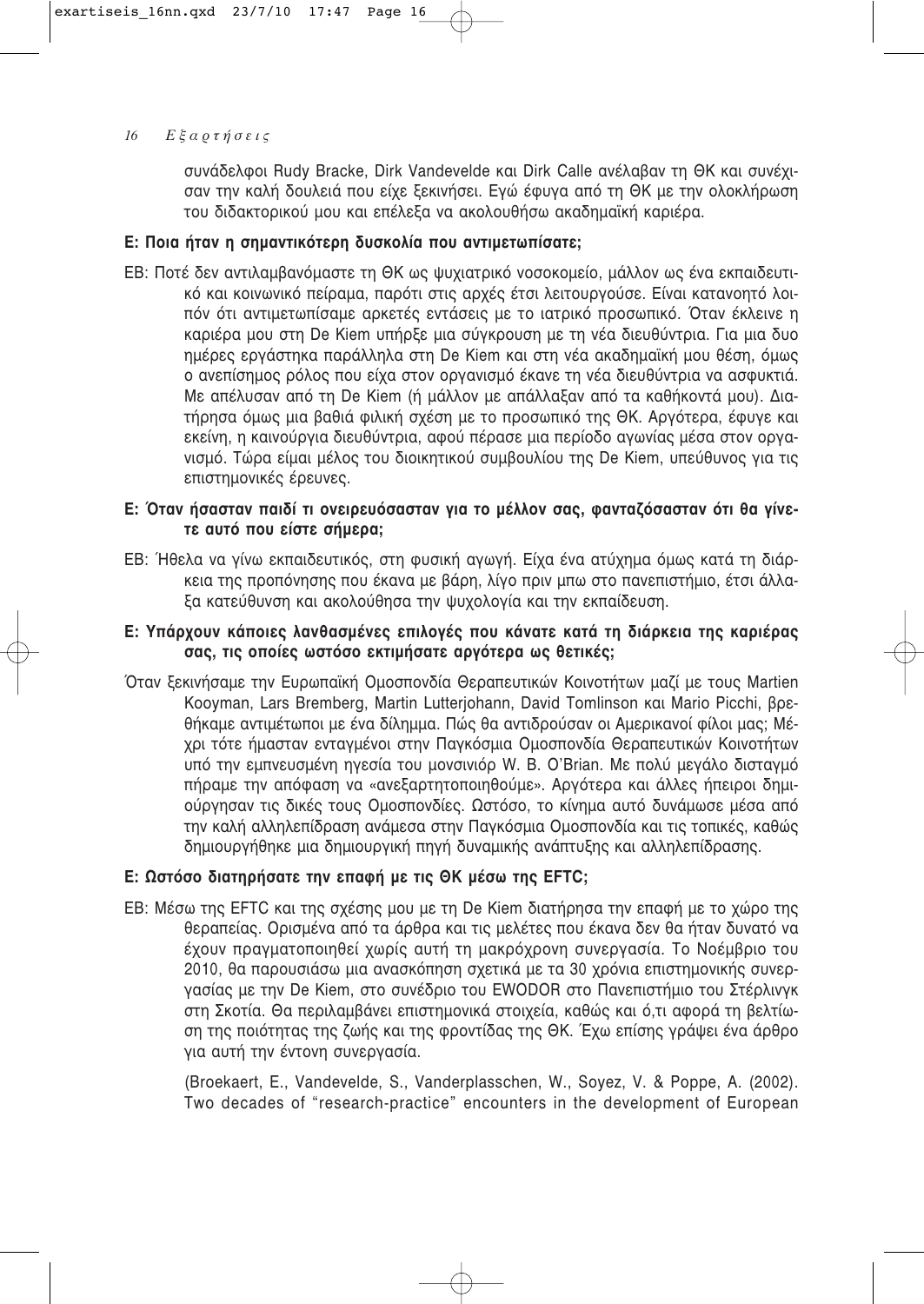συνάδελφοι Rudy Bracke, Dirk Vandevelde και Dirk Calle ανέλαβαν τη ΘΚ και συνέχισαν την καλή δουλειά που είχε ξεκινήσει. Εγώ έφυγα από τη ΘΚ με την ολοκλήρωση του διδακτορικού μου και επέλεξα να ακολουθήσω ακαδημαϊκή καριέρα.

**Ε: Ποια ήταν η σημαντικότερη δυσκολία που αντιμετωπίσατε;**

ΕΒ: Ποτέ δεν αντιλαμβανόμαστε τη ΘΚ ως ψυχιατρικό νοσοκομείο, μάλλον ως ένα εκπαιδευτικό και κοινωνικό πείραμα, παρότι στις αρχές έτσι λειτουργούσε. Είναι κατανοητό λοιπόν ότι αντιμετωπίσαμε αρκετές εντάσεις με το ιατρικό προσωπικό. Όταν έκλεινε η καριέρα μου στη De Kiem υπήρξε μια σύγκρουση με τη νέα διευθύντρια. Για μια δυο ημέρες εργάστηκα παράλληλα στη De Kiem και στη νέα ακαδημαϊκή μου θέση, όμως ο ανεπίσημος ρόλος που είχα στον οργανισμό έκανε τη νέα διευθύντρια να ασφυκτιά. Με απέλυσαν από τη De Kiem (ή μάλλον με απάλλαξαν από τα καθήκοντά μου). Διατήρησα όμως μια βαθιά φιλική σχέση με το προσωπικό της ΘΚ. Αργότερα, έφυγε και εκείνη, η καινούργια διευθύντρια, αφού πέρασε μια περίοδο αγωνίας μέσα στον οργανισμό. Τώρα είμαι μέλος του διοικητικού συμβουλίου της De Kiem, υπεύθυνος για τις επιστημονικές έρευνες.

**Ε: Όταν ήσασταν παιδί τι ονειρευόσασταν για το μέλλον σας, φανταζόσασταν ότι θα γίνετε αυτό που είστε σήμερα;**

ΕΒ: Ήθελα να γίνω εκπαιδευτικός, στη φυσική αγωγή. Είχα ένα ατύχημα όμως κατά τη διάρκεια της προπόνησης που έκανα με βάρη, λίγο πριν μπω στο πανεπιστήμιο, έτσι άλλαξα κατεύθυνση και ακολούθησα την ψυχολογία και την εκπαίδευση.

**Ε: Υπάρχουν κάποιες λανθασμένες επιλογές που κάνατε κατά τη διάρκεια της καριέρας σας, τις οποίες ωστόσο εκτιμήσατε αργότερα ως θετικές;**

Όταν ξεκινήσαμε την Ευρωπαϊκή Ομοσπονδία Θεραπευτικών Κοινοτήτων μαζί με τους Martien Kooyman, Lars Bremberg, Martin Lutterjohann, David Tomlinson και Mario Picchi, βρεθήκαμε αντιμέτωποι με ένα δίλημμα. Πώς θα αντιδρούσαν οι Αμερικανοί φίλοι μας; Μέχρι τότε ήμασταν ενταγμένοι στην Παγκόσμια Ομοσπονδία Θεραπευτικών Κοινοτήτων υπό την εμπνευσμένη ηγεσία του μονσινιόρ W. B. O'Brian. Με πολύ μεγάλο δισταγμό πήραμε την απόφαση να «ανεξαρτητοποιηθούμε». Αργότερα και άλλες ήπειροι δημιούργησαν τις δικές τους Ομοσπονδίες. Ωστόσο, το κίνημα αυτό δυνάμωσε μέσα από την καλή αλληλεπίδραση ανάμεσα στην Παγκόσμια Ομοσπονδία και τις τοπικές, καθώς δημιουργήθηκε μια δημιουργική πηγή δυναμικής ανάπτυξης και αλληλεπίδρασης.

**Ε: Ωστόσο διατηρήσατε την επαφή με τις ΘΚ μέσω της EFTC;**

ΕΒ: Μέσω της EFTC και της σχέσης μου με τη De Kiem διατήρησα την επαφή με το χώρο της θεραπείας. Ορισμένα από τα άρθρα και τις μελέτες που έκανα δεν θα ήταν δυνατό να έχουν πραγματοποιηθεί χωρίς αυτή τη μακρόχρονη συνεργασία. Το Νοέμβριο του 2010, θα παρουσιάσω μια ανασκόπηση σχετικά με τα 30 χρόνια επιστημονικής συνεργασίας με την De Kiem, στο συνέδριο του EWODOR στο Πανεπιστήμιο του Στέρλινγκ στη Σκοτία. Θα περιλαμβάνει επιστημονικά στοιχεία, καθώς και ό,τι αφορά τη βελτίωση της ποιότητας της ζωής και της φροντίδας της ΘΚ. Έχω επίσης γράψει ένα άρθρο για αυτή την έντονη συνεργασία.

(Broekaert, E., Vandevelde, S., Vanderplasschen, W., Soyez, V. & Poppe, A. (2002). Two decades of "research-practice" encounters in the development of European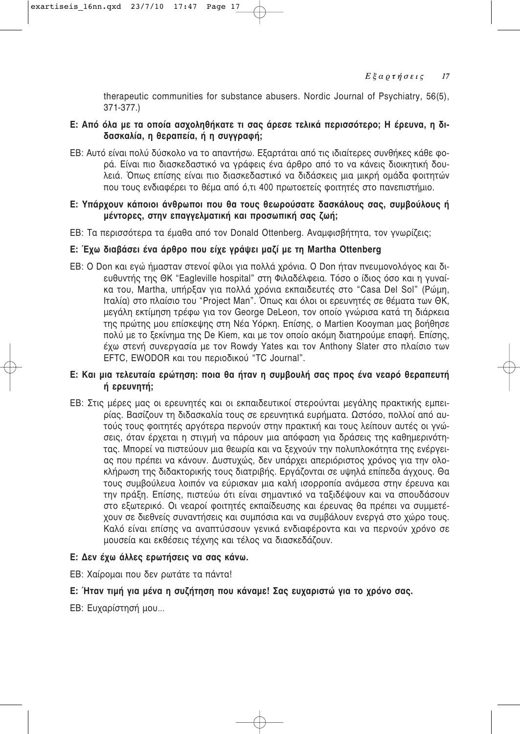therapeutic communities for substance abusers. Nordic Journal of Psychiatry, 56(5), 371-377.)

**Ε: Από όλα με τα οποία ασχοληθήκατε τι σας άρεσε τελικά περισσότερο; Η έρευνα, η διδασκαλία, η θεραπεία, ή η συγγραφή;**

ΕΒ: Αυτό είναι πολύ δύσκολο να το απαντήσω. Εξαρτάται από τις ιδιαίτερες συνθήκες κάθε φορά. Είναι πιο διασκεδαστικό να γράφεις ένα άρθρο από το να κάνεις διοικητική δουλειά. Όπως επίσης είναι πιο διασκεδαστικό να διδάσκεις μια μικρή ομάδα φοιτητών που τους ενδιαφέρει το θέμα από ό,τι 400 πρωτοετείς φοιτητές στο πανεπιστήμιο.

**Ε: Υπάρχουν κάποιοι άνθρωποι που θα τους θεωρούσατε δασκάλους σας, συμβούλους ή μέντορες, στην επαγγελματική και προσωπική σας ζωή;**

ΕΒ: Τα περισσότερα τα έμαθα από τον Donald Ottenberg. Αναμφισβήτητα, τον γνωρίζεις;

**Ε: Έχω διαβάσει ένα άρθρο που είχε γράψει μαζί με τη Martha Ottenberg**

ΕΒ: Ο Don και εγώ ήμασταν στενοί φίλοι για πολλά χρόνια. Ο Don ήταν πνευμονολόγος και διευθυντής της ΘΚ "Eagleville hospital" στη Φιλαδέλφεια. Τόσο ο ίδιος όσο και η γυναίκα του, Martha, υπήρξαν για πολλά χρόνια εκπαιδευτές στο "Casa Del Sol" (Ρώμη, Ιταλία) στο πλαίσιο του "Project Man". Όπως και όλοι οι ερευνητές σε θέματα των ΘΚ, μεγάλη εκτίμηση τρέφω για τον George DeLeon, τον οποίο γνώρισα κατά τη διάρκεια της πρώτης μου επίσκεψης στη Νέα Υόρκη. Επίσης, ο Martien Kooyman μας βοήθησε πολύ με το ξεκίνημα της De Kiem, και με τον οποίο ακόμη διατηρούμε επαφή. Επίσης, έχω στενή συνεργασία με τον Rowdy Yates και τον Anthony Slater στο πλαίσιο των EFTC, EWODOR και του περιοδικού "TC Journal".

**Ε: Και μια τελευταία ερώτηση: ποια θα ήταν η συμβουλή σας προς ένα νεαρό θεραπευτή ή ερευνητή;**

ΕΒ: Στις μέρες μας οι ερευνητές και οι εκπαιδευτικοί στερούνται μεγάλης πρακτικής εμπειρίας. Βασίζουν τη διδασκαλία τους σε ερευνητικά ευρήματα. Ωστόσο, πολλοί από αυτούς τους φοιτητές αργότερα περνούν στην πρακτική και τους λείπουν αυτές οι γνώσεις, όταν έρχεται η στιγμή να πάρουν μια απόφαση για δράσεις της καθημερινότητας. Μπορεί να πιστεύουν μια θεωρία και να ξεχνούν την πολυπλοκότητα της ενέργειας που πρέπει να κάνουν. Δυστυχώς, δεν υπάρχει απεριόριστος χρόνος για την ολοκλήρωση της διδακτορικής τους διατριβής. Εργάζονται σε υψηλά επίπεδα άγχους. Θα τους συμβούλευα λοιπόν να εύρισκαν μια καλή ισορροπία ανάμεσα στην έρευνα και την πράξη. Επίσης, πιστεύω ότι είναι σημαντικό να ταξιδέψουν και να σπουδάσουν στο εξωτερικό. Οι νεαροί φοιτητές εκπαίδευσης και έρευνας θα πρέπει να συμμετέχουν σε διεθνείς συναντήσεις και συμπόσια και να συμβάλουν ενεργά στο χώρο τους. Καλό είναι επίσης να αναπτύσσουν γενικά ενδιαφέροντα και να περνούν χρόνο σε μουσεία και εκθέσεις τέχνης και τέλος να διασκεδάζουν.

**Ε: Δεν έχω άλλες ερωτήσεις να σας κάνω.**

ΕΒ: Χαίρομαι που δεν ρωτάτε τα πάντα!

**Ε: Ήταν τιμή για μένα η συζήτηση που κάναμε! Σας ευχαριστώ για το χρόνο σας.**

ΕΒ: Ευχαρίστησή μου...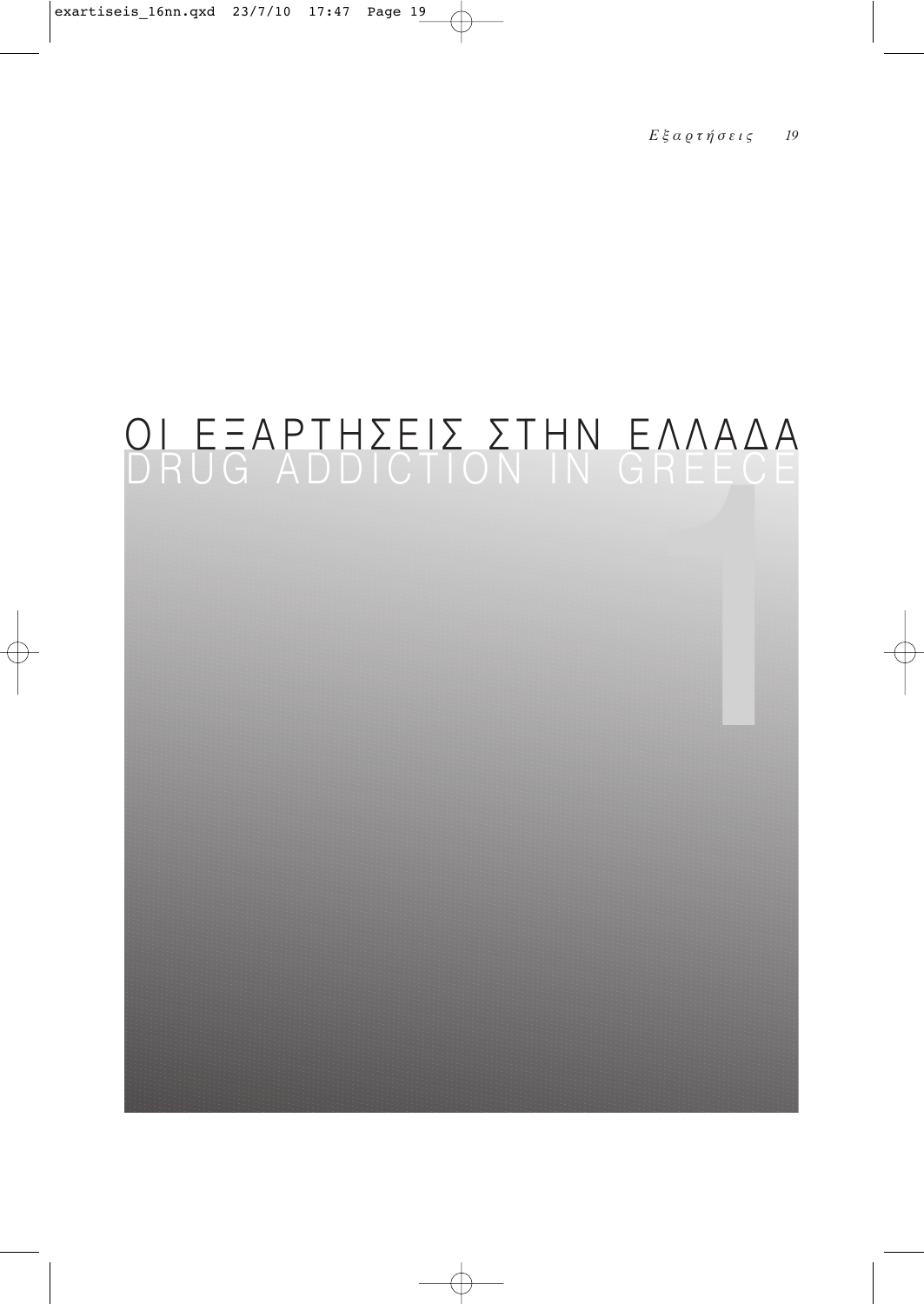# ΟΙ ΕΞΑΡΤΗΣΕΙΣ ΣΤΗΝ ΕΛΛΑΔΑ
## DRUG ADDICTION IN GREECE

1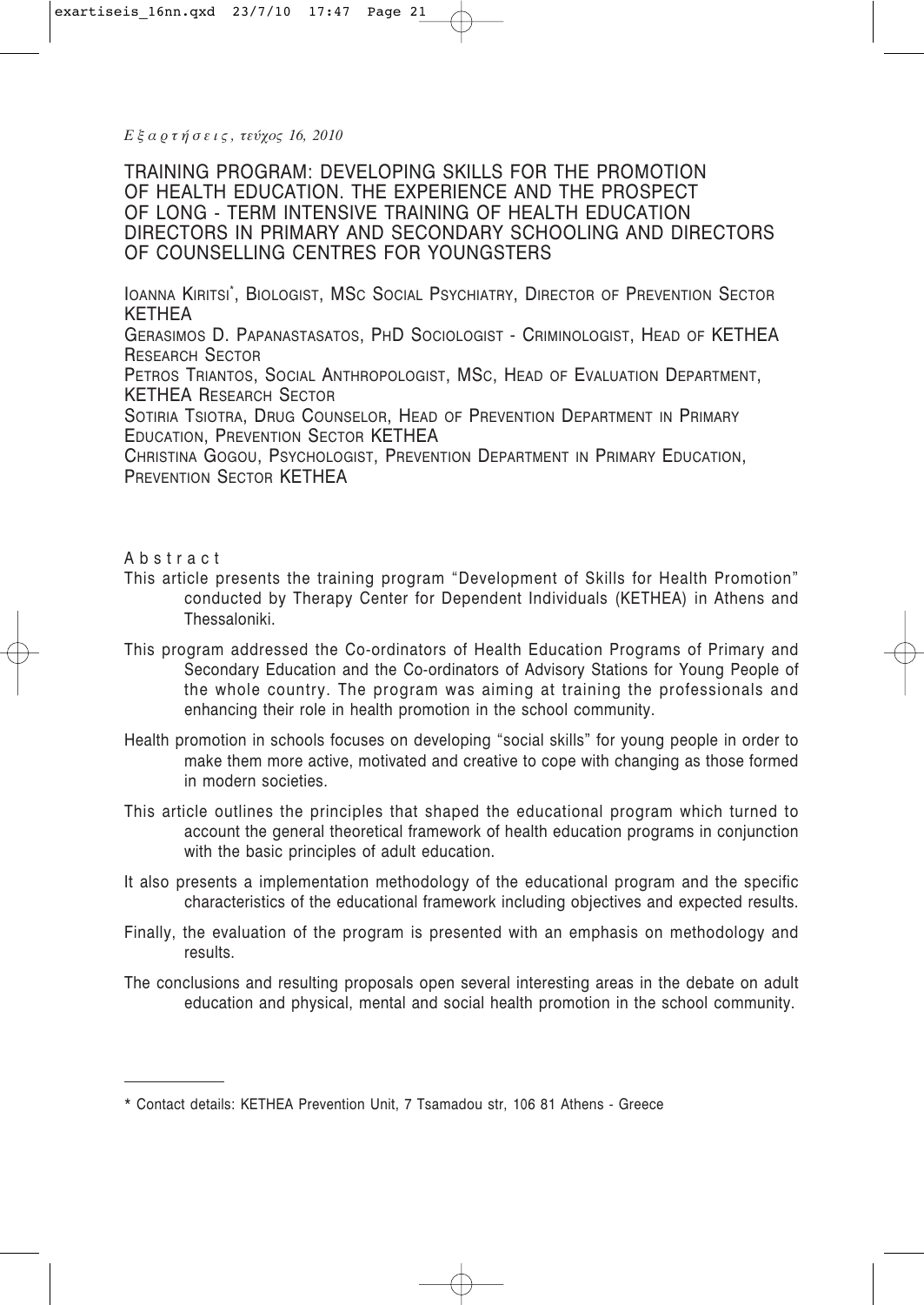# TRAINING PROGRAM: DEVELOPING SKILLS FOR THE PROMOTION OF HEALTH EDUCATION. THE EXPERIENCE AND THE PROSPECT OF LONG - TERM INTENSIVE TRAINING OF HEALTH EDUCATION DIRECTORS IN PRIMARY AND SECONDARY SCHOOLING AND DIRECTORS OF COUNSELLING CENTRES FOR YOUNGSTERS

IOANNA KIRITSI*, BIOLOGIST, MSC SOCIAL PSYCHIATRY, DIRECTOR OF PREVENTION SECTOR KETHEA

GERASIMOS D. PAPANASTASATOS, PHD SOCIOLOGIST - CRIMINOLOGIST, HEAD OF KETHEA RESEARCH SECTOR

PETROS TRIANTOS, SOCIAL ANTHROPOLOGIST, MSC, HEAD OF EVALUATION DEPARTMENT, KETHEA RESEARCH SECTOR

SOTIRIA TSIOTRA, DRUG COUNSELOR, HEAD OF PREVENTION DEPARTMENT IN PRIMARY EDUCATION, PREVENTION SECTOR KETHEA

CHRISTINA GOGOU, PSYCHOLOGIST, PREVENTION DEPARTMENT IN PRIMARY EDUCATION, PREVENTION SECTOR KETHEA

## Abstract

This article presents the training program "Development of Skills for Health Promotion" conducted by Therapy Center for Dependent Individuals (KETHEA) in Athens and Thessaloniki.

This program addressed the Co-ordinators of Health Education Programs of Primary and Secondary Education and the Co-ordinators of Advisory Stations for Young People of the whole country. The program was aiming at training the professionals and enhancing their role in health promotion in the school community.

Health promotion in schools focuses on developing "social skills" for young people in order to make them more active, motivated and creative to cope with changing as those formed in modern societies.

This article outlines the principles that shaped the educational program which turned to account the general theoretical framework of health education programs in conjunction with the basic principles of adult education.

It also presents a implementation methodology of the educational program and the specific characteristics of the educational framework including objectives and expected results.

Finally, the evaluation of the program is presented with an emphasis on methodology and results.

The conclusions and resulting proposals open several interesting areas in the debate on adult education and physical, mental and social health promotion in the school community.

---

\* Contact details: KETHEA Prevention Unit, 7 Tsamadou str, 106 81 Athens - Greece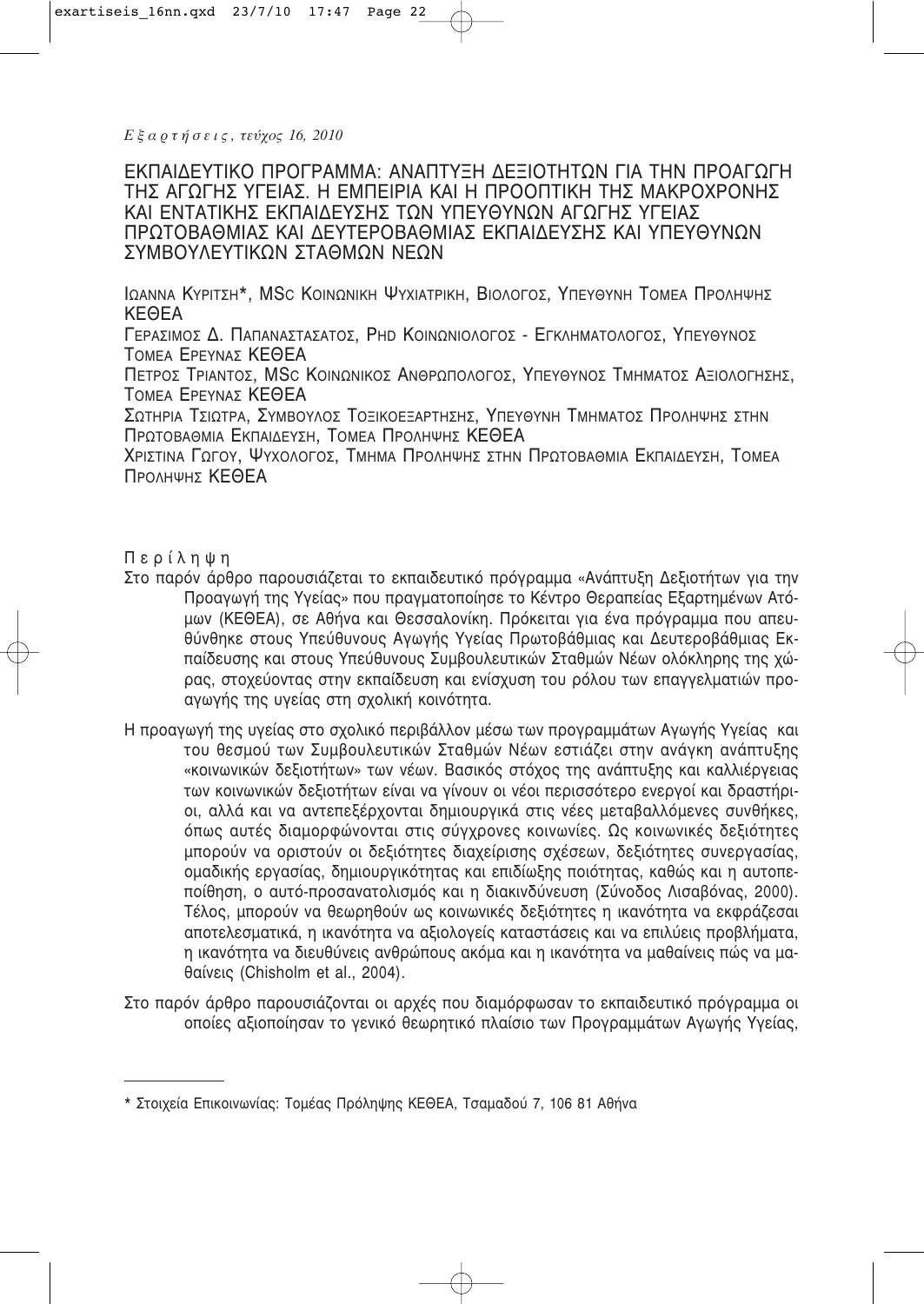# ΕΚΠΑΙΔΕΥΤΙΚΟ ΠΡΟΓΡΑΜΜΑ: ΑΝΑΠΤΥΞΗ ΔΕΞΙΟΤΗΤΩΝ ΓΙΑ ΤΗΝ ΠΡΟΑΓΩΓΗ ΤΗΣ ΑΓΩΓΗΣ ΥΓΕΙΑΣ. Η ΕΜΠΕΙΡΙΑ ΚΑΙ Η ΠΡΟΟΠΤΙΚΗ ΤΗΣ ΜΑΚΡΟΧΡΟΝΗΣ ΚΑΙ ΕΝΤΑΤΙΚΗΣ ΕΚΠΑΙΔΕΥΣΗΣ ΤΩΝ ΥΠΕΥΘΥΝΩΝ ΑΓΩΓΗΣ ΥΓΕΙΑΣ ΠΡΩΤΟΒΑΘΜΙΑΣ ΚΑΙ ΔΕΥΤΕΡΟΒΑΘΜΙΑΣ ΕΚΠΑΙΔΕΥΣΗΣ ΚΑΙ ΥΠΕΥΘΥΝΩΝ ΣΥΜΒΟΥΛΕΥΤΙΚΩΝ ΣΤΑΘΜΩΝ ΝΕΩΝ

ΙΩΑΝΝΑ ΚΥΡΙΤΣΗ*, MSc ΚΟΙΝΩΝΙΚΗ ΨΥΧΙΑΤΡΙΚΗ, ΒΙΟΛΟΓΟΣ, ΥΠΕΥΘΥΝΗ ΤΟΜΕΑ ΠΡΟΛΗΨΗΣ ΚΕΘΕΑ

ΓΕΡΑΣΙΜΟΣ Δ. ΠΑΠΑΝΑΣΤΑΣΑΤΟΣ, PHD ΚΟΙΝΩΝΙΟΛΟΓΟΣ - ΕΓΚΛΗΜΑΤΟΛΟΓΟΣ, ΥΠΕΥΘΥΝΟΣ ΤΟΜΕΑ ΕΡΕΥΝΑΣ ΚΕΘΕΑ

ΠΕΤΡΟΣ ΤΡΙΑΝΤΟΣ, MSc ΚΟΙΝΩΝΙΚΟΣ ΑΝΘΡΩΠΟΛΟΓΟΣ, ΥΠΕΥΘΥΝΟΣ ΤΜΗΜΑΤΟΣ ΑΞΙΟΛΟΓΗΣΗΣ, ΤΟΜΕΑ ΕΡΕΥΝΑΣ ΚΕΘΕΑ

ΣΩΤΗΡΙΑ ΤΣΙΩΤΡΑ, ΣΥΜΒΟΥΛΟΣ ΤΟΞΙΚΟΕΞΑΡΤΗΣΗΣ, ΥΠΕΥΘΥΝΗ ΤΜΗΜΑΤΟΣ ΠΡΟΛΗΨΗΣ ΣΤΗΝ ΠΡΩΤΟΒΑΘΜΙΑ ΕΚΠΑΙΔΕΥΣΗ, ΤΟΜΕΑ ΠΡΟΛΗΨΗΣ ΚΕΘΕΑ

ΧΡΙΣΤΙΝΑ ΓΩΓΟΥ, ΨΥΧΟΛΟΓΟΣ, ΤΜΗΜΑ ΠΡΟΛΗΨΗΣ ΣΤΗΝ ΠΡΩΤΟΒΑΘΜΙΑ ΕΚΠΑΙΔΕΥΣΗ, ΤΟΜΕΑ ΠΡΟΛΗΨΗΣ ΚΕΘΕΑ

## Περίληψη

Στο παρόν άρθρο παρουσιάζεται το εκπαιδευτικό πρόγραμμα «Ανάπτυξη Δεξιοτήτων για την Προαγωγή της Υγείας» που πραγματοποίησε το Κέντρο Θεραπείας Εξαρτημένων Ατόμων (ΚΕΘΕΑ), σε Αθήνα και Θεσσαλονίκη. Πρόκειται για ένα πρόγραμμα που απευθύνθηκε στους Υπεύθυνους Αγωγής Υγείας Πρωτοβάθμιας και Δευτεροβάθμιας Εκπαίδευσης και στους Υπεύθυνους Συμβουλευτικών Σταθμών Νέων ολόκληρης της χώρας, στοχεύοντας στην εκπαίδευση και ενίσχυση του ρόλου των επαγγελματιών προαγωγής της υγείας στη σχολική κοινότητα.

Η προαγωγή της υγείας στο σχολικό περιβάλλον μέσω των προγραμμάτων Αγωγής Υγείας και του θεσμού των Συμβουλευτικών Σταθμών Νέων εστιάζει στην ανάγκη ανάπτυξης «κοινωνικών δεξιοτήτων» των νέων. Βασικός στόχος της ανάπτυξης και καλλιέργειας των κοινωνικών δεξιοτήτων είναι να γίνουν οι νέοι περισσότερο ενεργοί και δραστήριοι, αλλά και να αντεπεξέρχονται δημιουργικά στις νέες μεταβαλλόμενες συνθήκες, όπως αυτές διαμορφώνονται στις σύγχρονες κοινωνίες. Ως κοινωνικές δεξιότητες μπορούν να οριστούν οι δεξιότητες διαχείρισης σχέσεων, δεξιότητες συνεργασίας, ομαδικής εργασίας, δημιουργικότητας και επιδίωξης ποιότητας, καθώς και η αυτοπεποίθηση, ο αυτό-προσανατολισμός και η διακινδύνευση (Σύνοδος Λισαβόνας, 2000). Τέλος, μπορούν να θεωρηθούν ως κοινωνικές δεξιότητες η ικανότητα να εκφράζεσαι αποτελεσματικά, η ικανότητα να αξιολογείς καταστάσεις και να επιλύεις προβλήματα, η ικανότητα να διευθύνεις ανθρώπους ακόμα και η ικανότητα να μαθαίνεις πώς να μαθαίνεις (Chisholm et al., 2004).

Στο παρόν άρθρο παρουσιάζονται οι αρχές που διαμόρφωσαν το εκπαιδευτικό πρόγραμμα οι οποίες αξιοποίησαν το γενικό θεωρητικό πλαίσιο των Προγραμμάτων Αγωγής Υγείας,

---

* Στοιχεία Επικοινωνίας: Τομέας Πρόληψης ΚΕΘΕΑ, Τσαμαδού 7, 106 81 Αθήνα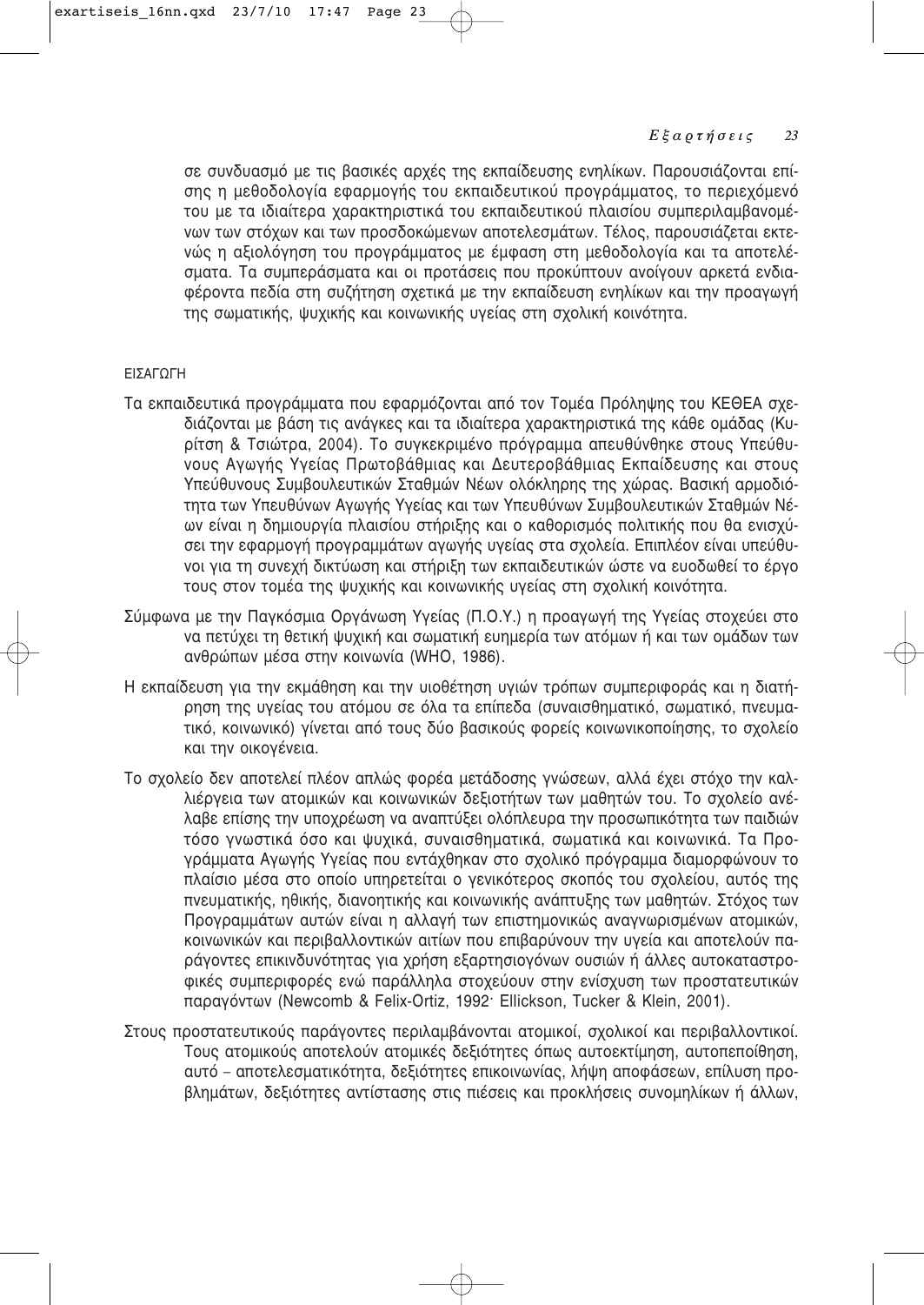σε συνδυασμό με τις βασικές αρχές της εκπαίδευσης ενηλίκων. Παρουσιάζονται επίσης η μεθοδολογία εφαρμογής του εκπαιδευτικού προγράμματος, το περιεχόμενό του με τα ιδιαίτερα χαρακτηριστικά του εκπαιδευτικού πλαισίου συμπεριλαμβανομένων των στόχων και των προσδοκώμενων αποτελεσμάτων. Τέλος, παρουσιάζεται εκτενώς η αξιολόγηση του προγράμματος με έμφαση στη μεθοδολογία και τα αποτελέσματα. Τα συμπεράσματα και οι προτάσεις που προκύπτουν ανοίγουν αρκετά ενδιαφέροντα πεδία στη συζήτηση σχετικά με την εκπαίδευση ενηλίκων και την προαγωγή της σωματικής, ψυχικής και κοινωνικής υγείας στη σχολική κοινότητα.

## ΕΙΣΑΓΩΓΗ

Τα εκπαιδευτικά προγράμματα που εφαρμόζονται από τον Τομέα Πρόληψης του ΚΕΘΕΑ σχεδιάζονται με βάση τις ανάγκες και τα ιδιαίτερα χαρακτηριστικά της κάθε ομάδας (Κυρίτση & Τσιώτρα, 2004). Το συγκεκριμένο πρόγραμμα απευθύνθηκε στους Υπεύθυνους Αγωγής Υγείας Πρωτοβάθμιας και Δευτεροβάθμιας Εκπαίδευσης και στους Υπεύθυνους Συμβουλευτικών Σταθμών Νέων ολόκληρης της χώρας. Βασική αρμοδιότητα των Υπευθύνων Αγωγής Υγείας και των Υπευθύνων Συμβουλευτικών Σταθμών Νέων είναι η δημιουργία πλαισίου στήριξης και ο καθορισμός πολιτικής που θα ενισχύσει την εφαρμογή προγραμμάτων αγωγής υγείας στα σχολεία. Επιπλέον είναι υπεύθυνοι για τη συνεχή δικτύωση και στήριξη των εκπαιδευτικών ώστε να ευοδωθεί το έργο τους στον τομέα της ψυχικής και κοινωνικής υγείας στη σχολική κοινότητα.

Σύμφωνα με την Παγκόσμια Οργάνωση Υγείας (Π.Ο.Υ.) η προαγωγή της Υγείας στοχεύει στο να πετύχει τη θετική ψυχική και σωματική ευημερία των ατόμων ή και των ομάδων των ανθρώπων μέσα στην κοινωνία (WHO, 1986).

Η εκπαίδευση για την εκμάθηση και την υιοθέτηση υγιών τρόπων συμπεριφοράς και η διατήρηση της υγείας του ατόμου σε όλα τα επίπεδα (συναισθηματικό, σωματικό, πνευματικό, κοινωνικό) γίνεται από τους δύο βασικούς φορείς κοινωνικοποίησης, το σχολείο και την οικογένεια.

Το σχολείο δεν αποτελεί πλέον απλώς φορέα μετάδοσης γνώσεων, αλλά έχει στόχο την καλλιέργεια των ατομικών και κοινωνικών δεξιοτήτων των μαθητών του. Το σχολείο ανέλαβε επίσης την υποχρέωση να αναπτύξει ολόπλευρα την προσωπικότητα των παιδιών τόσο γνωστικά όσο και ψυχικά, συναισθηματικά, σωματικά και κοινωνικά. Τα Προγράμματα Αγωγής Υγείας που εντάχθηκαν στο σχολικό πρόγραμμα διαμορφώνουν το πλαίσιο μέσα στο οποίο υπηρετείται ο γενικότερος σκοπός του σχολείου, αυτός της πνευματικής, ηθικής, διανοητικής και κοινωνικής ανάπτυξης των μαθητών. Στόχος των Προγραμμάτων αυτών είναι η αλλαγή των επιστημονικώς αναγνωρισμένων ατομικών, κοινωνικών και περιβαλλοντικών αιτίων που επιβαρύνουν την υγεία και αποτελούν παράγοντες επικινδυνότητας για χρήση εξαρτησιογόνων ουσιών ή άλλες αυτοκαταστροφικές συμπεριφορές ενώ παράλληλα στοχεύουν στην ενίσχυση των προστατευτικών παραγόντων (Newcomb & Felix-Ortiz, 1992· Ellickson, Tucker & Klein, 2001).

Στους προστατευτικούς παράγοντες περιλαμβάνονται ατομικοί, σχολικοί και περιβαλλοντικοί. Τους ατομικούς αποτελούν ατομικές δεξιότητες όπως αυτοεκτίμηση, αυτοπεποίθηση, αυτό – αποτελεσματικότητα, δεξιότητες επικοινωνίας, λήψη αποφάσεων, επίλυση προβλημάτων, δεξιότητες αντίστασης στις πιέσεις και προκλήσεις συνομηλίκων ή άλλων,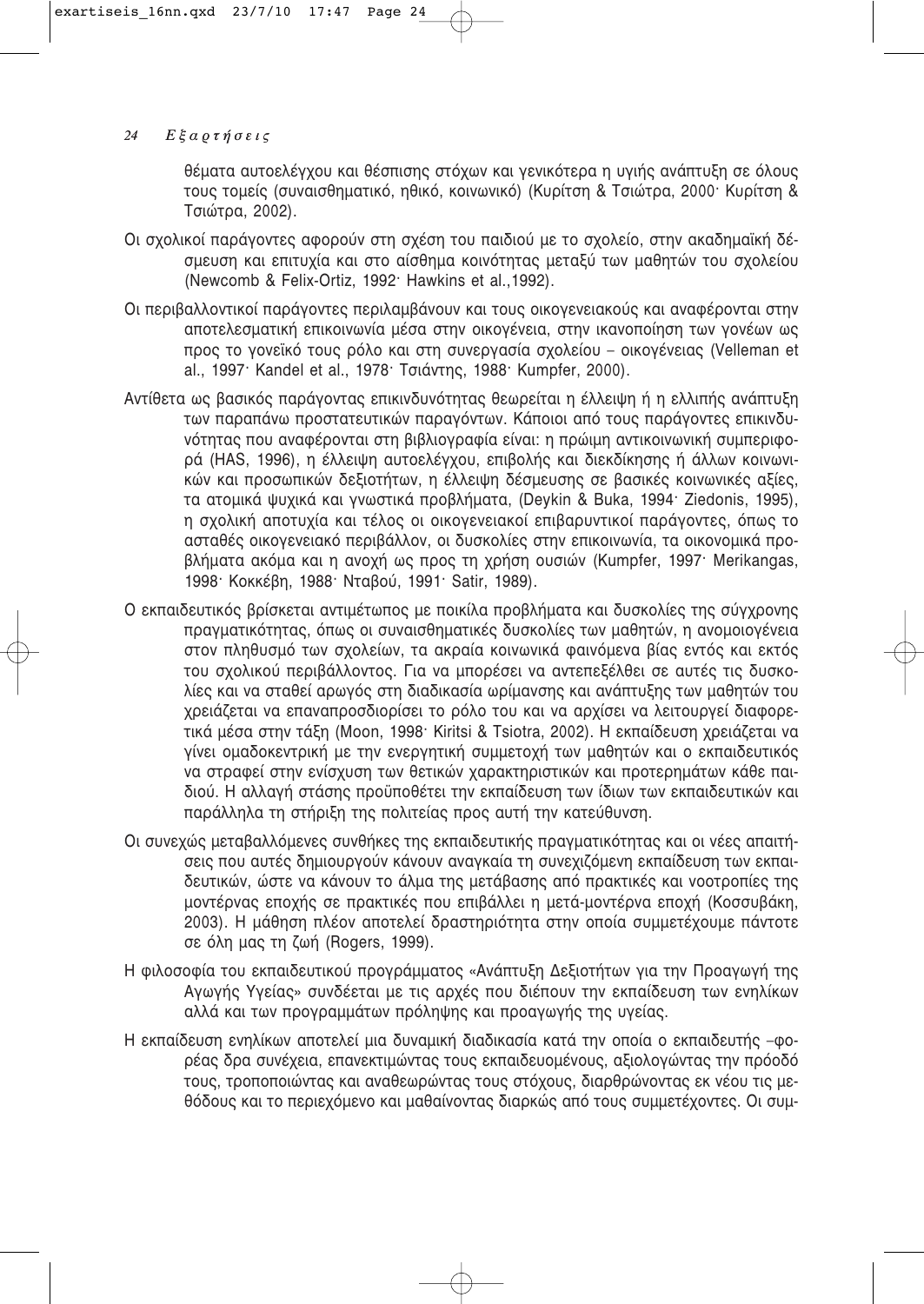θέματα αυτοελέγχου και θέσπισης στόχων και γενικότερα η υγιής ανάπτυξη σε όλους τους τομείς (συναισθηματικό, ηθικό, κοινωνικό) (Κυρίτση & Τσιώτρα, 2000· Κυρίτση & Τσιώτρα, 2002).

Οι σχολικοί παράγοντες αφορούν στη σχέση του παιδιού με το σχολείο, στην ακαδημαϊκή δέσμευση και επιτυχία και στο αίσθημα κοινότητας μεταξύ των μαθητών του σχολείου (Newcomb & Felix-Ortiz, 1992· Hawkins et al.,1992).

Οι περιβαλλοντικοί παράγοντες περιλαμβάνουν και τους οικογενειακούς και αναφέρονται στην αποτελεσματική επικοινωνία μέσα στην οικογένεια, στην ικανοποίηση των γονέων ως προς το γονεϊκό τους ρόλο και στη συνεργασία σχολείου – οικογένειας (Velleman et al., 1997· Kandel et al., 1978· Τσιάντης, 1988· Kumpfer, 2000).

Αντίθετα ως βασικός παράγοντας επικινδυνότητας θεωρείται η έλλειψη ή η ελλιπής ανάπτυξη των παραπάνω προστατευτικών παραγόντων. Κάποιοι από τους παράγοντες επικινδυνότητας που αναφέρονται στη βιβλιογραφία είναι: η πρώιμη αντικοινωνική συμπεριφορά (HAS, 1996), η έλλειψη αυτοελέγχου, επιβολής και διεκδίκησης ή άλλων κοινωνικών και προσωπικών δεξιοτήτων, η έλλειψη δέσμευσης σε βασικές κοινωνικές αξίες, τα ατομικά ψυχικά και γνωστικά προβλήματα, (Deykin & Buka, 1994· Ziedonis, 1995), η σχολική αποτυχία και τέλος οι οικογενειακοί επιβαρυντικοί παράγοντες, όπως το ασταθές οικογενειακό περιβάλλον, οι δυσκολίες στην επικοινωνία, τα οικονομικά προβλήματα ακόμα και η ανοχή ως προς τη χρήση ουσιών (Kumpfer, 1997· Merikangas, 1998· Κοκκέβη, 1988· Νταβού, 1991· Satir, 1989).

Ο εκπαιδευτικός βρίσκεται αντιμέτωπος με ποικίλα προβλήματα και δυσκολίες της σύγχρονης πραγματικότητας, όπως οι συναισθηματικές δυσκολίες των μαθητών, η ανομοιογένεια στον πληθυσμό των σχολείων, τα ακραία κοινωνικά φαινόμενα βίας εντός και εκτός του σχολικού περιβάλλοντος. Για να μπορέσει να αντεπεξέλθει σε αυτές τις δυσκολίες και να σταθεί αρωγός στη διαδικασία ωρίμανσης και ανάπτυξης των μαθητών του χρειάζεται να επαναπροσδιορίσει το ρόλο του και να αρχίσει να λειτουργεί διαφορετικά μέσα στην τάξη (Moon, 1998· Kiritsi & Tsiotra, 2002). Η εκπαίδευση χρειάζεται να γίνει ομαδοκεντρική με την ενεργητική συμμετοχή των μαθητών και ο εκπαιδευτικός να στραφεί στην ενίσχυση των θετικών χαρακτηριστικών και προτερημάτων κάθε παιδιού. Η αλλαγή στάσης προϋποθέτει την εκπαίδευση των ίδιων των εκπαιδευτικών και παράλληλα τη στήριξη της πολιτείας προς αυτή την κατεύθυνση.

Οι συνεχώς μεταβαλλόμενες συνθήκες της εκπαιδευτικής πραγματικότητας και οι νέες απαιτήσεις που αυτές δημιουργούν κάνουν αναγκαία τη συνεχιζόμενη εκπαίδευση των εκπαιδευτικών, ώστε να κάνουν το άλμα της μετάβασης από πρακτικές και νοοτροπίες της μοντέρνας εποχής σε πρακτικές που επιβάλλει η μετά-μοντέρνα εποχή (Κοσσυβάκη, 2003). Η μάθηση πλέον αποτελεί δραστηριότητα στην οποία συμμετέχουμε πάντοτε σε όλη μας τη ζωή (Rogers, 1999).

Η φιλοσοφία του εκπαιδευτικού προγράμματος «Ανάπτυξη Δεξιοτήτων για την Προαγωγή της Αγωγής Υγείας» συνδέεται με τις αρχές που διέπουν την εκπαίδευση των ενηλίκων αλλά και των προγραμμάτων πρόληψης και προαγωγής της υγείας.

Η εκπαίδευση ενηλίκων αποτελεί μια δυναμική διαδικασία κατά την οποία ο εκπαιδευτής –φορέας δρα συνέχεια, επανεκτιμώντας τους εκπαιδευομένους, αξιολογώντας την πρόοδό τους, τροποποιώντας και αναθεωρώντας τους στόχους, διαρθρώνοντας εκ νέου τις μεθόδους και το περιεχόμενο και μαθαίνοντας διαρκώς από τους συμμετέχοντες. Οι συμ-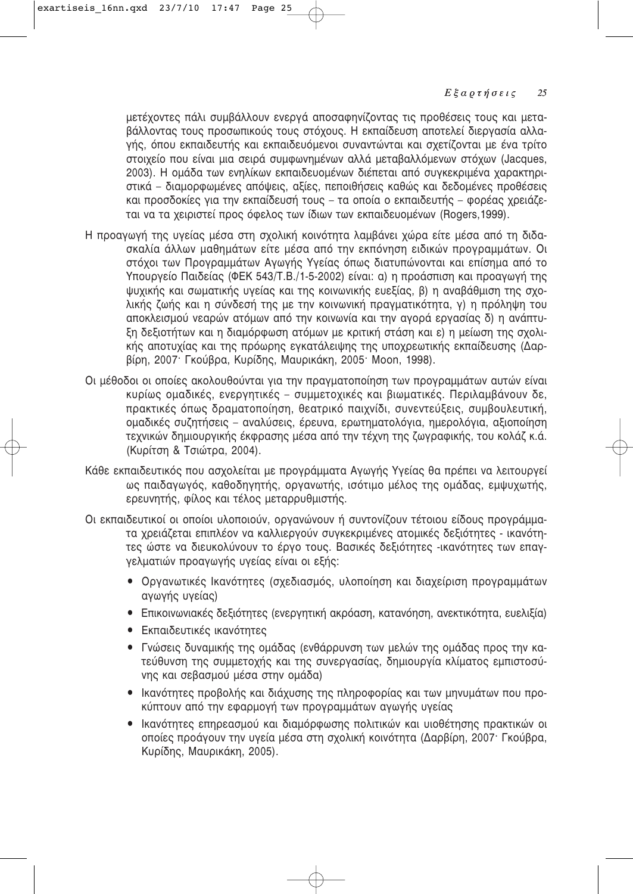μετέχοντες πάλι συμβάλλουν ενεργά αποσαφηνίζοντας τις προθέσεις τους και μεταβάλλοντας τους προσωπικούς τους στόχους. Η εκπαίδευση αποτελεί διεργασία αλλαγής, όπου εκπαιδευτής και εκπαιδευόμενοι συναντώνται και σχετίζονται με ένα τρίτο στοιχείο που είναι μια σειρά συμφωνημένων αλλά μεταβαλλόμενων στόχων (Jacques, 2003). Η ομάδα των ενηλίκων εκπαιδευομένων διέπεται από συγκεκριμένα χαρακτηριστικά – διαμορφωμένες απόψεις, αξίες, πεποιθήσεις καθώς και δεδομένες προθέσεις και προσδοκίες για την εκπαίδευσή τους – τα οποία ο εκπαιδευτής – φορέας χρειάζεται να τα χειριστεί προς όφελος των ίδιων των εκπαιδευομένων (Rogers,1999).

Η προαγωγή της υγείας μέσα στη σχολική κοινότητα λαμβάνει χώρα είτε μέσα από τη διδασκαλία άλλων μαθημάτων είτε μέσα από την εκπόνηση ειδικών προγραμμάτων. Οι στόχοι των Προγραμμάτων Αγωγής Υγείας όπως διατυπώνονται και επίσημα από το Υπουργείο Παιδείας (ΦΕΚ 543/Τ.Β./1-5-2002) είναι: α) η προάσπιση και προαγωγή της ψυχικής και σωματικής υγείας και της κοινωνικής ευεξίας, β) η αναβάθμιση της σχολικής ζωής και η σύνδεσή της με την κοινωνική πραγματικότητα, γ) η πρόληψη του αποκλεισμού νεαρών ατόμων από την κοινωνία και την αγορά εργασίας δ) η ανάπτυξη δεξιοτήτων και η διαμόρφωση ατόμων με κριτική στάση και ε) η μείωση της σχολικής αποτυχίας και της πρόωρης εγκατάλειψης της υποχρεωτικής εκπαίδευσης (Δαρβίρη, 2007· Γκούβρα, Κυρίδης, Μαυρικάκη, 2005· Moon, 1998).

Οι μέθοδοι οι οποίες ακολουθούνται για την πραγματοποίηση των προγραμμάτων αυτών είναι κυρίως ομαδικές, ενεργητικές – συμμετοχικές και βιωματικές. Περιλαμβάνουν δε, πρακτικές όπως δραματοποίηση, θεατρικό παιχνίδι, συνεντεύξεις, συμβουλευτική, ομαδικές συζητήσεις – αναλύσεις, έρευνα, ερωτηματολόγια, ημερολόγια, αξιοποίηση τεχνικών δημιουργικής έκφρασης μέσα από την τέχνη της ζωγραφικής, του κολάζ κ.ά. (Κυρίτση & Τσιώτρα, 2004).

Κάθε εκπαιδευτικός που ασχολείται με προγράμματα Αγωγής Υγείας θα πρέπει να λειτουργεί ως παιδαγωγός, καθοδηγητής, οργανωτής, ισότιμο μέλος της ομάδας, εμψυχωτής, ερευνητής, φίλος και τέλος μεταρρυθμιστής.

Οι εκπαιδευτικοί οι οποίοι υλοποιούν, οργανώνουν ή συντονίζουν τέτοιου είδους προγράμματα χρειάζεται επιπλέον να καλλιεργούν συγκεκριμένες ατομικές δεξιότητες - ικανότητες ώστε να διευκολύνουν το έργο τους. Βασικές δεξιότητες -ικανότητες των επαγγελματιών προαγωγής υγείας είναι οι εξής:

- Οργανωτικές Ικανότητες (σχεδιασμός, υλοποίηση και διαχείριση προγραμμάτων αγωγής υγείας)
- Επικοινωνιακές δεξιότητες (ενεργητική ακρόαση, κατανόηση, ανεκτικότητα, ευελιξία)
- Εκπαιδευτικές ικανότητες
- Γνώσεις δυναμικής της ομάδας (ενθάρρυνση των μελών της ομάδας προς την κατεύθυνση της συμμετοχής και της συνεργασίας, δημιουργία κλίματος εμπιστοσύνης και σεβασμού μέσα στην ομάδα)
- Ικανότητες προβολής και διάχυσης της πληροφορίας και των μηνυμάτων που προκύπτουν από την εφαρμογή των προγραμμάτων αγωγής υγείας
- Ικανότητες επηρεασμού και διαμόρφωσης πολιτικών και υιοθέτησης πρακτικών οι οποίες προάγουν την υγεία μέσα στη σχολική κοινότητα (Δαρβίρη, 2007· Γκούβρα, Κυρίδης, Μαυρικάκη, 2005).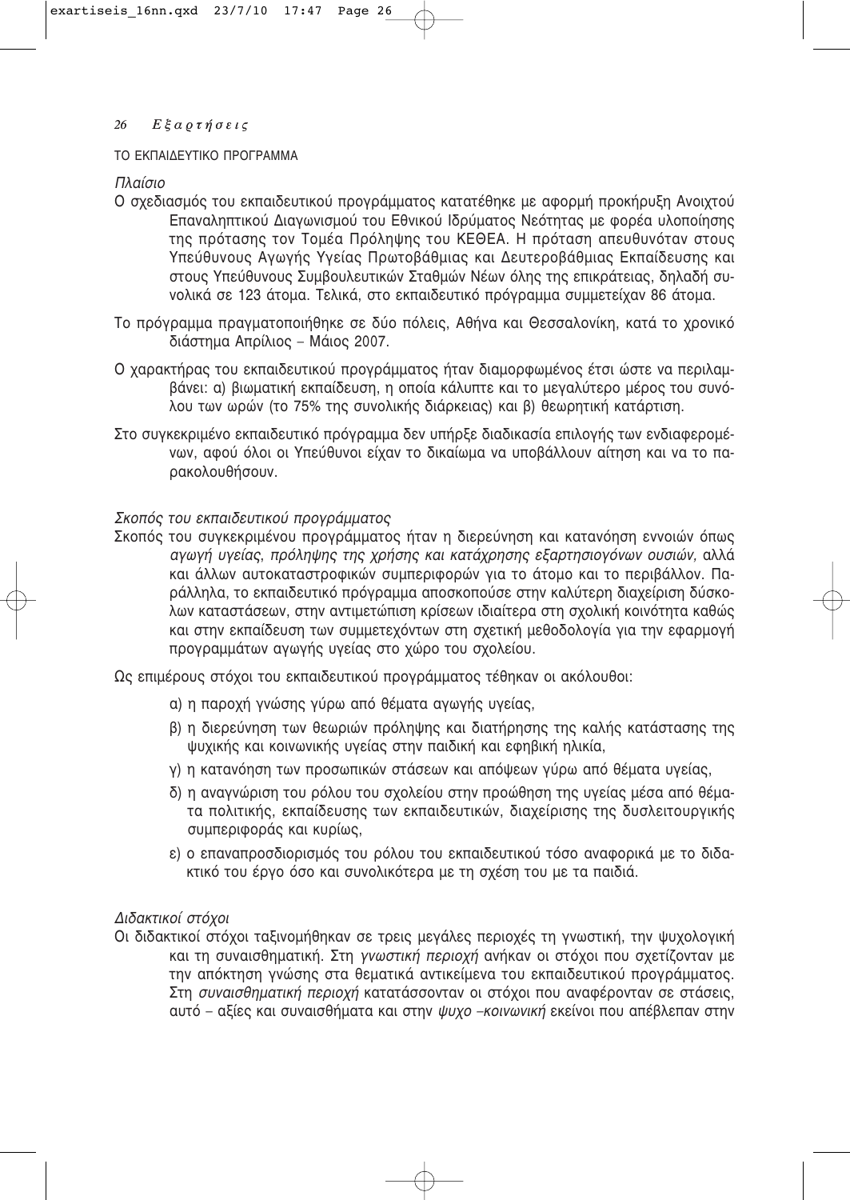ΤΟ ΕΚΠΑΙΔΕΥΤΙΚΟ ΠΡΟΓΡΑΜΜΑ

*Πλαίσιο*

Ο σχεδιασμός του εκπαιδευτικού προγράμματος κατατέθηκε με αφορμή προκήρυξη Ανοιχτού Επαναληπτικού Διαγωνισμού του Εθνικού Ιδρύματος Νεότητας με φορέα υλοποίησης της πρότασης τον Τομέα Πρόληψης του ΚΕΘΕΑ. Η πρόταση απευθυνόταν στους Υπεύθυνους Αγωγής Υγείας Πρωτοβάθμιας και Δευτεροβάθμιας Εκπαίδευσης και στους Υπεύθυνους Συμβουλευτικών Σταθμών Νέων όλης της επικράτειας, δηλαδή συνολικά σε 123 άτομα. Τελικά, στο εκπαιδευτικό πρόγραμμα συμμετείχαν 86 άτομα.

Το πρόγραμμα πραγματοποιήθηκε σε δύο πόλεις, Αθήνα και Θεσσαλονίκη, κατά το χρονικό διάστημα Απρίλιος – Μάιος 2007.

Ο χαρακτήρας του εκπαιδευτικού προγράμματος ήταν διαμορφωμένος έτσι ώστε να περιλαμβάνει: α) βιωματική εκπαίδευση, η οποία κάλυπτε και το μεγαλύτερο μέρος του συνόλου των ωρών (το 75% της συνολικής διάρκειας) και β) θεωρητική κατάρτιση.

Στο συγκεκριμένο εκπαιδευτικό πρόγραμμα δεν υπήρξε διαδικασία επιλογής των ενδιαφερομένων, αφού όλοι οι Υπεύθυνοι είχαν το δικαίωμα να υποβάλλουν αίτηση και να το παρακολουθήσουν.

*Σκοπός του εκπαιδευτικού προγράμματος*

Σκοπός του συγκεκριμένου προγράμματος ήταν η διερεύνηση και κατανόηση εννοιών όπως *αγωγή υγείας, πρόληψης της χρήσης και κατάχρησης εξαρτησιογόνων ουσιών,* αλλά και άλλων αυτοκαταστροφικών συμπεριφορών για το άτομο και το περιβάλλον. Παράλληλα, το εκπαιδευτικό πρόγραμμα αποσκοπούσε στην καλύτερη διαχείριση δύσκολων καταστάσεων, στην αντιμετώπιση κρίσεων ιδιαίτερα στη σχολική κοινότητα καθώς και στην εκπαίδευση των συμμετεχόντων στη σχετική μεθοδολογία για την εφαρμογή προγραμμάτων αγωγής υγείας στο χώρο του σχολείου.

Ως επιμέρους στόχοι του εκπαιδευτικού προγράμματος τέθηκαν οι ακόλουθοι:

α) η παροχή γνώσης γύρω από θέματα αγωγής υγείας,

β) η διερεύνηση των θεωριών πρόληψης και διατήρησης της καλής κατάστασης της ψυχικής και κοινωνικής υγείας στην παιδική και εφηβική ηλικία,

γ) η κατανόηση των προσωπικών στάσεων και απόψεων γύρω από θέματα υγείας,

δ) η αναγνώριση του ρόλου του σχολείου στην προώθηση της υγείας μέσα από θέματα πολιτικής, εκπαίδευσης των εκπαιδευτικών, διαχείρισης της δυσλειτουργικής συμπεριφοράς και κυρίως,

ε) ο επαναπροσδιορισμός του ρόλου του εκπαιδευτικού τόσο αναφορικά με το διδακτικό του έργο όσο και συνολικότερα με τη σχέση του με τα παιδιά.

*Διδακτικοί στόχοι*

Οι διδακτικοί στόχοι ταξινομήθηκαν σε τρεις μεγάλες περιοχές τη γνωστική, την ψυχολογική και τη συναισθηματική. Στη *γνωστική περιοχή* ανήκαν οι στόχοι που σχετίζονταν με την απόκτηση γνώσης στα θεματικά αντικείμενα του εκπαιδευτικού προγράμματος. Στη *συναισθηματική περιοχή* κατατάσσονταν οι στόχοι που αναφέρονταν σε στάσεις, αυτό – αξίες και συναισθήματα και στην *ψυχο –κοινωνική* εκείνοι που απέβλεπαν στην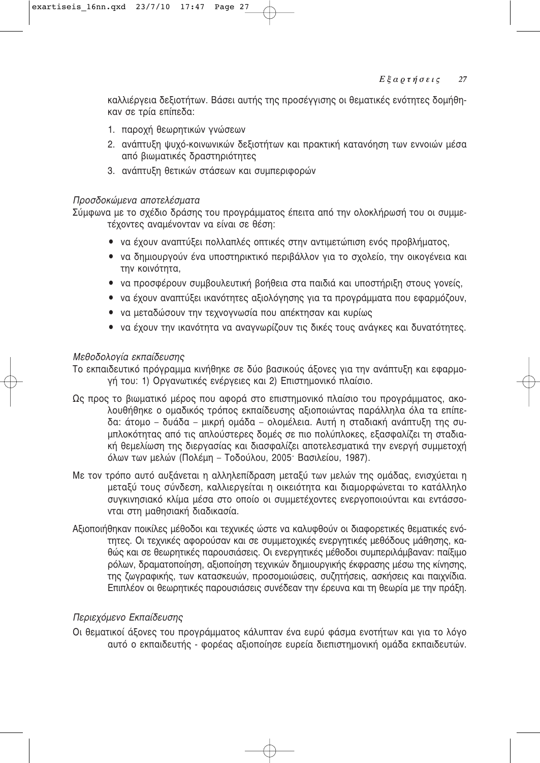καλλιέργεια δεξιοτήτων. Βάσει αυτής της προσέγγισης οι θεματικές ενότητες δομήθηκαν σε τρία επίπεδα:

1. παροχή θεωρητικών γνώσεων
2. ανάπτυξη ψυχό-κοινωνικών δεξιοτήτων και πρακτική κατανόηση των εννοιών μέσα από βιωματικές δραστηριότητες
3. ανάπτυξη θετικών στάσεων και συμπεριφορών

*Προσδοκώμενα αποτελέσματα*

Σύμφωνα με το σχέδιο δράσης του προγράμματος έπειτα από την ολοκλήρωσή του οι συμμετέχοντες αναμένονταν να είναι σε θέση:

- να έχουν αναπτύξει πολλαπλές οπτικές στην αντιμετώπιση ενός προβλήματος,
- να δημιουργούν ένα υποστηρικτικό περιβάλλον για το σχολείο, την οικογένεια και την κοινότητα,
- να προσφέρουν συμβουλευτική βοήθεια στα παιδιά και υποστήριξη στους γονείς,
- να έχουν αναπτύξει ικανότητες αξιολόγησης για τα προγράμματα που εφαρμόζουν,
- να μεταδώσουν την τεχνογνωσία που απέκτησαν και κυρίως
- να έχουν την ικανότητα να αναγνωρίζουν τις δικές τους ανάγκες και δυνατότητες.

*Μεθοδολογία εκπαίδευσης*

Το εκπαιδευτικό πρόγραμμα κινήθηκε σε δύο βασικούς άξονες για την ανάπτυξη και εφαρμογή του: 1) Οργανωτικές ενέργειες και 2) Επιστημονικό πλαίσιο.

Ως προς το βιωματικό μέρος που αφορά στο επιστημονικό πλαίσιο του προγράμματος, ακολουθήθηκε ο ομαδικός τρόπος εκπαίδευσης αξιοποιώντας παράλληλα όλα τα επίπεδα: άτομο – δυάδα – μικρή ομάδα – ολομέλεια. Αυτή η σταδιακή ανάπτυξη της συμπλοκότητας από τις απλούστερες δομές σε πιο πολύπλοκες, εξασφαλίζει τη σταδιακή θεμελίωση της διεργασίας και διασφαλίζει αποτελεσματικά την ενεργή συμμετοχή όλων των μελών (Πολέμη – Τοδούλου, 2005· Βασιλείου, 1987).

Με τον τρόπο αυτό αυξάνεται η αλληλεπίδραση μεταξύ των μελών της ομάδας, ενισχύεται η μεταξύ τους σύνδεση, καλλιεργείται η οικειότητα και διαμορφώνεται το κατάλληλο συγκινησιακό κλίμα μέσα στο οποίο οι συμμετέχοντες ενεργοποιούνται και εντάσσονται στη μαθησιακή διαδικασία.

Αξιοποιήθηκαν ποικίλες μέθοδοι και τεχνικές ώστε να καλυφθούν οι διαφορετικές θεματικές ενότητες. Οι τεχνικές αφορούσαν και σε συμμετοχικές ενεργητικές μεθόδους μάθησης, καθώς και σε θεωρητικές παρουσιάσεις. Οι ενεργητικές μέθοδοι συμπεριλάμβαναν: παίξιμο ρόλων, δραματοποίηση, αξιοποίηση τεχνικών δημιουργικής έκφρασης μέσω της κίνησης, της ζωγραφικής, των κατασκευών, προσομοιώσεις, συζητήσεις, ασκήσεις και παιχνίδια. Επιπλέον οι θεωρητικές παρουσιάσεις συνέδεαν την έρευνα και τη θεωρία με την πράξη.

*Περιεχόμενο Εκπαίδευσης*

Οι θεματικοί άξονες του προγράμματος κάλυπταν ένα ευρύ φάσμα ενοτήτων και για το λόγο αυτό ο εκπαιδευτής - φορέας αξιοποίησε ευρεία διεπιστημονική ομάδα εκπαιδευτών.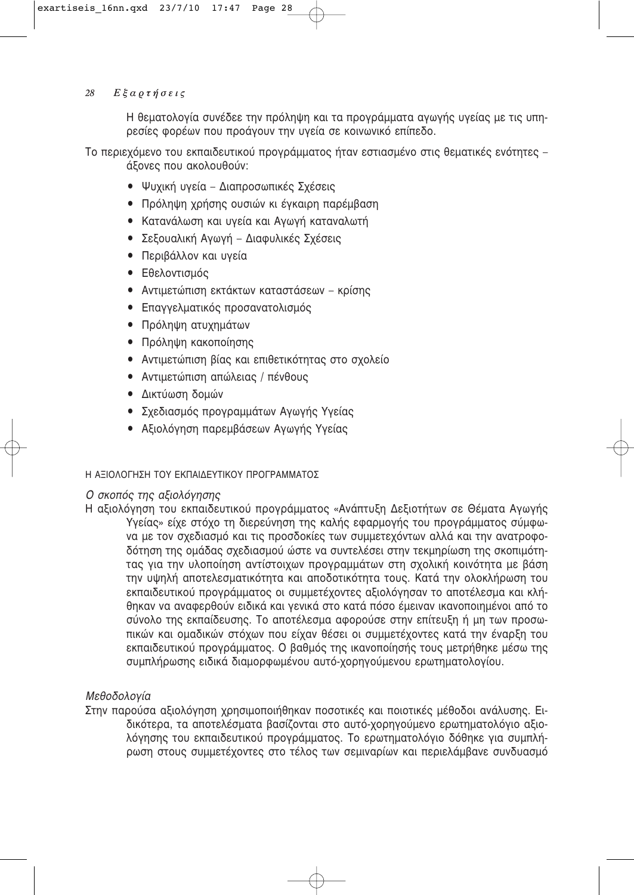Η θεματολογία συνέδεε την πρόληψη και τα προγράμματα αγωγής υγείας με τις υπηρεσίες φορέων που προάγουν την υγεία σε κοινωνικό επίπεδο.

Το περιεχόμενο του εκπαιδευτικού προγράμματος ήταν εστιασμένο στις θεματικές ενότητες – άξονες που ακολουθούν:

- Ψυχική υγεία – Διαπροσωπικές Σχέσεις
- Πρόληψη χρήσης ουσιών κι έγκαιρη παρέμβαση
- Κατανάλωση και υγεία και Αγωγή καταναλωτή
- Σεξουαλική Αγωγή – Διαφυλικές Σχέσεις
- Περιβάλλον και υγεία
- Εθελοντισμός
- Αντιμετώπιση εκτάκτων καταστάσεων – κρίσης
- Επαγγελματικός προσανατολισμός
- Πρόληψη ατυχημάτων
- Πρόληψη κακοποίησης
- Αντιμετώπιση βίας και επιθετικότητας στο σχολείο
- Αντιμετώπιση απώλειας / πένθους
- Δικτύωση δομών
- Σχεδιασμός προγραμμάτων Αγωγής Υγείας
- Αξιολόγηση παρεμβάσεων Αγωγής Υγείας

## Η ΑΞΙΟΛΟΓΗΣΗ ΤΟΥ ΕΚΠΑΙΔΕΥΤΙΚΟΥ ΠΡΟΓΡΑΜΜΑΤΟΣ

### *Ο σκοπός της αξιολόγησης*

Η αξιολόγηση του εκπαιδευτικού προγράμματος «Ανάπτυξη Δεξιοτήτων σε Θέματα Αγωγής Υγείας» είχε στόχο τη διερεύνηση της καλής εφαρμογής του προγράμματος σύμφωνα με τον σχεδιασμό και τις προσδοκίες των συμμετεχόντων αλλά και την ανατροφοδότηση της ομάδας σχεδιασμού ώστε να συντελέσει στην τεκμηρίωση της σκοπιμότητας για την υλοποίηση αντίστοιχων προγραμμάτων στη σχολική κοινότητα με βάση την υψηλή αποτελεσματικότητα και αποδοτικότητα τους. Κατά την ολοκλήρωση του εκπαιδευτικού προγράμματος οι συμμετέχοντες αξιολόγησαν το αποτέλεσμα και κλήθηκαν να αναφερθούν ειδικά και γενικά στο κατά πόσο έμειναν ικανοποιημένοι από το σύνολο της εκπαίδευσης. Το αποτέλεσμα αφορούσε στην επίτευξη ή μη των προσωπικών και ομαδικών στόχων που είχαν θέσει οι συμμετέχοντες κατά την έναρξη του εκπαιδευτικού προγράμματος. Ο βαθμός της ικανοποίησής τους μετρήθηκε μέσω της συμπλήρωσης ειδικά διαμορφωμένου αυτό-χορηγούμενου ερωτηματολογίου.

### *Μεθοδολογία*

Στην παρούσα αξιολόγηση χρησιμοποιήθηκαν ποσοτικές και ποιοτικές μέθοδοι ανάλυσης. Ειδικότερα, τα αποτελέσματα βασίζονται στο αυτό-χορηγούμενο ερωτηματολόγιο αξιολόγησης του εκπαιδευτικού προγράμματος. Το ερωτηματολόγιο δόθηκε για συμπλήρωση στους συμμετέχοντες στο τέλος των σεμιναρίων και περιελάμβανε συνδυασμό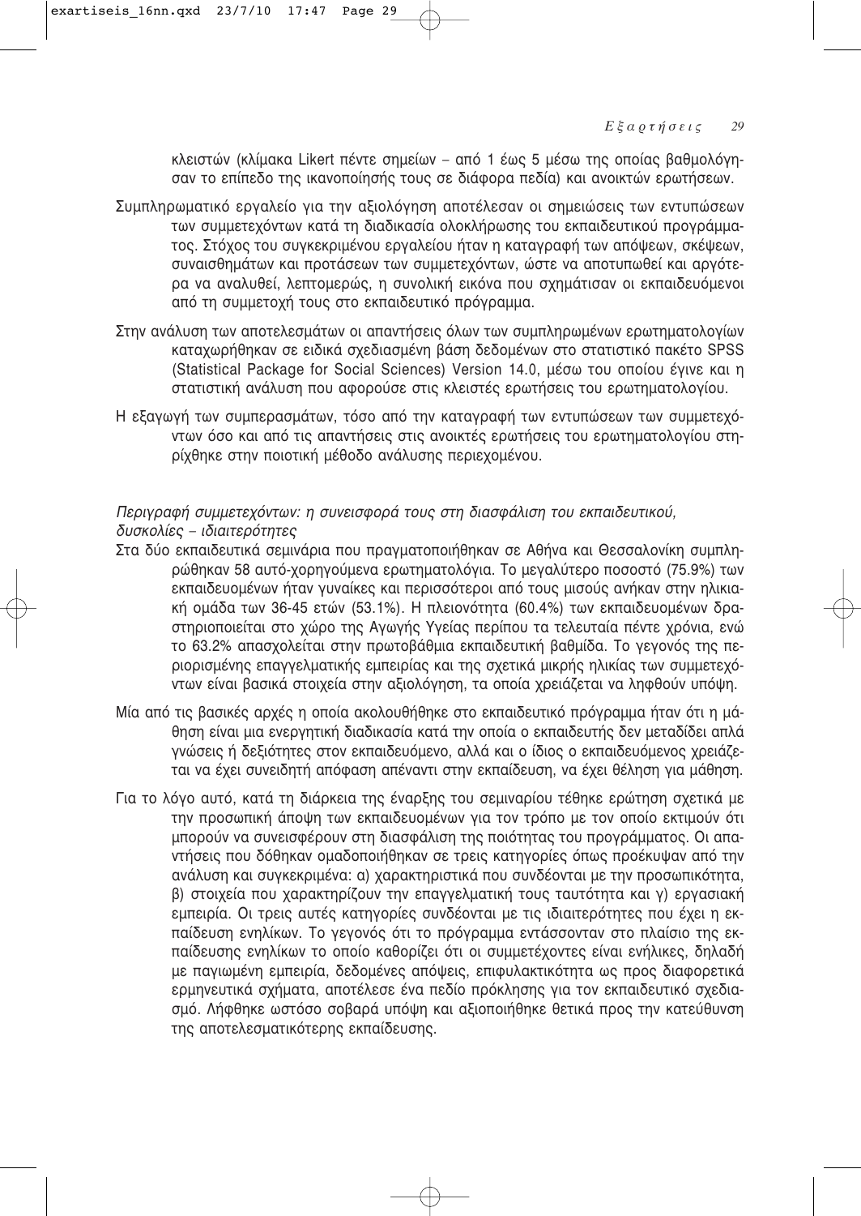κλειστών (κλίμακα Likert πέντε σημείων – από 1 έως 5 μέσω της οποίας βαθμολόγησαν το επίπεδο της ικανοποίησής τους σε διάφορα πεδία) και ανοικτών ερωτήσεων.

Συμπληρωματικό εργαλείο για την αξιολόγηση αποτέλεσαν οι σημειώσεις των εντυπώσεων των συμμετεχόντων κατά τη διαδικασία ολοκλήρωσης του εκπαιδευτικού προγράμματος. Στόχος του συγκεκριμένου εργαλείου ήταν η καταγραφή των απόψεων, σκέψεων, συναισθημάτων και προτάσεων των συμμετεχόντων, ώστε να αποτυπωθεί και αργότερα να αναλυθεί, λεπτομερώς, η συνολική εικόνα που σχημάτισαν οι εκπαιδευόμενοι από τη συμμετοχή τους στο εκπαιδευτικό πρόγραμμα.

Στην ανάλυση των αποτελεσμάτων οι απαντήσεις όλων των συμπληρωμένων ερωτηματολογίων καταχωρήθηκαν σε ειδικά σχεδιασμένη βάση δεδομένων στο στατιστικό πακέτο SPSS (Statistical Package for Social Sciences) Version 14.0, μέσω του οποίου έγινε και η στατιστική ανάλυση που αφορούσε στις κλειστές ερωτήσεις του ερωτηματολογίου.

Η εξαγωγή των συμπερασμάτων, τόσο από την καταγραφή των εντυπώσεων των συμμετεχόντων όσο και από τις απαντήσεις στις ανοικτές ερωτήσεις του ερωτηματολογίου στηρίχθηκε στην ποιοτική μέθοδο ανάλυσης περιεχομένου.

*Περιγραφή συμμετεχόντων: η συνεισφορά τους στη διασφάλιση του εκπαιδευτικού, δυσκολίες – ιδιαιτερότητες*

Στα δύο εκπαιδευτικά σεμινάρια που πραγματοποιήθηκαν σε Αθήνα και Θεσσαλονίκη συμπληρώθηκαν 58 αυτό-χορηγούμενα ερωτηματολόγια. Το μεγαλύτερο ποσοστό (75.9%) των εκπαιδευομένων ήταν γυναίκες και περισσότεροι από τους μισούς ανήκαν στην ηλικιακή ομάδα των 36-45 ετών (53.1%). Η πλειονότητα (60.4%) των εκπαιδευομένων δραστηριοποιείται στο χώρο της Αγωγής Υγείας περίπου τα τελευταία πέντε χρόνια, ενώ το 63.2% απασχολείται στην πρωτοβάθμια εκπαιδευτική βαθμίδα. Το γεγονός της περιορισμένης επαγγελματικής εμπειρίας και της σχετικά μικρής ηλικίας των συμμετεχόντων είναι βασικά στοιχεία στην αξιολόγηση, τα οποία χρειάζεται να ληφθούν υπόψη.

Μία από τις βασικές αρχές η οποία ακολουθήθηκε στο εκπαιδευτικό πρόγραμμα ήταν ότι η μάθηση είναι μια ενεργητική διαδικασία κατά την οποία ο εκπαιδευτής δεν μεταδίδει απλά γνώσεις ή δεξιότητες στον εκπαιδευόμενο, αλλά και ο ίδιος ο εκπαιδευόμενος χρειάζεται να έχει συνειδητή απόφαση απέναντι στην εκπαίδευση, να έχει θέληση για μάθηση.

Για το λόγο αυτό, κατά τη διάρκεια της έναρξης του σεμιναρίου τέθηκε ερώτηση σχετικά με την προσωπική άποψη των εκπαιδευομένων για τον τρόπο με τον οποίο εκτιμούν ότι μπορούν να συνεισφέρουν στη διασφάλιση της ποιότητας του προγράμματος. Οι απαντήσεις που δόθηκαν ομαδοποιήθηκαν σε τρεις κατηγορίες όπως προέκυψαν από την ανάλυση και συγκεκριμένα: α) χαρακτηριστικά που συνδέονται με την προσωπικότητα, β) στοιχεία που χαρακτηρίζουν την επαγγελματική τους ταυτότητα και γ) εργασιακή εμπειρία. Οι τρεις αυτές κατηγορίες συνδέονται με τις ιδιαιτερότητες που έχει η εκπαίδευση ενηλίκων. Το γεγονός ότι το πρόγραμμα εντάσσονταν στο πλαίσιο της εκπαίδευσης ενηλίκων το οποίο καθορίζει ότι οι συμμετέχοντες είναι ενήλικες, δηλαδή με παγιωμένη εμπειρία, δεδομένες απόψεις, επιφυλακτικότητα ως προς διαφορετικά ερμηνευτικά σχήματα, αποτέλεσε ένα πεδίο πρόκλησης για τον εκπαιδευτικό σχεδιασμό. Λήφθηκε ωστόσο σοβαρά υπόψη και αξιοποιήθηκε θετικά προς την κατεύθυνση της αποτελεσματικότερης εκπαίδευσης.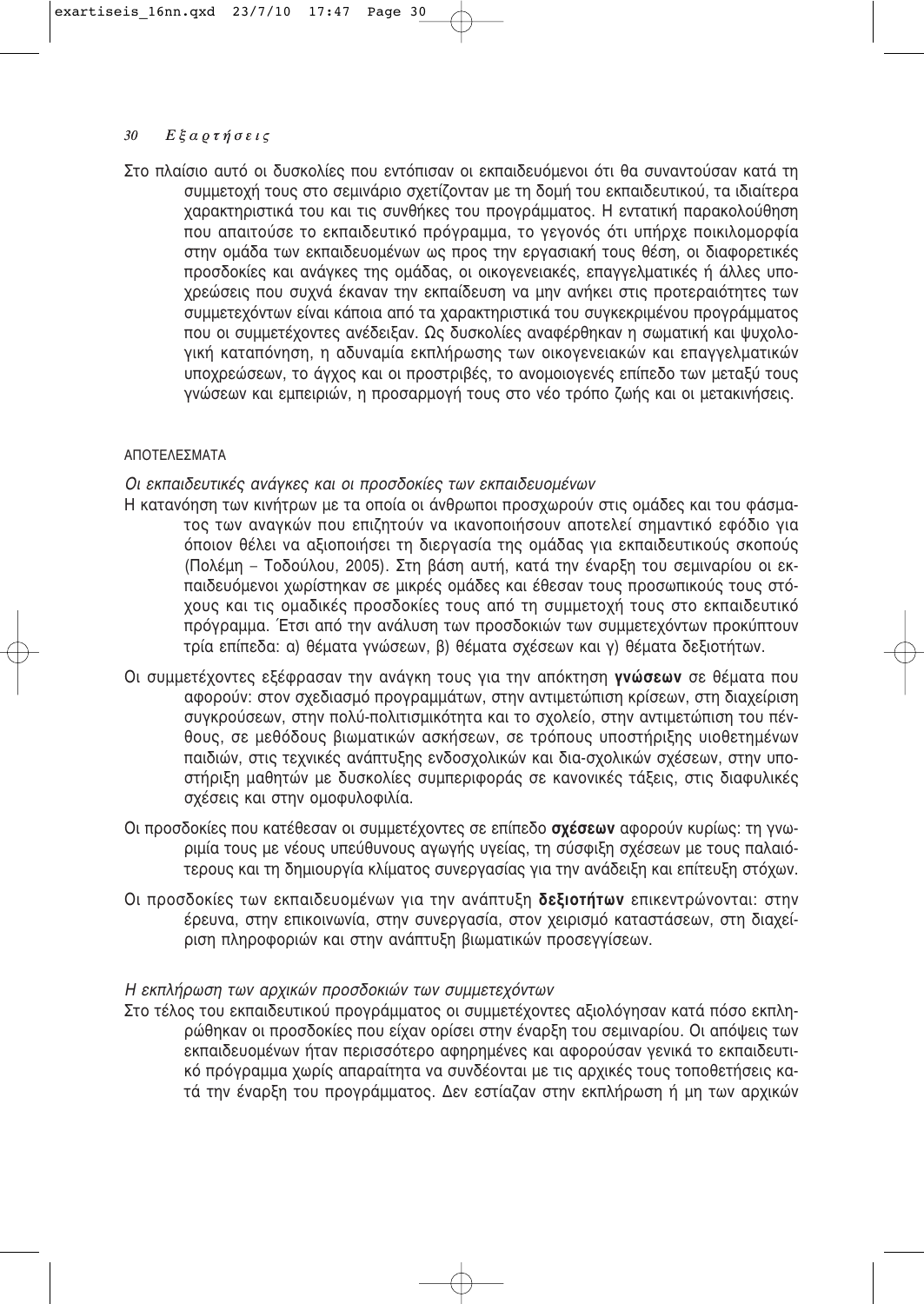Στο πλαίσιο αυτό οι δυσκολίες που εντόπισαν οι εκπαιδευόμενοι ότι θα συναντούσαν κατά τη συμμετοχή τους στο σεμινάριο σχετίζονταν με τη δομή του εκπαιδευτικού, τα ιδιαίτερα χαρακτηριστικά του και τις συνθήκες του προγράμματος. Η εντατική παρακολούθηση που απαιτούσε το εκπαιδευτικό πρόγραμμα, το γεγονός ότι υπήρχε ποικιλομορφία στην ομάδα των εκπαιδευομένων ως προς την εργασιακή τους θέση, οι διαφορετικές προσδοκίες και ανάγκες της ομάδας, οι οικογενειακές, επαγγελματικές ή άλλες υποχρεώσεις που συχνά έκαναν την εκπαίδευση να μην ανήκει στις προτεραιότητες των συμμετεχόντων είναι κάποια από τα χαρακτηριστικά του συγκεκριμένου προγράμματος που οι συμμετέχοντες ανέδειξαν. Ως δυσκολίες αναφέρθηκαν η σωματική και ψυχολογική καταπόνηση, η αδυναμία εκπλήρωσης των οικογενειακών και επαγγελματικών υποχρεώσεων, το άγχος και οι προστριβές, το ανομοιογενές επίπεδο των μεταξύ τους γνώσεων και εμπειριών, η προσαρμογή τους στο νέο τρόπο ζωής και οι μετακινήσεις.

## ΑΠΟΤΕΛΕΣΜΑΤΑ

### *Οι εκπαιδευτικές ανάγκες και οι προσδοκίες των εκπαιδευομένων*

Η κατανόηση των κινήτρων με τα οποία οι άνθρωποι προσχωρούν στις ομάδες και του φάσματος των αναγκών που επιζητούν να ικανοποιήσουν αποτελεί σημαντικό εφόδιο για όποιον θέλει να αξιοποιήσει τη διεργασία της ομάδας για εκπαιδευτικούς σκοπούς (Πολέμη – Τοδούλου, 2005). Στη βάση αυτή, κατά την έναρξη του σεμιναρίου οι εκπαιδευόμενοι χωρίστηκαν σε μικρές ομάδες και έθεσαν τους προσωπικούς τους στόχους και τις ομαδικές προσδοκίες τους από τη συμμετοχή τους στο εκπαιδευτικό πρόγραμμα. Έτσι από την ανάλυση των προσδοκιών των συμμετεχόντων προκύπτουν τρία επίπεδα: α) θέματα γνώσεων, β) θέματα σχέσεων και γ) θέματα δεξιοτήτων.

Οι συμμετέχοντες εξέφρασαν την ανάγκη τους για την απόκτηση **γνώσεων** σε θέματα που αφορούν: στον σχεδιασμό προγραμμάτων, στην αντιμετώπιση κρίσεων, στη διαχείριση συγκρούσεων, στην πολύ-πολιτισμικότητα και το σχολείο, στην αντιμετώπιση του πένθους, σε μεθόδους βιωματικών ασκήσεων, σε τρόπους υποστήριξης υιοθετημένων παιδιών, στις τεχνικές ανάπτυξης ενδοσχολικών και δια-σχολικών σχέσεων, στην υποστήριξη μαθητών με δυσκολίες συμπεριφοράς σε κανονικές τάξεις, στις διαφυλικές σχέσεις και στην ομοφυλοφιλία.

Οι προσδοκίες που κατέθεσαν οι συμμετέχοντες σε επίπεδο **σχέσεων** αφορούν κυρίως: τη γνωριμία τους με νέους υπεύθυνους αγωγής υγείας, τη σύσφιξη σχέσεων με τους παλαιότερους και τη δημιουργία κλίματος συνεργασίας για την ανάδειξη και επίτευξη στόχων.

Οι προσδοκίες των εκπαιδευομένων για την ανάπτυξη **δεξιοτήτων** επικεντρώνονται: στην έρευνα, στην επικοινωνία, στην συνεργασία, στον χειρισμό καταστάσεων, στη διαχείριση πληροφοριών και στην ανάπτυξη βιωματικών προσεγγίσεων.

### *Η εκπλήρωση των αρχικών προσδοκιών των συμμετεχόντων*

Στο τέλος του εκπαιδευτικού προγράμματος οι συμμετέχοντες αξιολόγησαν κατά πόσο εκπληρώθηκαν οι προσδοκίες που είχαν ορίσει στην έναρξη του σεμιναρίου. Οι απόψεις των εκπαιδευομένων ήταν περισσότερο αφηρημένες και αφορούσαν γενικά το εκπαιδευτικό πρόγραμμα χωρίς απαραίτητα να συνδέονται με τις αρχικές τους τοποθετήσεις κατά την έναρξη του προγράμματος. Δεν εστίαζαν στην εκπλήρωση ή μη των αρχικών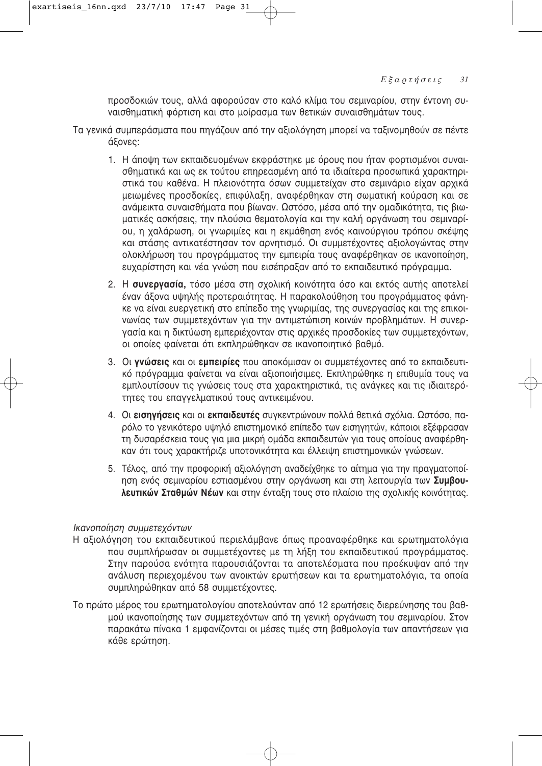προσδοκιών τους, αλλά αφορούσαν στο καλό κλίμα του σεμιναρίου, στην έντονη συναισθηματική φόρτιση και στο μοίρασμα των θετικών συναισθημάτων τους.

Τα γενικά συμπεράσματα που πηγάζουν από την αξιολόγηση μπορεί να ταξινομηθούν σε πέντε άξονες:

1. Η άποψη των εκπαιδευομένων εκφράστηκε με όρους που ήταν φορτισμένοι συναισθηματικά και ως εκ τούτου επηρεασμένη από τα ιδιαίτερα προσωπικά χαρακτηριστικά του καθένα. Η πλειονότητα όσων συμμετείχαν στο σεμινάριο είχαν αρχικά μειωμένες προσδοκίες, επιφύλαξη, αναφέρθηκαν στη σωματική κούραση και σε ανάμεικτα συναισθήματα που βίωναν. Ωστόσο, μέσα από την ομαδικότητα, τις βιωματικές ασκήσεις, την πλούσια θεματολογία και την καλή οργάνωση του σεμιναρίου, η χαλάρωση, οι γνωριμίες και η εκμάθηση ενός καινούργιου τρόπου σκέψης και στάσης αντικατέστησαν τον αρνητισμό. Οι συμμετέχοντες αξιολογώντας στην ολοκλήρωση του προγράμματος την εμπειρία τους αναφέρθηκαν σε ικανοποίηση, ευχαρίστηση και νέα γνώση που εισέπραξαν από το εκπαιδευτικό πρόγραμμα.
2. Η **συνεργασία,** τόσο μέσα στη σχολική κοινότητα όσο και εκτός αυτής αποτελεί έναν άξονα υψηλής προτεραιότητας. Η παρακολούθηση του προγράμματος φάνηκε να είναι ευεργετική στο επίπεδο της γνωριμίας, της συνεργασίας και της επικοινωνίας των συμμετεχόντων για την αντιμετώπιση κοινών προβλημάτων. Η συνεργασία και η δικτύωση εμπεριέχονταν στις αρχικές προσδοκίες των συμμετεχόντων, οι οποίες φαίνεται ότι εκπληρώθηκαν σε ικανοποιητικό βαθμό.
3. Οι **γνώσεις** και οι **εμπειρίες** που αποκόμισαν οι συμμετέχοντες από το εκπαιδευτικό πρόγραμμα φαίνεται να είναι αξιοποιήσιμες. Εκπληρώθηκε η επιθυμία τους να εμπλουτίσουν τις γνώσεις τους στα χαρακτηριστικά, τις ανάγκες και τις ιδιαιτερότητες του επαγγελματικού τους αντικειμένου.
4. Οι **εισηγήσεις** και οι **εκπαιδευτές** συγκεντρώνουν πολλά θετικά σχόλια. Ωστόσο, παρόλο το γενικότερο υψηλό επιστημονικό επίπεδο των εισηγητών, κάποιοι εξέφρασαν τη δυσαρέσκεια τους για μια μικρή ομάδα εκπαιδευτών για τους οποίους αναφέρθηκαν ότι τους χαρακτήριζε υποτονικότητα και έλλειψη επιστημονικών γνώσεων.
5. Τέλος, από την προφορική αξιολόγηση αναδείχθηκε το αίτημα για την πραγματοποίηση ενός σεμιναρίου εστιασμένου στην οργάνωση και στη λειτουργία των **Συμβουλευτικών Σταθμών Νέων** και στην ένταξη τους στο πλαίσιο της σχολικής κοινότητας.

*Ικανοποίηση συμμετεχόντων*

Η αξιολόγηση του εκπαιδευτικού περιελάμβανε όπως προαναφέρθηκε και ερωτηματολόγια που συμπλήρωσαν οι συμμετέχοντες με τη λήξη του εκπαιδευτικού προγράμματος. Στην παρούσα ενότητα παρουσιάζονται τα αποτελέσματα που προέκυψαν από την ανάλυση περιεχομένου των ανοικτών ερωτήσεων και τα ερωτηματολόγια, τα οποία συμπληρώθηκαν από 58 συμμετέχοντες.

Το πρώτο μέρος του ερωτηματολογίου αποτελούνταν από 12 ερωτήσεις διερεύνησης του βαθμού ικανοποίησης των συμμετεχόντων από τη γενική οργάνωση του σεμιναρίου. Στον παρακάτω πίνακα 1 εμφανίζονται οι μέσες τιμές στη βαθμολογία των απαντήσεων για κάθε ερώτηση.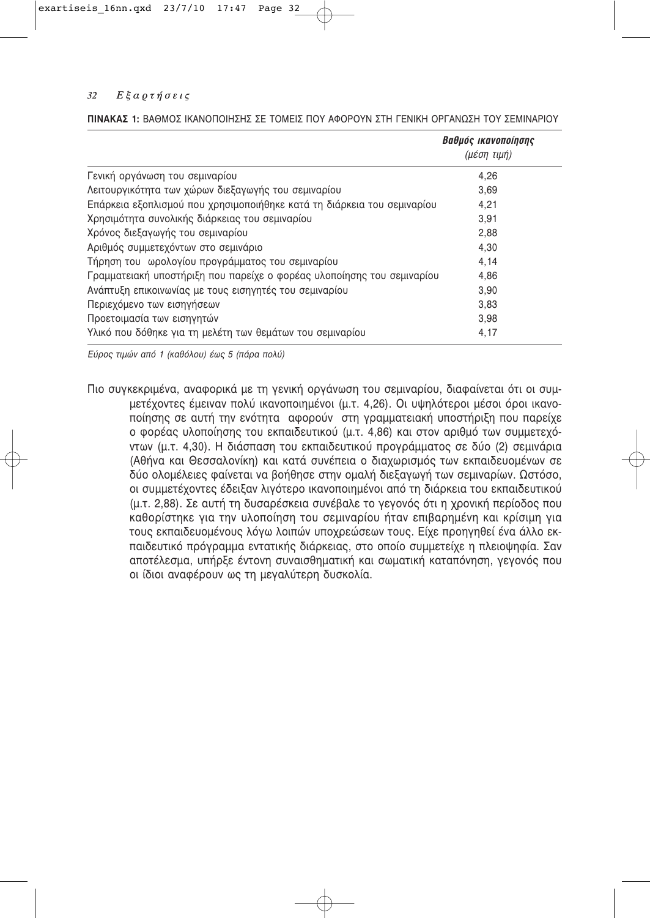**ΠΙΝΑΚΑΣ 1:** ΒΑΘΜΟΣ ΙΚΑΝΟΠΟΙΗΣΗΣ ΣΕ ΤΟΜΕΙΣ ΠΟΥ ΑΦΟΡΟΥΝ ΣΤΗ ΓΕΝΙΚΗ ΟΡΓΑΝΩΣΗ ΤΟΥ ΣΕΜΙΝΑΡΙΟΥ

| | ***Βαθμός ικανοποίησης*** *(μέση τιμή)* |
|---|---|
| Γενική οργάνωση του σεμιναρίου | 4,26 |
| Λειτουργικότητα των χώρων διεξαγωγής του σεμιναρίου | 3,69 |
| Επάρκεια εξοπλισμού που χρησιμοποιήθηκε κατά τη διάρκεια του σεμιναρίου | 4,21 |
| Χρησιμότητα συνολικής διάρκειας του σεμιναρίου | 3,91 |
| Χρόνος διεξαγωγής του σεμιναρίου | 2,88 |
| Αριθμός συμμετεχόντων στο σεμινάριο | 4,30 |
| Τήρηση του ωρολογίου προγράμματος του σεμιναρίου | 4,14 |
| Γραμματειακή υποστήριξη που παρείχε ο φορέας υλοποίησης του σεμιναρίου | 4,86 |
| Ανάπτυξη επικοινωνίας με τους εισηγητές του σεμιναρίου | 3,90 |
| Περιεχόμενο των εισηγήσεων | 3,83 |
| Προετοιμασία των εισηγητών | 3,98 |
| Υλικό που δόθηκε για τη μελέτη των θεμάτων του σεμιναρίου | 4,17 |

*Εύρος τιμών από 1 (καθόλου) έως 5 (πάρα πολύ)*

Πιο συγκεκριμένα, αναφορικά με τη γενική οργάνωση του σεμιναρίου, διαφαίνεται ότι οι συμμετέχοντες έμειναν πολύ ικανοποιημένοι (μ.τ. 4,26). Οι υψηλότεροι μέσοι όροι ικανοποίησης σε αυτή την ενότητα αφορούν στη γραμματειακή υποστήριξη που παρείχε ο φορέας υλοποίησης του εκπαιδευτικού (μ.τ. 4,86) και στον αριθμό των συμμετεχόντων (μ.τ. 4,30). Η διάσπαση του εκπαιδευτικού προγράμματος σε δύο (2) σεμινάρια (Αθήνα και Θεσσαλονίκη) και κατά συνέπεια ο διαχωρισμός των εκπαιδευομένων σε δύο ολομέλειες φαίνεται να βοήθησε στην ομαλή διεξαγωγή των σεμιναρίων. Ωστόσο, οι συμμετέχοντες έδειξαν λιγότερο ικανοποιημένοι από τη διάρκεια του εκπαιδευτικού (μ.τ. 2,88). Σε αυτή τη δυσαρέσκεια συνέβαλε το γεγονός ότι η χρονική περίοδος που καθορίστηκε για την υλοποίηση του σεμιναρίου ήταν επιβαρημένη και κρίσιμη για τους εκπαιδευομένους λόγω λοιπών υποχρεώσεων τους. Είχε προηγηθεί ένα άλλο εκπαιδευτικό πρόγραμμα εντατικής διάρκειας, στο οποίο συμμετείχε η πλειοψηφία. Σαν αποτέλεσμα, υπήρξε έντονη συναισθηματική και σωματική καταπόνηση, γεγονός που οι ίδιοι αναφέρουν ως τη μεγαλύτερη δυσκολία.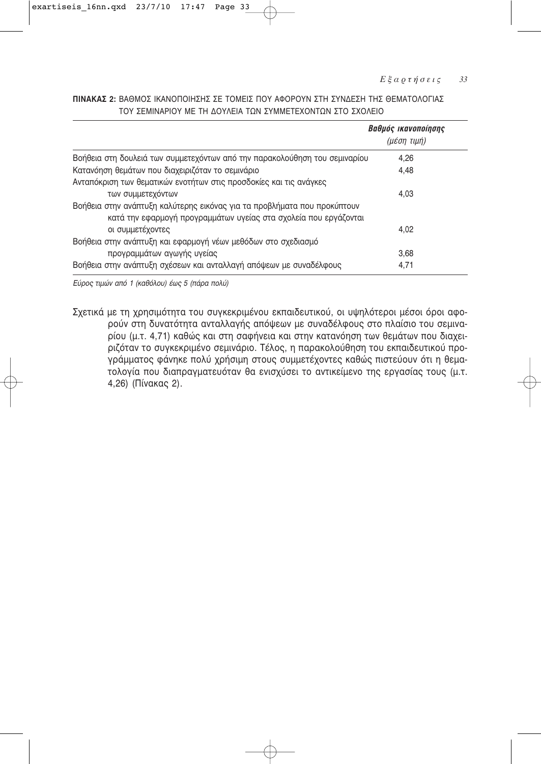**ΠΙΝΑΚΑΣ 2:** ΒΑΘΜΟΣ ΙΚΑΝΟΠΟΙΗΣΗΣ ΣΕ ΤΟΜΕΙΣ ΠΟΥ ΑΦΟΡΟΥΝ ΣΤΗ ΣΥΝΔΕΣΗ ΤΗΣ ΘΕΜΑΤΟΛΟΓΙΑΣ ΤΟΥ ΣΕΜΙΝΑΡΙΟΥ ΜΕ ΤΗ ΔΟΥΛΕΙΑ ΤΩΝ ΣΥΜΜΕΤΕΧΟΝΤΩΝ ΣΤΟ ΣΧΟΛΕΙΟ

| | ***Βαθμός ικανοποίησης*** *(μέση τιμή)* |
|---|---|
| Βοήθεια στη δουλειά των συμμετεχόντων από την παρακολούθηση του σεμιναρίου | 4,26 |
| Κατανόηση θεμάτων που διαχειριζόταν το σεμινάριο | 4,48 |
| Ανταπόκριση των θεματικών ενοτήτων στις προσδοκίες και τις ανάγκες των συμμετεχόντων | 4,03 |
| Βοήθεια στην ανάπτυξη καλύτερης εικόνας για τα προβλήματα που προκύπτουν κατά την εφαρμογή προγραμμάτων υγείας στα σχολεία που εργάζονται οι συμμετέχοντες | 4,02 |
| Βοήθεια στην ανάπτυξη και εφαρμογή νέων μεθόδων στο σχεδιασμό προγραμμάτων αγωγής υγείας | 3,68 |
| Βοήθεια στην ανάπτυξη σχέσεων και ανταλλαγή απόψεων με συναδέλφους | 4,71 |

*Εύρος τιμών από 1 (καθόλου) έως 5 (πάρα πολύ)*

Σχετικά με τη χρησιμότητα του συγκεκριμένου εκπαιδευτικού, οι υψηλότεροι μέσοι όροι αφορούν στη δυνατότητα ανταλλαγής απόψεων με συναδέλφους στο πλαίσιο του σεμιναρίου (μ.τ. 4,71) καθώς και στη σαφήνεια και στην κατανόηση των θεμάτων που διαχειριζόταν το συγκεκριμένο σεμινάριο. Τέλος, η παρακολούθηση του εκπαιδευτικού προγράμματος φάνηκε πολύ χρήσιμη στους συμμετέχοντες καθώς πιστεύουν ότι η θεματολογία που διαπραγματευόταν θα ενισχύσει το αντικείμενο της εργασίας τους (μ.τ. 4,26) (Πίνακας 2).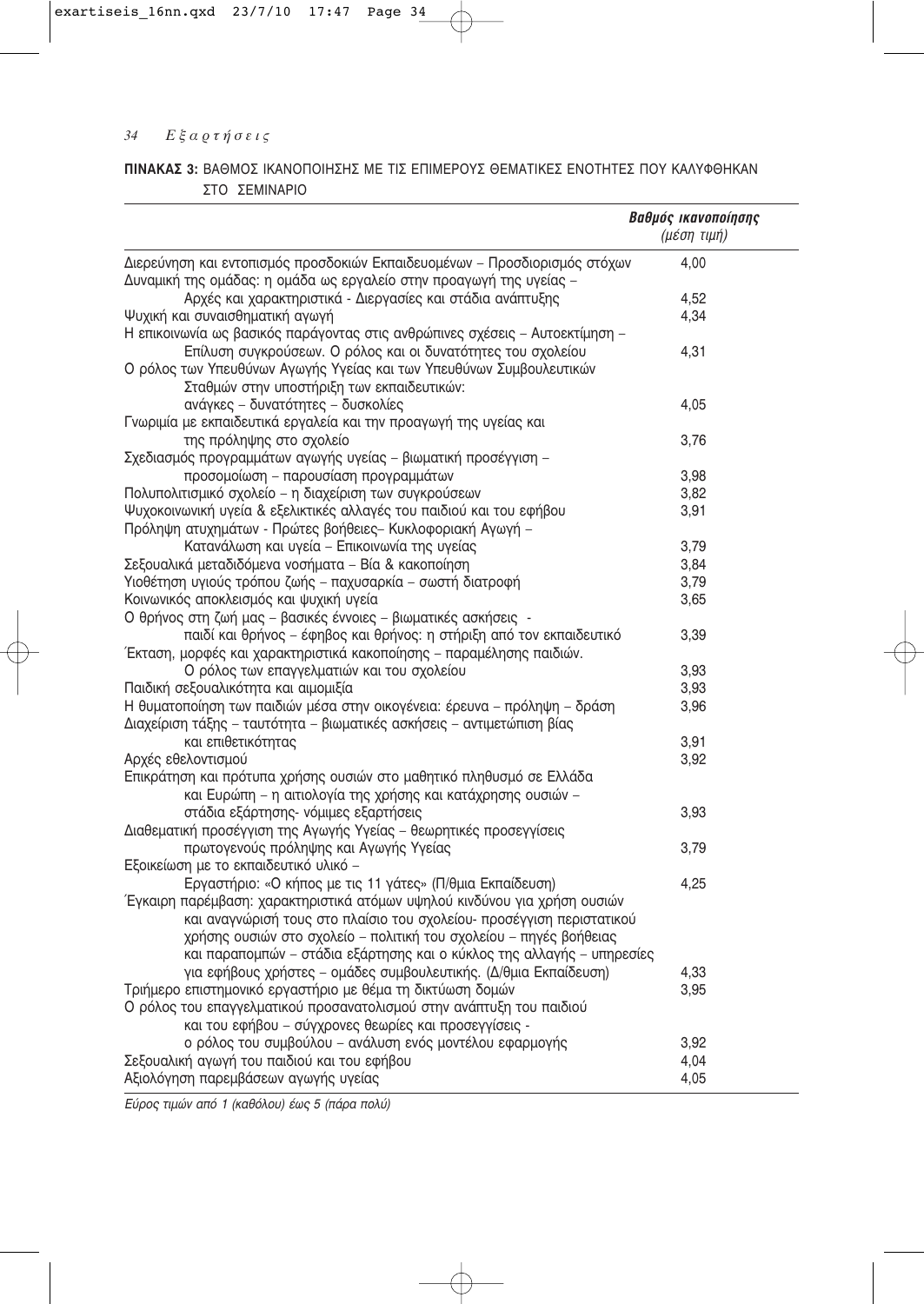**ΠΙΝΑΚΑΣ 3:** ΒΑΘΜΟΣ ΙΚΑΝΟΠΟΙΗΣΗΣ ΜΕ ΤΙΣ ΕΠΙΜΕΡΟΥΣ ΘΕΜΑΤΙΚΕΣ ΕΝΟΤΗΤΕΣ ΠΟΥ ΚΑΛΥΦΘΗΚΑΝ ΣΤΟ ΣΕΜΙΝΑΡΙΟ

| | ***Βαθμός ικανοποίησης*** *(μέση τιμή)* |
|---|---|
| Διερεύνηση και εντοπισμός προσδοκιών Εκπαιδευομένων – Προσδιορισμός στόχων | 4,00 |
| Δυναμική της ομάδας: η ομάδα ως εργαλείο στην προαγωγή της υγείας – Αρχές και χαρακτηριστικά - Διεργασίες και στάδια ανάπτυξης | 4,52 |
| Ψυχική και συναισθηματική αγωγή | 4,34 |
| Η επικοινωνία ως βασικός παράγοντας στις ανθρώπινες σχέσεις – Αυτοεκτίμηση – Επίλυση συγκρούσεων. Ο ρόλος και οι δυνατότητες του σχολείου | 4,31 |
| Ο ρόλος των Υπευθύνων Αγωγής Υγείας και των Υπευθύνων Συμβουλευτικών Σταθμών στην υποστήριξη των εκπαιδευτικών: ανάγκες – δυνατότητες – δυσκολίες | 4,05 |
| Γνωριμία με εκπαιδευτικά εργαλεία και την προαγωγή της υγείας και της πρόληψης στο σχολείο | 3,76 |
| Σχεδιασμός προγραμμάτων αγωγής υγείας – βιωματική προσέγγιση – προσομοίωση – παρουσίαση προγραμμάτων | 3,98 |
| Πολυπολιτισμικό σχολείο – η διαχείριση των συγκρούσεων | 3,82 |
| Ψυχοκοινωνική υγεία & εξελικτικές αλλαγές του παιδιού και του εφήβου | 3,91 |
| Πρόληψη ατυχημάτων - Πρώτες βοήθειες– Κυκλοφοριακή Αγωγή – Κατανάλωση και υγεία – Επικοινωνία της υγείας | 3,79 |
| Σεξουαλικά μεταδιδόμενα νοσήματα – Βία & κακοποίηση | 3,84 |
| Υιοθέτηση υγιούς τρόπου ζωής – παχυσαρκία – σωστή διατροφή | 3,79 |
| Κοινωνικός αποκλεισμός και ψυχική υγεία | 3,65 |
| Ο θρήνος στη ζωή μας – βασικές έννοιες – βιωματικές ασκήσεις - παιδί και θρήνος – έφηβος και θρήνος: η στήριξη από τον εκπαιδευτικό | 3,39 |
| Έκταση, μορφές και χαρακτηριστικά κακοποίησης – παραμέλησης παιδιών. Ο ρόλος των επαγγελματιών και του σχολείου | 3,93 |
| Παιδική σεξουαλικότητα και αιμομιξία | 3,93 |
| Η θυματοποίηση των παιδιών μέσα στην οικογένεια: έρευνα – πρόληψη – δράση | 3,96 |
| Διαχείριση τάξης – ταυτότητα – βιωματικές ασκήσεις – αντιμετώπιση βίας και επιθετικότητας | 3,91 |
| Αρχές εθελοντισμού | 3,92 |
| Επικράτηση και πρότυπα χρήσης ουσιών στο μαθητικό πληθυσμό σε Ελλάδα και Ευρώπη – η αιτιολογία της χρήσης και κατάχρησης ουσιών – στάδια εξάρτησης- νόμιμες εξαρτήσεις | 3,93 |
| Διαθεματική προσέγγιση της Αγωγής Υγείας – θεωρητικές προσεγγίσεις πρωτογενούς πρόληψης και Αγωγής Υγείας | 3,79 |
| Εξοικείωση με το εκπαιδευτικό υλικό – Εργαστήριο: «Ο κήπος με τις 11 γάτες» (Π/θμια Εκπαίδευση) | 4,25 |
| Έγκαιρη παρέμβαση: χαρακτηριστικά ατόμων υψηλού κινδύνου για χρήση ουσιών και αναγνώρισή τους στο πλαίσιο του σχολείου- προσέγγιση περιστατικού χρήσης ουσιών στο σχολείο – πολιτική του σχολείου – πηγές βοήθειας και παραπομπών – στάδια εξάρτησης και ο κύκλος της αλλαγής – υπηρεσίες για εφήβους χρήστες – ομάδες συμβουλευτικής. (Δ/θμια Εκπαίδευση) | 4,33 |
| Τριήμερο επιστημονικό εργαστήριο με θέμα τη δικτύωση δομών | 3,95 |
| Ο ρόλος του επαγγελματικού προσανατολισμού στην ανάπτυξη του παιδιού και του εφήβου – σύγχρονες θεωρίες και προσεγγίσεις - ο ρόλος του συμβούλου – ανάλυση ενός μοντέλου εφαρμογής | 3,92 |
| Σεξουαλική αγωγή του παιδιού και του εφήβου | 4,04 |
| Αξιολόγηση παρεμβάσεων αγωγής υγείας | 4,05 |

*Εύρος τιμών από 1 (καθόλου) έως 5 (πάρα πολύ)*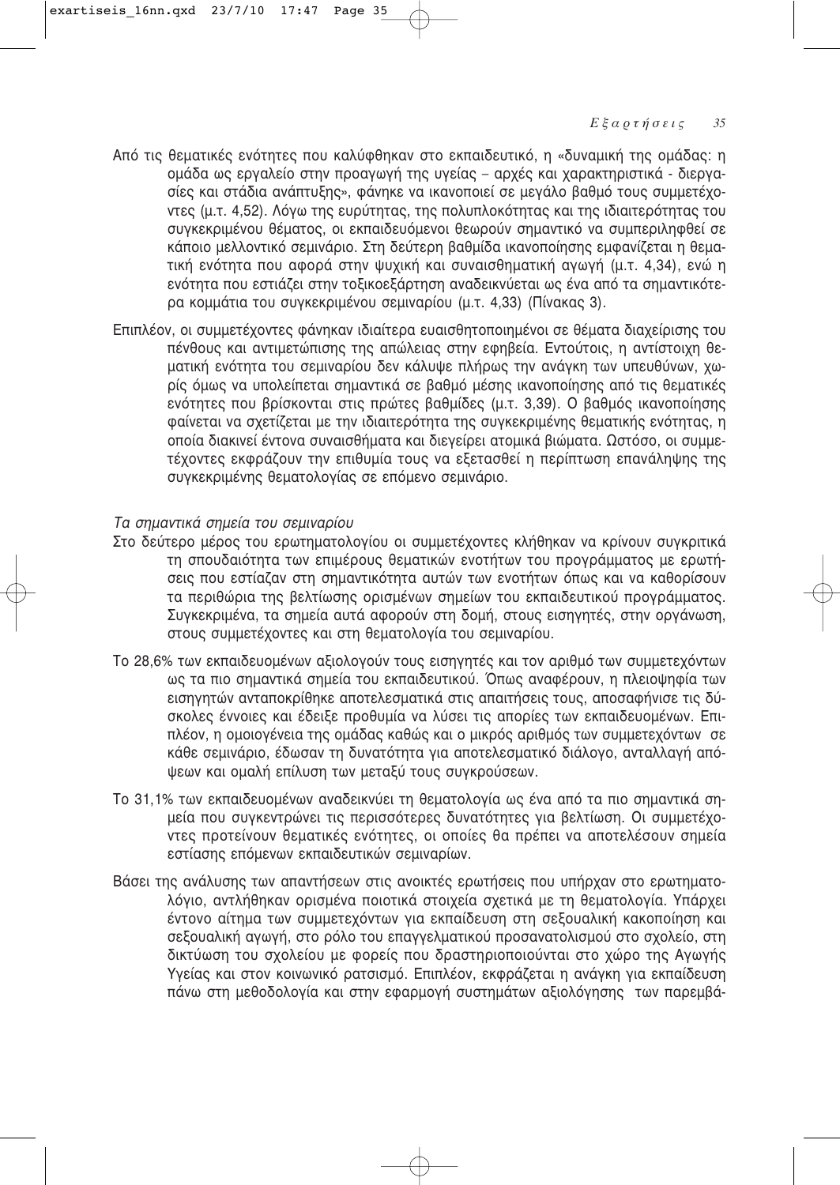Από τις θεματικές ενότητες που καλύφθηκαν στο εκπαιδευτικό, η «δυναμική της ομάδας: η ομάδα ως εργαλείο στην προαγωγή της υγείας – αρχές και χαρακτηριστικά - διεργασίες και στάδια ανάπτυξης», φάνηκε να ικανοποιεί σε μεγάλο βαθμό τους συμμετέχοντες (μ.τ. 4,52). Λόγω της ευρύτητας, της πολυπλοκότητας και της ιδιαιτερότητας του συγκεκριμένου θέματος, οι εκπαιδευόμενοι θεωρούν σημαντικό να συμπεριληφθεί σε κάποιο μελλοντικό σεμινάριο. Στη δεύτερη βαθμίδα ικανοποίησης εμφανίζεται η θεματική ενότητα που αφορά στην ψυχική και συναισθηματική αγωγή (μ.τ. 4,34), ενώ η ενότητα που εστιάζει στην τοξικοεξάρτηση αναδεικνύεται ως ένα από τα σημαντικότερα κομμάτια του συγκεκριμένου σεμιναρίου (μ.τ. 4,33) (Πίνακας 3).

Επιπλέον, οι συμμετέχοντες φάνηκαν ιδιαίτερα ευαισθητοποιημένοι σε θέματα διαχείρισης του πένθους και αντιμετώπισης της απώλειας στην εφηβεία. Εντούτοις, η αντίστοιχη θεματική ενότητα του σεμιναρίου δεν κάλυψε πλήρως την ανάγκη των υπευθύνων, χωρίς όμως να υπολείπεται σημαντικά σε βαθμό μέσης ικανοποίησης από τις θεματικές ενότητες που βρίσκονται στις πρώτες βαθμίδες (μ.τ. 3,39). Ο βαθμός ικανοποίησης φαίνεται να σχετίζεται με την ιδιαιτερότητα της συγκεκριμένης θεματικής ενότητας, η οποία διακινεί έντονα συναισθήματα και διεγείρει ατομικά βιώματα. Ωστόσο, οι συμμετέχοντες εκφράζουν την επιθυμία τους να εξετασθεί η περίπτωση επανάληψης της συγκεκριμένης θεματολογίας σε επόμενο σεμινάριο.

*Τα σημαντικά σημεία του σεμιναρίου*

Στο δεύτερο μέρος του ερωτηματολογίου οι συμμετέχοντες κλήθηκαν να κρίνουν συγκριτικά τη σπουδαιότητα των επιμέρους θεματικών ενοτήτων του προγράμματος με ερωτήσεις που εστίαζαν στη σημαντικότητα αυτών των ενοτήτων όπως και να καθορίσουν τα περιθώρια της βελτίωσης ορισμένων σημείων του εκπαιδευτικού προγράμματος. Συγκεκριμένα, τα σημεία αυτά αφορούν στη δομή, στους εισηγητές, στην οργάνωση, στους συμμετέχοντες και στη θεματολογία του σεμιναρίου.

Το 28,6% των εκπαιδευομένων αξιολογούν τους εισηγητές και τον αριθμό των συμμετεχόντων ως τα πιο σημαντικά σημεία του εκπαιδευτικού. Όπως αναφέρουν, η πλειοψηφία των εισηγητών ανταποκρίθηκε αποτελεσματικά στις απαιτήσεις τους, αποσαφήνισε τις δύσκολες έννοιες και έδειξε προθυμία να λύσει τις απορίες των εκπαιδευομένων. Επιπλέον, η ομοιογένεια της ομάδας καθώς και ο μικρός αριθμός των συμμετεχόντων σε κάθε σεμινάριο, έδωσαν τη δυνατότητα για αποτελεσματικό διάλογο, ανταλλαγή απόψεων και ομαλή επίλυση των μεταξύ τους συγκρούσεων.

Το 31,1% των εκπαιδευομένων αναδεικνύει τη θεματολογία ως ένα από τα πιο σημαντικά σημεία που συγκεντρώνει τις περισσότερες δυνατότητες για βελτίωση. Οι συμμετέχοντες προτείνουν θεματικές ενότητες, οι οποίες θα πρέπει να αποτελέσουν σημεία εστίασης επόμενων εκπαιδευτικών σεμιναρίων.

Βάσει της ανάλυσης των απαντήσεων στις ανοικτές ερωτήσεις που υπήρχαν στο ερωτηματολόγιο, αντλήθηκαν ορισμένα ποιοτικά στοιχεία σχετικά με τη θεματολογία. Υπάρχει έντονο αίτημα των συμμετεχόντων για εκπαίδευση στη σεξουαλική κακοποίηση και σεξουαλική αγωγή, στο ρόλο του επαγγελματικού προσανατολισμού στο σχολείο, στη δικτύωση του σχολείου με φορείς που δραστηριοποιούνται στο χώρο της Αγωγής Υγείας και στον κοινωνικό ρατσισμό. Επιπλέον, εκφράζεται η ανάγκη για εκπαίδευση πάνω στη μεθοδολογία και στην εφαρμογή συστημάτων αξιολόγησης των παρεμβά-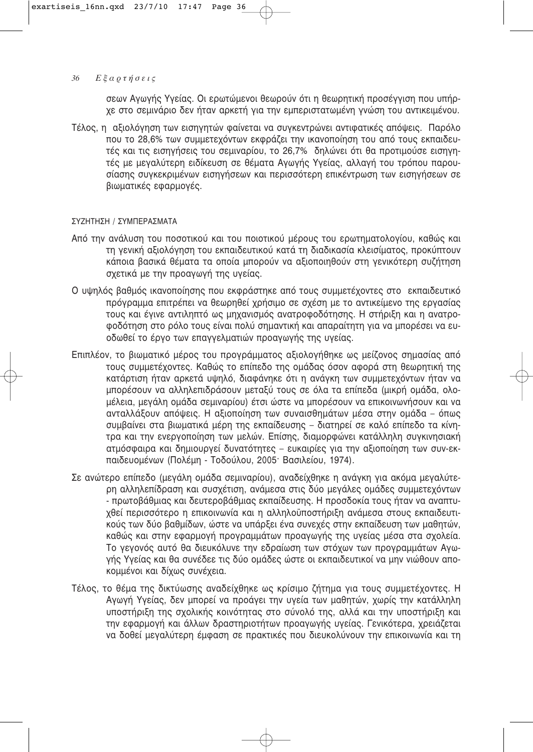σεων Αγωγής Υγείας. Οι ερωτώμενοι θεωρούν ότι η θεωρητική προσέγγιση που υπήρχε στο σεμινάριο δεν ήταν αρκετή για την εμπεριστατωμένη γνώση του αντικειμένου.

Τέλος, η αξιολόγηση των εισηγητών φαίνεται να συγκεντρώνει αντιφατικές απόψεις. Παρόλο που το 28,6% των συμμετεχόντων εκφράζει την ικανοποίηση του από τους εκπαιδευτές και τις εισηγήσεις του σεμιναρίου, το 26,7% δηλώνει ότι θα προτιμούσε εισηγητές με μεγαλύτερη ειδίκευση σε θέματα Αγωγής Υγείας, αλλαγή του τρόπου παρουσίασης συγκεκριμένων εισηγήσεων και περισσότερη επικέντρωση των εισηγήσεων σε βιωματικές εφαρμογές.

## ΣΥΖΗΤΗΣΗ / ΣΥΜΠΕΡΑΣΜΑΤΑ

Από την ανάλυση του ποσοτικού και του ποιοτικού μέρους του ερωτηματολογίου, καθώς και τη γενική αξιολόγηση του εκπαιδευτικού κατά τη διαδικασία κλεισίματος, προκύπτουν κάποια βασικά θέματα τα οποία μπορούν να αξιοποιηθούν στη γενικότερη συζήτηση σχετικά με την προαγωγή της υγείας.

Ο υψηλός βαθμός ικανοποίησης που εκφράστηκε από τους συμμετέχοντες στο εκπαιδευτικό πρόγραμμα επιτρέπει να θεωρηθεί χρήσιμο σε σχέση με το αντικείμενο της εργασίας τους και έγινε αντιληπτό ως μηχανισμός ανατροφοδότησης. Η στήριξη και η ανατροφοδότηση στο ρόλο τους είναι πολύ σημαντική και απαραίτητη για να μπορέσει να ευοδωθεί το έργο των επαγγελματιών προαγωγής της υγείας.

Επιπλέον, το βιωματικό μέρος του προγράμματος αξιολογήθηκε ως μείζονος σημασίας από τους συμμετέχοντες. Καθώς το επίπεδο της ομάδας όσον αφορά στη θεωρητική της κατάρτιση ήταν αρκετά υψηλό, διαφάνηκε ότι η ανάγκη των συμμετεχόντων ήταν να μπορέσουν να αλληλεπιδράσουν μεταξύ τους σε όλα τα επίπεδα (μικρή ομάδα, ολομέλεια, μεγάλη ομάδα σεμιναρίου) έτσι ώστε να μπορέσουν να επικοινωνήσουν και να ανταλλάξουν απόψεις. Η αξιοποίηση των συναισθημάτων μέσα στην ομάδα – όπως συμβαίνει στα βιωματικά μέρη της εκπαίδευσης – διατηρεί σε καλό επίπεδο τα κίνητρα και την ενεργοποίηση των μελών. Επίσης, διαμορφώνει κατάλληλη συγκινησιακή ατμόσφαιρα και δημιουργεί δυνατότητες – ευκαιρίες για την αξιοποίηση των συν-εκπαιδευομένων (Πολέμη - Τοδούλου, 2005· Βασιλείου, 1974).

Σε ανώτερο επίπεδο (μεγάλη ομάδα σεμιναρίου), αναδείχθηκε η ανάγκη για ακόμα μεγαλύτερη αλληλεπίδραση και συσχέτιση, ανάμεσα στις δύο μεγάλες ομάδες συμμετεχόντων - πρωτοβάθμιας και δευτεροβάθμιας εκπαίδευσης. Η προσδοκία τους ήταν να αναπτυχθεί περισσότερο η επικοινωνία και η αλληλοϋποστήριξη ανάμεσα στους εκπαιδευτικούς των δύο βαθμίδων, ώστε να υπάρξει ένα συνεχές στην εκπαίδευση των μαθητών, καθώς και στην εφαρμογή προγραμμάτων προαγωγής της υγείας μέσα στα σχολεία. Το γεγονός αυτό θα διευκόλυνε την εδραίωση των στόχων των προγραμμάτων Αγωγής Υγείας και θα συνέδεε τις δύο ομάδες ώστε οι εκπαιδευτικοί να μην νιώθουν αποκομμένοι και δίχως συνέχεια.

Τέλος, το θέμα της δικτύωσης αναδείχθηκε ως κρίσιμο ζήτημα για τους συμμετέχοντες. Η Αγωγή Υγείας, δεν μπορεί να προάγει την υγεία των μαθητών, χωρίς την κατάλληλη υποστήριξη της σχολικής κοινότητας στο σύνολό της, αλλά και την υποστήριξη και την εφαρμογή και άλλων δραστηριοτήτων προαγωγής υγείας. Γενικότερα, χρειάζεται να δοθεί μεγαλύτερη έμφαση σε πρακτικές που διευκολύνουν την επικοινωνία και τη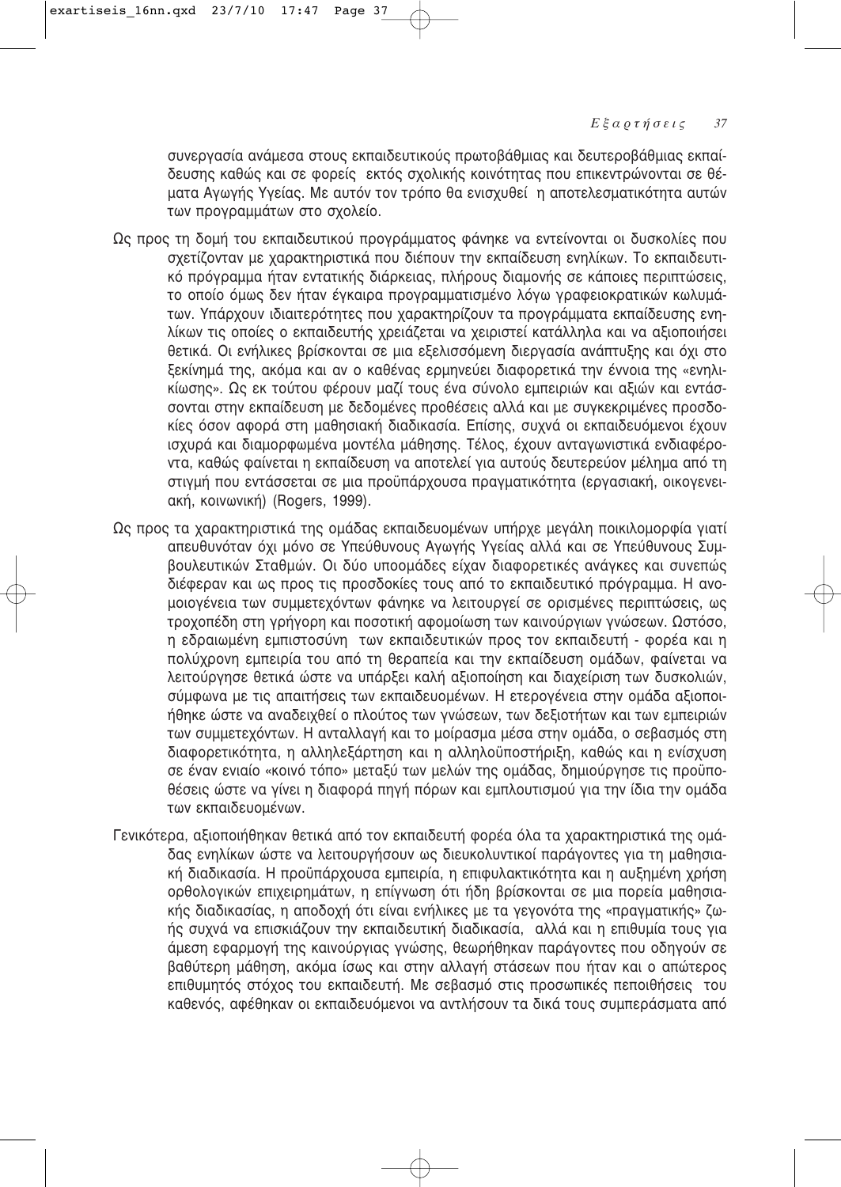συνεργασία ανάμεσα στους εκπαιδευτικούς πρωτοβάθμιας και δευτεροβάθμιας εκπαίδευσης καθώς και σε φορείς εκτός σχολικής κοινότητας που επικεντρώνονται σε θέματα Αγωγής Υγείας. Με αυτόν τον τρόπο θα ενισχυθεί η αποτελεσματικότητα αυτών των προγραμμάτων στο σχολείο.

Ως προς τη δομή του εκπαιδευτικού προγράμματος φάνηκε να εντείνονται οι δυσκολίες που σχετίζονταν με χαρακτηριστικά που διέπουν την εκπαίδευση ενηλίκων. Το εκπαιδευτικό πρόγραμμα ήταν εντατικής διάρκειας, πλήρους διαμονής σε κάποιες περιπτώσεις, το οποίο όμως δεν ήταν έγκαιρα προγραμματισμένο λόγω γραφειοκρατικών κωλυμάτων. Υπάρχουν ιδιαιτερότητες που χαρακτηρίζουν τα προγράμματα εκπαίδευσης ενηλίκων τις οποίες ο εκπαιδευτής χρειάζεται να χειριστεί κατάλληλα και να αξιοποιήσει θετικά. Οι ενήλικες βρίσκονται σε μια εξελισσόμενη διεργασία ανάπτυξης και όχι στο ξεκίνημά της, ακόμα και αν ο καθένας ερμηνεύει διαφορετικά την έννοια της «ενηλικίωσης». Ως εκ τούτου φέρουν μαζί τους ένα σύνολο εμπειριών και αξιών και εντάσσονται στην εκπαίδευση με δεδομένες προθέσεις αλλά και με συγκεκριμένες προσδοκίες όσον αφορά στη μαθησιακή διαδικασία. Επίσης, συχνά οι εκπαιδευόμενοι έχουν ισχυρά και διαμορφωμένα μοντέλα μάθησης. Τέλος, έχουν ανταγωνιστικά ενδιαφέροντα, καθώς φαίνεται η εκπαίδευση να αποτελεί για αυτούς δευτερεύον μέλημα από τη στιγμή που εντάσσεται σε μια προϋπάρχουσα πραγματικότητα (εργασιακή, οικογενειακή, κοινωνική) (Rogers, 1999).

Ως προς τα χαρακτηριστικά της ομάδας εκπαιδευομένων υπήρχε μεγάλη ποικιλομορφία γιατί απευθυνόταν όχι μόνο σε Υπεύθυνους Αγωγής Υγείας αλλά και σε Υπεύθυνους Συμβουλευτικών Σταθμών. Οι δύο υποομάδες είχαν διαφορετικές ανάγκες και συνεπώς διέφεραν και ως προς τις προσδοκίες τους από το εκπαιδευτικό πρόγραμμα. Η ανομοιογένεια των συμμετεχόντων φάνηκε να λειτουργεί σε ορισμένες περιπτώσεις, ως τροχοπέδη στη γρήγορη και ποσοτική αφομοίωση των καινούργιων γνώσεων. Ωστόσο, η εδραιωμένη εμπιστοσύνη των εκπαιδευτικών προς τον εκπαιδευτή - φορέα και η πολύχρονη εμπειρία του από τη θεραπεία και την εκπαίδευση ομάδων, φαίνεται να λειτούργησε θετικά ώστε να υπάρξει καλή αξιοποίηση και διαχείριση των δυσκολιών, σύμφωνα με τις απαιτήσεις των εκπαιδευομένων. Η ετερογένεια στην ομάδα αξιοποιήθηκε ώστε να αναδειχθεί ο πλούτος των γνώσεων, των δεξιοτήτων και των εμπειριών των συμμετεχόντων. Η ανταλλαγή και το μοίρασμα μέσα στην ομάδα, ο σεβασμός στη διαφορετικότητα, η αλληλεξάρτηση και η αλληλοϋποστήριξη, καθώς και η ενίσχυση σε έναν ενιαίο «κοινό τόπο» μεταξύ των μελών της ομάδας, δημιούργησε τις προϋποθέσεις ώστε να γίνει η διαφορά πηγή πόρων και εμπλουτισμού για την ίδια την ομάδα των εκπαιδευομένων.

Γενικότερα, αξιοποιήθηκαν θετικά από τον εκπαιδευτή φορέα όλα τα χαρακτηριστικά της ομάδας ενηλίκων ώστε να λειτουργήσουν ως διευκολυντικοί παράγοντες για τη μαθησιακή διαδικασία. Η προϋπάρχουσα εμπειρία, η επιφυλακτικότητα και η αυξημένη χρήση ορθολογικών επιχειρημάτων, η επίγνωση ότι ήδη βρίσκονται σε μια πορεία μαθησιακής διαδικασίας, η αποδοχή ότι είναι ενήλικες με τα γεγονότα της «πραγματικής» ζωής συχνά να επισκιάζουν την εκπαιδευτική διαδικασία, αλλά και η επιθυμία τους για άμεση εφαρμογή της καινούργιας γνώσης, θεωρήθηκαν παράγοντες που οδηγούν σε βαθύτερη μάθηση, ακόμα ίσως και στην αλλαγή στάσεων που ήταν και ο απώτερος επιθυμητός στόχος του εκπαιδευτή. Με σεβασμό στις προσωπικές πεποιθήσεις του καθενός, αφέθηκαν οι εκπαιδευόμενοι να αντλήσουν τα δικά τους συμπεράσματα από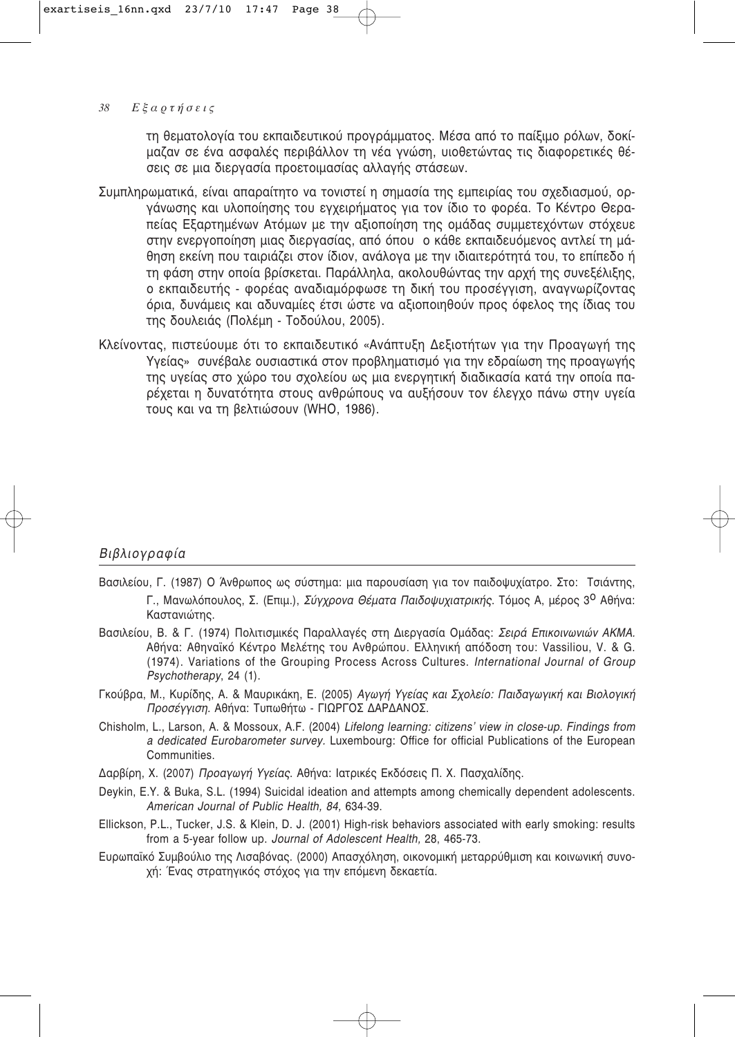τη θεματολογία του εκπαιδευτικού προγράμματος. Μέσα από το παίξιμο ρόλων, δοκίμαζαν σε ένα ασφαλές περιβάλλον τη νέα γνώση, υιοθετώντας τις διαφορετικές θέσεις σε μια διεργασία προετοιμασίας αλλαγής στάσεων.

Συμπληρωματικά, είναι απαραίτητο να τονιστεί η σημασία της εμπειρίας του σχεδιασμού, οργάνωσης και υλοποίησης του εγχειρήματος για τον ίδιο το φορέα. Το Κέντρο Θεραπείας Εξαρτημένων Ατόμων με την αξιοποίηση της ομάδας συμμετεχόντων στόχευε στην ενεργοποίηση μιας διεργασίας, από όπου ο κάθε εκπαιδευόμενος αντλεί τη μάθηση εκείνη που ταιριάζει στον ίδιον, ανάλογα με την ιδιαιτερότητά του, το επίπεδο ή τη φάση στην οποία βρίσκεται. Παράλληλα, ακολουθώντας την αρχή της συνεξέλιξης, ο εκπαιδευτής - φορέας αναδιαμόρφωσε τη δική του προσέγγιση, αναγνωρίζοντας όρια, δυνάμεις και αδυναμίες έτσι ώστε να αξιοποιηθούν προς όφελος της ίδιας του της δουλειάς (Πολέμη - Τοδούλου, 2005).

Κλείνοντας, πιστεύουμε ότι το εκπαιδευτικό «Ανάπτυξη Δεξιοτήτων για την Προαγωγή της Υγείας» συνέβαλε ουσιαστικά στον προβληματισμό για την εδραίωση της προαγωγής της υγείας στο χώρο του σχολείου ως μια ενεργητική διαδικασία κατά την οποία παρέχεται η δυνατότητα στους ανθρώπους να αυξήσουν τον έλεγχο πάνω στην υγεία τους και να τη βελτιώσουν (WHO, 1986).

## *Βιβλιογραφία*

Βασιλείου, Γ. (1987) Ο Άνθρωπος ως σύστημα: μια παρουσίαση για τον παιδοψυχίατρο. Στο: Τσιάντης, Γ., Μανωλόπουλος, Σ. (Επιμ.), *Σύγχρονα Θέματα Παιδοψυχιατρικής*. Τόμος Α, μέρος 3ο Αθήνα: Καστανιώτης.

Βασιλείου, Β. & Γ. (1974) Πολιτισμικές Παραλλαγές στη Διεργασία Ομάδας: *Σειρά Επικοινωνιών ΑΚΜΑ.* Αθήνα: Αθηναϊκό Κέντρο Μελέτης του Ανθρώπου. Ελληνική απόδοση του: Vassiliou, V. & G. (1974). Variations of the Grouping Process Across Cultures. *International Journal of Group Psychotherapy*, 24 (1).

Γκούβρα, Μ., Κυρίδης, Α. & Μαυρικάκη, Ε. (2005) *Αγωγή Υγείας και Σχολείο: Παιδαγωγική και Βιολογική Προσέγγιση.* Αθήνα: Τυπωθήτω - ΓΙΩΡΓΟΣ ΔΑΡΔΑΝΟΣ.

Chisholm, L., Larson, A. & Mossoux, A.F. (2004) *Lifelong learning: citizens' view in close-up. Findings from a dedicated Eurobarometer survey*. Luxembourg: Office for official Publications of the European Communities.

Δαρβίρη, Χ. (2007) *Προαγωγή Υγείας.* Αθήνα: Ιατρικές Εκδόσεις Π. Χ. Πασχαλίδης.

Deykin, E.Y. & Buka, S.L. (1994) Suicidal ideation and attempts among chemically dependent adolescents. *American Journal of Public Health, 84,* 634-39.

Ellickson, P.L., Tucker, J.S. & Klein, D. J. (2001) High-risk behaviors associated with early smoking: results from a 5-year follow up. *Journal of Adolescent Health,* 28, 465-73.

Ευρωπαϊκό Συμβούλιο της Λισαβόνας. (2000) Απασχόληση, οικονομική μεταρρύθμιση και κοινωνική συνοχή: Ένας στρατηγικός στόχος για την επόμενη δεκαετία.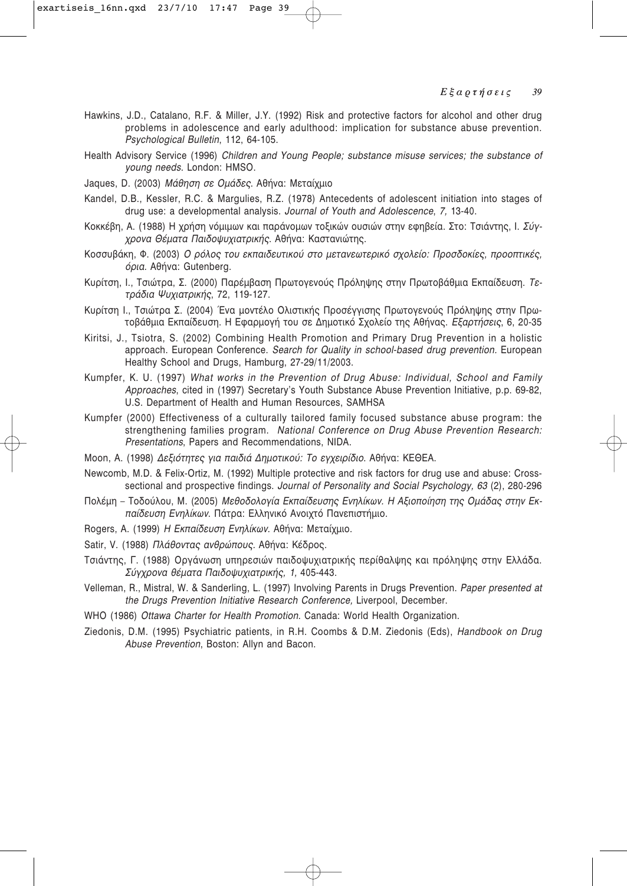Hawkins, J.D., Catalano, R.F. & Miller, J.Y. (1992) Risk and protective factors for alcohol and other drug problems in adolescence and early adulthood: implication for substance abuse prevention. *Psychological Bulletin*, 112, 64-105.

Health Advisory Service (1996) *Children and Young People; substance misuse services; the substance of young needs*. London: HMSO.

Jaques, D. (2003) *Μάθηση σε Ομάδες*. Αθήνα: Μεταίχμιο

Kandel, D.B., Kessler, R.C. & Margulies, R.Z. (1978) Antecedents of adolescent initiation into stages of drug use: a developmental analysis. *Journal of Youth and Adolescence*, *7,* 13-40.

Κοκκέβη, Α. (1988) Η χρήση νόμιμων και παράνομων τοξικών ουσιών στην εφηβεία. Στο: Τσιάντης, Ι. *Σύγχρονα Θέματα Παιδοψυχιατρικής*. Αθήνα: Καστανιώτης.

Κοσσυβάκη, Φ. (2003) *Ο ρόλος του εκπαιδευτικού στο μετανεωτερικό σχολείο: Προσδοκίες, προοπτικές, όρια*. Αθήνα: Gutenberg.

Κυρίτση, Ι., Τσιώτρα, Σ. (2000) Παρέμβαση Πρωτογενούς Πρόληψης στην Πρωτοβάθμια Εκπαίδευση. *Τετράδια Ψυχιατρικής*, 72, 119-127.

Κυρίτση Ι., Τσιώτρα Σ. (2004) Ένα μοντέλο Ολιστικής Προσέγγισης Πρωτογενούς Πρόληψης στην Πρωτοβάθμια Εκπαίδευση. Η Εφαρμογή του σε Δημοτικό Σχολείο της Αθήνας. *Εξαρτήσεις*, 6, 20-35

Kiritsi, J., Tsiotra, S. (2002) Combining Health Promotion and Primary Drug Prevention in a holistic approach. European Conference. *Search for Quality in school-based drug prevention*. European Healthy School and Drugs, Hamburg, 27-29/11/2003.

Kumpfer, K. U. (1997) *What works in the Prevention of Drug Abuse: Individual, School and Family Approaches*, cited in (1997) Secretary's Youth Substance Abuse Prevention Initiative, p.p. 69-82, U.S. Department of Health and Human Resources, SAMHSA

Kumpfer (2000) Effectiveness of a culturally tailored family focused substance abuse program: the strengthening families program. *National Conference on Drug Abuse Prevention Research: Presentations*, Papers and Recommendations, NIDA.

Moon, A. (1998) *Δεξιότητες για παιδιά Δημοτικού: Το εγχειρίδιο*. Αθήνα: ΚΕΘΕΑ.

Newcomb, M.D. & Felix-Ortiz, M. (1992) Multiple protective and risk factors for drug use and abuse: Cross-sectional and prospective findings. *Journal of Personality and Social Psychology, 63* (2), 280-296

Πολέμη – Τοδούλου, Μ. (2005) *Μεθοδολογία Εκπαίδευσης Ενηλίκων. Η Αξιοποίηση της Ομάδας στην Εκπαίδευση Ενηλίκων*. Πάτρα: Ελληνικό Ανοιχτό Πανεπιστήμιο.

Rogers, A. (1999) *Η Εκπαίδευση Ενηλίκων*. Αθήνα: Μεταίχμιο.

Satir, V. (1988) *Πλάθοντας ανθρώπους*. Αθήνα: Κέδρος.

Τσιάντης, Γ. (1988) Οργάνωση υπηρεσιών παιδοψυχιατρικής περίθαλψης και πρόληψης στην Ελλάδα. *Σύγχρονα θέματα Παιδοψυχιατρικής, 1,* 405-443.

Velleman, R., Mistral, W. & Sanderling, L. (1997) Involving Parents in Drugs Prevention. *Paper presented at the Drugs Prevention Initiative Research Conference,* Liverpool, December.

WHO (1986) *Ottawa Charter for Health Promotion.* Canada: World Health Organization.

Ziedonis, D.M. (1995) Psychiatric patients, in R.H. Coombs & D.M. Ziedonis (Eds), *Handbook on Drug Abuse Prevention*, Boston: Allyn and Bacon.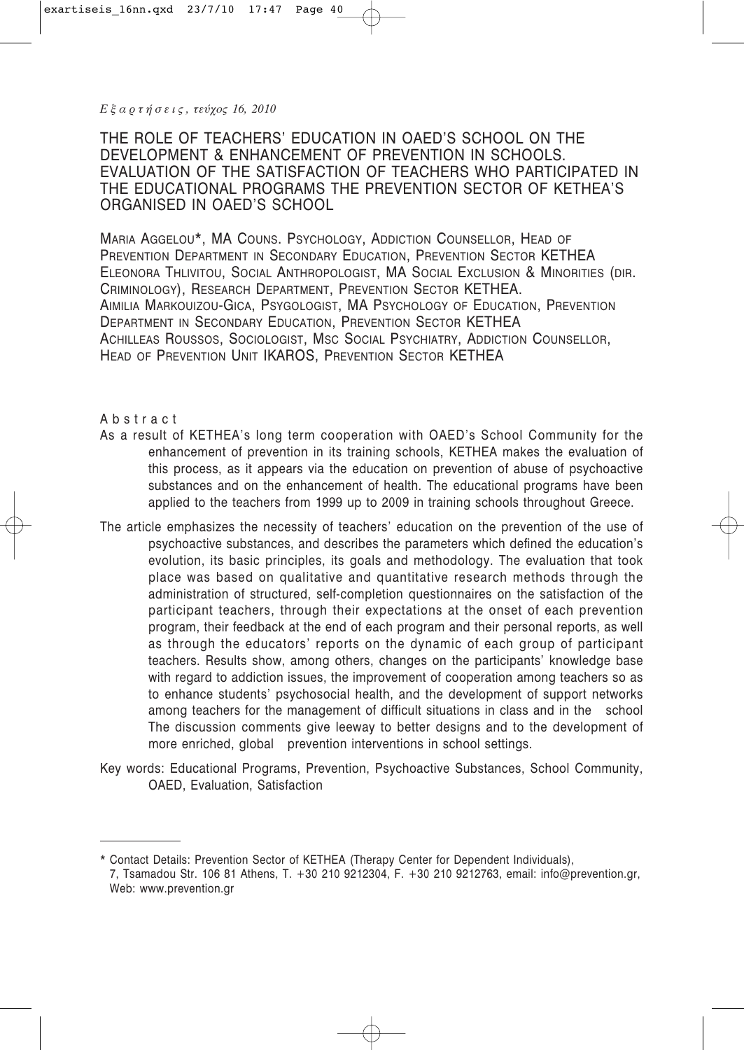# THE ROLE OF TEACHERS' EDUCATION IN OAED'S SCHOOL ON THE DEVELOPMENT & ENHANCEMENT OF PREVENTION IN SCHOOLS. EVALUATION OF THE SATISFACTION OF TEACHERS WHO PARTICIPATED IN THE EDUCATIONAL PROGRAMS THE PREVENTION SECTOR OF KETHEA'S ORGANISED IN OAED'S SCHOOL

MARIA AGGELOU*, MA COUNS. PSYCHOLOGY, ADDICTION COUNSELLOR, HEAD OF PREVENTION DEPARTMENT IN SECONDARY EDUCATION, PREVENTION SECTOR KETHEA
ELEONORA THLIVITOU, SOCIAL ANTHROPOLOGIST, MA SOCIAL EXCLUSION & MINORITIES (DIR. CRIMINOLOGY), RESEARCH DEPARTMENT, PREVENTION SECTOR KETHEA.
AIMILIA MARKOUIZOU-GICA, PSYGOLOGIST, MA PSYCHOLOGY OF EDUCATION, PREVENTION DEPARTMENT IN SECONDARY EDUCATION, PREVENTION SECTOR KETHEA
ACHILLEAS ROUSSOS, SOCIOLOGIST, MSC SOCIAL PSYCHIATRY, ADDICTION COUNSELLOR, HEAD OF PREVENTION UNIT IKAROS, PREVENTION SECTOR KETHEA

## Abstract

As a result of KETHEA's long term cooperation with OAED's School Community for the enhancement of prevention in its training schools, KETHEA makes the evaluation of this process, as it appears via the education on prevention of abuse of psychoactive substances and on the enhancement of health. The educational programs have been applied to the teachers from 1999 up to 2009 in training schools throughout Greece.

The article emphasizes the necessity of teachers' education on the prevention of the use of psychoactive substances, and describes the parameters which defined the education's evolution, its basic principles, its goals and methodology. The evaluation that took place was based on qualitative and quantitative research methods through the administration of structured, self-completion questionnaires on the satisfaction of the participant teachers, through their expectations at the onset of each prevention program, their feedback at the end of each program and their personal reports, as well as through the educators' reports on the dynamic of each group of participant teachers. Results show, among others, changes on the participants' knowledge base with regard to addiction issues, the improvement of cooperation among teachers so as to enhance students' psychosocial health, and the development of support networks among teachers for the management of difficult situations in class and in the school The discussion comments give leeway to better designs and to the development of more enriched, global prevention interventions in school settings.

Key words: Educational Programs, Prevention, Psychoactive Substances, School Community, OAED, Evaluation, Satisfaction

---

\* Contact Details: Prevention Sector of KETHEA (Therapy Center for Dependent Individuals), 7, Tsamadou Str. 106 81 Athens, T. +30 210 9212304, F. +30 210 9212763, email: info@prevention.gr, Web: www.prevention.gr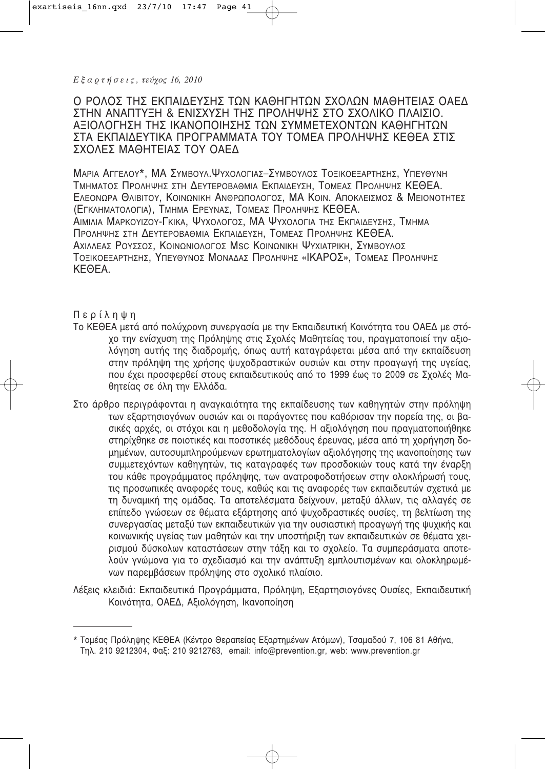# Ο ΡΟΛΟΣ ΤΗΣ ΕΚΠΑΙΔΕΥΣΗΣ ΤΩΝ ΚΑΘΗΓΗΤΩΝ ΣΧΟΛΩΝ ΜΑΘΗΤΕΙΑΣ ΟΑΕΔ ΣΤΗΝ ΑΝΑΠΤΥΞΗ & ΕΝΙΣΧΥΣΗ ΤΗΣ ΠΡΟΛΗΨΗΣ ΣΤΟ ΣΧΟΛΙΚΟ ΠΛΑΙΣΙΟ. ΑΞΙΟΛΟΓΗΣΗ ΤΗΣ ΙΚΑΝΟΠΟΙΗΣΗΣ ΤΩΝ ΣΥΜΜΕΤΕΧΟΝΤΩΝ ΚΑΘΗΓΗΤΩΝ ΣΤΑ ΕΚΠΑΙΔΕΥΤΙΚΑ ΠΡΟΓΡΑΜΜΑΤΑ ΤΟΥ ΤΟΜΕΑ ΠΡΟΛΗΨΗΣ ΚΕΘΕΑ ΣΤΙΣ ΣΧΟΛΕΣ ΜΑΘΗΤΕΙΑΣ ΤΟΥ ΟΑΕΔ

ΜΑΡΙΑ ΑΓΓΕΛΟΥ*, ΜΑ ΣΥΜΒΟΥΛ.ΨΥΧΟΛΟΓΙΑΣ–ΣΥΜΒΟΥΛΟΣ ΤΟΞΙΚΟΕΞΑΡΤΗΣΗΣ, ΥΠΕΥΘΥΝΗ ΤΜΗΜΑΤΟΣ ΠΡΟΛΗΨΗΣ ΣΤΗ ΔΕΥΤΕΡΟΒΑΘΜΙΑ ΕΚΠΑΙΔΕΥΣΗ, ΤΟΜΕΑΣ ΠΡΟΛΗΨΗΣ ΚΕΘΕΑ.
ΕΛΕΟΝΩΡΑ ΘΛΙΒΙΤΟΥ, ΚΟΙΝΩΝΙΚΗ ΑΝΘΡΩΠΟΛΟΓΟΣ, ΜΑ ΚΟΙΝ. ΑΠΟΚΛΕΙΣΜΟΣ & ΜΕΙΟΝΟΤΗΤΕΣ (ΕΓΚΛΗΜΑΤΟΛΟΓΙΑ), ΤΜΗΜΑ ΕΡΕΥΝΑΣ, ΤΟΜΕΑΣ ΠΡΟΛΗΨΗΣ ΚΕΘΕΑ.
ΑΙΜΙΛΙΑ ΜΑΡΚΟΥΙΖΟΥ-ΓΚΙΚΑ, ΨΥΧΟΛΟΓΟΣ, ΜΑ ΨΥΧΟΛΟΓΙΑ ΤΗΣ ΕΚΠΑΙΔΕΥΣΗΣ, ΤΜΗΜΑ ΠΡΟΛΗΨΗΣ ΣΤΗ ΔΕΥΤΕΡΟΒΑΘΜΙΑ ΕΚΠΑΙΔΕΥΣΗ, ΤΟΜΕΑΣ ΠΡΟΛΗΨΗΣ ΚΕΘΕΑ.
ΑΧΙΛΛΕΑΣ ΡΟΥΣΣΟΣ, ΚΟΙΝΩΝΙΟΛΟΓΟΣ MSC ΚΟΙΝΩΝΙΚΗ ΨΥΧΙΑΤΡΙΚΗ, ΣΥΜΒΟΥΛΟΣ ΤΟΞΙΚΟΕΞΑΡΤΗΣΗΣ, ΥΠΕΥΘΥΝΟΣ ΜΟΝΑΔΑΣ ΠΡΟΛΗΨΗΣ «ΙΚΑΡΟΣ», ΤΟΜΕΑΣ ΠΡΟΛΗΨΗΣ ΚΕΘΕΑ.

Περίληψη

Το ΚΕΘΕΑ μετά από πολύχρονη συνεργασία με την Εκπαιδευτική Κοινότητα του ΟΑΕΔ με στόχο την ενίσχυση της Πρόληψης στις Σχολές Μαθητείας του, πραγματοποιεί την αξιολόγηση αυτής της διαδρομής, όπως αυτή καταγράφεται μέσα από την εκπαίδευση στην πρόληψη της χρήσης ψυχοδραστικών ουσιών και στην προαγωγή της υγείας, που έχει προσφερθεί στους εκπαιδευτικούς από το 1999 έως το 2009 σε Σχολές Μαθητείας σε όλη την Ελλάδα.

Στο άρθρο περιγράφονται η αναγκαιότητα της εκπαίδευσης των καθηγητών στην πρόληψη των εξαρτησιογόνων ουσιών και οι παράγοντες που καθόρισαν την πορεία της, οι βασικές αρχές, οι στόχοι και η μεθοδολογία της. Η αξιολόγηση που πραγματοποιήθηκε στηρίχθηκε σε ποιοτικές και ποσοτικές μεθόδους έρευνας, μέσα από τη χορήγηση δομημένων, αυτοσυμπληρούμενων ερωτηματολογίων αξιολόγησης της ικανοποίησης των συμμετεχόντων καθηγητών, τις καταγραφές των προσδοκιών τους κατά την έναρξη του κάθε προγράμματος πρόληψης, των ανατροφοδοτήσεων στην ολοκλήρωσή τους, τις προσωπικές αναφορές τους, καθώς και τις αναφορές των εκπαιδευτών σχετικά με τη δυναμική της ομάδας. Τα αποτελέσματα δείχνουν, μεταξύ άλλων, τις αλλαγές σε επίπεδο γνώσεων σε θέματα εξάρτησης από ψυχοδραστικές ουσίες, τη βελτίωση της συνεργασίας μεταξύ των εκπαιδευτικών για την ουσιαστική προαγωγή της ψυχικής και κοινωνικής υγείας των μαθητών και την υποστήριξη των εκπαιδευτικών σε θέματα χειρισμού δύσκολων καταστάσεων στην τάξη και το σχολείο. Τα συμπεράσματα αποτελούν γνώμονα για το σχεδιασμό και την ανάπτυξη εμπλουτισμένων και ολοκληρωμένων παρεμβάσεων πρόληψης στο σχολικό πλαίσιο.

Λέξεις κλειδιά: Εκπαιδευτικά Προγράμματα, Πρόληψη, Εξαρτησιογόνες Ουσίες, Εκπαιδευτική Κοινότητα, ΟΑΕΔ, Αξιολόγηση, Ικανοποίηση

---

\* Τομέας Πρόληψης ΚΕΘΕΑ (Κέντρο Θεραπείας Εξαρτημένων Ατόμων), Τσαμαδού 7, 106 81 Αθήνα, Τηλ. 210 9212304, Φαξ: 210 9212763, email: info@prevention.gr, web: www.prevention.gr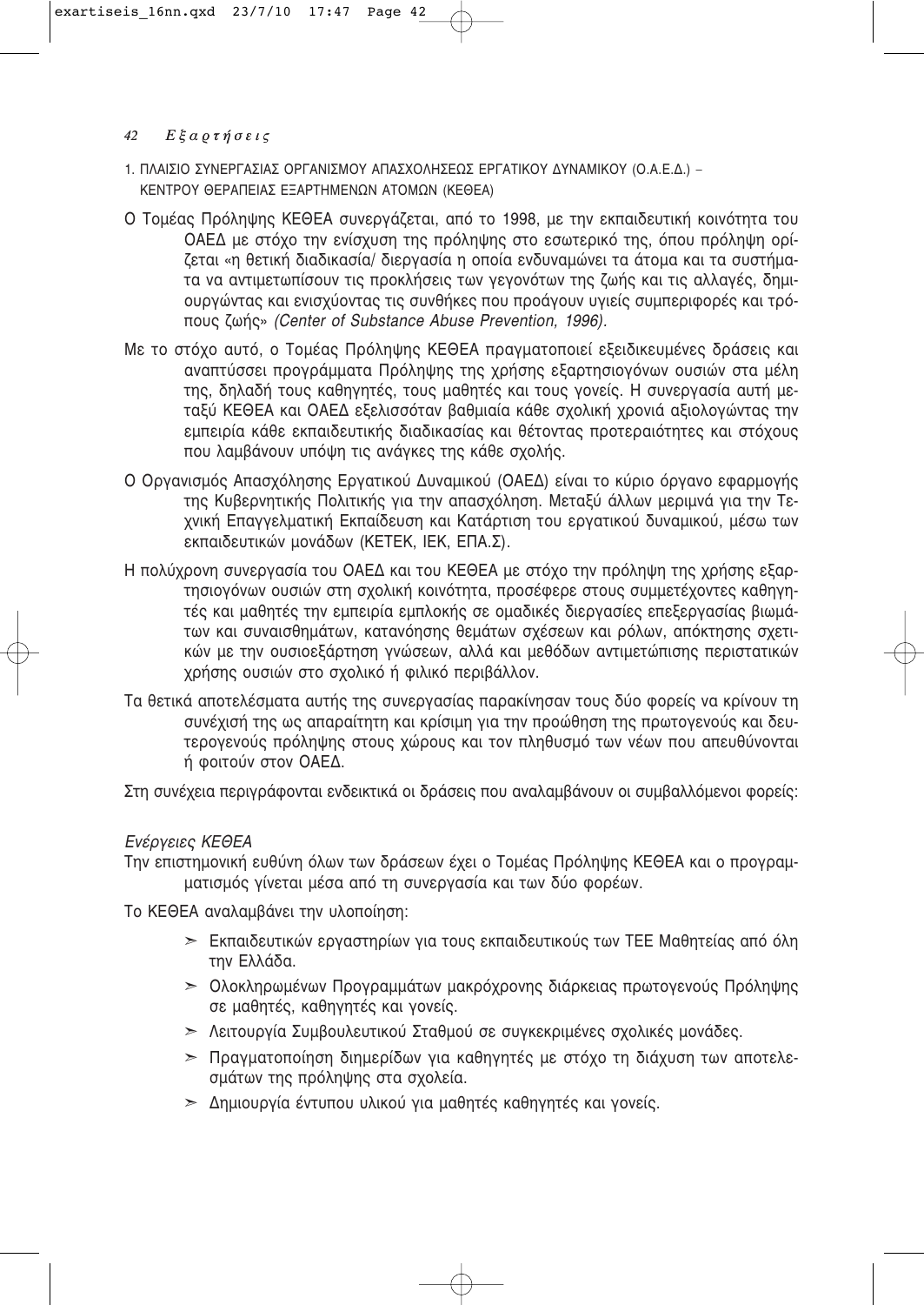1. ΠΛΑΙΣΙΟ ΣΥΝΕΡΓΑΣΙΑΣ ΟΡΓΑΝΙΣΜΟΥ ΑΠΑΣΧΟΛΗΣΕΩΣ ΕΡΓΑΤΙΚΟΥ ΔΥΝΑΜΙΚΟΥ (Ο.Α.Ε.Δ.) – ΚΕΝΤΡΟΥ ΘΕΡΑΠΕΙΑΣ ΕΞΑΡΤΗΜΕΝΩΝ ΑΤΟΜΩΝ (ΚΕΘΕΑ)

Ο Τομέας Πρόληψης ΚΕΘΕΑ συνεργάζεται, από το 1998, με την εκπαιδευτική κοινότητα του ΟΑΕΔ με στόχο την ενίσχυση της πρόληψης στο εσωτερικό της, όπου πρόληψη ορίζεται «η θετική διαδικασία/ διεργασία η οποία ενδυναμώνει τα άτομα και τα συστήματα να αντιμετωπίσουν τις προκλήσεις των γεγονότων της ζωής και τις αλλαγές, δημιουργώντας και ενισχύοντας τις συνθήκες που προάγουν υγιείς συμπεριφορές και τρόπους ζωής» *(Center of Substance Abuse Prevention, 1996)*.

Με το στόχο αυτό, ο Τομέας Πρόληψης ΚΕΘΕΑ πραγματοποιεί εξειδικευμένες δράσεις και αναπτύσσει προγράμματα Πρόληψης της χρήσης εξαρτησιογόνων ουσιών στα μέλη της, δηλαδή τους καθηγητές, τους μαθητές και τους γονείς. Η συνεργασία αυτή μεταξύ ΚΕΘΕΑ και ΟΑΕΔ εξελισσόταν βαθμιαία κάθε σχολική χρονιά αξιολογώντας την εμπειρία κάθε εκπαιδευτικής διαδικασίας και θέτοντας προτεραιότητες και στόχους που λαμβάνουν υπόψη τις ανάγκες της κάθε σχολής.

Ο Οργανισμός Απασχόλησης Εργατικού Δυναμικού (ΟΑΕΔ) είναι το κύριο όργανο εφαρμογής της Κυβερνητικής Πολιτικής για την απασχόληση. Μεταξύ άλλων μεριμνά για την Τεχνική Επαγγελματική Εκπαίδευση και Κατάρτιση του εργατικού δυναμικού, μέσω των εκπαιδευτικών μονάδων (ΚΕΤΕΚ, ΙΕΚ, ΕΠΑ.Σ).

Η πολύχρονη συνεργασία του ΟΑΕΔ και του ΚΕΘΕΑ με στόχο την πρόληψη της χρήσης εξαρτησιογόνων ουσιών στη σχολική κοινότητα, προσέφερε στους συμμετέχοντες καθηγητές και μαθητές την εμπειρία εμπλοκής σε ομαδικές διεργασίες επεξεργασίας βιωμάτων και συναισθημάτων, κατανόησης θεμάτων σχέσεων και ρόλων, απόκτησης σχετικών με την ουσιοεξάρτηση γνώσεων, αλλά και μεθόδων αντιμετώπισης περιστατικών χρήσης ουσιών στο σχολικό ή φιλικό περιβάλλον.

Τα θετικά αποτελέσματα αυτής της συνεργασίας παρακίνησαν τους δύο φορείς να κρίνουν τη συνέχισή της ως απαραίτητη και κρίσιμη για την προώθηση της πρωτογενούς και δευτερογενούς πρόληψης στους χώρους και τον πληθυσμό των νέων που απευθύνονται ή φοιτούν στον ΟΑΕΔ.

Στη συνέχεια περιγράφονται ενδεικτικά οι δράσεις που αναλαμβάνουν οι συμβαλλόμενοι φορείς:

*Ενέργειες ΚΕΘΕΑ*

Την επιστημονική ευθύνη όλων των δράσεων έχει ο Τομέας Πρόληψης ΚΕΘΕΑ και ο προγραμματισμός γίνεται μέσα από τη συνεργασία και των δύο φορέων.

Το ΚΕΘΕΑ αναλαμβάνει την υλοποίηση:

- Εκπαιδευτικών εργαστηρίων για τους εκπαιδευτικούς των ΤΕΕ Μαθητείας από όλη την Ελλάδα.
- Ολοκληρωμένων Προγραμμάτων μακρόχρονης διάρκειας πρωτογενούς Πρόληψης σε μαθητές, καθηγητές και γονείς.
- Λειτουργία Συμβουλευτικού Σταθμού σε συγκεκριμένες σχολικές μονάδες.
- Πραγματοποίηση διημερίδων για καθηγητές με στόχο τη διάχυση των αποτελεσμάτων της πρόληψης στα σχολεία.
- Δημιουργία έντυπου υλικού για μαθητές καθηγητές και γονείς.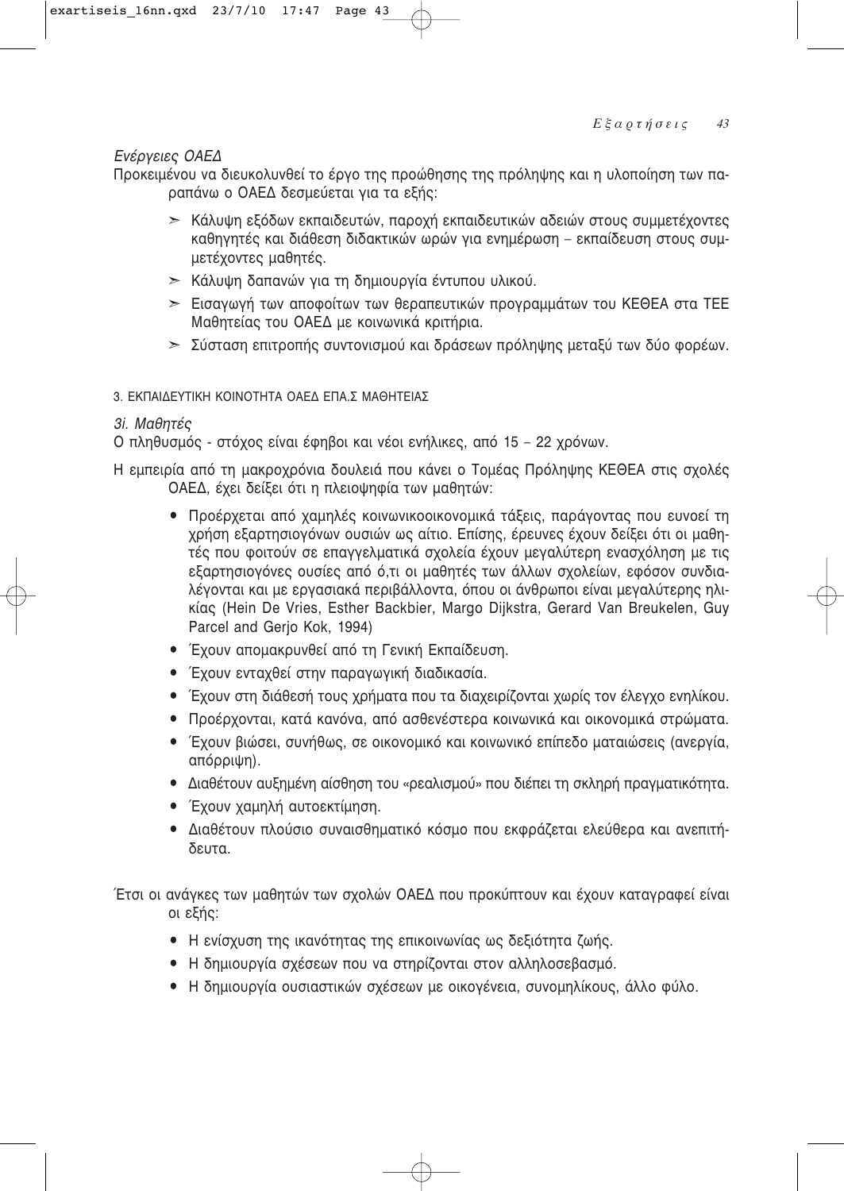*Ενέργειες ΟΑΕΔ*

Προκειμένου να διευκολυνθεί το έργο της προώθησης της πρόληψης και η υλοποίηση των παραπάνω ο ΟΑΕΔ δεσμεύεται για τα εξής:

- Κάλυψη εξόδων εκπαιδευτών, παροχή εκπαιδευτικών αδειών στους συμμετέχοντες καθηγητές και διάθεση διδακτικών ωρών για ενημέρωση – εκπαίδευση στους συμμετέχοντες μαθητές.
- Κάλυψη δαπανών για τη δημιουργία έντυπου υλικού.
- Εισαγωγή των αποφοίτων των θεραπευτικών προγραμμάτων του ΚΕΘΕΑ στα ΤΕΕ Μαθητείας του ΟΑΕΔ με κοινωνικά κριτήρια.
- Σύσταση επιτροπής συντονισμού και δράσεων πρόληψης μεταξύ των δύο φορέων.

3. ΕΚΠΑΙΔΕΥΤΙΚΗ ΚΟΙΝΟΤΗΤΑ ΟΑΕΔ ΕΠΑ.Σ ΜΑΘΗΤΕΙΑΣ

*3i. Μαθητές*

Ο πληθυσμός - στόχος είναι έφηβοι και νέοι ενήλικες, από 15 – 22 χρόνων.

Η εμπειρία από τη μακροχρόνια δουλειά που κάνει ο Τομέας Πρόληψης ΚΕΘΕΑ στις σχολές ΟΑΕΔ, έχει δείξει ότι η πλειοψηφία των μαθητών:

- Προέρχεται από χαμηλές κοινωνικοοικονομικά τάξεις, παράγοντας που ευνοεί τη χρήση εξαρτησιογόνων ουσιών ως αίτιο. Επίσης, έρευνες έχουν δείξει ότι οι μαθητές που φοιτούν σε επαγγελματικά σχολεία έχουν μεγαλύτερη ενασχόληση με τις εξαρτησιογόνες ουσίες από ό,τι οι μαθητές των άλλων σχολείων, εφόσον συνδιαλέγονται και με εργασιακά περιβάλλοντα, όπου οι άνθρωποι είναι μεγαλύτερης ηλικίας (Hein De Vries, Esther Backbier, Margo Dijkstra, Gerard Van Breukelen, Guy Parcel and Gerjo Kok, 1994)
- Έχουν απομακρυνθεί από τη Γενική Εκπαίδευση.
- Έχουν ενταχθεί στην παραγωγική διαδικασία.
- Έχουν στη διάθεσή τους χρήματα που τα διαχειρίζονται χωρίς τον έλεγχο ενηλίκου.
- Προέρχονται, κατά κανόνα, από ασθενέστερα κοινωνικά και οικονομικά στρώματα.
- Έχουν βιώσει, συνήθως, σε οικονομικό και κοινωνικό επίπεδο ματαιώσεις (ανεργία, απόρριψη).
- Διαθέτουν αυξημένη αίσθηση του «ρεαλισμού» που διέπει τη σκληρή πραγματικότητα.
- Έχουν χαμηλή αυτοεκτίμηση.
- Διαθέτουν πλούσιο συναισθηματικό κόσμο που εκφράζεται ελεύθερα και ανεπιτήδευτα.

Έτσι οι ανάγκες των μαθητών των σχολών ΟΑΕΔ που προκύπτουν και έχουν καταγραφεί είναι οι εξής:

- Η ενίσχυση της ικανότητας της επικοινωνίας ως δεξιότητα ζωής.
- Η δημιουργία σχέσεων που να στηρίζονται στον αλληλοσεβασμό.
- Η δημιουργία ουσιαστικών σχέσεων με οικογένεια, συνομηλίκους, άλλο φύλο.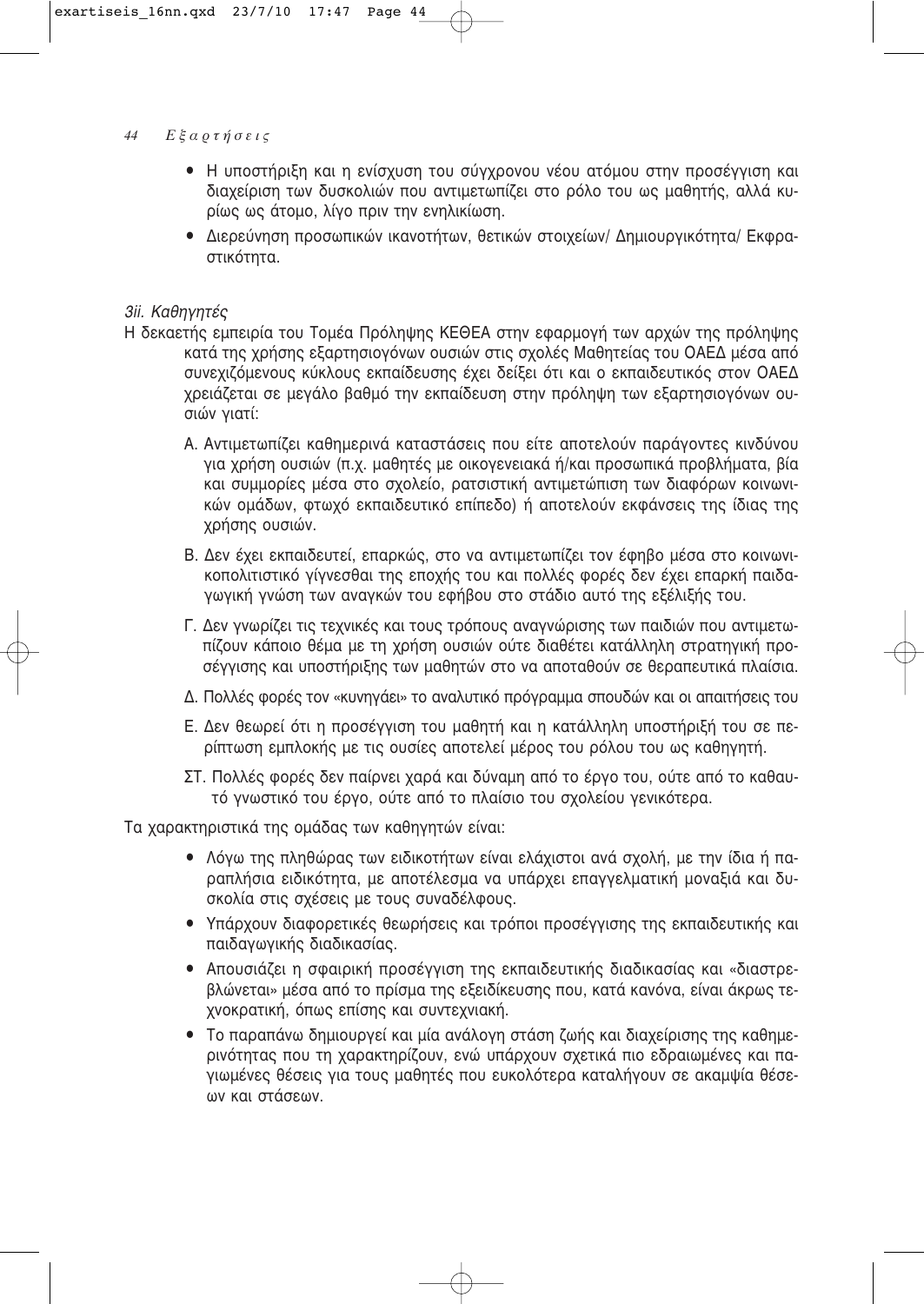- Η υποστήριξη και η ενίσχυση του σύγχρονου νέου ατόμου στην προσέγγιση και διαχείριση των δυσκολιών που αντιμετωπίζει στο ρόλο του ως μαθητής, αλλά κυρίως ως άτομο, λίγο πριν την ενηλικίωση.
- Διερεύνηση προσωπικών ικανοτήτων, θετικών στοιχείων/ Δημιουργικότητα/ Εκφραστικότητα.

*3ii. Καθηγητές*

Η δεκαετής εμπειρία του Τομέα Πρόληψης ΚΕΘΕΑ στην εφαρμογή των αρχών της πρόληψης κατά της χρήσης εξαρτησιογόνων ουσιών στις σχολές Μαθητείας του ΟΑΕΔ μέσα από συνεχιζόμενους κύκλους εκπαίδευσης έχει δείξει ότι και ο εκπαιδευτικός στον ΟΑΕΔ χρειάζεται σε μεγάλο βαθμό την εκπαίδευση στην πρόληψη των εξαρτησιογόνων ουσιών γιατί:

Α. Αντιμετωπίζει καθημερινά καταστάσεις που είτε αποτελούν παράγοντες κινδύνου για χρήση ουσιών (π.χ. μαθητές με οικογενειακά ή/και προσωπικά προβλήματα, βία και συμμορίες μέσα στο σχολείο, ρατσιστική αντιμετώπιση των διαφόρων κοινωνικών ομάδων, φτωχό εκπαιδευτικό επίπεδο) ή αποτελούν εκφάνσεις της ίδιας της χρήσης ουσιών.

Β. Δεν έχει εκπαιδευτεί, επαρκώς, στο να αντιμετωπίζει τον έφηβο μέσα στο κοινωνικοπολιτιστικό γίγνεσθαι της εποχής του και πολλές φορές δεν έχει επαρκή παιδαγωγική γνώση των αναγκών του εφήβου στο στάδιο αυτό της εξέλιξής του.

Γ. Δεν γνωρίζει τις τεχνικές και τους τρόπους αναγνώρισης των παιδιών που αντιμετωπίζουν κάποιο θέμα με τη χρήση ουσιών ούτε διαθέτει κατάλληλη στρατηγική προσέγγισης και υποστήριξης των μαθητών στο να αποταθούν σε θεραπευτικά πλαίσια.

Δ. Πολλές φορές τον «κυνηγάει» το αναλυτικό πρόγραμμα σπουδών και οι απαιτήσεις του

Ε. Δεν θεωρεί ότι η προσέγγιση του μαθητή και η κατάλληλη υποστήριξή του σε περίπτωση εμπλοκής με τις ουσίες αποτελεί μέρος του ρόλου του ως καθηγητή.

ΣΤ. Πολλές φορές δεν παίρνει χαρά και δύναμη από το έργο του, ούτε από το καθαυτό γνωστικό του έργο, ούτε από το πλαίσιο του σχολείου γενικότερα.

Τα χαρακτηριστικά της ομάδας των καθηγητών είναι:

- Λόγω της πληθώρας των ειδικοτήτων είναι ελάχιστοι ανά σχολή, με την ίδια ή παραπλήσια ειδικότητα, με αποτέλεσμα να υπάρχει επαγγελματική μοναξιά και δυσκολία στις σχέσεις με τους συναδέλφους.
- Υπάρχουν διαφορετικές θεωρήσεις και τρόποι προσέγγισης της εκπαιδευτικής και παιδαγωγικής διαδικασίας.
- Απουσιάζει η σφαιρική προσέγγιση της εκπαιδευτικής διαδικασίας και «διαστρεβλώνεται» μέσα από το πρίσμα της εξειδίκευσης που, κατά κανόνα, είναι άκρως τεχνοκρατική, όπως επίσης και συντεχνιακή.
- Το παραπάνω δημιουργεί και μία ανάλογη στάση ζωής και διαχείρισης της καθημερινότητας που τη χαρακτηρίζουν, ενώ υπάρχουν σχετικά πιο εδραιωμένες και παγιωμένες θέσεις για τους μαθητές που ευκολότερα καταλήγουν σε ακαμψία θέσεων και στάσεων.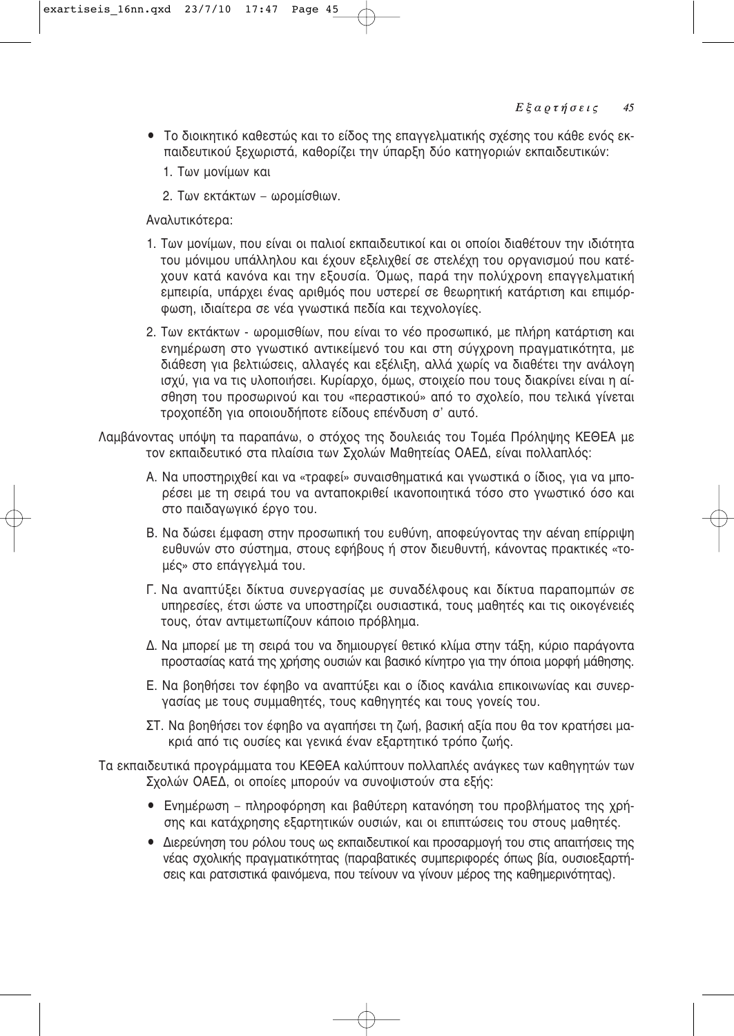- Το διοικητικό καθεστώς και το είδος της επαγγελματικής σχέσης του κάθε ενός εκπαιδευτικού ξεχωριστά, καθορίζει την ύπαρξη δύο κατηγοριών εκπαιδευτικών:

  1. Των μονίμων και

  2. Των εκτάκτων – ωρομίσθιων.

  Αναλυτικότερα:

  1. Των μονίμων, που είναι οι παλιοί εκπαιδευτικοί και οι οποίοι διαθέτουν την ιδιότητα του μόνιμου υπάλληλου και έχουν εξελιχθεί σε στελέχη του οργανισμού που κατέχουν κατά κανόνα και την εξουσία. Όμως, παρά την πολύχρονη επαγγελματική εμπειρία, υπάρχει ένας αριθμός που υστερεί σε θεωρητική κατάρτιση και επιμόρφωση, ιδιαίτερα σε νέα γνωστικά πεδία και τεχνολογίες.

  2. Των εκτάκτων - ωρομισθίων, που είναι το νέο προσωπικό, με πλήρη κατάρτιση και ενημέρωση στο γνωστικό αντικείμενό του και στη σύγχρονη πραγματικότητα, με διάθεση για βελτιώσεις, αλλαγές και εξέλιξη, αλλά χωρίς να διαθέτει την ανάλογη ισχύ, για να τις υλοποιήσει. Κυρίαρχο, όμως, στοιχείο που τους διακρίνει είναι η αίσθηση του προσωρινού και του «περαστικού» από το σχολείο, που τελικά γίνεται τροχοπέδη για οποιουδήποτε είδους επένδυση σ' αυτό.

Λαμβάνοντας υπόψη τα παραπάνω, ο στόχος της δουλειάς του Τομέα Πρόληψης ΚΕΘΕΑ με τον εκπαιδευτικό στα πλαίσια των Σχολών Μαθητείας ΟΑΕΔ, είναι πολλαπλός:

Α. Να υποστηριχθεί και να «τραφεί» συναισθηματικά και γνωστικά ο ίδιος, για να μπορέσει με τη σειρά του να ανταποκριθεί ικανοποιητικά τόσο στο γνωστικό όσο και στο παιδαγωγικό έργο του.

Β. Να δώσει έμφαση στην προσωπική του ευθύνη, αποφεύγοντας την αέναη επίρριψη ευθυνών στο σύστημα, στους εφήβους ή στον διευθυντή, κάνοντας πρακτικές «τομές» στο επάγγελμά του.

Γ. Να αναπτύξει δίκτυα συνεργασίας με συναδέλφους και δίκτυα παραπομπών σε υπηρεσίες, έτσι ώστε να υποστηρίζει ουσιαστικά, τους μαθητές και τις οικογένειές τους, όταν αντιμετωπίζουν κάποιο πρόβλημα.

Δ. Να μπορεί με τη σειρά του να δημιουργεί θετικό κλίμα στην τάξη, κύριο παράγοντα προστασίας κατά της χρήσης ουσιών και βασικό κίνητρο για την όποια μορφή μάθησης.

Ε. Να βοηθήσει τον έφηβο να αναπτύξει και ο ίδιος κανάλια επικοινωνίας και συνεργασίας με τους συμμαθητές, τους καθηγητές και τους γονείς του.

ΣΤ. Να βοηθήσει τον έφηβο να αγαπήσει τη ζωή, βασική αξία που θα τον κρατήσει μακριά από τις ουσίες και γενικά έναν εξαρτητικό τρόπο ζωής.

Τα εκπαιδευτικά προγράμματα του ΚΕΘΕΑ καλύπτουν πολλαπλές ανάγκες των καθηγητών των Σχολών ΟΑΕΔ, οι οποίες μπορούν να συνοψιστούν στα εξής:

- Ενημέρωση – πληροφόρηση και βαθύτερη κατανόηση του προβλήματος της χρήσης και κατάχρησης εξαρτητικών ουσιών, και οι επιπτώσεις του στους μαθητές.
- Διερεύνηση του ρόλου τους ως εκπαιδευτικοί και προσαρμογή του στις απαιτήσεις της νέας σχολικής πραγματικότητας (παραβατικές συμπεριφορές όπως βία, ουσιοεξαρτήσεις και ρατσιστικά φαινόμενα, που τείνουν να γίνουν μέρος της καθημερινότητας).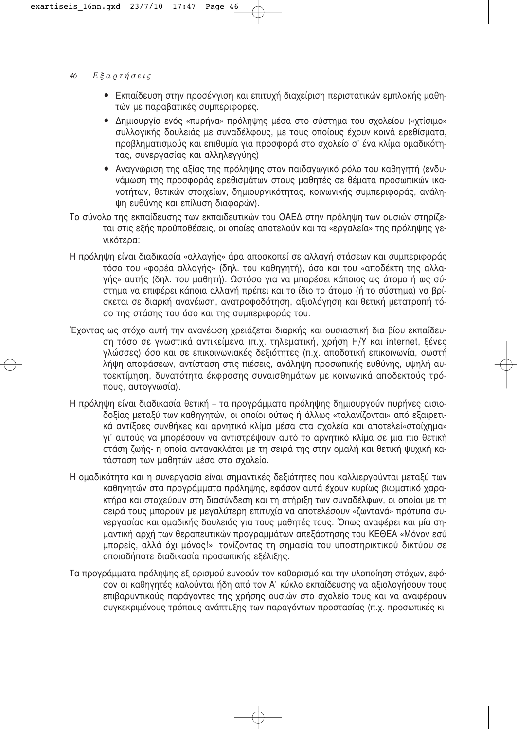- Εκπαίδευση στην προσέγγιση και επιτυχή διαχείριση περιστατικών εμπλοκής μαθητών με παραβατικές συμπεριφορές.
- Δημιουργία ενός «πυρήνα» πρόληψης μέσα στο σύστημα του σχολείου («χτίσιμο» συλλογικής δουλειάς με συναδέλφους, με τους οποίους έχουν κοινά ερεθίσματα, προβληματισμούς και επιθυμία για προσφορά στο σχολείο σ' ένα κλίμα ομαδικότητας, συνεργασίας και αλληλεγγύης)
- Αναγνώριση της αξίας της πρόληψης στον παιδαγωγικό ρόλο του καθηγητή (ενδυνάμωση της προσφοράς ερεθισμάτων στους μαθητές σε θέματα προσωπικών ικανοτήτων, θετικών στοιχείων, δημιουργικότητας, κοινωνικής συμπεριφοράς, ανάληψη ευθύνης και επίλυση διαφορών).

Το σύνολο της εκπαίδευσης των εκπαιδευτικών του ΟΑΕΔ στην πρόληψη των ουσιών στηρίζεται στις εξής προϋποθέσεις, οι οποίες αποτελούν και τα «εργαλεία» της πρόληψης γενικότερα:

Η πρόληψη είναι διαδικασία «αλλαγής» άρα αποσκοπεί σε αλλαγή στάσεων και συμπεριφοράς τόσο του «φορέα αλλαγής» (δηλ. του καθηγητή), όσο και του «αποδέκτη της αλλαγής» αυτής (δηλ. του μαθητή). Ωστόσο για να μπορέσει κάποιος ως άτομο ή ως σύστημα να επιφέρει κάποια αλλαγή πρέπει και το ίδιο το άτομο (ή το σύστημα) να βρίσκεται σε διαρκή ανανέωση, ανατροφοδότηση, αξιολόγηση και θετική μετατροπή τόσο της στάσης του όσο και της συμπεριφοράς του.

Έχοντας ως στόχο αυτή την ανανέωση χρειάζεται διαρκής και ουσιαστική δια βίου εκπαίδευση τόσο σε γνωστικά αντικείμενα (π.χ. τηλεματική, χρήση Η/Υ και internet, ξένες γλώσσες) όσο και σε επικοινωνιακές δεξιότητες (π.χ. αποδοτική επικοινωνία, σωστή λήψη αποφάσεων, αντίσταση στις πιέσεις, ανάληψη προσωπικής ευθύνης, υψηλή αυτοεκτίμηση, δυνατότητα έκφρασης συναισθημάτων με κοινωνικά αποδεκτούς τρόπους, αυτογνωσία).

Η πρόληψη είναι διαδικασία θετική – τα προγράμματα πρόληψης δημιουργούν πυρήνες αισιοδοξίας μεταξύ των καθηγητών, οι οποίοι ούτως ή άλλως «ταλανίζονται» από εξαιρετικά αντίξοες συνθήκες και αρνητικό κλίμα μέσα στα σχολεία και αποτελεί«στοίχημα» γι' αυτούς να μπορέσουν να αντιστρέψουν αυτό το αρνητικό κλίμα σε μια πιο θετική στάση ζωής- η οποία αντανακλάται με τη σειρά της στην ομαλή και θετική ψυχική κατάσταση των μαθητών μέσα στο σχολείο.

Η ομαδικότητα και η συνεργασία είναι σημαντικές δεξιότητες που καλλιεργούνται μεταξύ των καθηγητών στα προγράμματα πρόληψης, εφόσον αυτά έχουν κυρίως βιωματικό χαρακτήρα και στοχεύουν στη διασύνδεση και τη στήριξη των συναδέλφων, οι οποίοι με τη σειρά τους μπορούν με μεγαλύτερη επιτυχία να αποτελέσουν «ζωντανά» πρότυπα συνεργασίας και ομαδικής δουλειάς για τους μαθητές τους. Όπως αναφέρει και μία σημαντική αρχή των θεραπευτικών προγραμμάτων απεξάρτησης του ΚΕΘΕΑ «Μόνον εσύ μπορείς, αλλά όχι μόνος!», τονίζοντας τη σημασία του υποστηρικτικού δικτύου σε οποιαδήποτε διαδικασία προσωπικής εξέλιξης.

Τα προγράμματα πρόληψης εξ ορισμού ευνοούν τον καθορισμό και την υλοποίηση στόχων, εφόσον οι καθηγητές καλούνται ήδη από τον Α' κύκλο εκπαίδευσης να αξιολογήσουν τους επιβαρυντικούς παράγοντες της χρήσης ουσιών στο σχολείο τους και να αναφέρουν συγκεκριμένους τρόπους ανάπτυξης των παραγόντων προστασίας (π.χ. προσωπικές κι-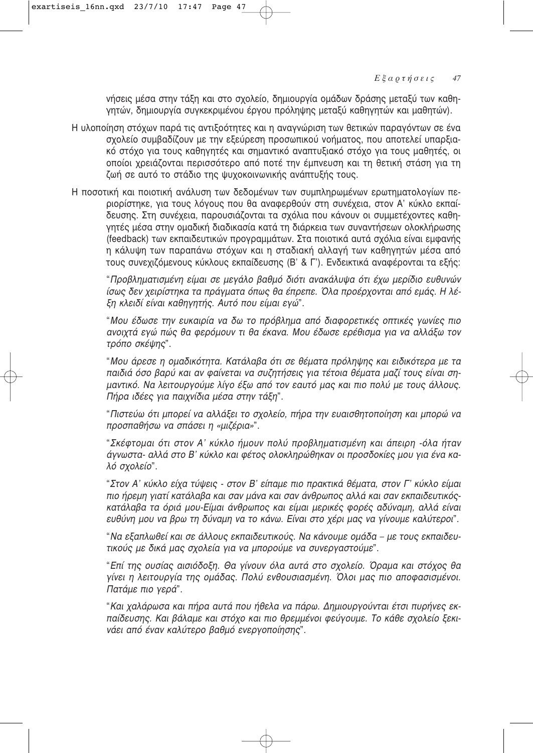νήσεις μέσα στην τάξη και στο σχολείο, δημιουργία ομάδων δράσης μεταξύ των καθηγητών, δημιουργία συγκεκριμένου έργου πρόληψης μεταξύ καθηγητών και μαθητών).

Η υλοποίηση στόχων παρά τις αντιξοότητες και η αναγνώριση των θετικών παραγόντων σε ένα σχολείο συμβαδίζουν με την εξεύρεση προσωπικού νοήματος, που αποτελεί υπαρξιακό στόχο για τους καθηγητές και σημαντικό αναπτυξιακό στόχο για τους μαθητές, οι οποίοι χρειάζονται περισσότερο από ποτέ την έμπνευση και τη θετική στάση για τη ζωή σε αυτό το στάδιο της ψυχοκοινωνικής ανάπτυξής τους.

Η ποσοτική και ποιοτική ανάλυση των δεδομένων των συμπληρωμένων ερωτηματολογίων περιορίστηκε, για τους λόγους που θα αναφερθούν στη συνέχεια, στον Α' κύκλο εκπαίδευσης. Στη συνέχεια, παρουσιάζονται τα σχόλια που κάνουν οι συμμετέχοντες καθηγητές μέσα στην ομαδική διαδικασία κατά τη διάρκεια των συναντήσεων ολοκλήρωσης (feedback) των εκπαιδευτικών προγραμμάτων. Στα ποιοτικά αυτά σχόλια είναι εμφανής η κάλυψη των παραπάνω στόχων και η σταδιακή αλλαγή των καθηγητών μέσα από τους συνεχιζόμενους κύκλους εκπαίδευσης (Β' & Γ'). Ενδεικτικά αναφέρονται τα εξής:

"*Προβληματισμένη είμαι σε μεγάλο βαθμό διότι ανακάλυψα ότι έχω μερίδιο ευθυνών ίσως δεν χειρίστηκα τα πράγματα όπως θα έπρεπε. Όλα προέρχονται από εμάς. Η λέξη κλειδί είναι καθηγητής. Αυτό που είμαι εγώ*".

"*Μου έδωσε την ευκαιρία να δω το πρόβλημα από διαφορετικές οπτικές γωνίες πιο ανοιχτά εγώ πώς θα φερόμουν τι θα έκανα. Μου έδωσε ερέθισμα για να αλλάξω τον τρόπο σκέψης*".

"*Μου άρεσε η ομαδικότητα. Κατάλαβα ότι σε θέματα πρόληψης και ειδικότερα με τα παιδιά όσο βαρύ και αν φαίνεται να συζητήσεις για τέτοια θέματα μαζί τους είναι σημαντικό. Να λειτουργούμε λίγο έξω από τον εαυτό μας και πιο πολύ με τους άλλους. Πήρα ιδέες για παιχνίδια μέσα στην τάξη*".

"*Πιστεύω ότι μπορεί να αλλάξει το σχολείο, πήρα την ευαισθητοποίηση και μπορώ να προσπαθήσω να σπάσει η «μιζέρια»*".

"*Σκέφτομαι ότι στον Α' κύκλο ήμουν πολύ προβληματισμένη και άπειρη -όλα ήταν άγνωστα- αλλά στο Β' κύκλο και φέτος ολοκληρώθηκαν οι προσδοκίες μου για ένα καλό σχολείο*".

"*Στον Α' κύκλο είχα τύψεις - στον Β' είπαμε πιο πρακτικά θέματα, στον Γ' κύκλο είμαι πιο ήρεμη γιατί κατάλαβα και σαν μάνα και σαν άνθρωπος αλλά και σαν εκπαιδευτικός-κατάλαβα τα όριά μου-Είμαι άνθρωπος και είμαι μερικές φορές αδύναμη, αλλά είναι ευθύνη μου να βρω τη δύναμη να το κάνω. Είναι στο χέρι μας να γίνουμε καλύτεροι*".

"*Να εξαπλωθεί και σε άλλους εκπαιδευτικούς. Να κάνουμε ομάδα – με τους εκπαιδευτικούς με δικά μας σχολεία για να μπορούμε να συνεργαστούμε*".

"*Επί της ουσίας αισιόδοξη. Θα γίνουν όλα αυτά στο σχολείο. Όραμα και στόχος θα γίνει η λειτουργία της ομάδας. Πολύ ενθουσιασμένη. Όλοι μας πιο αποφασισμένοι. Πατάμε πιο γερά*".

"*Και χαλάρωσα και πήρα αυτά που ήθελα να πάρω. Δημιουργούνται έτσι πυρήνες εκπαίδευσης. Και βάλαμε και στόχο και πιο θρεμμένοι φεύγουμε. Το κάθε σχολείο ξεκινάει από έναν καλύτερο βαθμό ενεργοποίησης*".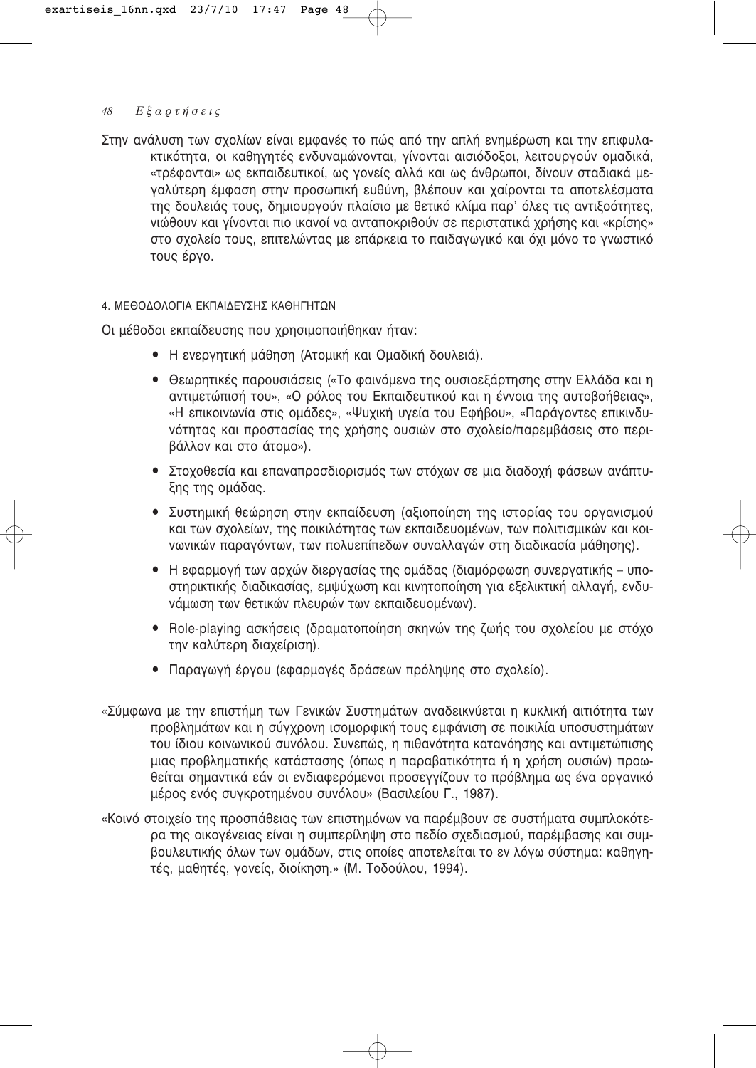Στην ανάλυση των σχολίων είναι εμφανές το πώς από την απλή ενημέρωση και την επιφυλακτικότητα, οι καθηγητές ενδυναμώνονται, γίνονται αισιόδοξοι, λειτουργούν ομαδικά, «τρέφονται» ως εκπαιδευτικοί, ως γονείς αλλά και ως άνθρωποι, δίνουν σταδιακά μεγαλύτερη έμφαση στην προσωπική ευθύνη, βλέπουν και χαίρονται τα αποτελέσματα της δουλειάς τους, δημιουργούν πλαίσιο με θετικό κλίμα παρ' όλες τις αντιξοότητες, νιώθουν και γίνονται πιο ικανοί να ανταποκριθούν σε περιστατικά χρήσης και «κρίσης» στο σχολείο τους, επιτελώντας με επάρκεια το παιδαγωγικό και όχι μόνο το γνωστικό τους έργο.

## 4. ΜΕΘΟΔΟΛΟΓΙΑ ΕΚΠΑΙΔΕΥΣΗΣ ΚΑΘΗΓΗΤΩΝ

Οι μέθοδοι εκπαίδευσης που χρησιμοποιήθηκαν ήταν:

- Η ενεργητική μάθηση (Ατομική και Ομαδική δουλειά).
- Θεωρητικές παρουσιάσεις («Το φαινόμενο της ουσιοεξάρτησης στην Ελλάδα και η αντιμετώπισή του», «Ο ρόλος του Εκπαιδευτικού και η έννοια της αυτοβοήθειας», «Η επικοινωνία στις ομάδες», «Ψυχική υγεία του Εφήβου», «Παράγοντες επικινδυνότητας και προστασίας της χρήσης ουσιών στο σχολείο/παρεμβάσεις στο περιβάλλον και στο άτομο»).
- Στοχοθεσία και επαναπροσδιορισμός των στόχων σε μια διαδοχή φάσεων ανάπτυξης της ομάδας.
- Συστημική θεώρηση στην εκπαίδευση (αξιοποίηση της ιστορίας του οργανισμού και των σχολείων, της ποικιλότητας των εκπαιδευομένων, των πολιτισμικών και κοινωνικών παραγόντων, των πολυεπίπεδων συναλλαγών στη διαδικασία μάθησης).
- Η εφαρμογή των αρχών διεργασίας της ομάδας (διαμόρφωση συνεργατικής – υποστηρικτικής διαδικασίας, εμψύχωση και κινητοποίηση για εξελικτική αλλαγή, ενδυνάμωση των θετικών πλευρών των εκπαιδευομένων).
- Role-playing ασκήσεις (δραματοποίηση σκηνών της ζωής του σχολείου με στόχο την καλύτερη διαχείριση).
- Παραγωγή έργου (εφαρμογές δράσεων πρόληψης στο σχολείο).

«Σύμφωνα με την επιστήμη των Γενικών Συστημάτων αναδεικνύεται η κυκλική αιτιότητα των προβλημάτων και η σύγχρονη ισομορφική τους εμφάνιση σε ποικιλία υποσυστημάτων του ίδιου κοινωνικού συνόλου. Συνεπώς, η πιθανότητα κατανόησης και αντιμετώπισης μιας προβληματικής κατάστασης (όπως η παραβατικότητα ή η χρήση ουσιών) προωθείται σημαντικά εάν οι ενδιαφερόμενοι προσεγγίζουν το πρόβλημα ως ένα οργανικό μέρος ενός συγκροτημένου συνόλου» (Βασιλείου Γ., 1987).

«Κοινό στοιχείο της προσπάθειας των επιστημόνων να παρέμβουν σε συστήματα συμπλοκότερα της οικογένειας είναι η συμπερίληψη στο πεδίο σχεδιασμού, παρέμβασης και συμβουλευτικής όλων των ομάδων, στις οποίες αποτελείται το εν λόγω σύστημα: καθηγητές, μαθητές, γονείς, διοίκηση.» (Μ. Τοδούλου, 1994).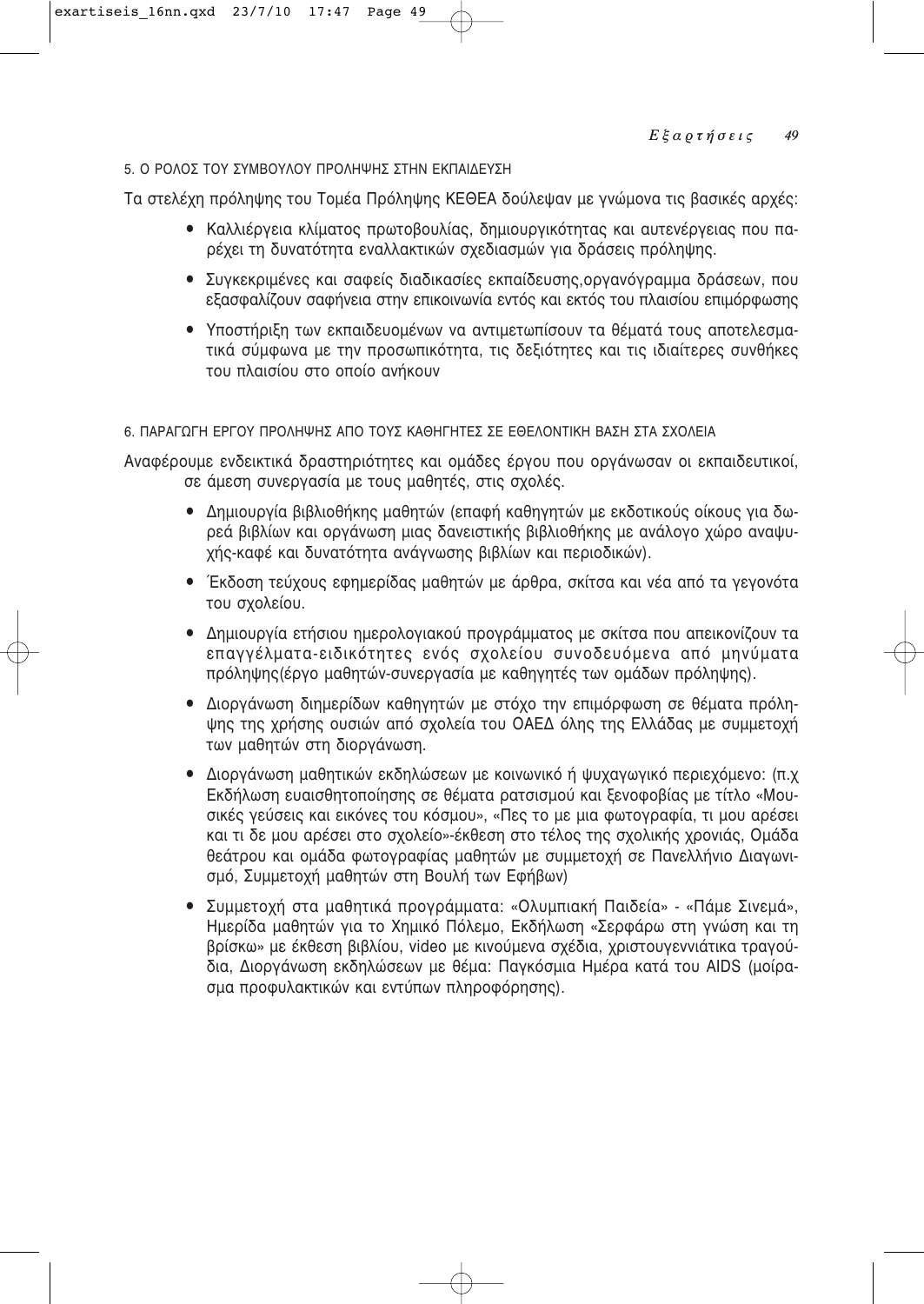### 5. Ο ΡΟΛΟΣ ΤΟΥ ΣΥΜΒΟΥΛΟΥ ΠΡΟΛΗΨΗΣ ΣΤΗΝ ΕΚΠΑΙΔΕΥΣΗ

Τα στελέχη πρόληψης του Τομέα Πρόληψης ΚΕΘΕΑ δούλεψαν με γνώμονα τις βασικές αρχές:

- Καλλιέργεια κλίματος πρωτοβουλίας, δημιουργικότητας και αυτενέργειας που παρέχει τη δυνατότητα εναλλακτικών σχεδιασμών για δράσεις πρόληψης.
- Συγκεκριμένες και σαφείς διαδικασίες εκπαίδευσης,οργανόγραμμα δράσεων, που εξασφαλίζουν σαφήνεια στην επικοινωνία εντός και εκτός του πλαισίου επιμόρφωσης
- Υποστήριξη των εκπαιδευομένων να αντιμετωπίσουν τα θέματά τους αποτελεσματικά σύμφωνα με την προσωπικότητα, τις δεξιότητες και τις ιδιαίτερες συνθήκες του πλαισίου στο οποίο ανήκουν

### 6. ΠΑΡΑΓΩΓΗ ΕΡΓΟΥ ΠΡΟΛΗΨΗΣ ΑΠΟ ΤΟΥΣ ΚΑΘΗΓΗΤΕΣ ΣΕ ΕΘΕΛΟΝΤΙΚΗ ΒΑΣΗ ΣΤΑ ΣΧΟΛΕΙΑ

Αναφέρουμε ενδεικτικά δραστηριότητες και ομάδες έργου που οργάνωσαν οι εκπαιδευτικοί, σε άμεση συνεργασία με τους μαθητές, στις σχολές.

- Δημιουργία βιβλιοθήκης μαθητών (επαφή καθηγητών με εκδοτικούς οίκους για δωρεά βιβλίων και οργάνωση μιας δανειστικής βιβλιοθήκης με ανάλογο χώρο αναψυχής-καφέ και δυνατότητα ανάγνωσης βιβλίων και περιοδικών).
- Έκδοση τεύχους εφημερίδας μαθητών με άρθρα, σκίτσα και νέα από τα γεγονότα του σχολείου.
- Δημιουργία ετήσιου ημερολογιακού προγράμματος με σκίτσα που απεικονίζουν τα επαγγέλματα-ειδικότητες ενός σχολείου συνοδευόμενα από μηνύματα πρόληψης(έργο μαθητών-συνεργασία με καθηγητές των ομάδων πρόληψης).
- Διοργάνωση διημερίδων καθηγητών με στόχο την επιμόρφωση σε θέματα πρόληψης της χρήσης ουσιών από σχολεία του ΟΑΕΔ όλης της Ελλάδας με συμμετοχή των μαθητών στη διοργάνωση.
- Διοργάνωση μαθητικών εκδηλώσεων με κοινωνικό ή ψυχαγωγικό περιεχόμενο: (π.χ Εκδήλωση ευαισθητοποίησης σε θέματα ρατσισμού και ξενοφοβίας με τίτλο «Μουσικές γεύσεις και εικόνες του κόσμου», «Πες το με μια φωτογραφία, τι μου αρέσει και τι δε μου αρέσει στο σχολείο»-έκθεση στο τέλος της σχολικής χρονιάς, Ομάδα θεάτρου και ομάδα φωτογραφίας μαθητών με συμμετοχή σε Πανελλήνιο Διαγωνισμό, Συμμετοχή μαθητών στη Βουλή των Εφήβων)
- Συμμετοχή στα μαθητικά προγράμματα: «Ολυμπιακή Παιδεία» - «Πάμε Σινεμά», Ημερίδα μαθητών για το Χημικό Πόλεμο, Εκδήλωση «Σερφάρω στη γνώση και τη βρίσκω» με έκθεση βιβλίου, video με κινούμενα σχέδια, χριστουγεννιάτικα τραγούδια, Διοργάνωση εκδηλώσεων με θέμα: Παγκόσμια Ημέρα κατά του AIDS (μοίρασμα προφυλακτικών και εντύπων πληροφόρησης).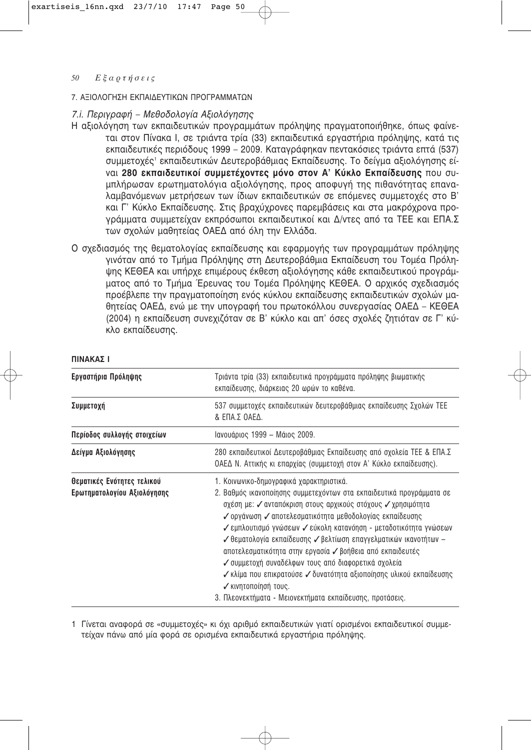## 7. ΑΞΙΟΛΟΓΗΣΗ ΕΚΠΑΙΔΕΥΤΙΚΩΝ ΠΡΟΓΡΑΜΜΑΤΩΝ

### *7.i. Περιγραφή – Μεθοδολογία Αξιολόγησης*

Η αξιολόγηση των εκπαιδευτικών προγραμμάτων πρόληψης πραγματοποιήθηκε, όπως φαίνεται στον Πίνακα Ι, σε τριάντα τρία (33) εκπαιδευτικά εργαστήρια πρόληψης, κατά τις εκπαιδευτικές περιόδους 1999 – 2009. Καταγράφηκαν πεντακόσιες τριάντα επτά (537) συμμετοχές[1] εκπαιδευτικών Δευτεροβάθμιας Εκπαίδευσης. Το δείγμα αξιολόγησης είναι **280 εκπαιδευτικοί συμμετέχοντες μόνο στον Α' Κύκλο Εκπαίδευσης** που συμπλήρωσαν ερωτηματολόγια αξιολόγησης, προς αποφυγή της πιθανότητας επαναλαμβανόμενων μετρήσεων των ίδιων εκπαιδευτικών σε επόμενες συμμετοχές στο Β' και Γ' Κύκλο Εκπαίδευσης. Στις βραχύχρονες παρεμβάσεις και στα μακρόχρονα προγράμματα συμμετείχαν εκπρόσωποι εκπαιδευτικοί και Δ/ντες από τα ΤΕΕ και ΕΠΑ.Σ των σχολών μαθητείας ΟΑΕΔ από όλη την Ελλάδα.

Ο σχεδιασμός της θεματολογίας εκπαίδευσης και εφαρμογής των προγραμμάτων πρόληψης γινόταν από το Τμήμα Πρόληψης στη Δευτεροβάθμια Εκπαίδευση του Τομέα Πρόληψης ΚΕΘΕΑ και υπήρχε επιμέρους έκθεση αξιολόγησης κάθε εκπαιδευτικού προγράμματος από το Τμήμα Έρευνας του Τομέα Πρόληψης ΚΕΘΕΑ. Ο αρχικός σχεδιασμός προέβλεπε την πραγματοποίηση ενός κύκλου εκπαίδευσης εκπαιδευτικών σχολών μαθητείας ΟΑΕΔ, ενώ με την υπογραφή του πρωτοκόλλου συνεργασίας ΟΑΕΔ – ΚΕΘΕΑ (2004) η εκπαίδευση συνεχιζόταν σε Β' κύκλο και απ' όσες σχολές ζητιόταν σε Γ' κύκλο εκπαίδευσης.

**ΠΙΝΑΚΑΣ Ι**

| | |
|---|---|
| **Εργαστήρια Πρόληψης** | Τριάντα τρία (33) εκπαιδευτικά προγράμματα πρόληψης βιωματικής εκπαίδευσης, διάρκειας 20 ωρών το καθένα. |
| **Συμμετοχή** | 537 συμμετοχές εκπαιδευτικών δευτεροβάθμιας εκπαίδευσης Σχολών ΤΕΕ & ΕΠΑ.Σ ΟΑΕΔ. |
| **Περίοδος συλλογής στοιχείων** | Ιανουάριος 1999 – Μάιος 2009. |
| **Δείγμα Αξιολόγησης** | 280 εκπαιδευτικοί Δευτεροβάθμιας Εκπαίδευσης από σχολεία ΤΕΕ & ΕΠΑ.Σ ΟΑΕΔ Ν. Αττικής κι επαρχίας (συμμετοχή στον Α' Κύκλο εκπαίδευσης). |
| **Θεματικές Ενότητες τελικού Ερωτηματολογίου Αξιολόγησης** | 1. Κοινωνικο-δημογραφικά χαρακτηριστικά.<br>2. Βαθμός ικανοποίησης συμμετεχόντων στα εκπαιδευτικά προγράμματα σε σχέση με: ✓ ανταπόκριση στους αρχικούς στόχους ✓ χρησιμότητα ✓ οργάνωση ✓ αποτελεσματικότητα μεθοδολογίας εκπαίδευσης ✓ εμπλουτισμό γνώσεων ✓ εύκολη κατανόηση - μεταδοτικότητα γνώσεων ✓ θεματολογία εκπαίδευσης ✓ βελτίωση επαγγελματικών ικανοτήτων – αποτελεσματικότητα στην εργασία ✓ βοήθεια από εκπαιδευτές ✓ συμμετοχή συναδέλφων τους από διαφορετικά σχολεία ✓ κλίμα που επικρατούσε ✓ δυνατότητα αξιοποίησης υλικού εκπαίδευσης ✓ κινητοποίησή τους.<br>3. Πλεονεκτήματα - Μειονεκτήματα εκπαίδευσης, προτάσεις. |

1 Γίνεται αναφορά σε «συμμετοχές» κι όχι αριθμό εκπαιδευτικών γιατί ορισμένοι εκπαιδευτικοί συμμετείχαν πάνω από μία φορά σε ορισμένα εκπαιδευτικά εργαστήρια πρόληψης.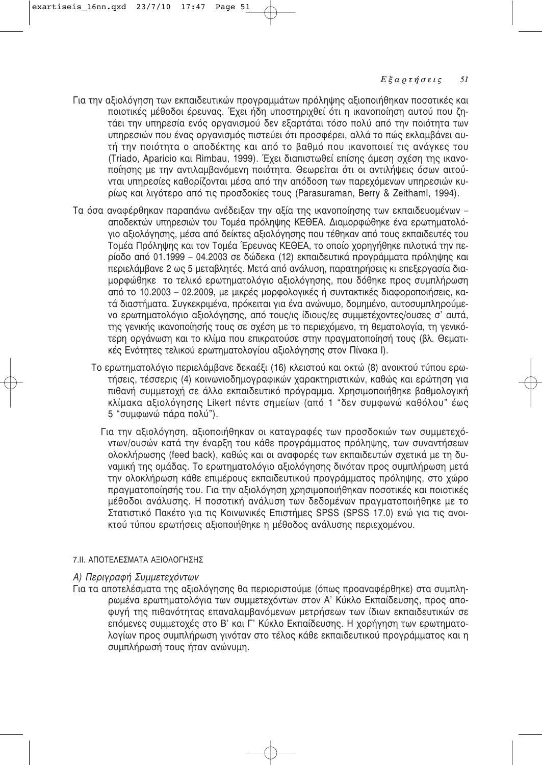Για την αξιολόγηση των εκπαιδευτικών προγραμμάτων πρόληψης αξιοποιήθηκαν ποσοτικές και ποιοτικές μέθοδοι έρευνας. Έχει ήδη υποστηριχθεί ότι η ικανοποίηση αυτού που ζητάει την υπηρεσία ενός οργανισμού δεν εξαρτάται τόσο πολύ από την ποιότητα των υπηρεσιών που ένας οργανισμός πιστεύει ότι προσφέρει, αλλά το πώς εκλαμβάνει αυτή την ποιότητα ο αποδέκτης και από το βαθμό που ικανοποιεί τις ανάγκες του (Triado, Aparicio και Rimbau, 1999). Έχει διαπιστωθεί επίσης άμεση σχέση της ικανοποίησης με την αντιλαμβανόμενη ποιότητα. Θεωρείται ότι οι αντιλήψεις όσων αιτούνται υπηρεσίες καθορίζονται μέσα από την απόδοση των παρεχόμενων υπηρεσιών κυρίως και λιγότερο από τις προσδοκίες τους (Parasuraman, Berry & Zeithaml, 1994).

Τα όσα αναφέρθηκαν παραπάνω ανέδειξαν την αξία της ικανοποίησης των εκπαιδευομένων – αποδεκτών υπηρεσιών του Τομέα πρόληψης ΚΕΘΕΑ. Διαμορφώθηκε ένα ερωτηματολόγιο αξιολόγησης, μέσα από δείκτες αξιολόγησης που τέθηκαν από τους εκπαιδευτές του Τομέα Πρόληψης και τον Τομέα Έρευνας ΚΕΘΕΑ, το οποίο χορηγήθηκε πιλοτικά την περίοδο από 01.1999 – 04.2003 σε δώδεκα (12) εκπαιδευτικά προγράμματα πρόληψης και περιελάμβανε 2 ως 5 μεταβλητές. Μετά από ανάλυση, παρατηρήσεις κι επεξεργασία διαμορφώθηκε το τελικό ερωτηματολόγιο αξιολόγησης, που δόθηκε προς συμπλήρωση από το 10.2003 – 02.2009, με μικρές μορφολογικές ή συντακτικές διαφοροποιήσεις, κατά διαστήματα. Συγκεκριμένα, πρόκειται για ένα ανώνυμο, δομημένο, αυτοσυμπληρούμενο ερωτηματολόγιο αξιολόγησης, από τους/ις ίδιους/ες συμμετέχοντες/ουσες σ' αυτά, της γενικής ικανοποίησής τους σε σχέση με το περιεχόμενο, τη θεματολογία, τη γενικότερη οργάνωση και το κλίμα που επικρατούσε στην πραγματοποίησή τους (βλ. Θεματικές Ενότητες τελικού ερωτηματολογίου αξιολόγησης στον Πίνακα Ι).

Το ερωτηματολόγιο περιελάμβανε δεκαέξι (16) κλειστού και οκτώ (8) ανοικτού τύπου ερωτήσεις, τέσσερις (4) κοινωνιοδημογραφικών χαρακτηριστικών, καθώς και ερώτηση για πιθανή συμμετοχή σε άλλο εκπαιδευτικό πρόγραμμα. Χρησιμοποιήθηκε βαθμολογική κλίμακα αξιολόγησης Likert πέντε σημείων (από 1 "δεν συμφωνώ καθόλου" έως 5 "συμφωνώ πάρα πολύ").

Για την αξιολόγηση, αξιοποιήθηκαν οι καταγραφές των προσδοκιών των συμμετεχόντων/ουσών κατά την έναρξη του κάθε προγράμματος πρόληψης, των συναντήσεων ολοκλήρωσης (feed back), καθώς και οι αναφορές των εκπαιδευτών σχετικά με τη δυναμική της ομάδας. Το ερωτηματολόγιο αξιολόγησης δινόταν προς συμπλήρωση μετά την ολοκλήρωση κάθε επιμέρους εκπαιδευτικού προγράμματος πρόληψης, στο χώρο πραγματοποίησής του. Για την αξιολόγηση χρησιμοποιήθηκαν ποσοτικές και ποιοτικές μέθοδοι ανάλυσης. Η ποσοτική ανάλυση των δεδομένων πραγματοποιήθηκε με το Στατιστικό Πακέτο για τις Κοινωνικές Επιστήμες SPSS (SPSS 17.0) ενώ για τις ανοικτού τύπου ερωτήσεις αξιοποιήθηκε η μέθοδος ανάλυσης περιεχομένου.

## 7.ΙΙ. ΑΠΟΤΕΛΕΣΜΑΤΑ ΑΞΙΟΛΟΓΗΣΗΣ

### *Α) Περιγραφή Συμμετεχόντων*

Για τα αποτελέσματα της αξιολόγησης θα περιοριστούμε (όπως προαναφέρθηκε) στα συμπληρωμένα ερωτηματολόγια των συμμετεχόντων στον Α' Κύκλο Εκπαίδευσης, προς αποφυγή της πιθανότητας επαναλαμβανόμενων μετρήσεων των ίδιων εκπαιδευτικών σε επόμενες συμμετοχές στο Β' και Γ' Κύκλο Εκπαίδευσης. Η χορήγηση των ερωτηματολογίων προς συμπλήρωση γινόταν στο τέλος κάθε εκπαιδευτικού προγράμματος και η συμπλήρωσή τους ήταν ανώνυμη.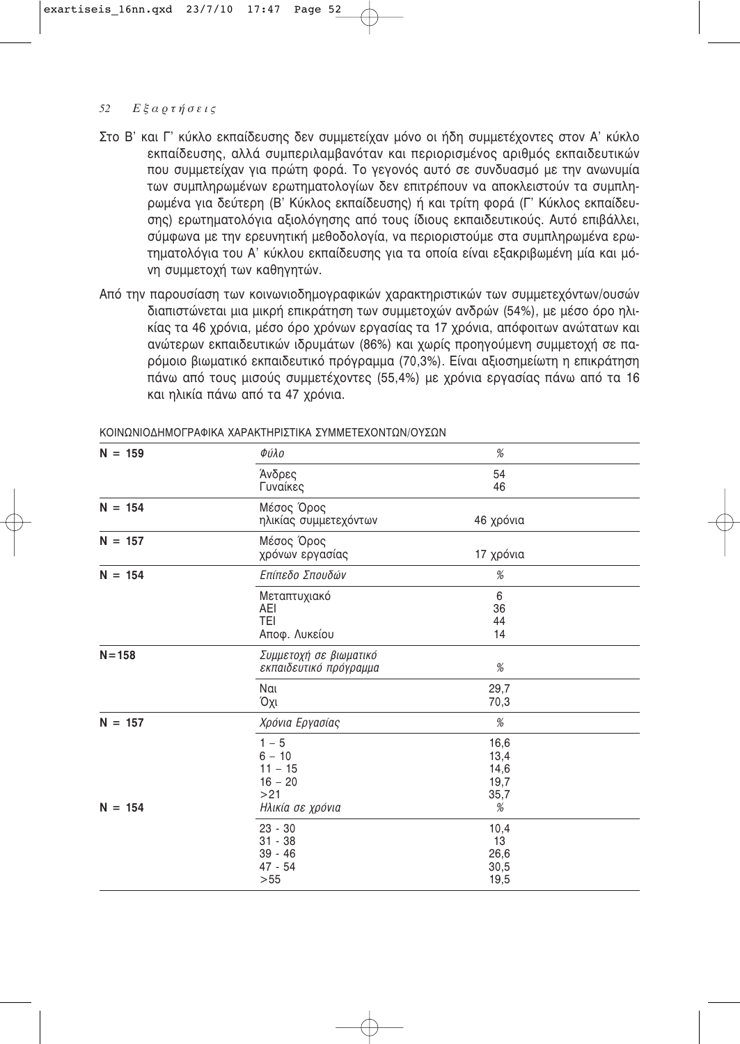Στο Β' και Γ' κύκλο εκπαίδευσης δεν συμμετείχαν μόνο οι ήδη συμμετέχοντες στον Α' κύκλο εκπαίδευσης, αλλά συμπεριλαμβανόταν και περιορισμένος αριθμός εκπαιδευτικών που συμμετείχαν για πρώτη φορά. Το γεγονός αυτό σε συνδυασμό με την ανωνυμία των συμπληρωμένων ερωτηματολογίων δεν επιτρέπουν να αποκλειστούν τα συμπληρωμένα για δεύτερη (Β' Κύκλος εκπαίδευσης) ή και τρίτη φορά (Γ' Κύκλος εκπαίδευσης) ερωτηματολόγια αξιολόγησης από τους ίδιους εκπαιδευτικούς. Αυτό επιβάλλει, σύμφωνα με την ερευνητική μεθοδολογία, να περιοριστούμε στα συμπληρωμένα ερωτηματολόγια του Α' κύκλου εκπαίδευσης για τα οποία είναι εξακριβωμένη μία και μόνη συμμετοχή των καθηγητών.

Από την παρουσίαση των κοινωνιοδημογραφικών χαρακτηριστικών των συμμετεχόντων/ουσών διαπιστώνεται μια μικρή επικράτηση των συμμετοχών ανδρών (54%), με μέσο όρο ηλικίας τα 46 χρόνια, μέσο όρο χρόνων εργασίας τα 17 χρόνια, απόφοιτων ανώτατων και ανώτερων εκπαιδευτικών ιδρυμάτων (86%) και χωρίς προηγούμενη συμμετοχή σε παρόμοιο βιωματικό εκπαιδευτικό πρόγραμμα (70,3%). Είναι αξιοσημείωτη η επικράτηση πάνω από τους μισούς συμμετέχοντες (55,4%) με χρόνια εργασίας πάνω από τα 16 και ηλικία πάνω από τα 47 χρόνια.

ΚΟΙΝΩΝΙΟΔΗΜΟΓΡΑΦΙΚΑ ΧΑΡΑΚΤΗΡΙΣΤΙΚΑ ΣΥΜΜΕΤΕΧΟΝΤΩΝ/ΟΥΣΩΝ

| | | |
|---|---|---|
| N = 159 | *Φύλο* | % |
| | Άνδρες | 54 |
| | Γυναίκες | 46 |
| N = 154 | Μέσος Όρος ηλικίας συμμετεχόντων | 46 χρόνια |
| N = 157 | Μέσος Όρος χρόνων εργασίας | 17 χρόνια |
| N = 154 | *Επίπεδο Σπουδών* | % |
| | Μεταπτυχιακό | 6 |
| | ΑΕΙ | 36 |
| | ΤΕΙ | 44 |
| | Αποφ. Λυκείου | 14 |
| N=158 | *Συμμετοχή σε βιωματικό εκπαιδευτικό πρόγραμμα* | % |
| | Ναι | 29,7 |
| | Όχι | 70,3 |
| N = 157 | *Χρόνια Εργασίας* | % |
| | 1 – 5 | 16,6 |
| | 6 – 10 | 13,4 |
| | 11 – 15 | 14,6 |
| | 16 – 20 | 19,7 |
| | >21 | 35,7 |
| N = 154 | *Ηλικία σε χρόνια* | % |
| | 23 - 30 | 10,4 |
| | 31 - 38 | 13 |
| | 39 - 46 | 26,6 |
| | 47 - 54 | 30,5 |
| | >55 | 19,5 |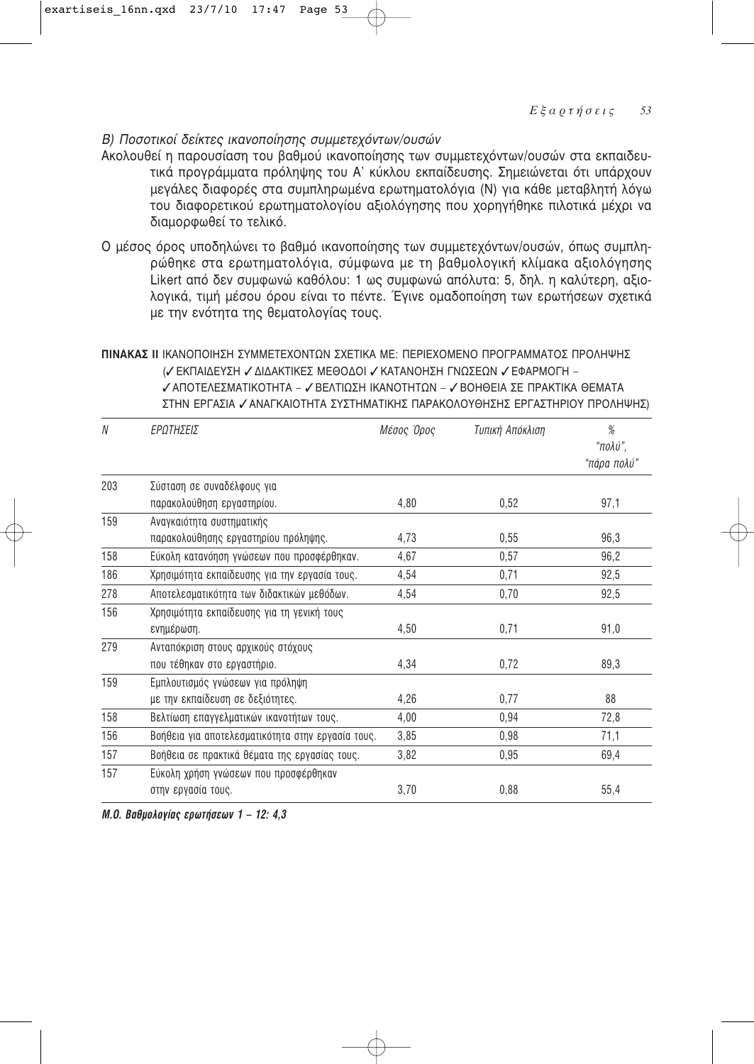*Β) Ποσοτικοί δείκτες ικανοποίησης συμμετεχόντων/ουσών*

Ακολουθεί η παρουσίαση του βαθμού ικανοποίησης των συμμετεχόντων/ουσών στα εκπαιδευτικά προγράμματα πρόληψης του Α' κύκλου εκπαίδευσης. Σημειώνεται ότι υπάρχουν μεγάλες διαφορές στα συμπληρωμένα ερωτηματολόγια (Ν) για κάθε μεταβλητή λόγω του διαφορετικού ερωτηματολογίου αξιολόγησης που χορηγήθηκε πιλοτικά μέχρι να διαμορφωθεί το τελικό.

Ο μέσος όρος υποδηλώνει το βαθμό ικανοποίησης των συμμετεχόντων/ουσών, όπως συμπληρώθηκε στα ερωτηματολόγια, σύμφωνα με τη βαθμολογική κλίμακα αξιολόγησης Likert από δεν συμφωνώ καθόλου: 1 ως συμφωνώ απόλυτα: 5, δηλ. η καλύτερη, αξιολογικά, τιμή μέσου όρου είναι το πέντε. Έγινε ομαδοποίηση των ερωτήσεων σχετικά με την ενότητα της θεματολογίας τους.

**ΠΙΝΑΚΑΣ ΙΙ** ΙΚΑΝΟΠΟΙΗΣΗ ΣΥΜΜΕΤΕΧΟΝΤΩΝ ΣΧΕΤΙΚΑ ΜΕ: ΠΕΡΙΕΧΟΜΕΝΟ ΠΡΟΓΡΑΜΜΑΤΟΣ ΠΡΟΛΗΨΗΣ (✓ΕΚΠΑΙΔΕΥΣΗ ✓ΔΙΔΑΚΤΙΚΕΣ ΜΕΘΟΔΟΙ ✓ΚΑΤΑΝΟΗΣΗ ΓΝΩΣΕΩΝ ✓ΕΦΑΡΜΟΓΗ – ✓ΑΠΟΤΕΛΕΣΜΑΤΙΚΟΤΗΤΑ – ✓ΒΕΛΤΙΩΣΗ ΙΚΑΝΟΤΗΤΩΝ – ✓ΒΟΗΘΕΙΑ ΣΕ ΠΡΑΚΤΙΚΑ ΘΕΜΑΤΑ ΣΤΗΝ ΕΡΓΑΣΙΑ ✓ΑΝΑΓΚΑΙΟΤΗΤΑ ΣΥΣΤΗΜΑΤΙΚΗΣ ΠΑΡΑΚΟΛΟΥΘΗΣΗΣ ΕΡΓΑΣΤΗΡΙΟΥ ΠΡΟΛΗΨΗΣ)

| *Ν* | *ΕΡΩΤΗΣΕΙΣ* | *Μέσος Όρος* | *Τυπική Απόκλιση* | *% "πολύ", "πάρα πολύ"* |
|---|---|---|---|---|
| 203 | Σύσταση σε συναδέλφους για παρακολούθηση εργαστηρίου. | 4,80 | 0,52 | 97,1 |
| 159 | Αναγκαιότητα συστηματικής παρακολούθησης εργαστηρίου πρόληψης. | 4,73 | 0,55 | 96,3 |
| 158 | Εύκολη κατανόηση γνώσεων που προσφέρθηκαν. | 4,67 | 0,57 | 96,2 |
| 186 | Χρησιμότητα εκπαίδευσης για την εργασία τους. | 4,54 | 0,71 | 92,5 |
| 278 | Αποτελεσματικότητα των διδακτικών μεθόδων. | 4,54 | 0,70 | 92,5 |
| 156 | Χρησιμότητα εκπαίδευσης για τη γενική τους ενημέρωση. | 4,50 | 0,71 | 91,0 |
| 279 | Ανταπόκριση στους αρχικούς στόχους που τέθηκαν στο εργαστήριο. | 4,34 | 0,72 | 89,3 |
| 159 | Εμπλουτισμός γνώσεων για πρόληψη με την εκπαίδευση σε δεξιότητες. | 4,26 | 0,77 | 88 |
| 158 | Βελτίωση επαγγελματικών ικανοτήτων τους. | 4,00 | 0,94 | 72,8 |
| 156 | Βοήθεια για αποτελεσματικότητα στην εργασία τους. | 3,85 | 0,98 | 71,1 |
| 157 | Βοήθεια σε πρακτικά θέματα της εργασίας τους. | 3,82 | 0,95 | 69,4 |
| 157 | Εύκολη χρήση γνώσεων που προσφέρθηκαν στην εργασία τους. | 3,70 | 0,88 | 55,4 |

***Μ.Ο. Βαθμολογίας ερωτήσεων 1 – 12: 4,3***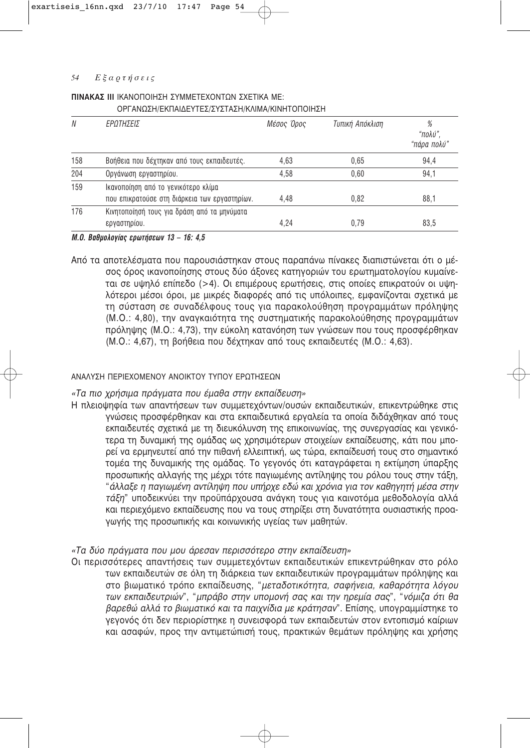**ΠΙΝΑΚΑΣ ΙΙΙ** ΙΚΑΝΟΠΟΙΗΣΗ ΣΥΜΜΕΤΕΧΟΝΤΩΝ ΣΧΕΤΙΚΑ ΜΕ: ΟΡΓΑΝΩΣΗ/ΕΚΠΑΙΔΕΥΤΕΣ/ΣΥΣΤΑΣΗ/ΚΛΙΜΑ/ΚΙΝΗΤΟΠΟΙΗΣΗ

| *N* | *ΕΡΩΤΗΣΕΙΣ* | *Μέσος Όρος* | *Τυπική Απόκλιση* | *% "πολύ", "πάρα πολύ"* |
|---|---|---|---|---|
| 158 | Βοήθεια που δέχτηκαν από τους εκπαιδευτές. | 4,63 | 0,65 | 94,4 |
| 204 | Οργάνωση εργαστηρίου. | 4,58 | 0,60 | 94,1 |
| 159 | Ικανοποίηση από το γενικότερο κλίμα που επικρατούσε στη διάρκεια των εργαστηρίων. | 4,48 | 0,82 | 88,1 |
| 176 | Κινητοποίησή τους για δράση από τα μηνύματα εργαστηρίου. | 4,24 | 0,79 | 83,5 |

***Μ.Ο. Βαθμολογίας ερωτήσεων 13 – 16: 4,5***

Από τα αποτελέσματα που παρουσιάστηκαν στους παραπάνω πίνακες διαπιστώνεται ότι ο μέσος όρος ικανοποίησης στους δύο άξονες κατηγοριών του ερωτηματολογίου κυμαίνεται σε υψηλό επίπεδο (>4). Οι επιμέρους ερωτήσεις, στις οποίες επικρατούν οι υψηλότεροι μέσοι όροι, με μικρές διαφορές από τις υπόλοιπες, εμφανίζονται σχετικά με τη σύσταση σε συναδέλφους τους για παρακολούθηση προγραμμάτων πρόληψης (Μ.Ο.: 4,80), την αναγκαιότητα της συστηματικής παρακολούθησης προγραμμάτων πρόληψης (Μ.Ο.: 4,73), την εύκολη κατανόηση των γνώσεων που τους προσφέρθηκαν (Μ.Ο.: 4,67), τη βοήθεια που δέχτηκαν από τους εκπαιδευτές (Μ.Ο.: 4,63).

## ΑΝΑΛΥΣΗ ΠΕΡΙΕΧΟΜΕΝΟΥ ΑΝΟΙΚΤΟΥ ΤΥΠΟΥ ΕΡΩΤΗΣΕΩΝ

*«Τα πιο χρήσιμα πράγματα που έμαθα στην εκπαίδευση»*

Η πλειοψηφία των απαντήσεων των συμμετεχόντων/ουσών εκπαιδευτικών, επικεντρώθηκε στις γνώσεις προσφέρθηκαν και στα εκπαιδευτικά εργαλεία τα οποία διδάχθηκαν από τους εκπαιδευτές σχετικά με τη διευκόλυνση της επικοινωνίας, της συνεργασίας και γενικότερα τη δυναμική της ομάδας ως χρησιμότερων στοιχείων εκπαίδευσης, κάτι που μπορεί να ερμηνευτεί από την πιθανή ελλειπτική, ως τώρα, εκπαίδευσή τους στο σημαντικό τομέα της δυναμικής της ομάδας. Το γεγονός ότι καταγράφεται η εκτίμηση ύπαρξης προσωπικής αλλαγής της μέχρι τότε παγιωμένης αντίληψης του ρόλου τους στην τάξη, "*άλλαξε η παγιωμένη αντίληψη που υπήρχε εδώ και χρόνια για τον καθηγητή μέσα στην τάξη*" υποδεικνύει την προϋπάρχουσα ανάγκη τους για καινοτόμα μεθοδολογία αλλά και περιεχόμενο εκπαίδευσης που να τους στηρίξει στη δυνατότητα ουσιαστικής προαγωγής της προσωπικής και κοινωνικής υγείας των μαθητών.

*«Τα δύο πράγματα που μου άρεσαν περισσότερο στην εκπαίδευση»*

Οι περισσότερες απαντήσεις των συμμετεχόντων εκπαιδευτικών επικεντρώθηκαν στο ρόλο των εκπαιδευτών σε όλη τη διάρκεια των εκπαιδευτικών προγραμμάτων πρόληψης και στο βιωματικό τρόπο εκπαίδευσης, "*μεταδοτικότητα, σαφήνεια, καθαρότητα λόγου των εκπαιδευτριών*", "*μπράβο στην υπομονή σας και την ηρεμία σας*", "*νόμιζα ότι θα βαρεθώ αλλά το βιωματικό και τα παιχνίδια με κράτησαν*". Επίσης, υπογραμμίστηκε το γεγονός ότι δεν περιορίστηκε η συνεισφορά των εκπαιδευτών στον εντοπισμό καίριων και ασαφών, προς την αντιμετώπισή τους, πρακτικών θεμάτων πρόληψης και χρήσης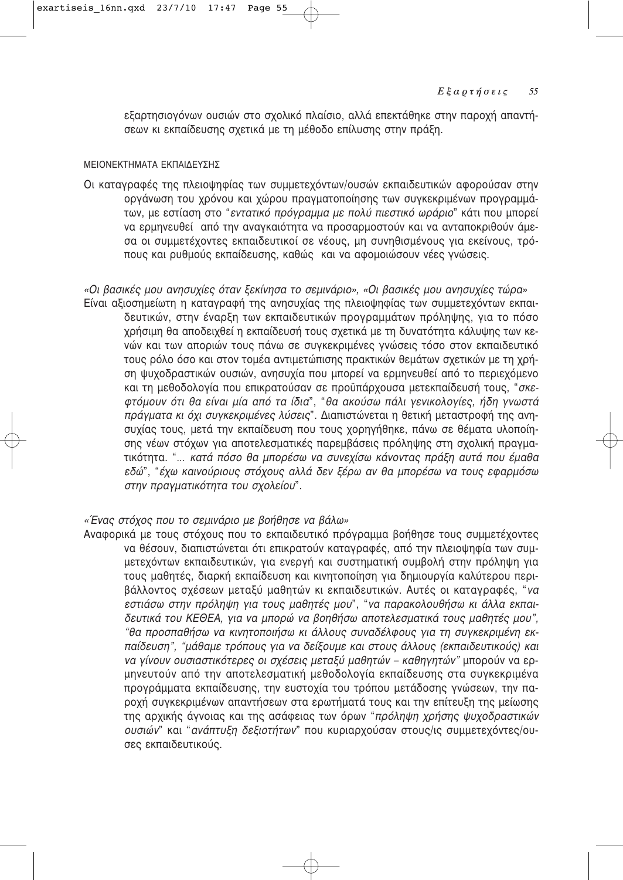εξαρτησιογόνων ουσιών στο σχολικό πλαίσιο, αλλά επεκτάθηκε στην παροχή απαντήσεων κι εκπαίδευσης σχετικά με τη μέθοδο επίλυσης στην πράξη.

#### ΜΕΙΟΝΕΚΤΗΜΑΤΑ ΕΚΠΑΙΔΕΥΣΗΣ

Οι καταγραφές της πλειοψηφίας των συμμετεχόντων/ουσών εκπαιδευτικών αφορούσαν στην οργάνωση του χρόνου και χώρου πραγματοποίησης των συγκεκριμένων προγραμμάτων, με εστίαση στο "*εντατικό πρόγραμμα με πολύ πιεστικό ωράριο*" κάτι που μπορεί να ερμηνευθεί από την αναγκαιότητα να προσαρμοστούν και να ανταποκριθούν άμεσα οι συμμετέχοντες εκπαιδευτικοί σε νέους, μη συνηθισμένους για εκείνους, τρόπους και ρυθμούς εκπαίδευσης, καθώς και να αφομοιώσουν νέες γνώσεις.

*«Οι βασικές μου ανησυχίες όταν ξεκίνησα το σεμινάριο», «Οι βασικές μου ανησυχίες τώρα»*

Είναι αξιοσημείωτη η καταγραφή της ανησυχίας της πλειοψηφίας των συμμετεχόντων εκπαιδευτικών, στην έναρξη των εκπαιδευτικών προγραμμάτων πρόληψης, για το πόσο χρήσιμη θα αποδειχθεί η εκπαίδευσή τους σχετικά με τη δυνατότητα κάλυψης των κενών και των αποριών τους πάνω σε συγκεκριμένες γνώσεις τόσο στον εκπαιδευτικό τους ρόλο όσο και στον τομέα αντιμετώπισης πρακτικών θεμάτων σχετικών με τη χρήση ψυχοδραστικών ουσιών, ανησυχία που μπορεί να ερμηνευθεί από το περιεχόμενο και τη μεθοδολογία που επικρατούσαν σε προϋπάρχουσα μετεκπαίδευσή τους, "*σκεφτόμουν ότι θα είναι μία από τα ίδια*", "*θα ακούσω πάλι γενικολογίες, ήδη γνωστά πράγματα κι όχι συγκεκριμένες λύσεις*". Διαπιστώνεται η θετική μεταστροφή της ανησυχίας τους, μετά την εκπαίδευση που τους χορηγήθηκε, πάνω σε θέματα υλοποίησης νέων στόχων για αποτελεσματικές παρεμβάσεις πρόληψης στη σχολική πραγματικότητα. "*... κατά πόσο θα μπορέσω να συνεχίσω κάνοντας πράξη αυτά που έμαθα εδώ*", "*έχω καινούριους στόχους αλλά δεν ξέρω αν θα μπορέσω να τους εφαρμόσω στην πραγματικότητα του σχολείου*".

*«Ένας στόχος που το σεμινάριο με βοήθησε να βάλω»*

Αναφορικά με τους στόχους που το εκπαιδευτικό πρόγραμμα βοήθησε τους συμμετέχοντες να θέσουν, διαπιστώνεται ότι επικρατούν καταγραφές, από την πλειοψηφία των συμμετεχόντων εκπαιδευτικών, για ενεργή και συστηματική συμβολή στην πρόληψη για τους μαθητές, διαρκή εκπαίδευση και κινητοποίηση για δημιουργία καλύτερου περιβάλλοντος σχέσεων μεταξύ μαθητών κι εκπαιδευτικών. Αυτές οι καταγραφές, "*να εστιάσω στην πρόληψη για τους μαθητές μου*", "*να παρακολουθήσω κι άλλα εκπαιδευτικά του ΚΕΘΕΑ, για να μπορώ να βοηθήσω αποτελεσματικά τους μαθητές μου", "θα προσπαθήσω να κινητοποιήσω κι άλλους συναδέλφους για τη συγκεκριμένη εκπαίδευση", "μάθαμε τρόπους για να δείξουμε και στους άλλους (εκπαιδευτικούς) και να γίνουν ουσιαστικότερες οι σχέσεις μεταξύ μαθητών – καθηγητών"* μπορούν να ερμηνευτούν από την αποτελεσματική μεθοδολογία εκπαίδευσης στα συγκεκριμένα προγράμματα εκπαίδευσης, την ευστοχία του τρόπου μετάδοσης γνώσεων, την παροχή συγκεκριμένων απαντήσεων στα ερωτήματά τους και την επίτευξη της μείωσης της αρχικής άγνοιας και της ασάφειας των όρων "*πρόληψη χρήσης ψυχοδραστικών ουσιών*" και "*ανάπτυξη δεξιοτήτων*" που κυριαρχούσαν στους/ις συμμετεχόντες/ουσες εκπαιδευτικούς.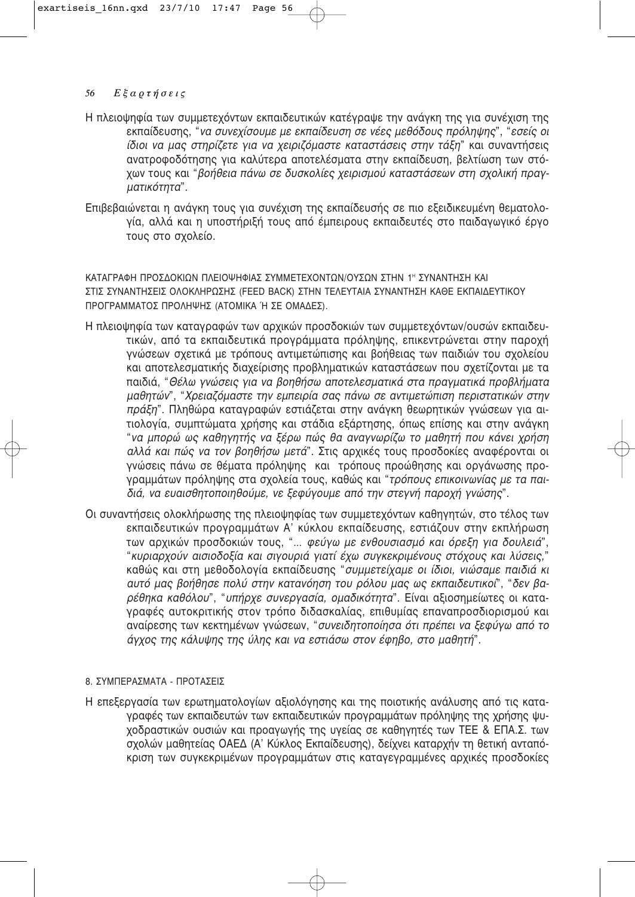Η πλειοψηφία των συμμετεχόντων εκπαιδευτικών κατέγραψε την ανάγκη της για συνέχιση της εκπαίδευσης, "*να συνεχίσουμε με εκπαίδευση σε νέες μεθόδους πρόληψης*", "*εσείς οι ίδιοι να μας στηρίζετε για να χειριζόμαστε καταστάσεις στην τάξη*" και συναντήσεις ανατροφοδότησης για καλύτερα αποτελέσματα στην εκπαίδευση, βελτίωση των στόχων τους και "*βοήθεια πάνω σε δυσκολίες χειρισμού καταστάσεων στη σχολική πραγματικότητα*".

Επιβεβαιώνεται η ανάγκη τους για συνέχιση της εκπαίδευσής σε πιο εξειδικευμένη θεματολογία, αλλά και η υποστήριξή τους από έμπειρους εκπαιδευτές στο παιδαγωγικό έργο τους στο σχολείο.

ΚΑΤΑΓΡΑΦΗ ΠΡΟΣΔΟΚΙΩΝ ΠΛΕΙΟΨΗΦΙΑΣ ΣΥΜΜΕΤΕΧΟΝΤΩΝ/ΟΥΣΩΝ ΣΤΗΝ 1Η ΣΥΝΑΝΤΗΣΗ ΚΑΙ ΣΤΙΣ ΣΥΝΑΝΤΗΣΕΙΣ ΟΛΟΚΛΗΡΩΣΗΣ (FEED BACK) ΣΤΗΝ ΤΕΛΕΥΤΑΙΑ ΣΥΝΑΝΤΗΣΗ ΚΑΘΕ ΕΚΠΑΙΔΕΥΤΙΚΟΥ ΠΡΟΓΡΑΜΜΑΤΟΣ ΠΡΟΛΗΨΗΣ (ΑΤΟΜΙΚΑ Ή ΣΕ ΟΜΑΔΕΣ).

Η πλειοψηφία των καταγραφών των αρχικών προσδοκιών των συμμετεχόντων/ουσών εκπαιδευτικών, από τα εκπαιδευτικά προγράμματα πρόληψης, επικεντρώνεται στην παροχή γνώσεων σχετικά με τρόπους αντιμετώπισης και βοήθειας των παιδιών του σχολείου και αποτελεσματικής διαχείρισης προβληματικών καταστάσεων που σχετίζονται με τα παιδιά, "*Θέλω γνώσεις για να βοηθήσω αποτελεσματικά στα πραγματικά προβλήματα μαθητών*", "*Χρειαζόμαστε την εμπειρία σας πάνω σε αντιμετώπιση περιστατικών στην πράξη*". Πληθώρα καταγραφών εστιάζεται στην ανάγκη θεωρητικών γνώσεων για αιτιολογία, συμπτώματα χρήσης και στάδια εξάρτησης, όπως επίσης και στην ανάγκη "*να μπορώ ως καθηγητής να ξέρω πώς θα αναγνωρίζω το μαθητή που κάνει χρήση αλλά και πώς να τον βοηθήσω μετά*". Στις αρχικές τους προσδοκίες αναφέρονται οι γνώσεις πάνω σε θέματα πρόληψης και τρόπους προώθησης και οργάνωσης προγραμμάτων πρόληψης στα σχολεία τους, καθώς και "*τρόπους επικοινωνίας με τα παιδιά, να ευαισθητοποιηθούμε, νε ξεφύγουμε από την στεγνή παροχή γνώσης*".

Οι συναντήσεις ολοκλήρωσης της πλειοψηφίας των συμμετεχόντων καθηγητών, στο τέλος των εκπαιδευτικών προγραμμάτων Α' κύκλου εκπαίδευσης, εστιάζουν στην εκπλήρωση των αρχικών προσδοκιών τους, "*... φεύγω με ενθουσιασμό και όρεξη για δουλειά*", "*κυριαρχούν αισιοδοξία και σιγουριά γιατί έχω συγκεκριμένους στόχους και λύσεις,*" καθώς και στη μεθοδολογία εκπαίδευσης "*συμμετείχαμε οι ίδιοι, νιώσαμε παιδιά κι αυτό μας βοήθησε πολύ στην κατανόηση του ρόλου μας ως εκπαιδευτικοί*", "*δεν βαρέθηκα καθόλου*", "*υπήρχε συνεργασία, ομαδικότητα*". Είναι αξιοσημείωτες οι καταγραφές αυτοκριτικής στον τρόπο διδασκαλίας, επιθυμίας επαναπροσδιορισμού και αναίρεσης των κεκτημένων γνώσεων, "*συνειδητοποίησα ότι πρέπει να ξεφύγω από το άγχος της κάλυψης της ύλης και να εστιάσω στον έφηβο, στο μαθητή*".

8. ΣΥΜΠΕΡΑΣΜΑΤΑ - ΠΡΟΤΑΣΕΙΣ

Η επεξεργασία των ερωτηματολογίων αξιολόγησης και της ποιοτικής ανάλυσης από τις καταγραφές των εκπαιδευτών των εκπαιδευτικών προγραμμάτων πρόληψης της χρήσης ψυχοδραστικών ουσιών και προαγωγής της υγείας σε καθηγητές των ΤΕΕ & ΕΠΑ.Σ. των σχολών μαθητείας ΟΑΕΔ (Α' Κύκλος Εκπαίδευσης), δείχνει καταρχήν τη θετική ανταπόκριση των συγκεκριμένων προγραμμάτων στις καταγεγραμμένες αρχικές προσδοκίες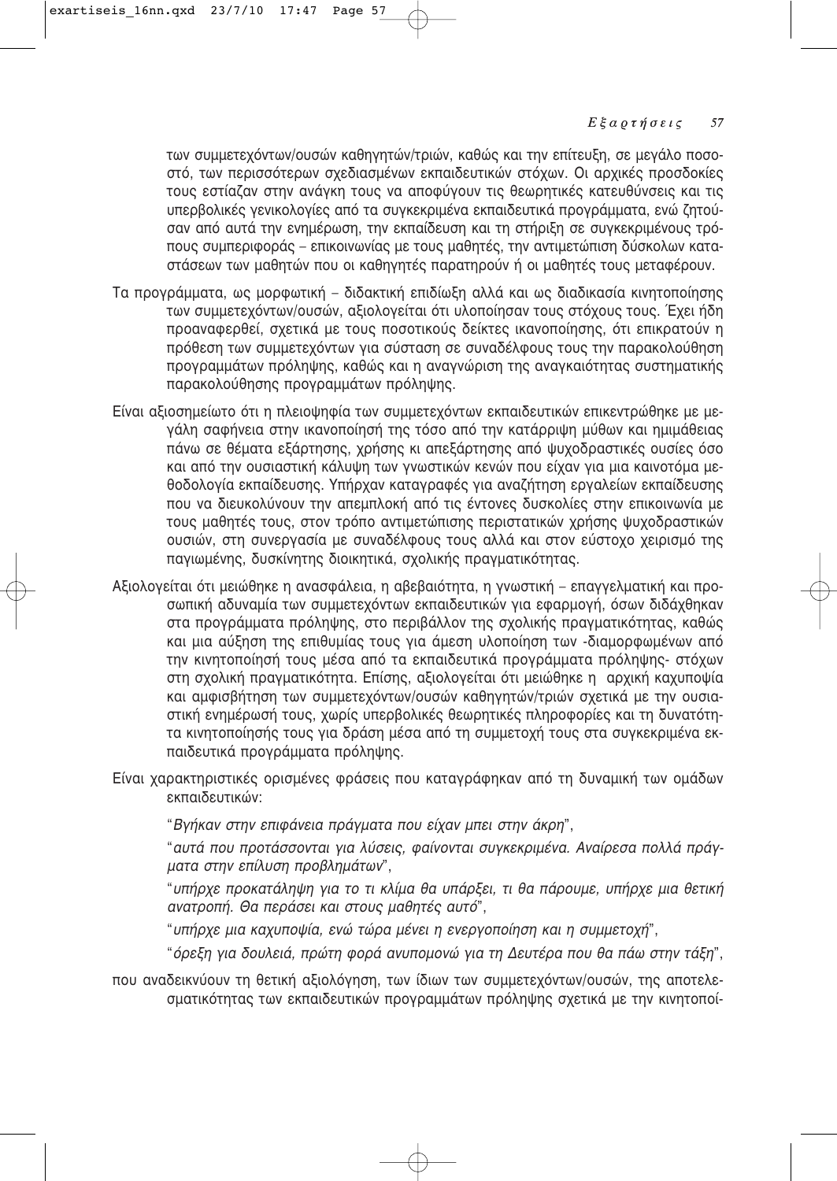των συμμετεχόντων/ουσών καθηγητών/τριών, καθώς και την επίτευξη, σε μεγάλο ποσοστό, των περισσότερων σχεδιασμένων εκπαιδευτικών στόχων. Οι αρχικές προσδοκίες τους εστίαζαν στην ανάγκη τους να αποφύγουν τις θεωρητικές κατευθύνσεις και τις υπερβολικές γενικολογίες από τα συγκεκριμένα εκπαιδευτικά προγράμματα, ενώ ζητούσαν από αυτά την ενημέρωση, την εκπαίδευση και τη στήριξη σε συγκεκριμένους τρόπους συμπεριφοράς – επικοινωνίας με τους μαθητές, την αντιμετώπιση δύσκολων καταστάσεων των μαθητών που οι καθηγητές παρατηρούν ή οι μαθητές τους μεταφέρουν.

Τα προγράμματα, ως μορφωτική – διδακτική επιδίωξη αλλά και ως διαδικασία κινητοποίησης των συμμετεχόντων/ουσών, αξιολογείται ότι υλοποίησαν τους στόχους τους. Έχει ήδη προαναφερθεί, σχετικά με τους ποσοτικούς δείκτες ικανοποίησης, ότι επικρατούν η πρόθεση των συμμετεχόντων για σύσταση σε συναδέλφους τους την παρακολούθηση προγραμμάτων πρόληψης, καθώς και η αναγνώριση της αναγκαιότητας συστηματικής παρακολούθησης προγραμμάτων πρόληψης.

Είναι αξιοσημείωτο ότι η πλειοψηφία των συμμετεχόντων εκπαιδευτικών επικεντρώθηκε με μεγάλη σαφήνεια στην ικανοποίησή της τόσο από την κατάρριψη μύθων και ημιμάθειας πάνω σε θέματα εξάρτησης, χρήσης κι απεξάρτησης από ψυχοδραστικές ουσίες όσο και από την ουσιαστική κάλυψη των γνωστικών κενών που είχαν για μια καινοτόμα μεθοδολογία εκπαίδευσης. Υπήρχαν καταγραφές για αναζήτηση εργαλείων εκπαίδευσης που να διευκολύνουν την απεμπλοκή από τις έντονες δυσκολίες στην επικοινωνία με τους μαθητές τους, στον τρόπο αντιμετώπισης περιστατικών χρήσης ψυχοδραστικών ουσιών, στη συνεργασία με συναδέλφους τους αλλά και στον εύστοχο χειρισμό της παγιωμένης, δυσκίνητης διοικητικά, σχολικής πραγματικότητας.

Αξιολογείται ότι μειώθηκε η ανασφάλεια, η αβεβαιότητα, η γνωστική – επαγγελματική και προσωπική αδυναμία των συμμετεχόντων εκπαιδευτικών για εφαρμογή, όσων διδάχθηκαν στα προγράμματα πρόληψης, στο περιβάλλον της σχολικής πραγματικότητας, καθώς και μια αύξηση της επιθυμίας τους για άμεση υλοποίηση των -διαμορφωμένων από την κινητοποίησή τους μέσα από τα εκπαιδευτικά προγράμματα πρόληψης- στόχων στη σχολική πραγματικότητα. Επίσης, αξιολογείται ότι μειώθηκε η αρχική καχυποψία και αμφισβήτηση των συμμετεχόντων/ουσών καθηγητών/τριών σχετικά με την ουσιαστική ενημέρωσή τους, χωρίς υπερβολικές θεωρητικές πληροφορίες και τη δυνατότητα κινητοποίησής τους για δράση μέσα από τη συμμετοχή τους στα συγκεκριμένα εκπαιδευτικά προγράμματα πρόληψης.

Είναι χαρακτηριστικές ορισμένες φράσεις που καταγράφηκαν από τη δυναμική των ομάδων εκπαιδευτικών:

"*Βγήκαν στην επιφάνεια πράγματα που είχαν μπει στην άκρη*",

"*αυτά που προτάσσονται για λύσεις, φαίνονται συγκεκριμένα. Αναίρεσα πολλά πράγματα στην επίλυση προβλημάτων*",

"*υπήρχε προκατάληψη για το τι κλίμα θα υπάρξει, τι θα πάρουμε, υπήρχε μια θετική ανατροπή. Θα περάσει και στους μαθητές αυτό*",

"*υπήρχε μια καχυποψία, ενώ τώρα μένει η ενεργοποίηση και η συμμετοχή*",

"*όρεξη για δουλειά, πρώτη φορά ανυπομονώ για τη Δευτέρα που θα πάω στην τάξη*",

που αναδεικνύουν τη θετική αξιολόγηση, των ίδιων των συμμετεχόντων/ουσών, της αποτελεσματικότητας των εκπαιδευτικών προγραμμάτων πρόληψης σχετικά με την κινητοποί-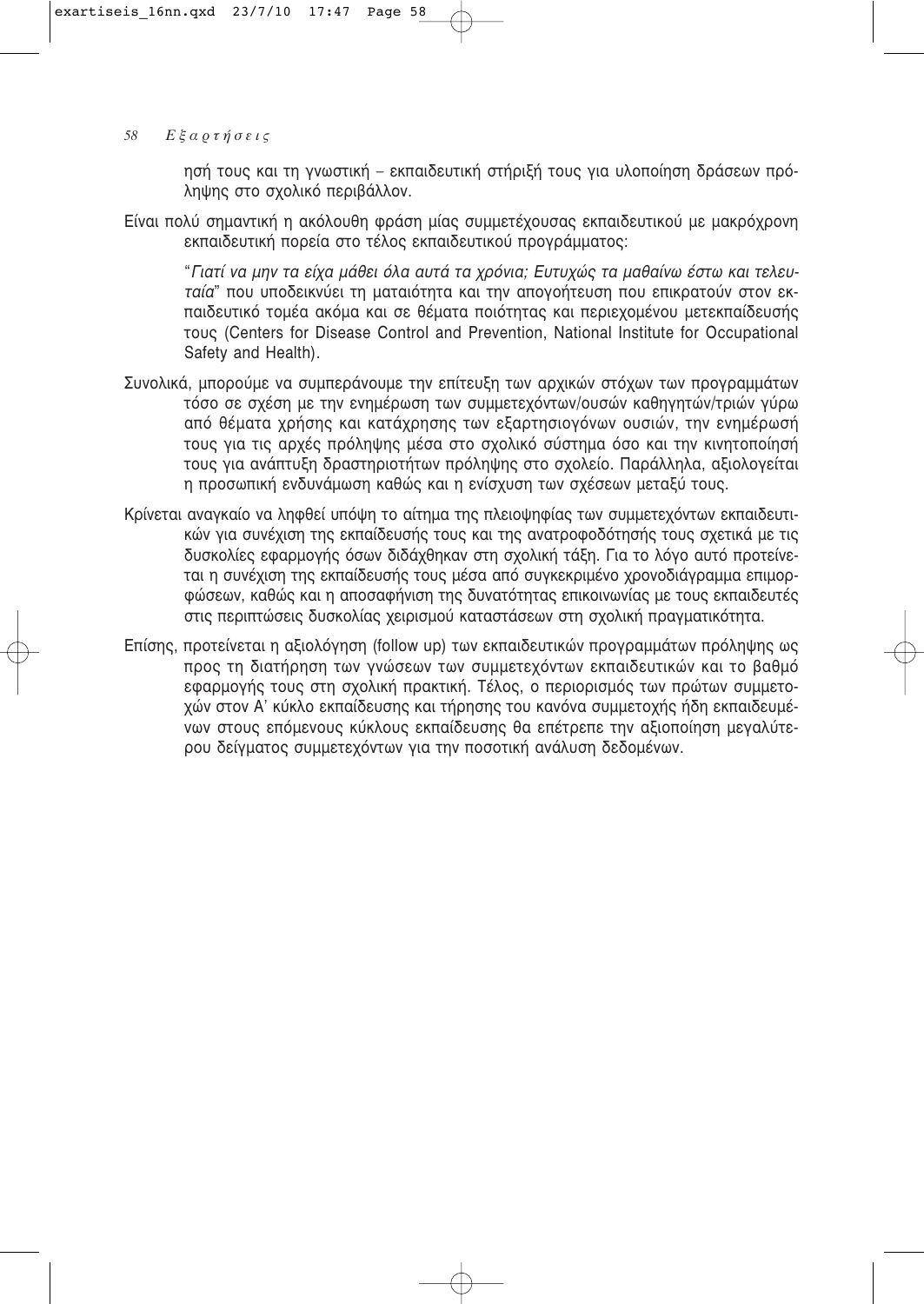ησή τους και τη γνωστική – εκπαιδευτική στήριξή τους για υλοποίηση δράσεων πρόληψης στο σχολικό περιβάλλον.

Είναι πολύ σημαντική η ακόλουθη φράση μίας συμμετέχουσας εκπαιδευτικού με μακρόχρονη εκπαιδευτική πορεία στο τέλος εκπαιδευτικού προγράμματος:

"*Γιατί να μην τα είχα μάθει όλα αυτά τα χρόνια; Ευτυχώς τα μαθαίνω έστω και τελευταία*" που υποδεικνύει τη ματαιότητα και την απογοήτευση που επικρατούν στον εκπαιδευτικό τομέα ακόμα και σε θέματα ποιότητας και περιεχομένου μετεκπαίδευσής τους (Centers for Disease Control and Prevention, National Institute for Occupational Safety and Health).

Συνολικά, μπορούμε να συμπεράνουμε την επίτευξη των αρχικών στόχων των προγραμμάτων τόσο σε σχέση με την ενημέρωση των συμμετεχόντων/ουσών καθηγητών/τριών γύρω από θέματα χρήσης και κατάχρησης των εξαρτησιογόνων ουσιών, την ενημέρωσή τους για τις αρχές πρόληψης μέσα στο σχολικό σύστημα όσο και την κινητοποίησή τους για ανάπτυξη δραστηριοτήτων πρόληψης στο σχολείο. Παράλληλα, αξιολογείται η προσωπική ενδυνάμωση καθώς και η ενίσχυση των σχέσεων μεταξύ τους.

Κρίνεται αναγκαίο να ληφθεί υπόψη το αίτημα της πλειοψηφίας των συμμετεχόντων εκπαιδευτικών για συνέχιση της εκπαίδευσής τους και της ανατροφοδότησής τους σχετικά με τις δυσκολίες εφαρμογής όσων διδάχθηκαν στη σχολική τάξη. Για το λόγο αυτό προτείνεται η συνέχιση της εκπαίδευσής τους μέσα από συγκεκριμένο χρονοδιάγραμμα επιμορφώσεων, καθώς και η αποσαφήνιση της δυνατότητας επικοινωνίας με τους εκπαιδευτές στις περιπτώσεις δυσκολίας χειρισμού καταστάσεων στη σχολική πραγματικότητα.

Επίσης, προτείνεται η αξιολόγηση (follow up) των εκπαιδευτικών προγραμμάτων πρόληψης ως προς τη διατήρηση των γνώσεων των συμμετεχόντων εκπαιδευτικών και το βαθμό εφαρμογής τους στη σχολική πρακτική. Τέλος, ο περιορισμός των πρώτων συμμετοχών στον Α' κύκλο εκπαίδευσης και τήρησης του κανόνα συμμετοχής ήδη εκπαιδευμένων στους επόμενους κύκλους εκπαίδευσης θα επέτρεπε την αξιοποίηση μεγαλύτερου δείγματος συμμετεχόντων για την ποσοτική ανάλυση δεδομένων.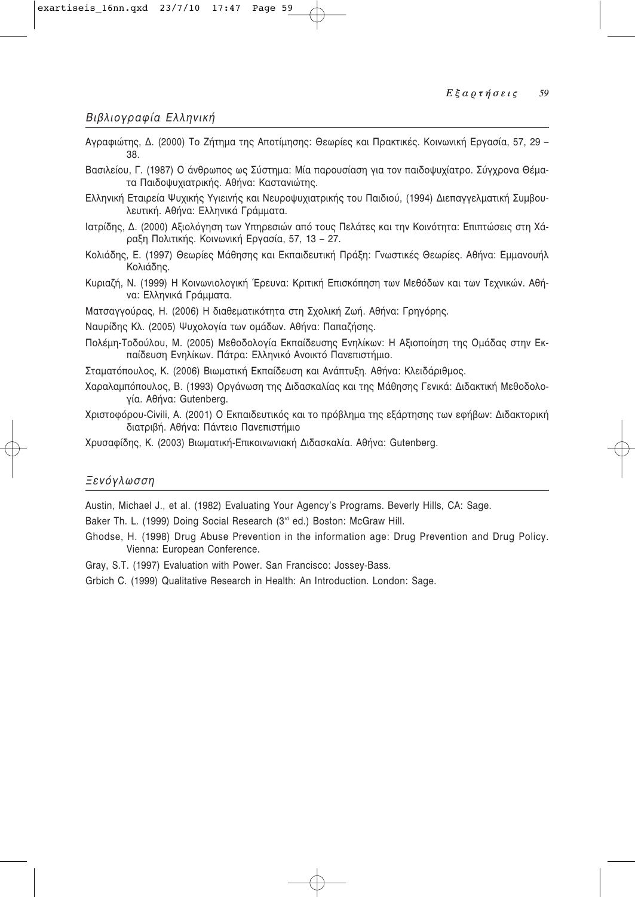## *Βιβλιογραφία Ελληνική*

Αγραφιώτης, Δ. (2000) Το Ζήτημα της Αποτίμησης: Θεωρίες και Πρακτικές. Κοινωνική Εργασία, 57, 29 – 38.

Βασιλείου, Γ. (1987) Ο άνθρωπος ως Σύστημα: Μία παρουσίαση για τον παιδοψυχίατρο. Σύγχρονα Θέματα Παιδοψυχιατρικής. Αθήνα: Καστανιώτης.

Ελληνική Εταιρεία Ψυχικής Υγιεινής και Νευροψυχιατρικής του Παιδιού, (1994) Διεπαγγελματική Συμβουλευτική. Αθήνα: Ελληνικά Γράμματα.

Ιατρίδης, Δ. (2000) Αξιολόγηση των Υπηρεσιών από τους Πελάτες και την Κοινότητα: Επιπτώσεις στη Χάραξη Πολιτικής. Κοινωνική Εργασία, 57, 13 – 27.

Κολιάδης, Ε. (1997) Θεωρίες Μάθησης και Εκπαιδευτική Πράξη: Γνωστικές Θεωρίες. Αθήνα: Εμμανουήλ Κολιάδης.

Κυριαζή, Ν. (1999) Η Κοινωνιολογική Έρευνα: Κριτική Επισκόπηση των Μεθόδων και των Τεχνικών. Αθήνα: Ελληνικά Γράμματα.

Ματσαγγούρας, Η. (2006) Η διαθεματικότητα στη Σχολική Ζωή. Αθήνα: Γρηγόρης.

Ναυρίδης Κλ. (2005) Ψυχολογία των ομάδων. Αθήνα: Παπαζήσης.

Πολέμη-Τοδούλου, Μ. (2005) Μεθοδολογία Εκπαίδευσης Ενηλίκων: Η Αξιοποίηση της Ομάδας στην Εκπαίδευση Ενηλίκων. Πάτρα: Ελληνικό Ανοικτό Πανεπιστήμιο.

Σταματόπουλος, Κ. (2006) Βιωματική Εκπαίδευση και Ανάπτυξη. Αθήνα: Κλειδάριθμος.

Χαραλαμπόπουλος, Β. (1993) Οργάνωση της Διδασκαλίας και της Μάθησης Γενικά: Διδακτική Μεθοδολογία. Αθήνα: Gutenberg.

Χριστοφόρου-Civili, Α. (2001) Ο Εκπαιδευτικός και το πρόβλημα της εξάρτησης των εφήβων: Διδακτορική διατριβή. Αθήνα: Πάντειο Πανεπιστήμιο

Χρυσαφίδης, Κ. (2003) Βιωματική-Επικοινωνιακή Διδασκαλία. Αθήνα: Gutenberg.

## *Ξενόγλωσση*

Austin, Michael J., et al. (1982) Evaluating Your Agency's Programs. Beverly Hills, CA: Sage.

Baker Th. L. (1999) Doing Social Research (3rd ed.) Boston: McGraw Hill.

Ghodse, H. (1998) Drug Abuse Prevention in the information age: Drug Prevention and Drug Policy. Vienna: European Conference.

Gray, S.T. (1997) Evaluation with Power. San Francisco: Jossey-Bass.

Grbich C. (1999) Qualitative Research in Health: An Introduction. London: Sage.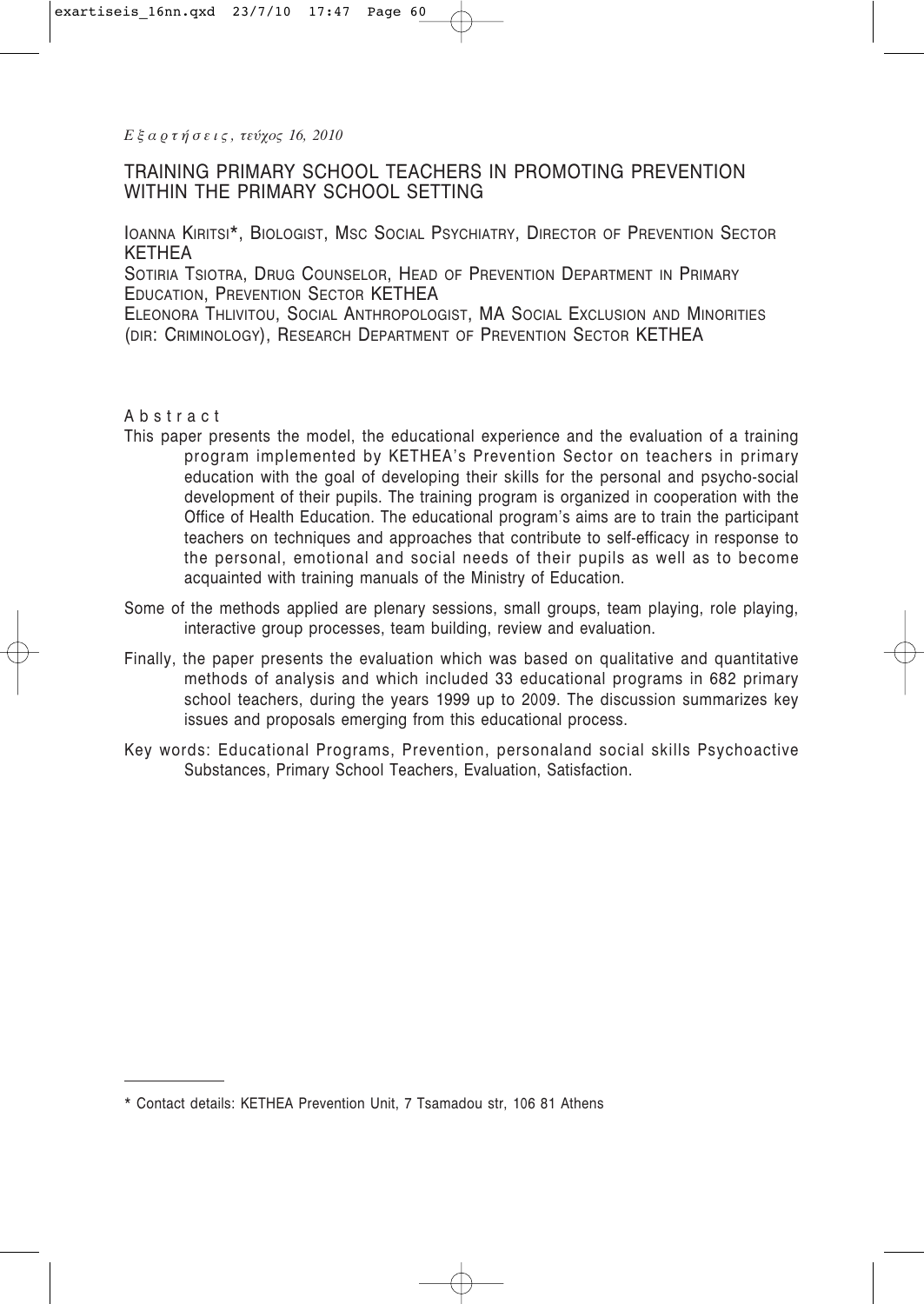# TRAINING PRIMARY SCHOOL TEACHERS IN PROMOTING PREVENTION WITHIN THE PRIMARY SCHOOL SETTING

IOANNA KIRITSI*, BIOLOGIST, MSC SOCIAL PSYCHIATRY, DIRECTOR OF PREVENTION SECTOR KETHEA

SOTIRIA TSIOTRA, DRUG COUNSELOR, HEAD OF PREVENTION DEPARTMENT IN PRIMARY EDUCATION, PREVENTION SECTOR KETHEA

ELEONORA THLIVITOU, SOCIAL ANTHROPOLOGIST, MA SOCIAL EXCLUSION AND MINORITIES (DIR: CRIMINOLOGY), RESEARCH DEPARTMENT OF PREVENTION SECTOR KETHEA

## Abstract

This paper presents the model, the educational experience and the evaluation of a training program implemented by KETHEA's Prevention Sector on teachers in primary education with the goal of developing their skills for the personal and psycho-social development of their pupils. The training program is organized in cooperation with the Office of Health Education. The educational program's aims are to train the participant teachers on techniques and approaches that contribute to self-efficacy in response to the personal, emotional and social needs of their pupils as well as to become acquainted with training manuals of the Ministry of Education.

Some of the methods applied are plenary sessions, small groups, team playing, role playing, interactive group processes, team building, review and evaluation.

Finally, the paper presents the evaluation which was based on qualitative and quantitative methods of analysis and which included 33 educational programs in 682 primary school teachers, during the years 1999 up to 2009. The discussion summarizes key issues and proposals emerging from this educational process.

Key words: Educational Programs, Prevention, personaland social skills Psychoactive Substances, Primary School Teachers, Evaluation, Satisfaction.

---

* Contact details: KETHEA Prevention Unit, 7 Tsamadou str, 106 81 Athens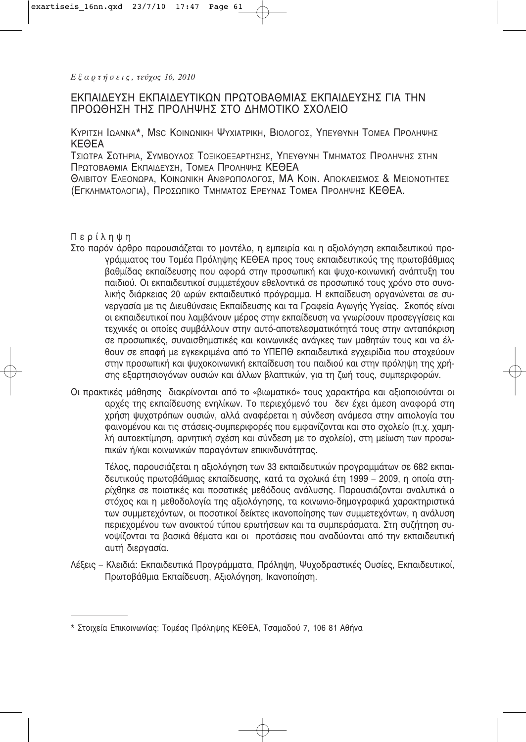*Εξαρτήσεις, τεύχος 16, 2010*

# ΕΚΠΑΙΔΕΥΣΗ ΕΚΠΑΙΔΕΥΤΙΚΩΝ ΠΡΩΤΟΒΑΘΜΙΑΣ ΕΚΠΑΙΔΕΥΣΗΣ ΓΙΑ ΤΗΝ ΠΡΟΩΘΗΣΗ ΤΗΣ ΠΡΟΛΗΨΗΣ ΣΤΟ ΔΗΜΟΤΙΚΟ ΣΧΟΛΕΙΟ

ΚΥΡΙΤΣΗ ΙΩΑΝΝΑ*, MSC ΚΟΙΝΩΝΙΚΗ ΨΥΧΙΑΤΡΙΚΗ, ΒΙΟΛΟΓΟΣ, ΥΠΕΥΘΥΝΗ ΤΟΜΕΑ ΠΡΟΛΗΨΗΣ ΚΕΘΕΑ

ΤΣΙΩΤΡΑ ΣΩΤΗΡΙΑ, ΣΥΜΒΟΥΛΟΣ ΤΟΞΙΚΟΕΞΑΡΤΗΣΗΣ, ΥΠΕΥΘΥΝΗ ΤΜΗΜΑΤΟΣ ΠΡΟΛΗΨΗΣ ΣΤΗΝ ΠΡΩΤΟΒΑΘΜΙΑ ΕΚΠΑΙΔΕΥΣΗ, ΤΟΜΕΑ ΠΡΟΛΗΨΗΣ ΚΕΘΕΑ

ΘΛΙΒΙΤΟΥ ΕΛΕΟΝΩΡΑ, ΚΟΙΝΩΝΙΚΗ ΑΝΘΡΩΠΟΛΟΓΟΣ, MA ΚΟΙΝ. ΑΠΟΚΛΕΙΣΜΟΣ & ΜΕΙΟΝΟΤΗΤΕΣ (ΕΓΚΛΗΜΑΤΟΛΟΓΙΑ), ΠΡΟΣΩΠΙΚΟ ΤΜΗΜΑΤΟΣ ΕΡΕΥΝΑΣ ΤΟΜΕΑ ΠΡΟΛΗΨΗΣ ΚΕΘΕΑ.

## Περίληψη

Στο παρόν άρθρο παρουσιάζεται το μοντέλο, η εμπειρία και η αξιολόγηση εκπαιδευτικού προγράμματος του Τομέα Πρόληψης ΚΕΘΕΑ προς τους εκπαιδευτικούς της πρωτοβάθμιας βαθμίδας εκπαίδευσης που αφορά στην προσωπική και ψυχο-κοινωνική ανάπτυξη του παιδιού. Οι εκπαιδευτικοί συμμετέχουν εθελοντικά σε προσωπικό τους χρόνο στο συνολικής διάρκειας 20 ωρών εκπαιδευτικό πρόγραμμα. Η εκπαίδευση οργανώνεται σε συνεργασία με τις Διευθύνσεις Εκπαίδευσης και τα Γραφεία Αγωγής Υγείας. Σκοπός είναι οι εκπαιδευτικοί που λαμβάνουν μέρος στην εκπαίδευση να γνωρίσουν προσεγγίσεις και τεχνικές οι οποίες συμβάλλουν στην αυτό-αποτελεσματικότητά τους στην ανταπόκριση σε προσωπικές, συναισθηματικές και κοινωνικές ανάγκες των μαθητών τους και να έλθουν σε επαφή με εγκεκριμένα από το ΥΠΕΠΘ εκπαιδευτικά εγχειρίδια που στοχεύουν στην προσωπική και ψυχοκοινωνική εκπαίδευση του παιδιού και στην πρόληψη της χρήσης εξαρτησιογόνων ουσιών και άλλων βλαπτικών, για τη ζωή τους, συμπεριφορών.

Οι πρακτικές μάθησης διακρίνονται από το «βιωματικό» τους χαρακτήρα και αξιοποιούνται οι αρχές της εκπαίδευσης ενηλίκων. Το περιεχόμενό του δεν έχει άμεση αναφορά στη χρήση ψυχοτρόπων ουσιών, αλλά αναφέρεται η σύνδεση ανάμεσα στην αιτιολογία του φαινομένου και τις στάσεις-συμπεριφορές που εμφανίζονται και στο σχολείο (π.χ. χαμηλή αυτοεκτίμηση, αρνητική σχέση και σύνδεση με το σχολείο), στη μείωση των προσωπικών ή/και κοινωνικών παραγόντων επικινδυνότητας.

Τέλος, παρουσιάζεται η αξιολόγηση των 33 εκπαιδευτικών προγραμμάτων σε 682 εκπαιδευτικούς πρωτοβάθμιας εκπαίδευσης, κατά τα σχολικά έτη 1999 – 2009, η οποία στηρίχθηκε σε ποιοτικές και ποσοτικές μεθόδους ανάλυσης. Παρουσιάζονται αναλυτικά ο στόχος και η μεθοδολογία της αξιολόγησης, τα κοινωνιο-δημογραφικά χαρακτηριστικά των συμμετεχόντων, οι ποσοτικοί δείκτες ικανοποίησης των συμμετεχόντων, η ανάλυση περιεχομένου των ανοικτού τύπου ερωτήσεων και τα συμπεράσματα. Στη συζήτηση συνοψίζονται τα βασικά θέματα και οι προτάσεις που αναδύονται από την εκπαιδευτική αυτή διεργασία.

Λέξεις – Κλειδιά: Εκπαιδευτικά Προγράμματα, Πρόληψη, Ψυχοδραστικές Ουσίες, Εκπαιδευτικοί, Πρωτοβάθμια Εκπαίδευση, Αξιολόγηση, Ικανοποίηση.

---

* Στοιχεία Επικοινωνίας: Τομέας Πρόληψης ΚΕΘΕΑ, Τσαμαδού 7, 106 81 Αθήνα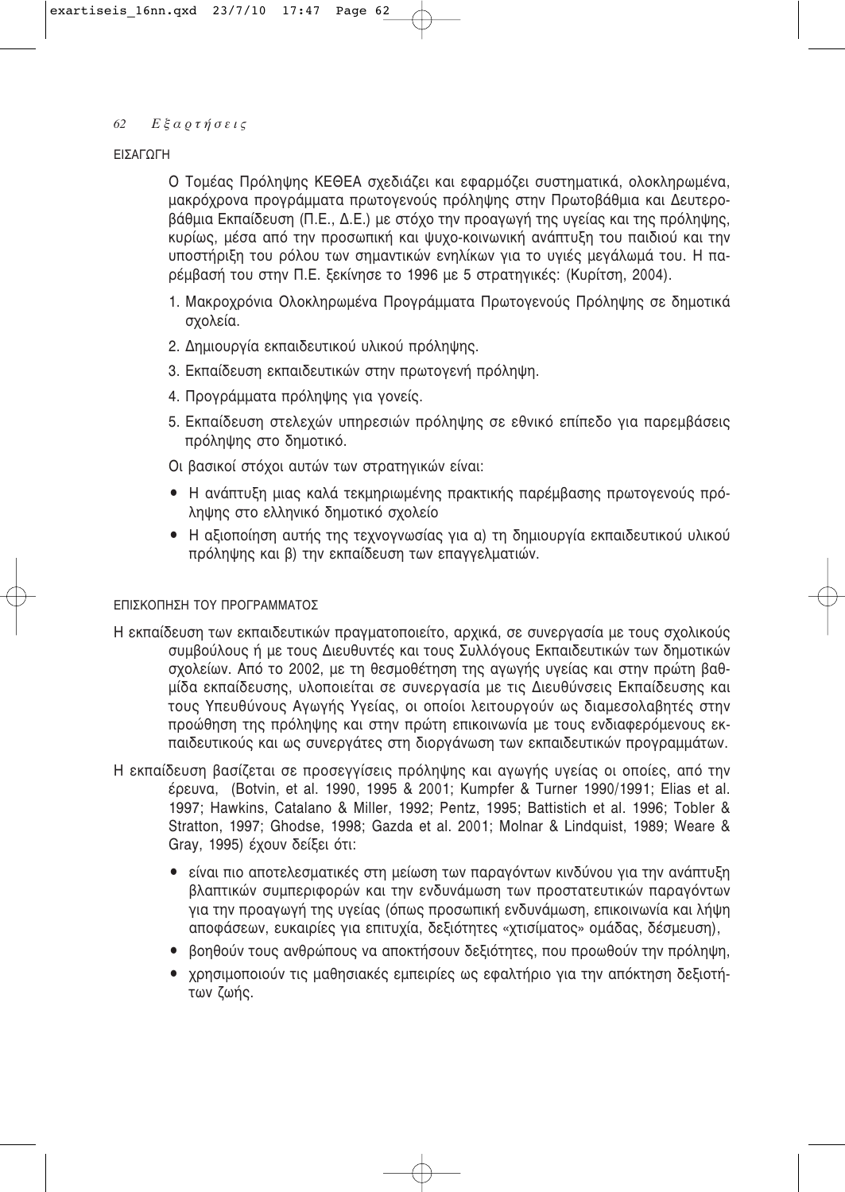## ΕΙΣΑΓΩΓΗ

Ο Τομέας Πρόληψης ΚΕΘΕΑ σχεδιάζει και εφαρμόζει συστηματικά, ολοκληρωμένα, μακρόχρονα προγράμματα πρωτογενούς πρόληψης στην Πρωτοβάθμια και Δευτεροβάθμια Εκπαίδευση (Π.Ε., Δ.Ε.) με στόχο την προαγωγή της υγείας και της πρόληψης, κυρίως, μέσα από την προσωπική και ψυχο-κοινωνική ανάπτυξη του παιδιού και την υποστήριξη του ρόλου των σημαντικών ενηλίκων για το υγιές μεγάλωμά του. Η παρέμβασή του στην Π.Ε. ξεκίνησε το 1996 με 5 στρατηγικές: (Κυρίτση, 2004).

1. Μακροχρόνια Ολοκληρωμένα Προγράμματα Πρωτογενούς Πρόληψης σε δημοτικά σχολεία.
2. Δημιουργία εκπαιδευτικού υλικού πρόληψης.
3. Εκπαίδευση εκπαιδευτικών στην πρωτογενή πρόληψη.
4. Προγράμματα πρόληψης για γονείς.
5. Εκπαίδευση στελεχών υπηρεσιών πρόληψης σε εθνικό επίπεδο για παρεμβάσεις πρόληψης στο δημοτικό.

Οι βασικοί στόχοι αυτών των στρατηγικών είναι:

- Η ανάπτυξη μιας καλά τεκμηριωμένης πρακτικής παρέμβασης πρωτογενούς πρόληψης στο ελληνικό δημοτικό σχολείο
- Η αξιοποίηση αυτής της τεχνογνωσίας για α) τη δημιουργία εκπαιδευτικού υλικού πρόληψης και β) την εκπαίδευση των επαγγελματιών.

## ΕΠΙΣΚΟΠΗΣΗ ΤΟΥ ΠΡΟΓΡΑΜΜΑΤΟΣ

Η εκπαίδευση των εκπαιδευτικών πραγματοποιείτο, αρχικά, σε συνεργασία με τους σχολικούς συμβούλους ή με τους Διευθυντές και τους Συλλόγους Εκπαιδευτικών των δημοτικών σχολείων. Από το 2002, με τη θεσμοθέτηση της αγωγής υγείας και στην πρώτη βαθμίδα εκπαίδευσης, υλοποιείται σε συνεργασία με τις Διευθύνσεις Εκπαίδευσης και τους Υπευθύνους Αγωγής Υγείας, οι οποίοι λειτουργούν ως διαμεσολαβητές στην προώθηση της πρόληψης και στην πρώτη επικοινωνία με τους ενδιαφερόμενους εκπαιδευτικούς και ως συνεργάτες στη διοργάνωση των εκπαιδευτικών προγραμμάτων.

Η εκπαίδευση βασίζεται σε προσεγγίσεις πρόληψης και αγωγής υγείας οι οποίες, από την έρευνα, (Botvin, et al. 1990, 1995 & 2001; Kumpfer & Turner 1990/1991; Elias et al. 1997; Hawkins, Catalano & Miller, 1992; Pentz, 1995; Battistich et al. 1996; Tobler & Stratton, 1997; Ghodse, 1998; Gazda et al. 2001; Molnar & Lindquist, 1989; Weare & Gray, 1995) έχουν δείξει ότι:

- είναι πιο αποτελεσματικές στη μείωση των παραγόντων κινδύνου για την ανάπτυξη βλαπτικών συμπεριφορών και την ενδυνάμωση των προστατευτικών παραγόντων για την προαγωγή της υγείας (όπως προσωπική ενδυνάμωση, επικοινωνία και λήψη αποφάσεων, ευκαιρίες για επιτυχία, δεξιότητες «χτισίματος» ομάδας, δέσμευση),
- βοηθούν τους ανθρώπους να αποκτήσουν δεξιότητες, που προωθούν την πρόληψη,
- χρησιμοποιούν τις μαθησιακές εμπειρίες ως εφαλτήριο για την απόκτηση δεξιοτήτων ζωής.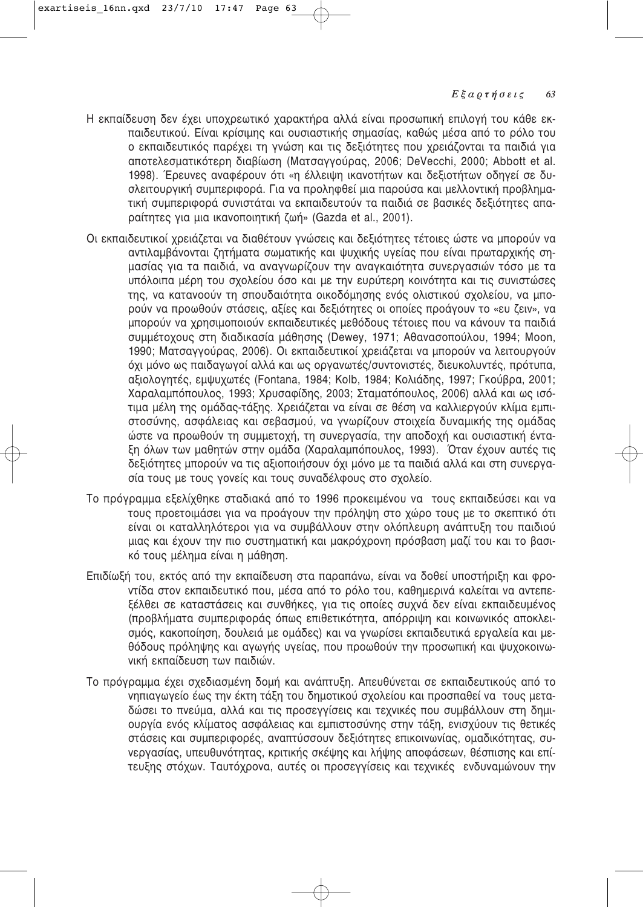Η εκπαίδευση δεν έχει υποχρεωτικό χαρακτήρα αλλά είναι προσωπική επιλογή του κάθε εκπαιδευτικού. Είναι κρίσιμης και ουσιαστικής σημασίας, καθώς μέσα από το ρόλο του ο εκπαιδευτικός παρέχει τη γνώση και τις δεξιότητες που χρειάζονται τα παιδιά για αποτελεσματικότερη διαβίωση (Ματσαγγούρας, 2006; DeVecchi, 2000; Abbott et al. 1998). Έρευνες αναφέρουν ότι «η έλλειψη ικανοτήτων και δεξιοτήτων οδηγεί σε δυσλειτουργική συμπεριφορά. Για να προληφθεί μια παρούσα και μελλοντική προβληματική συμπεριφορά συνιστάται να εκπαιδευτούν τα παιδιά σε βασικές δεξιότητες απαραίτητες για μια ικανοποιητική ζωή» (Gazda et al., 2001).

Οι εκπαιδευτικοί χρειάζεται να διαθέτουν γνώσεις και δεξιότητες τέτοιες ώστε να μπορούν να αντιλαμβάνονται ζητήματα σωματικής και ψυχικής υγείας που είναι πρωταρχικής σημασίας για τα παιδιά, να αναγνωρίζουν την αναγκαιότητα συνεργασιών τόσο με τα υπόλοιπα μέρη του σχολείου όσο και με την ευρύτερη κοινότητα και τις συνιστώσες της, να κατανοούν τη σπουδαιότητα οικοδόμησης ενός ολιστικού σχολείου, να μπορούν να προωθούν στάσεις, αξίες και δεξιότητες οι οποίες προάγουν το «ευ ζειν», να μπορούν να χρησιμοποιούν εκπαιδευτικές μεθόδους τέτοιες που να κάνουν τα παιδιά συμμέτοχους στη διαδικασία μάθησης (Dewey, 1971; Αθανασοπούλου, 1994; Moon, 1990; Ματσαγγούρας, 2006). Οι εκπαιδευτικοί χρειάζεται να μπορούν να λειτουργούν όχι μόνο ως παιδαγωγοί αλλά και ως οργανωτές/συντονιστές, διευκολυντές, πρότυπα, αξιολογητές, εμψυχωτές (Fontana, 1984; Kolb, 1984; Κολιάδης, 1997; Γκούβρα, 2001; Χαραλαμπόπουλος, 1993; Χρυσαφίδης, 2003; Σταματόπουλος, 2006) αλλά και ως ισότιμα μέλη της ομάδας-τάξης. Χρειάζεται να είναι σε θέση να καλλιεργούν κλίμα εμπιστοσύνης, ασφάλειας και σεβασμού, να γνωρίζουν στοιχεία δυναμικής της ομάδας ώστε να προωθούν τη συμμετοχή, τη συνεργασία, την αποδοχή και ουσιαστική ένταξη όλων των μαθητών στην ομάδα (Χαραλαμπόπουλος, 1993). Όταν έχουν αυτές τις δεξιότητες μπορούν να τις αξιοποιήσουν όχι μόνο με τα παιδιά αλλά και στη συνεργασία τους με τους γονείς και τους συναδέλφους στο σχολείο.

Το πρόγραμμα εξελίχθηκε σταδιακά από το 1996 προκειμένου να τους εκπαιδεύσει και να τους προετοιμάσει για να προάγουν την πρόληψη στο χώρο τους με το σκεπτικό ότι είναι οι καταλληλότεροι για να συμβάλλουν στην ολόπλευρη ανάπτυξη του παιδιού μιας και έχουν την πιο συστηματική και μακρόχρονη πρόσβαση μαζί του και το βασικό τους μέλημα είναι η μάθηση.

Επιδίωξή του, εκτός από την εκπαίδευση στα παραπάνω, είναι να δοθεί υποστήριξη και φροντίδα στον εκπαιδευτικό που, μέσα από το ρόλο του, καθημερινά καλείται να αντεπεξέλθει σε καταστάσεις και συνθήκες, για τις οποίες συχνά δεν είναι εκπαιδευμένος (προβλήματα συμπεριφοράς όπως επιθετικότητα, απόρριψη και κοινωνικός αποκλεισμός, κακοποίηση, δουλειά με ομάδες) και να γνωρίσει εκπαιδευτικά εργαλεία και μεθόδους πρόληψης και αγωγής υγείας, που προωθούν την προσωπική και ψυχοκοινωνική εκπαίδευση των παιδιών.

Το πρόγραμμα έχει σχεδιασμένη δομή και ανάπτυξη. Απευθύνεται σε εκπαιδευτικούς από το νηπιαγωγείο έως την έκτη τάξη του δημοτικού σχολείου και προσπαθεί να τους μεταδώσει το πνεύμα, αλλά και τις προσεγγίσεις και τεχνικές που συμβάλλουν στη δημιουργία ενός κλίματος ασφάλειας και εμπιστοσύνης στην τάξη, ενισχύουν τις θετικές στάσεις και συμπεριφορές, αναπτύσσουν δεξιότητες επικοινωνίας, ομαδικότητας, συνεργασίας, υπευθυνότητας, κριτικής σκέψης και λήψης αποφάσεων, θέσπισης και επίτευξης στόχων. Ταυτόχρονα, αυτές οι προσεγγίσεις και τεχνικές ενδυναμώνουν την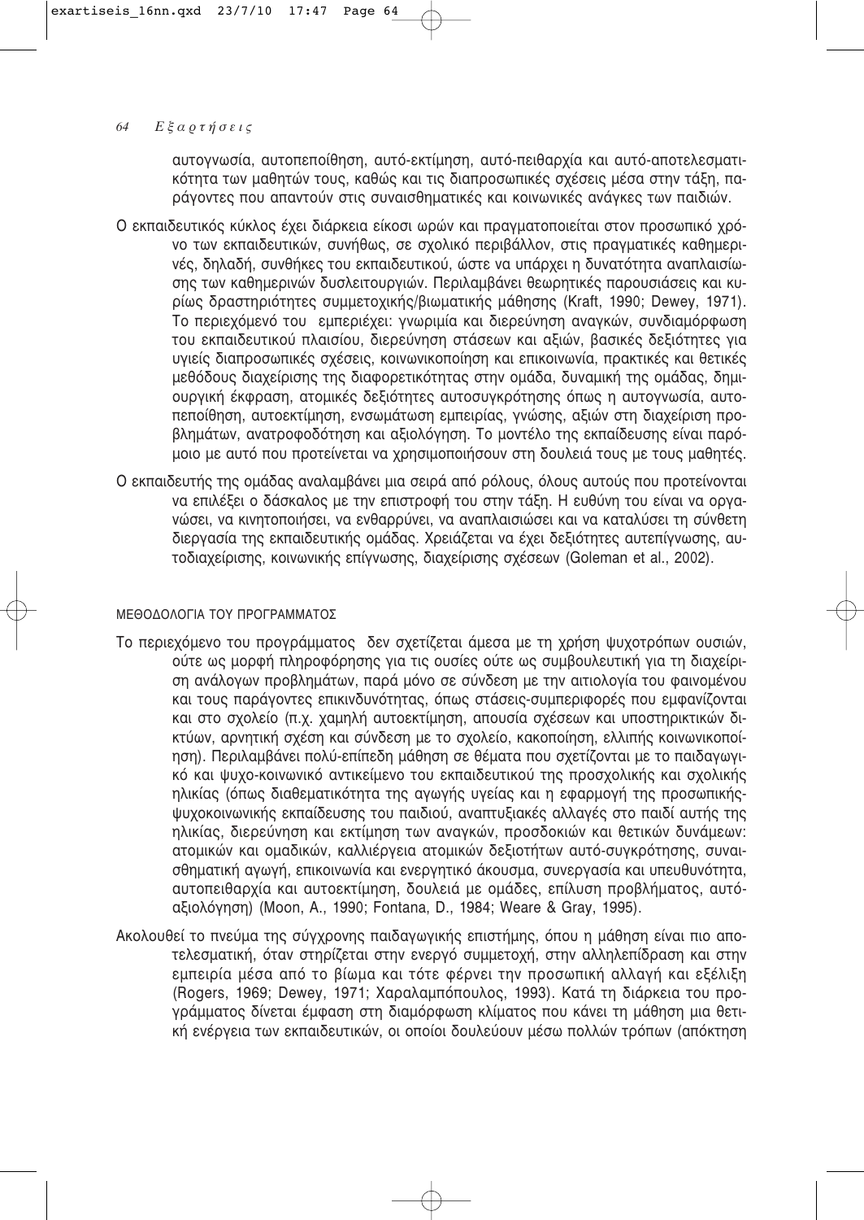αυτογνωσία, αυτοπεποίθηση, αυτό-εκτίμηση, αυτό-πειθαρχία και αυτό-αποτελεσματικότητα των μαθητών τους, καθώς και τις διαπροσωπικές σχέσεις μέσα στην τάξη, παράγοντες που απαντούν στις συναισθηματικές και κοινωνικές ανάγκες των παιδιών.

Ο εκπαιδευτικός κύκλος έχει διάρκεια είκοσι ωρών και πραγματοποιείται στον προσωπικό χρόνο των εκπαιδευτικών, συνήθως, σε σχολικό περιβάλλον, στις πραγματικές καθημερινές, δηλαδή, συνθήκες του εκπαιδευτικού, ώστε να υπάρχει η δυνατότητα αναπλαισίωσης των καθημερινών δυσλειτουργιών. Περιλαμβάνει θεωρητικές παρουσιάσεις και κυρίως δραστηριότητες συμμετοχικής/βιωματικής μάθησης (Kraft, 1990; Dewey, 1971). Το περιεχόμενό του εμπεριέχει: γνωριμία και διερεύνηση αναγκών, συνδιαμόρφωση του εκπαιδευτικού πλαισίου, διερεύνηση στάσεων και αξιών, βασικές δεξιότητες για υγιείς διαπροσωπικές σχέσεις, κοινωνικοποίηση και επικοινωνία, πρακτικές και θετικές μεθόδους διαχείρισης της διαφορετικότητας στην ομάδα, δυναμική της ομάδας, δημιουργική έκφραση, ατομικές δεξιότητες αυτοσυγκρότησης όπως η αυτογνωσία, αυτοπεποίθηση, αυτοεκτίμηση, ενσωμάτωση εμπειρίας, γνώσης, αξιών στη διαχείριση προβλημάτων, ανατροφοδότηση και αξιολόγηση. Το μοντέλο της εκπαίδευσης είναι παρόμοιο με αυτό που προτείνεται να χρησιμοποιήσουν στη δουλειά τους με τους μαθητές.

Ο εκπαιδευτής της ομάδας αναλαμβάνει μια σειρά από ρόλους, όλους αυτούς που προτείνονται να επιλέξει ο δάσκαλος με την επιστροφή του στην τάξη. Η ευθύνη του είναι να οργανώσει, να κινητοποιήσει, να ενθαρρύνει, να αναπλαισιώσει και να καταλύσει τη σύνθετη διεργασία της εκπαιδευτικής ομάδας. Χρειάζεται να έχει δεξιότητες αυτεπίγνωσης, αυτοδιαχείρισης, κοινωνικής επίγνωσης, διαχείρισης σχέσεων (Goleman et al., 2002).

## ΜΕΘΟΔΟΛΟΓΙΑ ΤΟΥ ΠΡΟΓΡΑΜΜΑΤΟΣ

Το περιεχόμενο του προγράμματος δεν σχετίζεται άμεσα με τη χρήση ψυχοτρόπων ουσιών, ούτε ως μορφή πληροφόρησης για τις ουσίες ούτε ως συμβουλευτική για τη διαχείριση ανάλογων προβλημάτων, παρά μόνο σε σύνδεση με την αιτιολογία του φαινομένου και τους παράγοντες επικινδυνότητας, όπως στάσεις-συμπεριφορές που εμφανίζονται και στο σχολείο (π.χ. χαμηλή αυτοεκτίμηση, απουσία σχέσεων και υποστηρικτικών δικτύων, αρνητική σχέση και σύνδεση με το σχολείο, κακοποίηση, ελλιπής κοινωνικοποίηση). Περιλαμβάνει πολύ-επίπεδη μάθηση σε θέματα που σχετίζονται με το παιδαγωγικό και ψυχο-κοινωνικό αντικείμενο του εκπαιδευτικού της προσχολικής και σχολικής ηλικίας (όπως διαθεματικότητα της αγωγής υγείας και η εφαρμογή της προσωπικής-ψυχοκοινωνικής εκπαίδευσης του παιδιού, αναπτυξιακές αλλαγές στο παιδί αυτής της ηλικίας, διερεύνηση και εκτίμηση των αναγκών, προσδοκιών και θετικών δυνάμεων: ατομικών και ομαδικών, καλλιέργεια ατομικών δεξιοτήτων αυτό-συγκρότησης, συναισθηματική αγωγή, επικοινωνία και ενεργητικό άκουσμα, συνεργασία και υπευθυνότητα, αυτοπειθαρχία και αυτοεκτίμηση, δουλειά με ομάδες, επίλυση προβλήματος, αυτό-αξιολόγηση) (Moon, A., 1990; Fontana, D., 1984; Weare & Gray, 1995).

Ακολουθεί το πνεύμα της σύγχρονης παιδαγωγικής επιστήμης, όπου η μάθηση είναι πιο αποτελεσματική, όταν στηρίζεται στην ενεργό συμμετοχή, στην αλληλεπίδραση και στην εμπειρία μέσα από το βίωμα και τότε φέρνει την προσωπική αλλαγή και εξέλιξη (Rogers, 1969; Dewey, 1971; Χαραλαμπόπουλος, 1993). Κατά τη διάρκεια του προγράμματος δίνεται έμφαση στη διαμόρφωση κλίματος που κάνει τη μάθηση μια θετική ενέργεια των εκπαιδευτικών, οι οποίοι δουλεύουν μέσω πολλών τρόπων (απόκτηση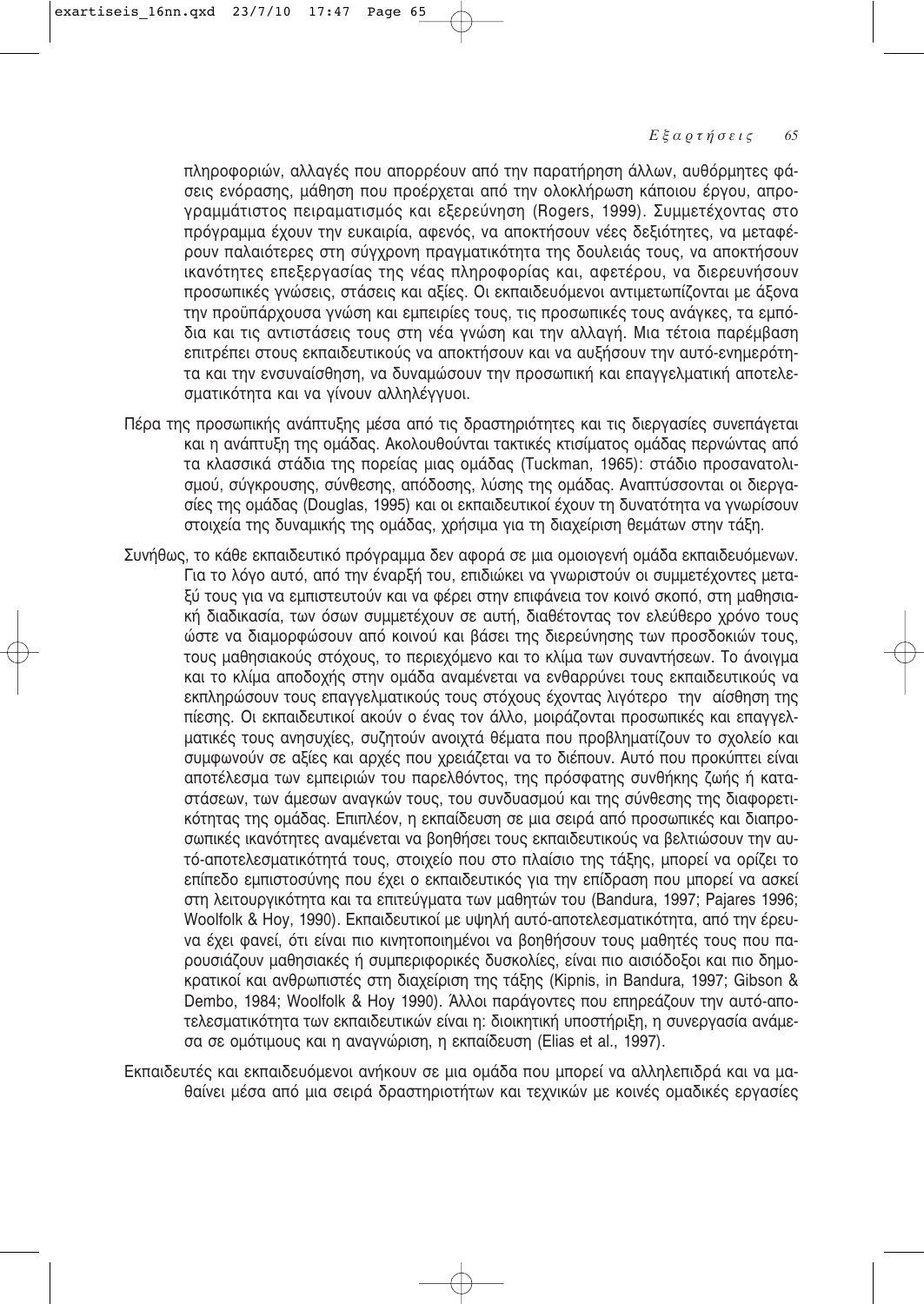πληροφοριών, αλλαγές που απορρέουν από την παρατήρηση άλλων, αυθόρμητες φάσεις ενόρασης, μάθηση που προέρχεται από την ολοκλήρωση κάποιου έργου, απρογραμμάτιστος πειραματισμός και εξερεύνηση (Rogers, 1999). Συμμετέχοντας στο πρόγραμμα έχουν την ευκαιρία, αφενός, να αποκτήσουν νέες δεξιότητες, να μεταφέρουν παλαιότερες στη σύγχρονη πραγματικότητα της δουλειάς τους, να αποκτήσουν ικανότητες επεξεργασίας της νέας πληροφορίας και, αφετέρου, να διερευνήσουν προσωπικές γνώσεις, στάσεις και αξίες. Οι εκπαιδευόμενοι αντιμετωπίζονται με άξονα την προϋπάρχουσα γνώση και εμπειρίες τους, τις προσωπικές τους ανάγκες, τα εμπόδια και τις αντιστάσεις τους στη νέα γνώση και την αλλαγή. Μια τέτοια παρέμβαση επιτρέπει στους εκπαιδευτικούς να αποκτήσουν και να αυξήσουν την αυτό-ενημερότητα και την ενσυναίσθηση, να δυναμώσουν την προσωπική και επαγγελματική αποτελεσματικότητα και να γίνουν αλληλέγγυοι.

Πέρα της προσωπικής ανάπτυξης μέσα από τις δραστηριότητες και τις διεργασίες συνεπάγεται και η ανάπτυξη της ομάδας. Ακολουθούνται τακτικές κτισίματος ομάδας περνώντας από τα κλασσικά στάδια της πορείας μιας ομάδας (Tuckman, 1965): στάδιο προσανατολισμού, σύγκρουσης, σύνθεσης, απόδοσης, λύσης της ομάδας. Αναπτύσσονται οι διεργασίες της ομάδας (Douglas, 1995) και οι εκπαιδευτικοί έχουν τη δυνατότητα να γνωρίσουν στοιχεία της δυναμικής της ομάδας, χρήσιμα για τη διαχείριση θεμάτων στην τάξη.

Συνήθως, το κάθε εκπαιδευτικό πρόγραμμα δεν αφορά σε μια ομοιογενή ομάδα εκπαιδευόμενων. Για το λόγο αυτό, από την έναρξή του, επιδιώκει να γνωριστούν οι συμμετέχοντες μεταξύ τους για να εμπιστευτούν και να φέρει στην επιφάνεια τον κοινό σκοπό, στη μαθησιακή διαδικασία, των όσων συμμετέχουν σε αυτή, διαθέτοντας τον ελεύθερο χρόνο τους ώστε να διαμορφώσουν από κοινού και βάσει της διερεύνησης των προσδοκιών τους, τους μαθησιακούς στόχους, το περιεχόμενο και το κλίμα των συναντήσεων. Το άνοιγμα και το κλίμα αποδοχής στην ομάδα αναμένεται να ενθαρρύνει τους εκπαιδευτικούς να εκπληρώσουν τους επαγγελματικούς τους στόχους έχοντας λιγότερο την αίσθηση της πίεσης. Οι εκπαιδευτικοί ακούν ο ένας τον άλλο, μοιράζονται προσωπικές και επαγγελματικές τους ανησυχίες, συζητούν ανοιχτά θέματα που προβληματίζουν το σχολείο και συμφωνούν σε αξίες και αρχές που χρειάζεται να το διέπουν. Αυτό που προκύπτει είναι αποτέλεσμα των εμπειριών του παρελθόντος, της πρόσφατης συνθήκης ζωής ή καταστάσεων, των άμεσων αναγκών τους, του συνδυασμού και της σύνθεσης της διαφορετικότητας της ομάδας. Επιπλέον, η εκπαίδευση σε μια σειρά από προσωπικές και διαπροσωπικές ικανότητες αναμένεται να βοηθήσει τους εκπαιδευτικούς να βελτιώσουν την αυτό-αποτελεσματικότητά τους, στοιχείο που στο πλαίσιο της τάξης, μπορεί να ορίζει το επίπεδο εμπιστοσύνης που έχει ο εκπαιδευτικός για την επίδραση που μπορεί να ασκεί στη λειτουργικότητα και τα επιτεύγματα των μαθητών του (Bandura, 1997; Pajares 1996; Woolfolk & Hoy, 1990). Εκπαιδευτικοί με υψηλή αυτό-αποτελεσματικότητα, από την έρευνα έχει φανεί, ότι είναι πιο κινητοποιημένοι να βοηθήσουν τους μαθητές τους που παρουσιάζουν μαθησιακές ή συμπεριφορικές δυσκολίες, είναι πιο αισιόδοξοι και πιο δημοκρατικοί και ανθρωπιστές στη διαχείριση της τάξης (Kipnis, in Bandura, 1997; Gibson & Dembo, 1984; Woolfolk & Hoy 1990). Άλλοι παράγοντες που επηρεάζουν την αυτό-αποτελεσματικότητα των εκπαιδευτικών είναι η: διοικητική υποστήριξη, η συνεργασία ανάμεσα σε ομότιμους και η αναγνώριση, η εκπαίδευση (Elias et al., 1997).

Εκπαιδευτές και εκπαιδευόμενοι ανήκουν σε μια ομάδα που μπορεί να αλληλεπιδρά και να μαθαίνει μέσα από μια σειρά δραστηριοτήτων και τεχνικών με κοινές ομαδικές εργασίες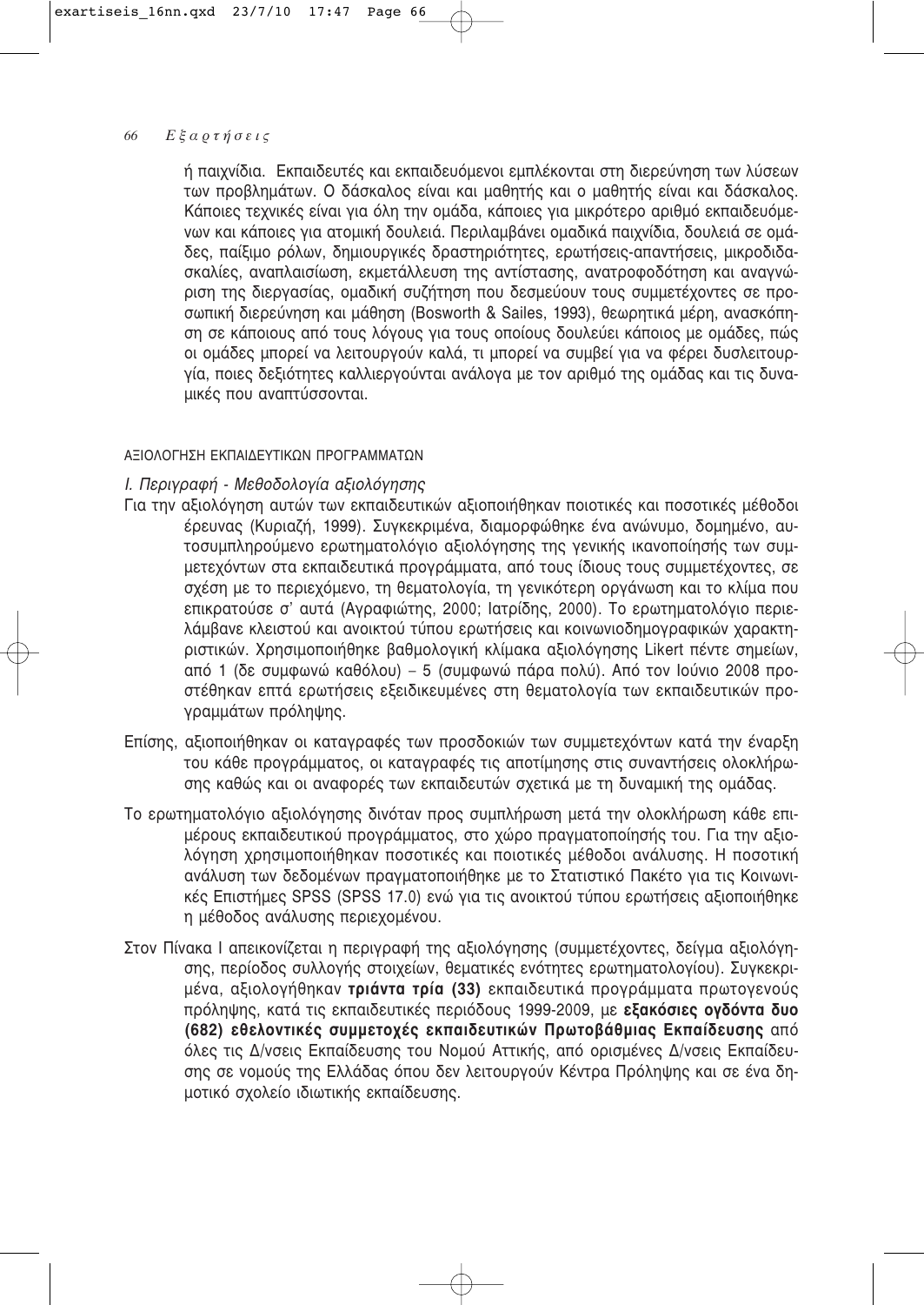ή παιχνίδια. Εκπαιδευτές και εκπαιδευόμενοι εμπλέκονται στη διερεύνηση των λύσεων των προβλημάτων. Ο δάσκαλος είναι και μαθητής και ο μαθητής είναι και δάσκαλος. Κάποιες τεχνικές είναι για όλη την ομάδα, κάποιες για μικρότερο αριθμό εκπαιδευόμενων και κάποιες για ατομική δουλειά. Περιλαμβάνει ομαδικά παιχνίδια, δουλειά σε ομάδες, παίξιμο ρόλων, δημιουργικές δραστηριότητες, ερωτήσεις-απαντήσεις, μικροδιδασκαλίες, αναπλαισίωση, εκμετάλλευση της αντίστασης, ανατροφοδότηση και αναγνώριση της διεργασίας, ομαδική συζήτηση που δεσμεύουν τους συμμετέχοντες σε προσωπική διερεύνηση και μάθηση (Bosworth & Sailes, 1993), θεωρητικά μέρη, ανασκόπηση σε κάποιους από τους λόγους για τους οποίους δουλεύει κάποιος με ομάδες, πώς οι ομάδες μπορεί να λειτουργούν καλά, τι μπορεί να συμβεί για να φέρει δυσλειτουργία, ποιες δεξιότητες καλλιεργούνται ανάλογα με τον αριθμό της ομάδας και τις δυναμικές που αναπτύσσονται.

## ΑΞΙΟΛΟΓΗΣΗ ΕΚΠΑΙΔΕΥΤΙΚΩΝ ΠΡΟΓΡΑΜΜΑΤΩΝ

### *Ι. Περιγραφή - Μεθοδολογία αξιολόγησης*

Για την αξιολόγηση αυτών των εκπαιδευτικών αξιοποιήθηκαν ποιοτικές και ποσοτικές μέθοδοι έρευνας (Κυριαζή, 1999). Συγκεκριμένα, διαμορφώθηκε ένα ανώνυμο, δομημένο, αυτοσυμπληρούμενο ερωτηματολόγιο αξιολόγησης της γενικής ικανοποίησής των συμμετεχόντων στα εκπαιδευτικά προγράμματα, από τους ίδιους τους συμμετέχοντες, σε σχέση με το περιεχόμενο, τη θεματολογία, τη γενικότερη οργάνωση και το κλίμα που επικρατούσε σ' αυτά (Αγραφιώτης, 2000; Ιατρίδης, 2000). Το ερωτηματολόγιο περιελάμβανε κλειστού και ανοικτού τύπου ερωτήσεις και κοινωνιοδημογραφικών χαρακτηριστικών. Χρησιμοποιήθηκε βαθμολογική κλίμακα αξιολόγησης Likert πέντε σημείων, από 1 (δε συμφωνώ καθόλου) – 5 (συμφωνώ πάρα πολύ). Από τον Ιούνιο 2008 προστέθηκαν επτά ερωτήσεις εξειδικευμένες στη θεματολογία των εκπαιδευτικών προγραμμάτων πρόληψης.

Επίσης, αξιοποιήθηκαν οι καταγραφές των προσδοκιών των συμμετεχόντων κατά την έναρξη του κάθε προγράμματος, οι καταγραφές τις αποτίμησης στις συναντήσεις ολοκλήρωσης καθώς και οι αναφορές των εκπαιδευτών σχετικά με τη δυναμική της ομάδας.

Το ερωτηματολόγιο αξιολόγησης δινόταν προς συμπλήρωση μετά την ολοκλήρωση κάθε επιμέρους εκπαιδευτικού προγράμματος, στο χώρο πραγματοποίησής του. Για την αξιολόγηση χρησιμοποιήθηκαν ποσοτικές και ποιοτικές μέθοδοι ανάλυσης. Η ποσοτική ανάλυση των δεδομένων πραγματοποιήθηκε με το Στατιστικό Πακέτο για τις Κοινωνικές Επιστήμες SPSS (SPSS 17.0) ενώ για τις ανοικτού τύπου ερωτήσεις αξιοποιήθηκε η μέθοδος ανάλυσης περιεχομένου.

Στον Πίνακα Ι απεικονίζεται η περιγραφή της αξιολόγησης (συμμετέχοντες, δείγμα αξιολόγησης, περίοδος συλλογής στοιχείων, θεματικές ενότητες ερωτηματολογίου). Συγκεκριμένα, αξιολογήθηκαν **τριάντα τρία (33)** εκπαιδευτικά προγράμματα πρωτογενούς πρόληψης, κατά τις εκπαιδευτικές περιόδους 1999-2009, με **εξακόσιες ογδόντα δυο (682) εθελοντικές συμμετοχές εκπαιδευτικών Πρωτοβάθμιας Εκπαίδευσης** από όλες τις Δ/νσεις Εκπαίδευσης του Νομού Αττικής, από ορισμένες Δ/νσεις Εκπαίδευσης σε νομούς της Ελλάδας όπου δεν λειτουργούν Κέντρα Πρόληψης και σε ένα δημοτικό σχολείο ιδιωτικής εκπαίδευσης.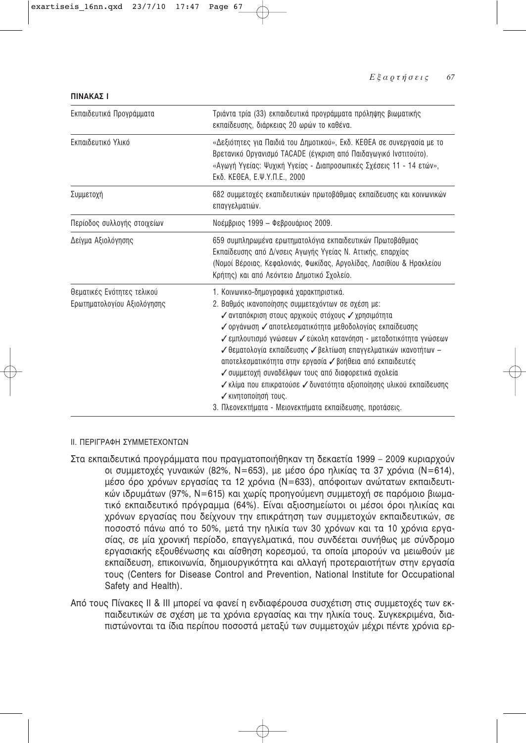**ΠΙΝΑΚΑΣ Ι**

| | |
|---|---|
| Εκπαιδευτικά Προγράμματα | Τριάντα τρία (33) εκπαιδευτικά προγράμματα πρόληψης βιωματικής εκπαίδευσης, διάρκειας 20 ωρών το καθένα. |
| Εκπαιδευτικό Υλικό | «Δεξιότητες για Παιδιά του Δημοτικού», Εκδ. ΚΕΘΕΑ σε συνεργασία με το Βρετανικό Οργανισμό TACADE (έγκριση από Παιδαγωγικό Ινστιτούτο). «Αγωγή Υγείας: Ψυχική Υγεία - Διαπροσωπικές Σχέσεις 11 - 14 ετών», Εκδ. ΚΕΘΕΑ, Ε.Ψ.Υ.Π.Ε., 2000 |
| Συμμετοχή | 682 συμμετοχές εκαπιδευτικών πρωτοβάθμιας εκπαίδευσης και κοινωνικών επαγγελματιών. |
| Περίοδος συλλογής στοιχείων | Νοέμβριος 1999 – Φεβρουάριος 2009. |
| Δείγμα Αξιολόγησης | 659 συμπληρωμένα ερωτηματολόγια εκπαιδευτικών Πρωτοβάθμιας Εκπαίδευσης από Δ/νσεις Αγωγής Υγείας Ν. Αττικής, επαρχίας (Νομοί Βέροιας, Κεφαλονιάς, Φωκίδας, Αργολίδας, Λασιθίου & Ηρακλείου Κρήτης) και από Λεόντειο Δημοτικό Σχολείο. |
| Θεματικές Ενότητες τελικού Ερωτηματολογίου Αξιολόγησης | 1. Κοινωνικο-δημογραφικά χαρακτηριστικά.<br>2. Βαθμός ικανοποίησης συμμετεχόντων σε σχέση με:<br>✓ ανταπόκριση στους αρχικούς στόχους ✓ χρησιμότητα<br>✓ οργάνωση ✓ αποτελεσματικότητα μεθοδολογίας εκπαίδευσης<br>✓ εμπλουτισμό γνώσεων ✓ εύκολη κατανόηση - μεταδοτικότητα γνώσεων<br>✓ θεματολογία εκπαίδευσης ✓ βελτίωση επαγγελματικών ικανοτήτων – αποτελεσματικότητα στην εργασία ✓ βοήθεια από εκπαιδευτές<br>✓ συμμετοχή συναδέλφων τους από διαφορετικά σχολεία<br>✓ κλίμα που επικρατούσε ✓ δυνατότητα αξιοποίησης υλικού εκπαίδευσης<br>✓ κινητοποίησή τους.<br>3. Πλεονεκτήματα - Μειονεκτήματα εκπαίδευσης, προτάσεις. |

ΙΙ. ΠΕΡΙΓΡΑΦΗ ΣΥΜΜΕΤΕΧΟΝΤΩΝ

Στα εκπαιδευτικά προγράμματα που πραγματοποιήθηκαν τη δεκαετία 1999 – 2009 κυριαρχούν οι συμμετοχές γυναικών (82%, N=653), με μέσο όρο ηλικίας τα 37 χρόνια (N=614), μέσο όρο χρόνων εργασίας τα 12 χρόνια (N=633), απόφοιτων ανώτατων εκπαιδευτικών ιδρυμάτων (97%, N=615) και χωρίς προηγούμενη συμμετοχή σε παρόμοιο βιωματικό εκπαιδευτικό πρόγραμμα (64%). Είναι αξιοσημείωτοι οι μέσοι όροι ηλικίας και χρόνων εργασίας που δείχνουν την επικράτηση των συμμετοχών εκπαιδευτικών, σε ποσοστό πάνω από το 50%, μετά την ηλικία των 30 χρόνων και τα 10 χρόνια εργασίας, σε μία χρονική περίοδο, επαγγελματικά, που συνδέεται συνήθως με σύνδρομο εργασιακής εξουθένωσης και αίσθηση κορεσμού, τα οποία μπορούν να μειωθούν με εκπαίδευση, επικοινωνία, δημιουργικότητα και αλλαγή προτεραιοτήτων στην εργασία τους (Centers for Disease Control and Prevention, National Institute for Occupational Safety and Health).

Από τους Πίνακες ΙΙ & ΙΙΙ μπορεί να φανεί η ενδιαφέρουσα συσχέτιση στις συμμετοχές των εκπαιδευτικών σε σχέση με τα χρόνια εργασίας και την ηλικία τους. Συγκεκριμένα, διαπιστώνονται τα ίδια περίπου ποσοστά μεταξύ των συμμετοχών μέχρι πέντε χρόνια ερ-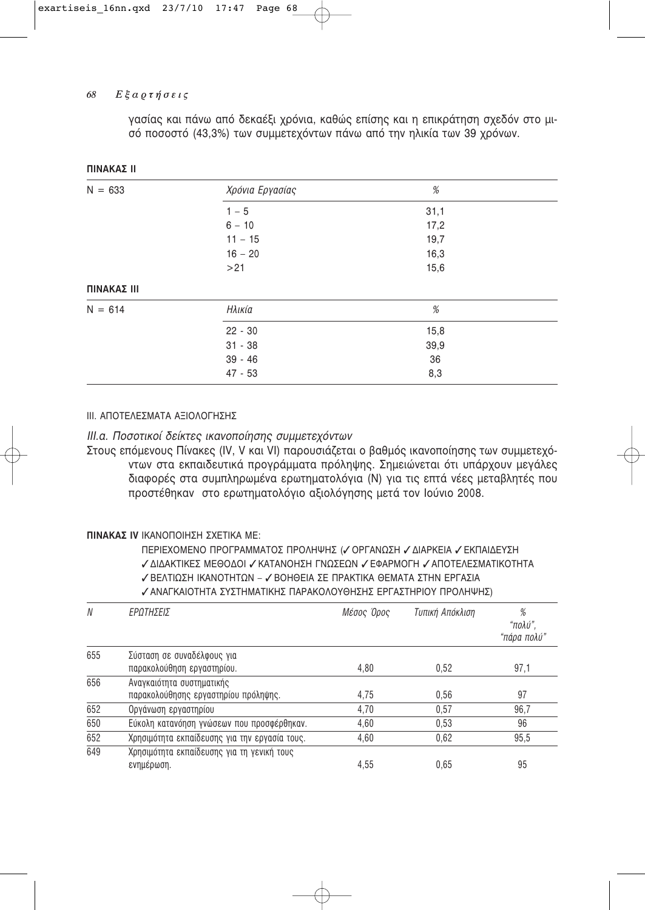γασίας και πάνω από δεκαέξι χρόνια, καθώς επίσης και η επικράτηση σχεδόν στο μισό ποσοστό (43,3%) των συμμετεχόντων πάνω από την ηλικία των 39 χρόνων.

**ΠΙΝΑΚΑΣ ΙΙ**

| N = 633 | *Χρόνια Εργασίας* | *%* |
|---|---|---|
| | 1 – 5 | 31,1 |
| | 6 – 10 | 17,2 |
| | 11 – 15 | 19,7 |
| | 16 – 20 | 16,3 |
| | >21 | 15,6 |

**ΠΙΝΑΚΑΣ ΙΙΙ**

| N = 614 | *Ηλικία* | *%* |
|---|---|---|
| | 22 - 30 | 15,8 |
| | 31 - 38 | 39,9 |
| | 39 - 46 | 36 |
| | 47 - 53 | 8,3 |

## ΙΙΙ. ΑΠΟΤΕΛΕΣΜΑΤΑ ΑΞΙΟΛΟΓΗΣΗΣ

### *ΙΙΙ.α. Ποσοτικοί δείκτες ικανοποίησης συμμετεχόντων*

Στους επόμενους Πίνακες (IV, V και VI) παρουσιάζεται ο βαθμός ικανοποίησης των συμμετεχόντων στα εκπαιδευτικά προγράμματα πρόληψης. Σημειώνεται ότι υπάρχουν μεγάλες διαφορές στα συμπληρωμένα ερωτηματολόγια (N) για τις επτά νέες μεταβλητές που προστέθηκαν στο ερωτηματολόγιο αξιολόγησης μετά τον Ιούνιο 2008.

**ΠΙΝΑΚΑΣ IV** ΙΚΑΝΟΠΟΙΗΣΗ ΣΧΕΤΙΚΑ ΜΕ:
ΠΕΡΙΕΧΟΜΕΝΟ ΠΡΟΓΡΑΜΜΑΤΟΣ ΠΡΟΛΗΨΗΣ (✓ΟΡΓΑΝΩΣΗ ✓ΔΙΑΡΚΕΙΑ ✓ΕΚΠΑΙΔΕΥΣΗ ✓ΔΙΔΑΚΤΙΚΕΣ ΜΕΘΟΔΟΙ ✓ΚΑΤΑΝΟΗΣΗ ΓΝΩΣΕΩΝ ✓ΕΦΑΡΜΟΓΗ ✓ΑΠΟΤΕΛΕΣΜΑΤΙΚΟΤΗΤΑ ✓ΒΕΛΤΙΩΣΗ ΙΚΑΝΟΤΗΤΩΝ – ✓ΒΟΗΘΕΙΑ ΣΕ ΠΡΑΚΤΙΚΑ ΘΕΜΑΤΑ ΣΤΗΝ ΕΡΓΑΣΙΑ ✓ΑΝΑΓΚΑΙΟΤΗΤΑ ΣΥΣΤΗΜΑΤΙΚΗΣ ΠΑΡΑΚΟΛΟΥΘΗΣΗΣ ΕΡΓΑΣΤΗΡΙΟΥ ΠΡΟΛΗΨΗΣ)

| *N* | *ΕΡΩΤΗΣΕΙΣ* | *Μέσος Όρος* | *Τυπική Απόκλιση* | *% "πολύ", "πάρα πολύ"* |
|---|---|---|---|---|
| 655 | Σύσταση σε συναδέλφους για παρακολούθηση εργαστηρίου. | 4,80 | 0,52 | 97,1 |
| 656 | Αναγκαιότητα συστηματικής παρακολούθησης εργαστηρίου πρόληψης. | 4,75 | 0,56 | 97 |
| 652 | Οργάνωση εργαστηρίου | 4,70 | 0,57 | 96,7 |
| 650 | Εύκολη κατανόηση γνώσεων που προσφέρθηκαν. | 4,60 | 0,53 | 96 |
| 652 | Χρησιμότητα εκπαίδευσης για την εργασία τους. | 4,60 | 0,62 | 95,5 |
| 649 | Χρησιμότητα εκπαίδευσης για τη γενική τους ενημέρωση. | 4,55 | 0,65 | 95 |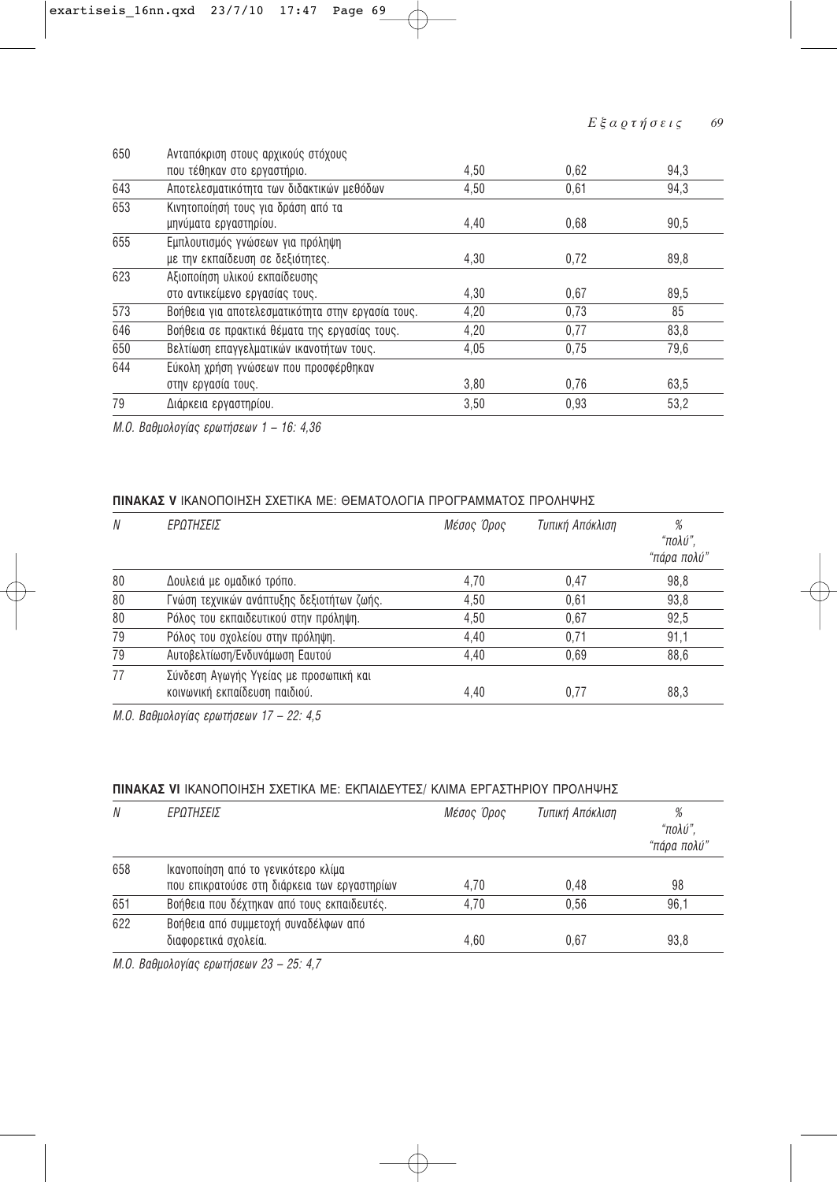| | | | | |
|---|---|---|---|---|
| 650 | Ανταπόκριση στους αρχικούς στόχους που τέθηκαν στο εργαστήριο. | 4,50 | 0,62 | 94,3 |
| 643 | Αποτελεσματικότητα των διδακτικών μεθόδων | 4,50 | 0,61 | 94,3 |
| 653 | Κινητοποίησή τους για δράση από τα μηνύματα εργαστηρίου. | 4,40 | 0,68 | 90,5 |
| 655 | Εμπλουτισμός γνώσεων για πρόληψη με την εκπαίδευση σε δεξιότητες. | 4,30 | 0,72 | 89,8 |
| 623 | Αξιοποίηση υλικού εκπαίδευσης στο αντικείμενο εργασίας τους. | 4,30 | 0,67 | 89,5 |
| 573 | Βοήθεια για αποτελεσματικότητα στην εργασία τους. | 4,20 | 0,73 | 85 |
| 646 | Βοήθεια σε πρακτικά θέματα της εργασίας τους. | 4,20 | 0,77 | 83,8 |
| 650 | Βελτίωση επαγγελματικών ικανοτήτων τους. | 4,05 | 0,75 | 79,6 |
| 644 | Εύκολη χρήση γνώσεων που προσφέρθηκαν στην εργασία τους. | 3,80 | 0,76 | 63,5 |
| 79 | Διάρκεια εργαστηρίου. | 3,50 | 0,93 | 53,2 |

*Μ.Ο. Βαθμολογίας ερωτήσεων 1 – 16: 4,36*

**ΠΙΝΑΚΑΣ V** ΙΚΑΝΟΠΟΙΗΣΗ ΣΧΕΤΙΚΑ ΜΕ: ΘΕΜΑΤΟΛΟΓΙΑ ΠΡΟΓΡΑΜΜΑΤΟΣ ΠΡΟΛΗΨΗΣ

| *N* | *ΕΡΩΤΗΣΕΙΣ* | *Μέσος Όρος* | *Τυπική Απόκλιση* | *% "πολύ", "πάρα πολύ"* |
|---|---|---|---|---|
| 80 | Δουλειά με ομαδικό τρόπο. | 4,70 | 0,47 | 98,8 |
| 80 | Γνώση τεχνικών ανάπτυξης δεξιοτήτων ζωής. | 4,50 | 0,61 | 93,8 |
| 80 | Ρόλος του εκπαιδευτικού στην πρόληψη. | 4,50 | 0,67 | 92,5 |
| 79 | Ρόλος του σχολείου στην πρόληψη. | 4,40 | 0,71 | 91,1 |
| 79 | Αυτοβελτίωση/Ενδυνάμωση Εαυτού | 4,40 | 0,69 | 88,6 |
| 77 | Σύνδεση Αγωγής Υγείας με προσωπική και κοινωνική εκπαίδευση παιδιού. | 4,40 | 0,77 | 88,3 |

*Μ.Ο. Βαθμολογίας ερωτήσεων 17 – 22: 4,5*

**ΠΙΝΑΚΑΣ VI** ΙΚΑΝΟΠΟΙΗΣΗ ΣΧΕΤΙΚΑ ΜΕ: ΕΚΠΑΙΔΕΥΤΕΣ/ ΚΛΙΜΑ ΕΡΓΑΣΤΗΡΙΟΥ ΠΡΟΛΗΨΗΣ

| *N* | *ΕΡΩΤΗΣΕΙΣ* | *Μέσος Όρος* | *Τυπική Απόκλιση* | *% "πολύ", "πάρα πολύ"* |
|---|---|---|---|---|
| 658 | Ικανοποίηση από το γενικότερο κλίμα που επικρατούσε στη διάρκεια των εργαστηρίων | 4,70 | 0,48 | 98 |
| 651 | Βοήθεια που δέχτηκαν από τους εκπαιδευτές. | 4,70 | 0,56 | 96,1 |
| 622 | Βοήθεια από συμμετοχή συναδέλφων από διαφορετικά σχολεία. | 4,60 | 0,67 | 93,8 |

*Μ.Ο. Βαθμολογίας ερωτήσεων 23 – 25: 4,7*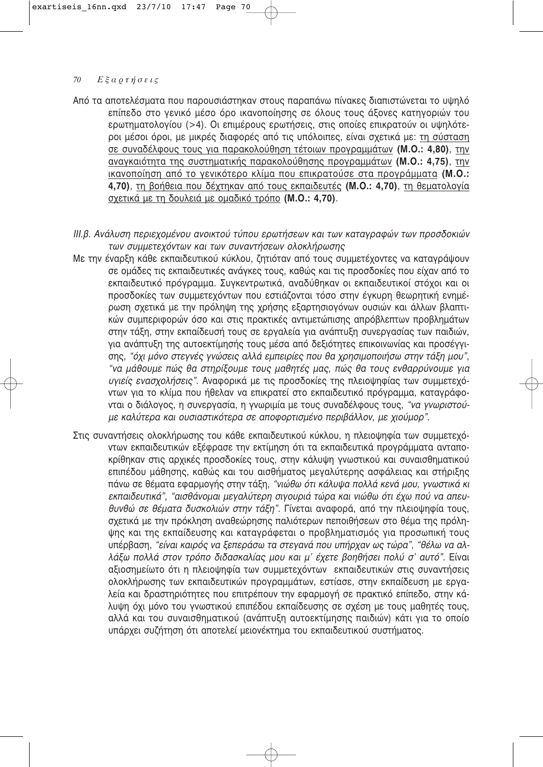Από τα αποτελέσματα που παρουσιάστηκαν στους παραπάνω πίνακες διαπιστώνεται το υψηλό επίπεδο στο γενικό μέσο όρο ικανοποίησης σε όλους τους άξονες κατηγοριών του ερωτηματολογίου (>4). Οι επιμέρους ερωτήσεις, στις οποίες επικρατούν οι υψηλότεροι μέσοι όροι, με μικρές διαφορές από τις υπόλοιπες, είναι σχετικά με: τη σύσταση σε συναδέλφους τους για παρακολούθηση τέτοιων προγραμμάτων **(Μ.Ο.: 4,80)**, την αναγκαιότητα της συστηματικής παρακολούθησης προγραμμάτων **(Μ.Ο.: 4,75)**, την ικανοποίηση από το γενικότερο κλίμα που επικρατούσε στα προγράμματα **(Μ.Ο.: 4,70)**, τη βοήθεια που δέχτηκαν από τους εκπαιδευτές **(Μ.Ο.: 4,70)**, τη θεματολογία σχετικά με τη δουλειά με ομαδικό τρόπο **(Μ.Ο.: 4,70)**.

*III.β. Ανάλυση περιεχομένου ανοικτού τύπου ερωτήσεων και των καταγραφών των προσδοκιών των συμμετεχόντων και των συναντήσεων ολοκλήρωσης*

Με την έναρξη κάθε εκπαιδευτικού κύκλου, ζητιόταν από τους συμμετέχοντες να καταγράψουν σε ομάδες τις εκπαιδευτικές ανάγκες τους, καθώς και τις προσδοκίες που είχαν από το εκπαιδευτικό πρόγραμμα. Συγκεντρωτικά, αναδύθηκαν οι εκπαιδευτικοί στόχοι και οι προσδοκίες των συμμετεχόντων που εστιάζονται τόσο στην έγκυρη θεωρητική ενημέρωση σχετικά με την πρόληψη της χρήσης εξαρτησιογόνων ουσιών και άλλων βλαπτικών συμπεριφορών όσο και στις πρακτικές αντιμετώπισης απρόβλεπτων προβλημάτων στην τάξη, στην εκπαίδευσή τους σε εργαλεία για ανάπτυξη συνεργασίας των παιδιών, για ανάπτυξη της αυτοεκτίμησής τους μέσα από δεξιότητες επικοινωνίας και προσέγγισης, *"όχι μόνο στεγνές γνώσεις αλλά εμπειρίες που θα χρησιμοποιήσω στην τάξη μου"*, *"να μάθουμε πώς θα στηρίξουμε τους μαθητές μας, πώς θα τους ενθαρρύνουμε για υγιείς ενασχολήσεις"*. Αναφορικά με τις προσδοκίες της πλειοψηφίας των συμμετεχόντων για το κλίμα που ήθελαν να επικρατεί στο εκπαιδευτικό πρόγραμμα, καταγράφονται ο διάλογος, η συνεργασία, η γνωριμία με τους συναδέλφους τους, *"να γνωριστούμε καλύτερα και ουσιαστικότερα σε αποφορτισμένο περιβάλλον, με χιούμορ"*.

Στις συναντήσεις ολοκλήρωσης του κάθε εκπαιδευτικού κύκλου, η πλειοψηφία των συμμετεχόντων εκπαιδευτικών εξέφρασε την εκτίμηση ότι τα εκπαιδευτικά προγράμματα ανταποκρίθηκαν στις αρχικές προσδοκίες τους, στην κάλυψη γνωστικού και συναισθηματικού επιπέδου μάθησης, καθώς και του αισθήματος μεγαλύτερης ασφάλειας και στήριξης πάνω σε θέματα εφαρμογής στην τάξη, *"νιώθω ότι κάλυψα πολλά κενά μου, γνωστικά κι εκπαιδευτικά"*, *"αισθάνομαι μεγαλύτερη σιγουριά τώρα και νιώθω ότι έχω πού να απευθυνθώ σε θέματα δυσκολιών στην τάξη"*. Γίνεται αναφορά, από την πλειοψηφία τους, σχετικά με την πρόκληση αναθεώρησης παλιότερων πεποιθήσεων στο θέμα της πρόληψης και της εκπαίδευσης και καταγράφεται ο προβληματισμός για προσωπική τους υπέρβαση, *"είναι καιρός να ξεπεράσω τα στεγανά που υπήρχαν ως τώρα"*, *"θέλω να αλλάξω πολλά στον τρόπο διδασκαλίας μου και μ' έχετε βοηθήσει πολύ σ' αυτό"*. Είναι αξιοσημείωτο ότι η πλειοψηφία των συμμετεχόντων εκπαιδευτικών στις συναντήσεις ολοκλήρωσης των εκπαιδευτικών προγραμμάτων, εστίασε, στην εκπαίδευση με εργαλεία και δραστηριότητες που επιτρέπουν την εφαρμογή σε πρακτικό επίπεδο, στην κάλυψη όχι μόνο του γνωστικού επιπέδου εκπαίδευσης σε σχέση με τους μαθητές τους, αλλά και του συναισθηματικού (ανάπτυξη αυτοεκτίμησης παιδιών) κάτι για το οποίο υπάρχει συζήτηση ότι αποτελεί μειονέκτημα του εκπαιδευτικού συστήματος.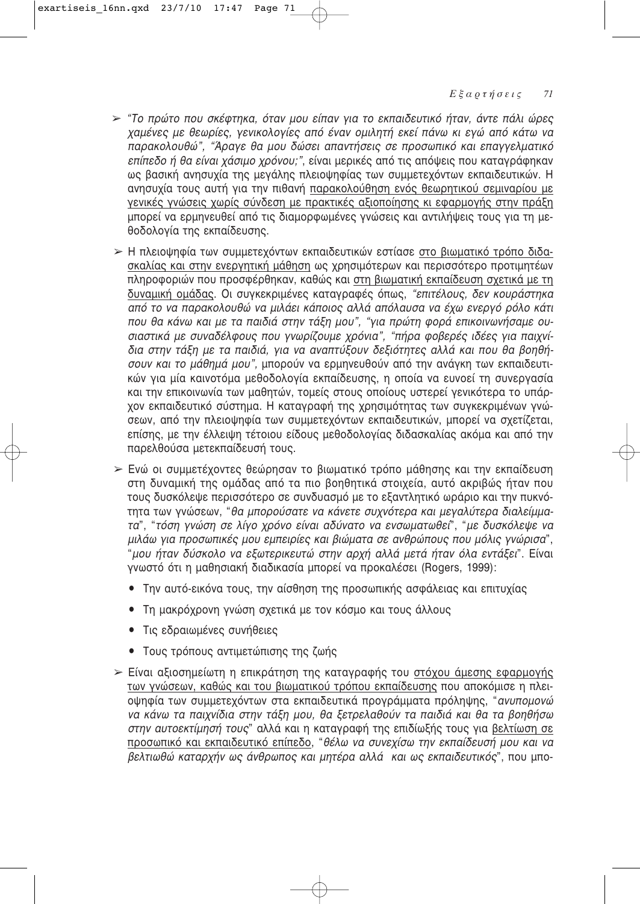- *"Το πρώτο που σκέφτηκα, όταν μου είπαν για το εκπαιδευτικό ήταν, άντε πάλι ώρες χαμένες με θεωρίες, γενικολογίες από έναν ομιλητή εκεί πάνω κι εγώ από κάτω να παρακολουθώ", "Άραγε θα μου δώσει απαντήσεις σε προσωπικό και επαγγελματικό επίπεδο ή θα είναι χάσιμο χρόνου;"*, είναι μερικές από τις απόψεις που καταγράφηκαν ως βασική ανησυχία της μεγάλης πλειοψηφίας των συμμετεχόντων εκπαιδευτικών. Η ανησυχία τους αυτή για την πιθανή παρακολούθηση ενός θεωρητικού σεμιναρίου με γενικές γνώσεις χωρίς σύνδεση με πρακτικές αξιοποίησης κι εφαρμογής στην πράξη μπορεί να ερμηνευθεί από τις διαμορφωμένες γνώσεις και αντιλήψεις τους για τη μεθοδολογία της εκπαίδευσης.

- Η πλειοψηφία των συμμετεχόντων εκπαιδευτικών εστίασε στο βιωματικό τρόπο διδασκαλίας και στην ενεργητική μάθηση ως χρησιμότερων και περισσότερο προτιμητέων πληροφοριών που προσφέρθηκαν, καθώς και στη βιωματική εκπαίδευση σχετικά με τη δυναμική ομάδας. Οι συγκεκριμένες καταγραφές όπως, *"επιτέλους, δεν κουράστηκα από το να παρακολουθώ να μιλάει κάποιος αλλά απόλαυσα να έχω ενεργό ρόλο κάτι που θα κάνω και με τα παιδιά στην τάξη μου", "για πρώτη φορά επικοινωνήσαμε ουσιαστικά με συναδέλφους που γνωρίζουμε χρόνια", "πήρα φοβερές ιδέες για παιχνίδια στην τάξη με τα παιδιά, για να αναπτύξουν δεξιότητες αλλά και που θα βοηθήσουν και το μάθημά μου"*, μπορούν να ερμηνευθούν από την ανάγκη των εκπαιδευτικών για μία καινοτόμα μεθοδολογία εκπαίδευσης, η οποία να ευνοεί τη συνεργασία και την επικοινωνία των μαθητών, τομείς στους οποίους υστερεί γενικότερα το υπάρχον εκπαιδευτικό σύστημα. Η καταγραφή της χρησιμότητας των συγκεκριμένων γνώσεων, από την πλειοψηφία των συμμετεχόντων εκπαιδευτικών, μπορεί να σχετίζεται, επίσης, με την έλλειψη τέτοιου είδους μεθοδολογίας διδασκαλίας ακόμα και από την παρελθούσα μετεκπαίδευσή τους.

- Ενώ οι συμμετέχοντες θεώρησαν το βιωματικό τρόπο μάθησης και την εκπαίδευση στη δυναμική της ομάδας από τα πιο βοηθητικά στοιχεία, αυτό ακριβώς ήταν που τους δυσκόλεψε περισσότερο σε συνδυασμό με το εξαντλητικό ωράριο και την πυκνότητα των γνώσεων, "*θα μπορούσατε να κάνετε συχνότερα και μεγαλύτερα διαλείμματα*", "*τόση γνώση σε λίγο χρόνο είναι αδύνατο να ενσωματωθεί*", "*με δυσκόλεψε να μιλάω για προσωπικές μου εμπειρίες και βιώματα σε ανθρώπους που μόλις γνώρισα*", "*μου ήταν δύσκολο να εξωτερικευτώ στην αρχή αλλά μετά ήταν όλα εντάξει*". Είναι γνωστό ότι η μαθησιακή διαδικασία μπορεί να προκαλέσει (Rogers, 1999):
  - Την αυτό-εικόνα τους, την αίσθηση της προσωπικής ασφάλειας και επιτυχίας
  - Τη μακρόχρονη γνώση σχετικά με τον κόσμο και τους άλλους
  - Τις εδραιωμένες συνήθειες
  - Τους τρόπους αντιμετώπισης της ζωής

- Είναι αξιοσημείωτη η επικράτηση της καταγραφής του στόχου άμεσης εφαρμογής των γνώσεων, καθώς και του βιωματικού τρόπου εκπαίδευσης που αποκόμισε η πλειοψηφία των συμμετεχόντων στα εκπαιδευτικά προγράμματα πρόληψης, "*ανυπομονώ να κάνω τα παιχνίδια στην τάξη μου, θα ξετρελαθούν τα παιδιά και θα τα βοηθήσω στην αυτοεκτίμησή τους*" αλλά και η καταγραφή της επιδίωξής τους για βελτίωση σε προσωπικό και εκπαιδευτικό επίπεδο, "*θέλω να συνεχίσω την εκπαίδευσή μου και να βελτιωθώ καταρχήν ως άνθρωπος και μητέρα αλλά και ως εκπαιδευτικός*", που μπο-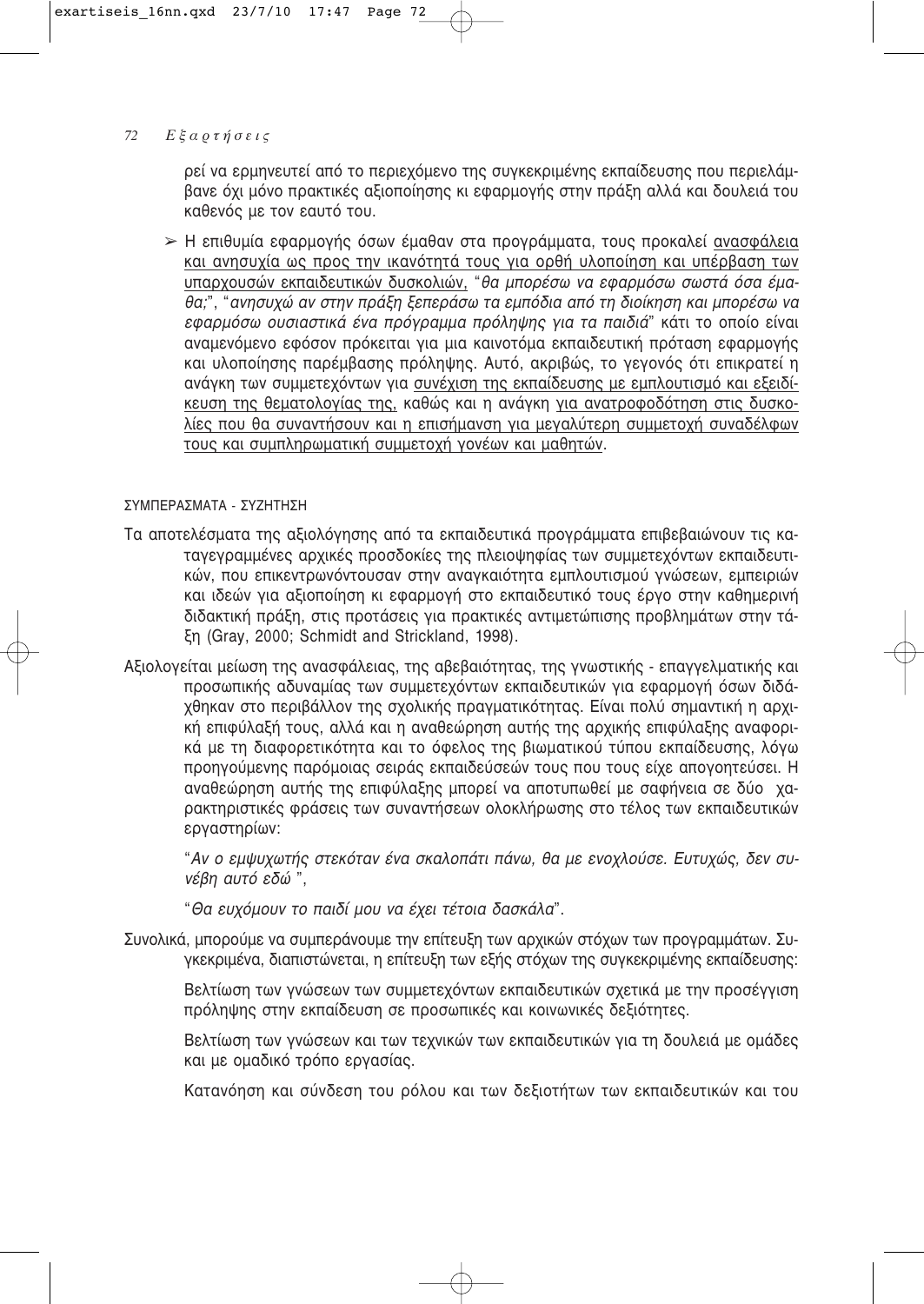ρεί να ερμηνευτεί από το περιεχόμενο της συγκεκριμένης εκπαίδευσης που περιελάμβανε όχι μόνο πρακτικές αξιοποίησης κι εφαρμογής στην πράξη αλλά και δουλειά του καθενός με τον εαυτό του.

➢ Η επιθυμία εφαρμογής όσων έμαθαν στα προγράμματα, τους προκαλεί ανασφάλεια και ανησυχία ως προς την ικανότητά τους για ορθή υλοποίηση και υπέρβαση των υπαρχουσών εκπαιδευτικών δυσκολιών, "*θα μπορέσω να εφαρμόσω σωστά όσα έμαθα;*", "*ανησυχώ αν στην πράξη ξεπεράσω τα εμπόδια από τη διοίκηση και μπορέσω να εφαρμόσω ουσιαστικά ένα πρόγραμμα πρόληψης για τα παιδιά*" κάτι το οποίο είναι αναμενόμενο εφόσον πρόκειται για μια καινοτόμα εκπαιδευτική πρόταση εφαρμογής και υλοποίησης παρέμβασης πρόληψης. Αυτό, ακριβώς, το γεγονός ότι επικρατεί η ανάγκη των συμμετεχόντων για συνέχιση της εκπαίδευσης με εμπλουτισμό και εξειδίκευση της θεματολογίας της, καθώς και η ανάγκη για ανατροφοδότηση στις δυσκολίες που θα συναντήσουν και η επισήμανση για μεγαλύτερη συμμετοχή συναδέλφων τους και συμπληρωματική συμμετοχή γονέων και μαθητών.

ΣΥΜΠΕΡΑΣΜΑΤΑ - ΣΥΖΗΤΗΣΗ

Τα αποτελέσματα της αξιολόγησης από τα εκπαιδευτικά προγράμματα επιβεβαιώνουν τις καταγεγραμμένες αρχικές προσδοκίες της πλειοψηφίας των συμμετεχόντων εκπαιδευτικών, που επικεντρωνόντουσαν στην αναγκαιότητα εμπλουτισμού γνώσεων, εμπειριών και ιδεών για αξιοποίηση κι εφαρμογή στο εκπαιδευτικό τους έργο στην καθημερινή διδακτική πράξη, στις προτάσεις για πρακτικές αντιμετώπισης προβλημάτων στην τάξη (Gray, 2000; Schmidt and Strickland, 1998).

Αξιολογείται μείωση της ανασφάλειας, της αβεβαιότητας, της γνωστικής - επαγγελματικής και προσωπικής αδυναμίας των συμμετεχόντων εκπαιδευτικών για εφαρμογή όσων διδάχθηκαν στο περιβάλλον της σχολικής πραγματικότητας. Είναι πολύ σημαντική η αρχική επιφύλαξή τους, αλλά και η αναθεώρηση αυτής της αρχικής επιφύλαξης αναφορικά με τη διαφορετικότητα και το όφελος της βιωματικού τύπου εκπαίδευσης, λόγω προηγούμενης παρόμοιας σειράς εκπαιδεύσεών τους που τους είχε απογοητεύσει. Η αναθεώρηση αυτής της επιφύλαξης μπορεί να αποτυπωθεί με σαφήνεια σε δύο χαρακτηριστικές φράσεις των συναντήσεων ολοκλήρωσης στο τέλος των εκπαιδευτικών εργαστηρίων:

"*Αν ο εμψυχωτής στεκόταν ένα σκαλοπάτι πάνω, θα με ενοχλούσε. Ευτυχώς, δεν συνέβη αυτό εδώ* ",

"*Θα ευχόμουν το παιδί μου να έχει τέτοια δασκάλα*".

Συνολικά, μπορούμε να συμπεράνουμε την επίτευξη των αρχικών στόχων των προγραμμάτων. Συγκεκριμένα, διαπιστώνεται, η επίτευξη των εξής στόχων της συγκεκριμένης εκπαίδευσης:

Βελτίωση των γνώσεων των συμμετεχόντων εκπαιδευτικών σχετικά με την προσέγγιση πρόληψης στην εκπαίδευση σε προσωπικές και κοινωνικές δεξιότητες.

Βελτίωση των γνώσεων και των τεχνικών των εκπαιδευτικών για τη δουλειά με ομάδες και με ομαδικό τρόπο εργασίας.

Κατανόηση και σύνδεση του ρόλου και των δεξιοτήτων των εκπαιδευτικών και του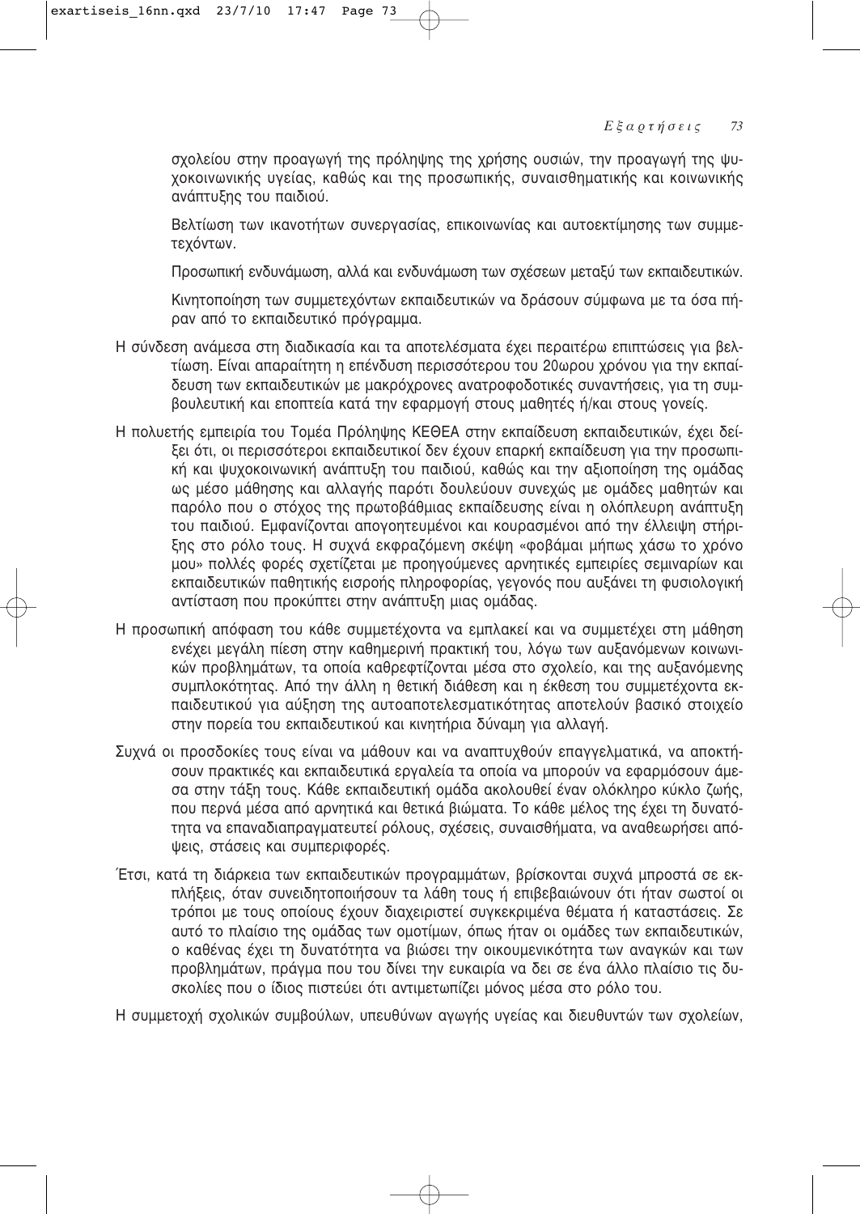σχολείου στην προαγωγή της πρόληψης της χρήσης ουσιών, την προαγωγή της ψυχοκοινωνικής υγείας, καθώς και της προσωπικής, συναισθηματικής και κοινωνικής ανάπτυξης του παιδιού.

Βελτίωση των ικανοτήτων συνεργασίας, επικοινωνίας και αυτοεκτίμησης των συμμετεχόντων.

Προσωπική ενδυνάμωση, αλλά και ενδυνάμωση των σχέσεων μεταξύ των εκπαιδευτικών.

Κινητοποίηση των συμμετεχόντων εκπαιδευτικών να δράσουν σύμφωνα με τα όσα πήραν από το εκπαιδευτικό πρόγραμμα.

Η σύνδεση ανάμεσα στη διαδικασία και τα αποτελέσματα έχει περαιτέρω επιπτώσεις για βελτίωση. Είναι απαραίτητη η επένδυση περισσότερου του 20ωρου χρόνου για την εκπαίδευση των εκπαιδευτικών με μακρόχρονες ανατροφοδοτικές συναντήσεις, για τη συμβουλευτική και εποπτεία κατά την εφαρμογή στους μαθητές ή/και στους γονείς.

Η πολυετής εμπειρία του Τομέα Πρόληψης ΚΕΘΕΑ στην εκπαίδευση εκπαιδευτικών, έχει δείξει ότι, οι περισσότεροι εκπαιδευτικοί δεν έχουν επαρκή εκπαίδευση για την προσωπική και ψυχοκοινωνική ανάπτυξη του παιδιού, καθώς και την αξιοποίηση της ομάδας ως μέσο μάθησης και αλλαγής παρότι δουλεύουν συνεχώς με ομάδες μαθητών και παρόλο που ο στόχος της πρωτοβάθμιας εκπαίδευσης είναι η ολόπλευρη ανάπτυξη του παιδιού. Εμφανίζονται απογοητευμένοι και κουρασμένοι από την έλλειψη στήριξης στο ρόλο τους. Η συχνά εκφραζόμενη σκέψη «φοβάμαι μήπως χάσω το χρόνο μου» πολλές φορές σχετίζεται με προηγούμενες αρνητικές εμπειρίες σεμιναρίων και εκπαιδευτικών παθητικής εισροής πληροφορίας, γεγονός που αυξάνει τη φυσιολογική αντίσταση που προκύπτει στην ανάπτυξη μιας ομάδας.

Η προσωπική απόφαση του κάθε συμμετέχοντα να εμπλακεί και να συμμετέχει στη μάθηση ενέχει μεγάλη πίεση στην καθημερινή πρακτική του, λόγω των αυξανόμενων κοινωνικών προβλημάτων, τα οποία καθρεφτίζονται μέσα στο σχολείο, και της αυξανόμενης συμπλοκότητας. Από την άλλη η θετική διάθεση και η έκθεση του συμμετέχοντα εκπαιδευτικού για αύξηση της αυτοαποτελεσματικότητας αποτελούν βασικό στοιχείο στην πορεία του εκπαιδευτικού και κινητήρια δύναμη για αλλαγή.

Συχνά οι προσδοκίες τους είναι να μάθουν και να αναπτυχθούν επαγγελματικά, να αποκτήσουν πρακτικές και εκπαιδευτικά εργαλεία τα οποία να μπορούν να εφαρμόσουν άμεσα στην τάξη τους. Κάθε εκπαιδευτική ομάδα ακολουθεί έναν ολόκληρο κύκλο ζωής, που περνά μέσα από αρνητικά και θετικά βιώματα. Το κάθε μέλος της έχει τη δυνατότητα να επαναδιαπραγματευτεί ρόλους, σχέσεις, συναισθήματα, να αναθεωρήσει απόψεις, στάσεις και συμπεριφορές.

Έτσι, κατά τη διάρκεια των εκπαιδευτικών προγραμμάτων, βρίσκονται συχνά μπροστά σε εκπλήξεις, όταν συνειδητοποιήσουν τα λάθη τους ή επιβεβαιώνουν ότι ήταν σωστοί οι τρόποι με τους οποίους έχουν διαχειριστεί συγκεκριμένα θέματα ή καταστάσεις. Σε αυτό το πλαίσιο της ομάδας των ομοτίμων, όπως ήταν οι ομάδες των εκπαιδευτικών, ο καθένας έχει τη δυνατότητα να βιώσει την οικουμενικότητα των αναγκών και των προβλημάτων, πράγμα που του δίνει την ευκαιρία να δει σε ένα άλλο πλαίσιο τις δυσκολίες που ο ίδιος πιστεύει ότι αντιμετωπίζει μόνος μέσα στο ρόλο του.

Η συμμετοχή σχολικών συμβούλων, υπευθύνων αγωγής υγείας και διευθυντών των σχολείων,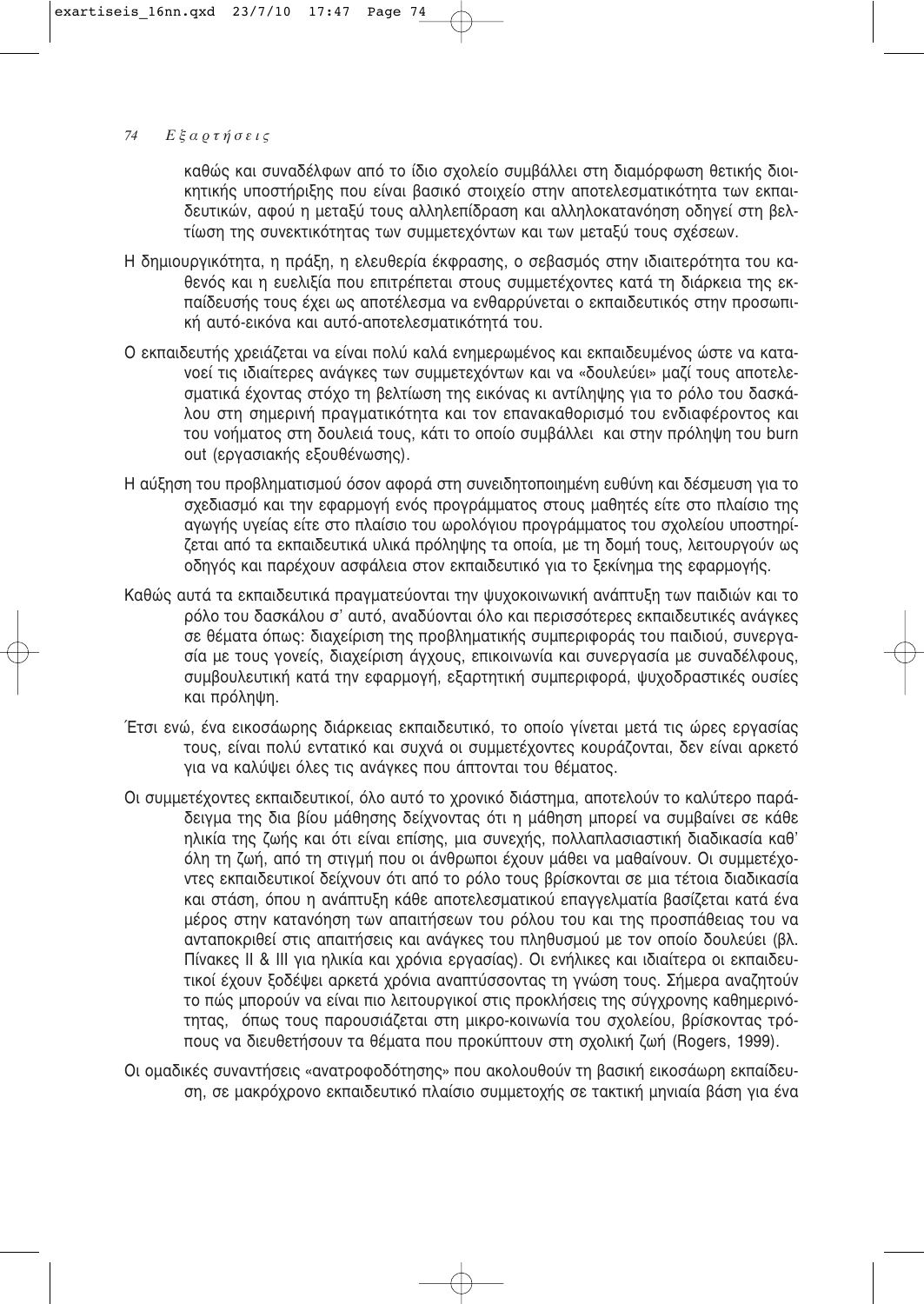καθώς και συναδέλφων από το ίδιο σχολείο συμβάλλει στη διαμόρφωση θετικής διοικητικής υποστήριξης που είναι βασικό στοιχείο στην αποτελεσματικότητα των εκπαιδευτικών, αφού η μεταξύ τους αλληλεπίδραση και αλληλοκατανόηση οδηγεί στη βελτίωση της συνεκτικότητας των συμμετεχόντων και των μεταξύ τους σχέσεων.

Η δημιουργικότητα, η πράξη, η ελευθερία έκφρασης, ο σεβασμός στην ιδιαιτερότητα του καθενός και η ευελιξία που επιτρέπεται στους συμμετέχοντες κατά τη διάρκεια της εκπαίδευσής τους έχει ως αποτέλεσμα να ενθαρρύνεται ο εκπαιδευτικός στην προσωπική αυτό-εικόνα και αυτό-αποτελεσματικότητά του.

Ο εκπαιδευτής χρειάζεται να είναι πολύ καλά ενημερωμένος και εκπαιδευμένος ώστε να κατανοεί τις ιδιαίτερες ανάγκες των συμμετεχόντων και να «δουλεύει» μαζί τους αποτελεσματικά έχοντας στόχο τη βελτίωση της εικόνας κι αντίληψης για το ρόλο του δασκάλου στη σημερινή πραγματικότητα και τον επανακαθορισμό του ενδιαφέροντος και του νοήματος στη δουλειά τους, κάτι το οποίο συμβάλλει και στην πρόληψη του burn out (εργασιακής εξουθένωσης).

Η αύξηση του προβληματισμού όσον αφορά στη συνειδητοποιημένη ευθύνη και δέσμευση για το σχεδιασμό και την εφαρμογή ενός προγράμματος στους μαθητές είτε στο πλαίσιο της αγωγής υγείας είτε στο πλαίσιο του ωρολόγιου προγράμματος του σχολείου υποστηρίζεται από τα εκπαιδευτικά υλικά πρόληψης τα οποία, με τη δομή τους, λειτουργούν ως οδηγός και παρέχουν ασφάλεια στον εκπαιδευτικό για το ξεκίνημα της εφαρμογής.

Καθώς αυτά τα εκπαιδευτικά πραγματεύονται την ψυχοκοινωνική ανάπτυξη των παιδιών και το ρόλο του δασκάλου σ' αυτό, αναδύονται όλο και περισσότερες εκπαιδευτικές ανάγκες σε θέματα όπως: διαχείριση της προβληματικής συμπεριφοράς του παιδιού, συνεργασία με τους γονείς, διαχείριση άγχους, επικοινωνία και συνεργασία με συναδέλφους, συμβουλευτική κατά την εφαρμογή, εξαρτητική συμπεριφορά, ψυχοδραστικές ουσίες και πρόληψη.

Έτσι ενώ, ένα εικοσάωρης διάρκειας εκπαιδευτικό, το οποίο γίνεται μετά τις ώρες εργασίας τους, είναι πολύ εντατικό και συχνά οι συμμετέχοντες κουράζονται, δεν είναι αρκετό για να καλύψει όλες τις ανάγκες που άπτονται του θέματος.

Οι συμμετέχοντες εκπαιδευτικοί, όλο αυτό το χρονικό διάστημα, αποτελούν το καλύτερο παράδειγμα της δια βίου μάθησης δείχνοντας ότι η μάθηση μπορεί να συμβαίνει σε κάθε ηλικία της ζωής και ότι είναι επίσης, μια συνεχής, πολλαπλασιαστική διαδικασία καθ' όλη τη ζωή, από τη στιγμή που οι άνθρωποι έχουν μάθει να μαθαίνουν. Οι συμμετέχοντες εκπαιδευτικοί δείχνουν ότι από το ρόλο τους βρίσκονται σε μια τέτοια διαδικασία και στάση, όπου η ανάπτυξη κάθε αποτελεσματικού επαγγελματία βασίζεται κατά ένα μέρος στην κατανόηση των απαιτήσεων του ρόλου του και της προσπάθειας του να ανταποκριθεί στις απαιτήσεις και ανάγκες του πληθυσμού με τον οποίο δουλεύει (βλ. Πίνακες ΙΙ & ΙΙΙ για ηλικία και χρόνια εργασίας). Οι ενήλικες και ιδιαίτερα οι εκπαιδευτικοί έχουν ξοδέψει αρκετά χρόνια αναπτύσσοντας τη γνώση τους. Σήμερα αναζητούν το πώς μπορούν να είναι πιο λειτουργικοί στις προκλήσεις της σύγχρονης καθημερινότητας, όπως τους παρουσιάζεται στη μικρο-κοινωνία του σχολείου, βρίσκοντας τρόπους να διευθετήσουν τα θέματα που προκύπτουν στη σχολική ζωή (Rogers, 1999).

Οι ομαδικές συναντήσεις «ανατροφοδότησης» που ακολουθούν τη βασική εικοσάωρη εκπαίδευση, σε μακρόχρονο εκπαιδευτικό πλαίσιο συμμετοχής σε τακτική μηνιαία βάση για ένα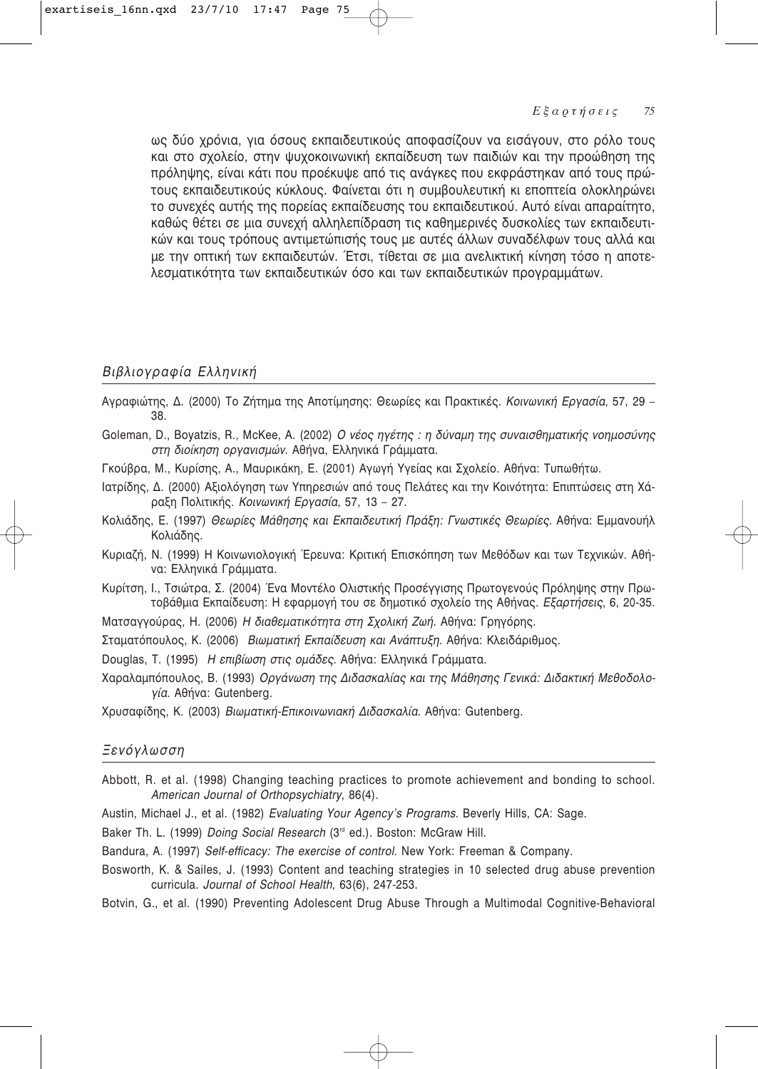ως δύο χρόνια, για όσους εκπαιδευτικούς αποφασίζουν να εισάγουν, στο ρόλο τους και στο σχολείο, στην ψυχοκοινωνική εκπαίδευση των παιδιών και την προώθηση της πρόληψης, είναι κάτι που προέκυψε από τις ανάγκες που εκφράστηκαν από τους πρώτους εκπαιδευτικούς κύκλους. Φαίνεται ότι η συμβουλευτική κι εποπτεία ολοκληρώνει το συνεχές αυτής της πορείας εκπαίδευσης του εκπαιδευτικού. Αυτό είναι απαραίτητο, καθώς θέτει σε μια συνεχή αλληλεπίδραση τις καθημερινές δυσκολίες των εκπαιδευτικών και τους τρόπους αντιμετώπισής τους με αυτές άλλων συναδέλφων τους αλλά και με την οπτική των εκπαιδευτών. Έτσι, τίθεται σε μια ανελικτική κίνηση τόσο η αποτελεσματικότητα των εκπαιδευτικών όσο και των εκπαιδευτικών προγραμμάτων.

## *Βιβλιογραφία Ελληνική*

Αγραφιώτης, Δ. (2000) Το Ζήτημα της Αποτίμησης: Θεωρίες και Πρακτικές. *Κοινωνική Εργασία*, 57, 29 – 38.

Goleman, D., Boyatzis, R., McKee, A. (2002) *Ο νέος ηγέτης : η δύναμη της συναισθηματικής νοημοσύνης στη διοίκηση οργανισμών*. Αθήνα, Ελληνικά Γράμματα.

Γκούβρα, Μ., Κυρίσης, Α., Μαυρικάκη, Ε. (2001) Αγωγή Υγείας και Σχολείο. Αθήνα: Τυπωθήτω.

Ιατρίδης, Δ. (2000) Αξιολόγηση των Υπηρεσιών από τους Πελάτες και την Κοινότητα: Επιπτώσεις στη Χάραξη Πολιτικής. *Κοινωνική Εργασία*, 57, 13 – 27.

Κολιάδης, Ε. (1997) *Θεωρίες Μάθησης και Εκπαιδευτική Πράξη: Γνωστικές Θεωρίες*. Αθήνα: Εμμανουήλ Κολιάδης.

Κυριαζή, Ν. (1999) Η Κοινωνιολογική Έρευνα: Κριτική Επισκόπηση των Μεθόδων και των Τεχνικών. Αθήνα: Ελληνικά Γράμματα.

Κυρίτση, Ι., Τσιώτρα, Σ. (2004) Ένα Μοντέλο Ολιστικής Προσέγγισης Πρωτογενούς Πρόληψης στην Πρωτοβάθμια Εκπαίδευση: Η εφαρμογή του σε δημοτικό σχολείο της Αθήνας. *Εξαρτήσεις*, 6, 20-35.

Ματσαγγούρας, Η. (2006) *Η διαθεματικότητα στη Σχολική Ζωή*. Αθήνα: Γρηγόρης.

Σταματόπουλος, Κ. (2006) *Βιωματική Εκπαίδευση και Ανάπτυξη*. Αθήνα: Κλειδάριθμος.

Douglas, T. (1995) *Η επιβίωση στις ομάδες*. Αθήνα: Ελληνικά Γράμματα.

Χαραλαμπόπουλος, Β. (1993) *Οργάνωση της Διδασκαλίας και της Μάθησης Γενικά: Διδακτική Μεθοδολογία*. Αθήνα: Gutenberg.

Χρυσαφίδης, Κ. (2003) *Βιωματική-Επικοινωνιακή Διδασκαλία*. Αθήνα: Gutenberg.

## *Ξενόγλωσση*

Abbott, R. et al. (1998) Changing teaching practices to promote achievement and bonding to school. *American Journal of Orthopsychiatry*, 86(4).

Austin, Michael J., et al. (1982) *Evaluating Your Agency's Programs*. Beverly Hills, CA: Sage.

Baker Th. L. (1999) *Doing Social Research* (3rd ed.). Boston: McGraw Hill.

Bandura, A. (1997) *Self-efficacy: The exercise of control*. New York: Freeman & Company.

Bosworth, K. & Sailes, J. (1993) Content and teaching strategies in 10 selected drug abuse prevention curricula. *Journal of School Health*, 63(6), 247-253.

Botvin, G., et al. (1990) Preventing Adolescent Drug Abuse Through a Multimodal Cognitive-Behavioral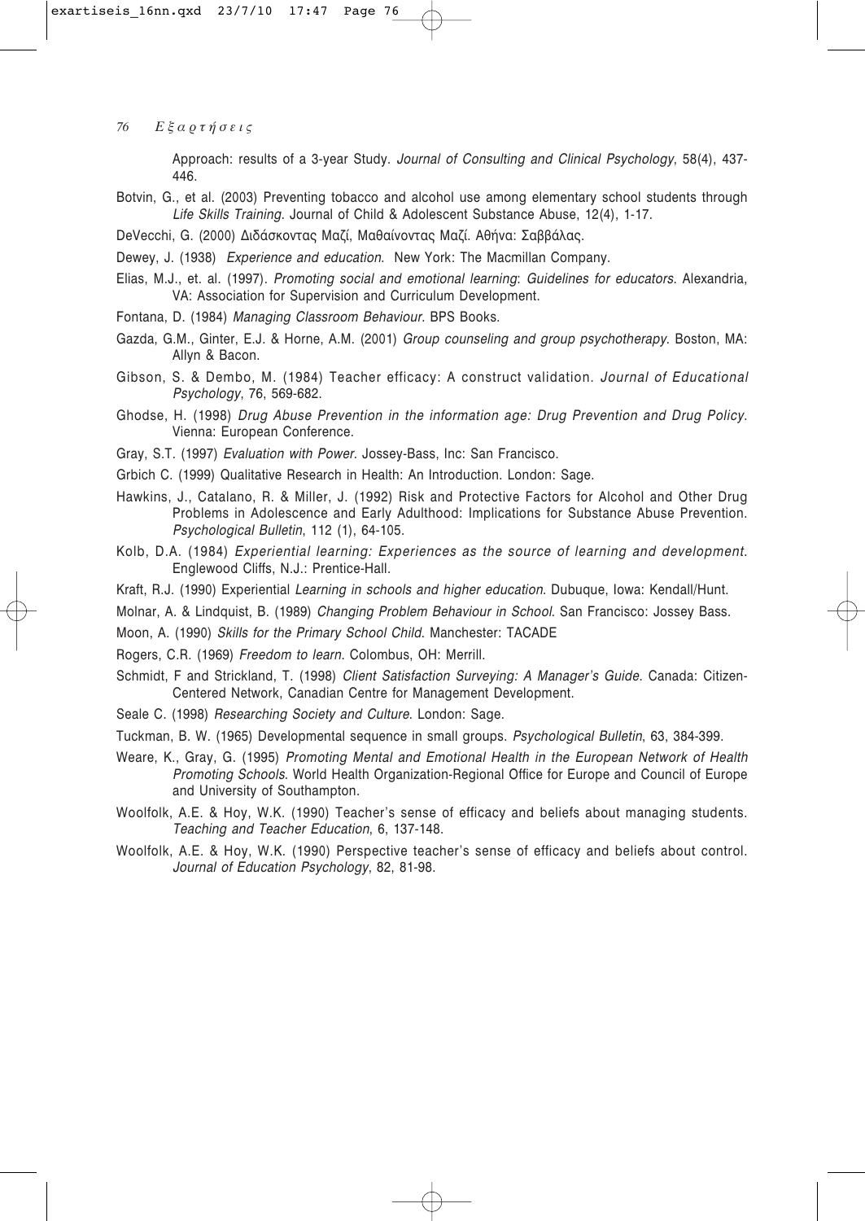Approach: results of a 3-year Study. *Journal of Consulting and Clinical Psychology*, 58(4), 437-446.

Botvin, G., et al. (2003) Preventing tobacco and alcohol use among elementary school students through *Life Skills Training*. Journal of Child & Adolescent Substance Abuse, 12(4), 1-17.

DeVecchi, G. (2000) Διδάσκοντας Μαζί, Μαθαίνοντας Μαζί. Αθήνα: Σαββάλας.

Dewey, J. (1938) *Experience and education.* New York: The Macmillan Company.

Elias, M.J., et. al. (1997). *Promoting social and emotional learning*: *Guidelines for educators*. Alexandria, VA: Association for Supervision and Curriculum Development.

Fontana, D. (1984) *Managing Classroom Behaviour*. BPS Books.

Gazda, G.M., Ginter, E.J. & Horne, A.M. (2001) *Group counseling and group psychotherapy*. Boston, MA: Allyn & Bacon.

Gibson, S. & Dembo, M. (1984) Teacher efficacy: A construct validation. *Journal of Educational Psychology*, 76, 569-682.

Ghodse, H. (1998) *Drug Abuse Prevention in the information age: Drug Prevention and Drug Policy*. Vienna: European Conference.

Gray, S.T. (1997) *Evaluation with Power*. Jossey-Bass, Inc: San Francisco.

Grbich C. (1999) Qualitative Research in Health: An Introduction. London: Sage.

Hawkins, J., Catalano, R. & Miller, J. (1992) Risk and Protective Factors for Alcohol and Other Drug Problems in Adolescence and Early Adulthood: Implications for Substance Abuse Prevention. *Psychological Bulletin*, 112 (1), 64-105.

Kolb, D.A. (1984) *Experiential learning: Experiences as the source of learning and development*. Englewood Cliffs, N.J.: Prentice-Hall.

Kraft, R.J. (1990) Experiential *Learning in schools and higher education*. Dubuque, Iowa: Kendall/Hunt.

Molnar, A. & Lindquist, B. (1989) *Changing Problem Behaviour in School*. San Francisco: Jossey Bass.

Moon, A. (1990) *Skills for the Primary School Child*. Manchester: TACADE

Rogers, C.R. (1969) *Freedom to learn*. Colombus, OH: Merrill.

Schmidt, F and Strickland, T. (1998) *Client Satisfaction Surveying: A Manager's Guide*. Canada: Citizen-Centered Network, Canadian Centre for Management Development.

Seale C. (1998) *Researching Society and Culture*. London: Sage.

Tuckman, B. W. (1965) Developmental sequence in small groups. *Psychological Bulletin*, 63, 384-399.

Weare, K., Gray, G. (1995) *Promoting Mental and Emotional Health in the European Network of Health Promoting Schools*. World Health Organization-Regional Office for Europe and Council of Europe and University of Southampton.

Woolfolk, A.E. & Hoy, W.K. (1990) Teacher's sense of efficacy and beliefs about managing students. *Teaching and Teacher Education*, 6, 137-148.

Woolfolk, A.E. & Hoy, W.K. (1990) Perspective teacher's sense of efficacy and beliefs about control. *Journal of Education Psychology*, 82, 81-98.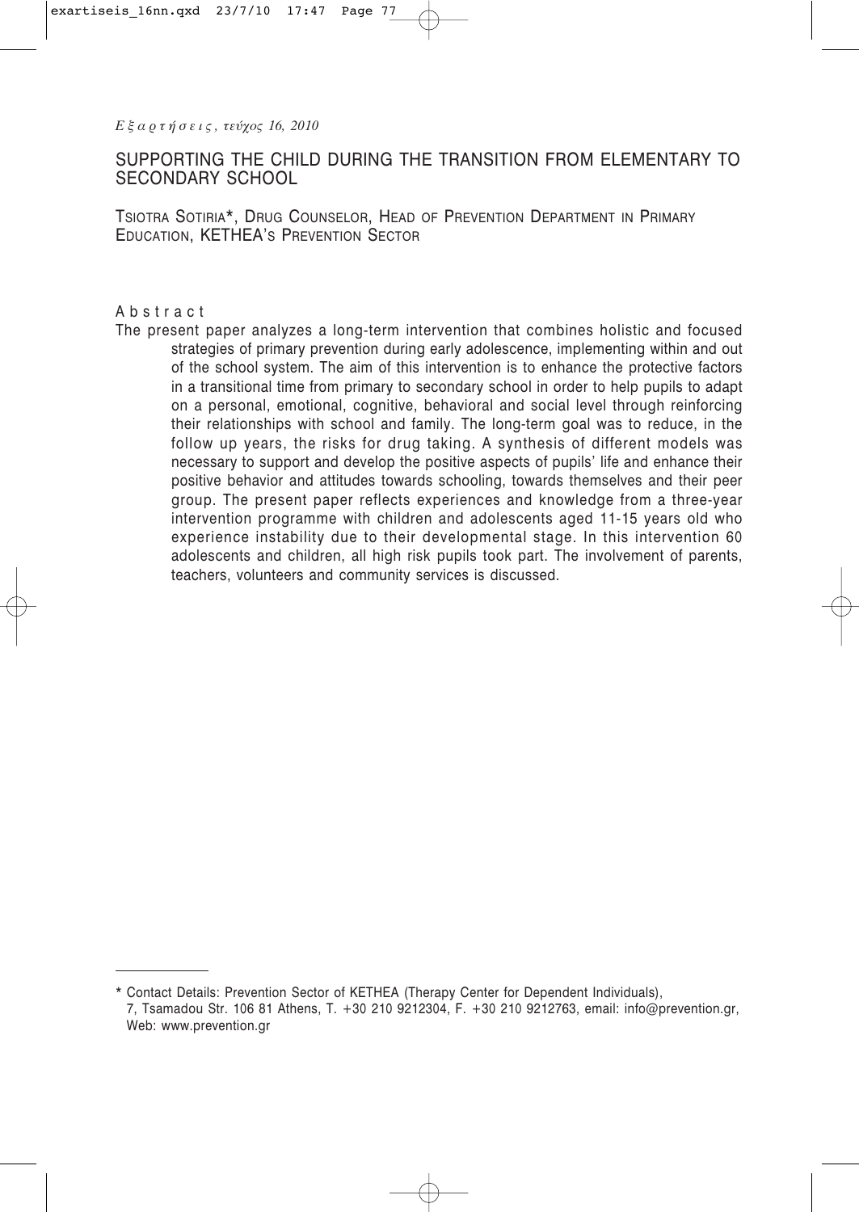# SUPPORTING THE CHILD DURING THE TRANSITION FROM ELEMENTARY TO SECONDARY SCHOOL

TSIOTRA SOTIRIA*, DRUG COUNSELOR, HEAD OF PREVENTION DEPARTMENT IN PRIMARY EDUCATION, KETHEA'S PREVENTION SECTOR

## Abstract

The present paper analyzes a long-term intervention that combines holistic and focused strategies of primary prevention during early adolescence, implementing within and out of the school system. The aim of this intervention is to enhance the protective factors in a transitional time from primary to secondary school in order to help pupils to adapt on a personal, emotional, cognitive, behavioral and social level through reinforcing their relationships with school and family. The long-term goal was to reduce, in the follow up years, the risks for drug taking. A synthesis of different models was necessary to support and develop the positive aspects of pupils' life and enhance their positive behavior and attitudes towards schooling, towards themselves and their peer group. The present paper reflects experiences and knowledge from a three-year intervention programme with children and adolescents aged 11-15 years old who experience instability due to their developmental stage. In this intervention 60 adolescents and children, all high risk pupils took part. The involvement of parents, teachers, volunteers and community services is discussed.

---

\* Contact Details: Prevention Sector of KETHEA (Therapy Center for Dependent Individuals), 7, Tsamadou Str. 106 81 Athens, T. +30 210 9212304, F. +30 210 9212763, email: info@prevention.gr, Web: www.prevention.gr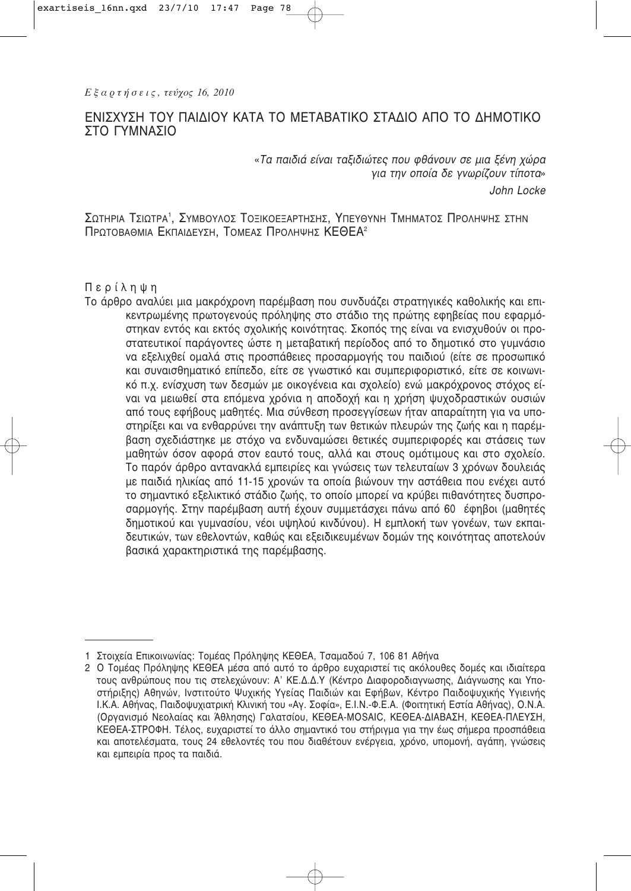# ΕΝΙΣΧΥΣΗ ΤΟΥ ΠΑΙΔΙΟΥ ΚΑΤΑ ΤΟ ΜΕΤΑΒΑΤΙΚΟ ΣΤΑΔΙΟ ΑΠΟ ΤΟ ΔΗΜΟΤΙΚΟ ΣΤΟ ΓΥΜΝΑΣΙΟ

*«Τα παιδιά είναι ταξιδιώτες που φθάνουν σε μια ξένη χώρα για την οποία δε γνωρίζουν τίποτα»*

*John Locke*

Σωτηρια Τσιωτρα[1], Συμβουλος Τοξικοεξαρτησης, Υπευθυνη Τμηματος Προληψης στην Πρωτοβαθμια Εκπαιδευση, Τομεας Προληψης ΚΕΘΕΑ[2]

## Περίληψη

Το άρθρο αναλύει μια μακρόχρονη παρέμβαση που συνδυάζει στρατηγικές καθολικής και επικεντρωμένης πρωτογενούς πρόληψης στο στάδιο της πρώτης εφηβείας που εφαρμόστηκαν εντός και εκτός σχολικής κοινότητας. Σκοπός της είναι να ενισχυθούν οι προστατευτικοί παράγοντες ώστε η μεταβατική περίοδος από το δημοτικό στο γυμνάσιο να εξελιχθεί ομαλά στις προσπάθειες προσαρμογής του παιδιού (είτε σε προσωπικό και συναισθηματικό επίπεδο, είτε σε γνωστικό και συμπεριφοριστικό, είτε σε κοινωνικό π.χ. ενίσχυση των δεσμών με οικογένεια και σχολείο) ενώ μακρόχρονος στόχος είναι να μειωθεί στα επόμενα χρόνια η αποδοχή και η χρήση ψυχοδραστικών ουσιών από τους εφήβους μαθητές. Μια σύνθεση προσεγγίσεων ήταν απαραίτητη για να υποστηρίξει και να ενθαρρύνει την ανάπτυξη των θετικών πλευρών της ζωής και η παρέμβαση σχεδιάστηκε με στόχο να ενδυναμώσει θετικές συμπεριφορές και στάσεις των μαθητών όσον αφορά στον εαυτό τους, αλλά και στους ομότιμους και στο σχολείο. Το παρόν άρθρο αντανακλά εμπειρίες και γνώσεις των τελευταίων 3 χρόνων δουλειάς με παιδιά ηλικίας από 11-15 χρονών τα οποία βιώνουν την αστάθεια που ενέχει αυτό το σημαντικό εξελικτικό στάδιο ζωής, το οποίο μπορεί να κρύβει πιθανότητες δυσπροσαρμογής. Στην παρέμβαση αυτή έχουν συμμετάσχει πάνω από 60 έφηβοι (μαθητές δημοτικού και γυμνασίου, νέοι υψηλού κινδύνου). Η εμπλοκή των γονέων, των εκπαιδευτικών, των εθελοντών, καθώς και εξειδικευμένων δομών της κοινότητας αποτελούν βασικά χαρακτηριστικά της παρέμβασης.

---

1 Στοιχεία Επικοινωνίας: Τομέας Πρόληψης ΚΕΘΕΑ, Τσαμαδού 7, 106 81 Αθήνα

2 Ο Τομέας Πρόληψης ΚΕΘΕΑ μέσα από αυτό το άρθρο ευχαριστεί τις ακόλουθες δομές και ιδιαίτερα τους ανθρώπους που τις στελεχώνουν: Α' ΚΕ.Δ.Δ.Υ (Κέντρο Διαφοροδιαγνωσης, Διάγνωσης και Υποστήριξης) Αθηνών, Ινστιτούτο Ψυχικής Υγείας Παιδιών και Εφήβων, Κέντρο Παιδοψυχικής Υγιεινής Ι.Κ.Α. Αθήνας, Παιδοψυχιατρική Κλινική του «Αγ. Σοφία», Ε.Ι.Ν.-Φ.Ε.Α. (Φοιτητική Εστία Αθήνας), Ο.Ν.Α. (Οργανισμό Νεολαίας και Άθλησης) Γαλατσίου, ΚΕΘΕΑ-MOSAIC, ΚΕΘΕΑ-ΔΙΑΒΑΣΗ, ΚΕΘΕΑ-ΠΛΕΥΣΗ, ΚΕΘΕΑ-ΣΤΡΟΦΗ. Τέλος, ευχαριστεί το άλλο σημαντικό του στήριγμα για την έως σήμερα προσπάθεια και αποτελέσματα, τους 24 εθελοντές του που διαθέτουν ενέργεια, χρόνο, υπομονή, αγάπη, γνώσεις και εμπειρία προς τα παιδιά.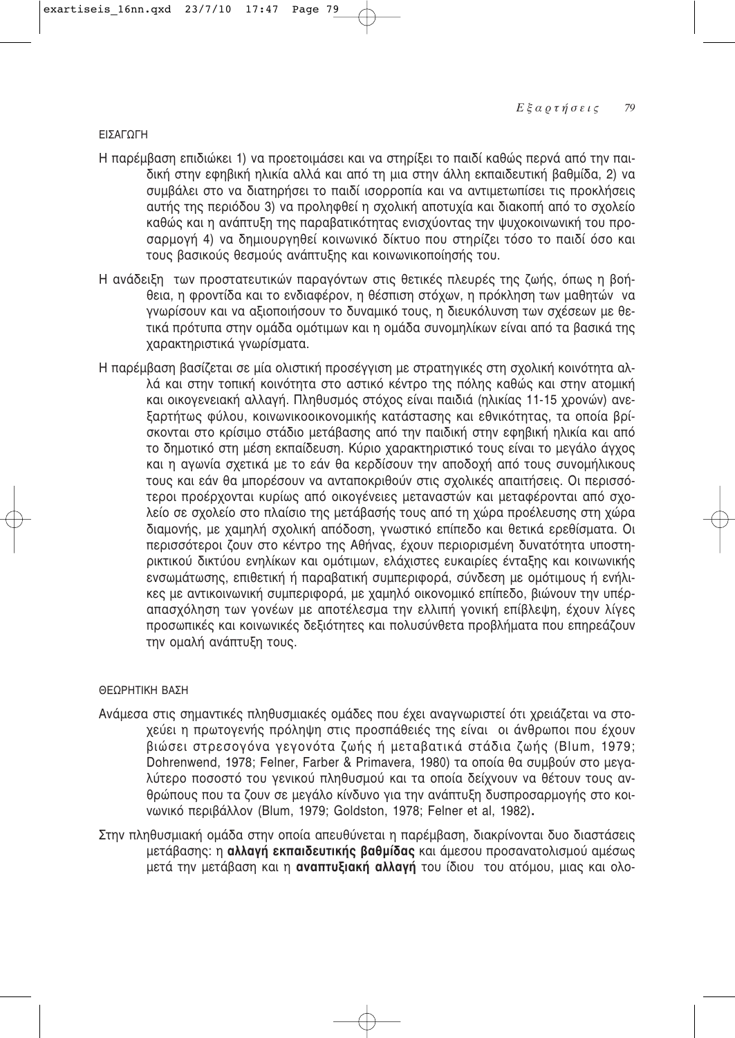## ΕΙΣΑΓΩΓΗ

Η παρέμβαση επιδιώκει 1) να προετοιμάσει και να στηρίξει το παιδί καθώς περνά από την παιδική στην εφηβική ηλικία αλλά και από τη μια στην άλλη εκπαιδευτική βαθμίδα, 2) να συμβάλει στο να διατηρήσει το παιδί ισορροπία και να αντιμετωπίσει τις προκλήσεις αυτής της περιόδου 3) να προληφθεί η σχολική αποτυχία και διακοπή από το σχολείο καθώς και η ανάπτυξη της παραβατικότητας ενισχύοντας την ψυχοκοινωνική του προσαρμογή 4) να δημιουργηθεί κοινωνικό δίκτυο που στηρίζει τόσο το παιδί όσο και τους βασικούς θεσμούς ανάπτυξης και κοινωνικοποίησής του.

Η ανάδειξη των προστατευτικών παραγόντων στις θετικές πλευρές της ζωής, όπως η βοήθεια, η φροντίδα και το ενδιαφέρον, η θέσπιση στόχων, η πρόκληση των μαθητών να γνωρίσουν και να αξιοποιήσουν το δυναμικό τους, η διευκόλυνση των σχέσεων με θετικά πρότυπα στην ομάδα ομότιμων και η ομάδα συνομηλίκων είναι από τα βασικά της χαρακτηριστικά γνωρίσματα.

Η παρέμβαση βασίζεται σε μία ολιστική προσέγγιση με στρατηγικές στη σχολική κοινότητα αλλά και στην τοπική κοινότητα στο αστικό κέντρο της πόλης καθώς και στην ατομική και οικογενειακή αλλαγή. Πληθυσμός στόχος είναι παιδιά (ηλικίας 11-15 χρονών) ανεξαρτήτως φύλου, κοινωνικοοικονομικής κατάστασης και εθνικότητας, τα οποία βρίσκονται στο κρίσιμο στάδιο μετάβασης από την παιδική στην εφηβική ηλικία και από το δημοτικό στη μέση εκπαίδευση. Κύριο χαρακτηριστικό τους είναι το μεγάλο άγχος και η αγωνία σχετικά με το εάν θα κερδίσουν την αποδοχή από τους συνομήλικους τους και εάν θα μπορέσουν να ανταποκριθούν στις σχολικές απαιτήσεις. Οι περισσότεροι προέρχονται κυρίως από οικογένειες μεταναστών και μεταφέρονται από σχολείο σε σχολείο στο πλαίσιο της μετάβασής τους από τη χώρα προέλευσης στη χώρα διαμονής, με χαμηλή σχολική απόδοση, γνωστικό επίπεδο και θετικά ερεθίσματα. Οι περισσότεροι ζουν στο κέντρο της Αθήνας, έχουν περιορισμένη δυνατότητα υποστηρικτικού δικτύου ενηλίκων και ομότιμων, ελάχιστες ευκαιρίες ένταξης και κοινωνικής ενσωμάτωσης, επιθετική ή παραβατική συμπεριφορά, σύνδεση με ομότιμους ή ενήλικες με αντικοινωνική συμπεριφορά, με χαμηλό οικονομικό επίπεδο, βιώνουν την υπέραπασχόληση των γονέων με αποτέλεσμα την ελλιπή γονική επίβλεψη, έχουν λίγες προσωπικές και κοινωνικές δεξιότητες και πολυσύνθετα προβλήματα που επηρεάζουν την ομαλή ανάπτυξή τους.

## ΘΕΩΡΗΤΙΚΗ ΒΑΣΗ

Ανάμεσα στις σημαντικές πληθυσμιακές ομάδες που έχει αναγνωριστεί ότι χρειάζεται να στοχεύει η πρωτογενής πρόληψη στις προσπάθειές της είναι οι άνθρωποι που έχουν βιώσει στρεσογόνα γεγονότα ζωής ή μεταβατικά στάδια ζωής (Blum, 1979; Dohrenwend, 1978; Felner, Farber & Primavera, 1980) τα οποία θα συμβούν στο μεγαλύτερο ποσοστό του γενικού πληθυσμού και τα οποία δείχνουν να θέτουν τους ανθρώπους που τα ζουν σε μεγάλο κίνδυνο για την ανάπτυξη δυσπροσαρμογής στο κοινωνικό περιβάλλον (Blum, 1979; Goldston, 1978; Felner et al, 1982).

Στην πληθυσμιακή ομάδα στην οποία απευθύνεται η παρέμβαση, διακρίνονται δυο διαστάσεις μετάβασης: η **αλλαγή εκπαιδευτικής βαθμίδας** και άμεσου προσανατολισμού αμέσως μετά την μετάβαση και η **αναπτυξιακή αλλαγή** του ίδιου του ατόμου, μιας και ολο-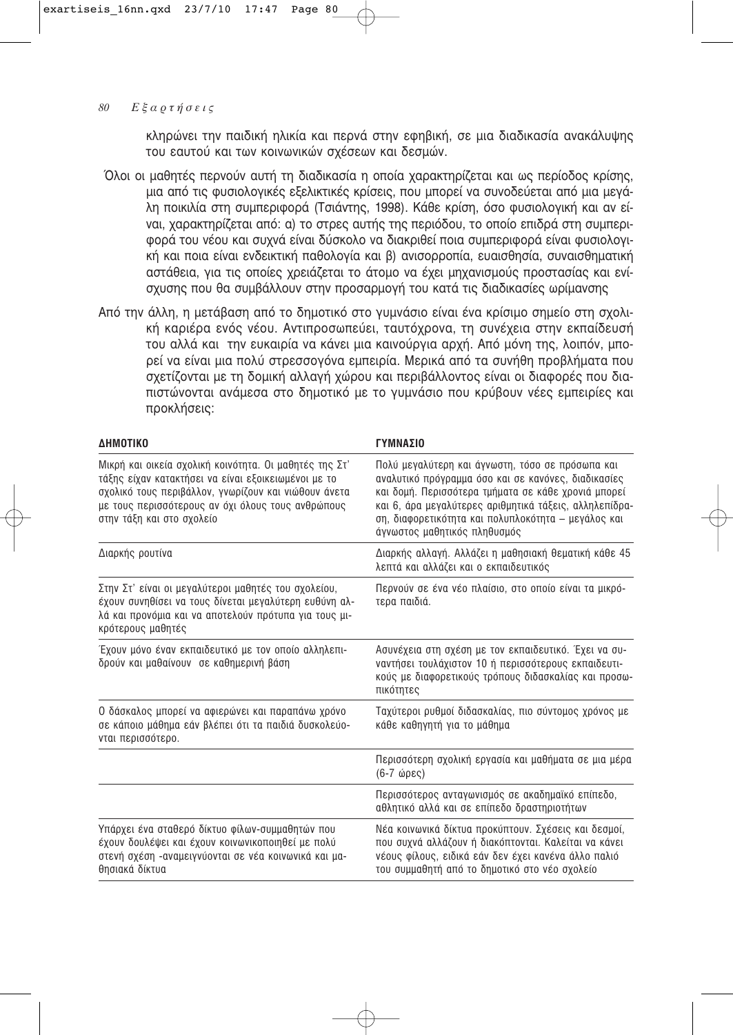κληρώνει την παιδική ηλικία και περνά στην εφηβική, σε μια διαδικασία ανακάλυψης του εαυτού και των κοινωνικών σχέσεων και δεσμών.

Όλοι οι μαθητές περνούν αυτή τη διαδικασία η οποία χαρακτηρίζεται και ως περίοδος κρίσης, μια από τις φυσιολογικές εξελικτικές κρίσεις, που μπορεί να συνοδεύεται από μια μεγάλη ποικιλία στη συμπεριφορά (Τσιάντης, 1998). Κάθε κρίση, όσο φυσιολογική και αν είναι, χαρακτηρίζεται από: α) το στρες αυτής της περιόδου, το οποίο επιδρά στη συμπεριφορά του νέου και συχνά είναι δύσκολο να διακριθεί ποια συμπεριφορά είναι φυσιολογική και ποια είναι ενδεικτική παθολογία και β) ανισορροπία, ευαισθησία, συναισθηματική αστάθεια, για τις οποίες χρειάζεται το άτομο να έχει μηχανισμούς προστασίας και ενίσχυσης που θα συμβάλλουν στην προσαρμογή του κατά τις διαδικασίες ωρίμανσης

Από την άλλη, η μετάβαση από το δημοτικό στο γυμνάσιο είναι ένα κρίσιμο σημείο στη σχολική καριέρα ενός νέου. Αντιπροσωπεύει, ταυτόχρονα, τη συνέχεια στην εκπαίδευσή του αλλά και την ευκαιρία να κάνει μια καινούργια αρχή. Από μόνη της, λοιπόν, μπορεί να είναι μια πολύ στρεσσογόνα εμπειρία. Μερικά από τα συνήθη προβλήματα που σχετίζονται με τη δομική αλλαγή χώρου και περιβάλλοντος είναι οι διαφορές που διαπιστώνονται ανάμεσα στο δημοτικό με το γυμνάσιο που κρύβουν νέες εμπειρίες και προκλήσεις:

| ΔΗΜΟΤΙΚΟ | ΓΥΜΝΑΣΙΟ |
|---|---|
| Μικρή και οικεία σχολική κοινότητα. Οι μαθητές της Στ' τάξης είχαν κατακτήσει να είναι εξοικειωμένοι με το σχολικό τους περιβάλλον, γνωρίζουν και νιώθουν άνετα με τους περισσότερους αν όχι όλους τους ανθρώπους στην τάξη και στο σχολείο | Πολύ μεγαλύτερη και άγνωστη, τόσο σε πρόσωπα και αναλυτικό πρόγραμμα όσο και σε κανόνες, διαδικασίες και δομή. Περισσότερα τμήματα σε κάθε χρονιά μπορεί και 6, άρα μεγαλύτερες αριθμητικά τάξεις, αλληλεπίδραση, διαφορετικότητα και πολυπλοκότητα – μεγάλος και άγνωστος μαθητικός πληθυσμός |
| Διαρκής ρουτίνα | Διαρκής αλλαγή. Αλλάζει η μαθησιακή θεματική κάθε 45 λεπτά και αλλάζει και ο εκπαιδευτικός |
| Στην Στ' είναι οι μεγαλύτεροι μαθητές του σχολείου, έχουν συνηθίσει να τους δίνεται μεγαλύτερη ευθύνη αλλά και προνόμια και να αποτελούν πρότυπα για τους μικρότερους μαθητές | Περνούν σε ένα νέο πλαίσιο, στο οποίο είναι τα μικρότερα παιδιά. |
| Έχουν μόνο έναν εκπαιδευτικό με τον οποίο αλληλεπιδρούν και μαθαίνουν σε καθημερινή βάση | Ασυνέχεια στη σχέση με τον εκπαιδευτικό. Έχει να συναντήσει τουλάχιστον 10 ή περισσότερους εκπαιδευτικούς με διαφορετικούς τρόπους διδασκαλίας και προσωπικότητες |
| Ο δάσκαλος μπορεί να αφιερώνει και παραπάνω χρόνο σε κάποιο μάθημα εάν βλέπει ότι τα παιδιά δυσκολεύονται περισσότερο. | Ταχύτεροι ρυθμοί διδασκαλίας, πιο σύντομος χρόνος με κάθε καθηγητή για το μάθημα |
| | Περισσότερη σχολική εργασία και μαθήματα σε μια μέρα (6-7 ώρες) |
| | Περισσότερος ανταγωνισμός σε ακαδημαϊκό επίπεδο, αθλητικό αλλά και σε επίπεδο δραστηριοτήτων |
| Υπάρχει ένα σταθερό δίκτυο φίλων-συμμαθητών που έχουν δουλέψει και έχουν κοινωνικοποιηθεί με πολύ στενή σχέση -αναμειγνύονται σε νέα κοινωνικά και μαθησιακά δίκτυα | Νέα κοινωνικά δίκτυα προκύπτουν. Σχέσεις και δεσμοί, που συχνά αλλάζουν ή διακόπτονται. Καλείται να κάνει νέους φίλους, ειδικά εάν δεν έχει κανένα άλλο παλιό του συμμαθητή από το δημοτικό στο νέο σχολείο |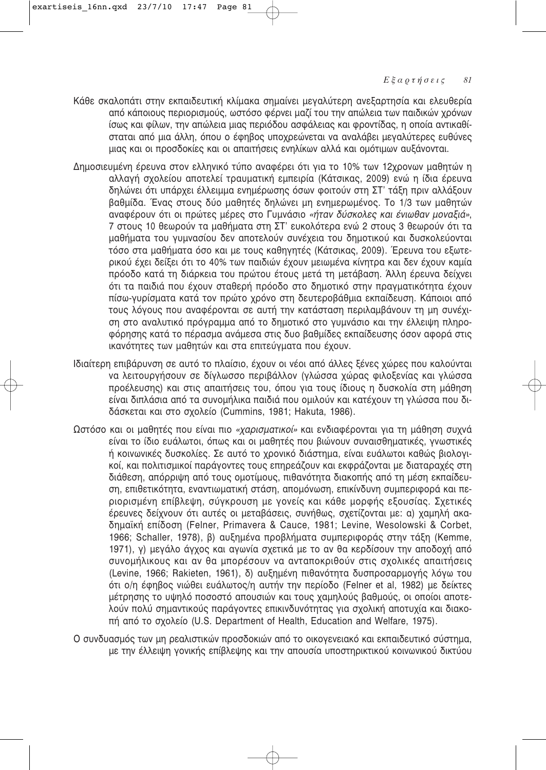Κάθε σκαλοπάτι στην εκπαιδευτική κλίμακα σημαίνει μεγαλύτερη ανεξαρτησία και ελευθερία από κάποιους περιορισμούς, ωστόσο φέρνει μαζί του την απώλεια των παιδικών χρόνων ίσως και φίλων, την απώλεια μιας περιόδου ασφάλειας και φροντίδας, η οποία αντικαθίσταται από μια άλλη, όπου ο έφηβος υποχρεώνεται να αναλάβει μεγαλύτερες ευθύνες μιας και οι προσδοκίες και οι απαιτήσεις ενηλίκων αλλά και ομότιμων αυξάνονται.

Δημοσιευμένη έρευνα στον ελληνικό τύπο αναφέρει ότι για το 10% των 12χρονων μαθητών η αλλαγή σχολείου αποτελεί τραυματική εμπειρία (Κάτσικας, 2009) ενώ η ίδια έρευνα δηλώνει ότι υπάρχει έλλειμμα ενημέρωσης όσων φοιτούν στη ΣΤ' τάξη πριν αλλάξουν βαθμίδα. Ένας στους δύο μαθητές δηλώνει μη ενημερωμένος. Το 1/3 των μαθητών αναφέρουν ότι οι πρώτες μέρες στο Γυμνάσιο *«ήταν δύσκολες και ένιωθαν μοναξιά»*, 7 στους 10 θεωρούν τα μαθήματα στη ΣΤ' ευκολότερα ενώ 2 στους 3 θεωρούν ότι τα μαθήματα του γυμνασίου δεν αποτελούν συνέχεια του δημοτικού και δυσκολεύονται τόσο στα μαθήματα όσο και με τους καθηγητές (Κάτσικας, 2009). Έρευνα του εξωτερικού έχει δείξει ότι το 40% των παιδιών έχουν μειωμένα κίνητρα και δεν έχουν καμία πρόοδο κατά τη διάρκεια του πρώτου έτους μετά τη μετάβαση. Άλλη έρευνα δείχνει ότι τα παιδιά που έχουν σταθερή πρόοδο στο δημοτικό στην πραγματικότητα έχουν πίσω-γυρίσματα κατά τον πρώτο χρόνο στη δευτεροβάθμια εκπαίδευση. Κάποιοι από τους λόγους που αναφέρονται σε αυτή την κατάσταση περιλαμβάνουν τη μη συνέχιση στο αναλυτικό πρόγραμμα από το δημοτικό στο γυμνάσιο και την έλλειψη πληροφόρησης κατά το πέρασμα ανάμεσα στις δυο βαθμίδες εκπαίδευσης όσον αφορά στις ικανότητες των μαθητών και στα επιτεύγματα που έχουν.

Ιδιαίτερη επιβάρυνση σε αυτό το πλαίσιο, έχουν οι νέοι από άλλες ξένες χώρες που καλούνται να λειτουργήσουν σε δίγλωσσο περιβάλλον (γλώσσα χώρας φιλοξενίας και γλώσσα προέλευσης) και στις απαιτήσεις του, όπου για τους ίδιους η δυσκολία στη μάθηση είναι διπλάσια από τα συνομήλικα παιδιά που ομιλούν και κατέχουν τη γλώσσα που διδάσκεται και στο σχολείο (Cummins, 1981; Hakuta, 1986).

Ωστόσο και οι μαθητές που είναι πιο *«χαρισματικοί»* και ενδιαφέρονται για τη μάθηση συχνά είναι το ίδιο ευάλωτοι, όπως και οι μαθητές που βιώνουν συναισθηματικές, γνωστικές ή κοινωνικές δυσκολίες. Σε αυτό το χρονικό διάστημα, είναι ευάλωτοι καθώς βιολογικοί, και πολιτισμικοί παράγοντες τους επηρεάζουν και εκφράζονται με διαταραχές στη διάθεση, απόρριψη από τους ομοτίμους, πιθανότητα διακοπής από τη μέση εκπαίδευση, επιθετικότητα, εναντιωματική στάση, απομόνωση, επικίνδυνη συμπεριφορά και περιορισμένη επίβλεψη, σύγκρουση με γονείς και κάθε μορφής εξουσίας. Σχετικές έρευνες δείχνουν ότι αυτές οι μεταβάσεις, συνήθως, σχετίζονται με: α) χαμηλή ακαδημαϊκή επίδοση (Felner, Primavera & Cauce, 1981; Levine, Wesolowski & Corbet, 1966; Schaller, 1978), β) αυξημένα προβλήματα συμπεριφοράς στην τάξη (Kemme, 1971), γ) μεγάλο άγχος και αγωνία σχετικά με το αν θα κερδίσουν την αποδοχή από συνομήλικους και αν θα μπορέσουν να ανταποκριθούν στις σχολικές απαιτήσεις (Levine, 1966; Rakieten, 1961), δ) αυξημένη πιθανότητα δυσπροσαρμογής λόγω του ότι ο/η έφηβος νιώθει ευάλωτος/η αυτήν την περίοδο (Felner et al, 1982) με δείκτες μέτρησης το υψηλό ποσοστό απουσιών και τους χαμηλούς βαθμούς, οι οποίοι αποτελούν πολύ σημαντικούς παράγοντες επικινδυνότητας για σχολική αποτυχία και διακοπή από το σχολείο (U.S. Department of Health, Education and Welfare, 1975).

Ο συνδυασμός των μη ρεαλιστικών προσδοκιών από το οικογενειακό και εκπαιδευτικό σύστημα, με την έλλειψη γονικής επίβλεψης και την απουσία υποστηρικτικού κοινωνικού δικτύου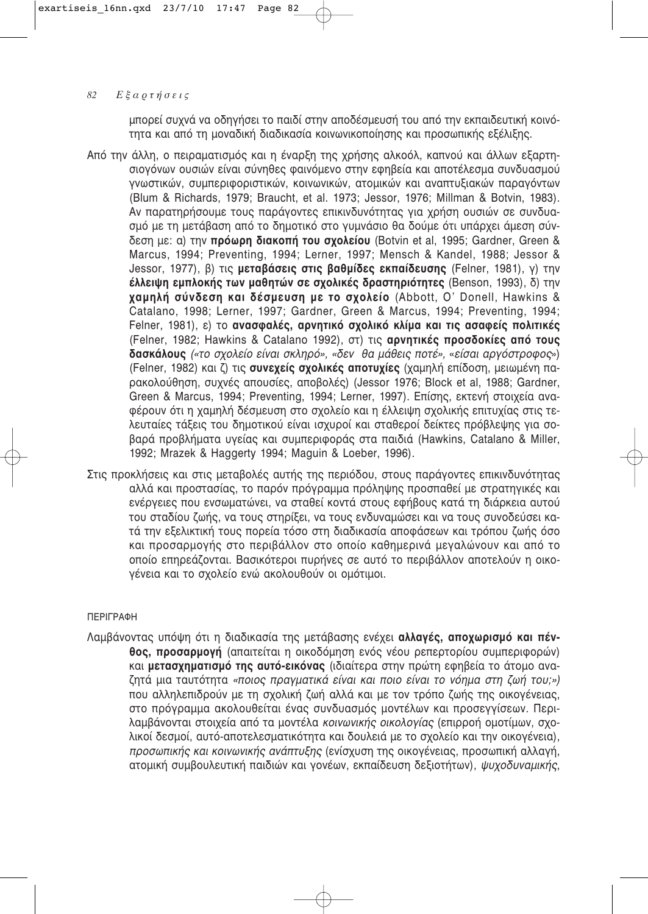μπορεί συχνά να οδηγήσει το παιδί στην αποδέσμευσή του από την εκπαιδευτική κοινότητα και από τη μοναδική διαδικασία κοινωνικοποίησης και προσωπικής εξέλιξης.

Από την άλλη, ο πειραματισμός και η έναρξη της χρήσης αλκοόλ, καπνού και άλλων εξαρτησιογόνων ουσιών είναι σύνηθες φαινόμενο στην εφηβεία και αποτέλεσμα συνδυασμού γνωστικών, συμπεριφοριστικών, κοινωνικών, ατομικών και αναπτυξιακών παραγόντων (Blum & Richards, 1979; Braucht, et al. 1973; Jessor, 1976; Millman & Botvin, 1983). Αν παρατηρήσουμε τους παράγοντες επικινδυνότητας για χρήση ουσιών σε συνδυασμό με τη μετάβαση από το δημοτικό στο γυμνάσιο θα δούμε ότι υπάρχει άμεση σύνδεση με: α) την **πρόωρη διακοπή του σχολείου** (Botvin et al, 1995; Gardner, Green & Marcus, 1994; Preventing, 1994; Lerner, 1997; Mensch & Kandel, 1988; Jessor & Jessor, 1977), β) τις **μεταβάσεις στις βαθμίδες εκπαίδευσης** (Felner, 1981), γ) την **έλλειψη εμπλοκής των μαθητών σε σχολικές δραστηριότητες** (Benson, 1993), δ) την **χαμηλή σύνδεση και δέσμευση με το σχολείο** (Abbott, O' Donell, Hawkins & Catalano, 1998; Lerner, 1997; Gardner, Green & Marcus, 1994; Preventing, 1994; Felner, 1981), ε) το **ανασφαλές, αρνητικό σχολικό κλίμα και τις ασαφείς πολιτικές** (Felner, 1982; Hawkins & Catalano 1992), στ) τις **αρνητικές προσδοκίες από τους δασκάλους** *(«το σχολείο είναι σκληρό», «δεν θα μάθεις ποτέ», «είσαι αργόστροφος»)* (Felner, 1982) και ζ) τις **συνεχείς σχολικές αποτυχίες** (χαμηλή επίδοση, μειωμένη παρακολούθηση, συχνές απουσίες, αποβολές) (Jessor 1976; Block et al, 1988; Gardner, Green & Marcus, 1994; Preventing, 1994; Lerner, 1997). Επίσης, εκτενή στοιχεία αναφέρουν ότι η χαμηλή δέσμευση στο σχολείο και η έλλειψη σχολικής επιτυχίας στις τελευταίες τάξεις του δημοτικού είναι ισχυροί και σταθεροί δείκτες πρόβλεψης για σοβαρά προβλήματα υγείας και συμπεριφοράς στα παιδιά (Hawkins, Catalano & Miller, 1992; Mrazek & Haggerty 1994; Maguin & Loeber, 1996).

Στις προκλήσεις και στις μεταβολές αυτής της περιόδου, στους παράγοντες επικινδυνότητας αλλά και προστασίας, το παρόν πρόγραμμα πρόληψης προσπαθεί με στρατηγικές και ενέργειες που ενσωματώνει, να σταθεί κοντά στους εφήβους κατά τη διάρκεια αυτού του σταδίου ζωής, να τους στηρίξει, να τους ενδυναμώσει και να τους συνοδεύσει κατά την εξελικτική τους πορεία τόσο στη διαδικασία αποφάσεων και τρόπου ζωής όσο και προσαρμογής στο περιβάλλον στο οποίο καθημερινά μεγαλώνουν και από το οποίο επηρεάζονται. Βασικότεροι πυρήνες σε αυτό το περιβάλλον αποτελούν η οικογένεια και το σχολείο ενώ ακολουθούν οι ομότιμοι.

ΠΕΡΙΓΡΑΦΗ

Λαμβάνοντας υπόψη ότι η διαδικασία της μετάβασης ενέχει **αλλαγές, αποχωρισμό και πένθος, προσαρμογή** (απαιτείται η οικοδόμηση ενός νέου ρεπερτορίου συμπεριφορών) και **μετασχηματισμό της αυτό-εικόνας** (ιδιαίτερα στην πρώτη εφηβεία το άτομο αναζητά μια ταυτότητα *«ποιος πραγματικά είναι και ποιο είναι το νόημα στη ζωή του;»)* που αλληλεπιδρούν με τη σχολική ζωή αλλά και με τον τρόπο ζωής της οικογένειας, στο πρόγραμμα ακολουθείται ένας συνδυασμός μοντέλων και προσεγγίσεων. Περιλαμβάνονται στοιχεία από τα μοντέλα *κοινωνικής οικολογίας* (επιρροή ομοτίμων, σχολικοί δεσμοί, αυτό-αποτελεσματικότητα και δουλειά με το σχολείο και την οικογένεια), *προσωπικής και κοινωνικής ανάπτυξης* (ενίσχυση της οικογένειας, προσωπική αλλαγή, ατομική συμβουλευτική παιδιών και γονέων, εκπαίδευση δεξιοτήτων), *ψυχοδυναμικής*,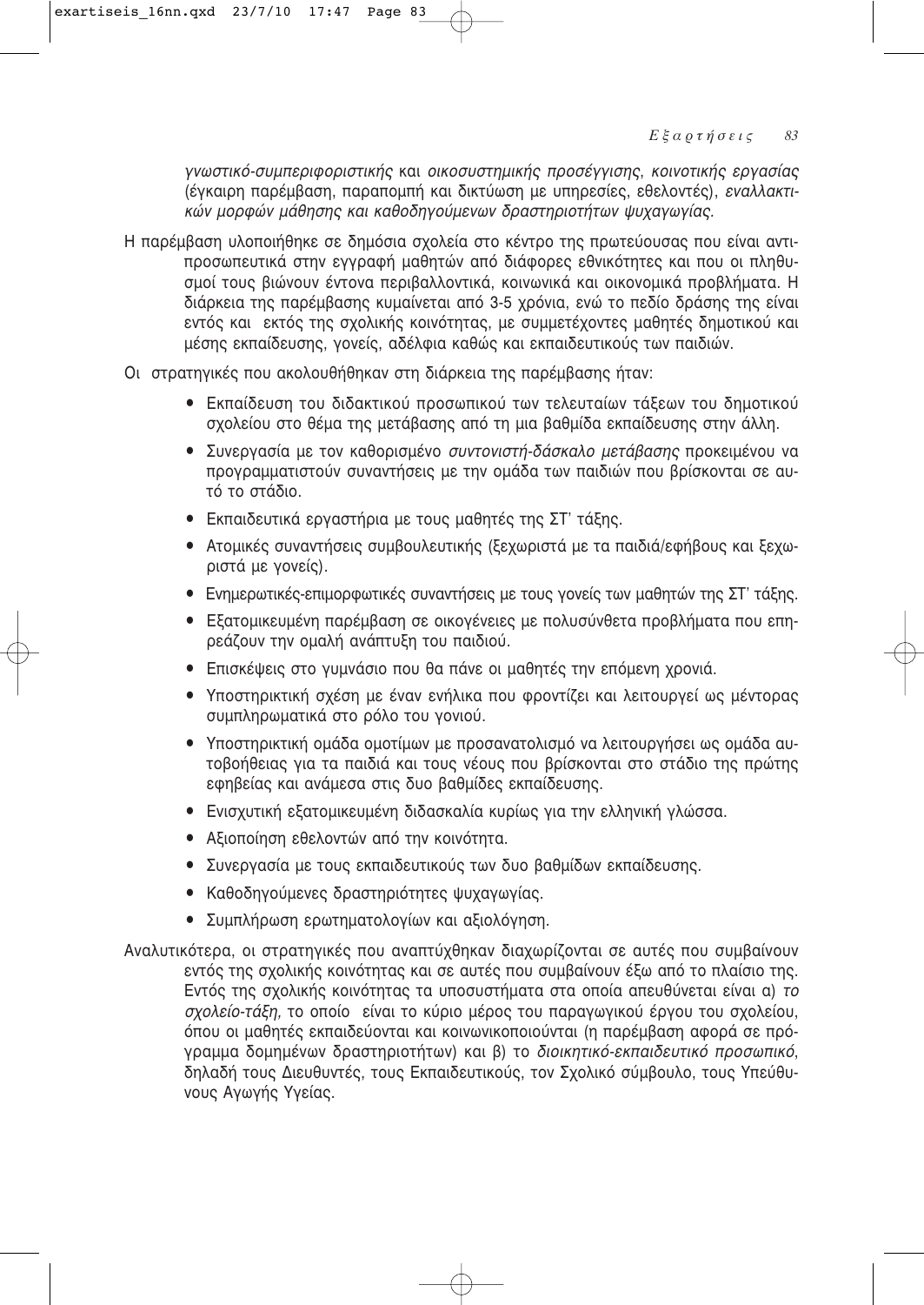*γνωστικό-συμπεριφοριστικής* και *οικοσυστημικής προσέγγισης, κοινοτικής εργασίας* (έγκαιρη παρέμβαση, παραπομπή και δικτύωση με υπηρεσίες, εθελοντές), *εναλλακτικών μορφών μάθησης και καθοδηγούμενων δραστηριοτήτων ψυχαγωγίας.*

Η παρέμβαση υλοποιήθηκε σε δημόσια σχολεία στο κέντρο της πρωτεύουσας που είναι αντιπροσωπευτικά στην εγγραφή μαθητών από διάφορες εθνικότητες και που οι πληθυσμοί τους βιώνουν έντονα περιβαλλοντικά, κοινωνικά και οικονομικά προβλήματα. Η διάρκεια της παρέμβασης κυμαίνεται από 3-5 χρόνια, ενώ το πεδίο δράσης της είναι εντός και εκτός της σχολικής κοινότητας, με συμμετέχοντες μαθητές δημοτικού και μέσης εκπαίδευσης, γονείς, αδέλφια καθώς και εκπαιδευτικούς των παιδιών.

Οι στρατηγικές που ακολουθήθηκαν στη διάρκεια της παρέμβασης ήταν:

- Εκπαίδευση του διδακτικού προσωπικού των τελευταίων τάξεων του δημοτικού σχολείου στο θέμα της μετάβασης από τη μια βαθμίδα εκπαίδευσης στην άλλη.
- Συνεργασία με τον καθορισμένο *συντονιστή-δάσκαλο μετάβασης* προκειμένου να προγραμματιστούν συναντήσεις με την ομάδα των παιδιών που βρίσκονται σε αυτό το στάδιο.
- Εκπαιδευτικά εργαστήρια με τους μαθητές της ΣΤ' τάξης.
- Ατομικές συναντήσεις συμβουλευτικής (ξεχωριστά με τα παιδιά/εφήβους και ξεχωριστά με γονείς).
- Ενημερωτικές-επιμορφωτικές συναντήσεις με τους γονείς των μαθητών της ΣΤ' τάξης.
- Εξατομικευμένη παρέμβαση σε οικογένειες με πολυσύνθετα προβλήματα που επηρεάζουν την ομαλή ανάπτυξη του παιδιού.
- Επισκέψεις στο γυμνάσιο που θα πάνε οι μαθητές την επόμενη χρονιά.
- Υποστηρικτική σχέση με έναν ενήλικα που φροντίζει και λειτουργεί ως μέντορας συμπληρωματικά στο ρόλο του γονιού.
- Υποστηρικτική ομάδα ομοτίμων με προσανατολισμό να λειτουργήσει ως ομάδα αυτοβοήθειας για τα παιδιά και τους νέους που βρίσκονται στο στάδιο της πρώτης εφηβείας και ανάμεσα στις δυο βαθμίδες εκπαίδευσης.
- Ενισχυτική εξατομικευμένη διδασκαλία κυρίως για την ελληνική γλώσσα.
- Αξιοποίηση εθελοντών από την κοινότητα.
- Συνεργασία με τους εκπαιδευτικούς των δυο βαθμίδων εκπαίδευσης.
- Καθοδηγούμενες δραστηριότητες ψυχαγωγίας.
- Συμπλήρωση ερωτηματολογίων και αξιολόγηση.

Αναλυτικότερα, οι στρατηγικές που αναπτύχθηκαν διαχωρίζονται σε αυτές που συμβαίνουν εντός της σχολικής κοινότητας και σε αυτές που συμβαίνουν έξω από το πλαίσιο της. Εντός της σχολικής κοινότητας τα υποσυστήματα στα οποία απευθύνεται είναι α) *το σχολείο-τάξη,* το οποίο είναι το κύριο μέρος του παραγωγικού έργου του σχολείου, όπου οι μαθητές εκπαιδεύονται και κοινωνικοποιούνται (η παρέμβαση αφορά σε πρόγραμμα δομημένων δραστηριοτήτων) και β) το *διοικητικό-εκπαιδευτικό προσωπικό*, δηλαδή τους Διευθυντές, τους Εκπαιδευτικούς, τον Σχολικό σύμβουλο, τους Υπεύθυνους Αγωγής Υγείας.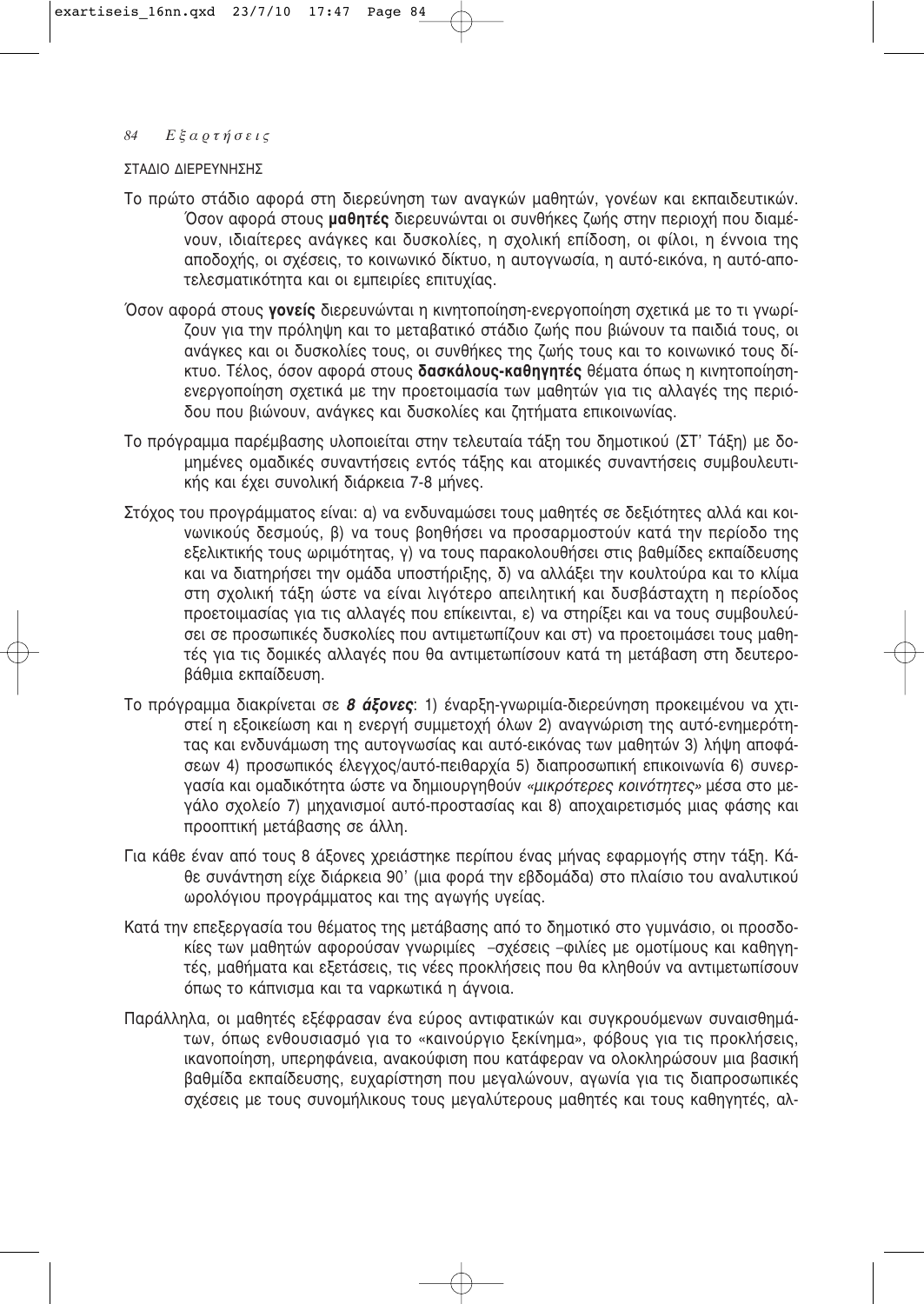ΣΤΑΔΙΟ ΔΙΕΡΕΥΝΗΣΗΣ

Το πρώτο στάδιο αφορά στη διερεύνηση των αναγκών μαθητών, γονέων και εκπαιδευτικών. Όσον αφορά στους **μαθητές** διερευνώνται οι συνθήκες ζωής στην περιοχή που διαμένουν, ιδιαίτερες ανάγκες και δυσκολίες, η σχολική επίδοση, οι φίλοι, η έννοια της αποδοχής, οι σχέσεις, το κοινωνικό δίκτυο, η αυτογνωσία, η αυτό-εικόνα, η αυτό-αποτελεσματικότητα και οι εμπειρίες επιτυχίας.

Όσον αφορά στους **γονείς** διερευνώνται η κινητοποίηση-ενεργοποίηση σχετικά με το τι γνωρίζουν για την πρόληψη και το μεταβατικό στάδιο ζωής που βιώνουν τα παιδιά τους, οι ανάγκες και οι δυσκολίες τους, οι συνθήκες της ζωής τους και το κοινωνικό τους δίκτυο. Τέλος, όσον αφορά στους **δασκάλους-καθηγητές** θέματα όπως η κινητοποίηση-ενεργοποίηση σχετικά με την προετοιμασία των μαθητών για τις αλλαγές της περιόδου που βιώνουν, ανάγκες και δυσκολίες και ζητήματα επικοινωνίας.

Το πρόγραμμα παρέμβασης υλοποιείται στην τελευταία τάξη του δημοτικού (ΣΤ' Τάξη) με δομημένες ομαδικές συναντήσεις εντός τάξης και ατομικές συναντήσεις συμβουλευτικής και έχει συνολική διάρκεια 7-8 μήνες.

Στόχος του προγράμματος είναι: α) να ενδυναμώσει τους μαθητές σε δεξιότητες αλλά και κοινωνικούς δεσμούς, β) να τους βοηθήσει να προσαρμοστούν κατά την περίοδο της εξελικτικής τους ωριμότητας, γ) να τους παρακολουθήσει στις βαθμίδες εκπαίδευσης και να διατηρήσει την ομάδα υποστήριξης, δ) να αλλάξει την κουλτούρα και το κλίμα στη σχολική τάξη ώστε να είναι λιγότερο απειλητική και δυσβάσταχτη η περίοδος προετοιμασίας για τις αλλαγές που επίκεινται, ε) να στηρίξει και να τους συμβουλεύσει σε προσωπικές δυσκολίες που αντιμετωπίζουν και στ) να προετοιμάσει τους μαθητές για τις δομικές αλλαγές που θα αντιμετωπίσουν κατά τη μετάβαση στη δευτεροβάθμια εκπαίδευση.

Το πρόγραμμα διακρίνεται σε ***8 άξονες***: 1) έναρξη-γνωριμία-διερεύνηση προκειμένου να χτιστεί η εξοικείωση και η ενεργή συμμετοχή όλων 2) αναγνώριση της αυτό-ενημερότητας και ενδυνάμωση της αυτογνωσίας και αυτό-εικόνας των μαθητών 3) λήψη αποφάσεων 4) προσωπικός έλεγχος/αυτό-πειθαρχία 5) διαπροσωπική επικοινωνία 6) συνεργασία και ομαδικότητα ώστε να δημιουργηθούν *«μικρότερες κοινότητες»* μέσα στο μεγάλο σχολείο 7) μηχανισμοί αυτό-προστασίας και 8) αποχαιρετισμός μιας φάσης και προοπτική μετάβασης σε άλλη.

Για κάθε έναν από τους 8 άξονες χρειάστηκε περίπου ένας μήνας εφαρμογής στην τάξη. Κάθε συνάντηση είχε διάρκεια 90' (μια φορά την εβδομάδα) στο πλαίσιο του αναλυτικού ωρολόγιου προγράμματος και της αγωγής υγείας.

Κατά την επεξεργασία του θέματος της μετάβασης από το δημοτικό στο γυμνάσιο, οι προσδοκίες των μαθητών αφορούσαν γνωριμίες –σχέσεις –φιλίες με ομοτίμους και καθηγητές, μαθήματα και εξετάσεις, τις νέες προκλήσεις που θα κληθούν να αντιμετωπίσουν όπως το κάπνισμα και τα ναρκωτικά η άγνοια.

Παράλληλα, οι μαθητές εξέφρασαν ένα εύρος αντιφατικών και συγκρουόμενων συναισθημάτων, όπως ενθουσιασμό για το «καινούργιο ξεκίνημα», φόβους για τις προκλήσεις, ικανοποίηση, υπερηφάνεια, ανακούφιση που κατάφεραν να ολοκληρώσουν μια βασική βαθμίδα εκπαίδευσης, ευχαρίστηση που μεγαλώνουν, αγωνία για τις διαπροσωπικές σχέσεις με τους συνομήλικους τους μεγαλύτερους μαθητές και τους καθηγητές, αλ-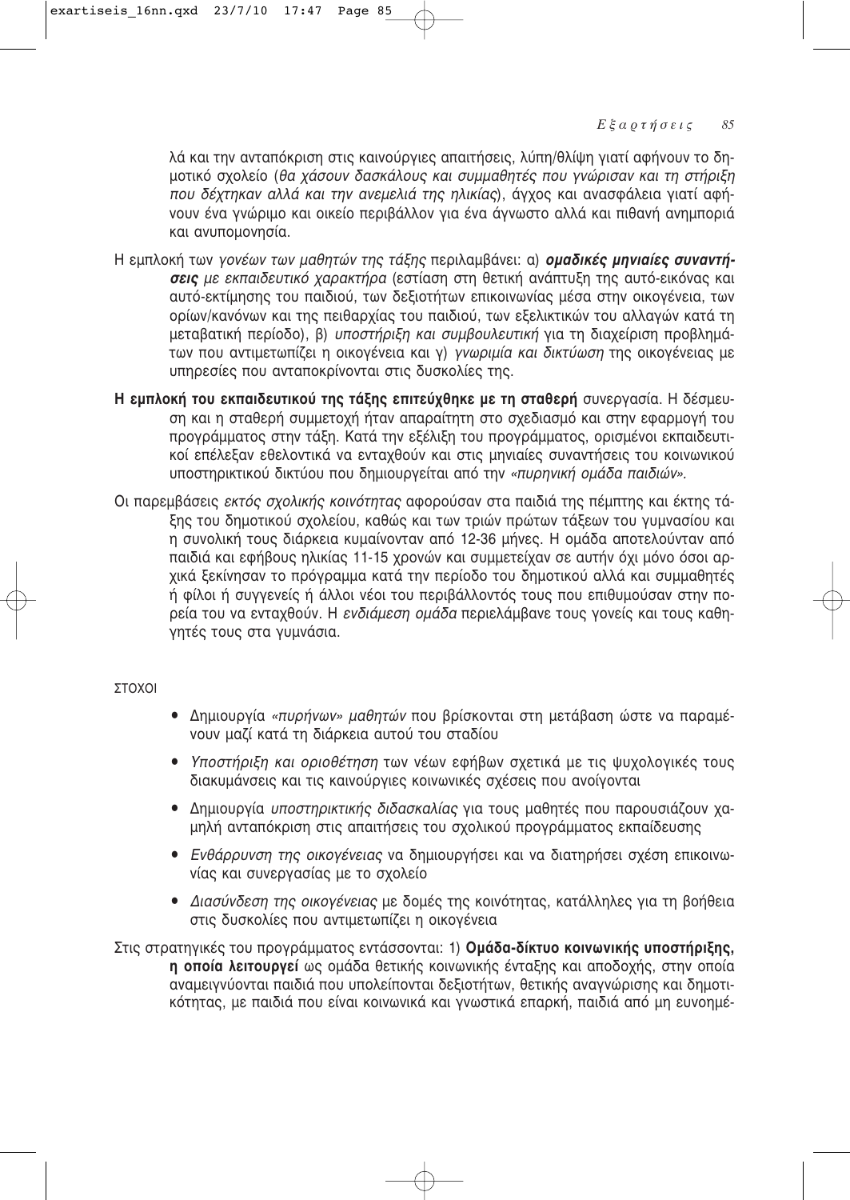λά και την ανταπόκριση στις καινούργιες απαιτήσεις, λύπη/θλίψη γιατί αφήνουν το δημοτικό σχολείο (*θα χάσουν δασκάλους και συμμαθητές που γνώρισαν και τη στήριξη που δέχτηκαν αλλά και την ανεμελιά της ηλικίας*), άγχος και ανασφάλεια γιατί αφήνουν ένα γνώριμο και οικείο περιβάλλον για ένα άγνωστο αλλά και πιθανή ανημποριά και ανυπομονησία.

Η εμπλοκή των *γονέων των μαθητών της τάξης* περιλαμβάνει: α) ***ομαδικές μηνιαίες συναντήσεις** με εκπαιδευτικό χαρακτήρα* (εστίαση στη θετική ανάπτυξη της αυτό-εικόνας και αυτό-εκτίμησης του παιδιού, των δεξιοτήτων επικοινωνίας μέσα στην οικογένεια, των ορίων/κανόνων και της πειθαρχίας του παιδιού, των εξελικτικών του αλλαγών κατά τη μεταβατική περίοδο), β) *υποστήριξη και συμβουλευτική* για τη διαχείριση προβλημάτων που αντιμετωπίζει η οικογένεια και γ) *γνωριμία και δικτύωση* της οικογένειας με υπηρεσίες που ανταποκρίνονται στις δυσκολίες της.

**Η εμπλοκή του εκπαιδευτικού της τάξης επιτεύχθηκε με τη σταθερή** συνεργασία. Η δέσμευση και η σταθερή συμμετοχή ήταν απαραίτητη στο σχεδιασμό και στην εφαρμογή του προγράμματος στην τάξη. Κατά την εξέλιξη του προγράμματος, ορισμένοι εκπαιδευτικοί επέλεξαν εθελοντικά να ενταχθούν και στις μηνιαίες συναντήσεις του κοινωνικού υποστηρικτικού δικτύου που δημιουργείται από την *«πυρηνική ομάδα παιδιών»*.

Οι παρεμβάσεις *εκτός σχολικής κοινότητας* αφορούσαν στα παιδιά της πέμπτης και έκτης τάξης του δημοτικού σχολείου, καθώς και των τριών πρώτων τάξεων του γυμνασίου και η συνολική τους διάρκεια κυμαίνονταν από 12-36 μήνες. Η ομάδα αποτελούνταν από παιδιά και εφήβους ηλικίας 11-15 χρονών και συμμετείχαν σε αυτήν όχι μόνο όσοι αρχικά ξεκίνησαν το πρόγραμμα κατά την περίοδο του δημοτικού αλλά και συμμαθητές ή φίλοι ή συγγενείς ή άλλοι νέοι του περιβάλλοντός τους που επιθυμούσαν στην πορεία του να ενταχθούν. Η *ενδιάμεση ομάδα* περιελάμβανε τους γονείς και τους καθηγητές τους στα γυμνάσια.

ΣΤΟΧΟΙ

- Δημιουργία *«πυρήνων» μαθητών* που βρίσκονται στη μετάβαση ώστε να παραμένουν μαζί κατά τη διάρκεια αυτού του σταδίου
- *Υποστήριξη και οριοθέτηση* των νέων εφήβων σχετικά με τις ψυχολογικές τους διακυμάνσεις και τις καινούργιες κοινωνικές σχέσεις που ανοίγονται
- Δημιουργία *υποστηρικτικής διδασκαλίας* για τους μαθητές που παρουσιάζουν χαμηλή ανταπόκριση στις απαιτήσεις του σχολικού προγράμματος εκπαίδευσης
- *Ενθάρρυνση της οικογένειας* να δημιουργήσει και να διατηρήσει σχέση επικοινωνίας και συνεργασίας με το σχολείο
- *Διασύνδεση της οικογένειας* με δομές της κοινότητας, κατάλληλες για τη βοήθεια στις δυσκολίες που αντιμετωπίζει η οικογένεια

Στις στρατηγικές του προγράμματος εντάσσονται: 1) **Ομάδα-δίκτυο κοινωνικής υποστήριξης, η οποία λειτουργεί** ως ομάδα θετικής κοινωνικής ένταξης και αποδοχής, στην οποία αναμειγνύονται παιδιά που υπολείπονται δεξιοτήτων, θετικής αναγνώρισης και δημοτικότητας, με παιδιά που είναι κοινωνικά και γνωστικά επαρκή, παιδιά από μη ευνοημέ-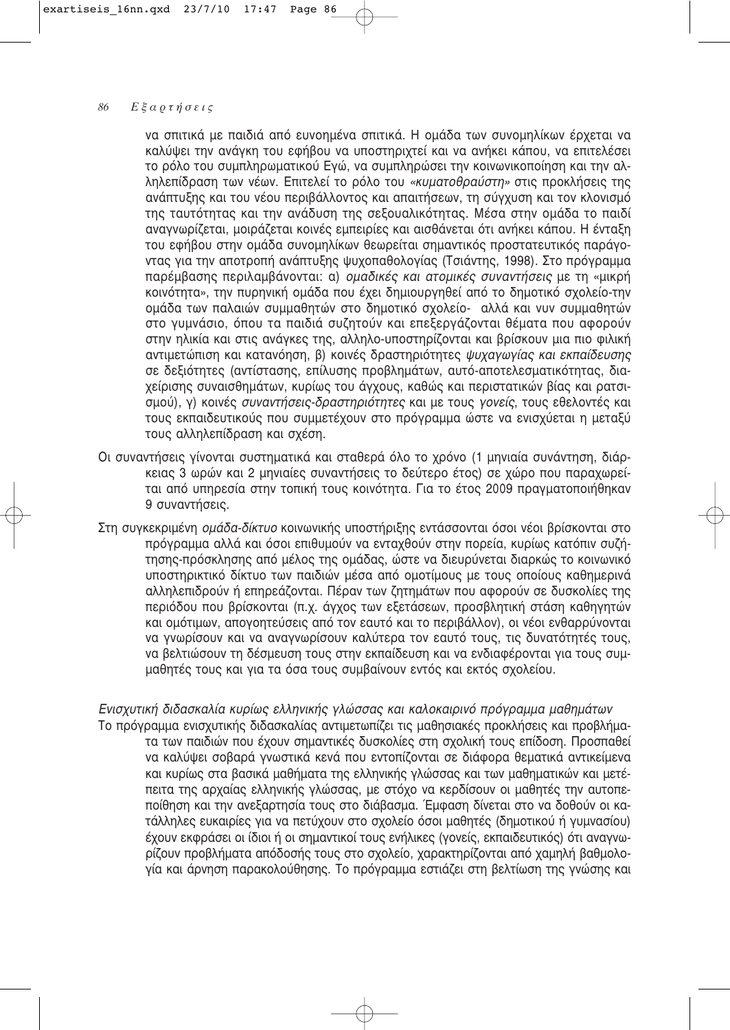να σπιτικά με παιδιά από ευνοημένα σπιτικά. Η ομάδα των συνομηλίκων έρχεται να καλύψει την ανάγκη του εφήβου να υποστηριχτεί και να ανήκει κάπου, να επιτελέσει το ρόλο του συμπληρωματικού Εγώ, να συμπληρώσει την κοινωνικοποίηση και την αλληλεπίδραση των νέων. Επιτελεί το ρόλο του *«κυματοθραύστη»* στις προκλήσεις της ανάπτυξης και του νέου περιβάλλοντος και απαιτήσεων, τη σύγχυση και τον κλονισμό της ταυτότητας και την ανάδυση της σεξουαλικότητας. Μέσα στην ομάδα το παιδί αναγνωρίζεται, μοιράζεται κοινές εμπειρίες και αισθάνεται ότι ανήκει κάπου. Η ένταξη του εφήβου στην ομάδα συνομηλίκων θεωρείται σημαντικός προστατευτικός παράγοντας για την αποτροπή ανάπτυξης ψυχοπαθολογίας (Τσιάντης, 1998). Στο πρόγραμμα παρέμβασης περιλαμβάνονται: α) *ομαδικές και ατομικές συναντήσεις* με τη «μικρή κοινότητα», την πυρηνική ομάδα που έχει δημιουργηθεί από το δημοτικό σχολείο-την ομάδα των παλαιών συμμαθητών στο δημοτικό σχολείο- αλλά και νυν συμμαθητών στο γυμνάσιο, όπου τα παιδιά συζητούν και επεξεργάζονται θέματα που αφορούν στην ηλικία και στις ανάγκες της, αλληλο-υποστηρίζονται και βρίσκουν μια πιο φιλική αντιμετώπιση και κατανόηση, β) κοινές δραστηριότητες *ψυχαγωγίας και εκπαίδευσης* σε δεξιότητες (αντίστασης, επίλυσης προβλημάτων, αυτό-αποτελεσματικότητας, διαχείρισης συναισθημάτων, κυρίως του άγχους, καθώς και περιστατικών βίας και ρατσισμού), γ) κοινές *συναντήσεις-δραστηριότητες* και με τους *γονείς*, τους εθελοντές και τους εκπαιδευτικούς που συμμετέχουν στο πρόγραμμα ώστε να ενισχύεται η μεταξύ τους αλληλεπίδραση και σχέση.

Οι συναντήσεις γίνονται συστηματικά και σταθερά όλο το χρόνο (1 μηνιαία συνάντηση, διάρκειας 3 ωρών και 2 μηνιαίες συναντήσεις το δεύτερο έτος) σε χώρο που παραχωρείται από υπηρεσία στην τοπική τους κοινότητα. Για το έτος 2009 πραγματοποιήθηκαν 9 συναντήσεις.

Στη συγκεκριμένη *ομάδα-δίκτυο* κοινωνικής υποστήριξης εντάσσονται όσοι νέοι βρίσκονται στο πρόγραμμα αλλά και όσοι επιθυμούν να ενταχθούν στην πορεία, κυρίως κατόπιν συζήτησης-πρόσκλησης από μέλος της ομάδας, ώστε να διευρύνεται διαρκώς το κοινωνικό υποστηρικτικό δίκτυο των παιδιών μέσα από ομοτίμους με τους οποίους καθημερινά αλληλεπιδρούν ή επηρεάζονται. Πέραν των ζητημάτων που αφορούν σε δυσκολίες της περιόδου που βρίσκονται (π.χ. άγχος των εξετάσεων, προσβλητική στάση καθηγητών και ομότιμων, απογοητεύσεις από τον εαυτό και το περιβάλλον), οι νέοι ενθαρρύνονται να γνωρίσουν και να αναγνωρίσουν καλύτερα τον εαυτό τους, τις δυνατότητές τους, να βελτιώσουν τη δέσμευση τους στην εκπαίδευση και να ενδιαφέρονται για τους συμμαθητές τους και για τα όσα τους συμβαίνουν εντός και εκτός σχολείου.

*Ενισχυτική διδασκαλία κυρίως ελληνικής γλώσσας και καλοκαιρινό πρόγραμμα μαθημάτων*

Το πρόγραμμα ενισχυτικής διδασκαλίας αντιμετωπίζει τις μαθησιακές προκλήσεις και προβλήματα των παιδιών που έχουν σημαντικές δυσκολίες στη σχολική τους επίδοση. Προσπαθεί να καλύψει σοβαρά γνωστικά κενά που εντοπίζονται σε διάφορα θεματικά αντικείμενα και κυρίως στα βασικά μαθήματα της ελληνικής γλώσσας και των μαθηματικών και μετέπειτα της αρχαίας ελληνικής γλώσσας, με στόχο να κερδίσουν οι μαθητές την αυτοπεποίθηση και την ανεξαρτησία τους στο διάβασμα. Έμφαση δίνεται στο να δοθούν οι κατάλληλες ευκαιρίες για να πετύχουν στο σχολείο όσοι μαθητές (δημοτικού ή γυμνασίου) έχουν εκφράσει οι ίδιοι ή οι σημαντικοί τους ενήλικες (γονείς, εκπαιδευτικός) ότι αναγνωρίζουν προβλήματα απόδοσής τους στο σχολείο, χαρακτηρίζονται από χαμηλή βαθμολογία και άρνηση παρακολούθησης. Το πρόγραμμα εστιάζει στη βελτίωση της γνώσης και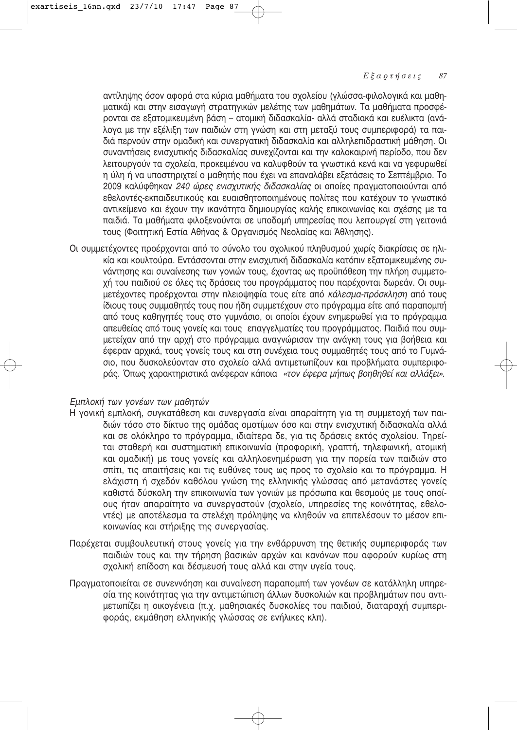αντίληψης όσον αφορά στα κύρια μαθήματα του σχολείου (γλώσσα-φιλολογικά και μαθηματικά) και στην εισαγωγή στρατηγικών μελέτης των μαθημάτων. Τα μαθήματα προσφέρονται σε εξατομικευμένη βάση – ατομική διδασκαλία- αλλά σταδιακά και ευέλικτα (ανάλογα με την εξέλιξη των παιδιών στη γνώση και στη μεταξύ τους συμπεριφορά) τα παιδιά περνούν στην ομαδική και συνεργατική διδασκαλία και αλληλεπιδραστική μάθηση. Οι συναντήσεις ενισχυτικής διδασκαλίας συνεχίζονται και την καλοκαιρινή περίοδο, που δεν λειτουργούν τα σχολεία, προκειμένου να καλυφθούν τα γνωστικά κενά και να γεφυρωθεί η ύλη ή να υποστηριχτεί ο μαθητής που έχει να επαναλάβει εξετάσεις το Σεπτέμβριο. Το 2009 καλύφθηκαν *240 ώρες ενισχυτικής διδασκαλίας* οι οποίες πραγματοποιούνται από εθελοντές-εκπαιδευτικούς και ευαισθητοποιημένους πολίτες που κατέχουν το γνωστικό αντικείμενο και έχουν την ικανότητα δημιουργίας καλής επικοινωνίας και σχέσης με τα παιδιά. Τα μαθήματα φιλοξενούνται σε υποδομή υπηρεσίας που λειτουργεί στη γειτονιά τους (Φοιτητική Εστία Αθήνας & Οργανισμός Νεολαίας και Άθλησης).

Οι συμμετέχοντες προέρχονται από το σύνολο του σχολικού πληθυσμού χωρίς διακρίσεις σε ηλικία και κουλτούρα. Εντάσσονται στην ενισχυτική διδασκαλία κατόπιν εξατομικευμένης συνάντησης και συναίνεσης των γονιών τους, έχοντας ως προϋπόθεση την πλήρη συμμετοχή του παιδιού σε όλες τις δράσεις του προγράμματος που παρέχονται δωρεάν. Οι συμμετέχοντες προέρχονται στην πλειοψηφία τους είτε από *κάλεσμα-πρόσκληση* από τους ίδιους τους συμμαθητές τους που ήδη συμμετέχουν στο πρόγραμμα είτε από παραπομπή από τους καθηγητές τους στο γυμνάσιο, οι οποίοι έχουν ενημερωθεί για το πρόγραμμα απευθείας από τους γονείς και τους επαγγελματίες του προγράμματος. Παιδιά που συμμετείχαν από την αρχή στο πρόγραμμα αναγνώρισαν την ανάγκη τους για βοήθεια και έφεραν αρχικά, τους γονείς τους και στη συνέχεια τους συμμαθητές τους από το Γυμνάσιο, που δυσκολεύονταν στο σχολείο αλλά αντιμετωπίζουν και προβλήματα συμπεριφοράς. Όπως χαρακτηριστικά ανέφεραν κάποια *«τον έφερα μήπως βοηθηθεί και αλλάξει».*

*Εμπλοκή των γονέων των μαθητών*

Η γονική εμπλοκή, συγκατάθεση και συνεργασία είναι απαραίτητη για τη συμμετοχή των παιδιών τόσο στο δίκτυο της ομάδας ομοτίμων όσο και στην ενισχυτική διδασκαλία αλλά και σε ολόκληρο το πρόγραμμα, ιδιαίτερα δε, για τις δράσεις εκτός σχολείου. Τηρείται σταθερή και συστηματική επικοινωνία (προφορική, γραπτή, τηλεφωνική, ατομική και ομαδική) με τους γονείς και αλληλοενημέρωση για την πορεία των παιδιών στο σπίτι, τις απαιτήσεις και τις ευθύνες τους ως προς το σχολείο και το πρόγραμμα. Η ελάχιστη ή σχεδόν καθόλου γνώση της ελληνικής γλώσσας από μετανάστες γονείς καθιστά δύσκολη την επικοινωνία των γονιών με πρόσωπα και θεσμούς με τους οποίους ήταν απαραίτητο να συνεργαστούν (σχολείο, υπηρεσίες της κοινότητας, εθελοντές) με αποτέλεσμα τα στελέχη πρόληψης να κληθούν να επιτελέσουν το μέσον επικοινωνίας και στήριξης της συνεργασίας.

Παρέχεται συμβουλευτική στους γονείς για την ενθάρρυνση της θετικής συμπεριφοράς των παιδιών τους και την τήρηση βασικών αρχών και κανόνων που αφορούν κυρίως στη σχολική επίδοση και δέσμευσή τους αλλά και στην υγεία τους.

Πραγματοποιείται σε συνεννόηση και συναίνεση παραπομπή των γονέων σε κατάλληλη υπηρεσία της κοινότητας για την αντιμετώπιση άλλων δυσκολιών και προβλημάτων που αντιμετωπίζει η οικογένεια (π.χ. μαθησιακές δυσκολίες του παιδιού, διαταραχή συμπεριφοράς, εκμάθηση ελληνικής γλώσσας σε ενήλικες κλπ).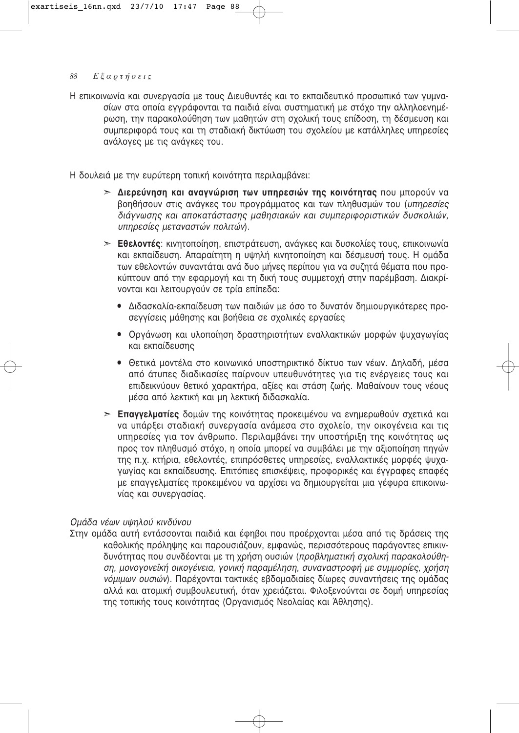Η επικοινωνία και συνεργασία με τους Διευθυντές και το εκπαιδευτικό προσωπικό των γυμνασίων στα οποία εγγράφονται τα παιδιά είναι συστηματική με στόχο την αλληλοενημέρωση, την παρακολούθηση των μαθητών στη σχολική τους επίδοση, τη δέσμευση και συμπεριφορά τους και τη σταδιακή δικτύωση του σχολείου με κατάλληλες υπηρεσίες ανάλογες με τις ανάγκες του.

Η δουλειά με την ευρύτερη τοπική κοινότητα περιλαμβάνει:

- **Διερεύνηση και αναγνώριση των υπηρεσιών της κοινότητας** που μπορούν να βοηθήσουν στις ανάγκες του προγράμματος και των πληθυσμών του (*υπηρεσίες διάγνωσης και αποκατάστασης μαθησιακών και συμπεριφοριστικών δυσκολιών, υπηρεσίες μεταναστών πολιτών*).
- **Εθελοντές**: κινητοποίηση, επιστράτευση, ανάγκες και δυσκολίες τους, επικοινωνία και εκπαίδευση. Απαραίτητη η υψηλή κινητοποίηση και δέσμευσή τους. Η ομάδα των εθελοντών συναντάται ανά δυο μήνες περίπου για να συζητά θέματα που προκύπτουν από την εφαρμογή και τη δική τους συμμετοχή στην παρέμβαση. Διακρίνονται και λειτουργούν σε τρία επίπεδα:
  - Διδασκαλία-εκπαίδευση των παιδιών με όσο το δυνατόν δημιουργικότερες προσεγγίσεις μάθησης και βοήθεια σε σχολικές εργασίες
  - Οργάνωση και υλοποίηση δραστηριοτήτων εναλλακτικών μορφών ψυχαγωγίας και εκπαίδευσης
  - Θετικά μοντέλα στο κοινωνικό υποστηρικτικό δίκτυο των νέων. Δηλαδή, μέσα από άτυπες διαδικασίες παίρνουν υπευθυνότητες για τις ενέργειες τους και επιδεικνύουν θετικό χαρακτήρα, αξίες και στάση ζωής. Μαθαίνουν τους νέους μέσα από λεκτική και μη λεκτική διδασκαλία.
- **Επαγγελματίες** δομών της κοινότητας προκειμένου να ενημερωθούν σχετικά και να υπάρξει σταδιακή συνεργασία ανάμεσα στο σχολείο, την οικογένεια και τις υπηρεσίες για τον άνθρωπο. Περιλαμβάνει την υποστήριξη της κοινότητας ως προς τον πληθυσμό στόχο, η οποία μπορεί να συμβάλει με την αξιοποίηση πηγών της π.χ. κτήρια, εθελοντές, επιπρόσθετες υπηρεσίες, εναλλακτικές μορφές ψυχαγωγίας και εκπαίδευσης. Επιτόπιες επισκέψεις, προφορικές και έγγραφες επαφές με επαγγελματίες προκειμένου να αρχίσει να δημιουργείται μια γέφυρα επικοινωνίας και συνεργασίας.

*Ομάδα νέων υψηλού κινδύνου*

Στην ομάδα αυτή εντάσσονται παιδιά και έφηβοι που προέρχονται μέσα από τις δράσεις της καθολικής πρόληψης και παρουσιάζουν, εμφανώς, περισσότερους παράγοντες επικινδυνότητας που συνδέονται με τη χρήση ουσιών (*προβληματική σχολική παρακολούθηση, μονογονεϊκή οικογένεια, γονική παραμέληση, συναναστροφή με συμμορίες, χρήση νόμιμων ουσιών*). Παρέχονται τακτικές εβδομαδιαίες δίωρες συναντήσεις της ομάδας αλλά και ατομική συμβουλευτική, όταν χρειάζεται. Φιλοξενούνται σε δομή υπηρεσίας της τοπικής τους κοινότητας (Οργανισμός Νεολαίας και Άθλησης).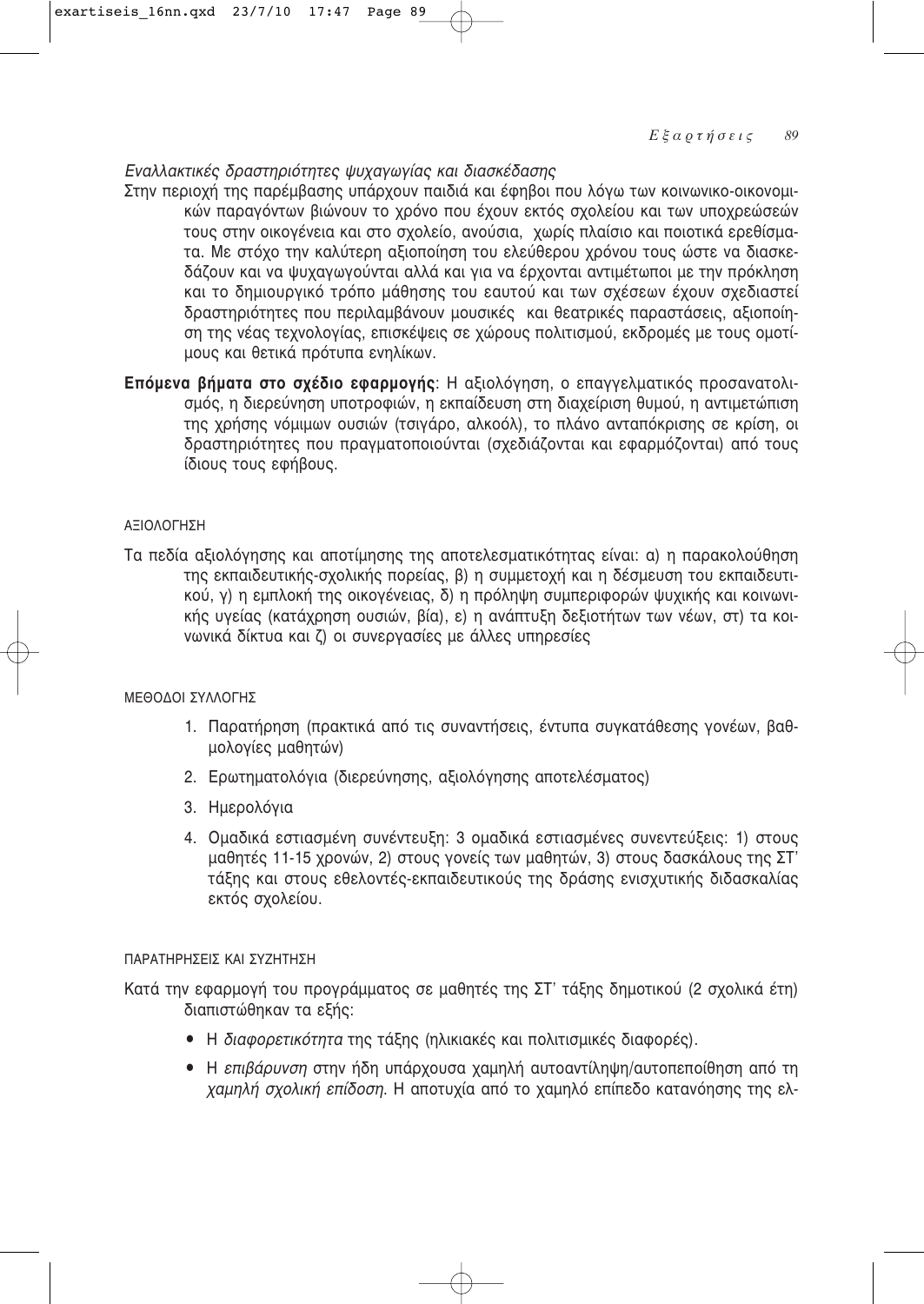*Εναλλακτικές δραστηριότητες ψυχαγωγίας και διασκέδασης*

Στην περιοχή της παρέμβασης υπάρχουν παιδιά και έφηβοι που λόγω των κοινωνικο-οικονομικών παραγόντων βιώνουν το χρόνο που έχουν εκτός σχολείου και των υποχρεώσεών τους στην οικογένεια και στο σχολείο, ανούσια, χωρίς πλαίσιο και ποιοτικά ερεθίσματα. Με στόχο την καλύτερη αξιοποίηση του ελεύθερου χρόνου τους ώστε να διασκεδάζουν και να ψυχαγωγούνται αλλά και για να έρχονται αντιμέτωποι με την πρόκληση και το δημιουργικό τρόπο μάθησης του εαυτού και των σχέσεων έχουν σχεδιαστεί δραστηριότητες που περιλαμβάνουν μουσικές και θεατρικές παραστάσεις, αξιοποίηση της νέας τεχνολογίας, επισκέψεις σε χώρους πολιτισμού, εκδρομές με τους ομοτίμους και θετικά πρότυπα ενηλίκων.

**Επόμενα βήματα στο σχέδιο εφαρμογής**: Η αξιολόγηση, ο επαγγελματικός προσανατολισμός, η διερεύνηση υποτροφιών, η εκπαίδευση στη διαχείριση θυμού, η αντιμετώπιση της χρήσης νόμιμων ουσιών (τσιγάρο, αλκοόλ), το πλάνο ανταπόκρισης σε κρίση, οι δραστηριότητες που πραγματοποιούνται (σχεδιάζονται και εφαρμόζονται) από τους ίδιους τους εφήβους.

ΑΞΙΟΛΟΓΗΣΗ

Τα πεδία αξιολόγησης και αποτίμησης της αποτελεσματικότητας είναι: α) η παρακολούθηση της εκπαιδευτικής-σχολικής πορείας, β) η συμμετοχή και η δέσμευση του εκπαιδευτικού, γ) η εμπλοκή της οικογένειας, δ) η πρόληψη συμπεριφορών ψυχικής και κοινωνικής υγείας (κατάχρηση ουσιών, βία), ε) η ανάπτυξη δεξιοτήτων των νέων, στ) τα κοινωνικά δίκτυα και ζ) οι συνεργασίες με άλλες υπηρεσίες

ΜΕΘΟΔΟΙ ΣΥΛΛΟΓΗΣ

1. Παρατήρηση (πρακτικά από τις συναντήσεις, έντυπα συγκατάθεσης γονέων, βαθμολογίες μαθητών)
2. Ερωτηματολόγια (διερεύνησης, αξιολόγησης αποτελέσματος)
3. Ημερολόγια
4. Ομαδικά εστιασμένη συνέντευξη: 3 ομαδικά εστιασμένες συνεντεύξεις: 1) στους μαθητές 11-15 χρονών, 2) στους γονείς των μαθητών, 3) στους δασκάλους της ΣΤ' τάξης και στους εθελοντές-εκπαιδευτικούς της δράσης ενισχυτικής διδασκαλίας εκτός σχολείου.

ΠΑΡΑΤΗΡΗΣΕΙΣ ΚΑΙ ΣΥΖΗΤΗΣΗ

Κατά την εφαρμογή του προγράμματος σε μαθητές της ΣΤ' τάξης δημοτικού (2 σχολικά έτη) διαπιστώθηκαν τα εξής:

- Η *διαφορετικότητα* της τάξης (ηλικιακές και πολιτισμικές διαφορές).
- Η *επιβάρυνση* στην ήδη υπάρχουσα χαμηλή αυτοαντίληψη/αυτοπεποίθηση από τη *χαμηλή σχολική επίδοση*. Η αποτυχία από το χαμηλό επίπεδο κατανόησης της ελ-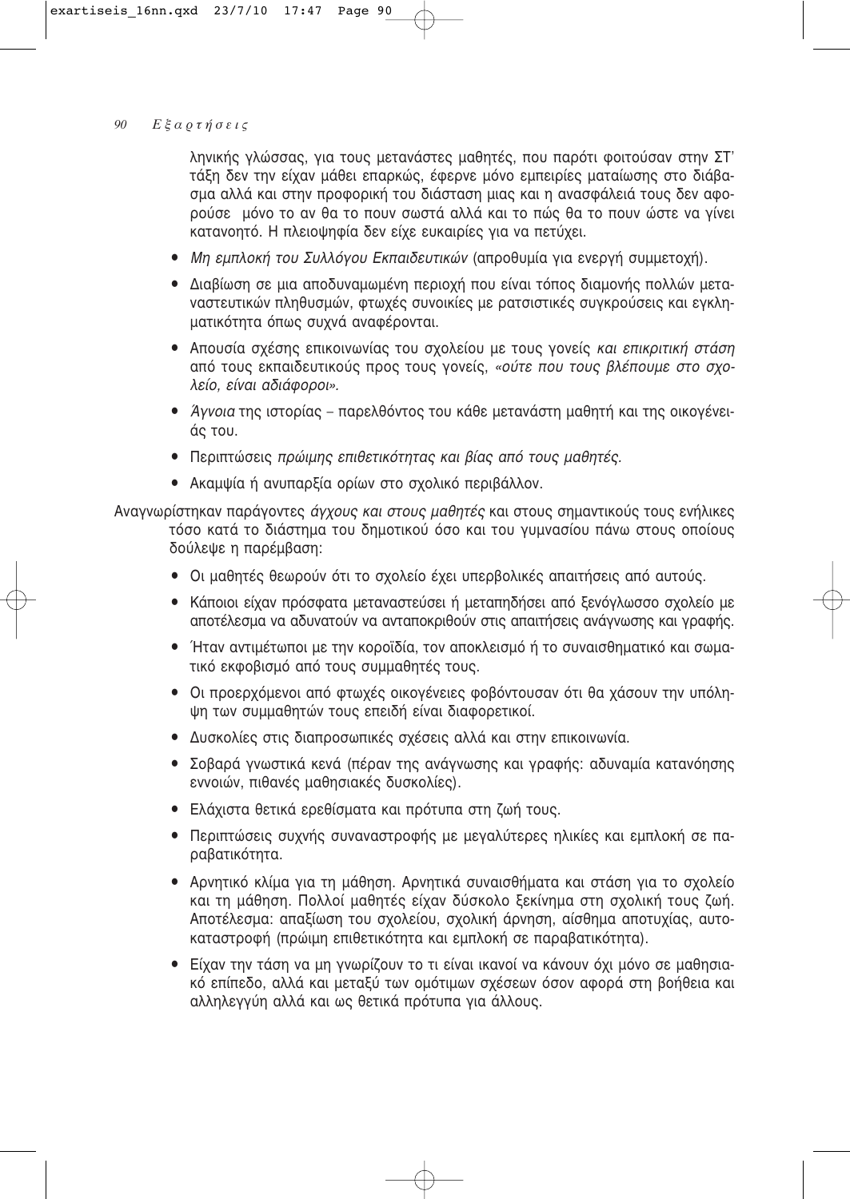ληνικής γλώσσας, για τους μετανάστες μαθητές, που παρότι φοιτούσαν στην ΣΤ' τάξη δεν την είχαν μάθει επαρκώς, έφερνε μόνο εμπειρίες ματαίωσης στο διάβασμα αλλά και στην προφορική του διάσταση μιας και η ανασφάλειά τους δεν αφορούσε μόνο το αν θα το πουν σωστά αλλά και το πώς θα το πουν ώστε να γίνει κατανοητό. Η πλειοψηφία δεν είχε ευκαιρίες για να πετύχει.

- *Μη εμπλοκή του Συλλόγου Εκπαιδευτικών* (απροθυμία για ενεργή συμμετοχή).
- Διαβίωση σε μια αποδυναμωμένη περιοχή που είναι τόπος διαμονής πολλών μεταναστευτικών πληθυσμών, φτωχές συνοικίες με ρατσιστικές συγκρούσεις και εγκληματικότητα όπως συχνά αναφέρονται.
- Απουσία σχέσης επικοινωνίας του σχολείου με τους γονείς *και επικριτική στάση* από τους εκπαιδευτικούς προς τους γονείς, *«ούτε που τους βλέπουμε στο σχολείο, είναι αδιάφοροι».*
- *Άγνοια* της ιστορίας – παρελθόντος του κάθε μετανάστη μαθητή και της οικογένειάς του.
- Περιπτώσεις *πρώιμης επιθετικότητας και βίας από τους μαθητές.*
- Ακαμψία ή ανυπαρξία ορίων στο σχολικό περιβάλλον.

Αναγνωρίστηκαν παράγοντες *άγχους και στους μαθητές* και στους σημαντικούς τους ενήλικες τόσο κατά το διάστημα του δημοτικού όσο και του γυμνασίου πάνω στους οποίους δούλεψε η παρέμβαση:

- Οι μαθητές θεωρούν ότι το σχολείο έχει υπερβολικές απαιτήσεις από αυτούς.
- Κάποιοι είχαν πρόσφατα μεταναστεύσει ή μεταπηδήσει από ξενόγλωσσο σχολείο με αποτέλεσμα να αδυνατούν να ανταποκριθούν στις απαιτήσεις ανάγνωσης και γραφής.
- Ήταν αντιμέτωποι με την κοροϊδία, τον αποκλεισμό ή το συναισθηματικό και σωματικό εκφοβισμό από τους συμμαθητές τους.
- Οι προερχόμενοι από φτωχές οικογένειες φοβόντουσαν ότι θα χάσουν την υπόληψη των συμμαθητών τους επειδή είναι διαφορετικοί.
- Δυσκολίες στις διαπροσωπικές σχέσεις αλλά και στην επικοινωνία.
- Σοβαρά γνωστικά κενά (πέραν της ανάγνωσης και γραφής: αδυναμία κατανόησης εννοιών, πιθανές μαθησιακές δυσκολίες).
- Ελάχιστα θετικά ερεθίσματα και πρότυπα στη ζωή τους.
- Περιπτώσεις συχνής συναναστροφής με μεγαλύτερες ηλικίες και εμπλοκή σε παραβατικότητα.
- Αρνητικό κλίμα για τη μάθηση. Αρνητικά συναισθήματα και στάση για το σχολείο και τη μάθηση. Πολλοί μαθητές είχαν δύσκολο ξεκίνημα στη σχολική τους ζωή. Αποτέλεσμα: απαξίωση του σχολείου, σχολική άρνηση, αίσθημα αποτυχίας, αυτοκαταστροφή (πρώιμη επιθετικότητα και εμπλοκή σε παραβατικότητα).
- Είχαν την τάση να μη γνωρίζουν το τι είναι ικανοί να κάνουν όχι μόνο σε μαθησιακό επίπεδο, αλλά και μεταξύ των ομότιμων σχέσεων όσον αφορά στη βοήθεια και αλληλεγγύη αλλά και ως θετικά πρότυπα για άλλους.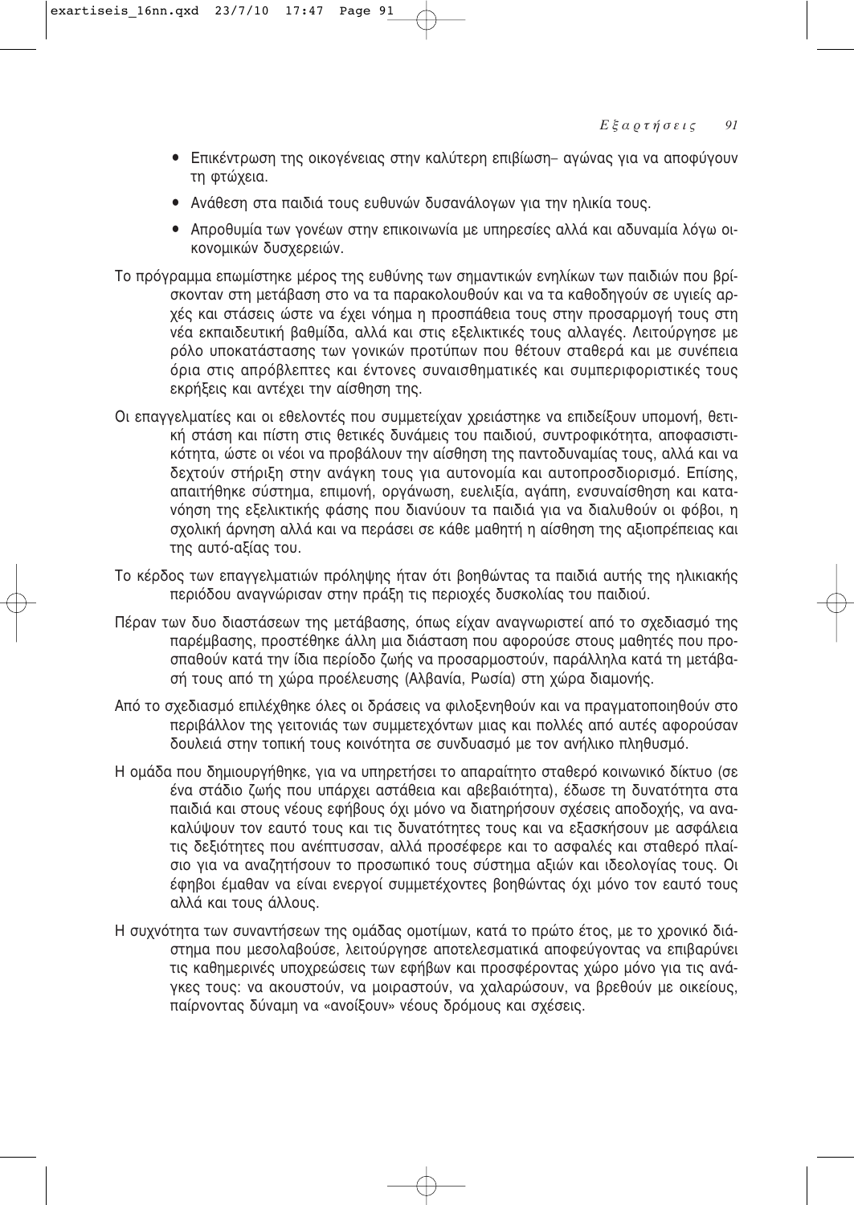- Επικέντρωση της οικογένειας στην καλύτερη επιβίωση– αγώνας για να αποφύγουν τη φτώχεια.
- Ανάθεση στα παιδιά τους ευθυνών δυσανάλογων για την ηλικία τους.
- Απροθυμία των γονέων στην επικοινωνία με υπηρεσίες αλλά και αδυναμία λόγω οικονομικών δυσχερειών.

Το πρόγραμμα επωμίστηκε μέρος της ευθύνης των σημαντικών ενηλίκων των παιδιών που βρίσκονταν στη μετάβαση στο να τα παρακολουθούν και να τα καθοδηγούν σε υγιείς αρχές και στάσεις ώστε να έχει νόημα η προσπάθεια τους στην προσαρμογή τους στη νέα εκπαιδευτική βαθμίδα, αλλά και στις εξελικτικές τους αλλαγές. Λειτούργησε με ρόλο υποκατάστασης των γονικών προτύπων που θέτουν σταθερά και με συνέπεια όρια στις απρόβλεπτες και έντονες συναισθηματικές και συμπεριφοριστικές τους εκρήξεις και αντέχει την αίσθηση της.

Οι επαγγελματίες και οι εθελοντές που συμμετείχαν χρειάστηκε να επιδείξουν υπομονή, θετική στάση και πίστη στις θετικές δυνάμεις του παιδιού, συντροφικότητα, αποφασιστικότητα, ώστε οι νέοι να προβάλουν την αίσθηση της παντοδυναμίας τους, αλλά και να δεχτούν στήριξη στην ανάγκη τους για αυτονομία και αυτοπροσδιορισμό. Επίσης, απαιτήθηκε σύστημα, επιμονή, οργάνωση, ευελιξία, αγάπη, ενσυναίσθηση και κατανόηση της εξελικτικής φάσης που διανύουν τα παιδιά για να διαλυθούν οι φόβοι, η σχολική άρνηση αλλά και να περάσει σε κάθε μαθητή η αίσθηση της αξιοπρέπειας και της αυτό-αξίας του.

Το κέρδος των επαγγελματιών πρόληψης ήταν ότι βοηθώντας τα παιδιά αυτής της ηλικιακής περιόδου αναγνώρισαν στην πράξη τις περιοχές δυσκολίας του παιδιού.

Πέραν των δυο διαστάσεων της μετάβασης, όπως είχαν αναγνωριστεί από το σχεδιασμό της παρέμβασης, προστέθηκε άλλη μια διάσταση που αφορούσε στους μαθητές που προσπαθούν κατά την ίδια περίοδο ζωής να προσαρμοστούν, παράλληλα κατά τη μετάβασή τους από τη χώρα προέλευσης (Αλβανία, Ρωσία) στη χώρα διαμονής.

Από το σχεδιασμό επιλέχθηκε όλες οι δράσεις να φιλοξενηθούν και να πραγματοποιηθούν στο περιβάλλον της γειτονιάς των συμμετεχόντων μιας και πολλές από αυτές αφορούσαν δουλειά στην τοπική τους κοινότητα σε συνδυασμό με τον ανήλικο πληθυσμό.

Η ομάδα που δημιουργήθηκε, για να υπηρετήσει το απαραίτητο σταθερό κοινωνικό δίκτυο (σε ένα στάδιο ζωής που υπάρχει αστάθεια και αβεβαιότητα), έδωσε τη δυνατότητα στα παιδιά και στους νέους εφήβους όχι μόνο να διατηρήσουν σχέσεις αποδοχής, να ανακαλύψουν τον εαυτό τους και τις δυνατότητες τους και να εξασκήσουν με ασφάλεια τις δεξιότητες που ανέπτυσσαν, αλλά προσέφερε και το ασφαλές και σταθερό πλαίσιο για να αναζητήσουν το προσωπικό τους σύστημα αξιών και ιδεολογίας τους. Οι έφηβοι έμαθαν να είναι ενεργοί συμμετέχοντες βοηθώντας όχι μόνο τον εαυτό τους αλλά και τους άλλους.

Η συχνότητα των συναντήσεων της ομάδας ομοτίμων, κατά το πρώτο έτος, με το χρονικό διάστημα που μεσολαβούσε, λειτούργησε αποτελεσματικά αποφεύγοντας να επιβαρύνει τις καθημερινές υποχρεώσεις των εφήβων και προσφέροντας χώρο μόνο για τις ανάγκες τους: να ακουστούν, να μοιραστούν, να χαλαρώσουν, να βρεθούν με οικείους, παίρνοντας δύναμη να «ανοίξουν» νέους δρόμους και σχέσεις.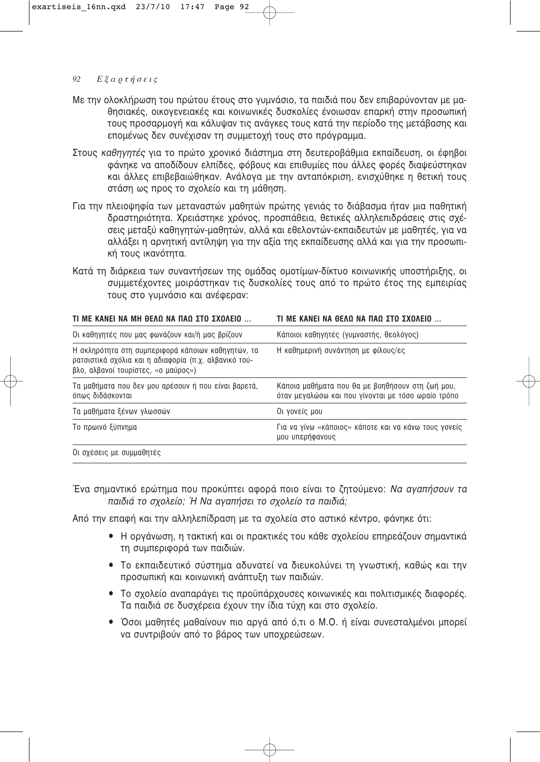Με την ολοκλήρωση του πρώτου έτους στο γυμνάσιο, τα παιδιά που δεν επιβαρύνονταν με μαθησιακές, οικογενειακές και κοινωνικές δυσκολίες ένοιωσαν επαρκή στην προσωπική τους προσαρμογή και κάλυψαν τις ανάγκες τους κατά την περίοδο της μετάβασης και επομένως δεν συνέχισαν τη συμμετοχή τους στο πρόγραμμα.

Στους *καθηγητές* για το πρώτο χρονικό διάστημα στη δευτεροβάθμια εκπαίδευση, οι έφηβοι φάνηκε να αποδίδουν ελπίδες, φόβους και επιθυμίες που άλλες φορές διαψεύστηκαν και άλλες επιβεβαιώθηκαν. Ανάλογα με την ανταπόκριση, ενισχύθηκε η θετική τους στάση ως προς το σχολείο και τη μάθηση.

Για την πλειοψηφία των μεταναστών μαθητών πρώτης γενιάς το διάβασμα ήταν μια παθητική δραστηριότητα. Χρειάστηκε χρόνος, προσπάθεια, θετικές αλληλεπιδράσεις στις σχέσεις μεταξύ καθηγητών-μαθητών, αλλά και εθελοντών-εκπαιδευτών με μαθητές, για να αλλάξει η αρνητική αντίληψη για την αξία της εκπαίδευσης αλλά και για την προσωπική τους ικανότητα.

Κατά τη διάρκεια των συναντήσεων της ομάδας ομοτίμων-δίκτυο κοινωνικής υποστήριξης, οι συμμετέχοντες μοιράστηκαν τις δυσκολίες τους από το πρώτο έτος της εμπειρίας τους στο γυμνάσιο και ανέφεραν:

| ΤΙ ΜΕ ΚΑΝΕΙ ΝΑ ΜΗ ΘΕΛΩ ΝΑ ΠΑΩ ΣΤΟ ΣΧΟΛΕΙΟ ... | ΤΙ ΜΕ ΚΑΝΕΙ ΝΑ ΘΕΛΩ ΝΑ ΠΑΩ ΣΤΟ ΣΧΟΛΕΙΟ ... |
|---|---|
| Οι καθηγητές που μας φωνάζουν και/ή μας βρίζουν | Κάποιοι καθηγητές (γυμναστής, θεολόγος) |
| Η σκληρότητα στη συμπεριφορά κάποιων καθηγητών, τα ρατσιστικά σχόλια και η αδιαφορία (π.χ. αλβανικό τούβλο, αλβανοί τουρίστες, «ο μαύρος») | Η καθημερινή συνάντηση με φίλους/ες |
| Τα μαθήματα που δεν μου αρέσουν ή που είναι βαρετά, όπως διδάσκονται | Κάποια μαθήματα που θα με βοηθήσουν στη ζωή μου, όταν μεγαλώσω και που γίνονται με τόσο ωραίο τρόπο |
| Τα μαθήματα ξένων γλωσσών | Οι γονείς μου |
| Το πρωινό ξύπνημα | Για να γίνω «κάποιος» κάποτε και να κάνω τους γονείς μου υπερήφανους |
| Οι σχέσεις με συμμαθητές | |

Ένα σημαντικό ερώτημα που προκύπτει αφορά ποιο είναι το ζητούμενο: *Να αγαπήσουν τα παιδιά το σχολείο; Ή Να αγαπήσει το σχολείο τα παιδιά;*

Από την επαφή και την αλληλεπίδραση με τα σχολεία στο αστικό κέντρο, φάνηκε ότι:

- Η οργάνωση, η τακτική και οι πρακτικές του κάθε σχολείου επηρεάζουν σημαντικά τη συμπεριφορά των παιδιών.
- Το εκπαιδευτικό σύστημα αδυνατεί να διευκολύνει τη γνωστική, καθώς και την προσωπική και κοινωνική ανάπτυξη των παιδιών.
- Το σχολείο αναπαράγει τις προϋπάρχουσες κοινωνικές και πολιτισμικές διαφορές. Τα παιδιά σε δυσχέρεια έχουν την ίδια τύχη και στο σχολείο.
- Όσοι μαθητές μαθαίνουν πιο αργά από ό,τι ο Μ.Ο. ή είναι συνεσταλμένοι μπορεί να συντριβούν από το βάρος των υποχρεώσεων.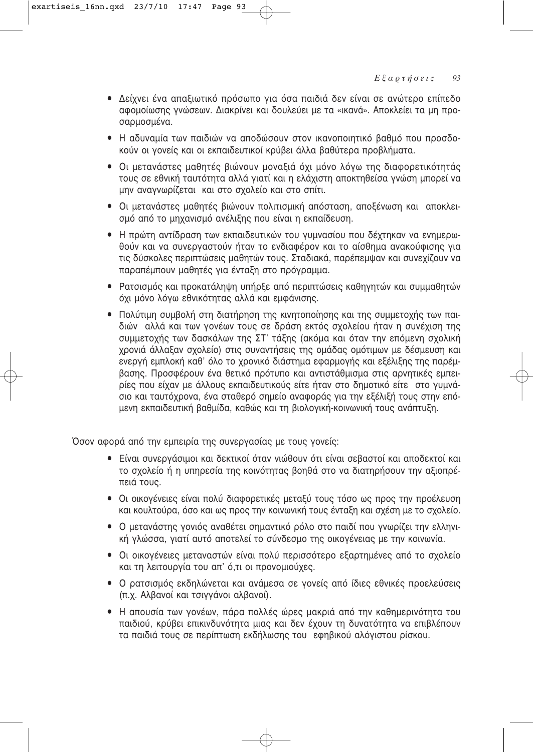- Δείχνει ένα απαξιωτικό πρόσωπο για όσα παιδιά δεν είναι σε ανώτερο επίπεδο αφομοίωσης γνώσεων. Διακρίνει και δουλεύει με τα «ικανά». Αποκλείει τα μη προσαρμοσμένα.
- Η αδυναμία των παιδιών να αποδώσουν στον ικανοποιητικό βαθμό που προσδοκούν οι γονείς και οι εκπαιδευτικοί κρύβει άλλα βαθύτερα προβλήματα.
- Οι μετανάστες μαθητές βιώνουν μοναξιά όχι μόνο λόγω της διαφορετικότητάς τους σε εθνική ταυτότητα αλλά γιατί και η ελάχιστη αποκτηθείσα γνώση μπορεί να μην αναγνωρίζεται και στο σχολείο και στο σπίτι.
- Οι μετανάστες μαθητές βιώνουν πολιτισμική απόσταση, αποξένωση και αποκλεισμό από το μηχανισμό ανέλιξης που είναι η εκπαίδευση.
- Η πρώτη αντίδραση των εκπαιδευτικών του γυμνασίου που δέχτηκαν να ενημερωθούν και να συνεργαστούν ήταν το ενδιαφέρον και το αίσθημα ανακούφισης για τις δύσκολες περιπτώσεις μαθητών τους. Σταδιακά, παρέπεμψαν και συνεχίζουν να παραπέμπουν μαθητές για ένταξη στο πρόγραμμα.
- Ρατσισμός και προκατάληψη υπήρξε από περιπτώσεις καθηγητών και συμμαθητών όχι μόνο λόγω εθνικότητας αλλά και εμφάνισης.
- Πολύτιμη συμβολή στη διατήρηση της κινητοποίησης και της συμμετοχής των παιδιών αλλά και των γονέων τους σε δράση εκτός σχολείου ήταν η συνέχιση της συμμετοχής των δασκάλων της ΣΤ' τάξης (ακόμα και όταν την επόμενη σχολική χρονιά άλλαξαν σχολείο) στις συναντήσεις της ομάδας ομότιμων με δέσμευση και ενεργή εμπλοκή καθ' όλο το χρονικό διάστημα εφαρμογής και εξέλιξης της παρέμβασης. Προσφέρουν ένα θετικό πρότυπο και αντιστάθμισμα στις αρνητικές εμπειρίες που είχαν με άλλους εκπαιδευτικούς είτε ήταν στο δημοτικό είτε στο γυμνάσιο και ταυτόχρονα, ένα σταθερό σημείο αναφοράς για την εξέλιξή τους στην επόμενη εκπαιδευτική βαθμίδα, καθώς και τη βιολογική-κοινωνική τους ανάπτυξη.

Όσον αφορά από την εμπειρία της συνεργασίας με τους γονείς:

- Είναι συνεργάσιμοι και δεκτικοί όταν νιώθουν ότι είναι σεβαστοί και αποδεκτοί και το σχολείο ή η υπηρεσία της κοινότητας βοηθά στο να διατηρήσουν την αξιοπρέπειά τους.
- Οι οικογένειες είναι πολύ διαφορετικές μεταξύ τους τόσο ως προς την προέλευση και κουλτούρα, όσο και ως προς την κοινωνική τους ένταξη και σχέση με το σχολείο.
- Ο μετανάστης γονιός αναθέτει σημαντικό ρόλο στο παιδί που γνωρίζει την ελληνική γλώσσα, γιατί αυτό αποτελεί το σύνδεσμο της οικογένειας με την κοινωνία.
- Οι οικογένειες μεταναστών είναι πολύ περισσότερο εξαρτημένες από το σχολείο και τη λειτουργία του απ' ό,τι οι προνομιούχες.
- Ο ρατσισμός εκδηλώνεται και ανάμεσα σε γονείς από ίδιες εθνικές προελεύσεις (π.χ. Αλβανοί και τσιγγάνοι αλβανοί).
- Η απουσία των γονέων, πάρα πολλές ώρες μακριά από την καθημερινότητα του παιδιού, κρύβει επικινδυνότητα μιας και δεν έχουν τη δυνατότητα να επιβλέπουν τα παιδιά τους σε περίπτωση εκδήλωσης του εφηβικού αλόγιστου ρίσκου.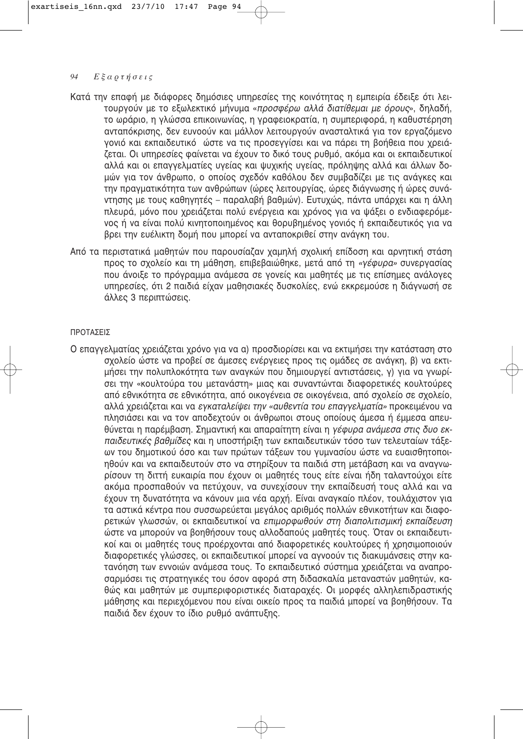Κατά την επαφή με διάφορες δημόσιες υπηρεσίες της κοινότητας η εμπειρία έδειξε ότι λειτουργούν με το εξωλεκτικό μήνυμα «*προσφέρω αλλά διατίθεμαι με όρους*», δηλαδή, το ωράριο, η γλώσσα επικοινωνίας, η γραφειοκρατία, η συμπεριφορά, η καθυστέρηση ανταπόκρισης, δεν ευνοούν και μάλλον λειτουργούν ανασταλτικά για τον εργαζόμενο γονιό και εκπαιδευτικό ώστε να τις προσεγγίσει και να πάρει τη βοήθεια που χρειάζεται. Οι υπηρεσίες φαίνεται να έχουν το δικό τους ρυθμό, ακόμα και οι εκπαιδευτικοί αλλά και οι επαγγελματίες υγείας και ψυχικής υγείας, πρόληψης αλλά και άλλων δομών για τον άνθρωπο, ο οποίος σχεδόν καθόλου δεν συμβαδίζει με τις ανάγκες και την πραγματικότητα των ανθρώπων (ώρες λειτουργίας, ώρες διάγνωσης ή ώρες συνάντησης με τους καθηγητές – παραλαβή βαθμών). Ευτυχώς, πάντα υπάρχει και η άλλη πλευρά, μόνο που χρειάζεται πολύ ενέργεια και χρόνος για να ψάξει ο ενδιαφερόμενος ή να είναι πολύ κινητοποιημένος και θορυβημένος γονιός ή εκπαιδευτικός για να βρει την ευέλικτη δομή που μπορεί να ανταποκριθεί στην ανάγκη του.

Από τα περιστατικά μαθητών που παρουσίαζαν χαμηλή σχολική επίδοση και αρνητική στάση προς το σχολείο και τη μάθηση, επιβεβαιώθηκε, μετά από τη «*γέφυρα*» συνεργασίας που άνοιξε το πρόγραμμα ανάμεσα σε γονείς και μαθητές με τις επίσημες ανάλογες υπηρεσίες, ότι 2 παιδιά είχαν μαθησιακές δυσκολίες, ενώ εκκρεμούσε η διάγνωσή σε άλλες 3 περιπτώσεις.

ΠΡΟΤΑΣΕΙΣ

Ο επαγγελματίας χρειάζεται χρόνο για να α) προσδιορίσει και να εκτιμήσει την κατάσταση στο σχολείο ώστε να προβεί σε άμεσες ενέργειες προς τις ομάδες σε ανάγκη, β) να εκτιμήσει την πολυπλοκότητα των αναγκών που δημιουργεί αντιστάσεις, γ) για να γνωρίσει την «κουλτούρα του μετανάστη» μιας και συναντώνται διαφορετικές κουλτούρες από εθνικότητα σε εθνικότητα, από οικογένεια σε οικογένεια, από σχολείο σε σχολείο, αλλά χρειάζεται και να *εγκαταλείψει την «αυθεντία του επαγγελματία»* προκειμένου να πλησιάσει και να τον αποδεχτούν οι άνθρωποι στους οποίους άμεσα ή έμμεσα απευθύνεται η παρέμβαση. Σημαντική και απαραίτητη είναι η *γέφυρα ανάμεσα στις δυο εκπαιδευτικές βαθμίδες* και η υποστήριξη των εκπαιδευτικών τόσο των τελευταίων τάξεων του δημοτικού όσο και των πρώτων τάξεων του γυμνασίου ώστε να ευαισθητοποιηθούν και να εκπαιδευτούν στο να στηρίξουν τα παιδιά στη μετάβαση και να αναγνωρίσουν τη διττή ευκαιρία που έχουν οι μαθητές τους είτε είναι ήδη ταλαντούχοι είτε ακόμα προσπαθούν να πετύχουν, να συνεχίσουν την εκπαίδευσή τους αλλά και να έχουν τη δυνατότητα να κάνουν μια νέα αρχή. Είναι αναγκαίο πλέον, τουλάχιστον για τα αστικά κέντρα που συσσωρεύεται μεγάλος αριθμός πολλών εθνικοτήτων και διαφορετικών γλωσσών, οι εκπαιδευτικοί να *επιμορφωθούν στη διαπολιτισμική εκπαίδευση* ώστε να μπορούν να βοηθήσουν τους αλλοδαπούς μαθητές τους. Όταν οι εκπαιδευτικοί και οι μαθητές τους προέρχονται από διαφορετικές κουλτούρες ή χρησιμοποιούν διαφορετικές γλώσσες, οι εκπαιδευτικοί μπορεί να αγνοούν τις διακυμάνσεις στην κατανόηση των εννοιών ανάμεσα τους. Το εκπαιδευτικό σύστημα χρειάζεται να αναπροσαρμόσει τις στρατηγικές του όσον αφορά στη διδασκαλία μεταναστών μαθητών, καθώς και μαθητών με συμπεριφοριστικές διαταραχές. Οι μορφές αλληλεπιδραστικής μάθησης και περιεχόμενου που είναι οικείο προς τα παιδιά μπορεί να βοηθήσουν. Τα παιδιά δεν έχουν το ίδιο ρυθμό ανάπτυξης.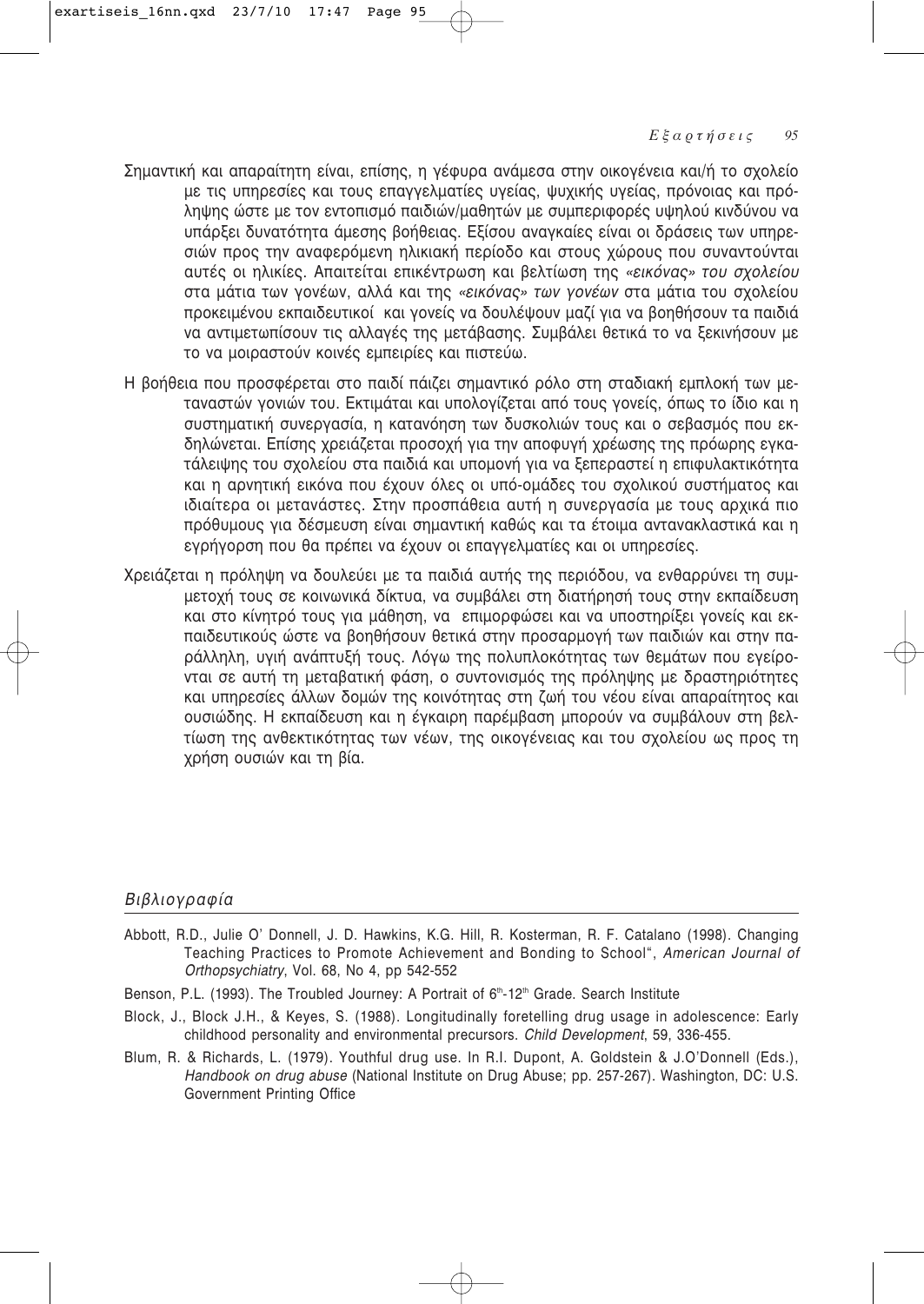Σημαντική και απαραίτητη είναι, επίσης, η γέφυρα ανάμεσα στην οικογένεια και/ή το σχολείο με τις υπηρεσίες και τους επαγγελματίες υγείας, ψυχικής υγείας, πρόνοιας και πρόληψης ώστε με τον εντοπισμό παιδιών/μαθητών με συμπεριφορές υψηλού κινδύνου να υπάρξει δυνατότητα άμεσης βοήθειας. Εξίσου αναγκαίες είναι οι δράσεις των υπηρεσιών προς την αναφερόμενη ηλικιακή περίοδο και στους χώρους που συναντούνται αυτές οι ηλικίες. Απαιτείται επικέντρωση και βελτίωση της *«εικόνας» του σχολείου* στα μάτια των γονέων, αλλά και της *«εικόνας» των γονέων* στα μάτια του σχολείου προκειμένου εκπαιδευτικοί και γονείς να δουλέψουν μαζί για να βοηθήσουν τα παιδιά να αντιμετωπίσουν τις αλλαγές της μετάβασης. Συμβάλει θετικά το να ξεκινήσουν με το να μοιραστούν κοινές εμπειρίες και πιστεύω.

Η βοήθεια που προσφέρεται στο παιδί πάιζει σημαντικό ρόλο στη σταδιακή εμπλοκή των μεταναστών γονιών του. Εκτιμάται και υπολογίζεται από τους γονείς, όπως το ίδιο και η συστηματική συνεργασία, η κατανόηση των δυσκολιών τους και ο σεβασμός που εκδηλώνεται. Επίσης χρειάζεται προσοχή για την αποφυγή χρέωσης της πρόωρης εγκατάλειψης του σχολείου στα παιδιά και υπομονή για να ξεπεραστεί η επιφυλακτικότητα και η αρνητική εικόνα που έχουν όλες οι υπό-ομάδες του σχολικού συστήματος και ιδιαίτερα οι μετανάστες. Στην προσπάθεια αυτή η συνεργασία με τους αρχικά πιο πρόθυμους για δέσμευση είναι σημαντική καθώς και τα έτοιμα αντανακλαστικά και η εγρήγορση που θα πρέπει να έχουν οι επαγγελματίες και οι υπηρεσίες.

Χρειάζεται η πρόληψη να δουλεύει με τα παιδιά αυτής της περιόδου, να ενθαρρύνει τη συμμετοχή τους σε κοινωνικά δίκτυα, να συμβάλει στη διατήρησή τους στην εκπαίδευση και στο κίνητρό τους για μάθηση, να επιμορφώσει και να υποστηρίξει γονείς και εκπαιδευτικούς ώστε να βοηθήσουν θετικά στην προσαρμογή των παιδιών και στην παράλληλη, υγιή ανάπτυξή τους. Λόγω της πολυπλοκότητας των θεμάτων που εγείρονται σε αυτή τη μεταβατική φάση, ο συντονισμός της πρόληψης με δραστηριότητες και υπηρεσίες άλλων δομών της κοινότητας στη ζωή του νέου είναι απαραίτητος και ουσιώδης. Η εκπαίδευση και η έγκαιρη παρέμβαση μπορούν να συμβάλουν στη βελτίωση της ανθεκτικότητας των νέων, της οικογένειας και του σχολείου ως προς τη χρήση ουσιών και τη βία.

## *Βιβλιογραφία*

Abbott, R.D., Julie O' Donnell, J. D. Hawkins, K.G. Hill, R. Kosterman, R. F. Catalano (1998). Changing Teaching Practices to Promote Achievement and Bonding to School", *American Journal of Orthopsychiatry*, Vol. 68, No 4, pp 542-552

Benson, P.L. (1993). The Troubled Journey: A Portrait of 6th-12th Grade. Search Institute

Block, J., Block J.H., & Keyes, S. (1988). Longitudinally foretelling drug usage in adolescence: Early childhood personality and environmental precursors. *Child Development*, 59, 336-455.

Blum, R. & Richards, L. (1979). Youthful drug use. In R.I. Dupont, A. Goldstein & J.O'Donnell (Eds.), *Handbook on drug abuse* (National Institute on Drug Abuse; pp. 257-267). Washington, DC: U.S. Government Printing Office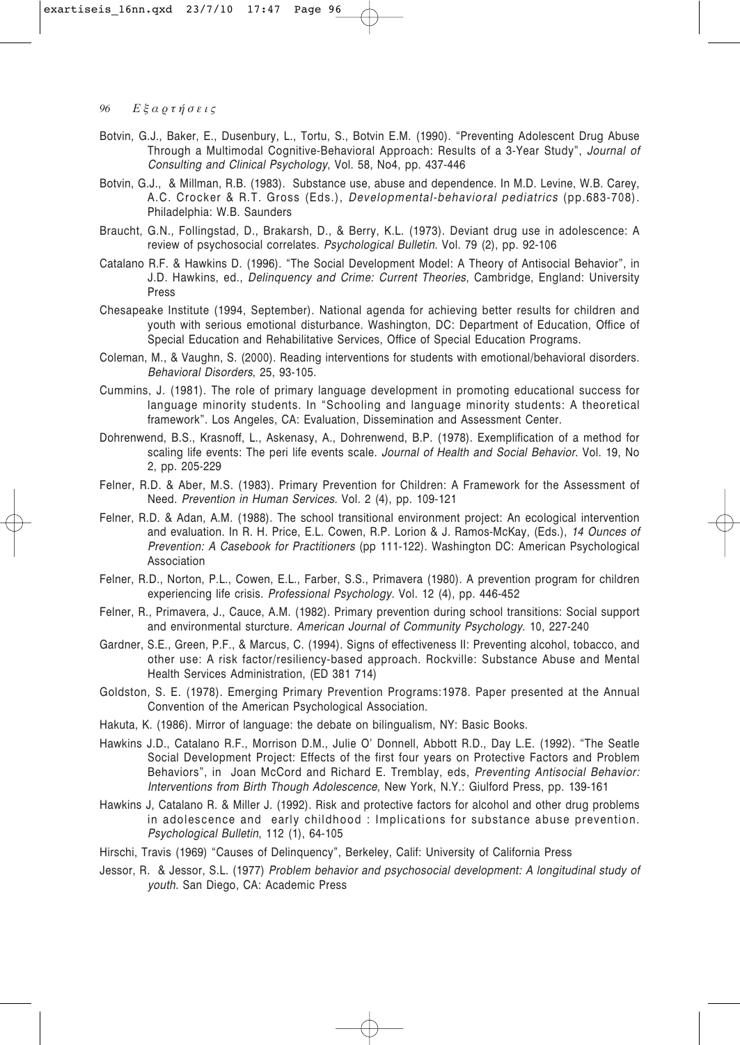Botvin, G.J., Baker, E., Dusenbury, L., Tortu, S., Botvin E.M. (1990). "Preventing Adolescent Drug Abuse Through a Multimodal Cognitive-Behavioral Approach: Results of a 3-Year Study", *Journal of Consulting and Clinical Psychology*, Vol. 58, No4, pp. 437-446

Botvin, G.J., & Millman, R.B. (1983). Substance use, abuse and dependence. In M.D. Levine, W.B. Carey, A.C. Crocker & R.T. Gross (Eds.), *Developmental-behavioral pediatrics* (pp.683-708). Philadelphia: W.B. Saunders

Braucht, G.N., Follingstad, D., Brakarsh, D., & Berry, K.L. (1973). Deviant drug use in adolescence: A review of psychosocial correlates. *Psychological Bulletin*. Vol. 79 (2), pp. 92-106

Catalano R.F. & Hawkins D. (1996). "The Social Development Model: A Theory of Antisocial Behavior", in J.D. Hawkins, ed., *Delinquency and Crime: Current Theories*, Cambridge, England: University Press

Chesapeake Institute (1994, September). National agenda for achieving better results for children and youth with serious emotional disturbance. Washington, DC: Department of Education, Office of Special Education and Rehabilitative Services, Office of Special Education Programs.

Coleman, M., & Vaughn, S. (2000). Reading interventions for students with emotional/behavioral disorders. *Behavioral Disorders*, 25, 93-105.

Cummins, J. (1981). The role of primary language development in promoting educational success for language minority students. In "Schooling and language minority students: A theoretical framework". Los Angeles, CA: Evaluation, Dissemination and Assessment Center.

Dohrenwend, B.S., Krasnoff, L., Askenasy, A., Dohrenwend, B.P. (1978). Exemplification of a method for scaling life events: The peri life events scale. *Journal of Health and Social Behavior*. Vol. 19, No 2, pp. 205-229

Felner, R.D. & Aber, M.S. (1983). Primary Prevention for Children: A Framework for the Assessment of Need. *Prevention in Human Services*. Vol. 2 (4), pp. 109-121

Felner, R.D. & Adan, A.M. (1988). The school transitional environment project: An ecological intervention and evaluation. In R. H. Price, E.L. Cowen, R.P. Lorion & J. Ramos-McKay, (Eds.), *14 Ounces of Prevention: A Casebook for Practitioners* (pp 111-122). Washington DC: American Psychological Association

Felner, R.D., Norton, P.L., Cowen, E.L., Farber, S.S., Primavera (1980). A prevention program for children experiencing life crisis. *Professional Psychology*. Vol. 12 (4), pp. 446-452

Felner, R., Primavera, J., Cauce, A.M. (1982). Primary prevention during school transitions: Social support and environmental sturcture. *American Journal of Community Psychology*. 10, 227-240

Gardner, S.E., Green, P.F., & Marcus, C. (1994). Signs of effectiveness II: Preventing alcohol, tobacco, and other use: A risk factor/resiliency-based approach. Rockville: Substance Abuse and Mental Health Services Administration, (ED 381 714)

Goldston, S. E. (1978). Emerging Primary Prevention Programs:1978. Paper presented at the Annual Convention of the American Psychological Association.

Hakuta, K. (1986). Mirror of language: the debate on bilingualism, NY: Basic Books.

Hawkins J.D., Catalano R.F., Morrison D.M., Julie O' Donnell, Abbott R.D., Day L.E. (1992). "The Seatle Social Development Project: Effects of the first four years on Protective Factors and Problem Behaviors", in Joan McCord and Richard E. Tremblay, eds, *Preventing Antisocial Behavior: Interventions from Birth Though Adolescence*, New York, N.Y.: Giulford Press, pp. 139-161

Hawkins J, Catalano R. & Miller J. (1992). Risk and protective factors for alcohol and other drug problems in adolescence and early childhood : Implications for substance abuse prevention. *Psychological Bulletin*, 112 (1), 64-105

Hirschi, Travis (1969) "Causes of Delinquency", Berkeley, Calif: University of California Press

Jessor, R. & Jessor, S.L. (1977) *Problem behavior and psychosocial development: A longitudinal study of youth*. San Diego, CA: Academic Press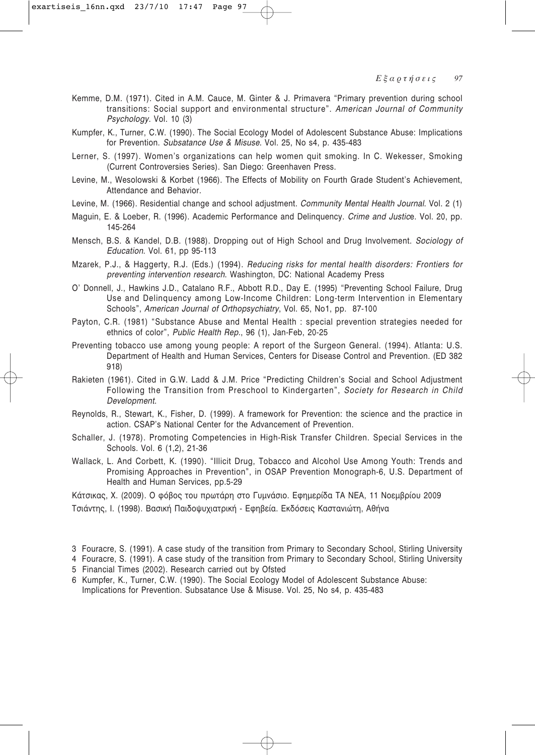Kemme, D.M. (1971). Cited in A.M. Cauce, M. Ginter & J. Primavera "Primary prevention during school transitions: Social support and environmental structure". *American Journal of Community Psychology*. Vol. 10 (3)

Kumpfer, K., Turner, C.W. (1990). The Social Ecology Model of Adolescent Substance Abuse: Implications for Prevention. *Subsatance Use & Misuse*. Vol. 25, No s4, p. 435-483

Lerner, S. (1997). Women's organizations can help women quit smoking. In C. Wekesser, Smoking (Current Controversies Series). San Diego: Greenhaven Press.

Levine, M., Wesolowski & Korbet (1966). The Effects of Mobility on Fourth Grade Student's Achievement, Attendance and Behavior.

Levine, M. (1966). Residential change and school adjustment. *Community Mental Health Journal*. Vol. 2 (1)

Maguin, E. & Loeber, R. (1996). Academic Performance and Delinquency. *Crime and Justice*. Vol. 20, pp. 145-264

Mensch, B.S. & Kandel, D.B. (1988). Dropping out of High School and Drug Involvement. *Sociology of Education*. Vol. 61, pp 95-113

Mzarek, P.J., & Haggerty, R.J. (Eds.) (1994). *Reducing risks for mental health disorders: Frontiers for preventing intervention research*. Washington, DC: National Academy Press

O' Donnell, J., Hawkins J.D., Catalano R.F., Abbott R.D., Day E. (1995) "Preventing School Failure, Drug Use and Delinquency among Low-Income Children: Long-term Intervention in Elementary Schools", *American Journal of Orthopsychiatry*, Vol. 65, No1, pp. 87-100

Payton, C.R. (1981) "Substance Abuse and Mental Health : special prevention strategies needed for ethnics of color", *Public Health Rep.*, 96 (1), Jan-Feb, 20-25

Preventing tobacco use among young people: A report of the Surgeon General. (1994). Atlanta: U.S. Department of Health and Human Services, Centers for Disease Control and Prevention. (ED 382 918)

Rakieten (1961). Cited in G.W. Ladd & J.M. Price "Predicting Children's Social and School Adjustment Following the Transition from Preschool to Kindergarten", *Society for Research in Child Development*.

Reynolds, R., Stewart, K., Fisher, D. (1999). A framework for Prevention: the science and the practice in action. CSAP's National Center for the Advancement of Prevention.

Schaller, J. (1978). Promoting Competencies in High-Risk Transfer Children. Special Services in the Schools. Vol. 6 (1,2), 21-36

Wallack, L. And Corbett, K. (1990). "Illicit Drug, Tobacco and Alcohol Use Among Youth: Trends and Promising Approaches in Prevention", in OSAP Prevention Monograph-6, U.S. Department of Health and Human Services, pp.5-29

Κάτσικας, Χ. (2009). Ο φόβος του πρωτάρη στο Γυμνάσιο. Εφημερίδα ΤΑ ΝΕΑ, 11 Νοεμβρίου 2009

Τσιάντης, Ι. (1998). Βασική Παιδοψυχιατρική - Εφηβεία. Εκδόσεις Καστανιώτη, Αθήνα

---

3 Fouracre, S. (1991). A case study of the transition from Primary to Secondary School, Stirling University

4 Fouracre, S. (1991). A case study of the transition from Primary to Secondary School, Stirling University

5 Financial Times (2002). Research carried out by Ofsted

6 Kumpfer, K., Turner, C.W. (1990). The Social Ecology Model of Adolescent Substance Abuse: Implications for Prevention. Subsatance Use & Misuse. Vol. 25, No s4, p. 435-483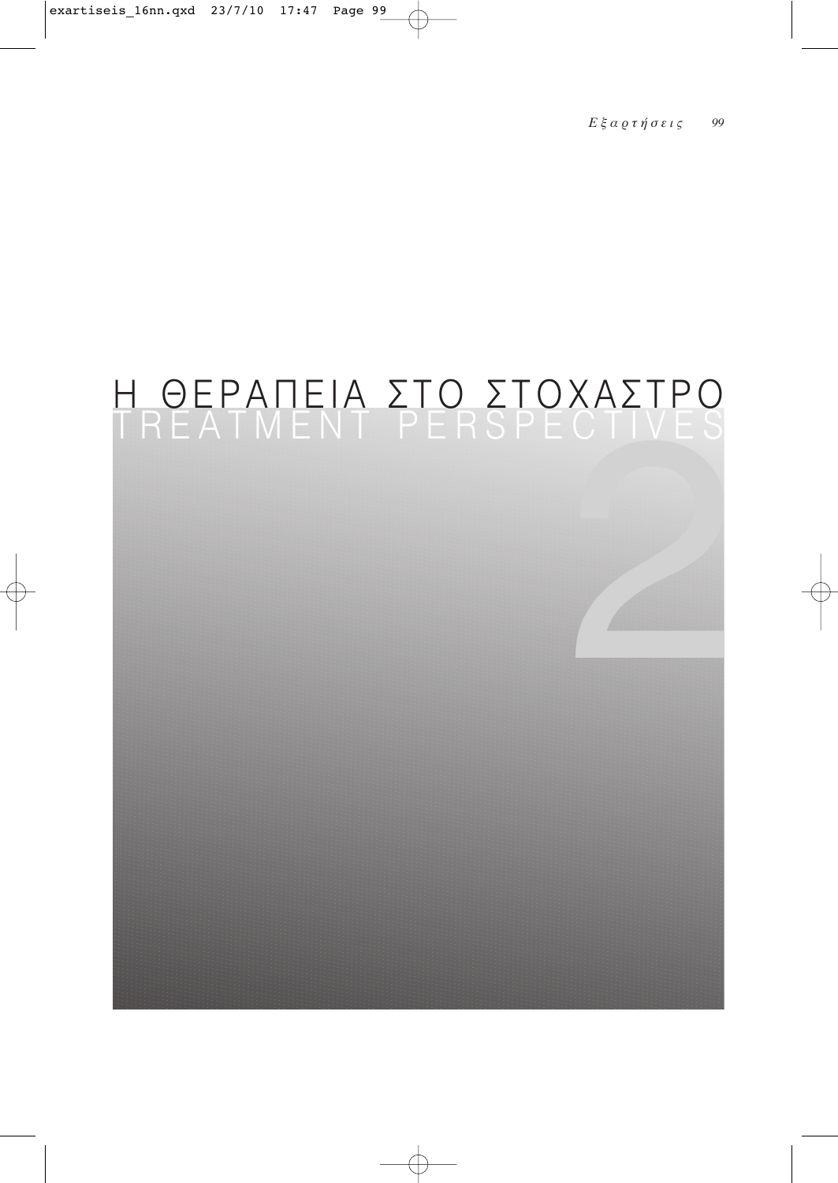# Η ΘΕΡΑΠΕΙΑ ΣΤΟ ΣΤΟΧΑΣΤΡΟ

# TREATMENT PERSPECTIVES

2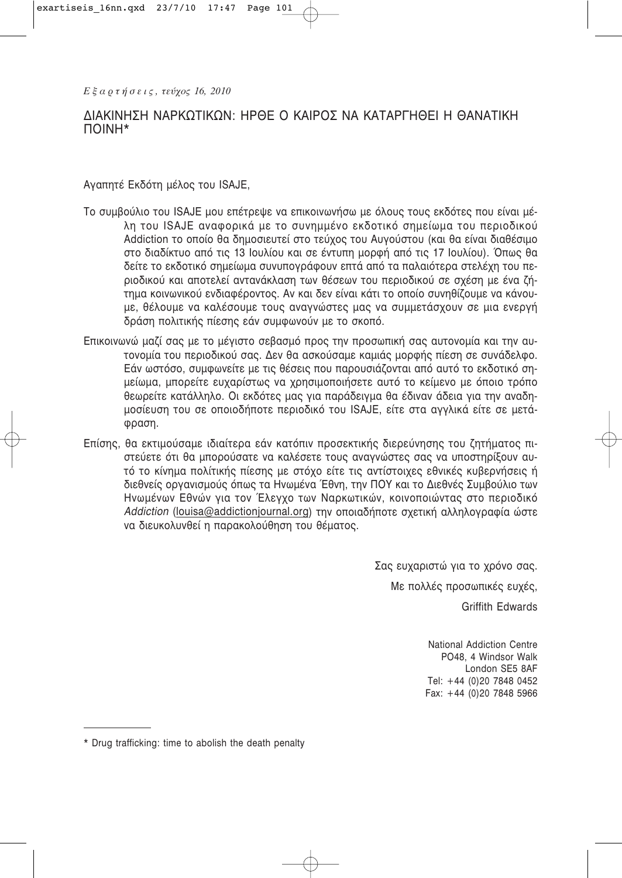# ΔΙΑΚΙΝΗΣΗ ΝΑΡΚΩΤΙΚΩΝ: ΗΡΘΕ Ο ΚΑΙΡΟΣ ΝΑ ΚΑΤΑΡΓΗΘΕΙ Η ΘΑΝΑΤΙΚΗ ΠΟΙΝΗ*

Αγαπητέ Εκδότη μέλος του ISAJE,

Το συμβούλιο του ISAJE μου επέτρεψε να επικοινωνήσω με όλους τους εκδότες που είναι μέλη του ISAJE αναφορικά με το συνημμένο εκδοτικό σημείωμα του περιοδικού Addiction το οποίο θα δημοσιευτεί στο τεύχος του Αυγούστου (και θα είναι διαθέσιμο στο διαδίκτυο από τις 13 Ιουλίου και σε έντυπη μορφή από τις 17 Ιουλίου). Όπως θα δείτε το εκδοτικό σημείωμα συνυπογράφουν επτά από τα παλαιότερα στελέχη του περιοδικού και αποτελεί αντανάκλαση των θέσεων του περιοδικού σε σχέση με ένα ζήτημα κοινωνικού ενδιαφέροντος. Αν και δεν είναι κάτι το οποίο συνηθίζουμε να κάνουμε, θέλουμε να καλέσουμε τους αναγνώστες μας να συμμετάσχουν σε μια ενεργή δράση πολιτικής πίεσης εάν συμφωνούν με το σκοπό.

Επικοινωνώ μαζί σας με το μέγιστο σεβασμό προς την προσωπική σας αυτονομία και την αυτονομία του περιοδικού σας. Δεν θα ασκούσαμε καμιάς μορφής πίεση σε συνάδελφο. Εάν ωστόσο, συμφωνείτε με τις θέσεις που παρουσιάζονται από αυτό το εκδοτικό σημείωμα, μπορείτε ευχαρίστως να χρησιμοποιήσετε αυτό το κείμενο με όποιο τρόπο θεωρείτε κατάλληλο. Οι εκδότες μας για παράδειγμα θα έδιναν άδεια για την αναδημοσίευση του σε οποιοδήποτε περιοδικό του ISAJE, είτε στα αγγλικά είτε σε μετάφραση.

Επίσης, θα εκτιμούσαμε ιδιαίτερα εάν κατόπιν προσεκτικής διερεύνησης του ζητήματος πιστεύετε ότι θα μπορούσατε να καλέσετε τους αναγνώστες σας να υποστηρίξουν αυτό το κίνημα πολίτικής πίεσης με στόχο είτε τις αντίστοιχες εθνικές κυβερνήσεις ή διεθνείς οργανισμούς όπως τα Ηνωμένα Έθνη, την ΠΟΥ και το Διεθνές Συμβούλιο των Ηνωμένων Εθνών για τον Έλεγχο των Ναρκωτικών, κοινοποιώντας στο περιοδικό *Addiction* (louisa@addictionjournal.org) την οποιαδήποτε σχετική αλληλογραφία ώστε να διευκολυνθεί η παρακολούθηση του θέματος.

Σας ευχαριστώ για το χρόνο σας.

Με πολλές προσωπικές ευχές,

Griffith Edwards

National Addiction Centre
PO48, 4 Windsor Walk
London SE5 8AF
Tel: +44 (0)20 7848 0452
Fax: +44 (0)20 7848 5966

---

* Drug trafficking: time to abolish the death penalty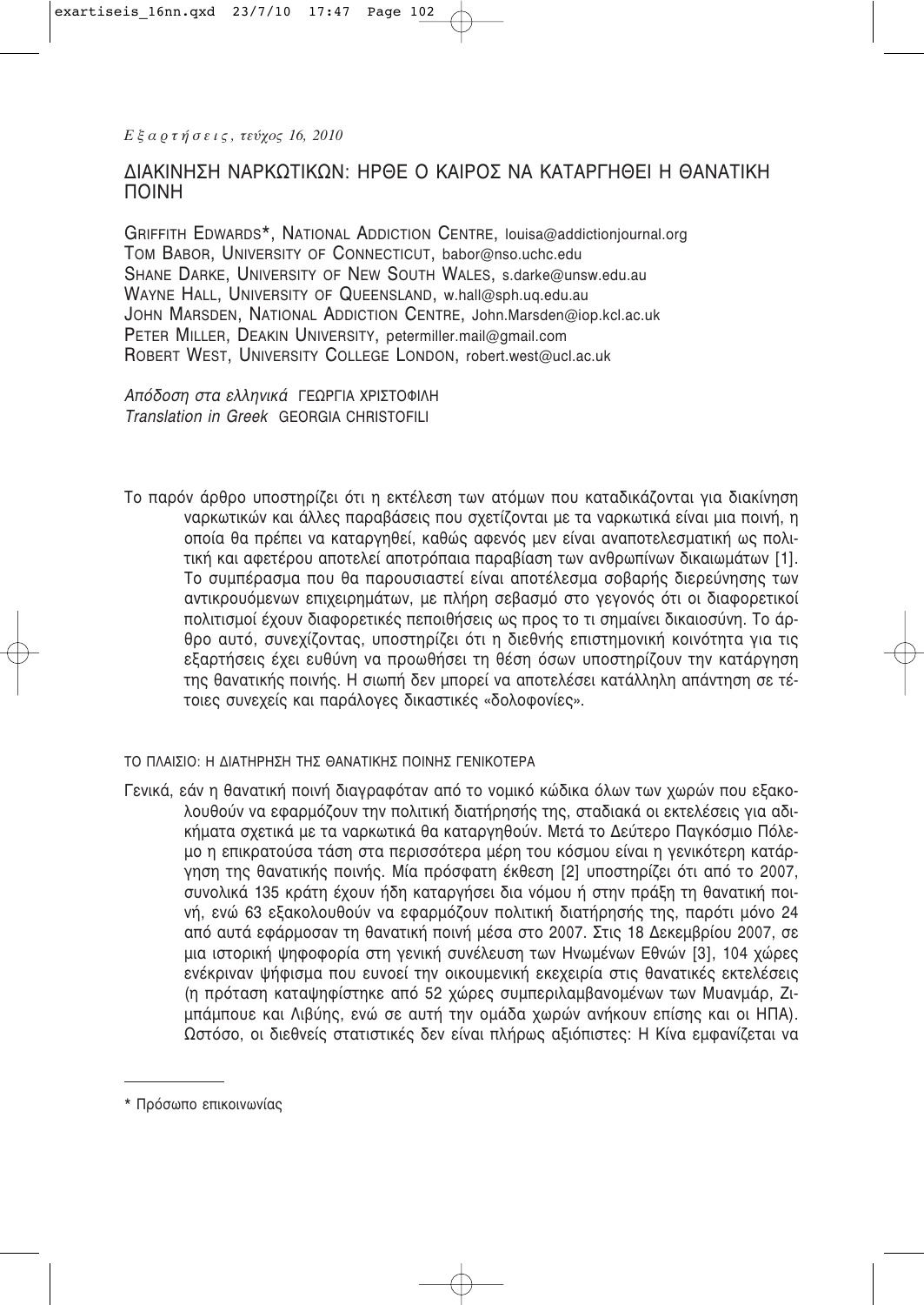*Εξαρτήσεις, τεύχος 16, 2010*

# ΔΙΑΚΙΝΗΣΗ ΝΑΡΚΩΤΙΚΩΝ: ΗΡΘΕ Ο ΚΑΙΡΟΣ ΝΑ ΚΑΤΑΡΓΗΘΕΙ Η ΘΑΝΑΤΙΚΗ ΠΟΙΝΗ

GRIFFITH EDWARDS*, NATIONAL ADDICTION CENTRE, louisa@addictionjournal.org
TOM BABOR, UNIVERSITY OF CONNECTICUT, babor@nso.uchc.edu
SHANE DARKE, UNIVERSITY OF NEW SOUTH WALES, s.darke@unsw.edu.au
WAYNE HALL, UNIVERSITY OF QUEENSLAND, w.hall@sph.uq.edu.au
JOHN MARSDEN, NATIONAL ADDICTION CENTRE, John.Marsden@iop.kcl.ac.uk
PETER MILLER, DEAKIN UNIVERSITY, petermiller.mail@gmail.com
ROBERT WEST, UNIVERSITY COLLEGE LONDON, robert.west@ucl.ac.uk

*Απόδοση στα ελληνικά* ΓΕΩΡΓΙΑ ΧΡΙΣΤΟΦΙΛΗ
*Translation in Greek* GEORGIA CHRISTOFILI

Το παρόν άρθρο υποστηρίζει ότι η εκτέλεση των ατόμων που καταδικάζονται για διακίνηση ναρκωτικών και άλλες παραβάσεις που σχετίζονται με τα ναρκωτικά είναι μια ποινή, η οποία θα πρέπει να καταργηθεί, καθώς αφενός μεν είναι αναποτελεσματική ως πολιτική και αφετέρου αποτελεί αποτρόπαια παραβίαση των ανθρωπίνων δικαιωμάτων [1]. Το συμπέρασμα που θα παρουσιαστεί είναι αποτέλεσμα σοβαρής διερεύνησης των αντικρουόμενων επιχειρημάτων, με πλήρη σεβασμό στο γεγονός ότι οι διαφορετικοί πολιτισμοί έχουν διαφορετικές πεποιθήσεις ως προς το τι σημαίνει δικαιοσύνη. Το άρθρο αυτό, συνεχίζοντας, υποστηρίζει ότι η διεθνής επιστημονική κοινότητα για τις εξαρτήσεις έχει ευθύνη να προωθήσει τη θέση όσων υποστηρίζουν την κατάργηση της θανατικής ποινής. Η σιωπή δεν μπορεί να αποτελέσει κατάλληλη απάντηση σε τέτοιες συνεχείς και παράλογες δικαστικές «δολοφονίες».

## ΤΟ ΠΛΑΙΣΙΟ: Η ΔΙΑΤΗΡΗΣΗ ΤΗΣ ΘΑΝΑΤΙΚΗΣ ΠΟΙΝΗΣ ΓΕΝΙΚΟΤΕΡΑ

Γενικά, εάν η θανατική ποινή διαγραφόταν από το νομικό κώδικα όλων των χωρών που εξακολουθούν να εφαρμόζουν την πολιτική διατήρησής της, σταδιακά οι εκτελέσεις για αδικήματα σχετικά με τα ναρκωτικά θα καταργηθούν. Μετά το Δεύτερο Παγκόσμιο Πόλεμο η επικρατούσα τάση στα περισσότερα μέρη του κόσμου είναι η γενικότερη κατάργηση της θανατικής ποινής. Μία πρόσφατη έκθεση [2] υποστηρίζει ότι από το 2007, συνολικά 135 κράτη έχουν ήδη καταργήσει δια νόμου ή στην πράξη τη θανατική ποινή, ενώ 63 εξακολουθούν να εφαρμόζουν πολιτική διατήρησής της, παρότι μόνο 24 από αυτά εφάρμοσαν τη θανατική ποινή μέσα στο 2007. Στις 18 Δεκεμβρίου 2007, σε μια ιστορική ψηφοφορία στη γενική συνέλευση των Ηνωμένων Εθνών [3], 104 χώρες ενέκριναν ψήφισμα που ευνοεί την οικουμενική εκεχειρία στις θανατικές εκτελέσεις (η πρόταση καταψηφίστηκε από 52 χώρες συμπεριλαμβανομένων των Μυανμάρ, Ζιμπάμπουε και Λιβύης, ενώ σε αυτή την ομάδα χωρών ανήκουν επίσης και οι ΗΠΑ). Ωστόσο, οι διεθνείς στατιστικές δεν είναι πλήρως αξιόπιστες: Η Κίνα εμφανίζεται να

---

* Πρόσωπο επικοινωνίας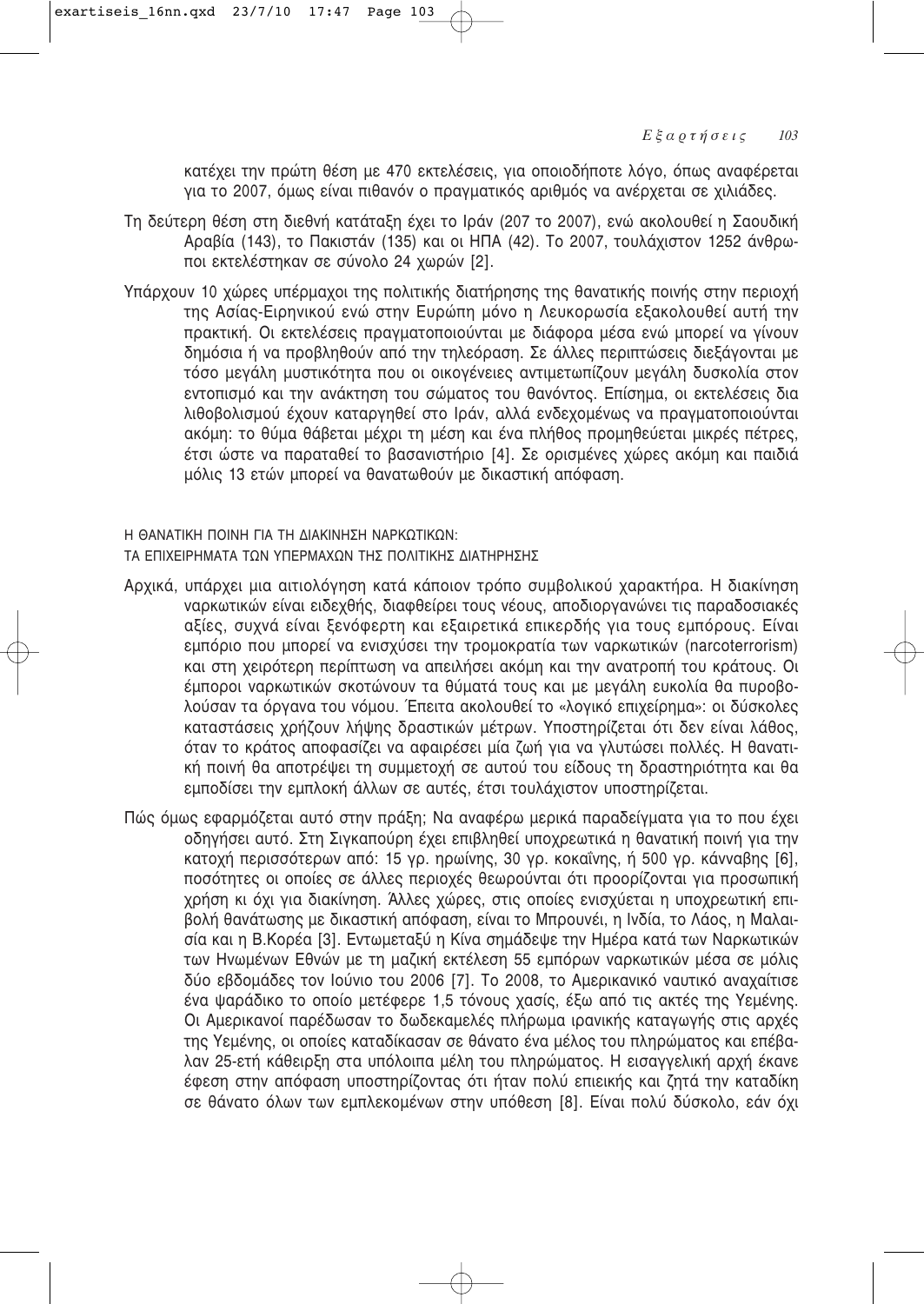κατέχει την πρώτη θέση με 470 εκτελέσεις, για οποιοδήποτε λόγο, όπως αναφέρεται για το 2007, όμως είναι πιθανόν ο πραγματικός αριθμός να ανέρχεται σε χιλιάδες.

Τη δεύτερη θέση στη διεθνή κατάταξη έχει το Ιράν (207 το 2007), ενώ ακολουθεί η Σαουδική Αραβία (143), το Πακιστάν (135) και οι ΗΠΑ (42). Το 2007, τουλάχιστον 1252 άνθρωποι εκτελέστηκαν σε σύνολο 24 χωρών [2].

Υπάρχουν 10 χώρες υπέρμαχοι της πολιτικής διατήρησης της θανατικής ποινής στην περιοχή της Ασίας-Ειρηνικού ενώ στην Ευρώπη μόνο η Λευκορωσία εξακολουθεί αυτή την πρακτική. Οι εκτελέσεις πραγματοποιούνται με διάφορα μέσα ενώ μπορεί να γίνουν δημόσια ή να προβληθούν από την τηλεόραση. Σε άλλες περιπτώσεις διεξάγονται με τόσο μεγάλη μυστικότητα που οι οικογένειες αντιμετωπίζουν μεγάλη δυσκολία στον εντοπισμό και την ανάκτηση του σώματος του θανόντος. Επίσημα, οι εκτελέσεις δια λιθοβολισμού έχουν καταργηθεί στο Ιράν, αλλά ενδεχομένως να πραγματοποιούνται ακόμη: το θύμα θάβεται μέχρι τη μέση και ένα πλήθος προμηθεύεται μικρές πέτρες, έτσι ώστε να παραταθεί το βασανιστήριο [4]. Σε ορισμένες χώρες ακόμη και παιδιά μόλις 13 ετών μπορεί να θανατωθούν με δικαστική απόφαση.

## Η ΘΑΝΑΤΙΚΗ ΠΟΙΝΗ ΓΙΑ ΤΗ ΔΙΑΚΙΝΗΣΗ ΝΑΡΚΩΤΙΚΩΝ: ΤΑ ΕΠΙΧΕΙΡΗΜΑΤΑ ΤΩΝ ΥΠΕΡΜΑΧΩΝ ΤΗΣ ΠΟΛΙΤΙΚΗΣ ΔΙΑΤΗΡΗΣΗΣ

Αρχικά, υπάρχει μια αιτιολόγηση κατά κάποιον τρόπο συμβολικού χαρακτήρα. Η διακίνηση ναρκωτικών είναι ειδεχθής, διαφθείρει τους νέους, αποδιοργανώνει τις παραδοσιακές αξίες, συχνά είναι ξενόφερτη και εξαιρετικά επικερδής για τους εμπόρους. Είναι εμπόριο που μπορεί να ενισχύσει την τρομοκρατία των ναρκωτικών (narcoterrorism) και στη χειρότερη περίπτωση να απειλήσει ακόμη και την ανατροπή του κράτους. Οι έμποροι ναρκωτικών σκοτώνουν τα θύματά τους και με μεγάλη ευκολία θα πυροβολούσαν τα όργανα του νόμου. Έπειτα ακολουθεί το «λογικό επιχείρημα»: οι δύσκολες καταστάσεις χρήζουν λήψης δραστικών μέτρων. Υποστηρίζεται ότι δεν είναι λάθος, όταν το κράτος αποφασίζει να αφαιρέσει μία ζωή για να γλυτώσει πολλές. Η θανατική ποινή θα αποτρέψει τη συμμετοχή σε αυτού του είδους τη δραστηριότητα και θα εμποδίσει την εμπλοκή άλλων σε αυτές, έτσι τουλάχιστον υποστηρίζεται.

Πώς όμως εφαρμόζεται αυτό στην πράξη; Να αναφέρω μερικά παραδείγματα για το που έχει οδηγήσει αυτό. Στη Σιγκαπούρη έχει επιβληθεί υποχρεωτικά η θανατική ποινή για την κατοχή περισσότερων από: 15 γρ. ηρωίνης, 30 γρ. κοκαΐνης, ή 500 γρ. κάνναβης [6], ποσότητες οι οποίες σε άλλες περιοχές θεωρούνται ότι προορίζονται για προσωπική χρήση κι όχι για διακίνηση. Άλλες χώρες, στις οποίες ενισχύεται η υποχρεωτική επιβολή θανάτωσης με δικαστική απόφαση, είναι το Μπρουνέι, η Ινδία, το Λάος, η Μαλαισία και η Β.Κορέα [3]. Εντωμεταξύ η Κίνα σημάδεψε την Ημέρα κατά των Ναρκωτικών των Ηνωμένων Εθνών με τη μαζική εκτέλεση 55 εμπόρων ναρκωτικών μέσα σε μόλις δύο εβδομάδες τον Ιούνιο του 2006 [7]. Το 2008, το Αμερικανικό ναυτικό αναχαίτισε ένα ψαράδικο το οποίο μετέφερε 1,5 τόνους χασίς, έξω από τις ακτές της Υεμένης. Οι Αμερικανοί παρέδωσαν το δωδεκαμελές πλήρωμα ιρανικής καταγωγής στις αρχές της Υεμένης, οι οποίες καταδίκασαν σε θάνατο ένα μέλος του πληρώματος και επέβαλαν 25-ετή κάθειρξη στα υπόλοιπα μέλη του πληρώματος. Η εισαγγελική αρχή έκανε έφεση στην απόφαση υποστηρίζοντας ότι ήταν πολύ επιεικής και ζητά την καταδίκη σε θάνατο όλων των εμπλεκομένων στην υπόθεση [8]. Είναι πολύ δύσκολο, εάν όχι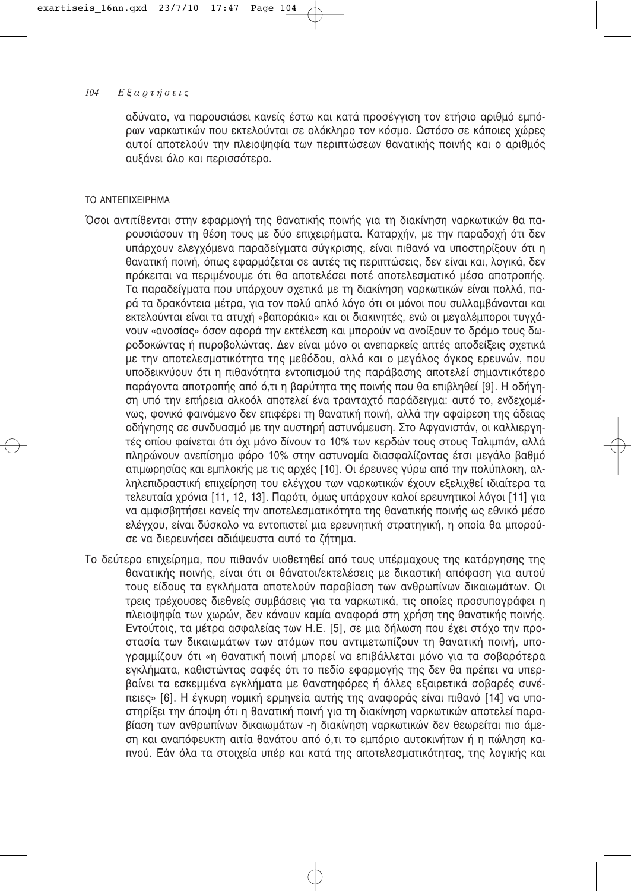αδύνατο, να παρουσιάσει κανείς έστω και κατά προσέγγιση τον ετήσιο αριθμό εμπόρων ναρκωτικών που εκτελούνται σε ολόκληρο τον κόσμο. Ωστόσο σε κάποιες χώρες αυτοί αποτελούν την πλειοψηφία των περιπτώσεων θανατικής ποινής και ο αριθμός αυξάνει όλο και περισσότερο.

### ΤΟ ΑΝΤΕΠΙΧΕΙΡΗΜΑ

Όσοι αντιτίθενται στην εφαρμογή της θανατικής ποινής για τη διακίνηση ναρκωτικών θα παρουσιάσουν τη θέση τους με δύο επιχειρήματα. Καταρχήν, με την παραδοχή ότι δεν υπάρχουν ελεγχόμενα παραδείγματα σύγκρισης, είναι πιθανό να υποστηρίξουν ότι η θανατική ποινή, όπως εφαρμόζεται σε αυτές τις περιπτώσεις, δεν είναι και, λογικά, δεν πρόκειται να περιμένουμε ότι θα αποτελέσει ποτέ αποτελεσματικό μέσο αποτροπής. Τα παραδείγματα που υπάρχουν σχετικά με τη διακίνηση ναρκωτικών είναι πολλά, παρά τα δρακόντεια μέτρα, για τον πολύ απλό λόγο ότι οι μόνοι που συλλαμβάνονται και εκτελούνται είναι τα ατυχή «βαποράκια» και οι διακινητές, ενώ οι μεγαλέμποροι τυγχάνουν «ανοσίας» όσον αφορά την εκτέλεση και μπορούν να ανοίξουν το δρόμο τους δωροδοκώντας ή πυροβολώντας. Δεν είναι μόνο οι ανεπαρκείς απτές αποδείξεις σχετικά με την αποτελεσματικότητα της μεθόδου, αλλά και ο μεγάλος όγκος ερευνών, που υποδεικνύουν ότι η πιθανότητα εντοπισμού της παράβασης αποτελεί σημαντικότερο παράγοντα αποτροπής από ό,τι η βαρύτητα της ποινής που θα επιβληθεί [9]. Η οδήγηση υπό την επήρεια αλκοόλ αποτελεί ένα τρανταχτό παράδειγμα: αυτό το, ενδεχομένως, φονικό φαινόμενο δεν επιφέρει τη θανατική ποινή, αλλά την αφαίρεση της άδειας οδήγησης σε συνδυασμό με την αυστηρή αστυνόμευση. Στο Αφγανιστάν, οι καλλιεργητές οπίου φαίνεται ότι όχι μόνο δίνουν το 10% των κερδών τους στους Ταλιμπάν, αλλά πληρώνουν ανεπίσημο φόρο 10% στην αστυνομία διασφαλίζοντας έτσι μεγάλο βαθμό ατιμωρησίας και εμπλοκής με τις αρχές [10]. Οι έρευνες γύρω από την πολύπλοκη, αλληλεπιδραστική επιχείρηση του ελέγχου των ναρκωτικών έχουν εξελιχθεί ιδιαίτερα τα τελευταία χρόνια [11, 12, 13]. Παρότι, όμως υπάρχουν καλοί ερευνητικοί λόγοι [11] για να αμφισβητήσει κανείς την αποτελεσματικότητα της θανατικής ποινής ως εθνικό μέσο ελέγχου, είναι δύσκολο να εντοπιστεί μια ερευνητική στρατηγική, η οποία θα μπορούσε να διερευνήσει αδιάψευστα αυτό το ζήτημα.

Το δεύτερο επιχείρημα, που πιθανόν υιοθετηθεί από τους υπέρμαχους της κατάργησης της θανατικής ποινής, είναι ότι οι θάνατοι/εκτελέσεις με δικαστική απόφαση για αυτού τους είδους τα εγκλήματα αποτελούν παραβίαση των ανθρωπίνων δικαιωμάτων. Οι τρεις τρέχουσες διεθνείς συμβάσεις για τα ναρκωτικά, τις οποίες προσυπογράφει η πλειοψηφία των χωρών, δεν κάνουν καμία αναφορά στη χρήση της θανατικής ποινής. Εντούτοις, τα μέτρα ασφαλείας των Η.Ε. [5], σε μια δήλωση που έχει στόχο την προστασία των δικαιωμάτων των ατόμων που αντιμετωπίζουν τη θανατική ποινή, υπογραμμίζουν ότι «η θανατική ποινή μπορεί να επιβάλλεται μόνο για τα σοβαρότερα εγκλήματα, καθιστώντας σαφές ότι το πεδίο εφαρμογής της δεν θα πρέπει να υπερβαίνει τα εσκεμμένα εγκλήματα με θανατηφόρες ή άλλες εξαιρετικά σοβαρές συνέπειες» [6]. Η έγκυρη νομική ερμηνεία αυτής της αναφοράς είναι πιθανό [14] να υποστηρίξει την άποψη ότι η θανατική ποινή για τη διακίνηση ναρκωτικών αποτελεί παραβίαση των ανθρωπίνων δικαιωμάτων -η διακίνηση ναρκωτικών δεν θεωρείται πιο άμεση και αναπόφευκτη αιτία θανάτου από ό,τι το εμπόριο αυτοκινήτων ή η πώληση καπνού. Εάν όλα τα στοιχεία υπέρ και κατά της αποτελεσματικότητας, της λογικής και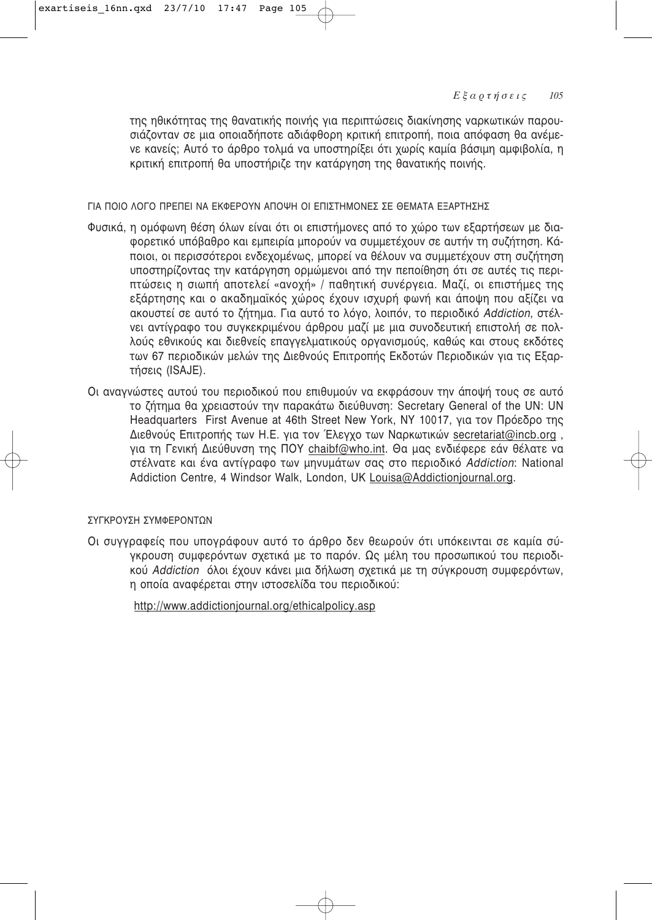της ηθικότητας της θανατικής ποινής για περιπτώσεις διακίνησης ναρκωτικών παρουσιάζονταν σε μια οποιαδήποτε αδιάφθορη κριτική επιτροπή, ποια απόφαση θα ανέμενε κανείς; Αυτό το άρθρο τολμά να υποστηρίξει ότι χωρίς καμία βάσιμη αμφιβολία, η κριτική επιτροπή θα υποστήριζε την κατάργηση της θανατικής ποινής.

### ΓΙΑ ΠΟΙΟ ΛΟΓΟ ΠΡΕΠΕΙ ΝΑ ΕΚΦΕΡΟΥΝ ΑΠΟΨΗ ΟΙ ΕΠΙΣΤΗΜΟΝΕΣ ΣΕ ΘΕΜΑΤΑ ΕΞΑΡΤΗΣΗΣ

Φυσικά, η ομόφωνη θέση όλων είναι ότι οι επιστήμονες από το χώρο των εξαρτήσεων με διαφορετικό υπόβαθρο και εμπειρία μπορούν να συμμετέχουν σε αυτήν τη συζήτηση. Κάποιοι, οι περισσότεροι ενδεχομένως, μπορεί να θέλουν να συμμετέχουν στη συζήτηση υποστηρίζοντας την κατάργηση ορμώμενοι από την πεποίθηση ότι σε αυτές τις περιπτώσεις η σιωπή αποτελεί «ανοχή» / παθητική συνέργεια. Μαζί, οι επιστήμες της εξάρτησης και ο ακαδημαϊκός χώρος έχουν ισχυρή φωνή και άποψη που αξίζει να ακουστεί σε αυτό το ζήτημα. Για αυτό το λόγο, λοιπόν, το περιοδικό *Addiction*, στέλνει αντίγραφο του συγκεκριμένου άρθρου μαζί με μια συνοδευτική επιστολή σε πολλούς εθνικούς και διεθνείς επαγγελματικούς οργανισμούς, καθώς και στους εκδότες των 67 περιοδικών μελών της Διεθνούς Επιτροπής Εκδοτών Περιοδικών για τις Εξαρτήσεις (ISAJE).

Οι αναγνώστες αυτού του περιοδικού που επιθυμούν να εκφράσουν την άποψή τους σε αυτό το ζήτημα θα χρειαστούν την παρακάτω διεύθυνση: Secretary General of the UN: UN Headquarters First Avenue at 46th Street New York, NY 10017, για τον Πρόεδρο της Διεθνούς Επιτροπής των Η.Ε. για τον Έλεγχο των Ναρκωτικών secretariat@incb.org , για τη Γενική Διεύθυνση της ΠΟΥ chaibf@who.int. Θα μας ενδιέφερε εάν θέλατε να στέλνατε και ένα αντίγραφο των μηνυμάτων σας στο περιοδικό *Addiction*: National Addiction Centre, 4 Windsor Walk, London, UK Louisa@Addictionjournal.org.

### ΣΥΓΚΡΟΥΣΗ ΣΥΜΦΕΡΟΝΤΩΝ

Οι συγγραφείς που υπογράφουν αυτό το άρθρο δεν θεωρούν ότι υπόκεινται σε καμία σύγκρουση συμφερόντων σχετικά με το παρόν. Ως μέλη του προσωπικού του περιοδικού *Addiction* όλοι έχουν κάνει μια δήλωση σχετικά με τη σύγκρουση συμφερόντων, η οποία αναφέρεται στην ιστοσελίδα του περιοδικού:

http://www.addictionjournal.org/ethicalpolicy.asp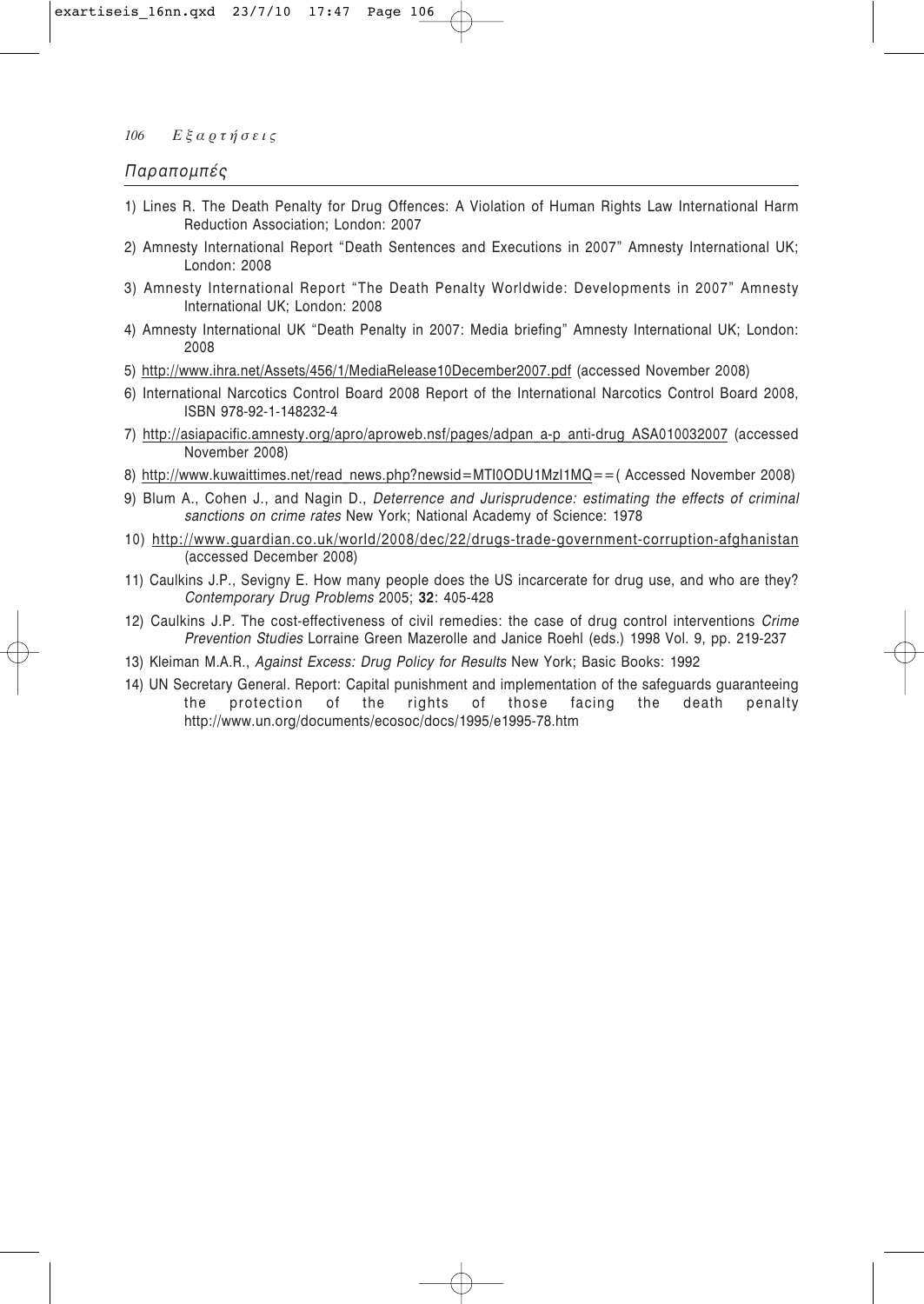## Παραπομπές

1) Lines R. The Death Penalty for Drug Offences: A Violation of Human Rights Law International Harm Reduction Association; London: 2007
2) Amnesty International Report "Death Sentences and Executions in 2007" Amnesty International UK; London: 2008
3) Amnesty International Report "The Death Penalty Worldwide: Developments in 2007" Amnesty International UK; London: 2008
4) Amnesty International UK "Death Penalty in 2007: Media briefing" Amnesty International UK; London: 2008
5) http://www.ihra.net/Assets/456/1/MediaRelease10December2007.pdf (accessed November 2008)
6) International Narcotics Control Board 2008 Report of the International Narcotics Control Board 2008, ISBN 978-92-1-148232-4
7) http://asiapacific.amnesty.org/apro/aproweb.nsf/pages/adpan_a-p_anti-drug_ASA010032007 (accessed November 2008)
8) http://www.kuwaittimes.net/read_news.php?newsid=MTI0ODU1MzI1MQ==( Accessed November 2008)
9) Blum A., Cohen J., and Nagin D., *Deterrence and Jurisprudence: estimating the effects of criminal sanctions on crime rates* New York; National Academy of Science: 1978
10) http://www.guardian.co.uk/world/2008/dec/22/drugs-trade-government-corruption-afghanistan (accessed December 2008)
11) Caulkins J.P., Sevigny E. How many people does the US incarcerate for drug use, and who are they? *Contemporary Drug Problems* 2005; **32**: 405-428
12) Caulkins J.P. The cost-effectiveness of civil remedies: the case of drug control interventions *Crime Prevention Studies* Lorraine Green Mazerolle and Janice Roehl (eds.) 1998 Vol. 9, pp. 219-237
13) Kleiman M.A.R., *Against Excess: Drug Policy for Results* New York; Basic Books: 1992
14) UN Secretary General. Report: Capital punishment and implementation of the safeguards guaranteeing the protection of the rights of those facing the death penalty http://www.un.org/documents/ecosoc/docs/1995/e1995-78.htm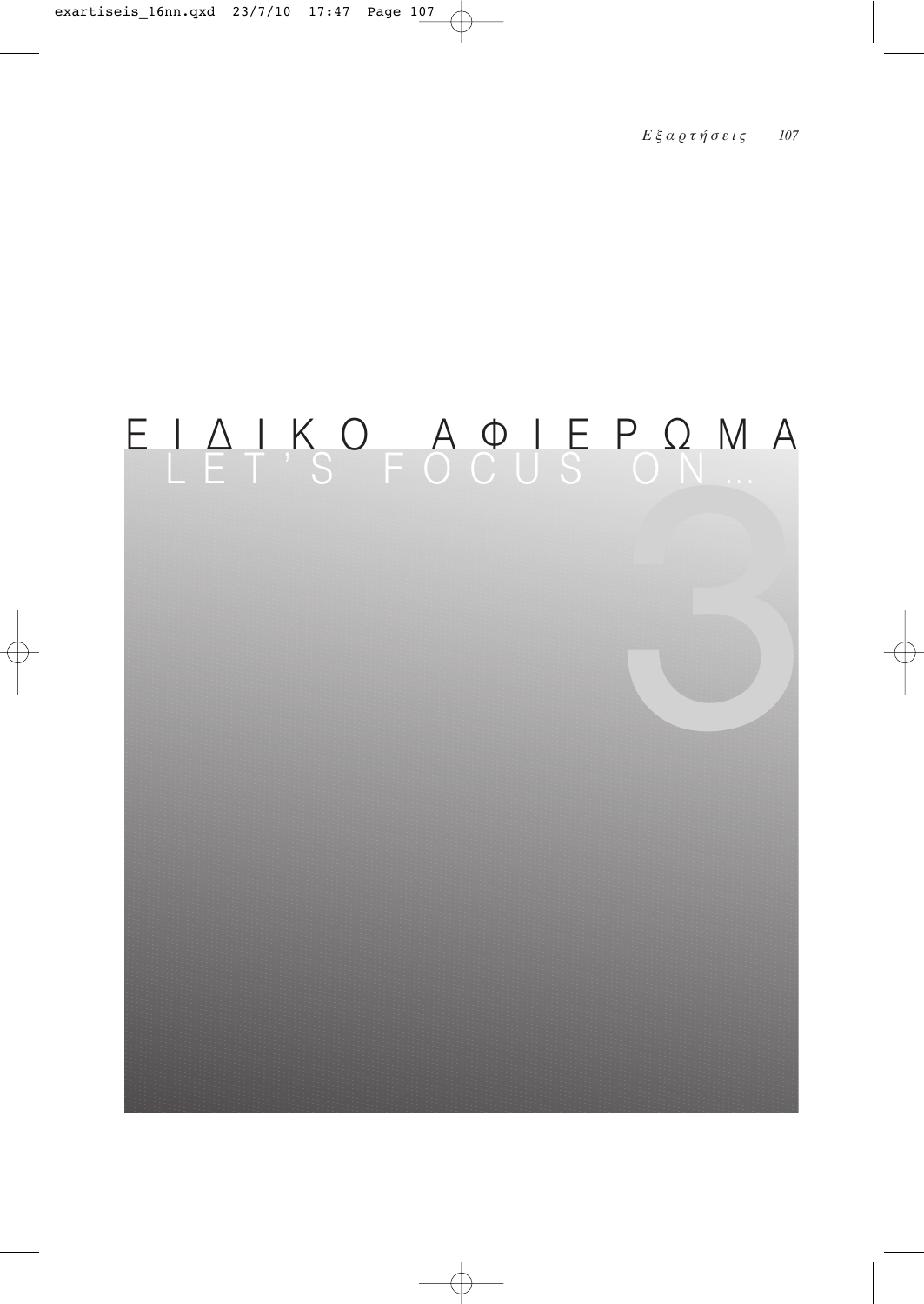# ΕΙΔΙΚΟ ΑΦΙΕΡΩΜΑ

## LET'S FOCUS ON...

3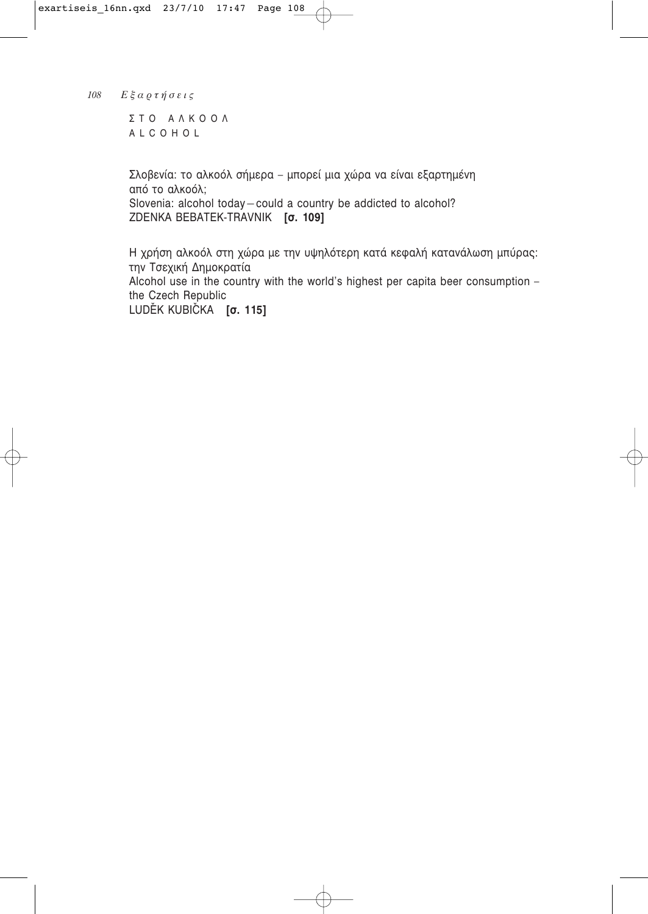## ΣΤΟ ΑΛΚΟΟΛ
## ALCOHOL

Σλοβενία: το αλκοόλ σήμερα – μπορεί μια χώρα να είναι εξαρτημένη από το αλκοόλ;
Slovenia: alcohol today – could a country be addicted to alcohol?
ZDENKA BEBATEK-TRAVNIK **[σ. 109]**

Η χρήση αλκοόλ στη χώρα με την υψηλότερη κατά κεφαλή κατανάλωση μπύρας: την Τσεχική Δημοκρατία
Alcohol use in the country with the world's highest per capita beer consumption – the Czech Republic
LUDĚK KUBIČKA **[σ. 115]**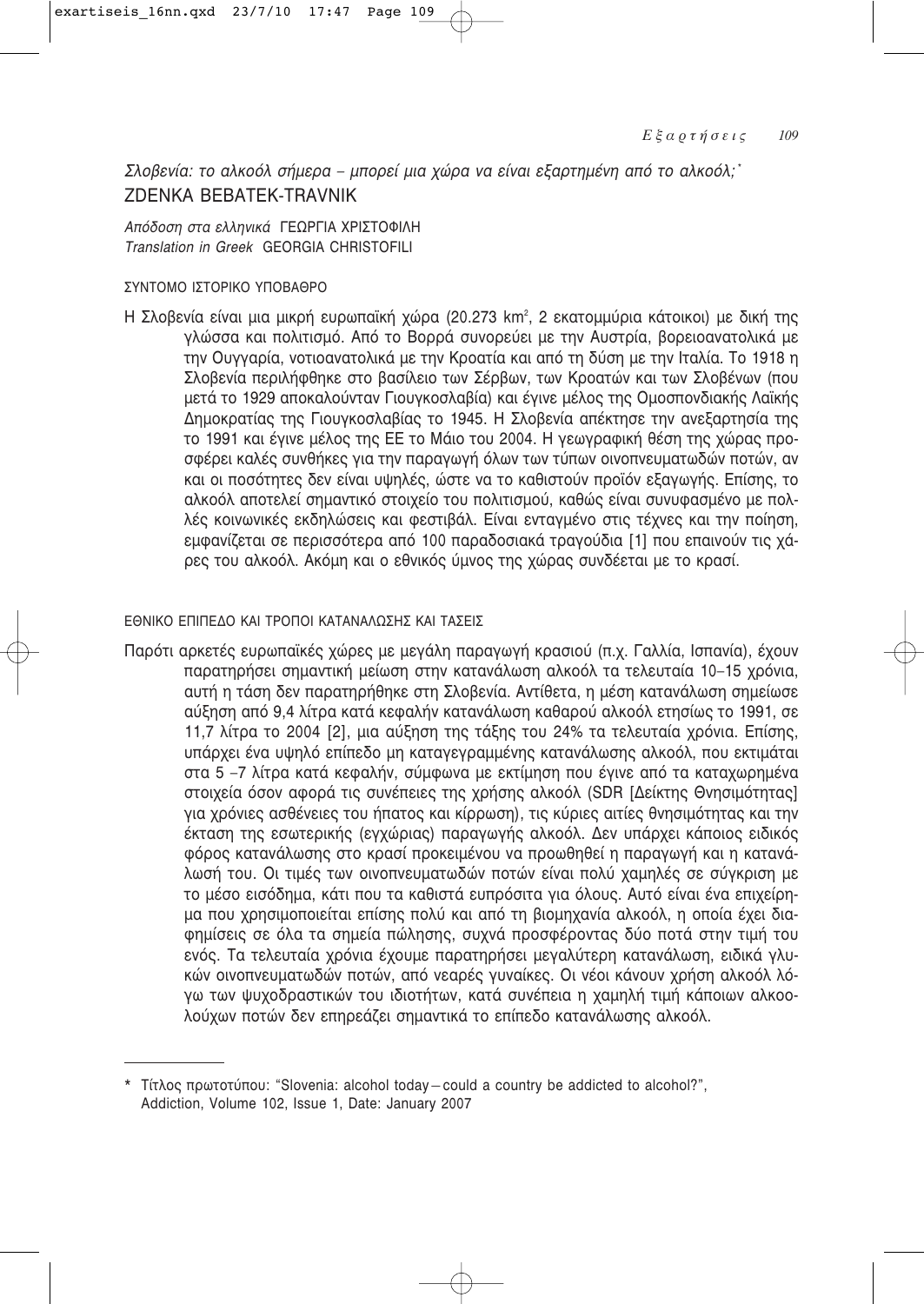*Σλοβενία: το αλκοόλ σήμερα – μπορεί μια χώρα να είναι εξαρτημένη από το αλκοόλ;*[*]
ZDENKA BEBATEK-TRAVNIK

*Απόδοση στα ελληνικά* ΓΕΩΡΓΙΑ ΧΡΙΣΤΟΦΙΛΗ
*Translation in Greek* GEORGIA CHRISTOFILI

## ΣΥΝΤΟΜΟ ΙΣΤΟΡΙΚΟ ΥΠΟΒΑΘΡΟ

Η Σλοβενία είναι μια μικρή ευρωπαϊκή χώρα (20.273 km$^2$, 2 εκατομμύρια κάτοικοι) με δική της γλώσσα και πολιτισμό. Από το Βορρά συνορεύει με την Αυστρία, βορειοανατολικά με την Ουγγαρία, νοτιοανατολικά με την Κροατία και από τη δύση με την Ιταλία. Το 1918 η Σλοβενία περιλήφθηκε στο βασίλειο των Σέρβων, των Κροατών και των Σλοβένων (που μετά το 1929 αποκαλούνταν Γιουγκοσλαβία) και έγινε μέλος της Ομοσπονδιακής Λαϊκής Δημοκρατίας της Γιουγκοσλαβίας το 1945. Η Σλοβενία απέκτησε την ανεξαρτησία της το 1991 και έγινε μέλος της ΕΕ το Μάιο του 2004. Η γεωγραφική θέση της χώρας προσφέρει καλές συνθήκες για την παραγωγή όλων των τύπων οινοπνευματωδών ποτών, αν και οι ποσότητες δεν είναι υψηλές, ώστε να το καθιστούν προϊόν εξαγωγής. Επίσης, το αλκοόλ αποτελεί σημαντικό στοιχείο του πολιτισμού, καθώς είναι συνυφασμένο με πολλές κοινωνικές εκδηλώσεις και φεστιβάλ. Είναι ενταγμένο στις τέχνες και την ποίηση, εμφανίζεται σε περισσότερα από 100 παραδοσιακά τραγούδια [1] που επαινούν τις χάρες του αλκοόλ. Ακόμη και ο εθνικός ύμνος της χώρας συνδέεται με το κρασί.

## ΕΘΝΙΚΟ ΕΠΙΠΕΔΟ ΚΑΙ ΤΡΟΠΟΙ ΚΑΤΑΝΑΛΩΣΗΣ ΚΑΙ ΤΑΣΕΙΣ

Παρότι αρκετές ευρωπαϊκές χώρες με μεγάλη παραγωγή κρασιού (π.χ. Γαλλία, Ισπανία), έχουν παρατηρήσει σημαντική μείωση στην κατανάλωση αλκοόλ τα τελευταία 10–15 χρόνια, αυτή η τάση δεν παρατηρήθηκε στη Σλοβενία. Αντίθετα, η μέση κατανάλωση σημείωσε αύξηση από 9,4 λίτρα κατά κεφαλήν κατανάλωση καθαρού αλκοόλ ετησίως το 1991, σε 11,7 λίτρα το 2004 [2], μια αύξηση της τάξης του 24% τα τελευταία χρόνια. Επίσης, υπάρχει ένα υψηλό επίπεδο μη καταγεγραμμένης κατανάλωσης αλκοόλ, που εκτιμάται στα 5 –7 λίτρα κατά κεφαλήν, σύμφωνα με εκτίμηση που έγινε από τα καταχωρημένα στοιχεία όσον αφορά τις συνέπειες της χρήσης αλκοόλ (SDR [Δείκτης Θνησιμότητας] για χρόνιες ασθένειες του ήπατος και κίρρωση), τις κύριες αιτίες θνησιμότητας και την έκταση της εσωτερικής (εγχώριας) παραγωγής αλκοόλ. Δεν υπάρχει κάποιος ειδικός φόρος κατανάλωσης στο κρασί προκειμένου να προωθηθεί η παραγωγή και η κατανάλωσή του. Οι τιμές των οινοπνευματωδών ποτών είναι πολύ χαμηλές σε σύγκριση με το μέσο εισόδημα, κάτι που τα καθιστά ευπρόσιτα για όλους. Αυτό είναι ένα επιχείρημα που χρησιμοποιείται επίσης πολύ και από τη βιομηχανία αλκοόλ, η οποία έχει διαφημίσεις σε όλα τα σημεία πώλησης, συχνά προσφέροντας δύο ποτά στην τιμή του ενός. Τα τελευταία χρόνια έχουμε παρατηρήσει μεγαλύτερη κατανάλωση, ειδικά γλυκών οινοπνευματωδών ποτών, από νεαρές γυναίκες. Οι νέοι κάνουν χρήση αλκοόλ λόγω των ψυχοδραστικών του ιδιοτήτων, κατά συνέπεια η χαμηλή τιμή κάποιων αλκοολούχων ποτών δεν επηρεάζει σημαντικά το επίπεδο κατανάλωσης αλκοόλ.

---

[*] Τίτλος πρωτοτύπου: "Slovenia: alcohol today – could a country be addicted to alcohol?", Addiction, Volume 102, Issue 1, Date: January 2007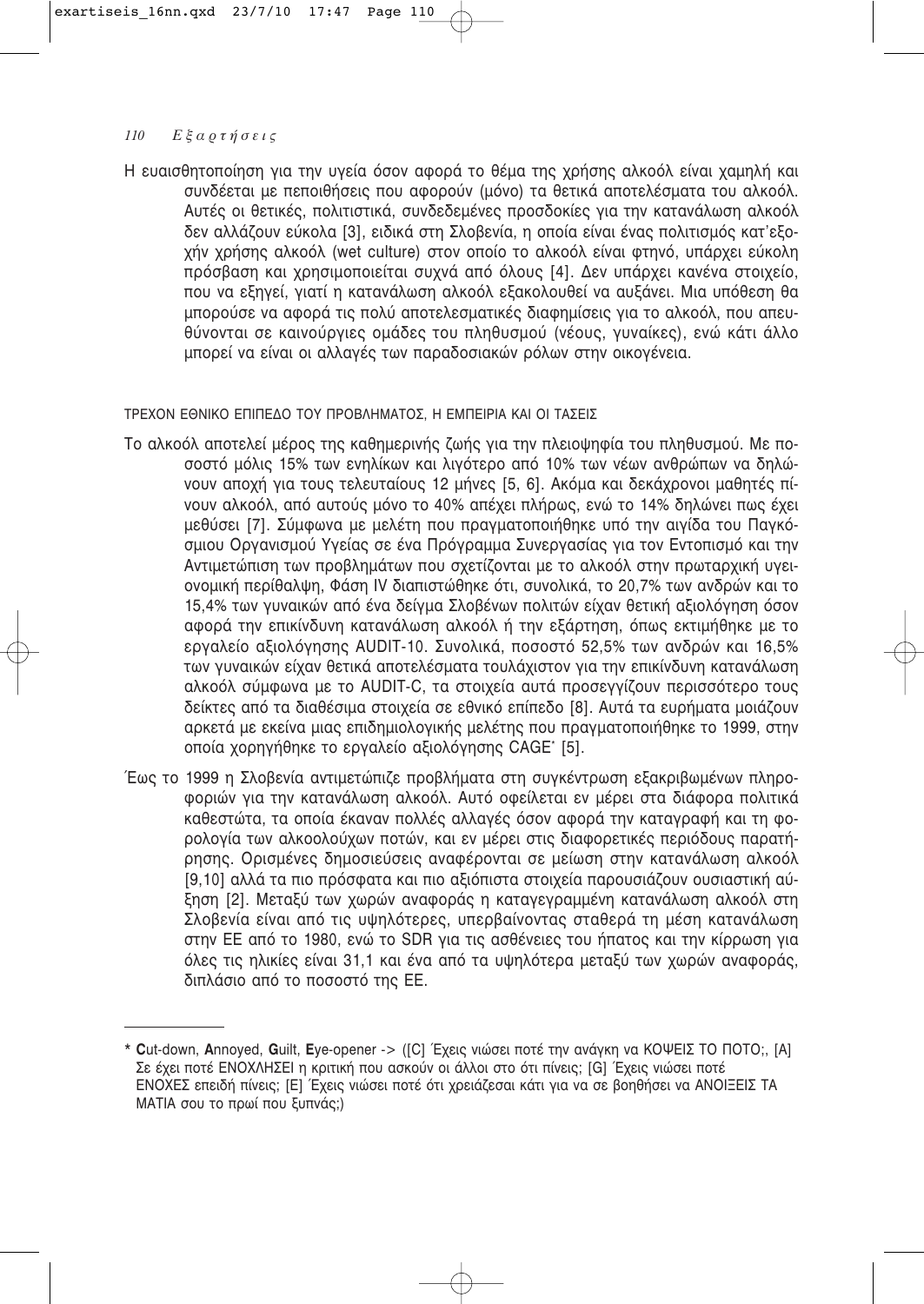Η ευαισθητοποίηση για την υγεία όσον αφορά το θέμα της χρήσης αλκοόλ είναι χαμηλή και συνδέεται με πεποιθήσεις που αφορούν (μόνο) τα θετικά αποτελέσματα του αλκοόλ. Αυτές οι θετικές, πολιτιστικά, συνδεδεμένες προσδοκίες για την κατανάλωση αλκοόλ δεν αλλάζουν εύκολα [3], ειδικά στη Σλοβενία, η οποία είναι ένας πολιτισμός κατ'εξοχήν χρήσης αλκοόλ (wet culture) στον οποίο το αλκοόλ είναι φτηνό, υπάρχει εύκολη πρόσβαση και χρησιμοποιείται συχνά από όλους [4]. Δεν υπάρχει κανένα στοιχείο, που να εξηγεί, γιατί η κατανάλωση αλκοόλ εξακολουθεί να αυξάνει. Μια υπόθεση θα μπορούσε να αφορά τις πολύ αποτελεσματικές διαφημίσεις για το αλκοόλ, που απευθύνονται σε καινούργιες ομάδες του πληθυσμού (νέους, γυναίκες), ενώ κάτι άλλο μπορεί να είναι οι αλλαγές των παραδοσιακών ρόλων στην οικογένεια.

## ΤΡΕΧΟΝ ΕΘΝΙΚΟ ΕΠΙΠΕΔΟ ΤΟΥ ΠΡΟΒΛΗΜΑΤΟΣ, Η ΕΜΠΕΙΡΙΑ ΚΑΙ ΟΙ ΤΑΣΕΙΣ

Το αλκοόλ αποτελεί μέρος της καθημερινής ζωής για την πλειοψηφία του πληθυσμού. Με ποσοστό μόλις 15% των ενηλίκων και λιγότερο από 10% των νέων ανθρώπων να δηλώνουν αποχή για τους τελευταίους 12 μήνες [5, 6]. Ακόμα και δεκάχρονοι μαθητές πίνουν αλκοόλ, από αυτούς μόνο το 40% απέχει πλήρως, ενώ το 14% δηλώνει πως έχει μεθύσει [7]. Σύμφωνα με μελέτη που πραγματοποιήθηκε υπό την αιγίδα του Παγκόσμιου Οργανισμού Υγείας σε ένα Πρόγραμμα Συνεργασίας για τον Εντοπισμό και την Αντιμετώπιση των προβλημάτων που σχετίζονται με το αλκοόλ στην πρωταρχική υγειονομική περίθαλψη, Φάση IV διαπιστώθηκε ότι, συνολικά, το 20,7% των ανδρών και το 15,4% των γυναικών από ένα δείγμα Σλοβένων πολιτών είχαν θετική αξιολόγηση όσον αφορά την επικίνδυνη κατανάλωση αλκοόλ ή την εξάρτηση, όπως εκτιμήθηκε με το εργαλείο αξιολόγησης AUDIT-10. Συνολικά, ποσοστό 52,5% των ανδρών και 16,5% των γυναικών είχαν θετικά αποτελέσματα τουλάχιστον για την επικίνδυνη κατανάλωση αλκοόλ σύμφωνα με το AUDIT-C, τα στοιχεία αυτά προσεγγίζουν περισσότερο τους δείκτες από τα διαθέσιμα στοιχεία σε εθνικό επίπεδο [8]. Αυτά τα ευρήματα μοιάζουν αρκετά με εκείνα μιας επιδημιολογικής μελέτης που πραγματοποιήθηκε το 1999, στην οποία χορηγήθηκε το εργαλείο αξιολόγησης CAGE* [5].

Έως το 1999 η Σλοβενία αντιμετώπιζε προβλήματα στη συγκέντρωση εξακριβωμένων πληροφοριών για την κατανάλωση αλκοόλ. Αυτό οφείλεται εν μέρει στα διάφορα πολιτικά καθεστώτα, τα οποία έκαναν πολλές αλλαγές όσον αφορά την καταγραφή και τη φορολογία των αλκοολούχων ποτών, και εν μέρει στις διαφορετικές περιόδους παρατήρησης. Ορισμένες δημοσιεύσεις αναφέρονται σε μείωση στην κατανάλωση αλκοόλ [9,10] αλλά τα πιο πρόσφατα και πιο αξιόπιστα στοιχεία παρουσιάζουν ουσιαστική αύξηση [2]. Μεταξύ των χωρών αναφοράς η καταγεγραμμένη κατανάλωση αλκοόλ στη Σλοβενία είναι από τις υψηλότερες, υπερβαίνοντας σταθερά τη μέση κατανάλωση στην ΕΕ από το 1980, ενώ το SDR για τις ασθένειες του ήπατος και την κίρρωση για όλες τις ηλικίες είναι 31,1 και ένα από τα υψηλότερα μεταξύ των χωρών αναφοράς, διπλάσιο από το ποσοστό της ΕΕ.

---

* **C**ut-down, **A**nnoyed, **G**uilt, **E**ye-opener -> ([C] Έχεις νιώσει ποτέ την ανάγκη να ΚΟΨΕΙΣ ΤΟ ΠΟΤΟ;, [A] Σε έχει ποτέ ΕΝΟΧΛΗΣΕΙ η κριτική που ασκούν οι άλλοι στο ότι πίνεις; [G] Έχεις νιώσει ποτέ ΕΝΟΧΕΣ επειδή πίνεις; [E] Έχεις νιώσει ποτέ ότι χρειάζεσαι κάτι για να σε βοηθήσει να ΑΝΟΙΞΕΙΣ ΤΑ ΜΑΤΙΑ σου το πρωί που ξυπνάς;)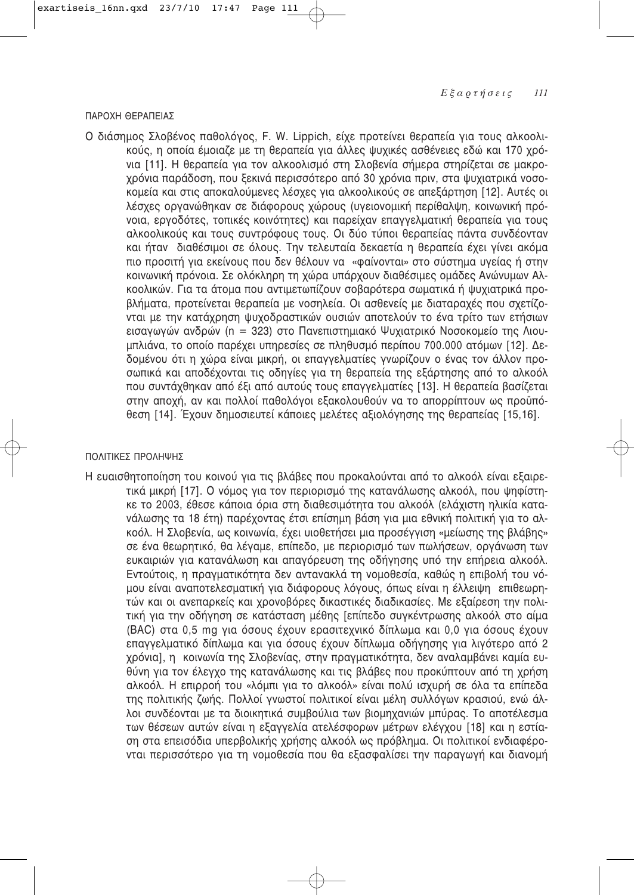## ΠΑΡΟΧΗ ΘΕΡΑΠΕΙΑΣ

Ο διάσημος Σλοβένος παθολόγος, F. W. Lippich, είχε προτείνει θεραπεία για τους αλκοολικούς, η οποία έμοιαζε με τη θεραπεία για άλλες ψυχικές ασθένειες εδώ και 170 χρόνια [11]. Η θεραπεία για τον αλκοολισμό στη Σλοβενία σήμερα στηρίζεται σε μακροχρόνια παράδοση, που ξεκινά περισσότερο από 30 χρόνια πριν, στα ψυχιατρικά νοσοκομεία και στις αποκαλούμενες λέσχες για αλκοολικούς σε απεξάρτηση [12]. Αυτές οι λέσχες οργανώθηκαν σε διάφορους χώρους (υγειονομική περίθαλψη, κοινωνική πρόνοια, εργοδότες, τοπικές κοινότητες) και παρείχαν επαγγελματική θεραπεία για τους αλκοολικούς και τους συντρόφους τους. Οι δύο τύποι θεραπείας πάντα συνδέονταν και ήταν διαθέσιμοι σε όλους. Την τελευταία δεκαετία η θεραπεία έχει γίνει ακόμα πιο προσιτή για εκείνους που δεν θέλουν να «φαίνονται» στο σύστημα υγείας ή στην κοινωνική πρόνοια. Σε ολόκληρη τη χώρα υπάρχουν διαθέσιμες ομάδες Ανώνυμων Αλκοολικών. Για τα άτομα που αντιμετωπίζουν σοβαρότερα σωματικά ή ψυχιατρικά προβλήματα, προτείνεται θεραπεία με νοσηλεία. Οι ασθενείς με διαταραχές που σχετίζονται με την κατάχρηση ψυχοδραστικών ουσιών αποτελούν το ένα τρίτο των ετήσιων εισαγωγών ανδρών (n = 323) στο Πανεπιστημιακό Ψυχιατρικό Νοσοκομείο της Λιουμπλιάνα, το οποίο παρέχει υπηρεσίες σε πληθυσμό περίπου 700.000 ατόμων [12]. Δεδομένου ότι η χώρα είναι μικρή, οι επαγγελματίες γνωρίζουν ο ένας τον άλλον προσωπικά και αποδέχονται τις οδηγίες για τη θεραπεία της εξάρτησης από το αλκοόλ που συντάχθηκαν από έξι από αυτούς τους επαγγελματίες [13]. Η θεραπεία βασίζεται στην αποχή, αν και πολλοί παθολόγοι εξακολουθούν να το απορρίπτουν ως προϋπόθεση [14]. Έχουν δημοσιευτεί κάποιες μελέτες αξιολόγησης της θεραπείας [15,16].

## ΠΟΛΙΤΙΚΕΣ ΠΡΟΛΗΨΗΣ

Η ευαισθητοποίηση του κοινού για τις βλάβες που προκαλούνται από το αλκοόλ είναι εξαιρετικά μικρή [17]. Ο νόμος για τον περιορισμό της κατανάλωσης αλκοόλ, που ψηφίστηκε το 2003, έθεσε κάποια όρια στη διαθεσιμότητα του αλκοόλ (ελάχιστη ηλικία κατανάλωσης τα 18 έτη) παρέχοντας έτσι επίσημη βάση για μια εθνική πολιτική για το αλκοόλ. Η Σλοβενία, ως κοινωνία, έχει υιοθετήσει μια προσέγγιση «μείωσης της βλάβης» σε ένα θεωρητικό, θα λέγαμε, επίπεδο, με περιορισμό των πωλήσεων, οργάνωση των ευκαιριών για κατανάλωση και απαγόρευση της οδήγησης υπό την επήρεια αλκοόλ. Εντούτοις, η πραγματικότητα δεν αντανακλά τη νομοθεσία, καθώς η επιβολή του νόμου είναι αναποτελεσματική για διάφορους λόγους, όπως είναι η έλλειψη επιθεωρητών και οι ανεπαρκείς και χρονοβόρες δικαστικές διαδικασίες. Με εξαίρεση την πολιτική για την οδήγηση σε κατάσταση μέθης [επίπεδο συγκέντρωσης αλκοόλ στο αίμα (BAC) στα 0,5 mg για όσους έχουν ερασιτεχνικό δίπλωμα και 0,0 για όσους έχουν επαγγελματικό δίπλωμα και για όσους έχουν δίπλωμα οδήγησης για λιγότερο από 2 χρόνια], η κοινωνία της Σλοβενίας, στην πραγματικότητα, δεν αναλαμβάνει καμία ευθύνη για τον έλεγχο της κατανάλωσης και τις βλάβες που προκύπτουν από τη χρήση αλκοόλ. Η επιρροή του «λόμπι για το αλκοόλ» είναι πολύ ισχυρή σε όλα τα επίπεδα της πολιτικής ζωής. Πολλοί γνωστοί πολιτικοί είναι μέλη συλλόγων κρασιού, ενώ άλλοι συνδέονται με τα διοικητικά συμβούλια των βιομηχανιών μπύρας. Το αποτέλεσμα των θέσεων αυτών είναι η εξαγγελία ατελέσφορων μέτρων ελέγχου [18] και η εστίαση στα επεισόδια υπερβολικής χρήσης αλκοόλ ως πρόβλημα. Οι πολιτικοί ενδιαφέρονται περισσότερο για τη νομοθεσία που θα εξασφαλίσει την παραγωγή και διανομή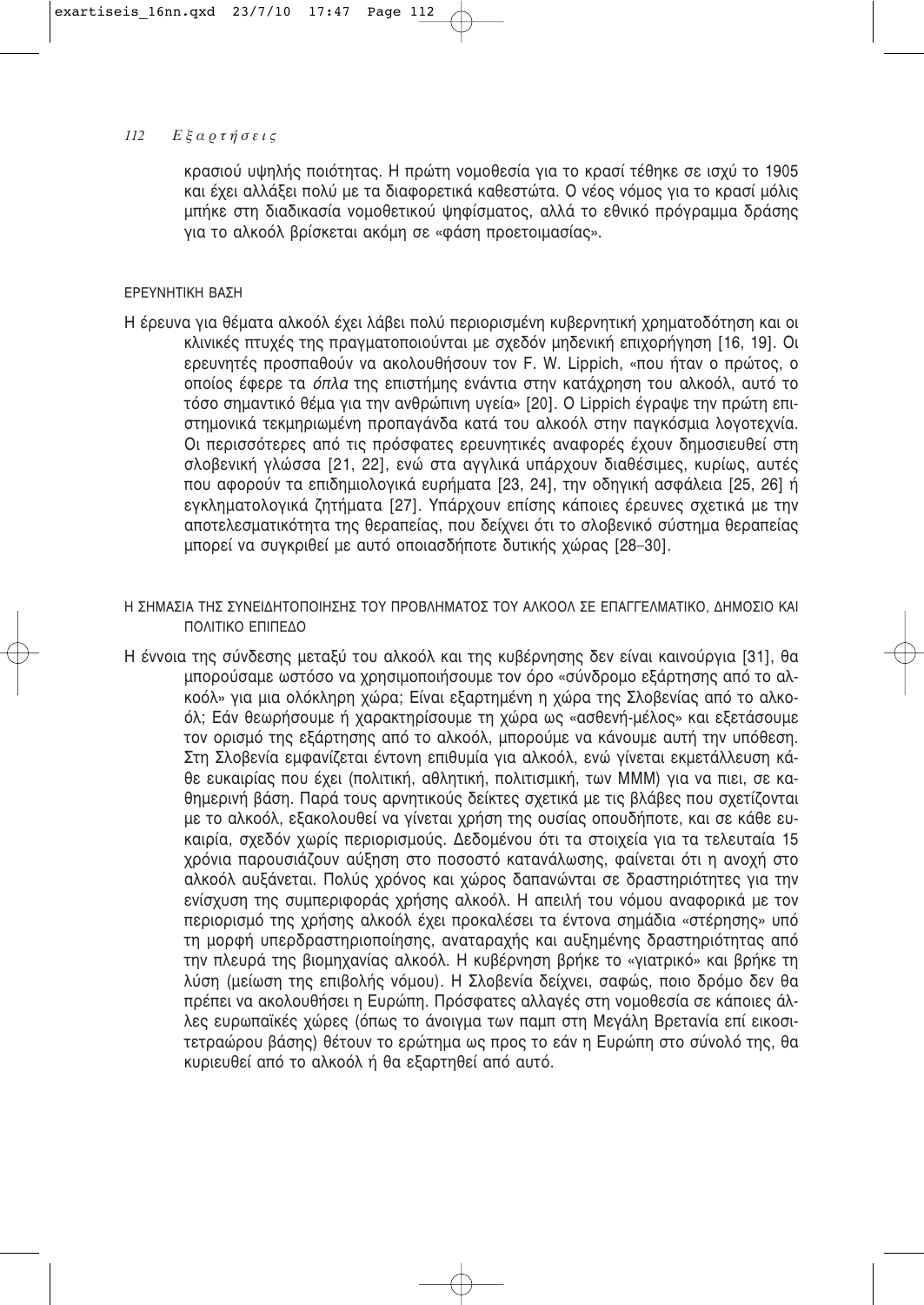κρασιού υψηλής ποιότητας. Η πρώτη νομοθεσία για το κρασί τέθηκε σε ισχύ το 1905 και έχει αλλάξει πολύ με τα διαφορετικά καθεστώτα. Ο νέος νόμος για το κρασί μόλις μπήκε στη διαδικασία νομοθετικού ψηφίσματος, αλλά το εθνικό πρόγραμμα δράσης για το αλκοόλ βρίσκεται ακόμη σε «φάση προετοιμασίας».

## ΕΡΕΥΝΗΤΙΚΗ ΒΑΣΗ

Η έρευνα για θέματα αλκοόλ έχει λάβει πολύ περιορισμένη κυβερνητική χρηματοδότηση και οι κλινικές πτυχές της πραγματοποιούνται με σχεδόν μηδενική επιχορήγηση [16, 19]. Οι ερευνητές προσπαθούν να ακολουθήσουν τον F. W. Lippich, «που ήταν ο πρώτος, ο οποίος έφερε τα *όπλα* της επιστήμης ενάντια στην κατάχρηση του αλκοόλ, αυτό το τόσο σημαντικό θέμα για την ανθρώπινη υγεία» [20]. Ο Lippich έγραψε την πρώτη επιστημονικά τεκμηριωμένη προπαγάνδα κατά του αλκοόλ στην παγκόσμια λογοτεχνία. Οι περισσότερες από τις πρόσφατες ερευνητικές αναφορές έχουν δημοσιευθεί στη σλοβενική γλώσσα [21, 22], ενώ στα αγγλικά υπάρχουν διαθέσιμες, κυρίως, αυτές που αφορούν τα επιδημιολογικά ευρήματα [23, 24], την οδηγική ασφάλεια [25, 26] ή εγκληματολογικά ζητήματα [27]. Υπάρχουν επίσης κάποιες έρευνες σχετικά με την αποτελεσματικότητα της θεραπείας, που δείχνει ότι το σλοβενικό σύστημα θεραπείας μπορεί να συγκριθεί με αυτό οποιασδήποτε δυτικής χώρας [28–30].

## Η ΣΗΜΑΣΙΑ ΤΗΣ ΣΥΝΕΙΔΗΤΟΠΟΙΗΣΗΣ ΤΟΥ ΠΡΟΒΛΗΜΑΤΟΣ ΤΟΥ ΑΛΚΟΟΛ ΣΕ ΕΠΑΓΓΕΛΜΑΤΙΚΟ, ΔΗΜΟΣΙΟ ΚΑΙ ΠΟΛΙΤΙΚΟ ΕΠΙΠΕΔΟ

Η έννοια της σύνδεσης μεταξύ του αλκοόλ και της κυβέρνησης δεν είναι καινούργια [31], θα μπορούσαμε ωστόσο να χρησιμοποιήσουμε τον όρο «σύνδρομο εξάρτησης από το αλκοόλ» για μια ολόκληρη χώρα; Είναι εξαρτημένη η χώρα της Σλοβενίας από το αλκοόλ; Εάν θεωρήσουμε ή χαρακτηρίσουμε τη χώρα ως «ασθενή-μέλος» και εξετάσουμε τον ορισμό της εξάρτησης από το αλκοόλ, μπορούμε να κάνουμε αυτή την υπόθεση. Στη Σλοβενία εμφανίζεται έντονη επιθυμία για αλκοόλ, ενώ γίνεται εκμετάλλευση κάθε ευκαιρίας που έχει (πολιτική, αθλητική, πολιτισμική, των ΜΜΜ) για να πιει, σε καθημερινή βάση. Παρά τους αρνητικούς δείκτες σχετικά με τις βλάβες που σχετίζονται με το αλκοόλ, εξακολουθεί να γίνεται χρήση της ουσίας οπουδήποτε, και σε κάθε ευκαιρία, σχεδόν χωρίς περιορισμούς. Δεδομένου ότι τα στοιχεία για τα τελευταία 15 χρόνια παρουσιάζουν αύξηση στο ποσοστό κατανάλωσης, φαίνεται ότι η ανοχή στο αλκοόλ αυξάνεται. Πολύς χρόνος και χώρος δαπανώνται σε δραστηριότητες για την ενίσχυση της συμπεριφοράς χρήσης αλκοόλ. Η απειλή του νόμου αναφορικά με τον περιορισμό της χρήσης αλκοόλ έχει προκαλέσει τα έντονα σημάδια «στέρησης» υπό τη μορφή υπερδραστηριοποίησης, αναταραχής και αυξημένης δραστηριότητας από την πλευρά της βιομηχανίας αλκοόλ. Η κυβέρνηση βρήκε το «γιατρικό» και βρήκε τη λύση (μείωση της επιβολής νόμου). Η Σλοβενία δείχνει, σαφώς, ποιο δρόμο δεν θα πρέπει να ακολουθήσει η Ευρώπη. Πρόσφατες αλλαγές στη νομοθεσία σε κάποιες άλλες ευρωπαϊκές χώρες (όπως το άνοιγμα των παμπ στη Μεγάλη Βρετανία επί εικοσιτετραώρου βάσης) θέτουν το ερώτημα ως προς το εάν η Ευρώπη στο σύνολό της, θα κυριευθεί από το αλκοόλ ή θα εξαρτηθεί από αυτό.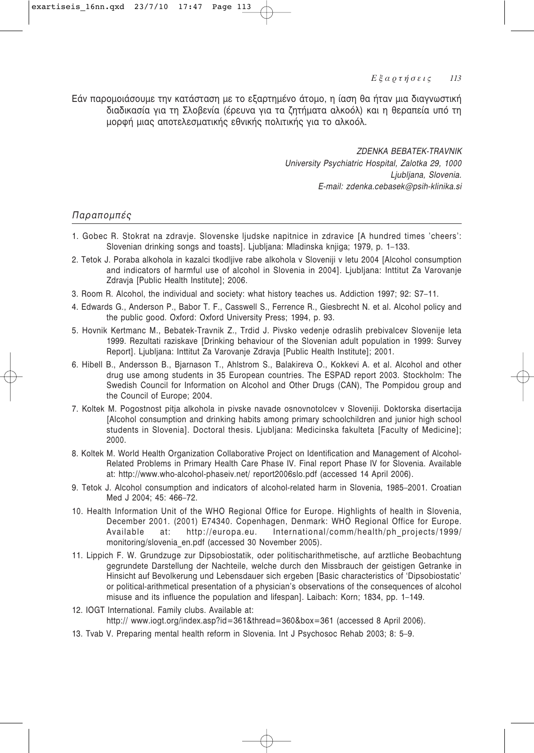Εάν παρομοιάσουμε την κατάσταση με το εξαρτημένο άτομο, η ίαση θα ήταν μια διαγνωστική διαδικασία για τη Σλοβενία (έρευνα για τα ζητήματα αλκοόλ) και η θεραπεία υπό τη μορφή μιας αποτελεσματικής εθνικής πολιτικής για το αλκοόλ.

*ZDENKA BEBATEK-TRAVNIK*
*University Psychiatric Hospital, Zalotka 29, 1000*
*Ljubljana, Slovenia.*
*E-mail: zdenka.cebasek@psih-klinika.si*

## *Παραπομπές*

1. Gobec R. Stokrat na zdravje. Slovenske ljudske napitnice in zdravice [A hundred times 'cheers': Slovenian drinking songs and toasts]. Ljubljana: Mladinska knjiga; 1979, p. 1–133.
2. Tetok J. Poraba alkohola in kazalci tkodljive rabe alkohola v Sloveniji v letu 2004 [Alcohol consumption and indicators of harmful use of alcohol in Slovenia in 2004]. Ljubljana: Inttitut Za Varovanje Zdravja [Public Health Institute]; 2006.
3. Room R. Alcohol, the individual and society: what history teaches us. Addiction 1997; 92: S7–11.
4. Edwards G., Anderson P., Babor T. F., Casswell S., Ferrence R., Giesbrecht N. et al. Alcohol policy and the public good. Oxford: Oxford University Press; 1994, p. 93.
5. Hovnik Kertmanc M., Bebatek-Travnik Z., Trdid J. Pivsko vedenje odraslih prebivalcev Slovenije leta 1999. Rezultati raziskave [Drinking behaviour of the Slovenian adult population in 1999: Survey Report]. Ljubljana: Inttitut Za Varovanje Zdravja [Public Health Institute]; 2001.
6. Hibell B., Andersson B., Bjarnason T., Ahlstrom S., Balakireva O., Kokkevi A. et al. Alcohol and other drug use among students in 35 European countries. The ESPAD report 2003. Stockholm: The Swedish Council for Information on Alcohol and Other Drugs (CAN), The Pompidou group and the Council of Europe; 2004.
7. Koltek M. Pogostnost pitja alkohola in pivske navade osnovnotolcev v Sloveniji. Doktorska disertacija [Alcohol consumption and drinking habits among primary schoolchildren and junior high school students in Slovenia]. Doctoral thesis. Ljubljana: Medicinska fakulteta [Faculty of Medicine]; 2000.
8. Koltek M. World Health Organization Collaborative Project on Identification and Management of Alcohol-Related Problems in Primary Health Care Phase IV. Final report Phase IV for Slovenia. Available at: http://www.who-alcohol-phaseiv.net/ report2006slo.pdf (accessed 14 April 2006).
9. Tetok J. Alcohol consumption and indicators of alcohol-related harm in Slovenia, 1985–2001. Croatian Med J 2004; 45: 466–72.
10. Health Information Unit of the WHO Regional Office for Europe. Highlights of health in Slovenia, December 2001. (2001) E74340. Copenhagen, Denmark: WHO Regional Office for Europe. Available at: http://europa.eu. International/comm/health/ph_projects/1999/ monitoring/slovenia_en.pdf (accessed 30 November 2005).
11. Lippich F. W. Grundzuge zur Dipsobiostatik, oder politischarithmetische, auf arztliche Beobachtung gegrundete Darstellung der Nachteile, welche durch den Missbrauch der geistigen Getranke in Hinsicht auf Bevolkerung und Lebensdauer sich ergeben [Basic characteristics of 'Dipsobiostatic' or political-arithmetical presentation of a physician's observations of the consequences of alcohol misuse and its influence the population and lifespan]. Laibach: Korn; 1834, pp. 1–149.
12. IOGT International. Family clubs. Available at: http:// www.iogt.org/index.asp?id=361&thread=360&box=361 (accessed 8 April 2006).
13. Tvab V. Preparing mental health reform in Slovenia. Int J Psychosoc Rehab 2003; 8: 5–9.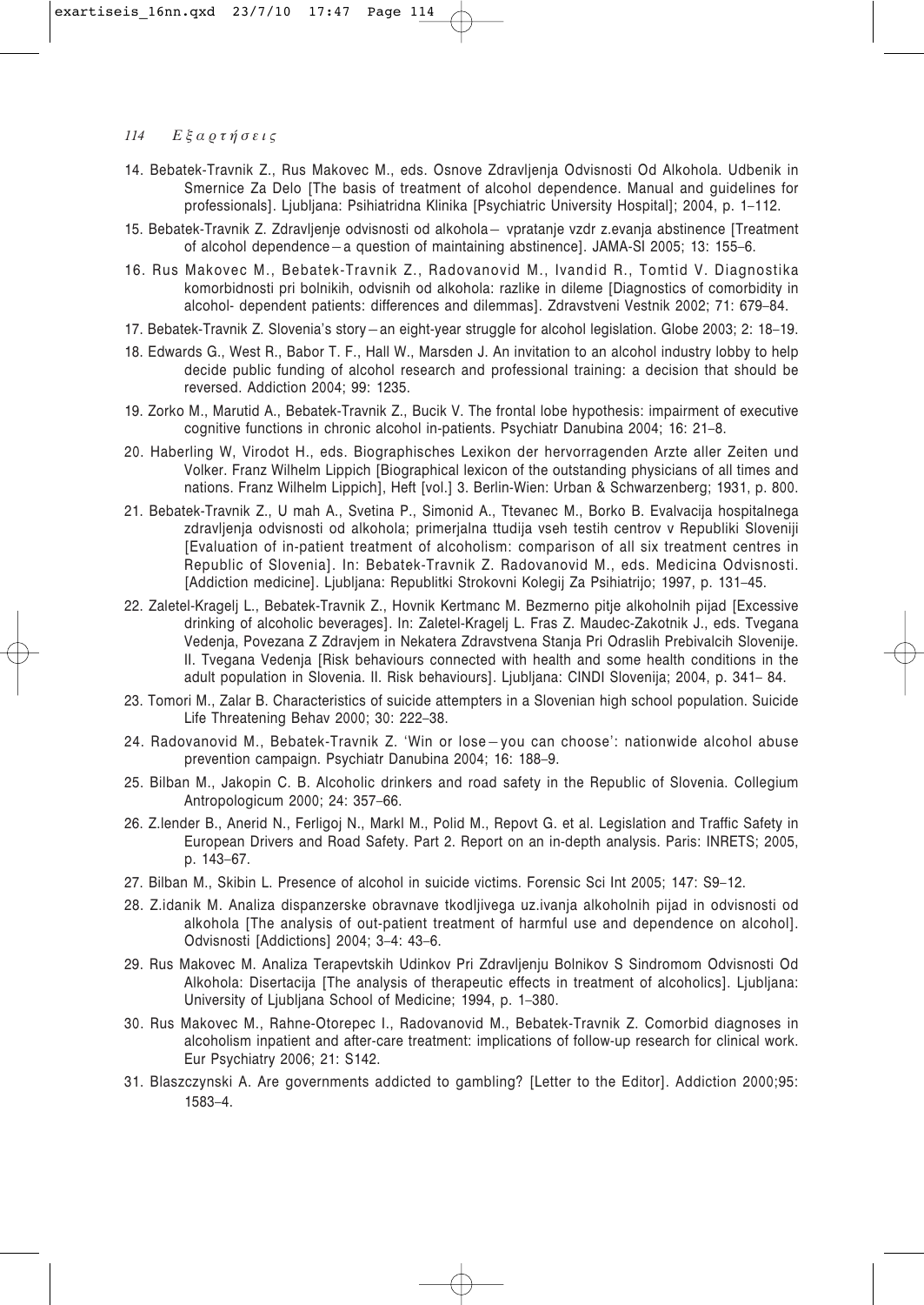14. Bebatek-Travnik Z., Rus Makovec M., eds. Osnove Zdravljenja Odvisnosti Od Alkohola. Udbenik in Smernice Za Delo [The basis of treatment of alcohol dependence. Manual and guidelines for professionals]. Ljubljana: Psihiatridna Klinika [Psychiatric University Hospital]; 2004, p. 1–112.
15. Bebatek-Travnik Z. Zdravljenje odvisnosti od alkohola– vpratanje vzdr z.evanja abstinence [Treatment of alcohol dependence–a question of maintaining abstinence]. JAMA-SI 2005; 13: 155–6.
16. Rus Makovec M., Bebatek-Travnik Z., Radovanovid M., Ivandid R., Tomtid V. Diagnostika komorbidnosti pri bolnikih, odvisnih od alkohola: razlike in dileme [Diagnostics of comorbidity in alcohol- dependent patients: differences and dilemmas]. Zdravstveni Vestnik 2002; 71: 679–84.
17. Bebatek-Travnik Z. Slovenia's story–an eight-year struggle for alcohol legislation. Globe 2003; 2: 18–19.
18. Edwards G., West R., Babor T. F., Hall W., Marsden J. An invitation to an alcohol industry lobby to help decide public funding of alcohol research and professional training: a decision that should be reversed. Addiction 2004; 99: 1235.
19. Zorko M., Marutid A., Bebatek-Travnik Z., Bucik V. The frontal lobe hypothesis: impairment of executive cognitive functions in chronic alcohol in-patients. Psychiatr Danubina 2004; 16: 21–8.
20. Haberling W, Virodot H., eds. Biographisches Lexikon der hervorragenden Arzte aller Zeiten und Volker. Franz Wilhelm Lippich [Biographical lexicon of the outstanding physicians of all times and nations. Franz Wilhelm Lippich], Heft [vol.] 3. Berlin-Wien: Urban & Schwarzenberg; 1931, p. 800.
21. Bebatek-Travnik Z., U mah A., Svetina P., Simonid A., Ttevanec M., Borko B. Evalvacija hospitalnega zdravljenja odvisnosti od alkohola; primerjalna ttudija vseh testih centrov v Republiki Sloveniji [Evaluation of in-patient treatment of alcoholism: comparison of all six treatment centres in Republic of Slovenia]. In: Bebatek-Travnik Z. Radovanovid M., eds. Medicina Odvisnosti. [Addiction medicine]. Ljubljana: Republitki Strokovni Kolegij Za Psihiatrijo; 1997, p. 131–45.
22. Zaletel-Kragelj L., Bebatek-Travnik Z., Hovnik Kertmanc M. Bezmerno pitje alkoholnih pijad [Excessive drinking of alcoholic beverages]. In: Zaletel-Kragelj L. Fras Z. Maudec-Zakotnik J., eds. Tvegana Vedenja, Povezana Z Zdravjem in Nekatera Zdravstvena Stanja Pri Odraslih Prebivalcih Slovenije. II. Tvegana Vedenja [Risk behaviours connected with health and some health conditions in the adult population in Slovenia. II. Risk behaviours]. Ljubljana: CINDI Slovenija; 2004, p. 341– 84.
23. Tomori M., Zalar B. Characteristics of suicide attempters in a Slovenian high school population. Suicide Life Threatening Behav 2000; 30: 222–38.
24. Radovanovid M., Bebatek-Travnik Z. 'Win or lose–you can choose': nationwide alcohol abuse prevention campaign. Psychiatr Danubina 2004; 16: 188–9.
25. Bilban M., Jakopin C. B. Alcoholic drinkers and road safety in the Republic of Slovenia. Collegium Antropologicum 2000; 24: 357–66.
26. Z.lender B., Anerid N., Ferligoj N., Markl M., Polid M., Repovt G. et al. Legislation and Traffic Safety in European Drivers and Road Safety. Part 2. Report on an in-depth analysis. Paris: INRETS; 2005, p. 143–67.
27. Bilban M., Skibin L. Presence of alcohol in suicide victims. Forensic Sci Int 2005; 147: S9–12.
28. Z.idanik M. Analiza dispanzerske obravnave tkodljivega uz.ivanja alkoholnih pijad in odvisnosti od alkohola [The analysis of out-patient treatment of harmful use and dependence on alcohol]. Odvisnosti [Addictions] 2004; 3–4: 43–6.
29. Rus Makovec M. Analiza Terapevtskih Udinkov Pri Zdravljenju Bolnikov S Sindromom Odvisnosti Od Alkohola: Disertacija [The analysis of therapeutic effects in treatment of alcoholics]. Ljubljana: University of Ljubljana School of Medicine; 1994, p. 1–380.
30. Rus Makovec M., Rahne-Otorepec I., Radovanovid M., Bebatek-Travnik Z. Comorbid diagnoses in alcoholism inpatient and after-care treatment: implications of follow-up research for clinical work. Eur Psychiatry 2006; 21: S142.
31. Blaszczynski A. Are governments addicted to gambling? [Letter to the Editor]. Addiction 2000;95: 1583–4.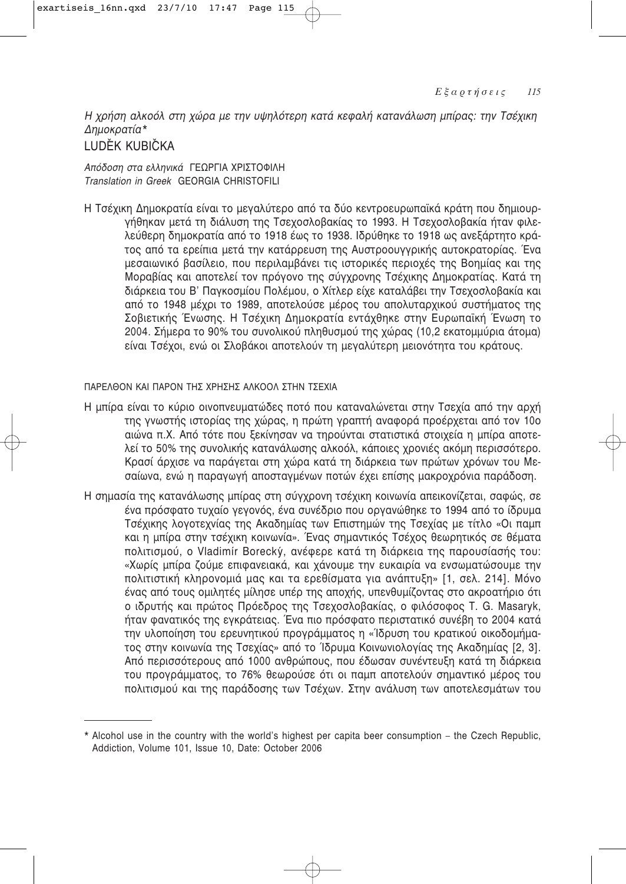*Η χρήση αλκοόλ στη χώρα με την υψηλότερη κατά κεφαλή κατανάλωση μπίρας: την Τσέχικη Δημοκρατία**

LUDĚK KUBIČKA

*Απόδοση στα ελληνικά* ΓΕΩΡΓΙΑ ΧΡΙΣΤΟΦΙΛΗ
*Translation in Greek* GEORGIA CHRISTOFILI

Η Τσέχικη Δημοκρατία είναι το μεγαλύτερο από τα δύο κεντροευρωπαϊκά κράτη που δημιουργήθηκαν μετά τη διάλυση της Τσεχοσλοβακίας το 1993. Η Τσεχοσλοβακία ήταν φιλελεύθερη δημοκρατία από το 1918 έως το 1938. Ιδρύθηκε το 1918 ως ανεξάρτητο κράτος από τα ερείπια μετά την κατάρρευση της Αυστροουγγρικής αυτοκρατορίας. Ένα μεσαιωνικό βασίλειο, που περιλαμβάνει τις ιστορικές περιοχές της Βοημίας και της Μοραβίας και αποτελεί τον πρόγονο της σύγχρονης Τσέχικης Δημοκρατίας. Κατά τη διάρκεια του Β' Παγκοσμίου Πολέμου, ο Χίτλερ είχε καταλάβει την Τσεχοσλοβακία και από το 1948 μέχρι το 1989, αποτελούσε μέρος του απολυταρχικού συστήματος της Σοβιετικής Ένωσης. Η Τσέχικη Δημοκρατία εντάχθηκε στην Ευρωπαϊκή Ένωση το 2004. Σήμερα το 90% του συνολικού πληθυσμού της χώρας (10,2 εκατομμύρια άτομα) είναι Τσέχοι, ενώ οι Σλοβάκοι αποτελούν τη μεγαλύτερη μειονότητα του κράτους.

## ΠΑΡΕΛΘΟΝ ΚΑΙ ΠΑΡΟΝ ΤΗΣ ΧΡΗΣΗΣ ΑΛΚΟΟΛ ΣΤΗΝ ΤΣΕΧΙΑ

Η μπίρα είναι το κύριο οινοπνευματώδες ποτό που καταναλώνεται στην Τσεχία από την αρχή της γνωστής ιστορίας της χώρας, η πρώτη γραπτή αναφορά προέρχεται από τον 10ο αιώνα π.Χ. Από τότε που ξεκίνησαν να τηρούνται στατιστικά στοιχεία η μπίρα αποτελεί το 50% της συνολικής κατανάλωσης αλκοόλ, κάποιες χρονιές ακόμη περισσότερο. Κρασί άρχισε να παράγεται στη χώρα κατά τη διάρκεια των πρώτων χρόνων του Μεσαίωνα, ενώ η παραγωγή αποσταγμένων ποτών έχει επίσης μακροχρόνια παράδοση.

Η σημασία της κατανάλωσης μπίρας στη σύγχρονη τσέχικη κοινωνία απεικονίζεται, σαφώς, σε ένα πρόσφατο τυχαίο γεγονός, ένα συνέδριο που οργανώθηκε το 1994 από το ίδρυμα Τσέχικης λογοτεχνίας της Ακαδημίας των Επιστημών της Τσεχίας με τίτλο «Οι παμπ και η μπίρα στην τσέχικη κοινωνία». Ένας σημαντικός Τσέχος θεωρητικός σε θέματα πολιτισμού, ο Vladimír Borecký, ανέφερε κατά τη διάρκεια της παρουσίασής του: «Χωρίς μπίρα ζούμε επιφανειακά, και χάνουμε την ευκαιρία να ενσωματώσουμε την πολιτιστική κληρονομιά μας και τα ερεθίσματα για ανάπτυξη» [1, σελ. 214]. Μόνο ένας από τους ομιλητές μίλησε υπέρ της αποχής, υπενθυμίζοντας στο ακροατήριο ότι ο ιδρυτής και πρώτος Πρόεδρος της Τσεχοσλοβακίας, ο φιλόσοφος T. G. Masaryk, ήταν φανατικός της εγκράτειας. Ένα πιο πρόσφατο περιστατικό συνέβη το 2004 κατά την υλοποίηση του ερευνητικού προγράμματος η «Ίδρυση του κρατικού οικοδομήματος στην κοινωνία της Τσεχίας» από το Ίδρυμα Κοινωνιολογίας της Ακαδημίας [2, 3]. Από περισσότερους από 1000 ανθρώπους, που έδωσαν συνέντευξη κατά τη διάρκεια του προγράμματος, το 76% θεωρούσε ότι οι παμπ αποτελούν σημαντικό μέρος του πολιτισμού και της παράδοσης των Τσέχων. Στην ανάλυση των αποτελεσμάτων του

---

* Alcohol use in the country with the world's highest per capita beer consumption – the Czech Republic, Addiction, Volume 101, Issue 10, Date: October 2006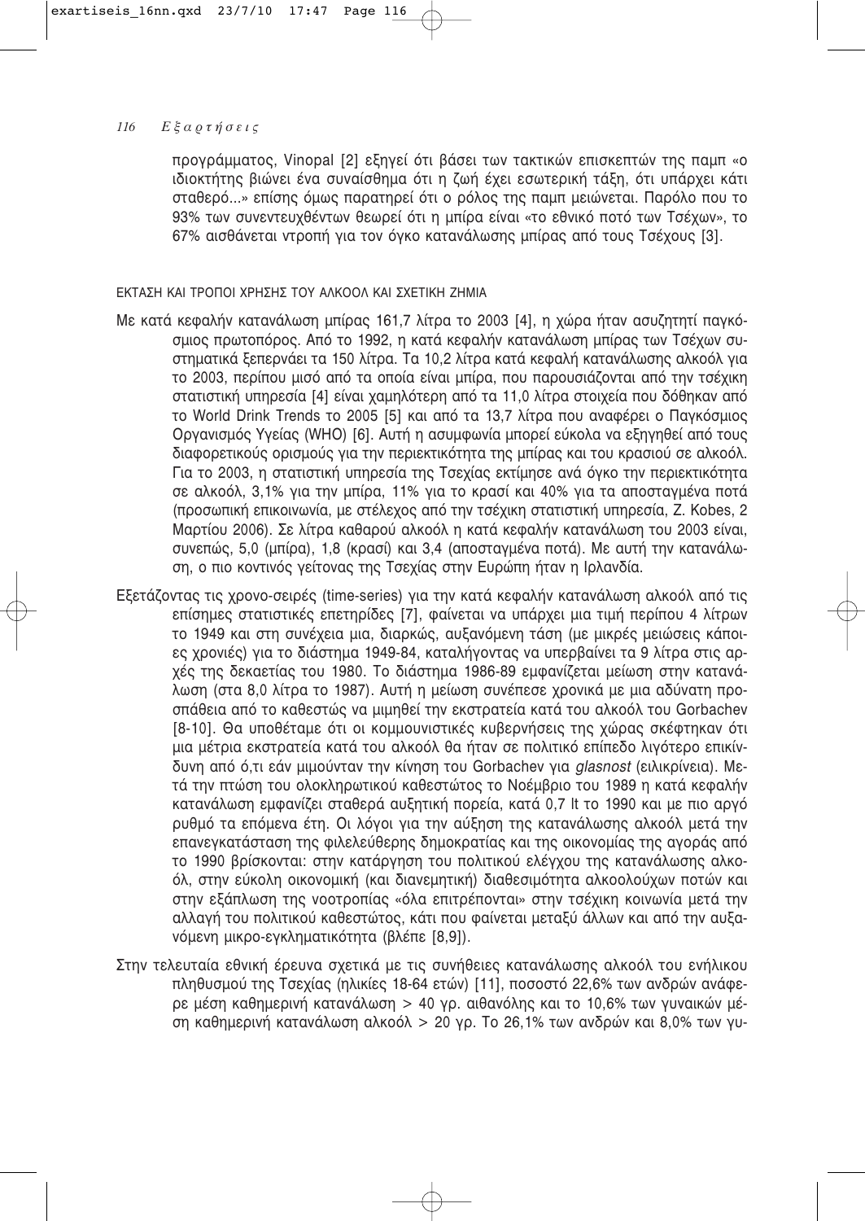προγράμματος, Vinopal [2] εξηγεί ότι βάσει των τακτικών επισκεπτών της παμπ «ο ιδιοκτήτης βιώνει ένα συναίσθημα ότι η ζωή έχει εσωτερική τάξη, ότι υπάρχει κάτι σταθερό...» επίσης όμως παρατηρεί ότι ο ρόλος της παμπ μειώνεται. Παρόλο που το 93% των συνεντευχθέντων θεωρεί ότι η μπίρα είναι «το εθνικό ποτό των Τσέχων», το 67% αισθάνεται ντροπή για τον όγκο κατανάλωσης μπίρας από τους Τσέχους [3].

### ΕΚΤΑΣΗ ΚΑΙ ΤΡΟΠΟΙ ΧΡΗΣΗΣ ΤΟΥ ΑΛΚΟΟΛ ΚΑΙ ΣΧΕΤΙΚΗ ΖΗΜΙΑ

Με κατά κεφαλήν κατανάλωση μπίρας 161,7 λίτρα το 2003 [4], η χώρα ήταν ασυζητητί παγκόσμιος πρωτοπόρος. Από το 1992, η κατά κεφαλήν κατανάλωση μπίρας των Τσέχων συστηματικά ξεπερνάει τα 150 λίτρα. Τα 10,2 λίτρα κατά κεφαλή κατανάλωσης αλκοόλ για το 2003, περίπου μισό από τα οποία είναι μπίρα, που παρουσιάζονται από την τσέχικη στατιστική υπηρεσία [4] είναι χαμηλότερη από τα 11,0 λίτρα στοιχεία που δόθηκαν από το World Drink Trends το 2005 [5] και από τα 13,7 λίτρα που αναφέρει ο Παγκόσμιος Οργανισμός Υγείας (WHO) [6]. Αυτή η ασυμφωνία μπορεί εύκολα να εξηγηθεί από τους διαφορετικούς ορισμούς για την περιεκτικότητα της μπίρας και του κρασιού σε αλκοόλ. Για το 2003, η στατιστική υπηρεσία της Τσεχίας εκτίμησε ανά όγκο την περιεκτικότητα σε αλκοόλ, 3,1% για την μπίρα, 11% για το κρασί και 40% για τα αποσταγμένα ποτά (προσωπική επικοινωνία, με στέλεχος από την τσέχικη στατιστική υπηρεσία, Z. Kobes, 2 Μαρτίου 2006). Σε λίτρα καθαρού αλκοόλ η κατά κεφαλήν κατανάλωση του 2003 είναι, συνεπώς, 5,0 (μπίρα), 1,8 (κρασί) και 3,4 (αποσταγμένα ποτά). Με αυτή την κατανάλωση, ο πιο κοντινός γείτονας της Τσεχίας στην Ευρώπη ήταν η Ιρλανδία.

Εξετάζοντας τις χρονο-σειρές (time-series) για την κατά κεφαλήν κατανάλωση αλκοόλ από τις επίσημες στατιστικές επετηρίδες [7], φαίνεται να υπάρχει μια τιμή περίπου 4 λίτρων το 1949 και στη συνέχεια μια, διαρκώς, αυξανόμενη τάση (με μικρές μειώσεις κάποιες χρονιές) για το διάστημα 1949-84, καταλήγοντας να υπερβαίνει τα 9 λίτρα στις αρχές της δεκαετίας του 1980. Το διάστημα 1986-89 εμφανίζεται μείωση στην κατανάλωση (στα 8,0 λίτρα το 1987). Αυτή η μείωση συνέπεσε χρονικά με μια αδύνατη προσπάθεια από το καθεστώς να μιμηθεί την εκστρατεία κατά του αλκοόλ του Gorbachev [8-10]. Θα υποθέταμε ότι οι κομμουνιστικές κυβερνήσεις της χώρας σκέφτηκαν ότι μια μέτρια εκστρατεία κατά του αλκοόλ θα ήταν σε πολιτικό επίπεδο λιγότερο επικίνδυνη από ό,τι εάν μιμούνταν την κίνηση του Gorbachev για *glasnost* (ειλικρίνεια). Μετά την πτώση του ολοκληρωτικού καθεστώτος το Νοέμβριο του 1989 η κατά κεφαλήν κατανάλωση εμφανίζει σταθερά αυξητική πορεία, κατά 0,7 lt το 1990 και με πιο αργό ρυθμό τα επόμενα έτη. Οι λόγοι για την αύξηση της κατανάλωσης αλκοόλ μετά την επανεγκατάσταση της φιλελεύθερης δημοκρατίας και της οικονομίας της αγοράς από το 1990 βρίσκονται: στην κατάργηση του πολιτικού ελέγχου της κατανάλωσης αλκοόλ, στην εύκολη οικονομική (και διανεμητική) διαθεσιμότητα αλκοολούχων ποτών και στην εξάπλωση της νοοτροπίας «όλα επιτρέπονται» στην τσέχικη κοινωνία μετά την αλλαγή του πολιτικού καθεστώτος, κάτι που φαίνεται μεταξύ άλλων και από την αυξανόμενη μικρο-εγκληματικότητα (βλέπε [8,9]).

Στην τελευταία εθνική έρευνα σχετικά με τις συνήθειες κατανάλωσης αλκοόλ του ενήλικου πληθυσμού της Τσεχίας (ηλικίες 18-64 ετών) [11], ποσοστό 22,6% των ανδρών ανάφερε μέση καθημερινή κατανάλωση > 40 γρ. αιθανόλης και το 10,6% των γυναικών μέση καθημερινή κατανάλωση αλκοόλ > 20 γρ. Το 26,1% των ανδρών και 8,0% των γυ-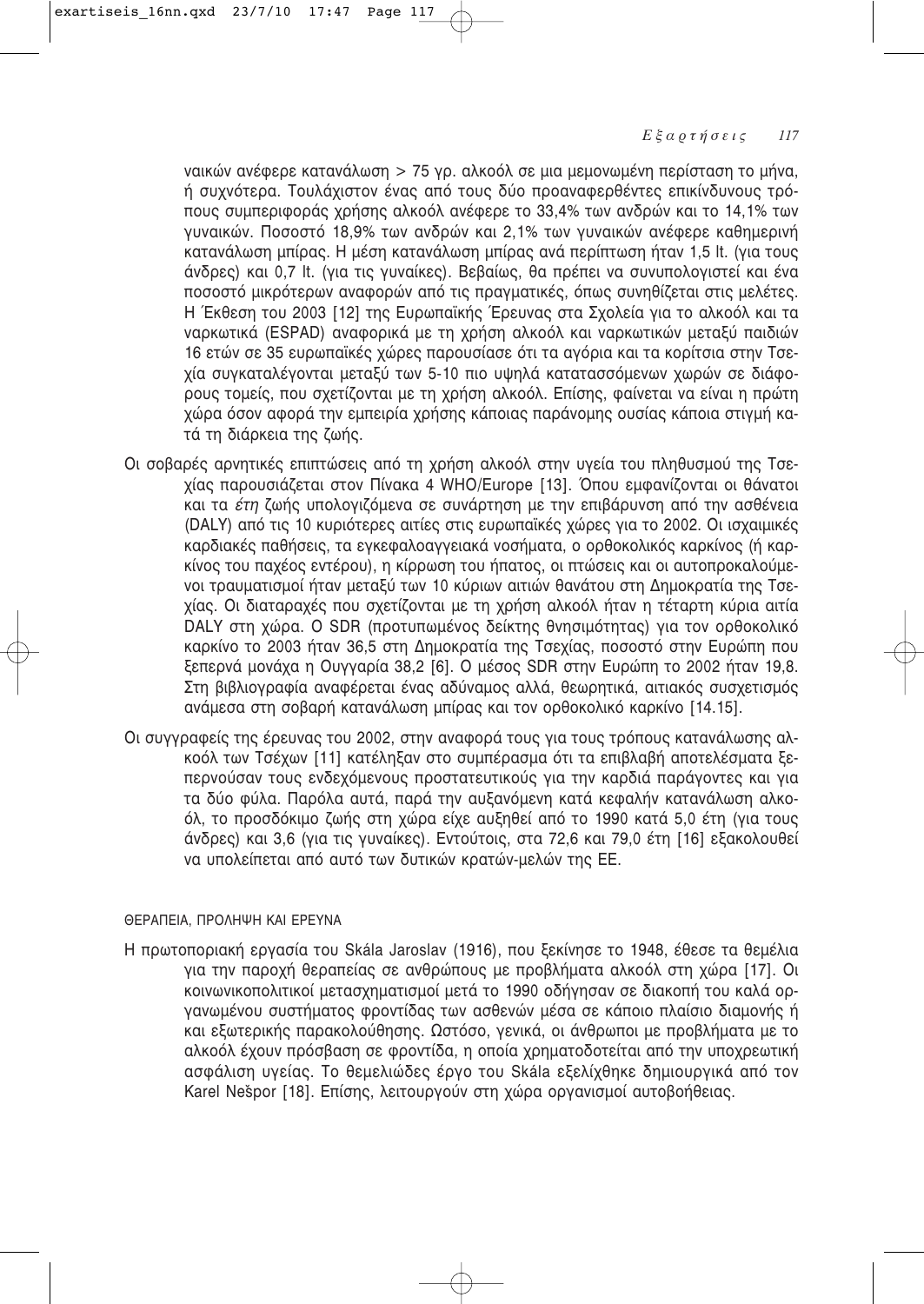ναικών ανέφερε κατανάλωση > 75 γρ. αλκοόλ σε μια μεμονωμένη περίσταση το μήνα, ή συχνότερα. Τουλάχιστον ένας από τους δύο προαναφερθέντες επικίνδυνους τρόπους συμπεριφοράς χρήσης αλκοόλ ανέφερε το 33,4% των ανδρών και το 14,1% των γυναικών. Ποσοστό 18,9% των ανδρών και 2,1% των γυναικών ανέφερε καθημερινή κατανάλωση μπίρας. Η μέση κατανάλωση μπίρας ανά περίπτωση ήταν 1,5 lt. (για τους άνδρες) και 0,7 lt. (για τις γυναίκες). Βεβαίως, θα πρέπει να συνυπολογιστεί και ένα ποσοστό μικρότερων αναφορών από τις πραγματικές, όπως συνηθίζεται στις μελέτες. Η Έκθεση του 2003 [12] της Ευρωπαϊκής Έρευνας στα Σχολεία για το αλκοόλ και τα ναρκωτικά (ESPAD) αναφορικά με τη χρήση αλκοόλ και ναρκωτικών μεταξύ παιδιών 16 ετών σε 35 ευρωπαϊκές χώρες παρουσίασε ότι τα αγόρια και τα κορίτσια στην Τσεχία συγκαταλέγονται μεταξύ των 5-10 πιο υψηλά κατατασσόμενων χωρών σε διάφορους τομείς, που σχετίζονται με τη χρήση αλκοόλ. Επίσης, φαίνεται να είναι η πρώτη χώρα όσον αφορά την εμπειρία χρήσης κάποιας παράνομης ουσίας κάποια στιγμή κατά τη διάρκεια της ζωής.

Οι σοβαρές αρνητικές επιπτώσεις από τη χρήση αλκοόλ στην υγεία του πληθυσμού της Τσεχίας παρουσιάζεται στον Πίνακα 4 WHO/Europe [13]. Όπου εμφανίζονται οι θάνατοι και τα *έτη* ζωής υπολογιζόμενα σε συνάρτηση με την επιβάρυνση από την ασθένεια (DALY) από τις 10 κυριότερες αιτίες στις ευρωπαϊκές χώρες για το 2002. Οι ισχαιμικές καρδιακές παθήσεις, τα εγκεφαλοαγγειακά νοσήματα, ο ορθοκολικός καρκίνος (ή καρκίνος του παχέος εντέρου), η κίρρωση του ήπατος, οι πτώσεις και οι αυτοπροκαλούμενοι τραυματισμοί ήταν μεταξύ των 10 κύριων αιτιών θανάτου στη Δημοκρατία της Τσεχίας. Οι διαταραχές που σχετίζονται με τη χρήση αλκοόλ ήταν η τέταρτη κύρια αιτία DALY στη χώρα. Ο SDR (προτυπωμένος δείκτης θνησιμότητας) για τον ορθοκολικό καρκίνο το 2003 ήταν 36,5 στη Δημοκρατία της Τσεχίας, ποσοστό στην Ευρώπη που ξεπερνά μονάχα η Ουγγαρία 38,2 [6]. Ο μέσος SDR στην Ευρώπη το 2002 ήταν 19,8. Στη βιβλιογραφία αναφέρεται ένας αδύναμος αλλά, θεωρητικά, αιτιακός συσχετισμός ανάμεσα στη σοβαρή κατανάλωση μπίρας και τον ορθοκολικό καρκίνο [14.15].

Οι συγγραφείς της έρευνας του 2002, στην αναφορά τους για τους τρόπους κατανάλωσης αλκοόλ των Τσέχων [11] κατέληξαν στο συμπέρασμα ότι τα επιβλαβή αποτελέσματα ξεπερνούσαν τους ενδεχόμενους προστατευτικούς για την καρδιά παράγοντες και για τα δύο φύλα. Παρόλα αυτά, παρά την αυξανόμενη κατά κεφαλήν κατανάλωση αλκοόλ, το προσδόκιμο ζωής στη χώρα είχε αυξηθεί από το 1990 κατά 5,0 έτη (για τους άνδρες) και 3,6 (για τις γυναίκες). Εντούτοις, στα 72,6 και 79,0 έτη [16] εξακολουθεί να υπολείπεται από αυτό των δυτικών κρατών-μελών της ΕΕ.

## ΘΕΡΑΠΕΙΑ, ΠΡΟΛΗΨΗ ΚΑΙ ΕΡΕΥΝΑ

Η πρωτοποριακή εργασία του Skála Jaroslav (1916), που ξεκίνησε το 1948, έθεσε τα θεμέλια για την παροχή θεραπείας σε ανθρώπους με προβλήματα αλκοόλ στη χώρα [17]. Οι κοινωνικοπολιτικοί μετασχηματισμοί μετά το 1990 οδήγησαν σε διακοπή του καλά οργανωμένου συστήματος φροντίδας των ασθενών μέσα σε κάποιο πλαίσιο διαμονής ή και εξωτερικής παρακολούθησης. Ωστόσο, γενικά, οι άνθρωποι με προβλήματα με το αλκοόλ έχουν πρόσβαση σε φροντίδα, η οποία χρηματοδοτείται από την υποχρεωτική ασφάλιση υγείας. Το θεμελιώδες έργο του Skála εξελίχθηκε δημιουργικά από τον Karel Nešpor [18]. Επίσης, λειτουργούν στη χώρα οργανισμοί αυτοβοήθειας.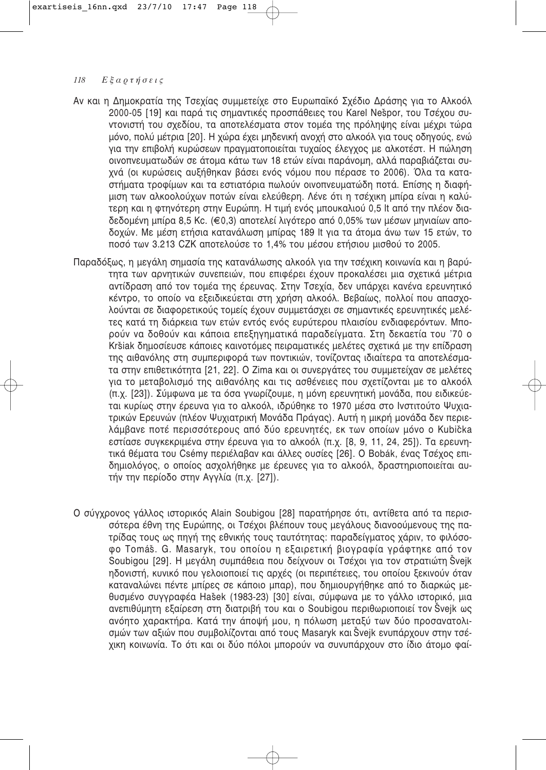Αν και η Δημοκρατία της Τσεχίας συμμετείχε στο Ευρωπαϊκό Σχέδιο Δράσης για το Αλκοόλ 2000-05 [19] και παρά τις σημαντικές προσπάθειες του Karel Nešpor, του Τσέχου συντονιστή του σχεδίου, τα αποτελέσματα στον τομέα της πρόληψης είναι μέχρι τώρα μόνο, πολύ μέτρια [20]. Η χώρα έχει μηδενική ανοχή στο αλκοόλ για τους οδηγούς, ενώ για την επιβολή κυρώσεων πραγματοποιείται τυχαίος έλεγχος με αλκοτέστ. Η πώληση οινοπνευματωδών σε άτομα κάτω των 18 ετών είναι παράνομη, αλλά παραβιάζεται συχνά (οι κυρώσεις αυξήθηκαν βάσει ενός νόμου που πέρασε το 2006). Όλα τα καταστήματα τροφίμων και τα εστιατόρια πωλούν οινοπνευματώδη ποτά. Επίσης η διαφήμιση των αλκοολούχων ποτών είναι ελεύθερη. Λένε ότι η τσέχικη μπίρα είναι η καλύτερη και η φτηνότερη στην Ευρώπη. Η τιμή ενός μπουκαλιού 0,5 lt από την πλέον διαδεδομένη μπίρα 8,5 Kc. (€0,3) αποτελεί λιγότερο από 0,05% των μέσων μηνιαίων αποδοχών. Με μέση ετήσια κατανάλωση μπίρας 189 lt για τα άτομα άνω των 15 ετών, το ποσό των 3.213 CZK αποτελούσε το 1,4% του μέσου ετήσιου μισθού το 2005.

Παραδόξως, η μεγάλη σημασία της κατανάλωσης αλκοόλ για την τσέχικη κοινωνία και η βαρύτητα των αρνητικών συνεπειών, που επιφέρει έχουν προκαλέσει μια σχετικά μέτρια αντίδραση από τον τομέα της έρευνας. Στην Τσεχία, δεν υπάρχει κανένα ερευνητικό κέντρο, το οποίο να εξειδικεύεται στη χρήση αλκοόλ. Βεβαίως, πολλοί που απασχολούνται σε διαφορετικούς τομείς έχουν συμμετάσχει σε σημαντικές ερευνητικές μελέτες κατά τη διάρκεια των ετών εντός ενός ευρύτερου πλαισίου ενδιαφερόντων. Μπορούν να δοθούν και κάποια επεξηγηματικά παραδείγματα. Στη δεκαετία του '70 ο Kršiak δημοσίευσε κάποιες καινοτόμες πειραματικές μελέτες σχετικά με την επίδραση της αιθανόλης στη συμπεριφορά των ποντικιών, τονίζοντας ιδιαίτερα τα αποτελέσματα στην επιθετικότητα [21, 22]. Ο Zima και οι συνεργάτες του συμμετείχαν σε μελέτες για το μεταβολισμό της αιθανόλης και τις ασθένειες που σχετίζονται με το αλκοόλ (π.χ. [23]). Σύμφωνα με τα όσα γνωρίζουμε, η μόνη ερευνητική μονάδα, που ειδικεύεται κυρίως στην έρευνα για το αλκοόλ, ιδρύθηκε το 1970 μέσα στο Ινστιτούτο Ψυχιατρικών Ερευνών (πλέον Ψυχιατρική Μονάδα Πράγας). Αυτή η μικρή μονάδα δεν περιελάμβανε ποτέ περισσότερους από δύο ερευνητές, εκ των οποίων μόνο ο Kubička εστίασε συγκεκριμένα στην έρευνα για το αλκοόλ (π.χ. [8, 9, 11, 24, 25]). Τα ερευνητικά θέματα του Csémy περιέλαβαν και άλλες ουσίες [26]. Ο Bobák, ένας Τσέχος επιδημιολόγος, ο οποίος ασχολήθηκε με έρευνες για το αλκοόλ, δραστηριοποιείται αυτήν την περίοδο στην Αγγλία (π.χ. [27]).

Ο σύγχρονος γάλλος ιστορικός Alain Soubigou [28] παρατήρησε ότι, αντίθετα από τα περισσότερα έθνη της Ευρώπης, οι Τσέχοι βλέπουν τους μεγάλους διανοούμενους της πατρίδας τους ως πηγή της εθνικής τους ταυτότητας: παραδείγματος χάριν, το φιλόσοφο Tomáš. G. Masaryk, του οποίου η εξαιρετική βιογραφία γράφτηκε από τον Soubigou [29]. Η μεγάλη συμπάθεια που δείχνουν οι Τσέχοι για τον στρατιώτη Švejk ηδονιστή, κυνικό που γελοιοποιεί τις αρχές (οι περιπέτειες, του οποίου ξεκινούν όταν καταναλώνει πέντε μπίρες σε κάποιο μπαρ), που δημιουργήθηκε από το διαρκώς μεθυσμένο συγγραφέα Hašek (1983-23) [30] είναι, σύμφωνα με το γάλλο ιστορικό, μια ανεπιθύμητη εξαίρεση στη διατριβή του και ο Soubigou περιθωριοποιεί τον Švejk ως ανόητο χαρακτήρα. Κατά την άποψή μου, η πόλωση μεταξύ των δύο προσανατολισμών των αξιών που συμβολίζονται από τους Masaryk και Švejk ενυπάρχουν στην τσέχικη κοινωνία. Το ότι και οι δύο πόλοι μπορούν να συνυπάρχουν στο ίδιο άτομο φαί-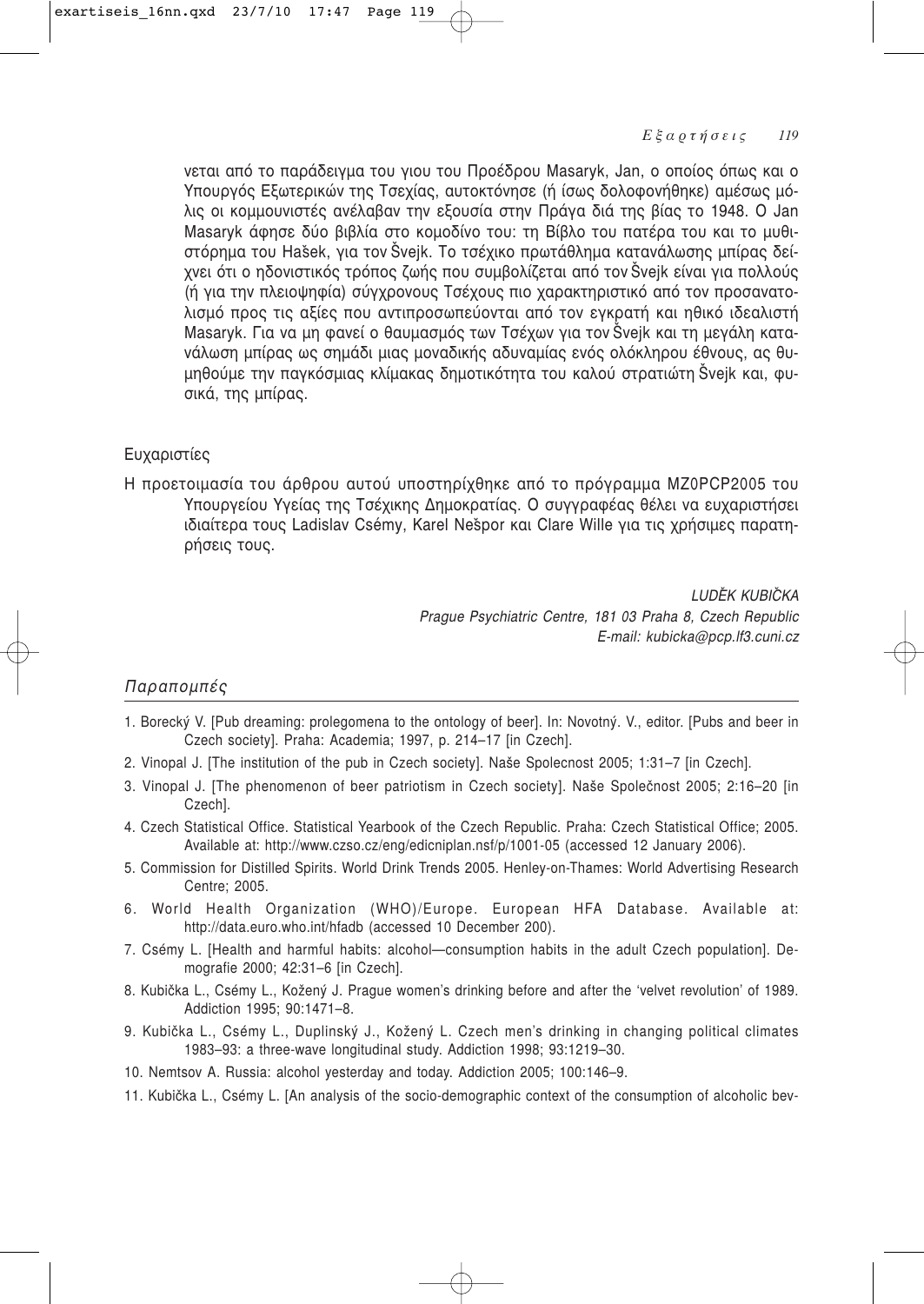νεται από το παράδειγμα του γιου του Προέδρου Masaryk, Jan, ο οποίος όπως και ο Υπουργός Εξωτερικών της Τσεχίας, αυτοκτόνησε (ή ίσως δολοφονήθηκε) αμέσως μόλις οι κομμουνιστές ανέλαβαν την εξουσία στην Πράγα διά της βίας το 1948. Ο Jan Masaryk άφησε δύο βιβλία στο κομοδίνο του: τη Βίβλο του πατέρα του και το μυθιστόρημα του Hašek, για τον Švejk. Το τσέχικο πρωτάθλημα κατανάλωσης μπίρας δείχνει ότι ο ηδονιστικός τρόπος ζωής που συμβολίζεται από τον Švejk είναι για πολλούς (ή για την πλειοψηφία) σύγχρονους Τσέχους πιο χαρακτηριστικό από τον προσανατολισμό προς τις αξίες που αντιπροσωπεύονται από τον εγκρατή και ηθικό ιδεαλιστή Masaryk. Για να μη φανεί ο θαυμασμός των Τσέχων για τον Švejk και τη μεγάλη κατανάλωση μπίρας ως σημάδι μιας μοναδικής αδυναμίας ενός ολόκληρου έθνους, ας θυμηθούμε την παγκόσμιας κλίμακας δημοτικότητα του καλού στρατιώτη Švejk και, φυσικά, της μπίρας.

## Ευχαριστίες

Η προετοιμασία του άρθρου αυτού υποστηρίχθηκε από το πρόγραμμα MZ0PCP2005 του Υπουργείου Υγείας της Τσέχικης Δημοκρατίας. Ο συγγραφέας θέλει να ευχαριστήσει ιδιαίτερα τους Ladislav Csémy, Karel Nešpor και Clare Wille για τις χρήσιμες παρατηρήσεις τους.

*LUDĚK KUBIČKA*
*Prague Psychiatric Centre, 181 03 Praha 8, Czech Republic*
*E-mail: kubicka@pcp.lf3.cuni.cz*

## *Παραπομπές*

1. Borecký V. [Pub dreaming: prolegomena to the ontology of beer]. In: Novotný. V., editor. [Pubs and beer in Czech society]. Praha: Academia; 1997, p. 214–17 [in Czech].
2. Vinopal J. [The institution of the pub in Czech society]. Naše Spolecnost 2005; 1:31–7 [in Czech].
3. Vinopal J. [The phenomenon of beer patriotism in Czech society]. Naše Společnost 2005; 2:16–20 [in Czech].
4. Czech Statistical Office. Statistical Yearbook of the Czech Republic. Praha: Czech Statistical Office; 2005. Available at: http://www.czso.cz/eng/edicniplan.nsf/p/1001-05 (accessed 12 January 2006).
5. Commission for Distilled Spirits. World Drink Trends 2005. Henley-on-Thames: World Advertising Research Centre; 2005.
6. World Health Organization (WHO)/Europe. European HFA Database. Available at: http://data.euro.who.int/hfadb (accessed 10 December 200).
7. Csémy L. [Health and harmful habits: alcohol—consumption habits in the adult Czech population]. Demografie 2000; 42:31–6 [in Czech].
8. Kubička L., Csémy L., Kožený J. Prague women's drinking before and after the 'velvet revolution' of 1989. Addiction 1995; 90:1471–8.
9. Kubička L., Csémy L., Duplinský J., Kožený L. Czech men's drinking in changing political climates 1983–93: a three-wave longitudinal study. Addiction 1998; 93:1219–30.
10. Nemtsov A. Russia: alcohol yesterday and today. Addiction 2005; 100:146–9.
11. Kubička L., Csémy L. [An analysis of the socio-demographic context of the consumption of alcoholic bev-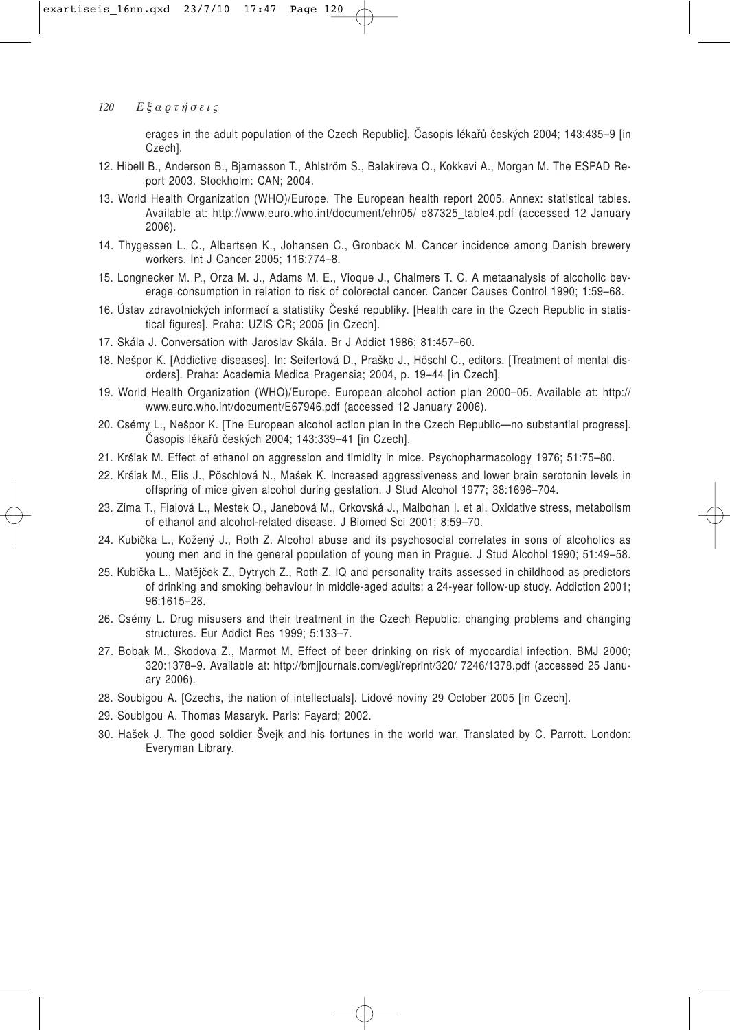erages in the adult population of the Czech Republic]. Časopis lékařů českých 2004; 143:435–9 [in Czech].

12. Hibell B., Anderson B., Bjarnasson T., Ahlström S., Balakireva O., Kokkevi A., Morgan M. The ESPAD Report 2003. Stockholm: CAN; 2004.
13. World Health Organization (WHO)/Europe. The European health report 2005. Annex: statistical tables. Available at: http://www.euro.who.int/document/ehr05/ e87325_table4.pdf (accessed 12 January 2006).
14. Thygessen L. C., Albertsen K., Johansen C., Gronback M. Cancer incidence among Danish brewery workers. Int J Cancer 2005; 116:774–8.
15. Longnecker M. P., Orza M. J., Adams M. E., Vioque J., Chalmers T. C. A metaanalysis of alcoholic beverage consumption in relation to risk of colorectal cancer. Cancer Causes Control 1990; 1:59–68.
16. Ústav zdravotnických informací a statistiky České republiky. [Health care in the Czech Republic in statistical figures]. Praha: UZIS CR; 2005 [in Czech].
17. Skála J. Conversation with Jaroslav Skála. Br J Addict 1986; 81:457–60.
18. Nešpor K. [Addictive diseases]. In: Seifertová D., Praško J., Höschl C., editors. [Treatment of mental disorders]. Praha: Academia Medica Pragensia; 2004, p. 19–44 [in Czech].
19. World Health Organization (WHO)/Europe. European alcohol action plan 2000–05. Available at: http:// www.euro.who.int/document/E67946.pdf (accessed 12 January 2006).
20. Csémy L., Nešpor K. [The European alcohol action plan in the Czech Republic—no substantial progress]. Časopis lékařů českých 2004; 143:339–41 [in Czech].
21. Kršiak M. Effect of ethanol on aggression and timidity in mice. Psychopharmacology 1976; 51:75–80.
22. Kršiak M., Elis J., Pöschlová N., Mašek K. Increased aggressiveness and lower brain serotonin levels in offspring of mice given alcohol during gestation. J Stud Alcohol 1977; 38:1696–704.
23. Zima T., Fialová L., Mestek O., Janebová M., Crkovská J., Malbohan I. et al. Oxidative stress, metabolism of ethanol and alcohol-related disease. J Biomed Sci 2001; 8:59–70.
24. Kubička L., Kožený J., Roth Z. Alcohol abuse and its psychosocial correlates in sons of alcoholics as young men and in the general population of young men in Prague. J Stud Alcohol 1990; 51:49–58.
25. Kubička L., Matějček Z., Dytrych Z., Roth Z. IQ and personality traits assessed in childhood as predictors of drinking and smoking behaviour in middle-aged adults: a 24-year follow-up study. Addiction 2001; 96:1615–28.
26. Csémy L. Drug misusers and their treatment in the Czech Republic: changing problems and changing structures. Eur Addict Res 1999; 5:133–7.
27. Bobak M., Skodova Z., Marmot M. Effect of beer drinking on risk of myocardial infection. BMJ 2000; 320:1378–9. Available at: http://bmjjournals.com/egi/reprint/320/ 7246/1378.pdf (accessed 25 January 2006).
28. Soubigou A. [Czechs, the nation of intellectuals]. Lidové noviny 29 October 2005 [in Czech].
29. Soubigou A. Thomas Masaryk. Paris: Fayard; 2002.
30. Hašek J. The good soldier Švejk and his fortunes in the world war. Translated by C. Parrott. London: Everyman Library.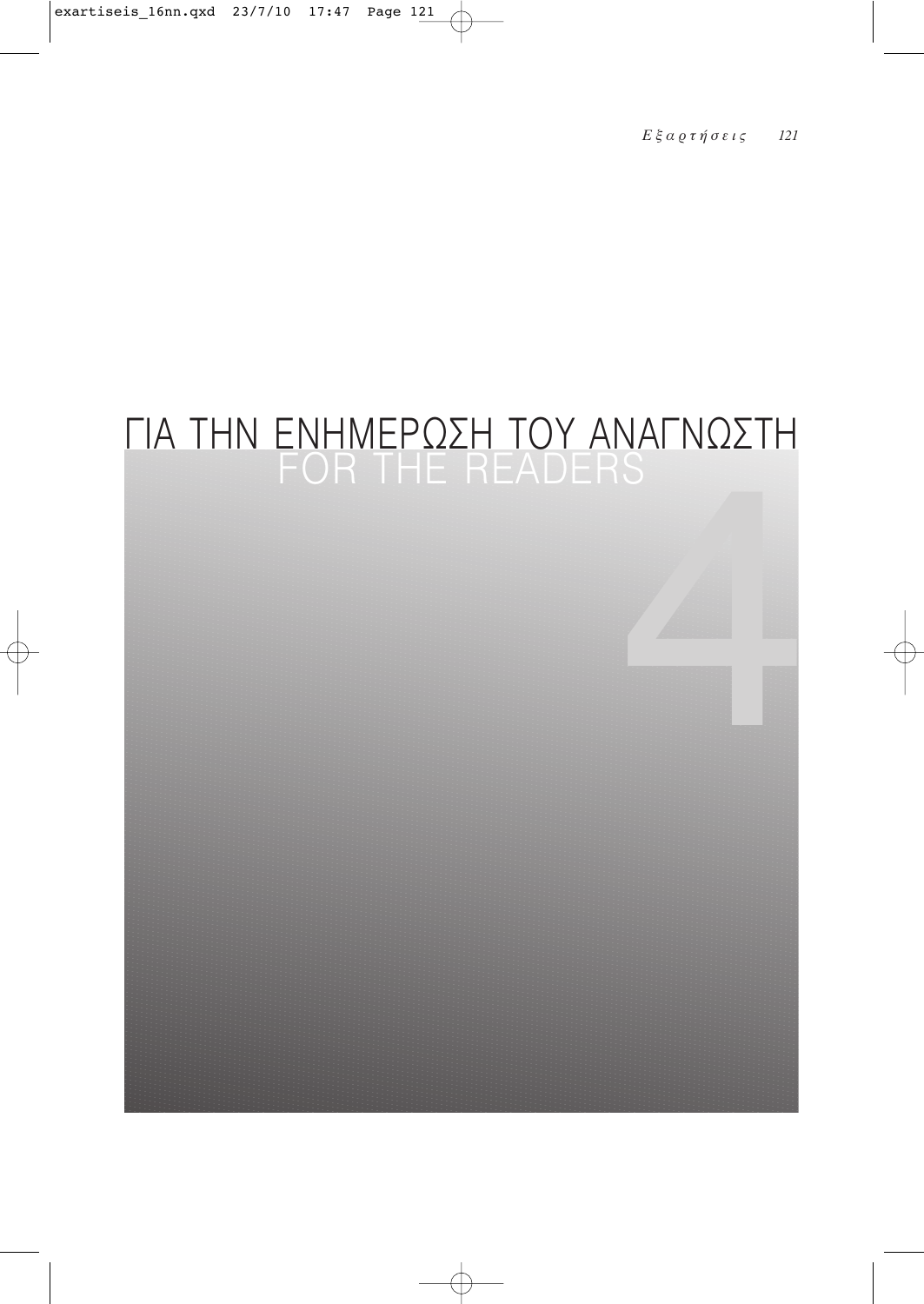# ΓΙΑ ΤΗΝ ΕΝΗΜΕΡΩΣΗ ΤΟΥ ΑΝΑΓΝΩΣΤΗ
## FOR THE READERS

4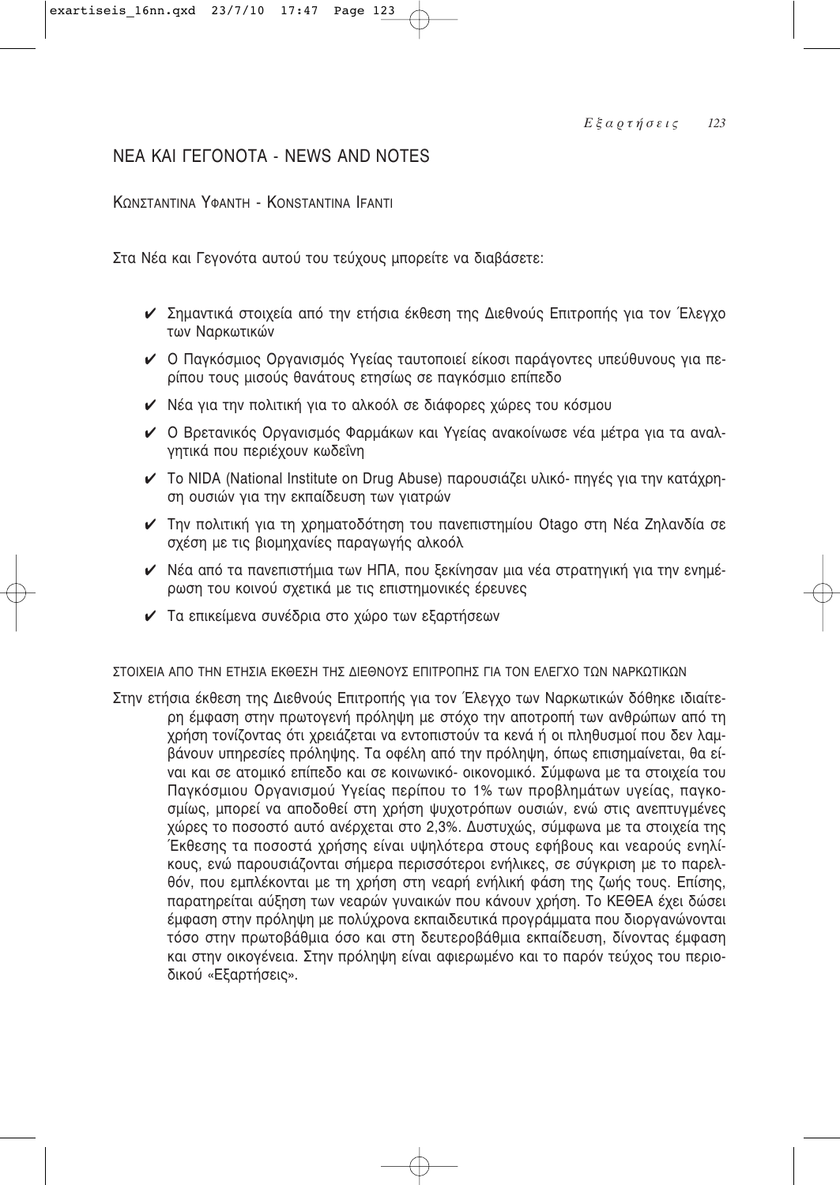## ΝΕΑ ΚΑΙ ΓΕΓΟΝΟΤΑ - NEWS AND NOTES

ΚΩΝΣΤΑΝΤΙΝΑ ΥΦΑΝΤΗ - KONSTANTINA IFANTI

Στα Νέα και Γεγονότα αυτού του τεύχους μπορείτε να διαβάσετε:

- ✔ Σημαντικά στοιχεία από την ετήσια έκθεση της Διεθνούς Επιτροπής για τον Έλεγχο των Ναρκωτικών
- ✔ Ο Παγκόσμιος Οργανισμός Υγείας ταυτοποιεί είκοσι παράγοντες υπεύθυνους για περίπου τους μισούς θανάτους ετησίως σε παγκόσμιο επίπεδο
- ✔ Νέα για την πολιτική για το αλκοόλ σε διάφορες χώρες του κόσμου
- ✔ Ο Βρετανικός Οργανισμός Φαρμάκων και Υγείας ανακοίνωσε νέα μέτρα για τα αναλγητικά που περιέχουν κωδεΐνη
- ✔ Το NIDA (National Institute on Drug Abuse) παρουσιάζει υλικό- πηγές για την κατάχρηση ουσιών για την εκπαίδευση των γιατρών
- ✔ Την πολιτική για τη χρηματοδότηση του πανεπιστημίου Otago στη Νέα Ζηλανδία σε σχέση με τις βιομηχανίες παραγωγής αλκοόλ
- ✔ Νέα από τα πανεπιστήμια των ΗΠΑ, που ξεκίνησαν μια νέα στρατηγική για την ενημέρωση του κοινού σχετικά με τις επιστημονικές έρευνες
- ✔ Τα επικείμενα συνέδρια στο χώρο των εξαρτήσεων

### ΣΤΟΙΧΕΙΑ ΑΠΟ ΤΗΝ ΕΤΗΣΙΑ ΕΚΘΕΣΗ ΤΗΣ ΔΙΕΘΝΟΥΣ ΕΠΙΤΡΟΠΗΣ ΓΙΑ ΤΟΝ ΕΛΕΓΧΟ ΤΩΝ ΝΑΡΚΩΤΙΚΩΝ

Στην ετήσια έκθεση της Διεθνούς Επιτροπής για τον Έλεγχο των Ναρκωτικών δόθηκε ιδιαίτερη έμφαση στην πρωτογενή πρόληψη με στόχο την αποτροπή των ανθρώπων από τη χρήση τονίζοντας ότι χρειάζεται να εντοπιστούν τα κενά ή οι πληθυσμοί που δεν λαμβάνουν υπηρεσίες πρόληψης. Τα οφέλη από την πρόληψη, όπως επισημαίνεται, θα είναι και σε ατομικό επίπεδο και σε κοινωνικό- οικονομικό. Σύμφωνα με τα στοιχεία του Παγκόσμιου Οργανισμού Υγείας περίπου το 1% των προβλημάτων υγείας, παγκοσμίως, μπορεί να αποδοθεί στη χρήση ψυχοτρόπων ουσιών, ενώ στις ανεπτυγμένες χώρες το ποσοστό αυτό ανέρχεται στο 2,3%. Δυστυχώς, σύμφωνα με τα στοιχεία της Έκθεσης τα ποσοστά χρήσης είναι υψηλότερα στους εφήβους και νεαρούς ενηλίκους, ενώ παρουσιάζονται σήμερα περισσότεροι ενήλικες, σε σύγκριση με το παρελθόν, που εμπλέκονται με τη χρήση στη νεαρή ενήλική φάση της ζωής τους. Επίσης, παρατηρείται αύξηση των νεαρών γυναικών που κάνουν χρήση. Το ΚΕΘΕΑ έχει δώσει έμφαση στην πρόληψη με πολύχρονα εκπαιδευτικά προγράμματα που διοργανώνονται τόσο στην πρωτοβάθμια όσο και στη δευτεροβάθμια εκπαίδευση, δίνοντας έμφαση και στην οικογένεια. Στην πρόληψη είναι αφιερωμένο και το παρόν τεύχος του περιοδικού «Εξαρτήσεις».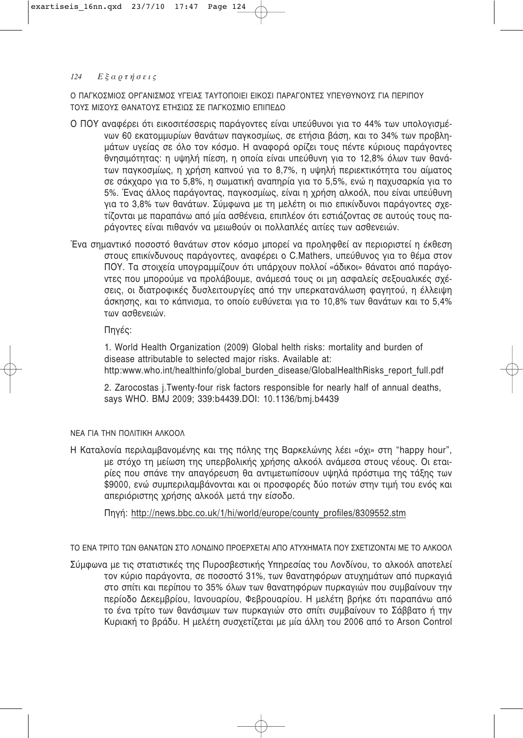### Ο ΠΑΓΚΟΣΜΙΟΣ ΟΡΓΑΝΙΣΜΟΣ ΥΓΕΙΑΣ ΤΑΥΤΟΠΟΙΕΙ ΕΙΚΟΣΙ ΠΑΡΑΓΟΝΤΕΣ ΥΠΕΥΘΥΝΟΥΣ ΓΙΑ ΠΕΡΙΠΟΥ ΤΟΥΣ ΜΙΣΟΥΣ ΘΑΝΑΤΟΥΣ ΕΤΗΣΙΩΣ ΣΕ ΠΑΓΚΟΣΜΙΟ ΕΠΙΠΕΔΟ

Ο ΠΟΥ αναφέρει ότι εικοσιτέσσερις παράγοντες είναι υπεύθυνοι για το 44% των υπολογισμένων 60 εκατομμυρίων θανάτων παγκοσμίως, σε ετήσια βάση, και το 34% των προβλημάτων υγείας σε όλο τον κόσμο. Η αναφορά ορίζει τους πέντε κύριους παράγοντες θνησιμότητας: η υψηλή πίεση, η οποία είναι υπεύθυνη για το 12,8% όλων των θανάτων παγκοσμίως, η χρήση καπνού για το 8,7%, η υψηλή περιεκτικότητα του αίματος σε σάκχαρο για το 5,8%, η σωματική αναπηρία για το 5,5%, ενώ η παχυσαρκία για το 5%. Ένας άλλος παράγοντας, παγκοσμίως, είναι η χρήση αλκοόλ, που είναι υπεύθυνη για το 3,8% των θανάτων. Σύμφωνα με τη μελέτη οι πιο επικίνδυνοι παράγοντες σχετίζονται με παραπάνω από μία ασθένεια, επιπλέον ότι εστιάζοντας σε αυτούς τους παράγοντες είναι πιθανόν να μειωθούν οι πολλαπλές αιτίες των ασθενειών.

Ένα σημαντικό ποσοστό θανάτων στον κόσμο μπορεί να προληφθεί αν περιοριστεί η έκθεση στους επικίνδυνους παράγοντες, αναφέρει ο C.Mathers, υπεύθυνος για το θέμα στον ΠΟΥ. Τα στοιχεία υπογραμμίζουν ότι υπάρχουν πολλοί «άδικοι» θάνατοι από παράγοντες που μπορούμε να προλάβουμε, ανάμεσά τους οι μη ασφαλείς σεξουαλικές σχέσεις, οι διατροφικές δυσλειτουργίες από την υπερκατανάλωση φαγητού, η έλλειψη άσκησης, και το κάπνισμα, το οποίο ευθύνεται για το 10,8% των θανάτων και το 5,4% των ασθενειών.

Πηγές:

1. World Health Organization (2009) Global helth risks: mortality and burden of disease attributable to selected major risks. Available at: http:www.who.int/healthinfo/global_burden_disease/GlobalHealthRisks_report_full.pdf

2. Zarocostas j.Twenty-four risk factors responsible for nearly half of annual deaths, says WHO. BMJ 2009; 339:b4439.DOI: 10.1136/bmj.b4439

### ΝΕΑ ΓΙΑ ΤΗΝ ΠΟΛΙΤΙΚΗ ΑΛΚΟΟΛ

Η Καταλονία περιλαμβανομένης και της πόλης της Βαρκελώνης λέει «όχι» στη "happy hour", με στόχο τη μείωση της υπερβολικής χρήσης αλκοόλ ανάμεσα στους νέους. Οι εταιρίες που σπάνε την απαγόρευση θα αντιμετωπίσουν υψηλά πρόστιμα της τάξης των $9000, ενώ συμπεριλαμβάνονται και οι προσφορές δύο ποτών στην τιμή του ενός και απεριόριστης χρήσης αλκοόλ μετά την είσοδο.

Πηγή: http://news.bbc.co.uk/1/hi/world/europe/county_profiles/8309552.stm

### ΤΟ ΕΝΑ ΤΡΙΤΟ ΤΩΝ ΘΑΝΑΤΩΝ ΣΤΟ ΛΟΝΔΙΝΟ ΠΡΟΕΡΧΕΤΑΙ ΑΠΟ ΑΤΥΧΗΜΑΤΑ ΠΟΥ ΣΧΕΤΙΖΟΝΤΑΙ ΜΕ ΤΟ ΑΛΚΟΟΛ

Σύμφωνα με τις στατιστικές της Πυροσβεστικής Υπηρεσίας του Λονδίνου, το αλκοόλ αποτελεί τον κύριο παράγοντα, σε ποσοστό 31%, των θανατηφόρων ατυχημάτων από πυρκαγιά στο σπίτι και περίπου το 35% όλων των θανατηφόρων πυρκαγιών που συμβαίνουν την περίοδο Δεκεμβρίου, Ιανουαρίου, Φεβρουαρίου. Η μελέτη βρήκε ότι παραπάνω από το ένα τρίτο των θανάσιμων των πυρκαγιών στο σπίτι συμβαίνουν το Σάββατο ή την Κυριακή το βράδυ. Η μελέτη συσχετίζεται με μία άλλη του 2006 από το Arson Control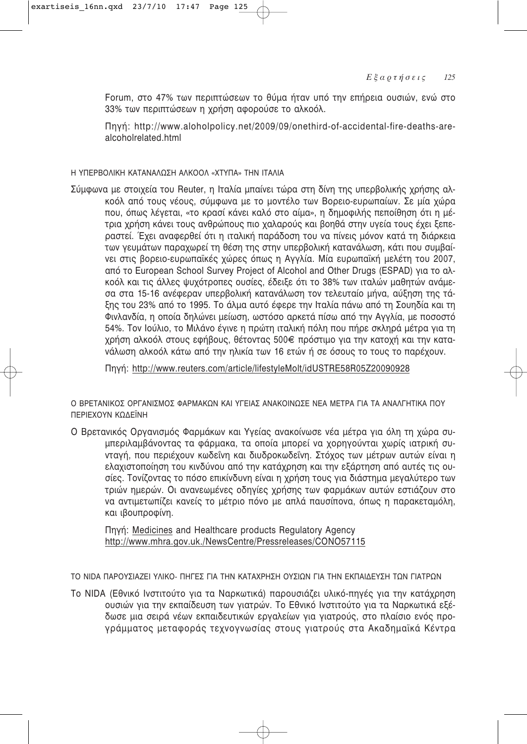Forum, στο 47% των περιπτώσεων το θύμα ήταν υπό την επήρεια ουσιών, ενώ στο 33% των περιπτώσεων η χρήση αφορούσε το αλκοόλ.

Πηγή: http://www.aloholpolicy.net/2009/09/onethird-of-accidental-fire-deaths-arealcoholrelated.html

### Η ΥΠΕΡΒΟΛΙΚΗ ΚΑΤΑΝΑΛΩΣΗ ΑΛΚΟΟΛ «ΧΤΥΠΑ» ΤΗΝ ΙΤΑΛΙΑ

Σύμφωνα με στοιχεία του Reuter, η Ιταλία μπαίνει τώρα στη δίνη της υπερβολικής χρήσης αλκοόλ από τους νέους, σύμφωνα με το μοντέλο των Βορειο-ευρωπαίων. Σε μία χώρα που, όπως λέγεται, «το κρασί κάνει καλό στο αίμα», η δημοφιλής πεποίθηση ότι η μέτρια χρήση κάνει τους ανθρώπους πιο χαλαρούς και βοηθά στην υγεία τους έχει ξεπεραστεί. Έχει αναφερθεί ότι η ιταλική παράδοση του να πίνεις μόνον κατά τη διάρκεια των γευμάτων παραχωρεί τη θέση της στην υπερβολική κατανάλωση, κάτι που συμβαίνει στις βορειο-ευρωπαϊκές χώρες όπως η Αγγλία. Μία ευρωπαϊκή μελέτη του 2007, από το European School Survey Project of Alcohol and Other Drugs (ESPAD) για το αλκοόλ και τις άλλες ψυχότροπες ουσίες, έδειξε ότι το 38% των ιταλών μαθητών ανάμεσα στα 15-16 ανέφεραν υπερβολική κατανάλωση τον τελευταίο μήνα, αύξηση της τάξης του 23% από το 1995. Το άλμα αυτό έφερε την Ιταλία πάνω από τη Σουηδία και τη Φινλανδία, η οποία δηλώνει μείωση, ωστόσο αρκετά πίσω από την Αγγλία, με ποσοστό 54%. Τον Ιούλιο, το Μιλάνο έγινε η πρώτη ιταλική πόλη που πήρε σκληρά μέτρα για τη χρήση αλκοόλ στους εφήβους, θέτοντας 500€ πρόστιμο για την κατοχή και την κατανάλωση αλκοόλ κάτω από την ηλικία των 16 ετών ή σε όσους το τους το παρέχουν.

Πηγή: http://www.reuters.com/article/lifestyleMolt/idUSTRE58R05Z20090928

### Ο ΒΡΕΤΑΝΙΚΟΣ ΟΡΓΑΝΙΣΜΟΣ ΦΑΡΜΑΚΩΝ ΚΑΙ ΥΓΕΙΑΣ ΑΝΑΚΟΙΝΩΣΕ ΝΕΑ ΜΕΤΡΑ ΓΙΑ ΤΑ ΑΝΑΛΓΗΤΙΚΑ ΠΟΥ ΠΕΡΙΕΧΟΥΝ ΚΩΔΕΪΝΗ

Ο Βρετανικός Οργανισμός Φαρμάκων και Υγείας ανακοίνωσε νέα μέτρα για όλη τη χώρα συμπεριλαμβάνοντας τα φάρμακα, τα οποία μπορεί να χορηγούνται χωρίς ιατρική συνταγή, που περιέχουν κωδεΐνη και διυδροκωδεΐνη. Στόχος των μέτρων αυτών είναι η ελαχιστοποίηση του κινδύνου από την κατάχρηση και την εξάρτηση από αυτές τις ουσίες. Τονίζοντας το πόσο επικίνδυνη είναι η χρήση τους για διάστημα μεγαλύτερο των τριών ημερών. Οι ανανεωμένες οδηγίες χρήσης των φαρμάκων αυτών εστιάζουν στο να αντιμετωπίζει κανείς το μέτριο πόνο με απλά παυσίπονα, όπως η παρακεταμόλη, και ιβουπροφίνη.

Πηγή: Medicines and Healthcare products Regulatory Agency
http://www.mhra.gov.uk./NewsCentre/Pressreleases/CONO57115

### ΤΟ NIDA ΠΑΡΟΥΣΙΑΖΕΙ ΥΛΙΚΟ- ΠΗΓΕΣ ΓΙΑ ΤΗΝ ΚΑΤΑΧΡΗΣΗ ΟΥΣΙΩΝ ΓΙΑ ΤΗΝ ΕΚΠΑΙΔΕΥΣΗ ΤΩΝ ΓΙΑΤΡΩΝ

Το NIDA (Εθνικό Ινστιτούτο για τα Ναρκωτικά) παρουσιάζει υλικό-πηγές για την κατάχρηση ουσιών για την εκπαίδευση των γιατρών. Το Εθνικό Ινστιτούτο για τα Ναρκωτικά εξέδωσε μια σειρά νέων εκπαιδευτικών εργαλείων για γιατρούς, στο πλαίσιο ενός προγράμματος μεταφοράς τεχνογνωσίας στους γιατρούς στα Ακαδημαϊκά Κέντρα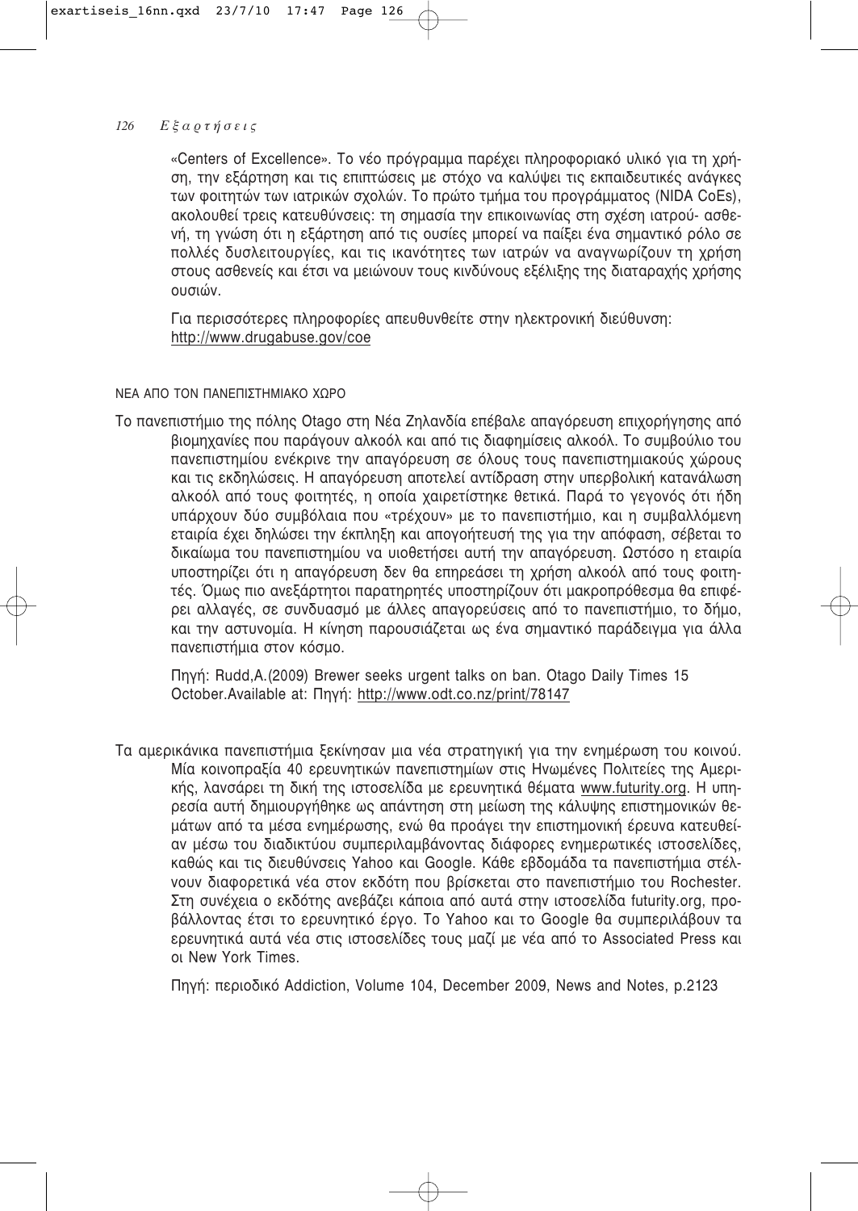«Centers of Excellence». Το νέο πρόγραμμα παρέχει πληροφοριακό υλικό για τη χρήση, την εξάρτηση και τις επιπτώσεις με στόχο να καλύψει τις εκπαιδευτικές ανάγκες των φοιτητών των ιατρικών σχολών. Το πρώτο τμήμα του προγράμματος (NIDA CoEs), ακολουθεί τρεις κατευθύνσεις: τη σημασία την επικοινωνίας στη σχέση ιατρού- ασθενή, τη γνώση ότι η εξάρτηση από τις ουσίες μπορεί να παίξει ένα σημαντικό ρόλο σε πολλές δυσλειτουργίες, και τις ικανότητες των ιατρών να αναγνωρίζουν τη χρήση στους ασθενείς και έτσι να μειώνουν τους κινδύνους εξέλιξης της διαταραχής χρήσης ουσιών.

Για περισσότερες πληροφορίες απευθυνθείτε στην ηλεκτρονική διεύθυνση: http://www.drugabuse.gov/coe

## ΝΕΑ ΑΠΟ ΤΟΝ ΠΑΝΕΠΙΣΤΗΜΙΑΚΟ ΧΩΡΟ

Το πανεπιστήμιο της πόλης Otago στη Νέα Ζηλανδία επέβαλε απαγόρευση επιχορήγησης από βιομηχανίες που παράγουν αλκοόλ και από τις διαφημίσεις αλκοόλ. Το συμβούλιο του πανεπιστημίου ενέκρινε την απαγόρευση σε όλους τους πανεπιστημιακούς χώρους και τις εκδηλώσεις. Η απαγόρευση αποτελεί αντίδραση στην υπερβολική κατανάλωση αλκοόλ από τους φοιτητές, η οποία χαιρετίστηκε θετικά. Παρά το γεγονός ότι ήδη υπάρχουν δύο συμβόλαια που «τρέχουν» με το πανεπιστήμιο, και η συμβαλλόμενη εταιρία έχει δηλώσει την έκπληξη και απογοήτευσή της για την απόφαση, σέβεται το δικαίωμα του πανεπιστημίου να υιοθετήσει αυτή την απαγόρευση. Ωστόσο η εταιρία υποστηρίζει ότι η απαγόρευση δεν θα επηρεάσει τη χρήση αλκοόλ από τους φοιτητές. Όμως πιο ανεξάρτητοι παρατηρητές υποστηρίζουν ότι μακροπρόθεσμα θα επιφέρει αλλαγές, σε συνδυασμό με άλλες απαγορεύσεις από το πανεπιστήμιο, το δήμο, και την αστυνομία. Η κίνηση παρουσιάζεται ως ένα σημαντικό παράδειγμα για άλλα πανεπιστήμια στον κόσμο.

Πηγή: Rudd,A.(2009) Brewer seeks urgent talks on ban. Otago Daily Times 15 October.Available at: Πηγή: http://www.odt.co.nz/print/78147

Τα αμερικάνικα πανεπιστήμια ξεκίνησαν μια νέα στρατηγική για την ενημέρωση του κοινού. Μία κοινοπραξία 40 ερευνητικών πανεπιστημίων στις Ηνωμένες Πολιτείες της Αμερικής, λανσάρει τη δική της ιστοσελίδα με ερευνητικά θέματα www.futurity.org. Η υπηρεσία αυτή δημιουργήθηκε ως απάντηση στη μείωση της κάλυψης επιστημονικών θεμάτων από τα μέσα ενημέρωσης, ενώ θα προάγει την επιστημονική έρευνα κατευθείαν μέσω του διαδικτύου συμπεριλαμβάνοντας διάφορες ενημερωτικές ιστοσελίδες, καθώς και τις διευθύνσεις Yahoo και Google. Κάθε εβδομάδα τα πανεπιστήμια στέλνουν διαφορετικά νέα στον εκδότη που βρίσκεται στο πανεπιστήμιο του Rochester. Στη συνέχεια ο εκδότης ανεβάζει κάποια από αυτά στην ιστοσελίδα futurity.org, προβάλλοντας έτσι το ερευνητικό έργο. Το Yahoo και το Google θα συμπεριλάβουν τα ερευνητικά αυτά νέα στις ιστοσελίδες τους μαζί με νέα από το Associated Press και οι New York Times.

Πηγή: περιοδικό Addiction, Volume 104, December 2009, News and Notes, p.2123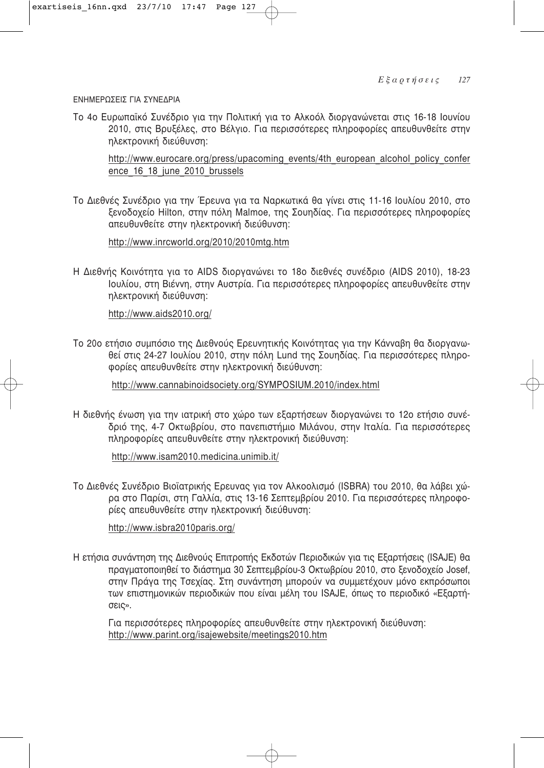ΕΝΗΜΕΡΩΣΕΙΣ ΓΙΑ ΣΥΝΕΔΡΙΑ

Το 4ο Ευρωπαϊκό Συνέδριο για την Πολιτική για το Αλκοόλ διοργανώνεται στις 16-18 Ιουνίου 2010, στις Βρυξέλες, στο Βέλγιο. Για περισσότερες πληροφορίες απευθυνθείτε στην ηλεκτρονική διεύθυνση:

http://www.eurocare.org/press/upacoming_events/4th_european_alcohol_policy_conference_16_18_june_2010_brussels

Το Διεθνές Συνέδριο για την Έρευνα για τα Ναρκωτικά θα γίνει στις 11-16 Ιουλίου 2010, στο ξενοδοχείο Hilton, στην πόλη Malmoe, της Σουηδίας. Για περισσότερες πληροφορίες απευθυνθείτε στην ηλεκτρονική διεύθυνση:

http://www.inrcworld.org/2010/2010mtg.htm

Η Διεθνής Κοινότητα για το AIDS διοργανώνει το 18ο διεθνές συνέδριο (AIDS 2010), 18-23 Ιουλίου, στη Βιέννη, στην Αυστρία. Για περισσότερες πληροφορίες απευθυνθείτε στην ηλεκτρονική διεύθυνση:

http://www.aids2010.org/

Το 20ο ετήσιο συμπόσιο της Διεθνούς Ερευνητικής Κοινότητας για την Κάνναβη θα διοργανωθεί στις 24-27 Ιουλίου 2010, στην πόλη Lund της Σουηδίας. Για περισσότερες πληροφορίες απευθυνθείτε στην ηλεκτρονική διεύθυνση:

http://www.cannabinoidsociety.org/SYMPOSIUM.2010/index.html

Η διεθνής ένωση για την ιατρική στο χώρο των εξαρτήσεων διοργανώνει το 12ο ετήσιο συνέδριό της, 4-7 Οκτωβρίου, στο πανεπιστήμιο Μιλάνου, στην Ιταλία. Για περισσότερες πληροφορίες απευθυνθείτε στην ηλεκτρονική διεύθυνση:

http://www.isam2010.medicina.unimib.it/

Το Διεθνές Συνέδριο Βιοϊατρικής Ερευνας για τον Αλκοολισμό (ISBRA) του 2010, θα λάβει χώρα στο Παρίσι, στη Γαλλία, στις 13-16 Σεπτεμβρίου 2010. Για περισσότερες πληροφορίες απευθυνθείτε στην ηλεκτρονική διεύθυνση:

http://www.isbra2010paris.org/

Η ετήσια συνάντηση της Διεθνούς Επιτροπής Εκδοτών Περιοδικών για τις Εξαρτήσεις (ISAJE) θα πραγματοποιηθεί το διάστημα 30 Σεπτεμβρίου-3 Οκτωβρίου 2010, στο ξενοδοχείο Josef, στην Πράγα της Τσεχίας. Στη συνάντηση μπορούν να συμμετέχουν μόνο εκπρόσωποι των επιστημονικών περιοδικών που είναι μέλη του ISAJE, όπως το περιοδικό «Εξαρτήσεις».

Για περισσότερες πληροφορίες απευθυνθείτε στην ηλεκτρονική διεύθυνση:
http://www.parint.org/isajewebsite/meetings2010.htm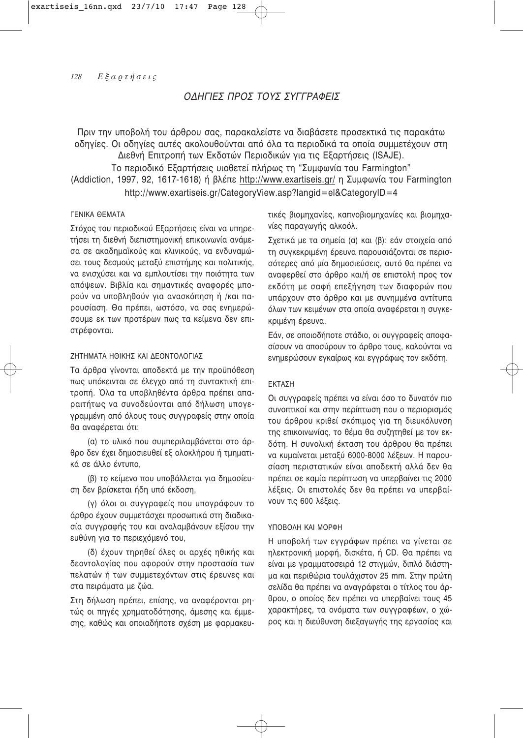## ΟΔΗΓΙΕΣ ΠΡΟΣ ΤΟΥΣ ΣΥΓΓΡΑΦΕΙΣ

Πριν την υποβολή του άρθρου σας, παρακαλείστε να διαβάσετε προσεκτικά τις παρακάτω οδηγίες. Οι οδηγίες αυτές ακολουθούνται από όλα τα περιοδικά τα οποία συμμετέχουν στη Διεθνή Επιτροπή των Εκδοτών Περιοδικών για τις Εξαρτήσεις (ISAJE).
Το περιοδικό Εξαρτήσεις υιοθετεί πλήρως τη "Συμφωνία του Farmington" (Addiction, 1997, 92, 1617-1618) ή βλέπε http://www.exartiseis.gr/ η Συμφωνία του Farmington http://www.exartiseis.gr/CategoryView.asp?langid=el&CategoryID=4

### ΓΕΝΙΚΑ ΘΕΜΑΤΑ

Στόχος του περιοδικού Εξαρτήσεις είναι να υπηρετήσει τη διεθνή διεπιστημονική επικοινωνία ανάμεσα σε ακαδημαϊκούς και κλινικούς, να ενδυναμώσει τους δεσμούς μεταξύ επιστήμης και πολιτικής, να ενισχύσει και να εμπλουτίσει την ποιότητα των απόψεων. Βιβλία και σημαντικές αναφορές μπορούν να υποβληθούν για ανασκόπηση ή /και παρουσίαση. Θα πρέπει, ωστόσο, να σας ενημερώσουμε εκ των προτέρων πως τα κείμενα δεν επιστρέφονται.

### ΖΗΤΗΜΑΤΑ ΗΘΙΚΗΣ ΚΑΙ ΔΕΟΝΤΟΛΟΓΙΑΣ

Τα άρθρα γίνονται αποδεκτά με την προϋπόθεση πως υπόκεινται σε έλεγχο από τη συντακτική επιτροπή. Όλα τα υποβληθέντα άρθρα πρέπει απαραιτήτως να συνοδεύονται από δήλωση υπογεγραμμένη από όλους τους συγγραφείς στην οποία θα αναφέρεται ότι:

(α) το υλικό που συμπεριλαμβάνεται στο άρθρο δεν έχει δημοσιευθεί εξ ολοκλήρου ή τμηματικά σε άλλο έντυπο,

(β) το κείμενο που υποβάλλεται για δημοσίευση δεν βρίσκεται ήδη υπό έκδοση,

(γ) όλοι οι συγγραφείς που υπογράφουν το άρθρο έχουν συμμετάσχει προσωπικά στη διαδικασία συγγραφής του και αναλαμβάνουν εξίσου την ευθύνη για το περιεχόμενό του,

(δ) έχουν τηρηθεί όλες οι αρχές ηθικής και δεοντολογίας που αφορούν στην προστασία των πελατών ή των συμμετεχόντων στις έρευνες και στα πειράματα με ζώα.

Στη δήλωση πρέπει, επίσης, να αναφέρονται ρητώς οι πηγές χρηματοδότησης, άμεσης και έμμεσης, καθώς και οποιαδήποτε σχέση με φαρμακευτικές βιομηχανίες, καπνοβιομηχανίες και βιομηχανίες παραγωγής αλκοόλ.

Σχετικά με τα σημεία (α) και (β): εάν στοιχεία από τη συγκεκριμένη έρευνα παρουσιάζονται σε περισσότερες από μία δημοσιεύσεις, αυτό θα πρέπει να αναφερθεί στο άρθρο και/ή σε επιστολή προς τον εκδότη με σαφή επεξήγηση των διαφορών που υπάρχουν στο άρθρο και με συνημμένα αντίτυπα όλων των κειμένων στα οποία αναφέρεται η συγκεκριμένη έρευνα.

Εάν, σε οποιοδήποτε στάδιο, οι συγγραφείς αποφασίσουν να αποσύρουν το άρθρο τους, καλούνται να ενημερώσουν εγκαίρως και εγγράφως τον εκδότη.

### ΕΚΤΑΣΗ

Οι συγγραφείς πρέπει να είναι όσο το δυνατόν πιο συνοπτικοί και στην περίπτωση που ο περιορισμός του άρθρου κριθεί σκόπιμος για τη διευκόλυνση της επικοινωνίας, το θέμα θα συζητηθεί με τον εκδότη. Η συνολική έκταση του άρθρου θα πρέπει να κυμαίνεται μεταξύ 6000-8000 λέξεων. Η παρουσίαση περιστατικών είναι αποδεκτή αλλά δεν θα πρέπει σε καμία περίπτωση να υπερβαίνει τις 2000 λέξεις. Οι επιστολές δεν θα πρέπει να υπερβαίνουν τις 600 λέξεις.

### ΥΠΟΒΟΛΗ ΚΑΙ ΜΟΡΦΗ

Η υποβολή των εγγράφων πρέπει να γίνεται σε ηλεκτρονική μορφή, δισκέτα, ή CD. Θα πρέπει να είναι με γραμματοσειρά 12 στιγμών, διπλό διάστημα και περιθώρια τουλάχιστον 25 mm. Στην πρώτη σελίδα θα πρέπει να αναγράφεται ο τίτλος του άρθρου, ο οποίος δεν πρέπει να υπερβαίνει τους 45 χαρακτήρες, τα ονόματα των συγγραφέων, ο χώρος και η διεύθυνση διεξαγωγής της εργασίας και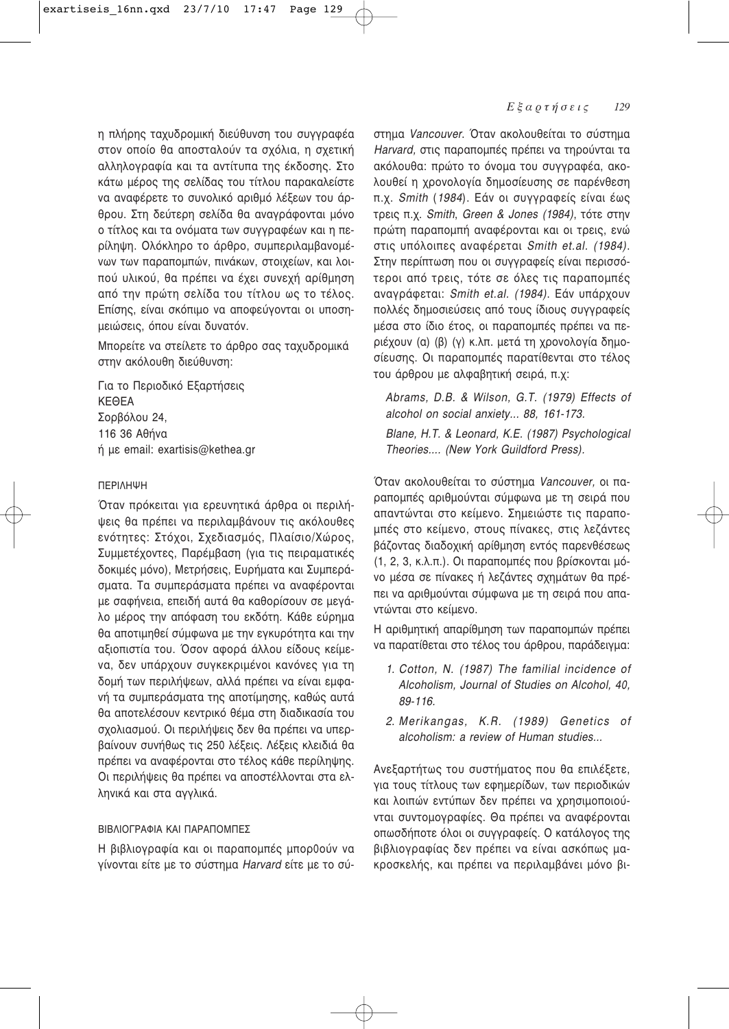η πλήρης ταχυδρομική διεύθυνση του συγγραφέα στον οποίο θα αποσταλούν τα σχόλια, η σχετική αλληλογραφία και τα αντίτυπα της έκδοσης. Στο κάτω μέρος της σελίδας του τίτλου παρακαλείστε να αναφέρετε το συνολικό αριθμό λέξεων του άρθρου. Στη δεύτερη σελίδα θα αναγράφονται μόνο ο τίτλος και τα ονόματα των συγγραφέων και η περίληψη. Ολόκληρο το άρθρο, συμπεριλαμβανομένων των παραπομπών, πινάκων, στοιχείων, και λοιπού υλικού, θα πρέπει να έχει συνεχή αρίθμηση από την πρώτη σελίδα του τίτλου ως το τέλος. Επίσης, είναι σκόπιμο να αποφεύγονται οι υποσημειώσεις, όπου είναι δυνατόν.

Μπορείτε να στείλετε το άρθρο σας ταχυδρομικά στην ακόλουθη διεύθυνση:

Για το Περιοδικό Εξαρτήσεις  
ΚΕΘΕΑ  
Σορβόλου 24,  
116 36 Αθήνα  
ή με email: exartisis@kethea.gr

## ΠΕΡΙΛΗΨΗ

Όταν πρόκειται για ερευνητικά άρθρα οι περιλήψεις θα πρέπει να περιλαμβάνουν τις ακόλουθες ενότητες: Στόχοι, Σχεδιασμός, Πλαίσιο/Χώρος, Συμμετέχοντες, Παρέμβαση (για τις πειραματικές δοκιμές μόνο), Μετρήσεις, Ευρήματα και Συμπεράσματα. Τα συμπεράσματα πρέπει να αναφέρονται με σαφήνεια, επειδή αυτά θα καθορίσουν σε μεγάλο μέρος την απόφαση του εκδότη. Κάθε εύρημα θα αποτιμηθεί σύμφωνα με την εγκυρότητα και την αξιοπιστία του. Όσον αφορά άλλου είδους κείμενα, δεν υπάρχουν συγκεκριμένοι κανόνες για τη δομή των περιλήψεων, αλλά πρέπει να είναι εμφανή τα συμπεράσματα της αποτίμησης, καθώς αυτά θα αποτελέσουν κεντρικό θέμα στη διαδικασία του σχολιασμού. Οι περιλήψεις δεν θα πρέπει να υπερβαίνουν συνήθως τις 250 λέξεις. Λέξεις κλειδιά θα πρέπει να αναφέρονται στο τέλος κάθε περίληψης. Οι περιλήψεις θα πρέπει να αποστέλλονται στα ελληνικά και στα αγγλικά.

## ΒΙΒΛΙΟΓΡΑΦΙΑ ΚΑΙ ΠΑΡΑΠΟΜΠΕΣ

Η βιβλιογραφία και οι παραπομπές μπορθούν να γίνονται είτε με το σύστημα *Harvard* είτε με το σύστημα *Vancouver*. Όταν ακολουθείται το σύστημα *Harvard*, στις παραπομπές πρέπει να τηρούνται τα ακόλουθα: πρώτο το όνομα του συγγραφέα, ακολουθεί η χρονολογία δημοσίευσης σε παρένθεση π.χ. *Smith* (*1984*). Εάν οι συγγραφείς είναι έως τρεις π.χ. *Smith, Green & Jones (1984)*, τότε στην πρώτη παραπομπή αναφέρονται και οι τρεις, ενώ στις υπόλοιπες αναφέρεται *Smith et.al. (1984)*. Στην περίπτωση που οι συγγραφείς είναι περισσότεροι από τρεις, τότε σε όλες τις παραπομπές αναγράφεται: *Smith et.al. (1984)*. Εάν υπάρχουν πολλές δημοσιεύσεις από τους ίδιους συγγραφείς μέσα στο ίδιο έτος, οι παραπομπές πρέπει να περιέχουν (α) (β) (γ) κ.λπ. μετά τη χρονολογία δημοσίευσης. Οι παραπομπές παρατίθενται στο τέλος του άρθρου με αλφαβητική σειρά, π.χ:

*Abrams, D.B. & Wilson, G.T. (1979) Effects of alcohol on social anxiety... 88, 161-173.*

*Blane, H.T. & Leonard, K.E. (1987) Psychological Theories.... (New York Guildford Press).*

Όταν ακολουθείται το σύστημα *Vancouver,* οι παραπομπές αριθμούνται σύμφωνα με τη σειρά που απαντώνται στο κείμενο. Σημειώστε τις παραπομπές στο κείμενο, στους πίνακες, στις λεζάντες βάζοντας διαδοχική αρίθμηση εντός παρενθέσεως (1, 2, 3, κ.λ.π.). Οι παραπομπές που βρίσκονται μόνο μέσα σε πίνακες ή λεζάντες σχημάτων θα πρέπει να αριθμούνται σύμφωνα με τη σειρά που απαντώνται στο κείμενο.

Η αριθμητική απαρίθμηση των παραπομπών πρέπει να παρατίθεται στο τέλος του άρθρου, παράδειγμα:

1. *Cotton, N. (1987) The familial incidence of Alcoholism, Journal of Studies on Alcohol, 40, 89-116.*
2. *Merikangas, K.R. (1989) Genetics of alcoholism: a review of Human studies...*

Ανεξαρτήτως του συστήματος που θα επιλέξετε, για τους τίτλους των εφημερίδων, των περιοδικών και λοιπών εντύπων δεν πρέπει να χρησιμοποιούνται συντομογραφίες. Θα πρέπει να αναφέρονται οπωσδήποτε όλοι οι συγγραφείς. Ο κατάλογος της βιβλιογραφίας δεν πρέπει να είναι ασκόπως μακροσκελής, και πρέπει να περιλαμβάνει μόνο βι-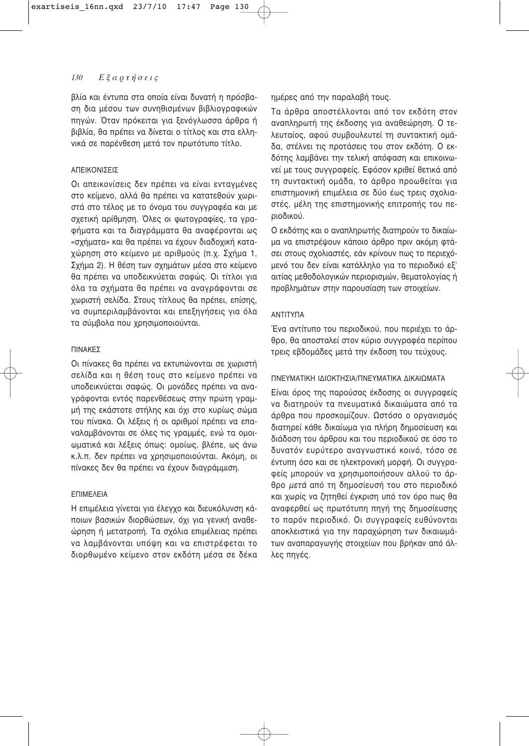βλία και έντυπα στα οποία είναι δυνατή η πρόσβαση δια μέσου των συνηθισμένων βιβλιογραφικών πηγών. Όταν πρόκειται για ξενόγλωσσα άρθρα ή βιβλία, θα πρέπει να δίνεται ο τίτλος και στα ελληνικά σε παρένθεση μετά τον πρωτότυπο τίτλο.

### ΑΠΕΙΚΟΝΙΣΕΙΣ

Οι απεικονίσεις δεν πρέπει να είναι ενταγμένες στο κείμενο, αλλά θα πρέπει να κατατεθούν χωριστά στο τέλος με το όνομα του συγγραφέα και με σχετική αρίθμηση. Όλες οι φωτογραφίες, τα γραφήματα και τα διαγράμματα θα αναφέρονται ως «σχήματα» και θα πρέπει να έχουν διαδοχική καταχώρηση στο κείμενο με αριθμούς (π.χ. Σχήμα 1, Σχήμα 2). Η θέση των σχημάτων μέσα στο κείμενο θα πρέπει να υποδεικνύεται σαφώς. Οι τίτλοι για όλα τα σχήματα θα πρέπει να αναγράφονται σε χωριστή σελίδα. Στους τίτλους θα πρέπει, επίσης, να συμπεριλαμβάνονται και επεξηγήσεις για όλα τα σύμβολα που χρησιμοποιούνται.

### ΠΙΝΑΚΕΣ

Οι πίνακες θα πρέπει να εκτυπώνονται σε χωριστή σελίδα και η θέση τους στο κείμενο πρέπει να υποδεικνύεται σαφώς. Οι μονάδες πρέπει να αναγράφονται εντός παρενθέσεως στην πρώτη γραμμή της εκάστοτε στήλης και όχι στο κυρίως σώμα του πίνακα. Οι λέξεις ή οι αριθμοί πρέπει να επαναλαμβάνονται σε όλες τις γραμμές, ενώ τα ομοιωματικά και λέξεις όπως: ομοίως, βλέπε, ως άνω κ.λ.π. δεν πρέπει να χρησιμοποιούνται. Ακόμη, οι πίνακες δεν θα πρέπει να έχουν διαγράμμιση.

### ΕΠΙΜΕΛΕΙΑ

Η επιμέλεια γίνεται για έλεγχο και διευκόλυνση κάποιων βασικών διορθώσεων, όχι για γενική αναθεώρηση ή μετατροπή. Τα σχόλια επιμέλειας πρέπει να λαμβάνονται υπόψη και να επιστρέφεται το διορθωμένο κείμενο στον εκδότη μέσα σε δέκα ημέρες από την παραλαβή τους.

Τα άρθρα αποστέλλονται από τον εκδότη στον αναπληρωτή της έκδοσης για αναθεώρηση. Ο τελευταίος, αφού συμβουλευτεί τη συντακτική ομάδα, στέλνει τις προτάσεις του στον εκδότη. Ο εκδότης λαμβάνει την τελική απόφαση και επικοινωνεί με τους συγγραφείς. Εφόσον κριθεί θετικά από τη συντακτική ομάδα, το άρθρο προωθείται για επιστημονική επιμέλεια σε δύο έως τρεις σχολιαστές, μέλη της επιστημονικής επιτροπής του περιοδικού.

Ο εκδότης και ο αναπληρωτής διατηρούν το δικαίωμα να επιστρέψουν κάποιο άρθρο πριν ακόμη φτάσει στους σχολιαστές, εάν κρίνουν πως το περιεχόμενό του δεν είναι κατάλληλο για το περιοδικό εξ' αιτίας μεθοδολογικών περιορισμών, θεματολογίας ή προβλημάτων στην παρουσίαση των στοιχείων.

### ΑΝΤΙΤΥΠΑ

Ένα αντίτυπο του περιοδικού, που περιέχει το άρθρο, θα αποσταλεί στον κύριο συγγραφέα περίπου τρεις εβδομάδες μετά την έκδοση του τεύχους.

### ΠΝΕΥΜΑΤΙΚΗ ΙΔΙΟΚΤΗΣΙΑ/ΠΝΕΥΜΑΤΙΚΑ ΔΙΚΑΙΩΜΑΤΑ

Είναι όρος της παρούσας έκδοσης οι συγγραφείς να διατηρούν τα πνευματικά δικαιώματα από τα άρθρα που προσκομίζουν. Ωστόσο ο οργανισμός διατηρεί κάθε δικαίωμα για πλήρη δημοσίευση και διάδοση του άρθρου και του περιοδικού σε όσο το δυνατόν ευρύτερο αναγνωστικό κοινό, τόσο σε έντυπη όσο και σε ηλεκτρονική μορφή. Οι συγγραφείς μπορούν να χρησιμοποιήσουν αλλού το άρθρο *μετά* από τη δημοσίευσή του στο περιοδικό και χωρίς να ζητηθεί έγκριση υπό τον όρο πως θα αναφερθεί ως πρωτότυπη πηγή της δημοσίευσης το παρόν περιοδικό. Οι συγγραφείς ευθύνονται αποκλειστικά για την παραχώρηση των δικαιωμάτων αναπαραγωγής στοιχείων που βρήκαν από άλλες πηγές.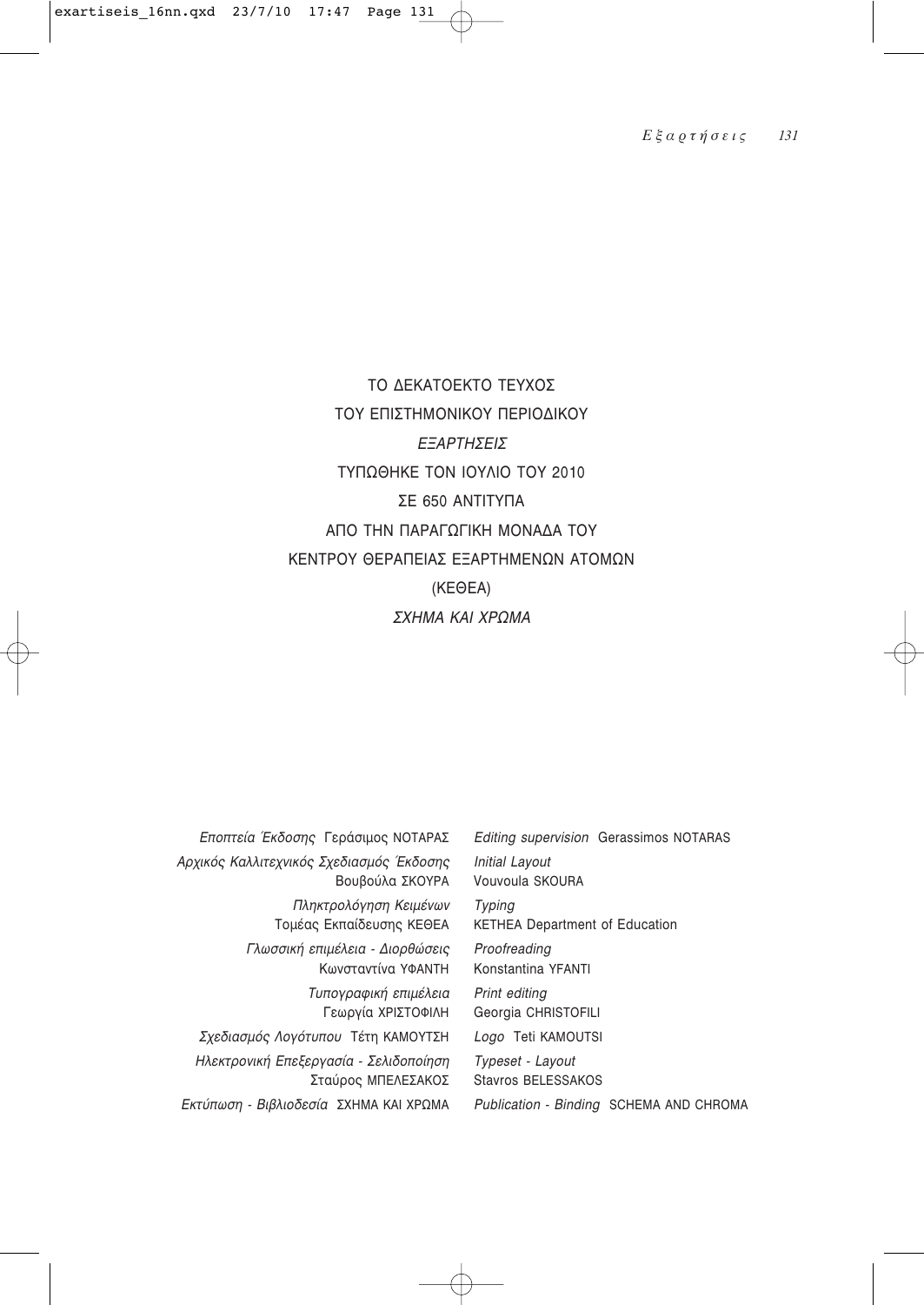ΤΟ ΔΕΚΑΤΟΕΚΤΟ ΤΕΥΧΟΣ
ΤΟΥ ΕΠΙΣΤΗΜΟΝΙΚΟΥ ΠΕΡΙΟΔΙΚΟΥ
*ΕΞΑΡΤΗΣΕΙΣ*
ΤΥΠΩΘΗΚΕ ΤΟΝ ΙΟΥΛΙΟ ΤΟΥ 2010
ΣΕ 650 ΑΝΤΙΤΥΠΑ
ΑΠΟ ΤΗΝ ΠΑΡΑΓΩΓΙΚΗ ΜΟΝΑΔΑ ΤΟΥ
ΚΕΝΤΡΟΥ ΘΕΡΑΠΕΙΑΣ ΕΞΑΡΤΗΜΕΝΩΝ ΑΤΟΜΩΝ
(ΚΕΘΕΑ)
*ΣΧΗΜΑ ΚΑΙ ΧΡΩΜΑ*

| | |
|---|---|
| *Εποπτεία Έκδοσης* Γεράσιμος ΝΟΤΑΡΑΣ | *Editing supervision* Gerassimos NOTARAS |
| *Αρχικός Καλλιτεχνικός Σχεδιασμός Έκδοσης* Βουβούλα ΣΚΟΥΡΑ | *Initial Layout* Vouvoula SKOURA |
| *Πληκτρολόγηση Κειμένων* Τομέας Εκπαίδευσης ΚΕΘΕΑ | *Typing* KETHEA Department of Education |
| *Γλωσσική επιμέλεια - Διορθώσεις* Κωνσταντίνα ΥΦΑΝΤΗ | *Proofreading* Konstantina YFANTI |
| *Τυπογραφική επιμέλεια* Γεωργία ΧΡΙΣΤΟΦΙΛΗ | *Print editing* Georgia CHRISTOFILI |
| *Σχεδιασμός Λογότυπου* Τέτη ΚΑΜΟΥΤΣΗ | *Logo* Teti KAMOUTSI |
| *Ηλεκτρονική Επεξεργασία - Σελιδοποίηση* Σταύρος ΜΠΕΛΕΣΑΚΟΣ | *Typeset - Layout* Stavros BELESSAKOS |
| *Εκτύπωση - Βιβλιοδεσία* ΣΧΗΜΑ ΚΑΙ ΧΡΩΜΑ | *Publication - Binding* SCHEMA AND CHROMA |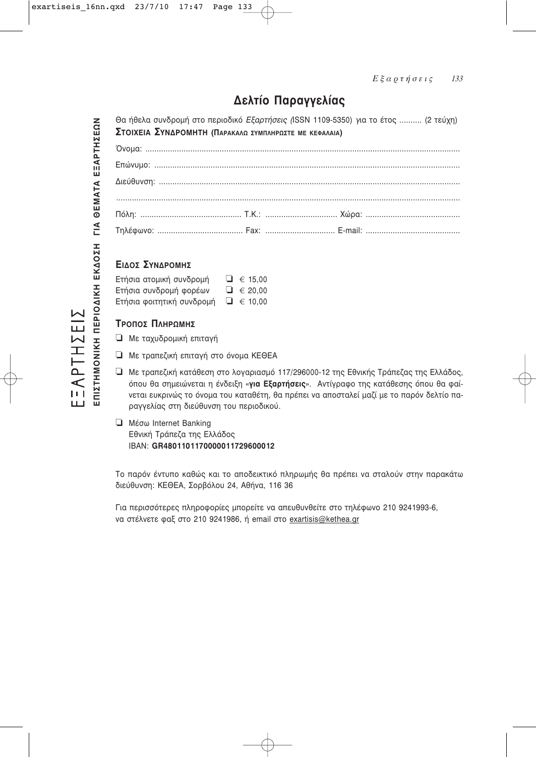# Δελτίο Παραγγελίας

Θα ήθελα συνδρομή στο περιοδικό *Εξαρτήσεις (*ISSN 1109-5350) για το έτος .......... (2 τεύχη)

**ΣΤΟΙΧΕΙΑ ΣΥΝΔΡΟΜΗΤΗ (ΠΑΡΑΚΑΛΩ ΣΥΜΠΛΗΡΩΣΤΕ ΜΕ ΚΕΦΑΛΑΙΑ)**

Όνομα: ..........................................................................................................................................

Επώνυμο: .......................................................................................................................................

Διεύθυνση: .....................................................................................................................................

.........................................................................................................................................................

Πόλη: ............................................ Τ.Κ.: ............................... Χώρα: ..........................................

Τηλέφωνο: ..................................... Fax: .............................. E-mail: ..........................................

**ΕΙΔΟΣ ΣΥΝΔΡΟΜΗΣ**

| | |
|---|---|
| Ετήσια ατομική συνδρομή | ❑ € 15,00 |
| Ετήσια συνδρομή φορέων | ❑ € 20,00 |
| Ετήσια φοιτητική συνδρομή | ❑ € 10,00 |

**ΤΡΟΠΟΣ ΠΛΗΡΩΜΗΣ**

❑ Με ταχυδρομική επιταγή

❑ Με τραπεζική επιταγή στο όνομα ΚΕΘΕΑ

❑ Με τραπεζική κατάθεση στο λογαριασμό 117/296000-12 της Εθνικής Τράπεζας της Ελλάδος, όπου θα σημειώνεται η ένδειξη «**για Εξαρτήσεις**». Αντίγραφο της κατάθεσης όπου θα φαίνεται ευκρινώς το όνομα του καταθέτη, θα πρέπει να αποσταλεί μαζί με το παρόν δελτίο παραγγελίας στη διεύθυνση του περιοδικού.

❑ Μέσω Internet Banking
Εθνική Τράπεζα της Ελλάδος
IBAN: **GR4801101170000011729600012**

Το παρόν έντυπο καθώς και το αποδεικτικό πληρωμής θα πρέπει να σταλούν στην παρακάτω διεύθυνση: ΚΕΘΕΑ, Σορβόλου 24, Αθήνα, 116 36

Για περισσότερες πληροφορίες μπορείτε να απευθυνθείτε στο τηλέφωνο 210 9241993-6, να στέλνετε φαξ στο 210 9241986, ή email στο exartisis@kethea.gr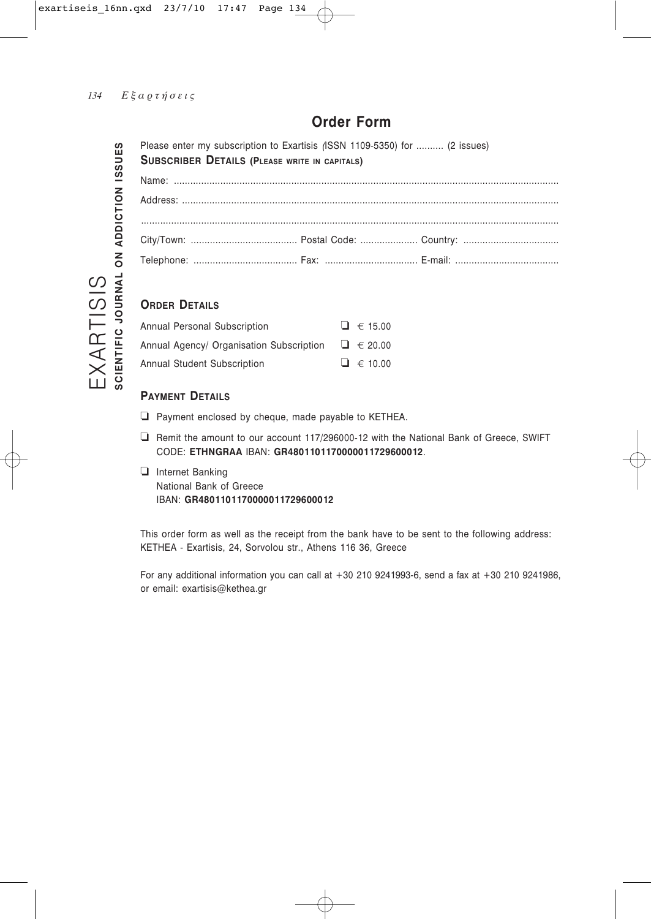## Order Form

EXARTISIS
**SCIENTIFIC JOURNAL ON ADDICTION ISSUES**

Please enter my subscription to Exartisis (ISSN 1109-5350) for .......... (2 issues)

**SUBSCRIBER DETAILS (PLEASE WRITE IN CAPITALS)**

Name: ...........................................................................................................................................

Address: ........................................................................................................................................

.......................................................................................................................................................

City/Town: ...................................... Postal Code: .................... Country: ..................................

Telephone: ..................................... Fax: ................................. E-mail: .....................................

### ORDER DETAILS

| | |
|---|---|
| Annual Personal Subscription | ❑ € 15.00 |
| Annual Agency/ Organisation Subscription | ❑ € 20.00 |
| Annual Student Subscription | ❑ € 10.00 |

### PAYMENT DETAILS

❑ Payment enclosed by cheque, made payable to KETHEA.

❑ Remit the amount to our account 117/296000-12 with the National Bank of Greece, SWIFT CODE: **ETHNGRAA** IBAN: **GR4801101170000011729600012**.

❑ Internet Banking
National Bank of Greece
IBAN: **GR4801101170000011729600012**

This order form as well as the receipt from the bank have to be sent to the following address: KETHEA - Exartisis, 24, Sorvolou str., Athens 116 36, Greece

For any additional information you can call at +30 210 9241993-6, send a fax at +30 210 9241986, or email: exartisis@kethea.gr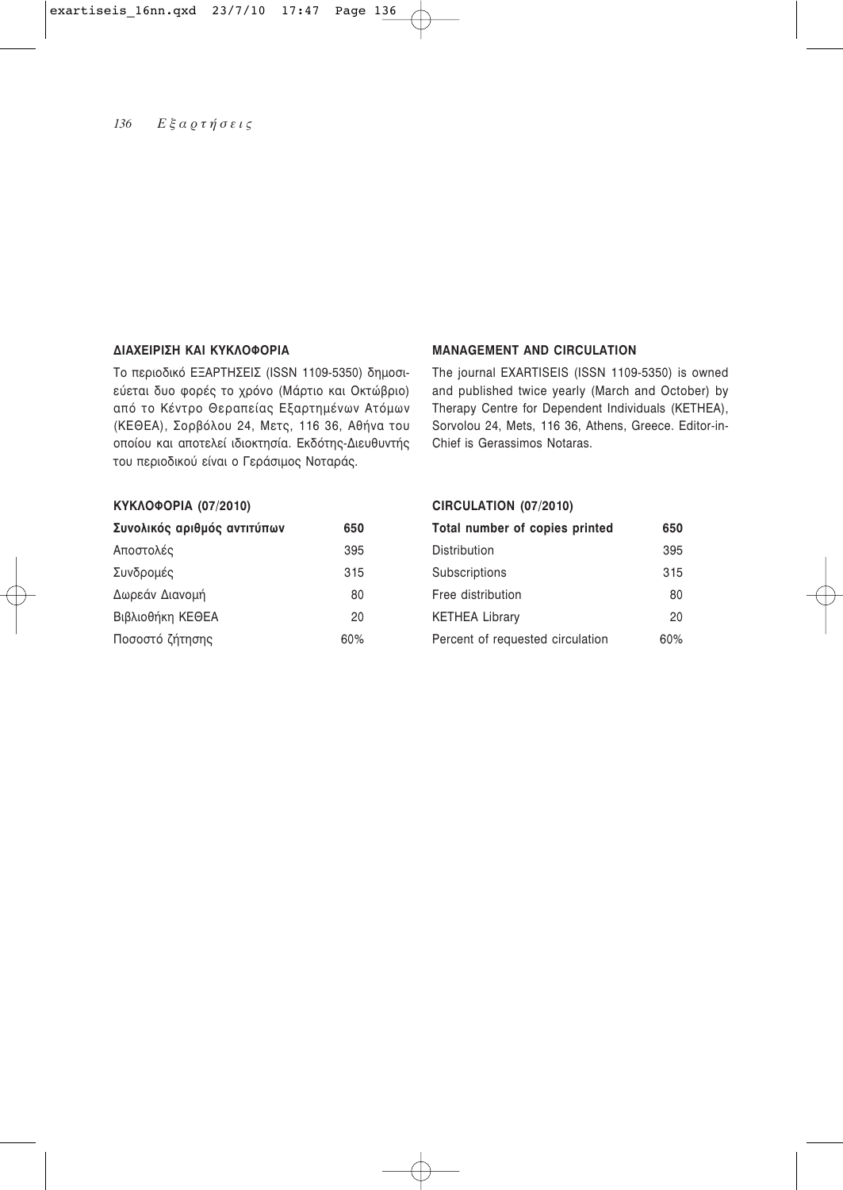## ΔΙΑΧΕΙΡΙΣΗ ΚΑΙ ΚΥΚΛΟΦΟΡΙΑ

Το περιοδικό ΕΞΑΡΤΗΣΕΙΣ (ISSN 1109-5350) δημοσιεύεται δυο φορές το χρόνο (Μάρτιο και Οκτώβριο) από το Κέντρο Θεραπείας Εξαρτημένων Ατόμων (ΚΕΘΕΑ), Σορβόλου 24, Μετς, 116 36, Αθήνα του οποίου και αποτελεί ιδιοκτησία. Εκδότης-Διευθυντής του περιοδικού είναι ο Γεράσιμος Νοταράς.

### ΚΥΚΛΟΦΟΡΙΑ (07/2010)

| **Συνολικός αριθμός αντιτύπων** | **650** |
|---|---|
| Αποστολές | 395 |
| Συνδρομές | 315 |
| Δωρεάν Διανομή | 80 |
| Βιβλιοθήκη ΚΕΘΕΑ | 20 |
| Ποσοστό ζήτησης | 60% |

## MANAGEMENT AND CIRCULATION

The journal EXARTISEIS (ISSN 1109-5350) is owned and published twice yearly (March and October) by Therapy Centre for Dependent Individuals (KETHEA), Sorvolou 24, Mets, 116 36, Athens, Greece. Editor-in-Chief is Gerassimos Notaras.

### CIRCULATION (07/2010)

| **Total number of copies printed** | **650** |
|---|---|
| Distribution | 395 |
| Subscriptions | 315 |
| Free distribution | 80 |
| KETHEA Library | 20 |
| Percent of requested circulation | 60% |